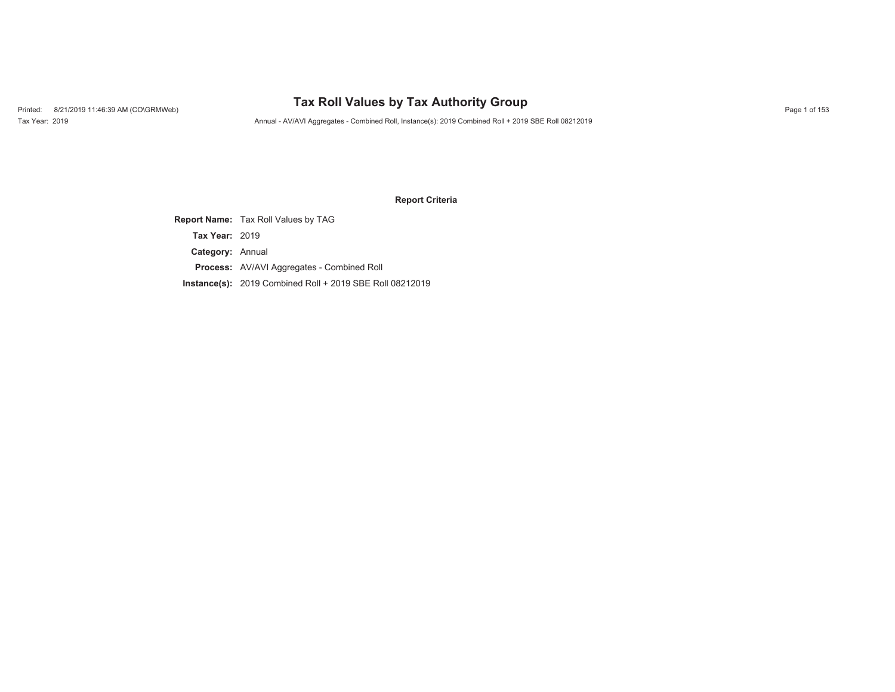# Tax Roll Values by Tax Authority Group

Printed: 8/21/2019 11:46:39 AM (CO\GRMWeb)

Tax Year: 2019

Annual - AV/AVI Aggregates - Combined Roll, Instance(s): 2019 Combined Roll + 2019 SBE Roll 08212019

### Report Criteria

**Report Name:** Tax Roll Values by TAG

**Tax Year:** 2019

**Category:** Annual

**Process:** AV/AVI Aggregates - Combined Roll

**Instance(s):** 2019 Combined Roll + 2019 SBE Roll 08212019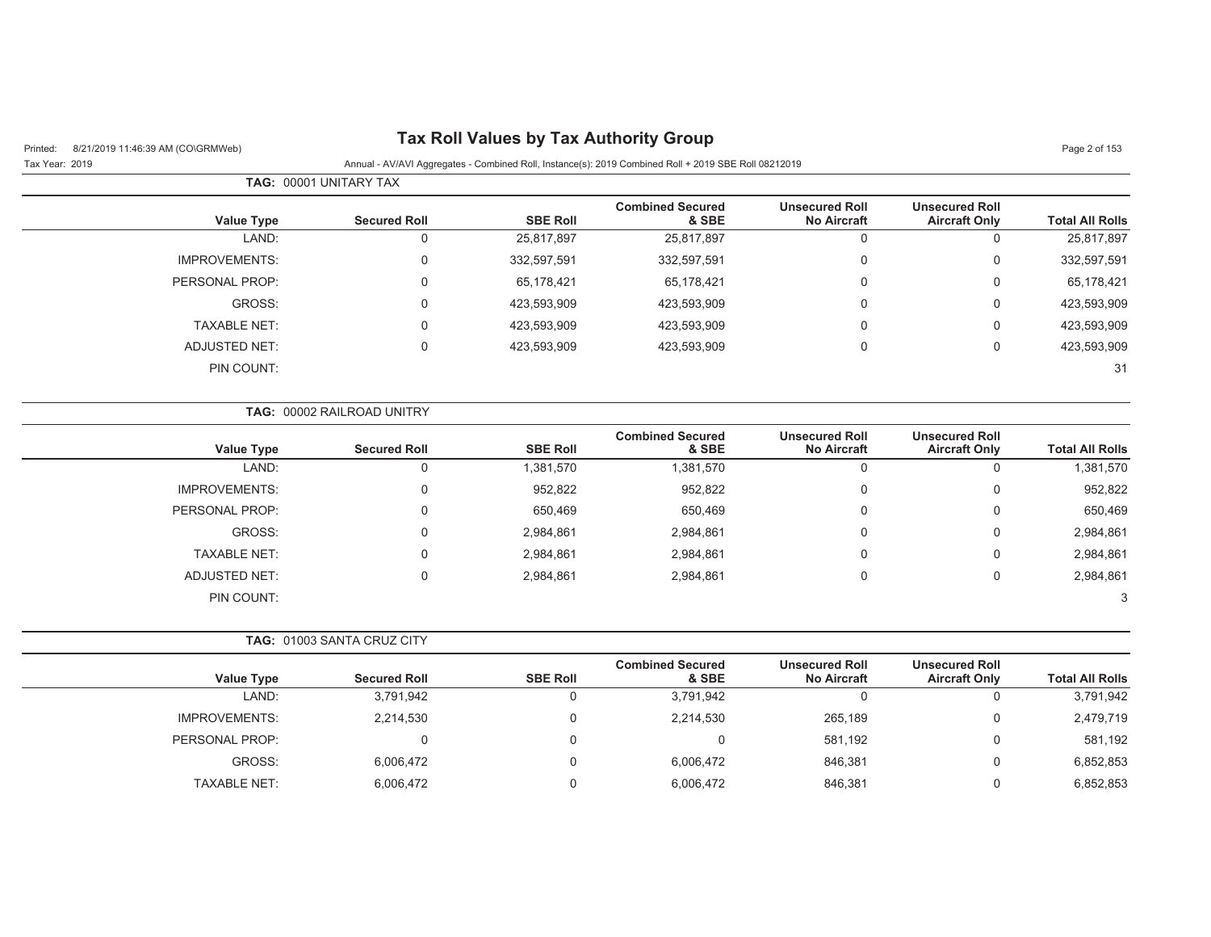# Tax Roll Values by Tax Authority Group

Printed: 8/21/2019 11:46:39 AM (CO\GRMWeb)

Tax Year: 2019

Annual - AV/AVI Aggregates - Combined Roll, Instance(s): 2019 Combined Roll + 2019 SBE Roll 08212019

**TAG:** 00001 UNITARY TAX

| Value Type | Secured Roll | SBE Roll | Combined Secured & SBE | Unsecured Roll No Aircraft | Unsecured Roll Aircraft Only | Total All Rolls |
|---|---|---|---|---|---|---|
| LAND: | 0 | 25,817,897 | 25,817,897 | 0 | 0 | 25,817,897 |
| IMPROVEMENTS: | 0 | 332,597,591 | 332,597,591 | 0 | 0 | 332,597,591 |
| PERSONAL PROP: | 0 | 65,178,421 | 65,178,421 | 0 | 0 | 65,178,421 |
| GROSS: | 0 | 423,593,909 | 423,593,909 | 0 | 0 | 423,593,909 |
| TAXABLE NET: | 0 | 423,593,909 | 423,593,909 | 0 | 0 | 423,593,909 |
| ADJUSTED NET: | 0 | 423,593,909 | 423,593,909 | 0 | 0 | 423,593,909 |
| PIN COUNT: | | | | | | 31 |

**TAG:** 00002 RAILROAD UNITRY

| Value Type | Secured Roll | SBE Roll | Combined Secured & SBE | Unsecured Roll No Aircraft | Unsecured Roll Aircraft Only | Total All Rolls |
|---|---|---|---|---|---|---|
| LAND: | 0 | 1,381,570 | 1,381,570 | 0 | 0 | 1,381,570 |
| IMPROVEMENTS: | 0 | 952,822 | 952,822 | 0 | 0 | 952,822 |
| PERSONAL PROP: | 0 | 650,469 | 650,469 | 0 | 0 | 650,469 |
| GROSS: | 0 | 2,984,861 | 2,984,861 | 0 | 0 | 2,984,861 |
| TAXABLE NET: | 0 | 2,984,861 | 2,984,861 | 0 | 0 | 2,984,861 |
| ADJUSTED NET: | 0 | 2,984,861 | 2,984,861 | 0 | 0 | 2,984,861 |
| PIN COUNT: | | | | | | 3 |

**TAG:** 01003 SANTA CRUZ CITY

| Value Type | Secured Roll | SBE Roll | Combined Secured & SBE | Unsecured Roll No Aircraft | Unsecured Roll Aircraft Only | Total All Rolls |
|---|---|---|---|---|---|---|
| LAND: | 3,791,942 | 0 | 3,791,942 | 0 | 0 | 3,791,942 |
| IMPROVEMENTS: | 2,214,530 | 0 | 2,214,530 | 265,189 | 0 | 2,479,719 |
| PERSONAL PROP: | 0 | 0 | 0 | 581,192 | 0 | 581,192 |
| GROSS: | 6,006,472 | 0 | 6,006,472 | 846,381 | 0 | 6,852,853 |
| TAXABLE NET: | 6,006,472 | 0 | 6,006,472 | 846,381 | 0 | 6,852,853 |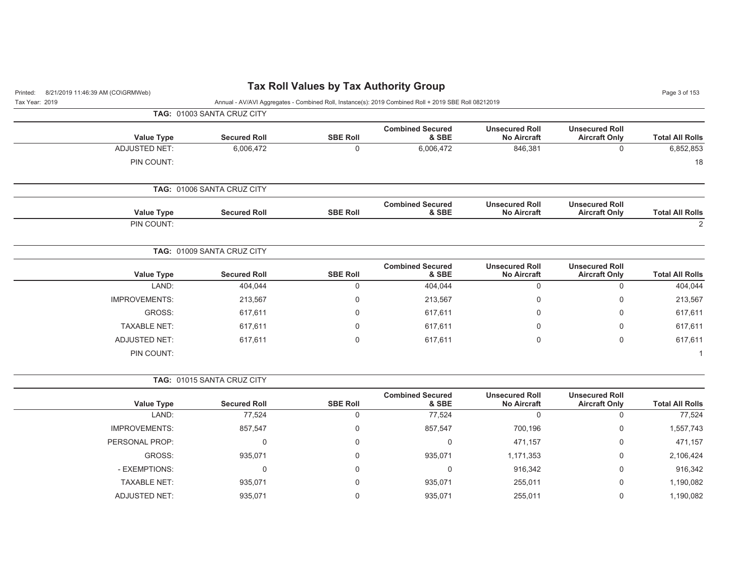# Tax Roll Values by Tax Authority Group

Printed: 8/21/2019 11:46:39 AM (CO\GRMWeb)

Tax Year: 2019

Annual - AV/AVI Aggregates - Combined Roll, Instance(s): 2019 Combined Roll + 2019 SBE Roll 08212019

**TAG: 01003 SANTA CRUZ CITY**

| Value Type | Secured Roll | SBE Roll | Combined Secured & SBE | Unsecured Roll No Aircraft | Unsecured Roll Aircraft Only | Total All Rolls |
|---|---|---|---|---|---|---|
| ADJUSTED NET: | 6,006,472 | 0 | 6,006,472 | 846,381 | 0 | 6,852,853 |
| PIN COUNT: | | | | | | 18 |

**TAG: 01006 SANTA CRUZ CITY**

| Value Type | Secured Roll | SBE Roll | Combined Secured & SBE | Unsecured Roll No Aircraft | Unsecured Roll Aircraft Only | Total All Rolls |
|---|---|---|---|---|---|---|
| PIN COUNT: | | | | | | 2 |

**TAG: 01009 SANTA CRUZ CITY**

| Value Type | Secured Roll | SBE Roll | Combined Secured & SBE | Unsecured Roll No Aircraft | Unsecured Roll Aircraft Only | Total All Rolls |
|---|---|---|---|---|---|---|
| LAND: | 404,044 | 0 | 404,044 | 0 | 0 | 404,044 |
| IMPROVEMENTS: | 213,567 | 0 | 213,567 | 0 | 0 | 213,567 |
| GROSS: | 617,611 | 0 | 617,611 | 0 | 0 | 617,611 |
| TAXABLE NET: | 617,611 | 0 | 617,611 | 0 | 0 | 617,611 |
| ADJUSTED NET: | 617,611 | 0 | 617,611 | 0 | 0 | 617,611 |
| PIN COUNT: | | | | | | 1 |

**TAG: 01015 SANTA CRUZ CITY**

| Value Type | Secured Roll | SBE Roll | Combined Secured & SBE | Unsecured Roll No Aircraft | Unsecured Roll Aircraft Only | Total All Rolls |
|---|---|---|---|---|---|---|
| LAND: | 77,524 | 0 | 77,524 | 0 | 0 | 77,524 |
| IMPROVEMENTS: | 857,547 | 0 | 857,547 | 700,196 | 0 | 1,557,743 |
| PERSONAL PROP: | 0 | 0 | 0 | 471,157 | 0 | 471,157 |
| GROSS: | 935,071 | 0 | 935,071 | 1,171,353 | 0 | 2,106,424 |
| - EXEMPTIONS: | 0 | 0 | 0 | 916,342 | 0 | 916,342 |
| TAXABLE NET: | 935,071 | 0 | 935,071 | 255,011 | 0 | 1,190,082 |
| ADJUSTED NET: | 935,071 | 0 | 935,071 | 255,011 | 0 | 1,190,082 |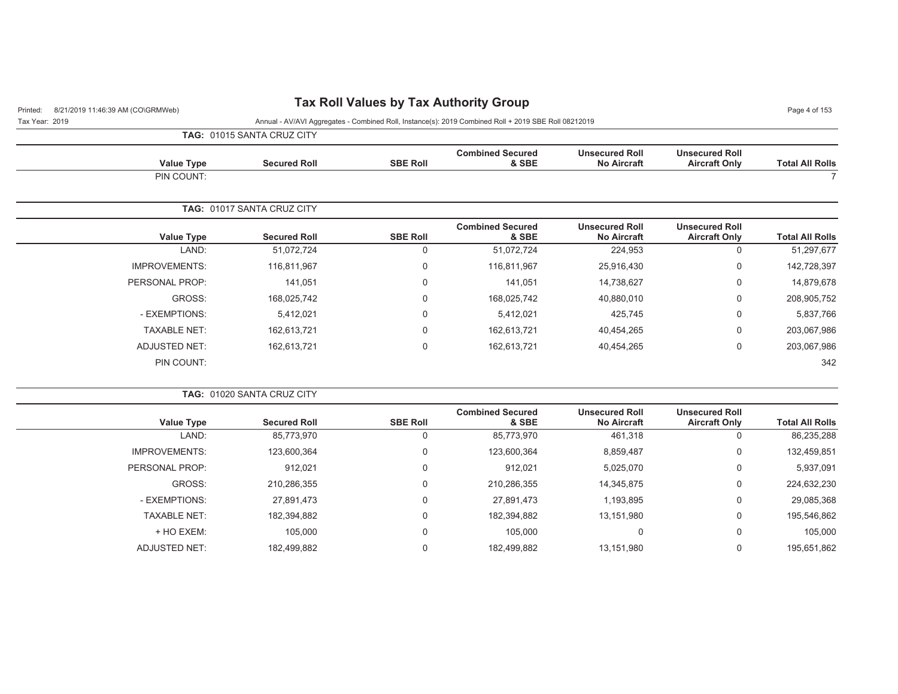# Tax Roll Values by Tax Authority Group

Tax Year: 2019

Annual - AV/AVI Aggregates - Combined Roll, Instance(s): 2019 Combined Roll + 2019 SBE Roll 08212019

**TAG: 01015 SANTA CRUZ CITY**

| Value Type | Secured Roll | SBE Roll | Combined Secured & SBE | Unsecured Roll No Aircraft | Unsecured Roll Aircraft Only | Total All Rolls |
|---|---|---|---|---|---|---|
| PIN COUNT: | | | | | | 7 |

**TAG: 01017 SANTA CRUZ CITY**

| Value Type | Secured Roll | SBE Roll | Combined Secured & SBE | Unsecured Roll No Aircraft | Unsecured Roll Aircraft Only | Total All Rolls |
|---|---|---|---|---|---|---|
| LAND: | 51,072,724 | 0 | 51,072,724 | 224,953 | 0 | 51,297,677 |
| IMPROVEMENTS: | 116,811,967 | 0 | 116,811,967 | 25,916,430 | 0 | 142,728,397 |
| PERSONAL PROP: | 141,051 | 0 | 141,051 | 14,738,627 | 0 | 14,879,678 |
| GROSS: | 168,025,742 | 0 | 168,025,742 | 40,880,010 | 0 | 208,905,752 |
| - EXEMPTIONS: | 5,412,021 | 0 | 5,412,021 | 425,745 | 0 | 5,837,766 |
| TAXABLE NET: | 162,613,721 | 0 | 162,613,721 | 40,454,265 | 0 | 203,067,986 |
| ADJUSTED NET: | 162,613,721 | 0 | 162,613,721 | 40,454,265 | 0 | 203,067,986 |
| PIN COUNT: | | | | | | 342 |

**TAG: 01020 SANTA CRUZ CITY**

| Value Type | Secured Roll | SBE Roll | Combined Secured & SBE | Unsecured Roll No Aircraft | Unsecured Roll Aircraft Only | Total All Rolls |
|---|---|---|---|---|---|---|
| LAND: | 85,773,970 | 0 | 85,773,970 | 461,318 | 0 | 86,235,288 |
| IMPROVEMENTS: | 123,600,364 | 0 | 123,600,364 | 8,859,487 | 0 | 132,459,851 |
| PERSONAL PROP: | 912,021 | 0 | 912,021 | 5,025,070 | 0 | 5,937,091 |
| GROSS: | 210,286,355 | 0 | 210,286,355 | 14,345,875 | 0 | 224,632,230 |
| - EXEMPTIONS: | 27,891,473 | 0 | 27,891,473 | 1,193,895 | 0 | 29,085,368 |
| TAXABLE NET: | 182,394,882 | 0 | 182,394,882 | 13,151,980 | 0 | 195,546,862 |
| + HO EXEM: | 105,000 | 0 | 105,000 | 0 | 0 | 105,000 |
| ADJUSTED NET: | 182,499,882 | 0 | 182,499,882 | 13,151,980 | 0 | 195,651,862 |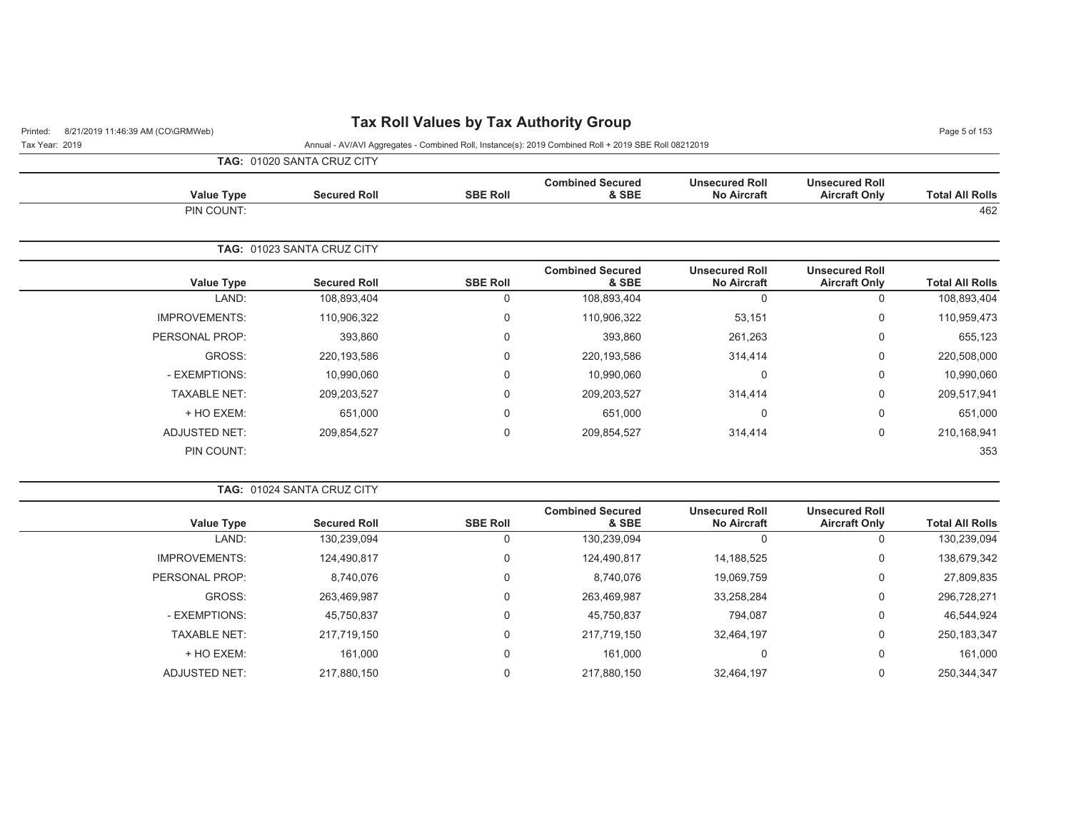# Tax Roll Values by Tax Authority Group

Annual - AV/AVI Aggregates - Combined Roll, Instance(s): 2019 Combined Roll + 2019 SBE Roll 08212019

Printed: 8/21/2019 11:46:39 AM (CO\GRMWeb)

Tax Year: 2019

**TAG: 01020 SANTA CRUZ CITY**

| Value Type | Secured Roll | SBE Roll | Combined Secured & SBE | Unsecured Roll No Aircraft | Unsecured Roll Aircraft Only | Total All Rolls |
|---|---|---|---|---|---|---|
| PIN COUNT: | | | | | | 462 |

**TAG: 01023 SANTA CRUZ CITY**

| Value Type | Secured Roll | SBE Roll | Combined Secured & SBE | Unsecured Roll No Aircraft | Unsecured Roll Aircraft Only | Total All Rolls |
|---|---|---|---|---|---|---|
| LAND: | 108,893,404 | 0 | 108,893,404 | 0 | 0 | 108,893,404 |
| IMPROVEMENTS: | 110,906,322 | 0 | 110,906,322 | 53,151 | 0 | 110,959,473 |
| PERSONAL PROP: | 393,860 | 0 | 393,860 | 261,263 | 0 | 655,123 |
| GROSS: | 220,193,586 | 0 | 220,193,586 | 314,414 | 0 | 220,508,000 |
| - EXEMPTIONS: | 10,990,060 | 0 | 10,990,060 | 0 | 0 | 10,990,060 |
| TAXABLE NET: | 209,203,527 | 0 | 209,203,527 | 314,414 | 0 | 209,517,941 |
| + HO EXEM: | 651,000 | 0 | 651,000 | 0 | 0 | 651,000 |
| ADJUSTED NET: | 209,854,527 | 0 | 209,854,527 | 314,414 | 0 | 210,168,941 |
| PIN COUNT: | | | | | | 353 |

**TAG: 01024 SANTA CRUZ CITY**

| Value Type | Secured Roll | SBE Roll | Combined Secured & SBE | Unsecured Roll No Aircraft | Unsecured Roll Aircraft Only | Total All Rolls |
|---|---|---|---|---|---|---|
| LAND: | 130,239,094 | 0 | 130,239,094 | 0 | 0 | 130,239,094 |
| IMPROVEMENTS: | 124,490,817 | 0 | 124,490,817 | 14,188,525 | 0 | 138,679,342 |
| PERSONAL PROP: | 8,740,076 | 0 | 8,740,076 | 19,069,759 | 0 | 27,809,835 |
| GROSS: | 263,469,987 | 0 | 263,469,987 | 33,258,284 | 0 | 296,728,271 |
| - EXEMPTIONS: | 45,750,837 | 0 | 45,750,837 | 794,087 | 0 | 46,544,924 |
| TAXABLE NET: | 217,719,150 | 0 | 217,719,150 | 32,464,197 | 0 | 250,183,347 |
| + HO EXEM: | 161,000 | 0 | 161,000 | 0 | 0 | 161,000 |
| ADJUSTED NET: | 217,880,150 | 0 | 217,880,150 | 32,464,197 | 0 | 250,344,347 |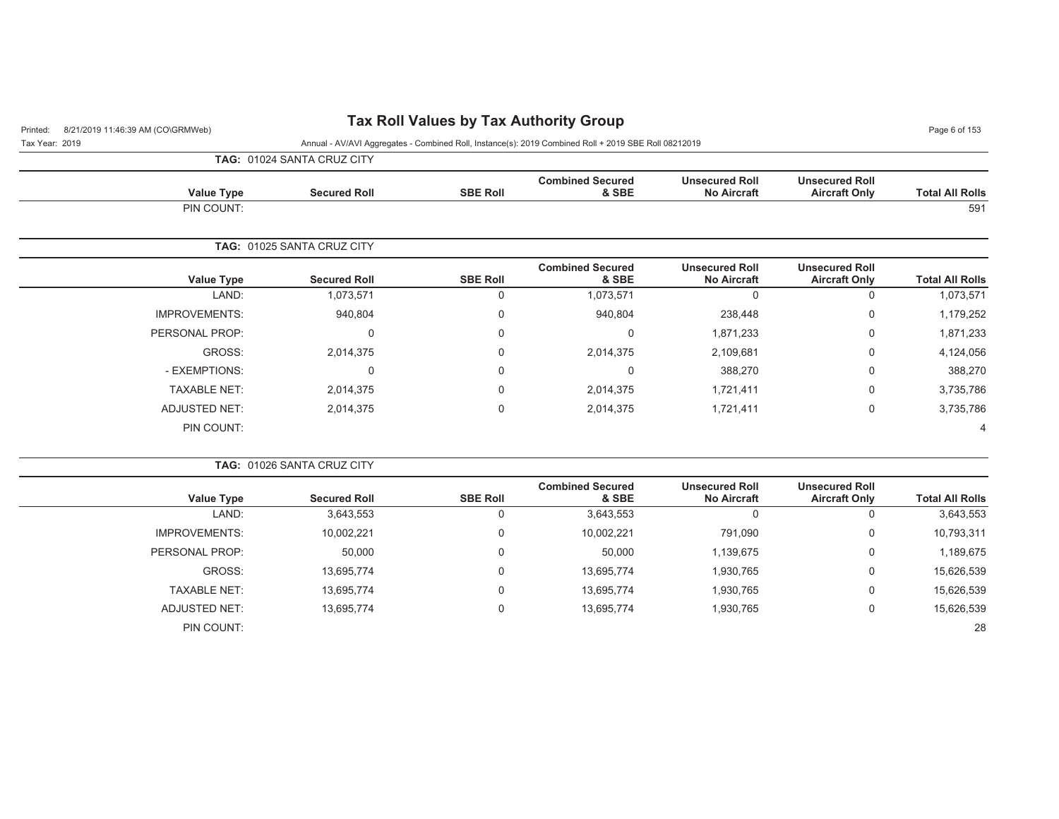**TAG: 01024 SANTA CRUZ CITY**

| Value Type | Secured Roll | SBE Roll | Combined Secured & SBE | Unsecured Roll No Aircraft | Unsecured Roll Aircraft Only | Total All Rolls |
|---|---|---|---|---|---|---|
| PIN COUNT: | | | | | | 591 |

**TAG: 01025 SANTA CRUZ CITY**

| Value Type | Secured Roll | SBE Roll | Combined Secured & SBE | Unsecured Roll No Aircraft | Unsecured Roll Aircraft Only | Total All Rolls |
|---|---|---|---|---|---|---|
| LAND: | 1,073,571 | 0 | 1,073,571 | 0 | 0 | 1,073,571 |
| IMPROVEMENTS: | 940,804 | 0 | 940,804 | 238,448 | 0 | 1,179,252 |
| PERSONAL PROP: | 0 | 0 | 0 | 1,871,233 | 0 | 1,871,233 |
| GROSS: | 2,014,375 | 0 | 2,014,375 | 2,109,681 | 0 | 4,124,056 |
| - EXEMPTIONS: | 0 | 0 | 0 | 388,270 | 0 | 388,270 |
| TAXABLE NET: | 2,014,375 | 0 | 2,014,375 | 1,721,411 | 0 | 3,735,786 |
| ADJUSTED NET: | 2,014,375 | 0 | 2,014,375 | 1,721,411 | 0 | 3,735,786 |
| PIN COUNT: | | | | | | 4 |

**TAG: 01026 SANTA CRUZ CITY**

| Value Type | Secured Roll | SBE Roll | Combined Secured & SBE | Unsecured Roll No Aircraft | Unsecured Roll Aircraft Only | Total All Rolls |
|---|---|---|---|---|---|---|
| LAND: | 3,643,553 | 0 | 3,643,553 | 0 | 0 | 3,643,553 |
| IMPROVEMENTS: | 10,002,221 | 0 | 10,002,221 | 791,090 | 0 | 10,793,311 |
| PERSONAL PROP: | 50,000 | 0 | 50,000 | 1,139,675 | 0 | 1,189,675 |
| GROSS: | 13,695,774 | 0 | 13,695,774 | 1,930,765 | 0 | 15,626,539 |
| TAXABLE NET: | 13,695,774 | 0 | 13,695,774 | 1,930,765 | 0 | 15,626,539 |
| ADJUSTED NET: | 13,695,774 | 0 | 13,695,774 | 1,930,765 | 0 | 15,626,539 |
| PIN COUNT: | | | | | | 28 |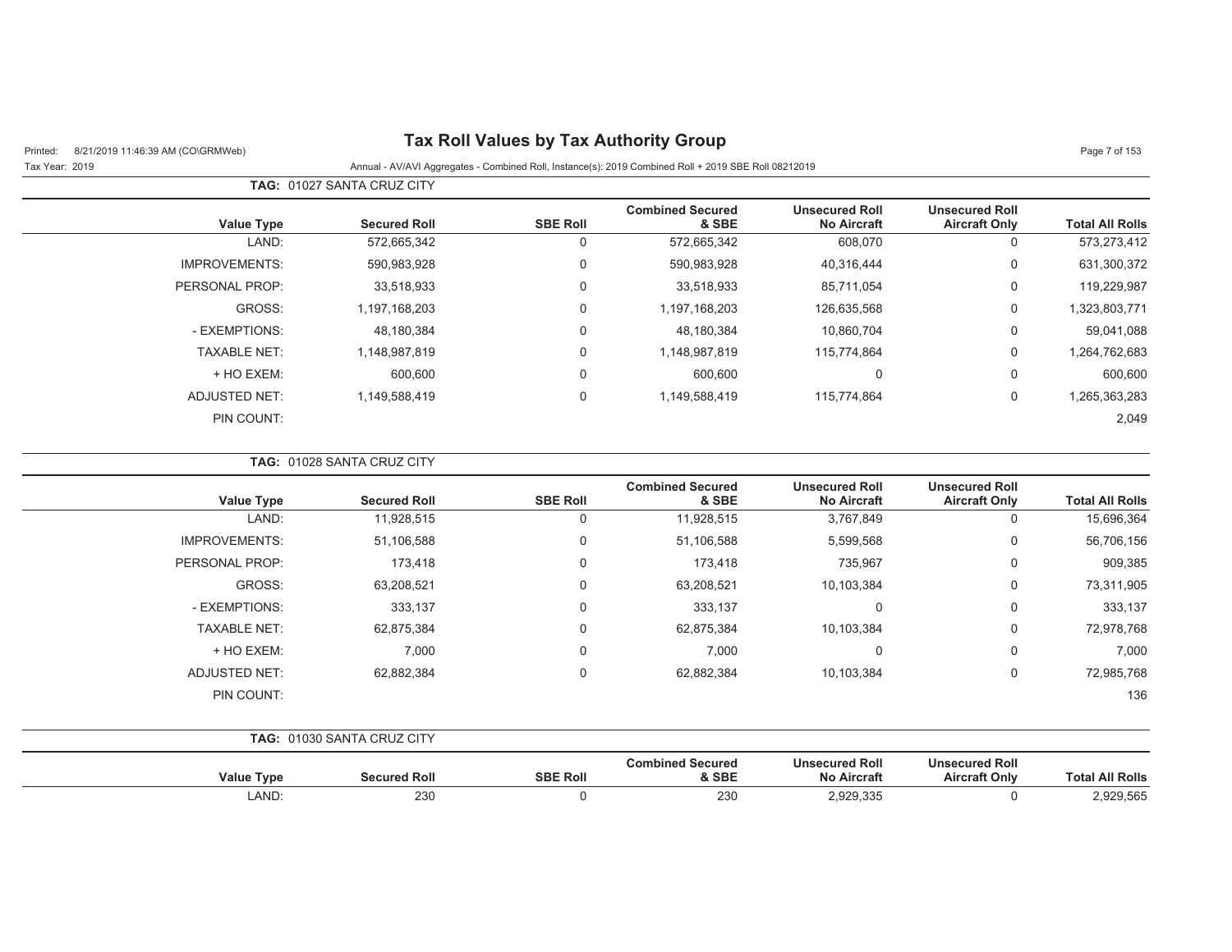# Tax Roll Values by Tax Authority Group

Printed: 8/21/2019 11:46:39 AM (CO\GRMWeb)

Tax Year: 2019

Annual - AV/AVI Aggregates - Combined Roll, Instance(s): 2019 Combined Roll + 2019 SBE Roll 08212019

**TAG:** 01027 SANTA CRUZ CITY

| Value Type | Secured Roll | SBE Roll | Combined Secured & SBE | Unsecured Roll No Aircraft | Unsecured Roll Aircraft Only | Total All Rolls |
|---|---|---|---|---|---|---|
| LAND: | 572,665,342 | 0 | 572,665,342 | 608,070 | 0 | 573,273,412 |
| IMPROVEMENTS: | 590,983,928 | 0 | 590,983,928 | 40,316,444 | 0 | 631,300,372 |
| PERSONAL PROP: | 33,518,933 | 0 | 33,518,933 | 85,711,054 | 0 | 119,229,987 |
| GROSS: | 1,197,168,203 | 0 | 1,197,168,203 | 126,635,568 | 0 | 1,323,803,771 |
| - EXEMPTIONS: | 48,180,384 | 0 | 48,180,384 | 10,860,704 | 0 | 59,041,088 |
| TAXABLE NET: | 1,148,987,819 | 0 | 1,148,987,819 | 115,774,864 | 0 | 1,264,762,683 |
| + HO EXEM: | 600,600 | 0 | 600,600 | 0 | 0 | 600,600 |
| ADJUSTED NET: | 1,149,588,419 | 0 | 1,149,588,419 | 115,774,864 | 0 | 1,265,363,283 |
| PIN COUNT: | | | | | | 2,049 |

**TAG:** 01028 SANTA CRUZ CITY

| Value Type | Secured Roll | SBE Roll | Combined Secured & SBE | Unsecured Roll No Aircraft | Unsecured Roll Aircraft Only | Total All Rolls |
|---|---|---|---|---|---|---|
| LAND: | 11,928,515 | 0 | 11,928,515 | 3,767,849 | 0 | 15,696,364 |
| IMPROVEMENTS: | 51,106,588 | 0 | 51,106,588 | 5,599,568 | 0 | 56,706,156 |
| PERSONAL PROP: | 173,418 | 0 | 173,418 | 735,967 | 0 | 909,385 |
| GROSS: | 63,208,521 | 0 | 63,208,521 | 10,103,384 | 0 | 73,311,905 |
| - EXEMPTIONS: | 333,137 | 0 | 333,137 | 0 | 0 | 333,137 |
| TAXABLE NET: | 62,875,384 | 0 | 62,875,384 | 10,103,384 | 0 | 72,978,768 |
| + HO EXEM: | 7,000 | 0 | 7,000 | 0 | 0 | 7,000 |
| ADJUSTED NET: | 62,882,384 | 0 | 62,882,384 | 10,103,384 | 0 | 72,985,768 |
| PIN COUNT: | | | | | | 136 |

**TAG:** 01030 SANTA CRUZ CITY

| Value Type | Secured Roll | SBE Roll | Combined Secured & SBE | Unsecured Roll No Aircraft | Unsecured Roll Aircraft Only | Total All Rolls |
|---|---|---|---|---|---|---|
| LAND: | 230 | 0 | 230 | 2,929,335 | 0 | 2,929,565 |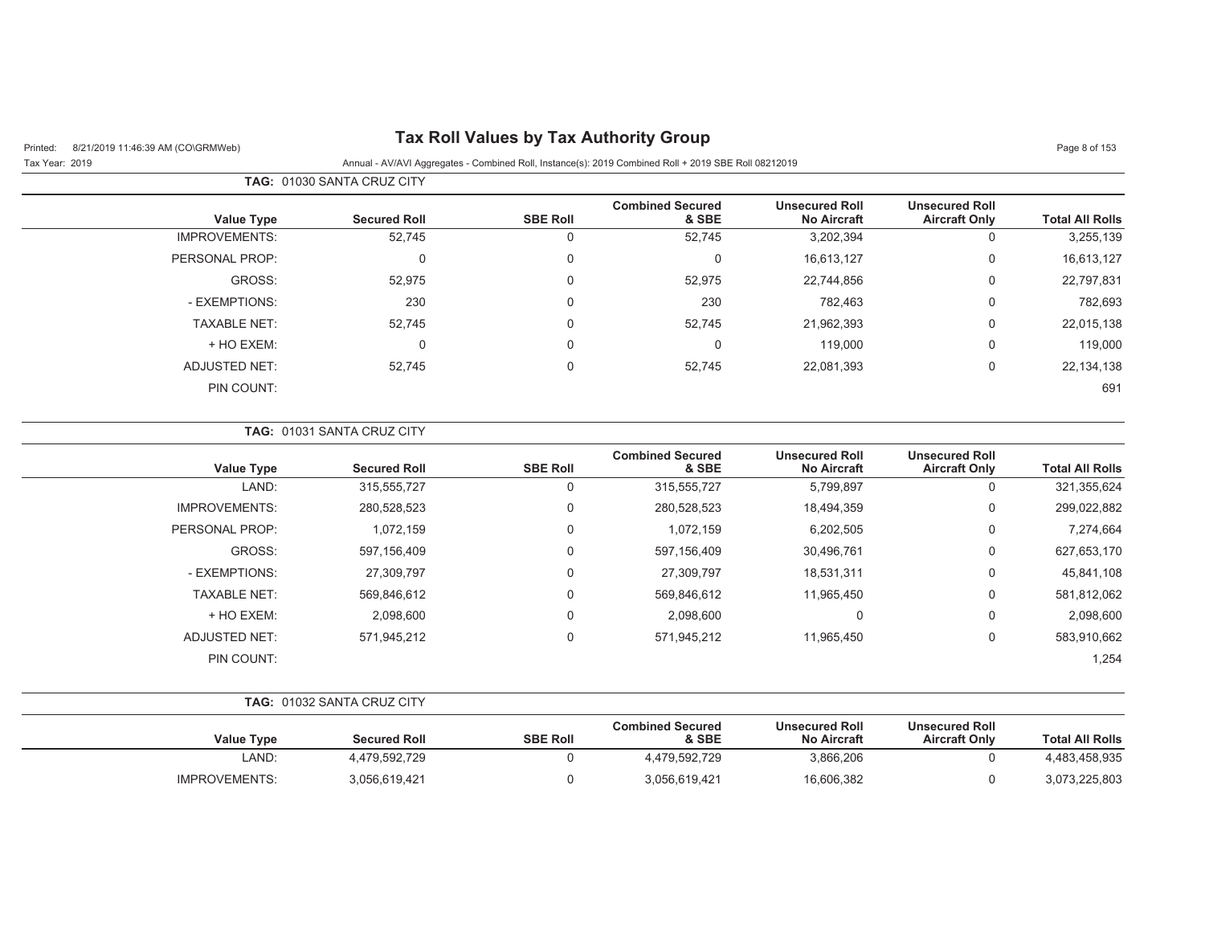**Tax Roll Values by Tax Authority Group**

Printed: 8/21/2019 11:46:39 AM (CO\GRMWeb)

Tax Year: 2019

Annual - AV/AVI Aggregates - Combined Roll, Instance(s): 2019 Combined Roll + 2019 SBE Roll 08212019

**TAG: 01030 SANTA CRUZ CITY**

| Value Type | Secured Roll | SBE Roll | Combined Secured & SBE | Unsecured Roll No Aircraft | Unsecured Roll Aircraft Only | Total All Rolls |
|---|---|---|---|---|---|---|
| IMPROVEMENTS: | 52,745 | 0 | 52,745 | 3,202,394 | 0 | 3,255,139 |
| PERSONAL PROP: | 0 | 0 | 0 | 16,613,127 | 0 | 16,613,127 |
| GROSS: | 52,975 | 0 | 52,975 | 22,744,856 | 0 | 22,797,831 |
| - EXEMPTIONS: | 230 | 0 | 230 | 782,463 | 0 | 782,693 |
| TAXABLE NET: | 52,745 | 0 | 52,745 | 21,962,393 | 0 | 22,015,138 |
| + HO EXEM: | 0 | 0 | 0 | 119,000 | 0 | 119,000 |
| ADJUSTED NET: | 52,745 | 0 | 52,745 | 22,081,393 | 0 | 22,134,138 |
| PIN COUNT: | | | | | | 691 |

**TAG: 01031 SANTA CRUZ CITY**

| Value Type | Secured Roll | SBE Roll | Combined Secured & SBE | Unsecured Roll No Aircraft | Unsecured Roll Aircraft Only | Total All Rolls |
|---|---|---|---|---|---|---|
| LAND: | 315,555,727 | 0 | 315,555,727 | 5,799,897 | 0 | 321,355,624 |
| IMPROVEMENTS: | 280,528,523 | 0 | 280,528,523 | 18,494,359 | 0 | 299,022,882 |
| PERSONAL PROP: | 1,072,159 | 0 | 1,072,159 | 6,202,505 | 0 | 7,274,664 |
| GROSS: | 597,156,409 | 0 | 597,156,409 | 30,496,761 | 0 | 627,653,170 |
| - EXEMPTIONS: | 27,309,797 | 0 | 27,309,797 | 18,531,311 | 0 | 45,841,108 |
| TAXABLE NET: | 569,846,612 | 0 | 569,846,612 | 11,965,450 | 0 | 581,812,062 |
| + HO EXEM: | 2,098,600 | 0 | 2,098,600 | 0 | 0 | 2,098,600 |
| ADJUSTED NET: | 571,945,212 | 0 | 571,945,212 | 11,965,450 | 0 | 583,910,662 |
| PIN COUNT: | | | | | | 1,254 |

**TAG: 01032 SANTA CRUZ CITY**

| Value Type | Secured Roll | SBE Roll | Combined Secured & SBE | Unsecured Roll No Aircraft | Unsecured Roll Aircraft Only | Total All Rolls |
|---|---|---|---|---|---|---|
| LAND: | 4,479,592,729 | 0 | 4,479,592,729 | 3,866,206 | 0 | 4,483,458,935 |
| IMPROVEMENTS: | 3,056,619,421 | 0 | 3,056,619,421 | 16,606,382 | 0 | 3,073,225,803 |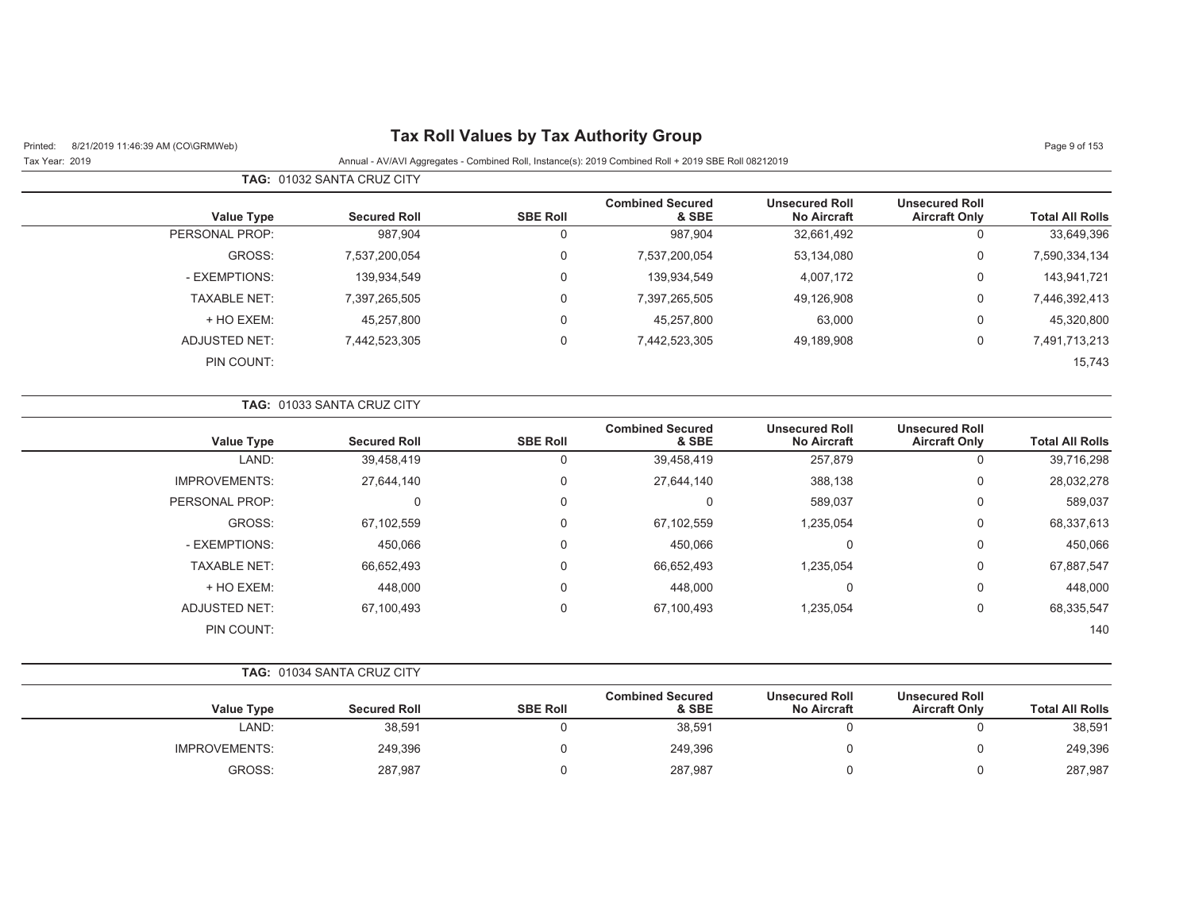# Tax Roll Values by Tax Authority Group

Annual - AV/AVI Aggregates - Combined Roll, Instance(s): 2019 Combined Roll + 2019 SBE Roll 08212019

**TAG:** 01032 SANTA CRUZ CITY

| Value Type | Secured Roll | SBE Roll | Combined Secured & SBE | Unsecured Roll No Aircraft | Unsecured Roll Aircraft Only | Total All Rolls |
|---|---|---|---|---|---|---|
| PERSONAL PROP: | 987,904 | 0 | 987,904 | 32,661,492 | 0 | 33,649,396 |
| GROSS: | 7,537,200,054 | 0 | 7,537,200,054 | 53,134,080 | 0 | 7,590,334,134 |
| - EXEMPTIONS: | 139,934,549 | 0 | 139,934,549 | 4,007,172 | 0 | 143,941,721 |
| TAXABLE NET: | 7,397,265,505 | 0 | 7,397,265,505 | 49,126,908 | 0 | 7,446,392,413 |
| + HO EXEM: | 45,257,800 | 0 | 45,257,800 | 63,000 | 0 | 45,320,800 |
| ADJUSTED NET: | 7,442,523,305 | 0 | 7,442,523,305 | 49,189,908 | 0 | 7,491,713,213 |
| PIN COUNT: | | | | | | 15,743 |

**TAG:** 01033 SANTA CRUZ CITY

| Value Type | Secured Roll | SBE Roll | Combined Secured & SBE | Unsecured Roll No Aircraft | Unsecured Roll Aircraft Only | Total All Rolls |
|---|---|---|---|---|---|---|
| LAND: | 39,458,419 | 0 | 39,458,419 | 257,879 | 0 | 39,716,298 |
| IMPROVEMENTS: | 27,644,140 | 0 | 27,644,140 | 388,138 | 0 | 28,032,278 |
| PERSONAL PROP: | 0 | 0 | 0 | 589,037 | 0 | 589,037 |
| GROSS: | 67,102,559 | 0 | 67,102,559 | 1,235,054 | 0 | 68,337,613 |
| - EXEMPTIONS: | 450,066 | 0 | 450,066 | 0 | 0 | 450,066 |
| TAXABLE NET: | 66,652,493 | 0 | 66,652,493 | 1,235,054 | 0 | 67,887,547 |
| + HO EXEM: | 448,000 | 0 | 448,000 | 0 | 0 | 448,000 |
| ADJUSTED NET: | 67,100,493 | 0 | 67,100,493 | 1,235,054 | 0 | 68,335,547 |
| PIN COUNT: | | | | | | 140 |

**TAG:** 01034 SANTA CRUZ CITY

| Value Type | Secured Roll | SBE Roll | Combined Secured & SBE | Unsecured Roll No Aircraft | Unsecured Roll Aircraft Only | Total All Rolls |
|---|---|---|---|---|---|---|
| LAND: | 38,591 | 0 | 38,591 | 0 | 0 | 38,591 |
| IMPROVEMENTS: | 249,396 | 0 | 249,396 | 0 | 0 | 249,396 |
| GROSS: | 287,987 | 0 | 287,987 | 0 | 0 | 287,987 |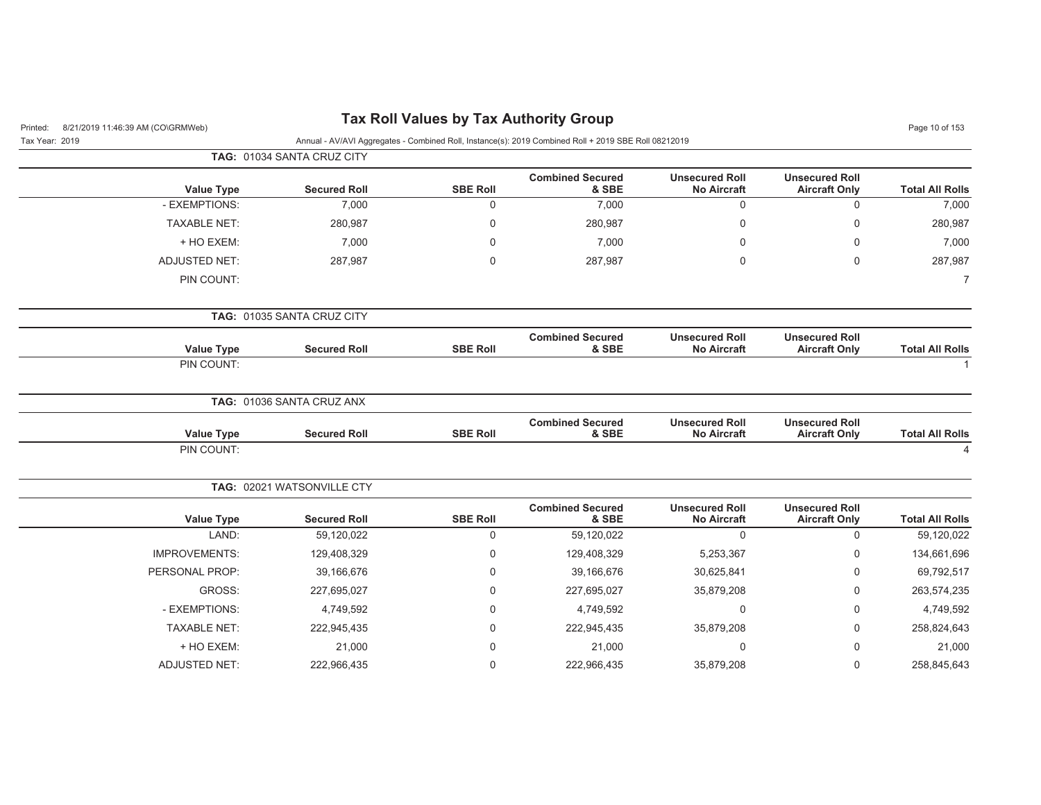# Tax Roll Values by Tax Authority Group

Printed: 8/21/2019 11:46:39 AM (CO\GRMWeb)

Tax Year: 2019

Annual - AV/AVI Aggregates - Combined Roll, Instance(s): 2019 Combined Roll + 2019 SBE Roll 08212019

**TAG: 01034 SANTA CRUZ CITY**

| Value Type | Secured Roll | SBE Roll | Combined Secured & SBE | Unsecured Roll No Aircraft | Unsecured Roll Aircraft Only | Total All Rolls |
|---|---|---|---|---|---|---|
| - EXEMPTIONS: | 7,000 | 0 | 7,000 | 0 | 0 | 7,000 |
| TAXABLE NET: | 280,987 | 0 | 280,987 | 0 | 0 | 280,987 |
| + HO EXEM: | 7,000 | 0 | 7,000 | 0 | 0 | 7,000 |
| ADJUSTED NET: | 287,987 | 0 | 287,987 | 0 | 0 | 287,987 |
| PIN COUNT: | | | | | | 7 |

**TAG: 01035 SANTA CRUZ CITY**

| Value Type | Secured Roll | SBE Roll | Combined Secured & SBE | Unsecured Roll No Aircraft | Unsecured Roll Aircraft Only | Total All Rolls |
|---|---|---|---|---|---|---|
| PIN COUNT: | | | | | | 1 |

**TAG: 01036 SANTA CRUZ ANX**

| Value Type | Secured Roll | SBE Roll | Combined Secured & SBE | Unsecured Roll No Aircraft | Unsecured Roll Aircraft Only | Total All Rolls |
|---|---|---|---|---|---|---|
| PIN COUNT: | | | | | | 4 |

**TAG: 02021 WATSONVILLE CTY**

| Value Type | Secured Roll | SBE Roll | Combined Secured & SBE | Unsecured Roll No Aircraft | Unsecured Roll Aircraft Only | Total All Rolls |
|---|---|---|---|---|---|---|
| LAND: | 59,120,022 | 0 | 59,120,022 | 0 | 0 | 59,120,022 |
| IMPROVEMENTS: | 129,408,329 | 0 | 129,408,329 | 5,253,367 | 0 | 134,661,696 |
| PERSONAL PROP: | 39,166,676 | 0 | 39,166,676 | 30,625,841 | 0 | 69,792,517 |
| GROSS: | 227,695,027 | 0 | 227,695,027 | 35,879,208 | 0 | 263,574,235 |
| - EXEMPTIONS: | 4,749,592 | 0 | 4,749,592 | 0 | 0 | 4,749,592 |
| TAXABLE NET: | 222,945,435 | 0 | 222,945,435 | 35,879,208 | 0 | 258,824,643 |
| + HO EXEM: | 21,000 | 0 | 21,000 | 0 | 0 | 21,000 |
| ADJUSTED NET: | 222,966,435 | 0 | 222,966,435 | 35,879,208 | 0 | 258,845,643 |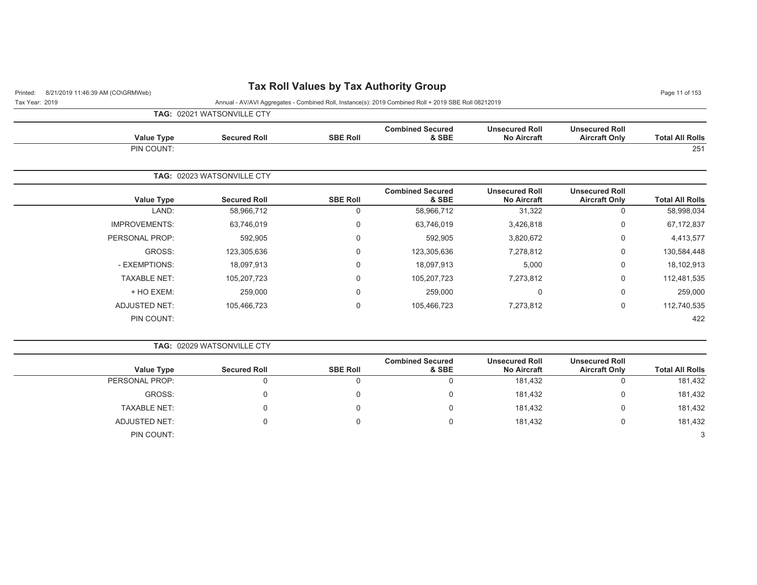# Tax Roll Values by Tax Authority Group

Printed: 8/21/2019 11:46:39 AM (CO\GRMWeb)

Tax Year: 2019

Annual - AV/AVI Aggregates - Combined Roll, Instance(s): 2019 Combined Roll + 2019 SBE Roll 08212019

**TAG:** 02021 WATSONVILLE CTY

| Value Type | Secured Roll | SBE Roll | Combined Secured & SBE | Unsecured Roll No Aircraft | Unsecured Roll Aircraft Only | Total All Rolls |
|---|---|---|---|---|---|---|
| PIN COUNT: | | | | | | 251 |

**TAG:** 02023 WATSONVILLE CTY

| Value Type | Secured Roll | SBE Roll | Combined Secured & SBE | Unsecured Roll No Aircraft | Unsecured Roll Aircraft Only | Total All Rolls |
|---|---|---|---|---|---|---|
| LAND: | 58,966,712 | 0 | 58,966,712 | 31,322 | 0 | 58,998,034 |
| IMPROVEMENTS: | 63,746,019 | 0 | 63,746,019 | 3,426,818 | 0 | 67,172,837 |
| PERSONAL PROP: | 592,905 | 0 | 592,905 | 3,820,672 | 0 | 4,413,577 |
| GROSS: | 123,305,636 | 0 | 123,305,636 | 7,278,812 | 0 | 130,584,448 |
| - EXEMPTIONS: | 18,097,913 | 0 | 18,097,913 | 5,000 | 0 | 18,102,913 |
| TAXABLE NET: | 105,207,723 | 0 | 105,207,723 | 7,273,812 | 0 | 112,481,535 |
| + HO EXEM: | 259,000 | 0 | 259,000 | 0 | 0 | 259,000 |
| ADJUSTED NET: | 105,466,723 | 0 | 105,466,723 | 7,273,812 | 0 | 112,740,535 |
| PIN COUNT: | | | | | | 422 |

**TAG:** 02029 WATSONVILLE CTY

| Value Type | Secured Roll | SBE Roll | Combined Secured & SBE | Unsecured Roll No Aircraft | Unsecured Roll Aircraft Only | Total All Rolls |
|---|---|---|---|---|---|---|
| PERSONAL PROP: | 0 | 0 | 0 | 181,432 | 0 | 181,432 |
| GROSS: | 0 | 0 | 0 | 181,432 | 0 | 181,432 |
| TAXABLE NET: | 0 | 0 | 0 | 181,432 | 0 | 181,432 |
| ADJUSTED NET: | 0 | 0 | 0 | 181,432 | 0 | 181,432 |
| PIN COUNT: | | | | | | 3 |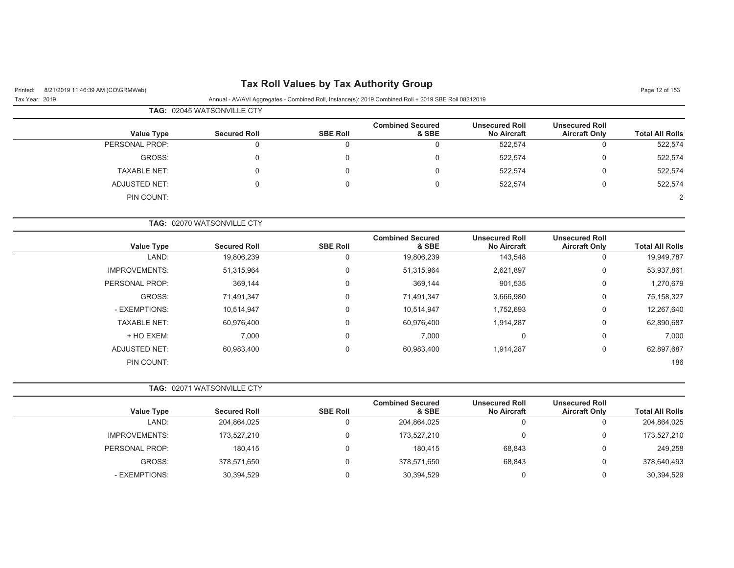# Tax Roll Values by Tax Authority Group

Printed: 8/21/2019 11:46:39 AM (CO\GRMWeb)
Tax Year: 2019

Annual - AV/AVI Aggregates - Combined Roll, Instance(s): 2019 Combined Roll + 2019 SBE Roll 08212019

**TAG: 02045 WATSONVILLE CTY**

| Value Type | Secured Roll | SBE Roll | Combined Secured & SBE | Unsecured Roll No Aircraft | Unsecured Roll Aircraft Only | Total All Rolls |
|---|---|---|---|---|---|---|
| PERSONAL PROP: | 0 | 0 | 0 | 522,574 | 0 | 522,574 |
| GROSS: | 0 | 0 | 0 | 522,574 | 0 | 522,574 |
| TAXABLE NET: | 0 | 0 | 0 | 522,574 | 0 | 522,574 |
| ADJUSTED NET: | 0 | 0 | 0 | 522,574 | 0 | 522,574 |
| PIN COUNT: | | | | | | 2 |

**TAG: 02070 WATSONVILLE CTY**

| Value Type | Secured Roll | SBE Roll | Combined Secured & SBE | Unsecured Roll No Aircraft | Unsecured Roll Aircraft Only | Total All Rolls |
|---|---|---|---|---|---|---|
| LAND: | 19,806,239 | 0 | 19,806,239 | 143,548 | 0 | 19,949,787 |
| IMPROVEMENTS: | 51,315,964 | 0 | 51,315,964 | 2,621,897 | 0 | 53,937,861 |
| PERSONAL PROP: | 369,144 | 0 | 369,144 | 901,535 | 0 | 1,270,679 |
| GROSS: | 71,491,347 | 0 | 71,491,347 | 3,666,980 | 0 | 75,158,327 |
| - EXEMPTIONS: | 10,514,947 | 0 | 10,514,947 | 1,752,693 | 0 | 12,267,640 |
| TAXABLE NET: | 60,976,400 | 0 | 60,976,400 | 1,914,287 | 0 | 62,890,687 |
| + HO EXEM: | 7,000 | 0 | 7,000 | 0 | 0 | 7,000 |
| ADJUSTED NET: | 60,983,400 | 0 | 60,983,400 | 1,914,287 | 0 | 62,897,687 |
| PIN COUNT: | | | | | | 186 |

**TAG: 02071 WATSONVILLE CTY**

| Value Type | Secured Roll | SBE Roll | Combined Secured & SBE | Unsecured Roll No Aircraft | Unsecured Roll Aircraft Only | Total All Rolls |
|---|---|---|---|---|---|---|
| LAND: | 204,864,025 | 0 | 204,864,025 | 0 | 0 | 204,864,025 |
| IMPROVEMENTS: | 173,527,210 | 0 | 173,527,210 | 0 | 0 | 173,527,210 |
| PERSONAL PROP: | 180,415 | 0 | 180,415 | 68,843 | 0 | 249,258 |
| GROSS: | 378,571,650 | 0 | 378,571,650 | 68,843 | 0 | 378,640,493 |
| - EXEMPTIONS: | 30,394,529 | 0 | 30,394,529 | 0 | 0 | 30,394,529 |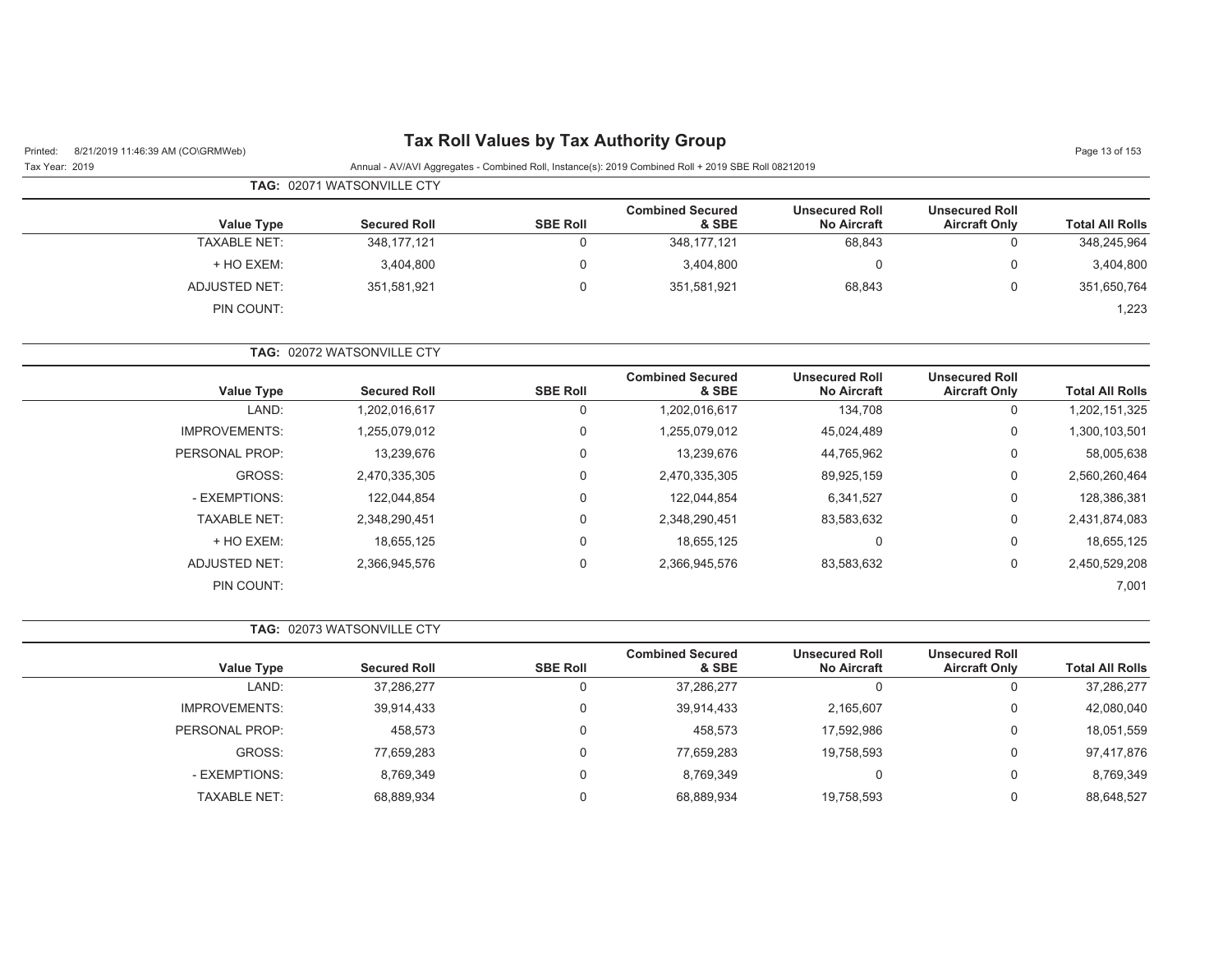# Tax Roll Values by Tax Authority Group

Printed: 8/21/2019 11:46:39 AM (CO\GRMWeb)

Tax Year: 2019

Annual - AV/AVI Aggregates - Combined Roll, Instance(s): 2019 Combined Roll + 2019 SBE Roll 08212019

**TAG: 02071 WATSONVILLE CTY**

| Value Type | Secured Roll | SBE Roll | Combined Secured & SBE | Unsecured Roll No Aircraft | Unsecured Roll Aircraft Only | Total All Rolls |
|---|---|---|---|---|---|---|
| TAXABLE NET: | 348,177,121 | 0 | 348,177,121 | 68,843 | 0 | 348,245,964 |
| + HO EXEM: | 3,404,800 | 0 | 3,404,800 | 0 | 0 | 3,404,800 |
| ADJUSTED NET: | 351,581,921 | 0 | 351,581,921 | 68,843 | 0 | 351,650,764 |
| PIN COUNT: | | | | | | 1,223 |

**TAG: 02072 WATSONVILLE CTY**

| Value Type | Secured Roll | SBE Roll | Combined Secured & SBE | Unsecured Roll No Aircraft | Unsecured Roll Aircraft Only | Total All Rolls |
|---|---|---|---|---|---|---|
| LAND: | 1,202,016,617 | 0 | 1,202,016,617 | 134,708 | 0 | 1,202,151,325 |
| IMPROVEMENTS: | 1,255,079,012 | 0 | 1,255,079,012 | 45,024,489 | 0 | 1,300,103,501 |
| PERSONAL PROP: | 13,239,676 | 0 | 13,239,676 | 44,765,962 | 0 | 58,005,638 |
| GROSS: | 2,470,335,305 | 0 | 2,470,335,305 | 89,925,159 | 0 | 2,560,260,464 |
| - EXEMPTIONS: | 122,044,854 | 0 | 122,044,854 | 6,341,527 | 0 | 128,386,381 |
| TAXABLE NET: | 2,348,290,451 | 0 | 2,348,290,451 | 83,583,632 | 0 | 2,431,874,083 |
| + HO EXEM: | 18,655,125 | 0 | 18,655,125 | 0 | 0 | 18,655,125 |
| ADJUSTED NET: | 2,366,945,576 | 0 | 2,366,945,576 | 83,583,632 | 0 | 2,450,529,208 |
| PIN COUNT: | | | | | | 7,001 |

**TAG: 02073 WATSONVILLE CTY**

| Value Type | Secured Roll | SBE Roll | Combined Secured & SBE | Unsecured Roll No Aircraft | Unsecured Roll Aircraft Only | Total All Rolls |
|---|---|---|---|---|---|---|
| LAND: | 37,286,277 | 0 | 37,286,277 | 0 | 0 | 37,286,277 |
| IMPROVEMENTS: | 39,914,433 | 0 | 39,914,433 | 2,165,607 | 0 | 42,080,040 |
| PERSONAL PROP: | 458,573 | 0 | 458,573 | 17,592,986 | 0 | 18,051,559 |
| GROSS: | 77,659,283 | 0 | 77,659,283 | 19,758,593 | 0 | 97,417,876 |
| - EXEMPTIONS: | 8,769,349 | 0 | 8,769,349 | 0 | 0 | 8,769,349 |
| TAXABLE NET: | 68,889,934 | 0 | 68,889,934 | 19,758,593 | 0 | 88,648,527 |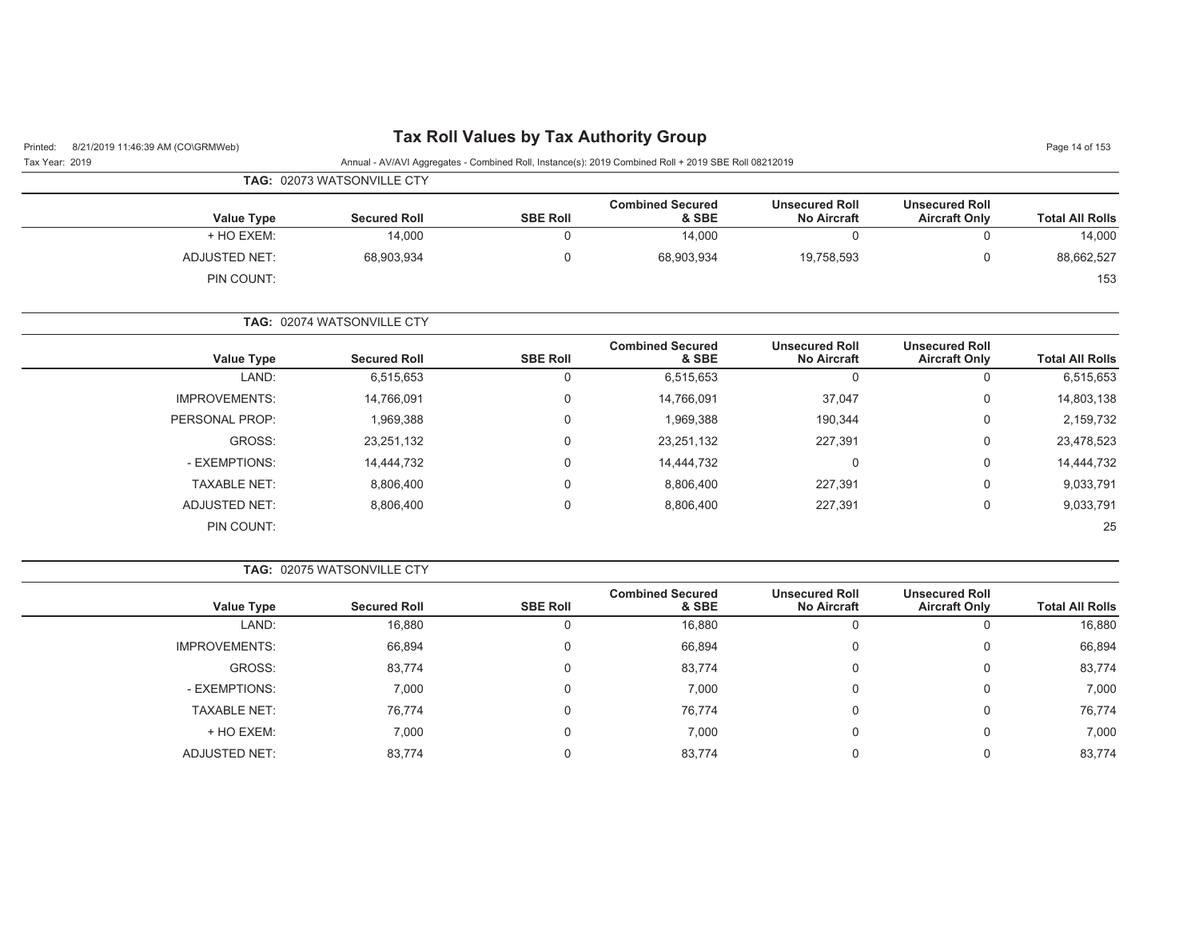**TAG:** 02073 WATSONVILLE CTY

| Value Type | Secured Roll | SBE Roll | Combined Secured & SBE | Unsecured Roll No Aircraft | Unsecured Roll Aircraft Only | Total All Rolls |
|---|---|---|---|---|---|---|
| + HO EXEM: | 14,000 | 0 | 14,000 | 0 | 0 | 14,000 |
| ADJUSTED NET: | 68,903,934 | 0 | 68,903,934 | 19,758,593 | 0 | 88,662,527 |
| PIN COUNT: | | | | | | 153 |

**TAG:** 02074 WATSONVILLE CTY

| Value Type | Secured Roll | SBE Roll | Combined Secured & SBE | Unsecured Roll No Aircraft | Unsecured Roll Aircraft Only | Total All Rolls |
|---|---|---|---|---|---|---|
| LAND: | 6,515,653 | 0 | 6,515,653 | 0 | 0 | 6,515,653 |
| IMPROVEMENTS: | 14,766,091 | 0 | 14,766,091 | 37,047 | 0 | 14,803,138 |
| PERSONAL PROP: | 1,969,388 | 0 | 1,969,388 | 190,344 | 0 | 2,159,732 |
| GROSS: | 23,251,132 | 0 | 23,251,132 | 227,391 | 0 | 23,478,523 |
| - EXEMPTIONS: | 14,444,732 | 0 | 14,444,732 | 0 | 0 | 14,444,732 |
| TAXABLE NET: | 8,806,400 | 0 | 8,806,400 | 227,391 | 0 | 9,033,791 |
| ADJUSTED NET: | 8,806,400 | 0 | 8,806,400 | 227,391 | 0 | 9,033,791 |
| PIN COUNT: | | | | | | 25 |

**TAG:** 02075 WATSONVILLE CTY

| Value Type | Secured Roll | SBE Roll | Combined Secured & SBE | Unsecured Roll No Aircraft | Unsecured Roll Aircraft Only | Total All Rolls |
|---|---|---|---|---|---|---|
| LAND: | 16,880 | 0 | 16,880 | 0 | 0 | 16,880 |
| IMPROVEMENTS: | 66,894 | 0 | 66,894 | 0 | 0 | 66,894 |
| GROSS: | 83,774 | 0 | 83,774 | 0 | 0 | 83,774 |
| - EXEMPTIONS: | 7,000 | 0 | 7,000 | 0 | 0 | 7,000 |
| TAXABLE NET: | 76,774 | 0 | 76,774 | 0 | 0 | 76,774 |
| + HO EXEM: | 7,000 | 0 | 7,000 | 0 | 0 | 7,000 |
| ADJUSTED NET: | 83,774 | 0 | 83,774 | 0 | 0 | 83,774 |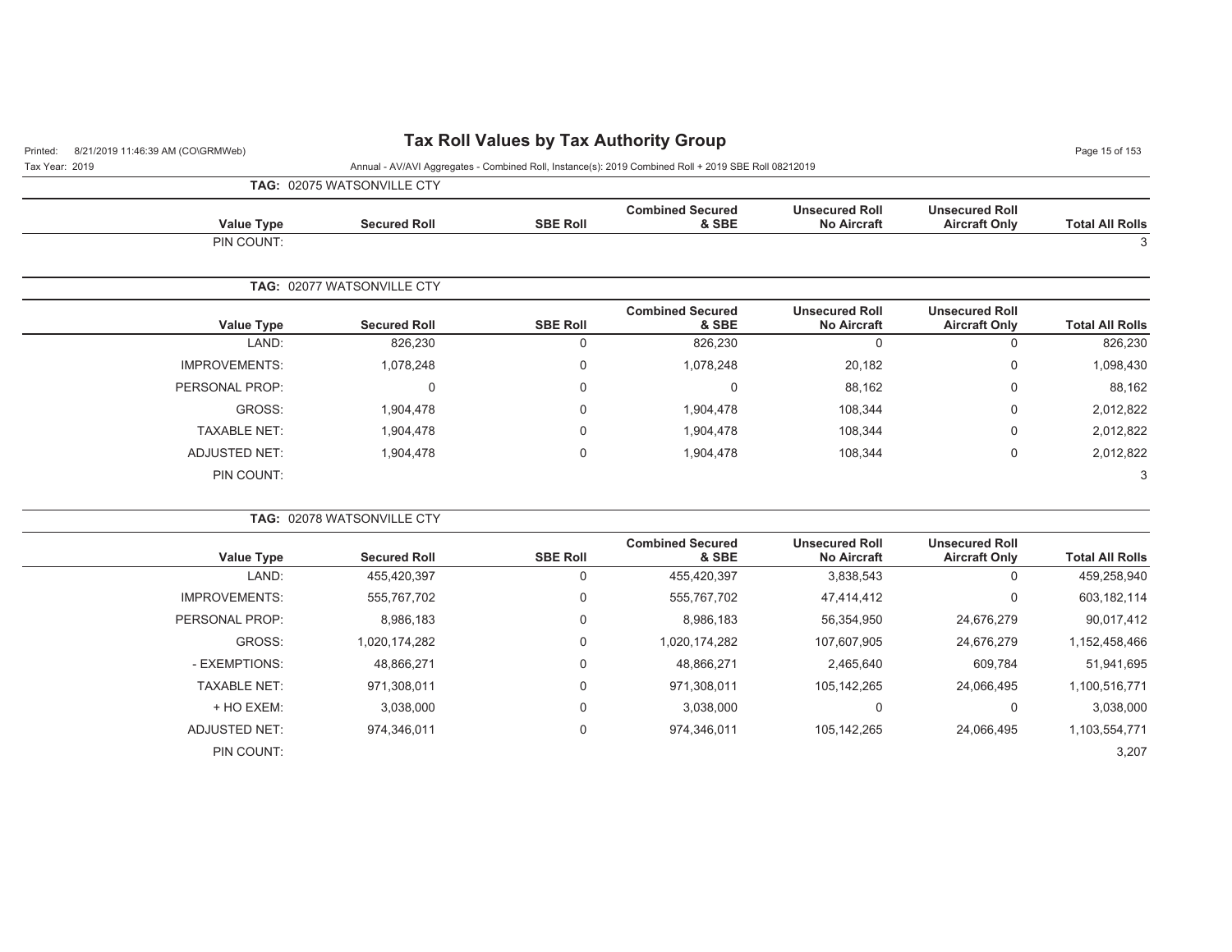# Tax Roll Values by Tax Authority Group

Annual - AV/AVI Aggregates - Combined Roll, Instance(s): 2019 Combined Roll + 2019 SBE Roll 08212019

Printed: 8/21/2019 11:46:39 AM (CO\GRMWeb)

Tax Year: 2019

**TAG: 02075 WATSONVILLE CTY**

| Value Type | Secured Roll | SBE Roll | Combined Secured & SBE | Unsecured Roll No Aircraft | Unsecured Roll Aircraft Only | Total All Rolls |
|---|---|---|---|---|---|---|
| PIN COUNT: | | | | | | 3 |

**TAG: 02077 WATSONVILLE CTY**

| Value Type | Secured Roll | SBE Roll | Combined Secured & SBE | Unsecured Roll No Aircraft | Unsecured Roll Aircraft Only | Total All Rolls |
|---|---|---|---|---|---|---|
| LAND: | 826,230 | 0 | 826,230 | 0 | 0 | 826,230 |
| IMPROVEMENTS: | 1,078,248 | 0 | 1,078,248 | 20,182 | 0 | 1,098,430 |
| PERSONAL PROP: | 0 | 0 | 0 | 88,162 | 0 | 88,162 |
| GROSS: | 1,904,478 | 0 | 1,904,478 | 108,344 | 0 | 2,012,822 |
| TAXABLE NET: | 1,904,478 | 0 | 1,904,478 | 108,344 | 0 | 2,012,822 |
| ADJUSTED NET: | 1,904,478 | 0 | 1,904,478 | 108,344 | 0 | 2,012,822 |
| PIN COUNT: | | | | | | 3 |

**TAG: 02078 WATSONVILLE CTY**

| Value Type | Secured Roll | SBE Roll | Combined Secured & SBE | Unsecured Roll No Aircraft | Unsecured Roll Aircraft Only | Total All Rolls |
|---|---|---|---|---|---|---|
| LAND: | 455,420,397 | 0 | 455,420,397 | 3,838,543 | 0 | 459,258,940 |
| IMPROVEMENTS: | 555,767,702 | 0 | 555,767,702 | 47,414,412 | 0 | 603,182,114 |
| PERSONAL PROP: | 8,986,183 | 0 | 8,986,183 | 56,354,950 | 24,676,279 | 90,017,412 |
| GROSS: | 1,020,174,282 | 0 | 1,020,174,282 | 107,607,905 | 24,676,279 | 1,152,458,466 |
| - EXEMPTIONS: | 48,866,271 | 0 | 48,866,271 | 2,465,640 | 609,784 | 51,941,695 |
| TAXABLE NET: | 971,308,011 | 0 | 971,308,011 | 105,142,265 | 24,066,495 | 1,100,516,771 |
| + HO EXEM: | 3,038,000 | 0 | 3,038,000 | 0 | 0 | 3,038,000 |
| ADJUSTED NET: | 974,346,011 | 0 | 974,346,011 | 105,142,265 | 24,066,495 | 1,103,554,771 |
| PIN COUNT: | | | | | | 3,207 |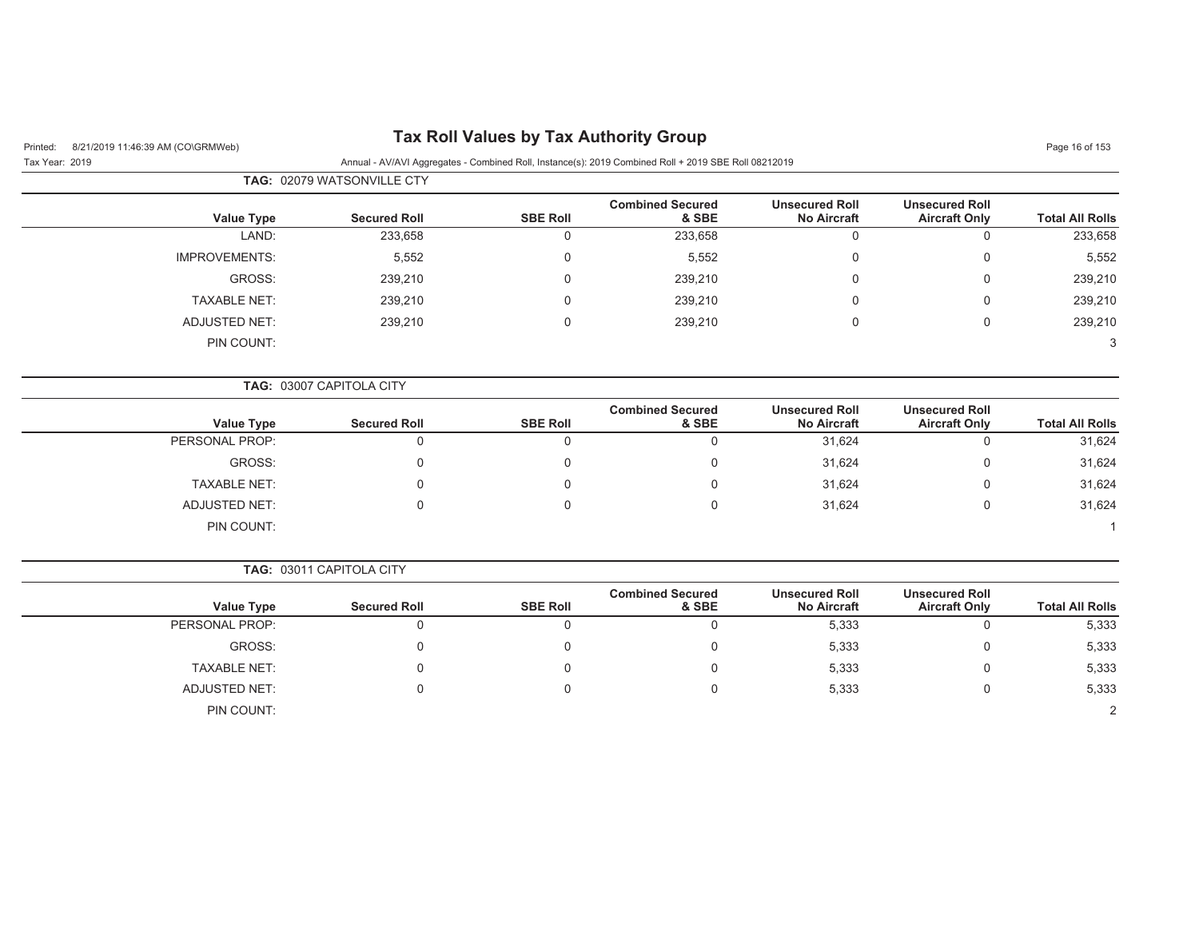# Tax Roll Values by Tax Authority Group

Printed: 8/21/2019 11:46:39 AM (CO\GRMWeb)

Tax Year: 2019

Annual - AV/AVI Aggregates - Combined Roll, Instance(s): 2019 Combined Roll + 2019 SBE Roll 08212019

**TAG:** 02079 WATSONVILLE CTY

| Value Type | Secured Roll | SBE Roll | Combined Secured & SBE | Unsecured Roll No Aircraft | Unsecured Roll Aircraft Only | Total All Rolls |
|---|---|---|---|---|---|---|
| LAND: | 233,658 | 0 | 233,658 | 0 | 0 | 233,658 |
| IMPROVEMENTS: | 5,552 | 0 | 5,552 | 0 | 0 | 5,552 |
| GROSS: | 239,210 | 0 | 239,210 | 0 | 0 | 239,210 |
| TAXABLE NET: | 239,210 | 0 | 239,210 | 0 | 0 | 239,210 |
| ADJUSTED NET: | 239,210 | 0 | 239,210 | 0 | 0 | 239,210 |
| PIN COUNT: | | | | | | 3 |

**TAG:** 03007 CAPITOLA CITY

| Value Type | Secured Roll | SBE Roll | Combined Secured & SBE | Unsecured Roll No Aircraft | Unsecured Roll Aircraft Only | Total All Rolls |
|---|---|---|---|---|---|---|
| PERSONAL PROP: | 0 | 0 | 0 | 31,624 | 0 | 31,624 |
| GROSS: | 0 | 0 | 0 | 31,624 | 0 | 31,624 |
| TAXABLE NET: | 0 | 0 | 0 | 31,624 | 0 | 31,624 |
| ADJUSTED NET: | 0 | 0 | 0 | 31,624 | 0 | 31,624 |
| PIN COUNT: | | | | | | 1 |

**TAG:** 03011 CAPITOLA CITY

| Value Type | Secured Roll | SBE Roll | Combined Secured & SBE | Unsecured Roll No Aircraft | Unsecured Roll Aircraft Only | Total All Rolls |
|---|---|---|---|---|---|---|
| PERSONAL PROP: | 0 | 0 | 0 | 5,333 | 0 | 5,333 |
| GROSS: | 0 | 0 | 0 | 5,333 | 0 | 5,333 |
| TAXABLE NET: | 0 | 0 | 0 | 5,333 | 0 | 5,333 |
| ADJUSTED NET: | 0 | 0 | 0 | 5,333 | 0 | 5,333 |
| PIN COUNT: | | | | | | 2 |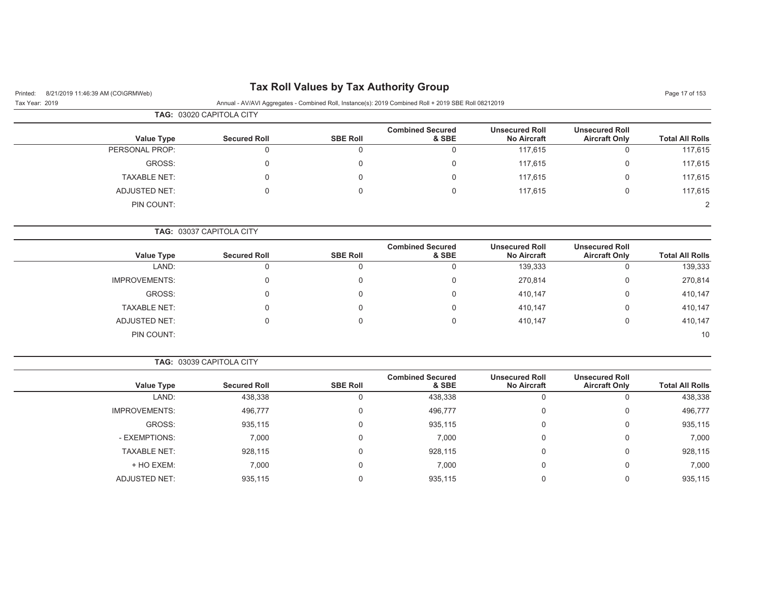# Tax Roll Values by Tax Authority Group

Printed: 8/21/2019 11:46:39 AM (CO\GRMWeb)

Tax Year: 2019

Annual - AV/AVI Aggregates - Combined Roll, Instance(s): 2019 Combined Roll + 2019 SBE Roll 08212019

**TAG:** 03020 CAPITOLA CITY

| Value Type | Secured Roll | SBE Roll | Combined Secured & SBE | Unsecured Roll No Aircraft | Unsecured Roll Aircraft Only | Total All Rolls |
|---|---|---|---|---|---|---|
| PERSONAL PROP: | 0 | 0 | 0 | 117,615 | 0 | 117,615 |
| GROSS: | 0 | 0 | 0 | 117,615 | 0 | 117,615 |
| TAXABLE NET: | 0 | 0 | 0 | 117,615 | 0 | 117,615 |
| ADJUSTED NET: | 0 | 0 | 0 | 117,615 | 0 | 117,615 |
| PIN COUNT: | | | | | | 2 |

**TAG:** 03037 CAPITOLA CITY

| Value Type | Secured Roll | SBE Roll | Combined Secured & SBE | Unsecured Roll No Aircraft | Unsecured Roll Aircraft Only | Total All Rolls |
|---|---|---|---|---|---|---|
| LAND: | 0 | 0 | 0 | 139,333 | 0 | 139,333 |
| IMPROVEMENTS: | 0 | 0 | 0 | 270,814 | 0 | 270,814 |
| GROSS: | 0 | 0 | 0 | 410,147 | 0 | 410,147 |
| TAXABLE NET: | 0 | 0 | 0 | 410,147 | 0 | 410,147 |
| ADJUSTED NET: | 0 | 0 | 0 | 410,147 | 0 | 410,147 |
| PIN COUNT: | | | | | | 10 |

**TAG:** 03039 CAPITOLA CITY

| Value Type | Secured Roll | SBE Roll | Combined Secured & SBE | Unsecured Roll No Aircraft | Unsecured Roll Aircraft Only | Total All Rolls |
|---|---|---|---|---|---|---|
| LAND: | 438,338 | 0 | 438,338 | 0 | 0 | 438,338 |
| IMPROVEMENTS: | 496,777 | 0 | 496,777 | 0 | 0 | 496,777 |
| GROSS: | 935,115 | 0 | 935,115 | 0 | 0 | 935,115 |
| - EXEMPTIONS: | 7,000 | 0 | 7,000 | 0 | 0 | 7,000 |
| TAXABLE NET: | 928,115 | 0 | 928,115 | 0 | 0 | 928,115 |
| + HO EXEM: | 7,000 | 0 | 7,000 | 0 | 0 | 7,000 |
| ADJUSTED NET: | 935,115 | 0 | 935,115 | 0 | 0 | 935,115 |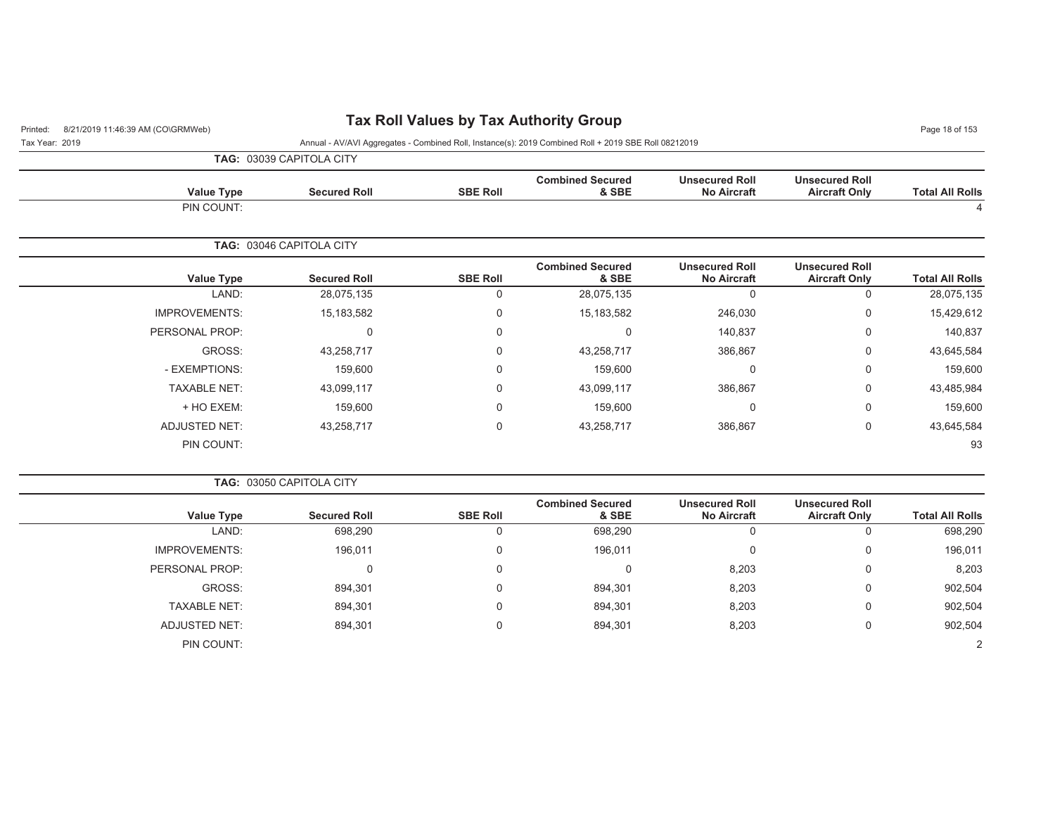# Tax Roll Values by Tax Authority Group

Printed: 8/21/2019 11:46:39 AM (CO\GRMWeb)

Tax Year: 2019

Annual - AV/AVI Aggregates - Combined Roll, Instance(s): 2019 Combined Roll + 2019 SBE Roll 08212019

**TAG: 03039 CAPITOLA CITY**

| Value Type | Secured Roll | SBE Roll | Combined Secured & SBE | Unsecured Roll No Aircraft | Unsecured Roll Aircraft Only | Total All Rolls |
|---|---|---|---|---|---|---|
| PIN COUNT: | | | | | | 4 |

**TAG: 03046 CAPITOLA CITY**

| Value Type | Secured Roll | SBE Roll | Combined Secured & SBE | Unsecured Roll No Aircraft | Unsecured Roll Aircraft Only | Total All Rolls |
|---|---|---|---|---|---|---|
| LAND: | 28,075,135 | 0 | 28,075,135 | 0 | 0 | 28,075,135 |
| IMPROVEMENTS: | 15,183,582 | 0 | 15,183,582 | 246,030 | 0 | 15,429,612 |
| PERSONAL PROP: | 0 | 0 | 0 | 140,837 | 0 | 140,837 |
| GROSS: | 43,258,717 | 0 | 43,258,717 | 386,867 | 0 | 43,645,584 |
| - EXEMPTIONS: | 159,600 | 0 | 159,600 | 0 | 0 | 159,600 |
| TAXABLE NET: | 43,099,117 | 0 | 43,099,117 | 386,867 | 0 | 43,485,984 |
| + HO EXEM: | 159,600 | 0 | 159,600 | 0 | 0 | 159,600 |
| ADJUSTED NET: | 43,258,717 | 0 | 43,258,717 | 386,867 | 0 | 43,645,584 |
| PIN COUNT: | | | | | | 93 |

**TAG: 03050 CAPITOLA CITY**

| Value Type | Secured Roll | SBE Roll | Combined Secured & SBE | Unsecured Roll No Aircraft | Unsecured Roll Aircraft Only | Total All Rolls |
|---|---|---|---|---|---|---|
| LAND: | 698,290 | 0 | 698,290 | 0 | 0 | 698,290 |
| IMPROVEMENTS: | 196,011 | 0 | 196,011 | 0 | 0 | 196,011 |
| PERSONAL PROP: | 0 | 0 | 0 | 8,203 | 0 | 8,203 |
| GROSS: | 894,301 | 0 | 894,301 | 8,203 | 0 | 902,504 |
| TAXABLE NET: | 894,301 | 0 | 894,301 | 8,203 | 0 | 902,504 |
| ADJUSTED NET: | 894,301 | 0 | 894,301 | 8,203 | 0 | 902,504 |
| PIN COUNT: | | | | | | 2 |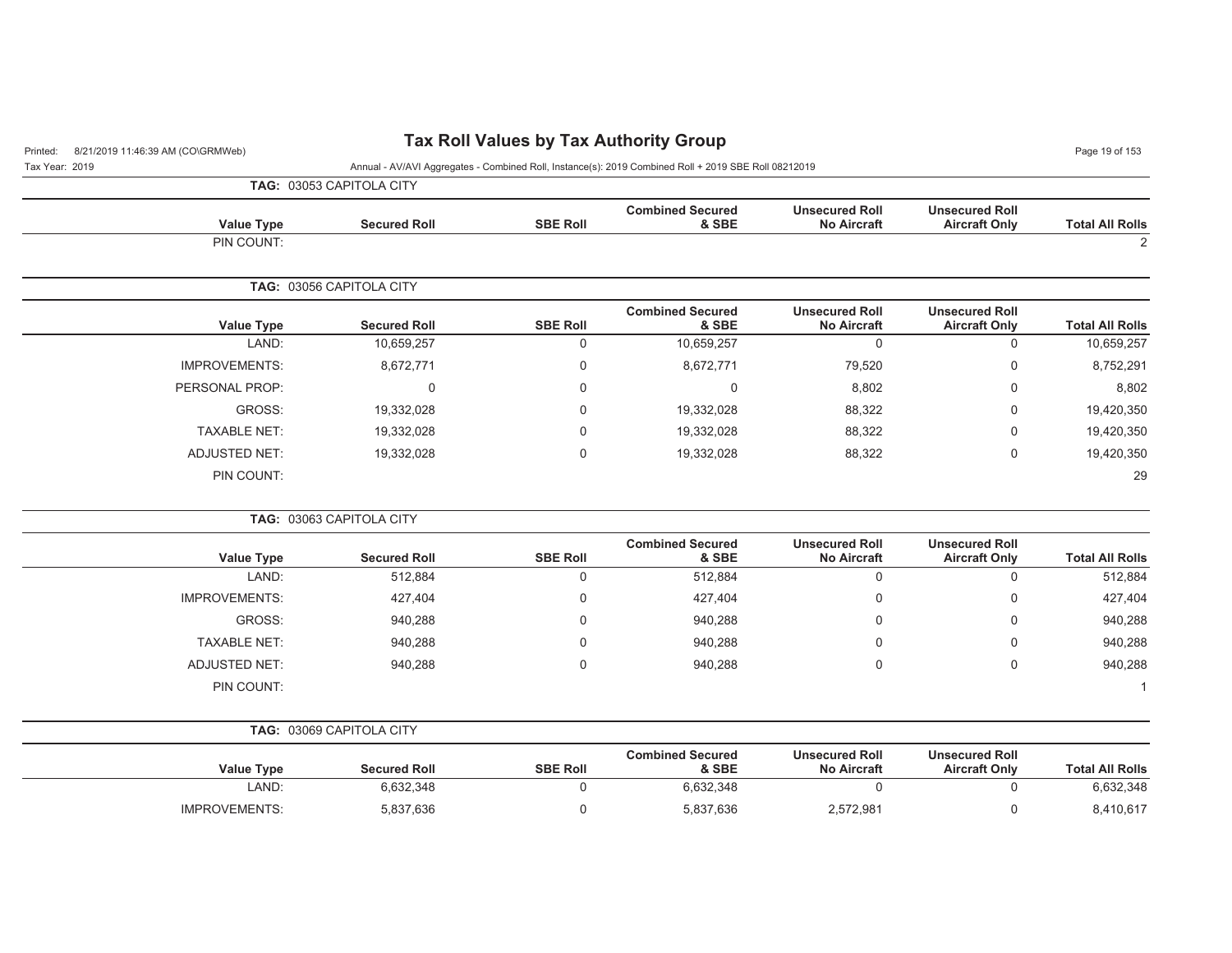# Tax Roll Values by Tax Authority Group

Tax Year: 2019

Annual - AV/AVI Aggregates - Combined Roll, Instance(s): 2019 Combined Roll + 2019 SBE Roll 08212019

**TAG: 03053 CAPITOLA CITY**

| Value Type | Secured Roll | SBE Roll | Combined Secured & SBE | Unsecured Roll No Aircraft | Unsecured Roll Aircraft Only | Total All Rolls |
|---|---|---|---|---|---|---|
| PIN COUNT: | | | | | | 2 |

**TAG: 03056 CAPITOLA CITY**

| Value Type | Secured Roll | SBE Roll | Combined Secured & SBE | Unsecured Roll No Aircraft | Unsecured Roll Aircraft Only | Total All Rolls |
|---|---|---|---|---|---|---|
| LAND: | 10,659,257 | 0 | 10,659,257 | 0 | 0 | 10,659,257 |
| IMPROVEMENTS: | 8,672,771 | 0 | 8,672,771 | 79,520 | 0 | 8,752,291 |
| PERSONAL PROP: | 0 | 0 | 0 | 8,802 | 0 | 8,802 |
| GROSS: | 19,332,028 | 0 | 19,332,028 | 88,322 | 0 | 19,420,350 |
| TAXABLE NET: | 19,332,028 | 0 | 19,332,028 | 88,322 | 0 | 19,420,350 |
| ADJUSTED NET: | 19,332,028 | 0 | 19,332,028 | 88,322 | 0 | 19,420,350 |
| PIN COUNT: | | | | | | 29 |

**TAG: 03063 CAPITOLA CITY**

| Value Type | Secured Roll | SBE Roll | Combined Secured & SBE | Unsecured Roll No Aircraft | Unsecured Roll Aircraft Only | Total All Rolls |
|---|---|---|---|---|---|---|
| LAND: | 512,884 | 0 | 512,884 | 0 | 0 | 512,884 |
| IMPROVEMENTS: | 427,404 | 0 | 427,404 | 0 | 0 | 427,404 |
| GROSS: | 940,288 | 0 | 940,288 | 0 | 0 | 940,288 |
| TAXABLE NET: | 940,288 | 0 | 940,288 | 0 | 0 | 940,288 |
| ADJUSTED NET: | 940,288 | 0 | 940,288 | 0 | 0 | 940,288 |
| PIN COUNT: | | | | | | 1 |

**TAG: 03069 CAPITOLA CITY**

| Value Type | Secured Roll | SBE Roll | Combined Secured & SBE | Unsecured Roll No Aircraft | Unsecured Roll Aircraft Only | Total All Rolls |
|---|---|---|---|---|---|---|
| LAND: | 6,632,348 | 0 | 6,632,348 | 0 | 0 | 6,632,348 |
| IMPROVEMENTS: | 5,837,636 | 0 | 5,837,636 | 2,572,981 | 0 | 8,410,617 |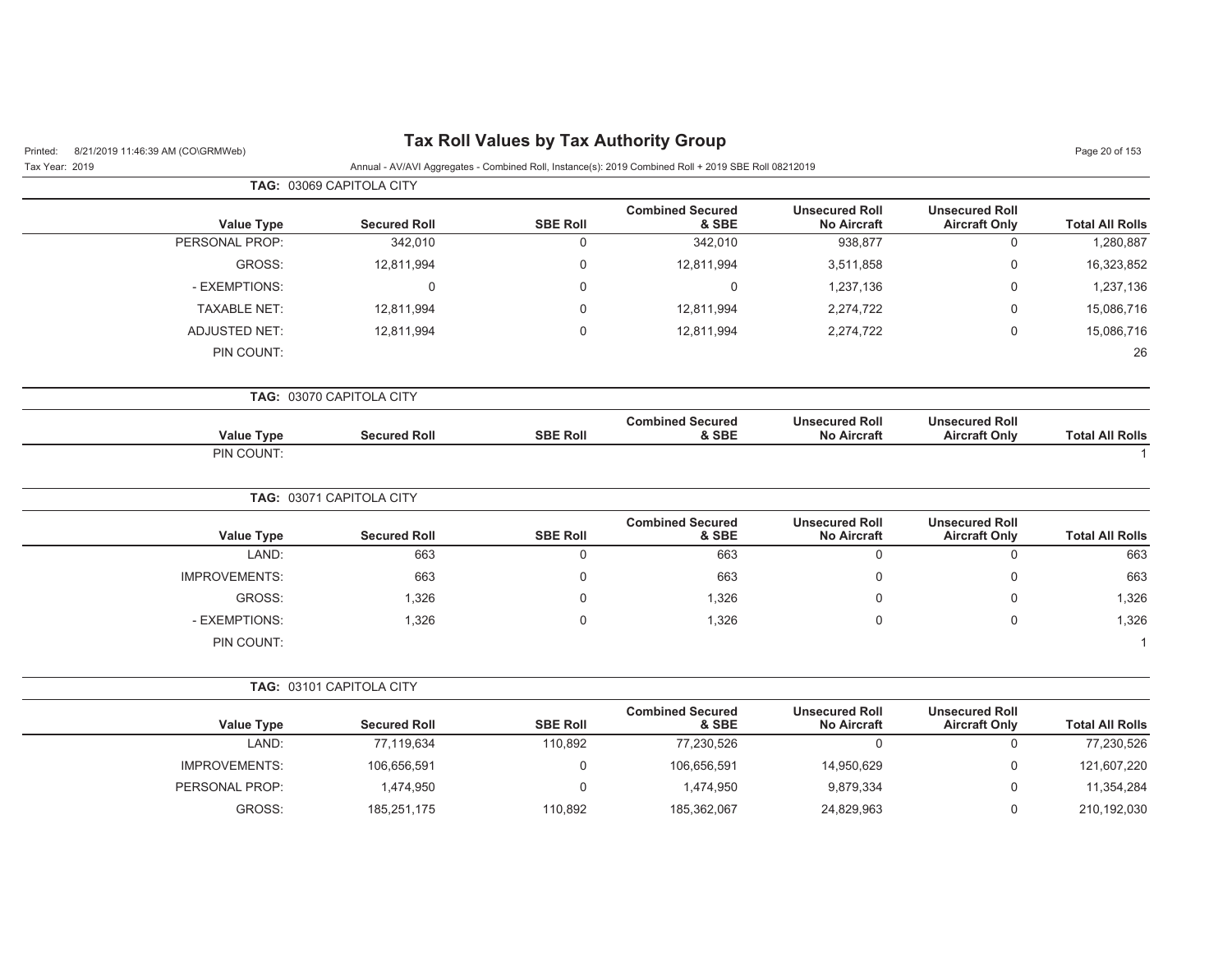# Tax Roll Values by Tax Authority Group

Printed: 8/21/2019 11:46:39 AM (CO\GRMWeb)

Tax Year: 2019

Annual - AV/AVI Aggregates - Combined Roll, Instance(s): 2019 Combined Roll + 2019 SBE Roll 08212019

**TAG: 03069 CAPITOLA CITY**

| Value Type | Secured Roll | SBE Roll | Combined Secured & SBE | Unsecured Roll No Aircraft | Unsecured Roll Aircraft Only | Total All Rolls |
|---|---|---|---|---|---|---|
| PERSONAL PROP: | 342,010 | 0 | 342,010 | 938,877 | 0 | 1,280,887 |
| GROSS: | 12,811,994 | 0 | 12,811,994 | 3,511,858 | 0 | 16,323,852 |
| - EXEMPTIONS: | 0 | 0 | 0 | 1,237,136 | 0 | 1,237,136 |
| TAXABLE NET: | 12,811,994 | 0 | 12,811,994 | 2,274,722 | 0 | 15,086,716 |
| ADJUSTED NET: | 12,811,994 | 0 | 12,811,994 | 2,274,722 | 0 | 15,086,716 |
| PIN COUNT: | | | | | | 26 |

**TAG: 03070 CAPITOLA CITY**

| Value Type | Secured Roll | SBE Roll | Combined Secured & SBE | Unsecured Roll No Aircraft | Unsecured Roll Aircraft Only | Total All Rolls |
|---|---|---|---|---|---|---|
| PIN COUNT: | | | | | | 1 |

**TAG: 03071 CAPITOLA CITY**

| Value Type | Secured Roll | SBE Roll | Combined Secured & SBE | Unsecured Roll No Aircraft | Unsecured Roll Aircraft Only | Total All Rolls |
|---|---|---|---|---|---|---|
| LAND: | 663 | 0 | 663 | 0 | 0 | 663 |
| IMPROVEMENTS: | 663 | 0 | 663 | 0 | 0 | 663 |
| GROSS: | 1,326 | 0 | 1,326 | 0 | 0 | 1,326 |
| - EXEMPTIONS: | 1,326 | 0 | 1,326 | 0 | 0 | 1,326 |
| PIN COUNT: | | | | | | 1 |

**TAG: 03101 CAPITOLA CITY**

| Value Type | Secured Roll | SBE Roll | Combined Secured & SBE | Unsecured Roll No Aircraft | Unsecured Roll Aircraft Only | Total All Rolls |
|---|---|---|---|---|---|---|
| LAND: | 77,119,634 | 110,892 | 77,230,526 | 0 | 0 | 77,230,526 |
| IMPROVEMENTS: | 106,656,591 | 0 | 106,656,591 | 14,950,629 | 0 | 121,607,220 |
| PERSONAL PROP: | 1,474,950 | 0 | 1,474,950 | 9,879,334 | 0 | 11,354,284 |
| GROSS: | 185,251,175 | 110,892 | 185,362,067 | 24,829,963 | 0 | 210,192,030 |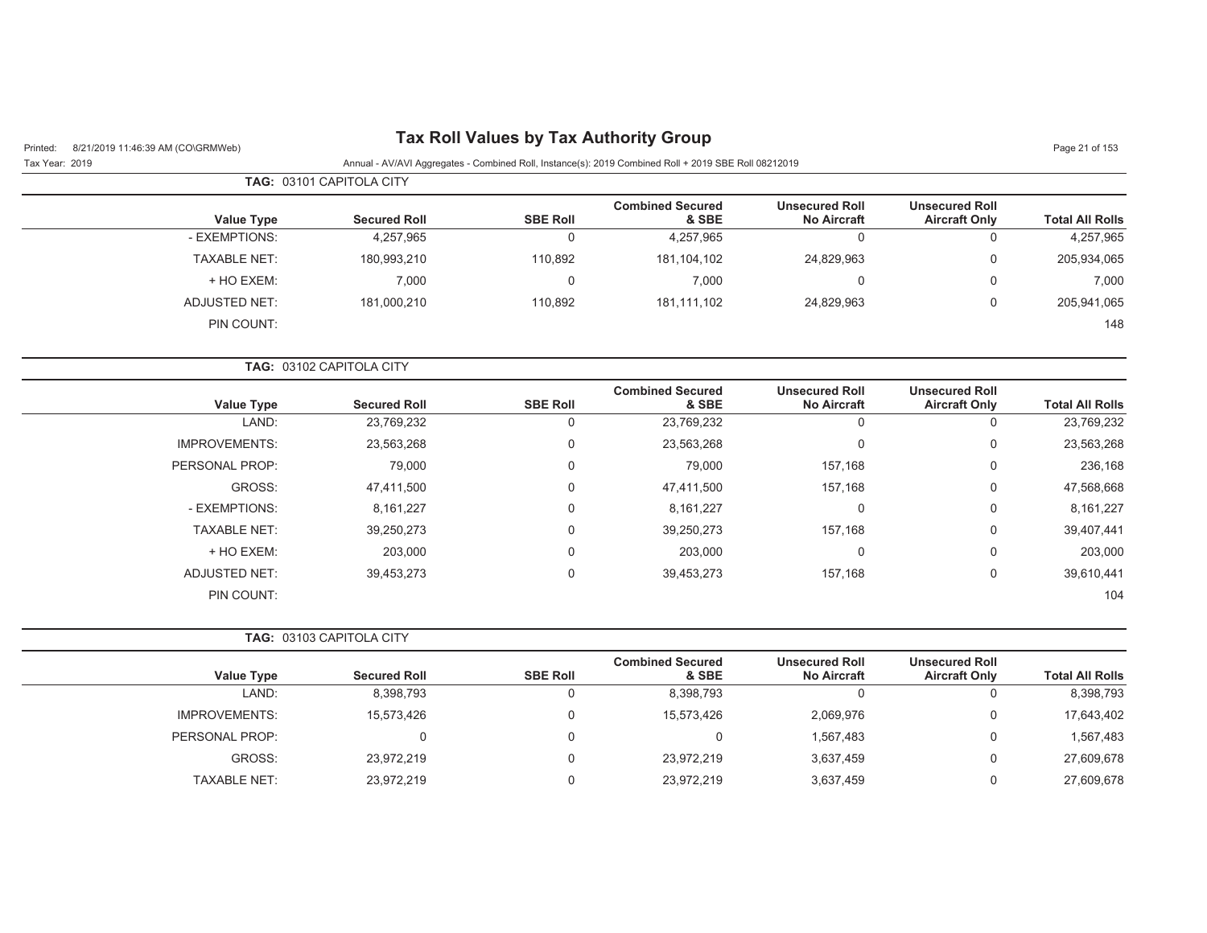# Tax Roll Values by Tax Authority Group

Printed: 8/21/2019 11:46:39 AM (CO\GRMWeb)

Tax Year: 2019

Annual - AV/AVI Aggregates - Combined Roll, Instance(s): 2019 Combined Roll + 2019 SBE Roll 08212019

**TAG:** 03101 CAPITOLA CITY

| Value Type | Secured Roll | SBE Roll | Combined Secured & SBE | Unsecured Roll No Aircraft | Unsecured Roll Aircraft Only | Total All Rolls |
|---|---|---|---|---|---|---|
| - EXEMPTIONS: | 4,257,965 | 0 | 4,257,965 | 0 | 0 | 4,257,965 |
| TAXABLE NET: | 180,993,210 | 110,892 | 181,104,102 | 24,829,963 | 0 | 205,934,065 |
| + HO EXEM: | 7,000 | 0 | 7,000 | 0 | 0 | 7,000 |
| ADJUSTED NET: | 181,000,210 | 110,892 | 181,111,102 | 24,829,963 | 0 | 205,941,065 |
| PIN COUNT: | | | | | | 148 |

**TAG:** 03102 CAPITOLA CITY

| Value Type | Secured Roll | SBE Roll | Combined Secured & SBE | Unsecured Roll No Aircraft | Unsecured Roll Aircraft Only | Total All Rolls |
|---|---|---|---|---|---|---|
| LAND: | 23,769,232 | 0 | 23,769,232 | 0 | 0 | 23,769,232 |
| IMPROVEMENTS: | 23,563,268 | 0 | 23,563,268 | 0 | 0 | 23,563,268 |
| PERSONAL PROP: | 79,000 | 0 | 79,000 | 157,168 | 0 | 236,168 |
| GROSS: | 47,411,500 | 0 | 47,411,500 | 157,168 | 0 | 47,568,668 |
| - EXEMPTIONS: | 8,161,227 | 0 | 8,161,227 | 0 | 0 | 8,161,227 |
| TAXABLE NET: | 39,250,273 | 0 | 39,250,273 | 157,168 | 0 | 39,407,441 |
| + HO EXEM: | 203,000 | 0 | 203,000 | 0 | 0 | 203,000 |
| ADJUSTED NET: | 39,453,273 | 0 | 39,453,273 | 157,168 | 0 | 39,610,441 |
| PIN COUNT: | | | | | | 104 |

**TAG:** 03103 CAPITOLA CITY

| Value Type | Secured Roll | SBE Roll | Combined Secured & SBE | Unsecured Roll No Aircraft | Unsecured Roll Aircraft Only | Total All Rolls |
|---|---|---|---|---|---|---|
| LAND: | 8,398,793 | 0 | 8,398,793 | 0 | 0 | 8,398,793 |
| IMPROVEMENTS: | 15,573,426 | 0 | 15,573,426 | 2,069,976 | 0 | 17,643,402 |
| PERSONAL PROP: | 0 | 0 | 0 | 1,567,483 | 0 | 1,567,483 |
| GROSS: | 23,972,219 | 0 | 23,972,219 | 3,637,459 | 0 | 27,609,678 |
| TAXABLE NET: | 23,972,219 | 0 | 23,972,219 | 3,637,459 | 0 | 27,609,678 |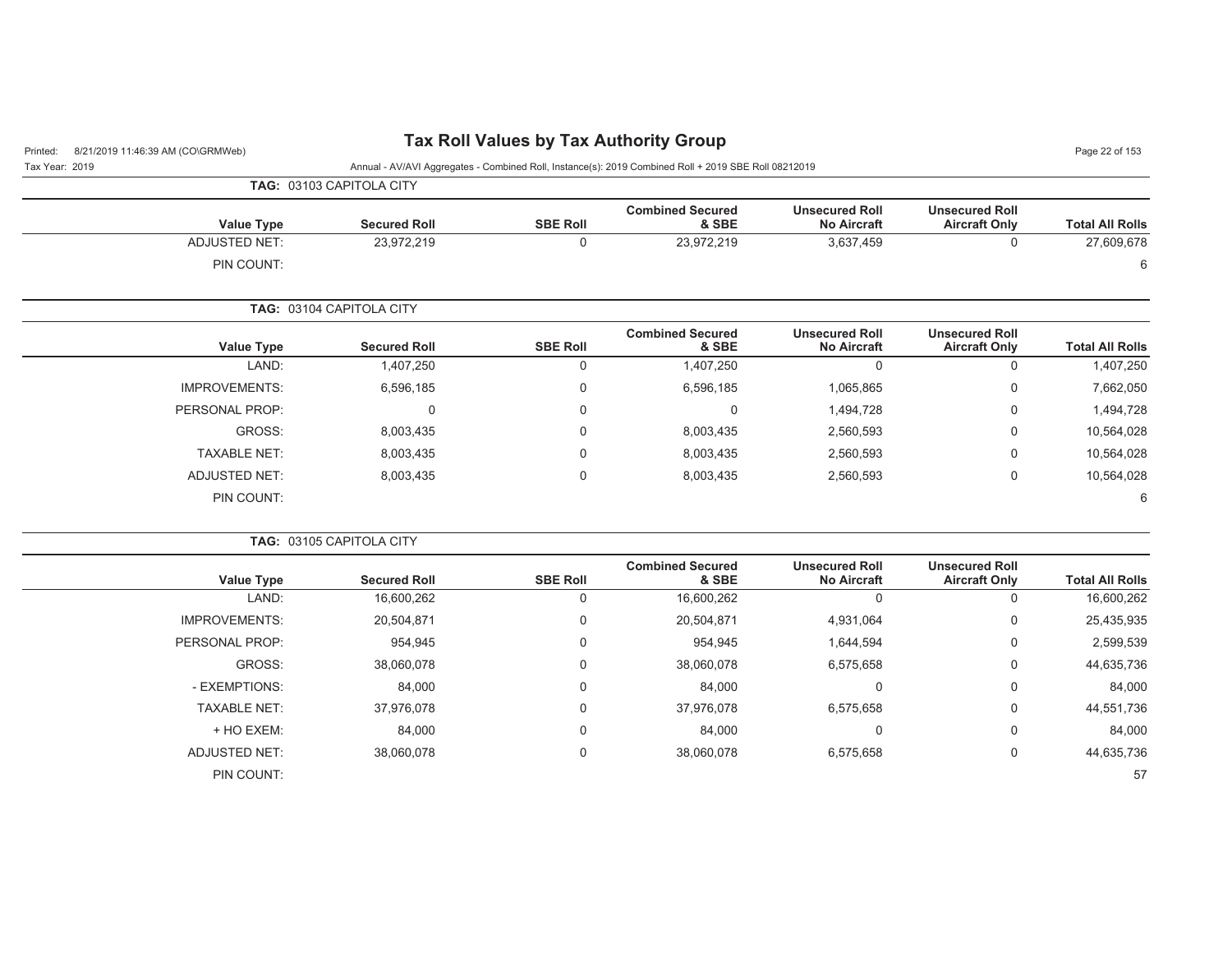# Tax Roll Values by Tax Authority Group

Printed: 8/21/2019 11:46:39 AM (CO\GRMWeb)

Tax Year: 2019

Annual - AV/AVI Aggregates - Combined Roll, Instance(s): 2019 Combined Roll + 2019 SBE Roll 08212019

**TAG:** 03103 CAPITOLA CITY

| Value Type | Secured Roll | SBE Roll | Combined Secured & SBE | Unsecured Roll No Aircraft | Unsecured Roll Aircraft Only | Total All Rolls |
|---|---|---|---|---|---|---|
| ADJUSTED NET: | 23,972,219 | 0 | 23,972,219 | 3,637,459 | 0 | 27,609,678 |
| PIN COUNT: | | | | | | 6 |

**TAG:** 03104 CAPITOLA CITY

| Value Type | Secured Roll | SBE Roll | Combined Secured & SBE | Unsecured Roll No Aircraft | Unsecured Roll Aircraft Only | Total All Rolls |
|---|---|---|---|---|---|---|
| LAND: | 1,407,250 | 0 | 1,407,250 | 0 | 0 | 1,407,250 |
| IMPROVEMENTS: | 6,596,185 | 0 | 6,596,185 | 1,065,865 | 0 | 7,662,050 |
| PERSONAL PROP: | 0 | 0 | 0 | 1,494,728 | 0 | 1,494,728 |
| GROSS: | 8,003,435 | 0 | 8,003,435 | 2,560,593 | 0 | 10,564,028 |
| TAXABLE NET: | 8,003,435 | 0 | 8,003,435 | 2,560,593 | 0 | 10,564,028 |
| ADJUSTED NET: | 8,003,435 | 0 | 8,003,435 | 2,560,593 | 0 | 10,564,028 |
| PIN COUNT: | | | | | | 6 |

**TAG:** 03105 CAPITOLA CITY

| Value Type | Secured Roll | SBE Roll | Combined Secured & SBE | Unsecured Roll No Aircraft | Unsecured Roll Aircraft Only | Total All Rolls |
|---|---|---|---|---|---|---|
| LAND: | 16,600,262 | 0 | 16,600,262 | 0 | 0 | 16,600,262 |
| IMPROVEMENTS: | 20,504,871 | 0 | 20,504,871 | 4,931,064 | 0 | 25,435,935 |
| PERSONAL PROP: | 954,945 | 0 | 954,945 | 1,644,594 | 0 | 2,599,539 |
| GROSS: | 38,060,078 | 0 | 38,060,078 | 6,575,658 | 0 | 44,635,736 |
| - EXEMPTIONS: | 84,000 | 0 | 84,000 | 0 | 0 | 84,000 |
| TAXABLE NET: | 37,976,078 | 0 | 37,976,078 | 6,575,658 | 0 | 44,551,736 |
| + HO EXEM: | 84,000 | 0 | 84,000 | 0 | 0 | 84,000 |
| ADJUSTED NET: | 38,060,078 | 0 | 38,060,078 | 6,575,658 | 0 | 44,635,736 |
| PIN COUNT: | | | | | | 57 |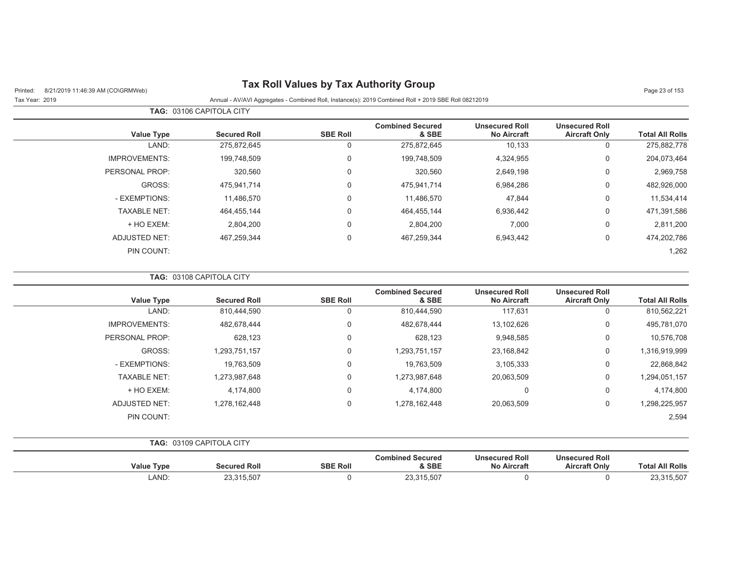# Tax Roll Values by Tax Authority Group

Printed: 8/21/2019 11:46:39 AM (CO\GRMWeb)

Tax Year: 2019

Annual - AV/AVI Aggregates - Combined Roll, Instance(s): 2019 Combined Roll + 2019 SBE Roll 08212019

**TAG: 03106 CAPITOLA CITY**

| Value Type | Secured Roll | SBE Roll | Combined Secured & SBE | Unsecured Roll No Aircraft | Unsecured Roll Aircraft Only | Total All Rolls |
|---|---|---|---|---|---|---|
| LAND: | 275,872,645 | 0 | 275,872,645 | 10,133 | 0 | 275,882,778 |
| IMPROVEMENTS: | 199,748,509 | 0 | 199,748,509 | 4,324,955 | 0 | 204,073,464 |
| PERSONAL PROP: | 320,560 | 0 | 320,560 | 2,649,198 | 0 | 2,969,758 |
| GROSS: | 475,941,714 | 0 | 475,941,714 | 6,984,286 | 0 | 482,926,000 |
| - EXEMPTIONS: | 11,486,570 | 0 | 11,486,570 | 47,844 | 0 | 11,534,414 |
| TAXABLE NET: | 464,455,144 | 0 | 464,455,144 | 6,936,442 | 0 | 471,391,586 |
| + HO EXEM: | 2,804,200 | 0 | 2,804,200 | 7,000 | 0 | 2,811,200 |
| ADJUSTED NET: | 467,259,344 | 0 | 467,259,344 | 6,943,442 | 0 | 474,202,786 |
| PIN COUNT: | | | | | | 1,262 |

**TAG: 03108 CAPITOLA CITY**

| Value Type | Secured Roll | SBE Roll | Combined Secured & SBE | Unsecured Roll No Aircraft | Unsecured Roll Aircraft Only | Total All Rolls |
|---|---|---|---|---|---|---|
| LAND: | 810,444,590 | 0 | 810,444,590 | 117,631 | 0 | 810,562,221 |
| IMPROVEMENTS: | 482,678,444 | 0 | 482,678,444 | 13,102,626 | 0 | 495,781,070 |
| PERSONAL PROP: | 628,123 | 0 | 628,123 | 9,948,585 | 0 | 10,576,708 |
| GROSS: | 1,293,751,157 | 0 | 1,293,751,157 | 23,168,842 | 0 | 1,316,919,999 |
| - EXEMPTIONS: | 19,763,509 | 0 | 19,763,509 | 3,105,333 | 0 | 22,868,842 |
| TAXABLE NET: | 1,273,987,648 | 0 | 1,273,987,648 | 20,063,509 | 0 | 1,294,051,157 |
| + HO EXEM: | 4,174,800 | 0 | 4,174,800 | 0 | 0 | 4,174,800 |
| ADJUSTED NET: | 1,278,162,448 | 0 | 1,278,162,448 | 20,063,509 | 0 | 1,298,225,957 |
| PIN COUNT: | | | | | | 2,594 |

**TAG: 03109 CAPITOLA CITY**

| Value Type | Secured Roll | SBE Roll | Combined Secured & SBE | Unsecured Roll No Aircraft | Unsecured Roll Aircraft Only | Total All Rolls |
|---|---|---|---|---|---|---|
| LAND: | 23,315,507 | 0 | 23,315,507 | 0 | 0 | 23,315,507 |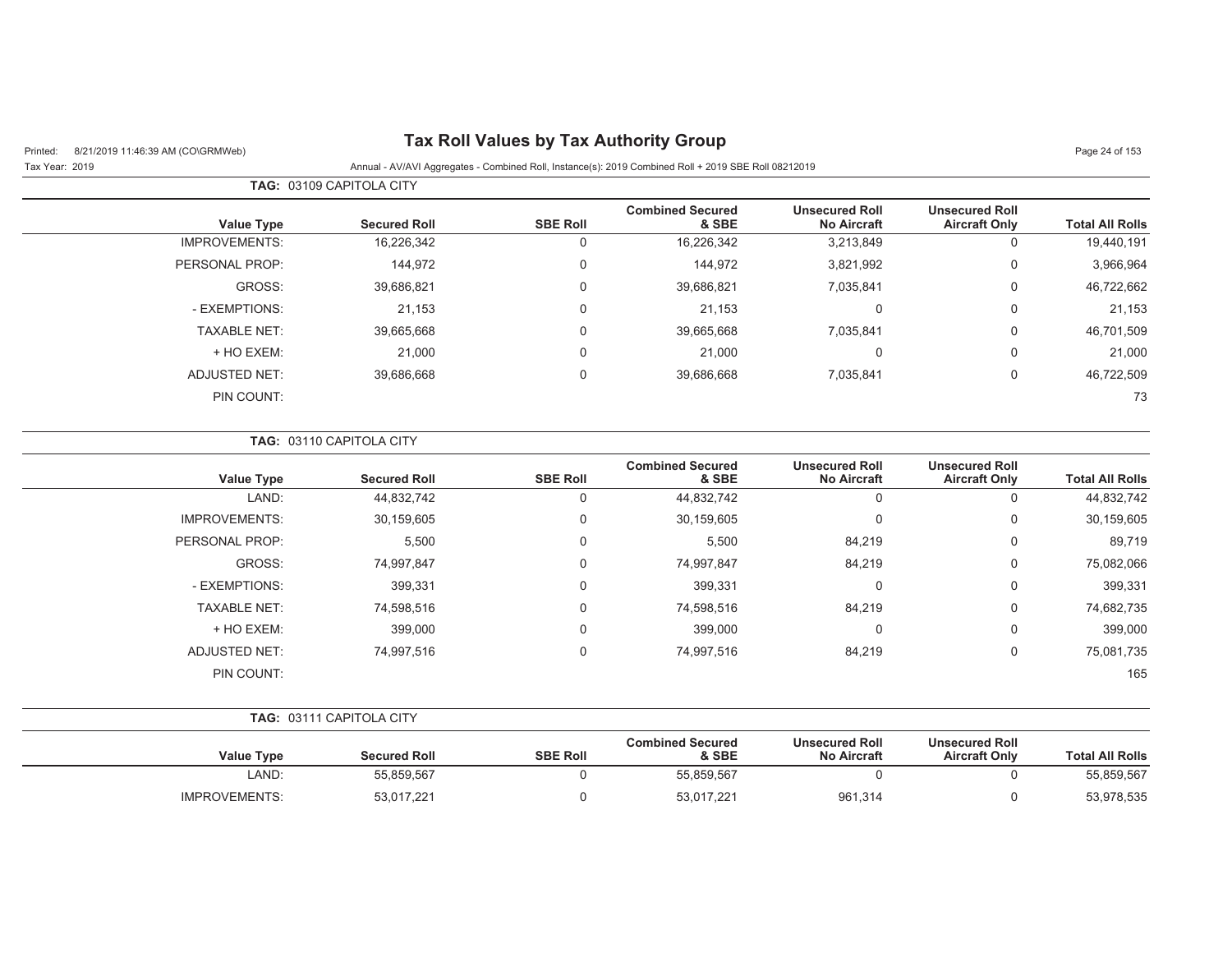# Tax Roll Values by Tax Authority Group

Printed: 8/21/2019 11:46:39 AM (CO\GRMWeb)

Tax Year: 2019

Annual - AV/AVI Aggregates - Combined Roll, Instance(s): 2019 Combined Roll + 2019 SBE Roll 08212019

**TAG:** 03109 CAPITOLA CITY

| Value Type | Secured Roll | SBE Roll | Combined Secured & SBE | Unsecured Roll No Aircraft | Unsecured Roll Aircraft Only | Total All Rolls |
|---|---|---|---|---|---|---|
| IMPROVEMENTS: | 16,226,342 | 0 | 16,226,342 | 3,213,849 | 0 | 19,440,191 |
| PERSONAL PROP: | 144,972 | 0 | 144,972 | 3,821,992 | 0 | 3,966,964 |
| GROSS: | 39,686,821 | 0 | 39,686,821 | 7,035,841 | 0 | 46,722,662 |
| - EXEMPTIONS: | 21,153 | 0 | 21,153 | 0 | 0 | 21,153 |
| TAXABLE NET: | 39,665,668 | 0 | 39,665,668 | 7,035,841 | 0 | 46,701,509 |
| + HO EXEM: | 21,000 | 0 | 21,000 | 0 | 0 | 21,000 |
| ADJUSTED NET: | 39,686,668 | 0 | 39,686,668 | 7,035,841 | 0 | 46,722,509 |
| PIN COUNT: | | | | | | 73 |

**TAG:** 03110 CAPITOLA CITY

| Value Type | Secured Roll | SBE Roll | Combined Secured & SBE | Unsecured Roll No Aircraft | Unsecured Roll Aircraft Only | Total All Rolls |
|---|---|---|---|---|---|---|
| LAND: | 44,832,742 | 0 | 44,832,742 | 0 | 0 | 44,832,742 |
| IMPROVEMENTS: | 30,159,605 | 0 | 30,159,605 | 0 | 0 | 30,159,605 |
| PERSONAL PROP: | 5,500 | 0 | 5,500 | 84,219 | 0 | 89,719 |
| GROSS: | 74,997,847 | 0 | 74,997,847 | 84,219 | 0 | 75,082,066 |
| - EXEMPTIONS: | 399,331 | 0 | 399,331 | 0 | 0 | 399,331 |
| TAXABLE NET: | 74,598,516 | 0 | 74,598,516 | 84,219 | 0 | 74,682,735 |
| + HO EXEM: | 399,000 | 0 | 399,000 | 0 | 0 | 399,000 |
| ADJUSTED NET: | 74,997,516 | 0 | 74,997,516 | 84,219 | 0 | 75,081,735 |
| PIN COUNT: | | | | | | 165 |

**TAG:** 03111 CAPITOLA CITY

| Value Type | Secured Roll | SBE Roll | Combined Secured & SBE | Unsecured Roll No Aircraft | Unsecured Roll Aircraft Only | Total All Rolls |
|---|---|---|---|---|---|---|
| LAND: | 55,859,567 | 0 | 55,859,567 | 0 | 0 | 55,859,567 |
| IMPROVEMENTS: | 53,017,221 | 0 | 53,017,221 | 961,314 | 0 | 53,978,535 |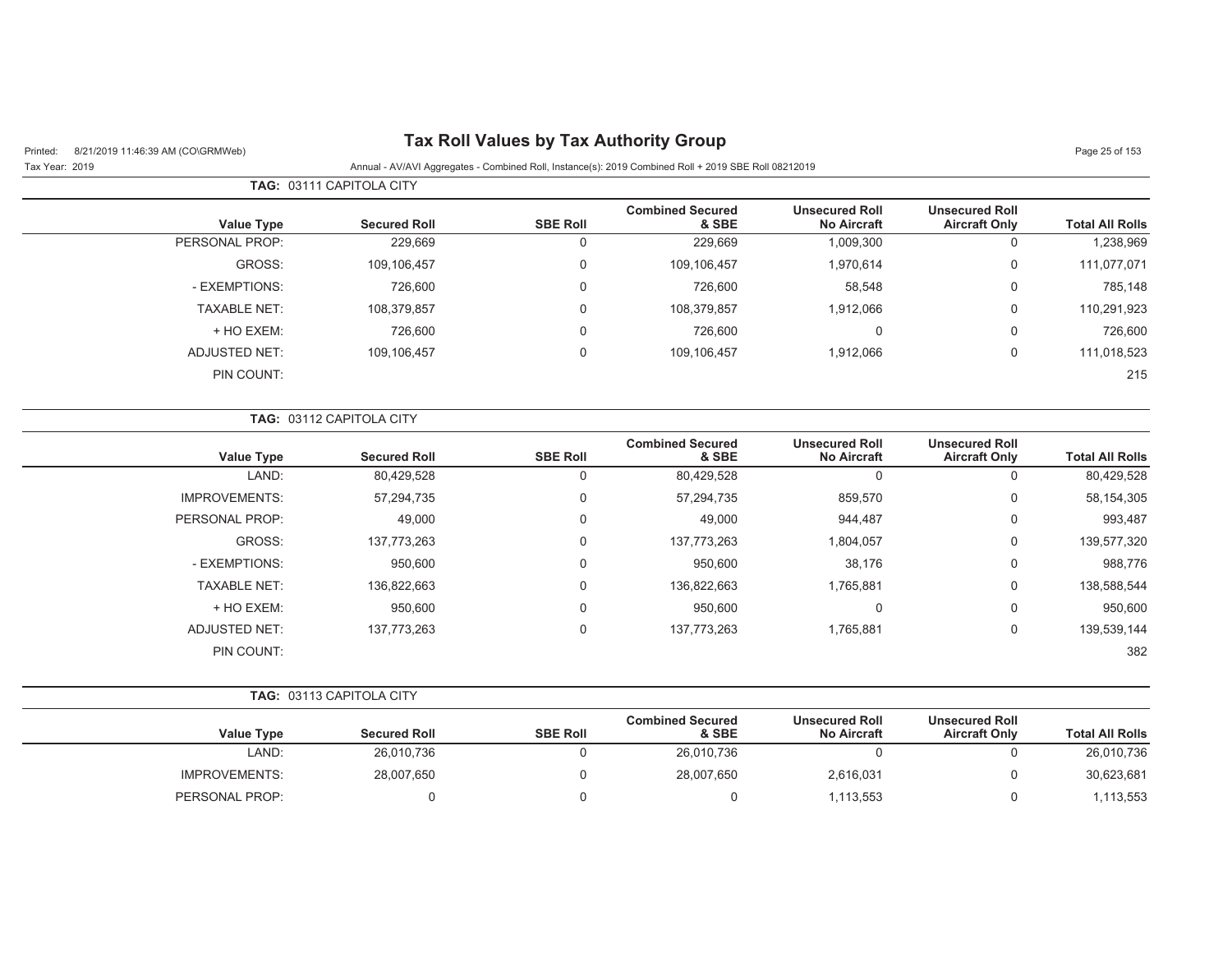# Tax Roll Values by Tax Authority Group

Printed: 8/21/2019 11:46:39 AM (CO\GRMWeb)

Tax Year: 2019

Annual - AV/AVI Aggregates - Combined Roll, Instance(s): 2019 Combined Roll + 2019 SBE Roll 08212019

**TAG: 03111 CAPITOLA CITY**

| Value Type | Secured Roll | SBE Roll | Combined Secured & SBE | Unsecured Roll No Aircraft | Unsecured Roll Aircraft Only | Total All Rolls |
|---|---|---|---|---|---|---|
| PERSONAL PROP: | 229,669 | 0 | 229,669 | 1,009,300 | 0 | 1,238,969 |
| GROSS: | 109,106,457 | 0 | 109,106,457 | 1,970,614 | 0 | 111,077,071 |
| - EXEMPTIONS: | 726,600 | 0 | 726,600 | 58,548 | 0 | 785,148 |
| TAXABLE NET: | 108,379,857 | 0 | 108,379,857 | 1,912,066 | 0 | 110,291,923 |
| + HO EXEM: | 726,600 | 0 | 726,600 | 0 | 0 | 726,600 |
| ADJUSTED NET: | 109,106,457 | 0 | 109,106,457 | 1,912,066 | 0 | 111,018,523 |
| PIN COUNT: | | | | | | 215 |

**TAG: 03112 CAPITOLA CITY**

| Value Type | Secured Roll | SBE Roll | Combined Secured & SBE | Unsecured Roll No Aircraft | Unsecured Roll Aircraft Only | Total All Rolls |
|---|---|---|---|---|---|---|
| LAND: | 80,429,528 | 0 | 80,429,528 | 0 | 0 | 80,429,528 |
| IMPROVEMENTS: | 57,294,735 | 0 | 57,294,735 | 859,570 | 0 | 58,154,305 |
| PERSONAL PROP: | 49,000 | 0 | 49,000 | 944,487 | 0 | 993,487 |
| GROSS: | 137,773,263 | 0 | 137,773,263 | 1,804,057 | 0 | 139,577,320 |
| - EXEMPTIONS: | 950,600 | 0 | 950,600 | 38,176 | 0 | 988,776 |
| TAXABLE NET: | 136,822,663 | 0 | 136,822,663 | 1,765,881 | 0 | 138,588,544 |
| + HO EXEM: | 950,600 | 0 | 950,600 | 0 | 0 | 950,600 |
| ADJUSTED NET: | 137,773,263 | 0 | 137,773,263 | 1,765,881 | 0 | 139,539,144 |
| PIN COUNT: | | | | | | 382 |

**TAG: 03113 CAPITOLA CITY**

| Value Type | Secured Roll | SBE Roll | Combined Secured & SBE | Unsecured Roll No Aircraft | Unsecured Roll Aircraft Only | Total All Rolls |
|---|---|---|---|---|---|---|
| LAND: | 26,010,736 | 0 | 26,010,736 | 0 | 0 | 26,010,736 |
| IMPROVEMENTS: | 28,007,650 | 0 | 28,007,650 | 2,616,031 | 0 | 30,623,681 |
| PERSONAL PROP: | 0 | 0 | 0 | 1,113,553 | 0 | 1,113,553 |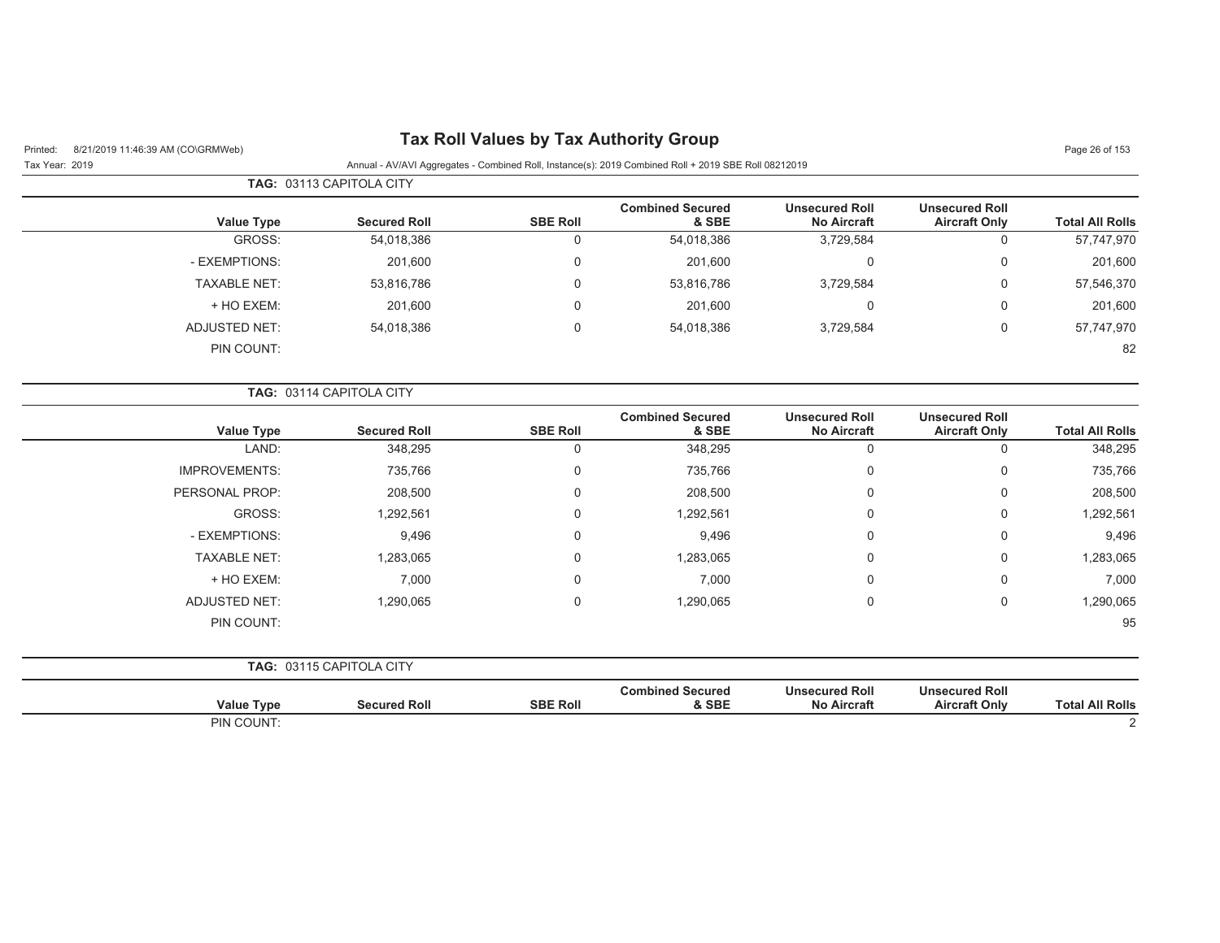**TAG: 03113 CAPITOLA CITY**

| Value Type | Secured Roll | SBE Roll | Combined Secured & SBE | Unsecured Roll No Aircraft | Unsecured Roll Aircraft Only | Total All Rolls |
|---|---|---|---|---|---|---|
| GROSS: | 54,018,386 | 0 | 54,018,386 | 3,729,584 | 0 | 57,747,970 |
| - EXEMPTIONS: | 201,600 | 0 | 201,600 | 0 | 0 | 201,600 |
| TAXABLE NET: | 53,816,786 | 0 | 53,816,786 | 3,729,584 | 0 | 57,546,370 |
| + HO EXEM: | 201,600 | 0 | 201,600 | 0 | 0 | 201,600 |
| ADJUSTED NET: | 54,018,386 | 0 | 54,018,386 | 3,729,584 | 0 | 57,747,970 |
| PIN COUNT: | | | | | | 82 |

**TAG: 03114 CAPITOLA CITY**

| Value Type | Secured Roll | SBE Roll | Combined Secured & SBE | Unsecured Roll No Aircraft | Unsecured Roll Aircraft Only | Total All Rolls |
|---|---|---|---|---|---|---|
| LAND: | 348,295 | 0 | 348,295 | 0 | 0 | 348,295 |
| IMPROVEMENTS: | 735,766 | 0 | 735,766 | 0 | 0 | 735,766 |
| PERSONAL PROP: | 208,500 | 0 | 208,500 | 0 | 0 | 208,500 |
| GROSS: | 1,292,561 | 0 | 1,292,561 | 0 | 0 | 1,292,561 |
| - EXEMPTIONS: | 9,496 | 0 | 9,496 | 0 | 0 | 9,496 |
| TAXABLE NET: | 1,283,065 | 0 | 1,283,065 | 0 | 0 | 1,283,065 |
| + HO EXEM: | 7,000 | 0 | 7,000 | 0 | 0 | 7,000 |
| ADJUSTED NET: | 1,290,065 | 0 | 1,290,065 | 0 | 0 | 1,290,065 |
| PIN COUNT: | | | | | | 95 |

**TAG: 03115 CAPITOLA CITY**

| Value Type | Secured Roll | SBE Roll | Combined Secured & SBE | Unsecured Roll No Aircraft | Unsecured Roll Aircraft Only | Total All Rolls |
|---|---|---|---|---|---|---|
| PIN COUNT: | | | | | | 2 |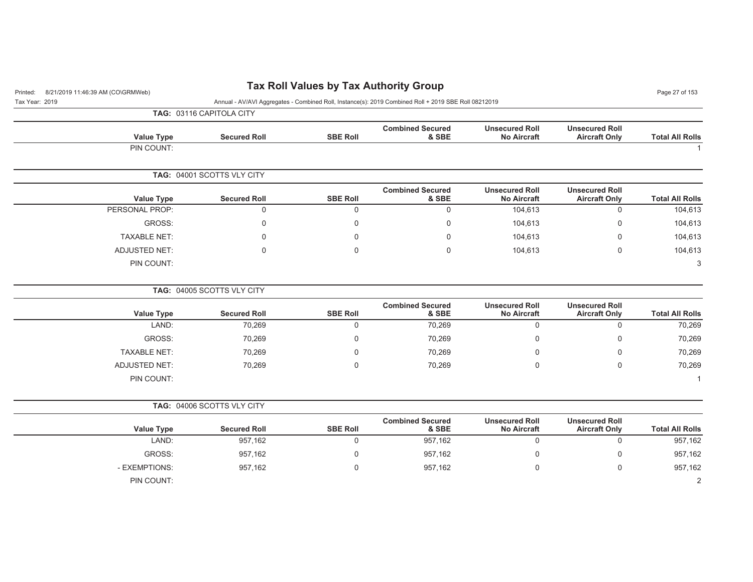# Tax Roll Values by Tax Authority Group

Printed: 8/21/2019 11:46:39 AM (CO\GRMWeb)
Tax Year: 2019

Annual - AV/AVI Aggregates - Combined Roll, Instance(s): 2019 Combined Roll + 2019 SBE Roll 08212019

**TAG:** 03116 CAPITOLA CITY

| Value Type | Secured Roll | SBE Roll | Combined Secured & SBE | Unsecured Roll No Aircraft | Unsecured Roll Aircraft Only | Total All Rolls |
|---|---|---|---|---|---|---|
| PIN COUNT: | | | | | | 1 |

**TAG:** 04001 SCOTTS VLY CITY

| Value Type | Secured Roll | SBE Roll | Combined Secured & SBE | Unsecured Roll No Aircraft | Unsecured Roll Aircraft Only | Total All Rolls |
|---|---|---|---|---|---|---|
| PERSONAL PROP: | 0 | 0 | 0 | 104,613 | 0 | 104,613 |
| GROSS: | 0 | 0 | 0 | 104,613 | 0 | 104,613 |
| TAXABLE NET: | 0 | 0 | 0 | 104,613 | 0 | 104,613 |
| ADJUSTED NET: | 0 | 0 | 0 | 104,613 | 0 | 104,613 |
| PIN COUNT: | | | | | | 3 |

**TAG:** 04005 SCOTTS VLY CITY

| Value Type | Secured Roll | SBE Roll | Combined Secured & SBE | Unsecured Roll No Aircraft | Unsecured Roll Aircraft Only | Total All Rolls |
|---|---|---|---|---|---|---|
| LAND: | 70,269 | 0 | 70,269 | 0 | 0 | 70,269 |
| GROSS: | 70,269 | 0 | 70,269 | 0 | 0 | 70,269 |
| TAXABLE NET: | 70,269 | 0 | 70,269 | 0 | 0 | 70,269 |
| ADJUSTED NET: | 70,269 | 0 | 70,269 | 0 | 0 | 70,269 |
| PIN COUNT: | | | | | | 1 |

**TAG:** 04006 SCOTTS VLY CITY

| Value Type | Secured Roll | SBE Roll | Combined Secured & SBE | Unsecured Roll No Aircraft | Unsecured Roll Aircraft Only | Total All Rolls |
|---|---|---|---|---|---|---|
| LAND: | 957,162 | 0 | 957,162 | 0 | 0 | 957,162 |
| GROSS: | 957,162 | 0 | 957,162 | 0 | 0 | 957,162 |
| - EXEMPTIONS: | 957,162 | 0 | 957,162 | 0 | 0 | 957,162 |
| PIN COUNT: | | | | | | 2 |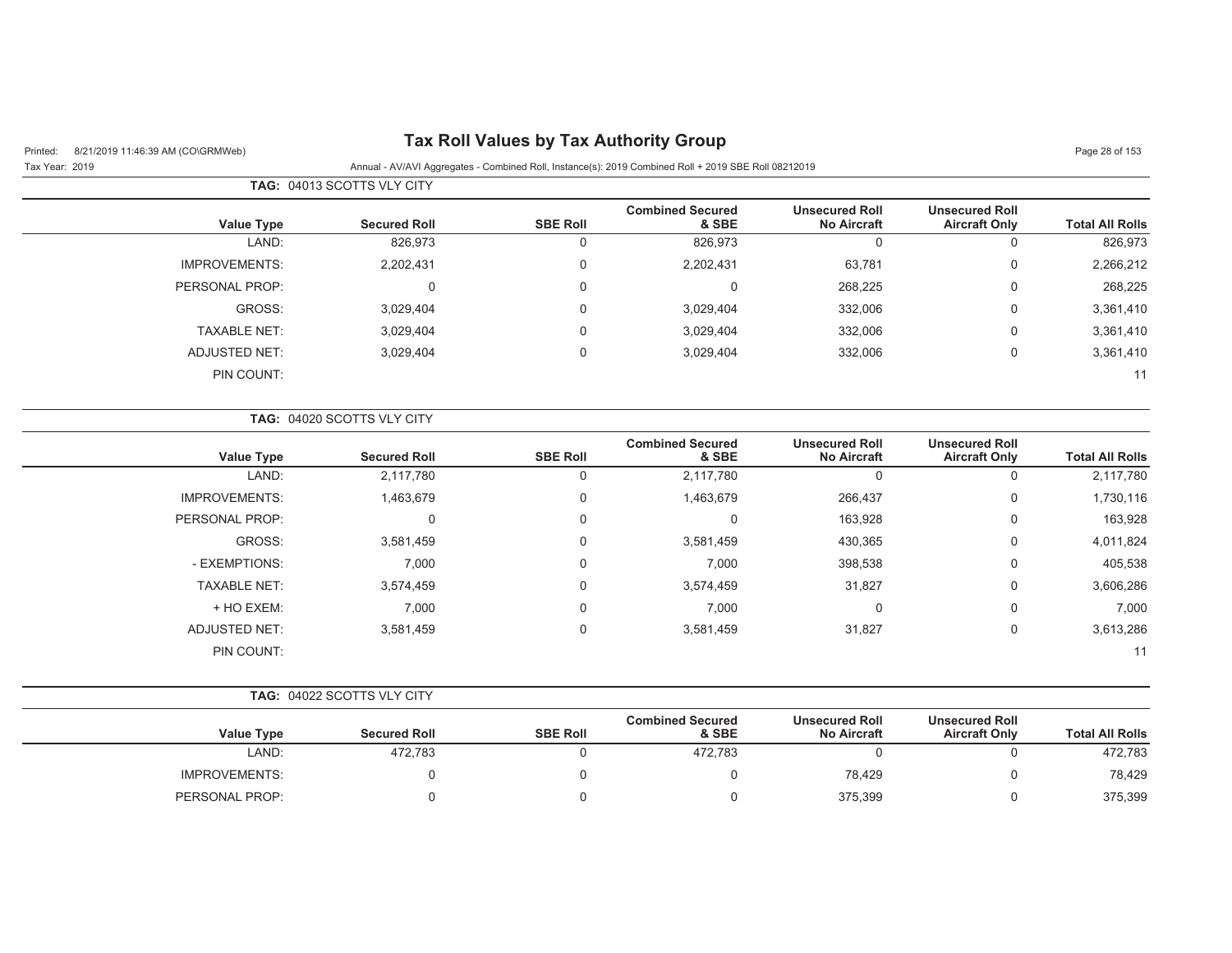# Tax Roll Values by Tax Authority Group

Printed: 8/21/2019 11:46:39 AM (CO\GRMWeb)

Tax Year: 2019

Annual - AV/AVI Aggregates - Combined Roll, Instance(s): 2019 Combined Roll + 2019 SBE Roll 08212019

**TAG: 04013 SCOTTS VLY CITY**

| Value Type | Secured Roll | SBE Roll | Combined Secured & SBE | Unsecured Roll No Aircraft | Unsecured Roll Aircraft Only | Total All Rolls |
|---|---|---|---|---|---|---|
| LAND: | 826,973 | 0 | 826,973 | 0 | 0 | 826,973 |
| IMPROVEMENTS: | 2,202,431 | 0 | 2,202,431 | 63,781 | 0 | 2,266,212 |
| PERSONAL PROP: | 0 | 0 | 0 | 268,225 | 0 | 268,225 |
| GROSS: | 3,029,404 | 0 | 3,029,404 | 332,006 | 0 | 3,361,410 |
| TAXABLE NET: | 3,029,404 | 0 | 3,029,404 | 332,006 | 0 | 3,361,410 |
| ADJUSTED NET: | 3,029,404 | 0 | 3,029,404 | 332,006 | 0 | 3,361,410 |
| PIN COUNT: | | | | | | 11 |

**TAG: 04020 SCOTTS VLY CITY**

| Value Type | Secured Roll | SBE Roll | Combined Secured & SBE | Unsecured Roll No Aircraft | Unsecured Roll Aircraft Only | Total All Rolls |
|---|---|---|---|---|---|---|
| LAND: | 2,117,780 | 0 | 2,117,780 | 0 | 0 | 2,117,780 |
| IMPROVEMENTS: | 1,463,679 | 0 | 1,463,679 | 266,437 | 0 | 1,730,116 |
| PERSONAL PROP: | 0 | 0 | 0 | 163,928 | 0 | 163,928 |
| GROSS: | 3,581,459 | 0 | 3,581,459 | 430,365 | 0 | 4,011,824 |
| - EXEMPTIONS: | 7,000 | 0 | 7,000 | 398,538 | 0 | 405,538 |
| TAXABLE NET: | 3,574,459 | 0 | 3,574,459 | 31,827 | 0 | 3,606,286 |
| + HO EXEM: | 7,000 | 0 | 7,000 | 0 | 0 | 7,000 |
| ADJUSTED NET: | 3,581,459 | 0 | 3,581,459 | 31,827 | 0 | 3,613,286 |
| PIN COUNT: | | | | | | 11 |

**TAG: 04022 SCOTTS VLY CITY**

| Value Type | Secured Roll | SBE Roll | Combined Secured & SBE | Unsecured Roll No Aircraft | Unsecured Roll Aircraft Only | Total All Rolls |
|---|---|---|---|---|---|---|
| LAND: | 472,783 | 0 | 472,783 | 0 | 0 | 472,783 |
| IMPROVEMENTS: | 0 | 0 | 0 | 78,429 | 0 | 78,429 |
| PERSONAL PROP: | 0 | 0 | 0 | 375,399 | 0 | 375,399 |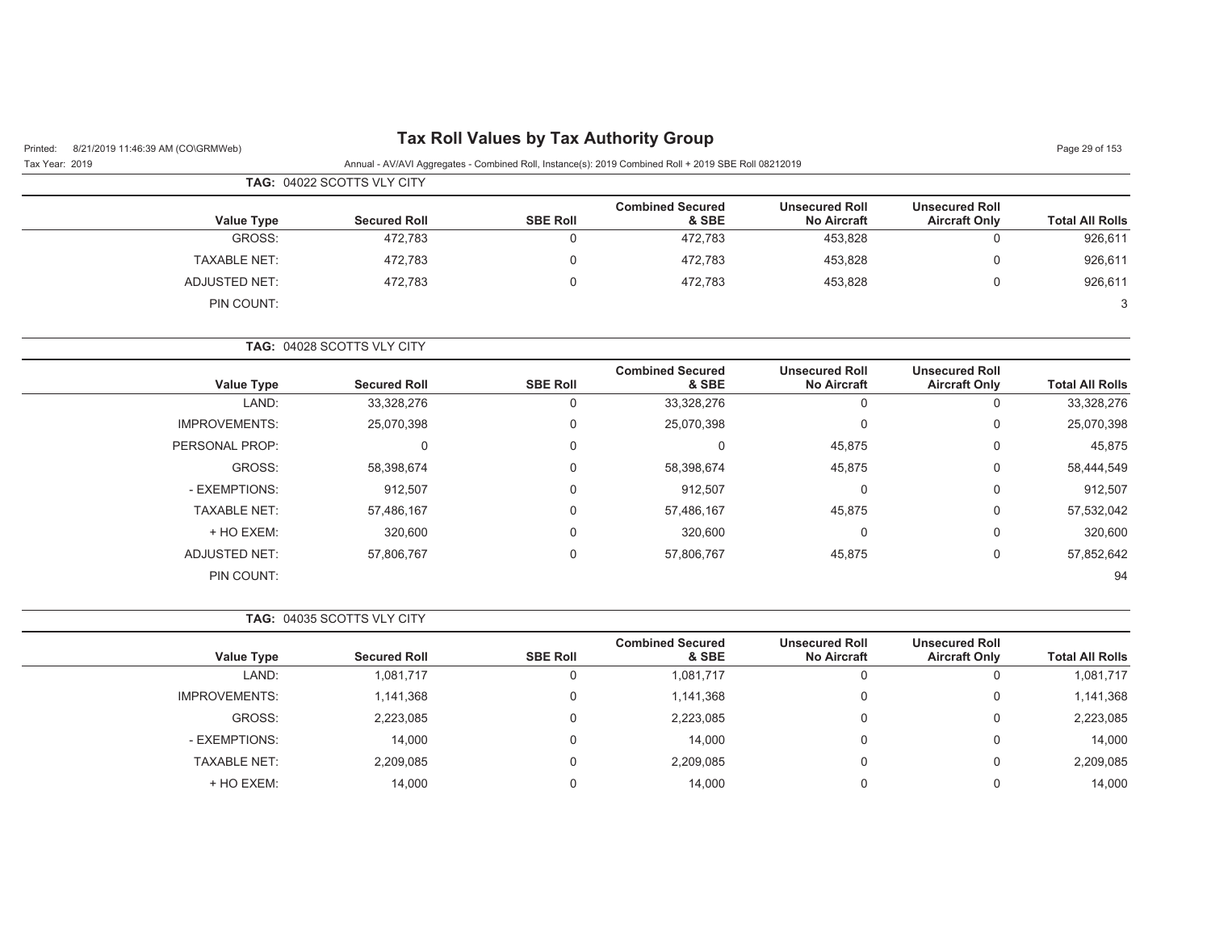# Tax Roll Values by Tax Authority Group

Tax Year: 2019

Annual - AV/AVI Aggregates - Combined Roll, Instance(s): 2019 Combined Roll + 2019 SBE Roll 08212019

**TAG:** 04022 SCOTTS VLY CITY

| Value Type | Secured Roll | SBE Roll | Combined Secured & SBE | Unsecured Roll No Aircraft | Unsecured Roll Aircraft Only | Total All Rolls |
|---|---|---|---|---|---|---|
| GROSS: | 472,783 | 0 | 472,783 | 453,828 | 0 | 926,611 |
| TAXABLE NET: | 472,783 | 0 | 472,783 | 453,828 | 0 | 926,611 |
| ADJUSTED NET: | 472,783 | 0 | 472,783 | 453,828 | 0 | 926,611 |
| PIN COUNT: | | | | | | 3 |

**TAG:** 04028 SCOTTS VLY CITY

| Value Type | Secured Roll | SBE Roll | Combined Secured & SBE | Unsecured Roll No Aircraft | Unsecured Roll Aircraft Only | Total All Rolls |
|---|---|---|---|---|---|---|
| LAND: | 33,328,276 | 0 | 33,328,276 | 0 | 0 | 33,328,276 |
| IMPROVEMENTS: | 25,070,398 | 0 | 25,070,398 | 0 | 0 | 25,070,398 |
| PERSONAL PROP: | 0 | 0 | 0 | 45,875 | 0 | 45,875 |
| GROSS: | 58,398,674 | 0 | 58,398,674 | 45,875 | 0 | 58,444,549 |
| - EXEMPTIONS: | 912,507 | 0 | 912,507 | 0 | 0 | 912,507 |
| TAXABLE NET: | 57,486,167 | 0 | 57,486,167 | 45,875 | 0 | 57,532,042 |
| + HO EXEM: | 320,600 | 0 | 320,600 | 0 | 0 | 320,600 |
| ADJUSTED NET: | 57,806,767 | 0 | 57,806,767 | 45,875 | 0 | 57,852,642 |
| PIN COUNT: | | | | | | 94 |

**TAG:** 04035 SCOTTS VLY CITY

| Value Type | Secured Roll | SBE Roll | Combined Secured & SBE | Unsecured Roll No Aircraft | Unsecured Roll Aircraft Only | Total All Rolls |
|---|---|---|---|---|---|---|
| LAND: | 1,081,717 | 0 | 1,081,717 | 0 | 0 | 1,081,717 |
| IMPROVEMENTS: | 1,141,368 | 0 | 1,141,368 | 0 | 0 | 1,141,368 |
| GROSS: | 2,223,085 | 0 | 2,223,085 | 0 | 0 | 2,223,085 |
| - EXEMPTIONS: | 14,000 | 0 | 14,000 | 0 | 0 | 14,000 |
| TAXABLE NET: | 2,209,085 | 0 | 2,209,085 | 0 | 0 | 2,209,085 |
| + HO EXEM: | 14,000 | 0 | 14,000 | 0 | 0 | 14,000 |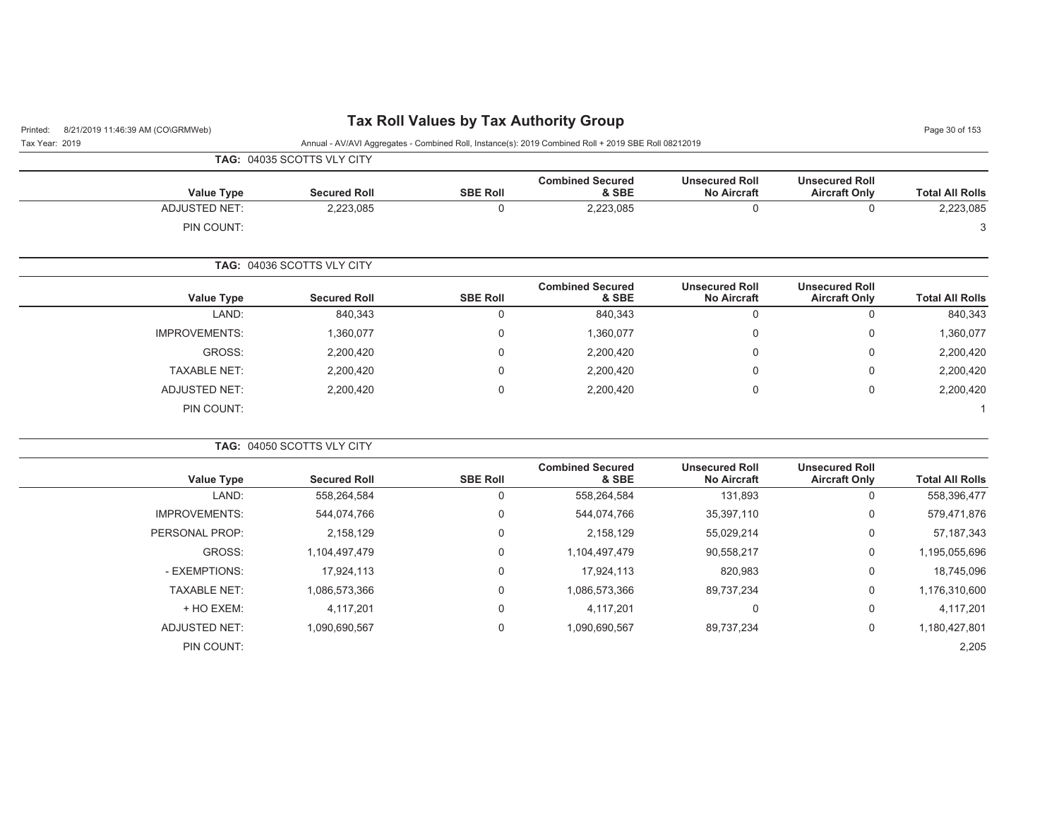# Tax Roll Values by Tax Authority Group

Printed: 8/21/2019 11:46:39 AM (CO\GRMWeb)

Tax Year: 2019

Annual - AV/AVI Aggregates - Combined Roll, Instance(s): 2019 Combined Roll + 2019 SBE Roll 08212019

**TAG: 04035 SCOTTS VLY CITY**

| Value Type | Secured Roll | SBE Roll | Combined Secured & SBE | Unsecured Roll No Aircraft | Unsecured Roll Aircraft Only | Total All Rolls |
|---|---|---|---|---|---|---|
| ADJUSTED NET: | 2,223,085 | 0 | 2,223,085 | 0 | 0 | 2,223,085 |
| PIN COUNT: | | | | | | 3 |

**TAG: 04036 SCOTTS VLY CITY**

| Value Type | Secured Roll | SBE Roll | Combined Secured & SBE | Unsecured Roll No Aircraft | Unsecured Roll Aircraft Only | Total All Rolls |
|---|---|---|---|---|---|---|
| LAND: | 840,343 | 0 | 840,343 | 0 | 0 | 840,343 |
| IMPROVEMENTS: | 1,360,077 | 0 | 1,360,077 | 0 | 0 | 1,360,077 |
| GROSS: | 2,200,420 | 0 | 2,200,420 | 0 | 0 | 2,200,420 |
| TAXABLE NET: | 2,200,420 | 0 | 2,200,420 | 0 | 0 | 2,200,420 |
| ADJUSTED NET: | 2,200,420 | 0 | 2,200,420 | 0 | 0 | 2,200,420 |
| PIN COUNT: | | | | | | 1 |

**TAG: 04050 SCOTTS VLY CITY**

| Value Type | Secured Roll | SBE Roll | Combined Secured & SBE | Unsecured Roll No Aircraft | Unsecured Roll Aircraft Only | Total All Rolls |
|---|---|---|---|---|---|---|
| LAND: | 558,264,584 | 0 | 558,264,584 | 131,893 | 0 | 558,396,477 |
| IMPROVEMENTS: | 544,074,766 | 0 | 544,074,766 | 35,397,110 | 0 | 579,471,876 |
| PERSONAL PROP: | 2,158,129 | 0 | 2,158,129 | 55,029,214 | 0 | 57,187,343 |
| GROSS: | 1,104,497,479 | 0 | 1,104,497,479 | 90,558,217 | 0 | 1,195,055,696 |
| - EXEMPTIONS: | 17,924,113 | 0 | 17,924,113 | 820,983 | 0 | 18,745,096 |
| TAXABLE NET: | 1,086,573,366 | 0 | 1,086,573,366 | 89,737,234 | 0 | 1,176,310,600 |
| + HO EXEM: | 4,117,201 | 0 | 4,117,201 | 0 | 0 | 4,117,201 |
| ADJUSTED NET: | 1,090,690,567 | 0 | 1,090,690,567 | 89,737,234 | 0 | 1,180,427,801 |
| PIN COUNT: | | | | | | 2,205 |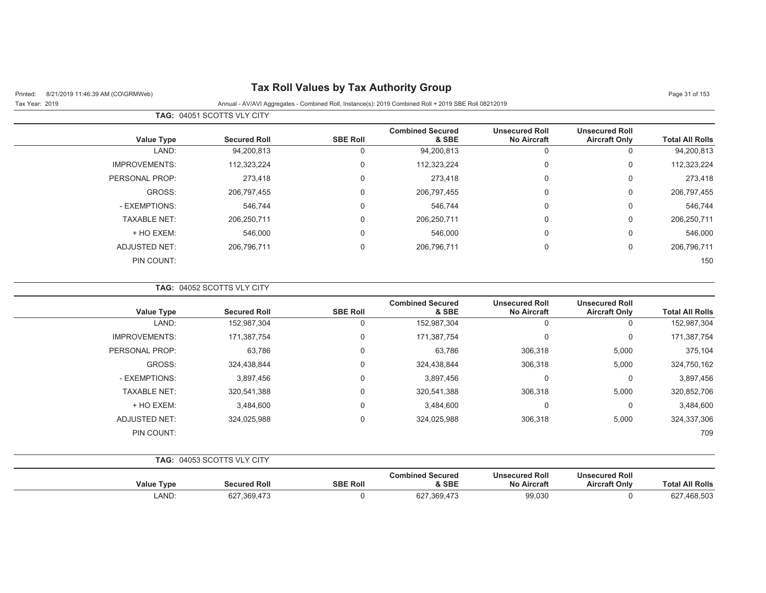# Tax Roll Values by Tax Authority Group

Printed: 8/21/2019 11:46:39 AM (CO\GRMWeb)

Tax Year: 2019

Annual - AV/AVI Aggregates - Combined Roll, Instance(s): 2019 Combined Roll + 2019 SBE Roll 08212019

**TAG:** 04051 SCOTTS VLY CITY

| Value Type | Secured Roll | SBE Roll | Combined Secured & SBE | Unsecured Roll No Aircraft | Unsecured Roll Aircraft Only | Total All Rolls |
|---|---|---|---|---|---|---|
| LAND: | 94,200,813 | 0 | 94,200,813 | 0 | 0 | 94,200,813 |
| IMPROVEMENTS: | 112,323,224 | 0 | 112,323,224 | 0 | 0 | 112,323,224 |
| PERSONAL PROP: | 273,418 | 0 | 273,418 | 0 | 0 | 273,418 |
| GROSS: | 206,797,455 | 0 | 206,797,455 | 0 | 0 | 206,797,455 |
| - EXEMPTIONS: | 546,744 | 0 | 546,744 | 0 | 0 | 546,744 |
| TAXABLE NET: | 206,250,711 | 0 | 206,250,711 | 0 | 0 | 206,250,711 |
| + HO EXEM: | 546,000 | 0 | 546,000 | 0 | 0 | 546,000 |
| ADJUSTED NET: | 206,796,711 | 0 | 206,796,711 | 0 | 0 | 206,796,711 |
| PIN COUNT: | | | | | | 150 |

**TAG:** 04052 SCOTTS VLY CITY

| Value Type | Secured Roll | SBE Roll | Combined Secured & SBE | Unsecured Roll No Aircraft | Unsecured Roll Aircraft Only | Total All Rolls |
|---|---|---|---|---|---|---|
| LAND: | 152,987,304 | 0 | 152,987,304 | 0 | 0 | 152,987,304 |
| IMPROVEMENTS: | 171,387,754 | 0 | 171,387,754 | 0 | 0 | 171,387,754 |
| PERSONAL PROP: | 63,786 | 0 | 63,786 | 306,318 | 5,000 | 375,104 |
| GROSS: | 324,438,844 | 0 | 324,438,844 | 306,318 | 5,000 | 324,750,162 |
| - EXEMPTIONS: | 3,897,456 | 0 | 3,897,456 | 0 | 0 | 3,897,456 |
| TAXABLE NET: | 320,541,388 | 0 | 320,541,388 | 306,318 | 5,000 | 320,852,706 |
| + HO EXEM: | 3,484,600 | 0 | 3,484,600 | 0 | 0 | 3,484,600 |
| ADJUSTED NET: | 324,025,988 | 0 | 324,025,988 | 306,318 | 5,000 | 324,337,306 |
| PIN COUNT: | | | | | | 709 |

**TAG:** 04053 SCOTTS VLY CITY

| Value Type | Secured Roll | SBE Roll | Combined Secured & SBE | Unsecured Roll No Aircraft | Unsecured Roll Aircraft Only | Total All Rolls |
|---|---|---|---|---|---|---|
| LAND: | 627,369,473 | 0 | 627,369,473 | 99,030 | 0 | 627,468,503 |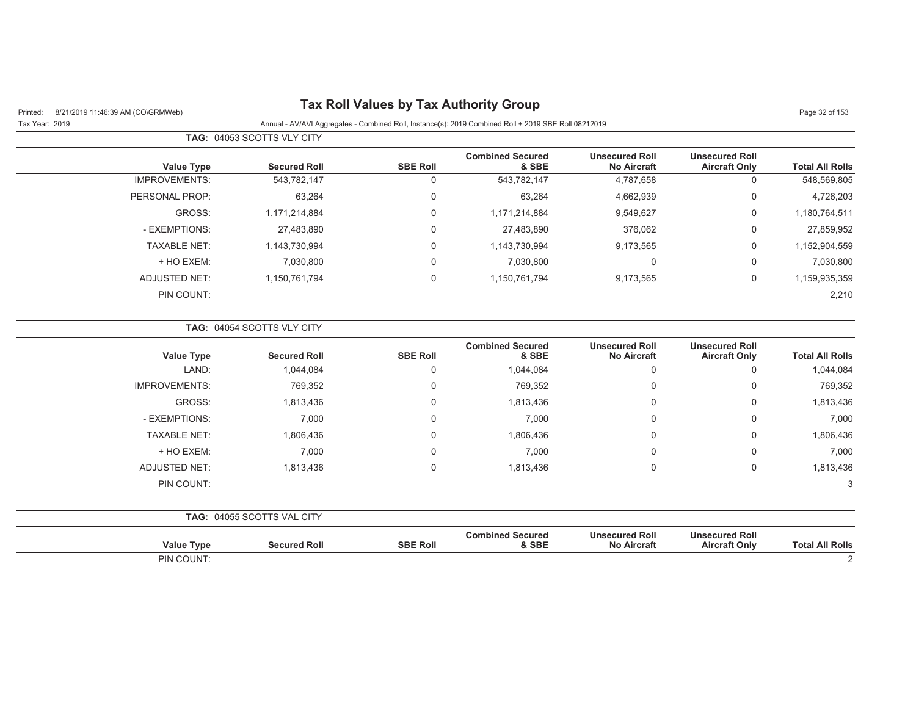# Tax Roll Values by Tax Authority Group

Printed: 8/21/2019 11:46:39 AM (CO\GRMWeb)

Tax Year: 2019

Annual - AV/AVI Aggregates - Combined Roll, Instance(s): 2019 Combined Roll + 2019 SBE Roll 08212019

**TAG: 04053 SCOTTS VLY CITY**

| Value Type | Secured Roll | SBE Roll | Combined Secured & SBE | Unsecured Roll No Aircraft | Unsecured Roll Aircraft Only | Total All Rolls |
|---|---|---|---|---|---|---|
| IMPROVEMENTS: | 543,782,147 | 0 | 543,782,147 | 4,787,658 | 0 | 548,569,805 |
| PERSONAL PROP: | 63,264 | 0 | 63,264 | 4,662,939 | 0 | 4,726,203 |
| GROSS: | 1,171,214,884 | 0 | 1,171,214,884 | 9,549,627 | 0 | 1,180,764,511 |
| - EXEMPTIONS: | 27,483,890 | 0 | 27,483,890 | 376,062 | 0 | 27,859,952 |
| TAXABLE NET: | 1,143,730,994 | 0 | 1,143,730,994 | 9,173,565 | 0 | 1,152,904,559 |
| + HO EXEM: | 7,030,800 | 0 | 7,030,800 | 0 | 0 | 7,030,800 |
| ADJUSTED NET: | 1,150,761,794 | 0 | 1,150,761,794 | 9,173,565 | 0 | 1,159,935,359 |
| PIN COUNT: | | | | | | 2,210 |

**TAG: 04054 SCOTTS VLY CITY**

| Value Type | Secured Roll | SBE Roll | Combined Secured & SBE | Unsecured Roll No Aircraft | Unsecured Roll Aircraft Only | Total All Rolls |
|---|---|---|---|---|---|---|
| LAND: | 1,044,084 | 0 | 1,044,084 | 0 | 0 | 1,044,084 |
| IMPROVEMENTS: | 769,352 | 0 | 769,352 | 0 | 0 | 769,352 |
| GROSS: | 1,813,436 | 0 | 1,813,436 | 0 | 0 | 1,813,436 |
| - EXEMPTIONS: | 7,000 | 0 | 7,000 | 0 | 0 | 7,000 |
| TAXABLE NET: | 1,806,436 | 0 | 1,806,436 | 0 | 0 | 1,806,436 |
| + HO EXEM: | 7,000 | 0 | 7,000 | 0 | 0 | 7,000 |
| ADJUSTED NET: | 1,813,436 | 0 | 1,813,436 | 0 | 0 | 1,813,436 |
| PIN COUNT: | | | | | | 3 |

**TAG: 04055 SCOTTS VAL CITY**

| Value Type | Secured Roll | SBE Roll | Combined Secured & SBE | Unsecured Roll No Aircraft | Unsecured Roll Aircraft Only | Total All Rolls |
|---|---|---|---|---|---|---|
| PIN COUNT: | | | | | | 2 |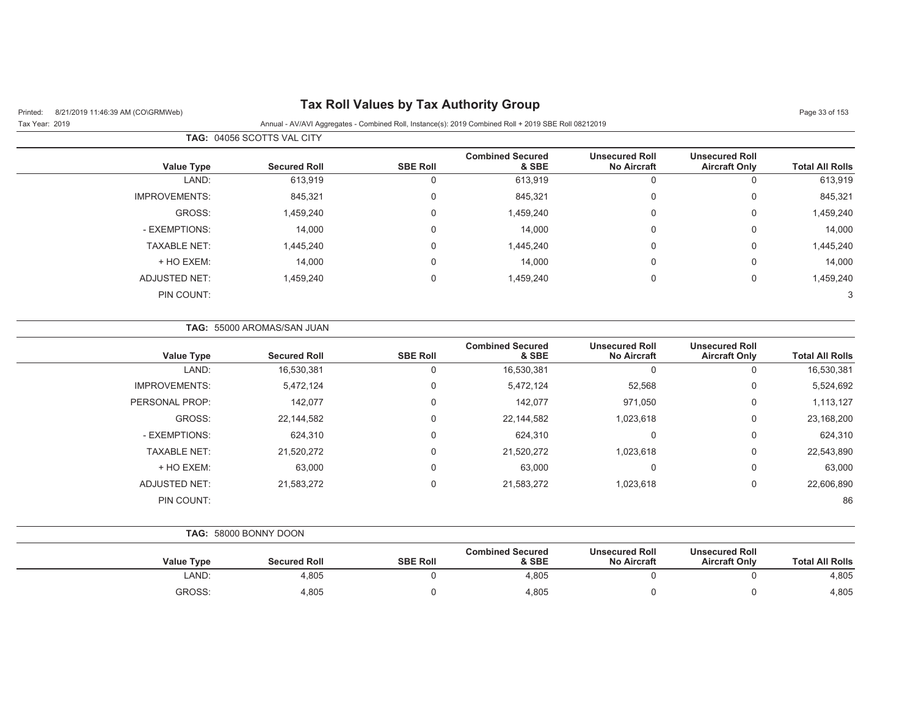**TAG:** 04056 SCOTTS VAL CITY

| Value Type | Secured Roll | SBE Roll | Combined Secured & SBE | Unsecured Roll No Aircraft | Unsecured Roll Aircraft Only | Total All Rolls |
|---|---|---|---|---|---|---|
| LAND: | 613,919 | 0 | 613,919 | 0 | 0 | 613,919 |
| IMPROVEMENTS: | 845,321 | 0 | 845,321 | 0 | 0 | 845,321 |
| GROSS: | 1,459,240 | 0 | 1,459,240 | 0 | 0 | 1,459,240 |
| - EXEMPTIONS: | 14,000 | 0 | 14,000 | 0 | 0 | 14,000 |
| TAXABLE NET: | 1,445,240 | 0 | 1,445,240 | 0 | 0 | 1,445,240 |
| + HO EXEM: | 14,000 | 0 | 14,000 | 0 | 0 | 14,000 |
| ADJUSTED NET: | 1,459,240 | 0 | 1,459,240 | 0 | 0 | 1,459,240 |
| PIN COUNT: | | | | | | 3 |

**TAG:** 55000 AROMAS/SAN JUAN

| Value Type | Secured Roll | SBE Roll | Combined Secured & SBE | Unsecured Roll No Aircraft | Unsecured Roll Aircraft Only | Total All Rolls |
|---|---|---|---|---|---|---|
| LAND: | 16,530,381 | 0 | 16,530,381 | 0 | 0 | 16,530,381 |
| IMPROVEMENTS: | 5,472,124 | 0 | 5,472,124 | 52,568 | 0 | 5,524,692 |
| PERSONAL PROP: | 142,077 | 0 | 142,077 | 971,050 | 0 | 1,113,127 |
| GROSS: | 22,144,582 | 0 | 22,144,582 | 1,023,618 | 0 | 23,168,200 |
| - EXEMPTIONS: | 624,310 | 0 | 624,310 | 0 | 0 | 624,310 |
| TAXABLE NET: | 21,520,272 | 0 | 21,520,272 | 1,023,618 | 0 | 22,543,890 |
| + HO EXEM: | 63,000 | 0 | 63,000 | 0 | 0 | 63,000 |
| ADJUSTED NET: | 21,583,272 | 0 | 21,583,272 | 1,023,618 | 0 | 22,606,890 |
| PIN COUNT: | | | | | | 86 |

**TAG:** 58000 BONNY DOON

| Value Type | Secured Roll | SBE Roll | Combined Secured & SBE | Unsecured Roll No Aircraft | Unsecured Roll Aircraft Only | Total All Rolls |
|---|---|---|---|---|---|---|
| LAND: | 4,805 | 0 | 4,805 | 0 | 0 | 4,805 |
| GROSS: | 4,805 | 0 | 4,805 | 0 | 0 | 4,805 |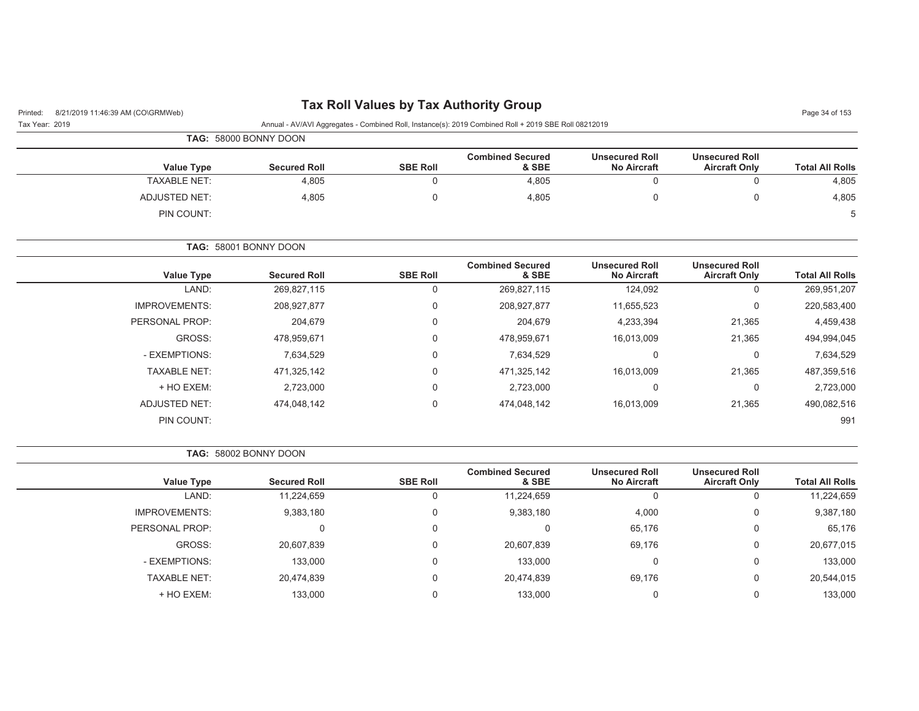# Tax Roll Values by Tax Authority Group

Printed: 8/21/2019 11:46:39 AM (CO\GRMWeb)

Tax Year: 2019

Annual - AV/AVI Aggregates - Combined Roll, Instance(s): 2019 Combined Roll + 2019 SBE Roll 08212019

## TAG: 58000 BONNY DOON

| Value Type | Secured Roll | SBE Roll | Combined Secured & SBE | Unsecured Roll No Aircraft | Unsecured Roll Aircraft Only | Total All Rolls |
|---|---|---|---|---|---|---|
| TAXABLE NET: | 4,805 | 0 | 4,805 | 0 | 0 | 4,805 |
| ADJUSTED NET: | 4,805 | 0 | 4,805 | 0 | 0 | 4,805 |
| PIN COUNT: | | | | | | 5 |

## TAG: 58001 BONNY DOON

| Value Type | Secured Roll | SBE Roll | Combined Secured & SBE | Unsecured Roll No Aircraft | Unsecured Roll Aircraft Only | Total All Rolls |
|---|---|---|---|---|---|---|
| LAND: | 269,827,115 | 0 | 269,827,115 | 124,092 | 0 | 269,951,207 |
| IMPROVEMENTS: | 208,927,877 | 0 | 208,927,877 | 11,655,523 | 0 | 220,583,400 |
| PERSONAL PROP: | 204,679 | 0 | 204,679 | 4,233,394 | 21,365 | 4,459,438 |
| GROSS: | 478,959,671 | 0 | 478,959,671 | 16,013,009 | 21,365 | 494,994,045 |
| - EXEMPTIONS: | 7,634,529 | 0 | 7,634,529 | 0 | 0 | 7,634,529 |
| TAXABLE NET: | 471,325,142 | 0 | 471,325,142 | 16,013,009 | 21,365 | 487,359,516 |
| + HO EXEM: | 2,723,000 | 0 | 2,723,000 | 0 | 0 | 2,723,000 |
| ADJUSTED NET: | 474,048,142 | 0 | 474,048,142 | 16,013,009 | 21,365 | 490,082,516 |
| PIN COUNT: | | | | | | 991 |

## TAG: 58002 BONNY DOON

| Value Type | Secured Roll | SBE Roll | Combined Secured & SBE | Unsecured Roll No Aircraft | Unsecured Roll Aircraft Only | Total All Rolls |
|---|---|---|---|---|---|---|
| LAND: | 11,224,659 | 0 | 11,224,659 | 0 | 0 | 11,224,659 |
| IMPROVEMENTS: | 9,383,180 | 0 | 9,383,180 | 4,000 | 0 | 9,387,180 |
| PERSONAL PROP: | 0 | 0 | 0 | 65,176 | 0 | 65,176 |
| GROSS: | 20,607,839 | 0 | 20,607,839 | 69,176 | 0 | 20,677,015 |
| - EXEMPTIONS: | 133,000 | 0 | 133,000 | 0 | 0 | 133,000 |
| TAXABLE NET: | 20,474,839 | 0 | 20,474,839 | 69,176 | 0 | 20,544,015 |
| + HO EXEM: | 133,000 | 0 | 133,000 | 0 | 0 | 133,000 |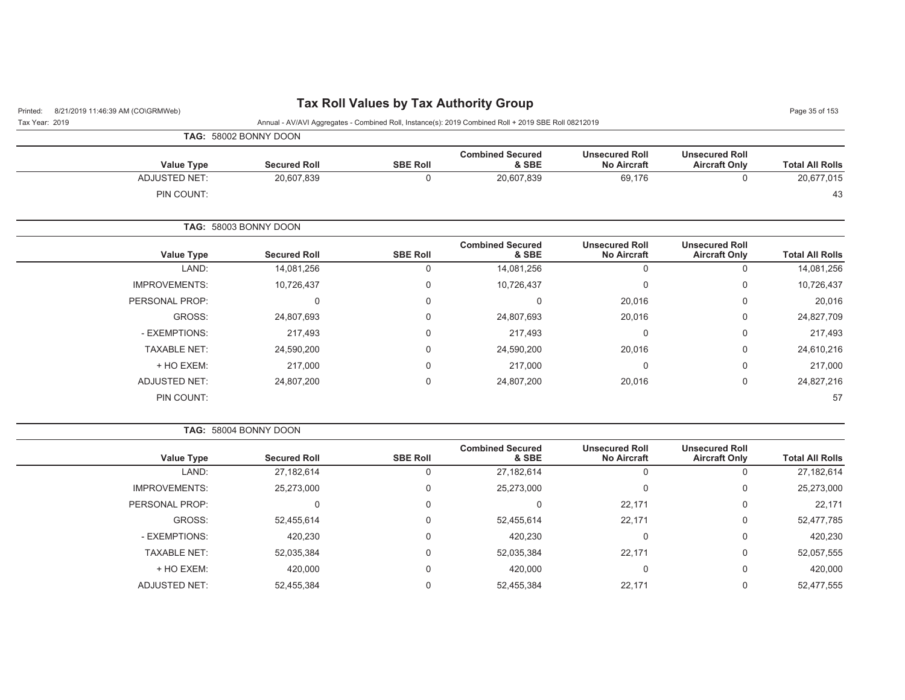# Tax Roll Values by Tax Authority Group

Printed: 8/21/2019 11:46:39 AM (CO\GRMWeb)

Tax Year: 2019

Annual - AV/AVI Aggregates - Combined Roll, Instance(s): 2019 Combined Roll + 2019 SBE Roll 08212019

**TAG:** 58002 BONNY DOON

| Value Type | Secured Roll | SBE Roll | Combined Secured & SBE | Unsecured Roll No Aircraft | Unsecured Roll Aircraft Only | Total All Rolls |
|---|---|---|---|---|---|---|
| ADJUSTED NET: | 20,607,839 | 0 | 20,607,839 | 69,176 | 0 | 20,677,015 |
| PIN COUNT: | | | | | | 43 |

**TAG:** 58003 BONNY DOON

| Value Type | Secured Roll | SBE Roll | Combined Secured & SBE | Unsecured Roll No Aircraft | Unsecured Roll Aircraft Only | Total All Rolls |
|---|---|---|---|---|---|---|
| LAND: | 14,081,256 | 0 | 14,081,256 | 0 | 0 | 14,081,256 |
| IMPROVEMENTS: | 10,726,437 | 0 | 10,726,437 | 0 | 0 | 10,726,437 |
| PERSONAL PROP: | 0 | 0 | 0 | 20,016 | 0 | 20,016 |
| GROSS: | 24,807,693 | 0 | 24,807,693 | 20,016 | 0 | 24,827,709 |
| - EXEMPTIONS: | 217,493 | 0 | 217,493 | 0 | 0 | 217,493 |
| TAXABLE NET: | 24,590,200 | 0 | 24,590,200 | 20,016 | 0 | 24,610,216 |
| + HO EXEM: | 217,000 | 0 | 217,000 | 0 | 0 | 217,000 |
| ADJUSTED NET: | 24,807,200 | 0 | 24,807,200 | 20,016 | 0 | 24,827,216 |
| PIN COUNT: | | | | | | 57 |

**TAG:** 58004 BONNY DOON

| Value Type | Secured Roll | SBE Roll | Combined Secured & SBE | Unsecured Roll No Aircraft | Unsecured Roll Aircraft Only | Total All Rolls |
|---|---|---|---|---|---|---|
| LAND: | 27,182,614 | 0 | 27,182,614 | 0 | 0 | 27,182,614 |
| IMPROVEMENTS: | 25,273,000 | 0 | 25,273,000 | 0 | 0 | 25,273,000 |
| PERSONAL PROP: | 0 | 0 | 0 | 22,171 | 0 | 22,171 |
| GROSS: | 52,455,614 | 0 | 52,455,614 | 22,171 | 0 | 52,477,785 |
| - EXEMPTIONS: | 420,230 | 0 | 420,230 | 0 | 0 | 420,230 |
| TAXABLE NET: | 52,035,384 | 0 | 52,035,384 | 22,171 | 0 | 52,057,555 |
| + HO EXEM: | 420,000 | 0 | 420,000 | 0 | 0 | 420,000 |
| ADJUSTED NET: | 52,455,384 | 0 | 52,455,384 | 22,171 | 0 | 52,477,555 |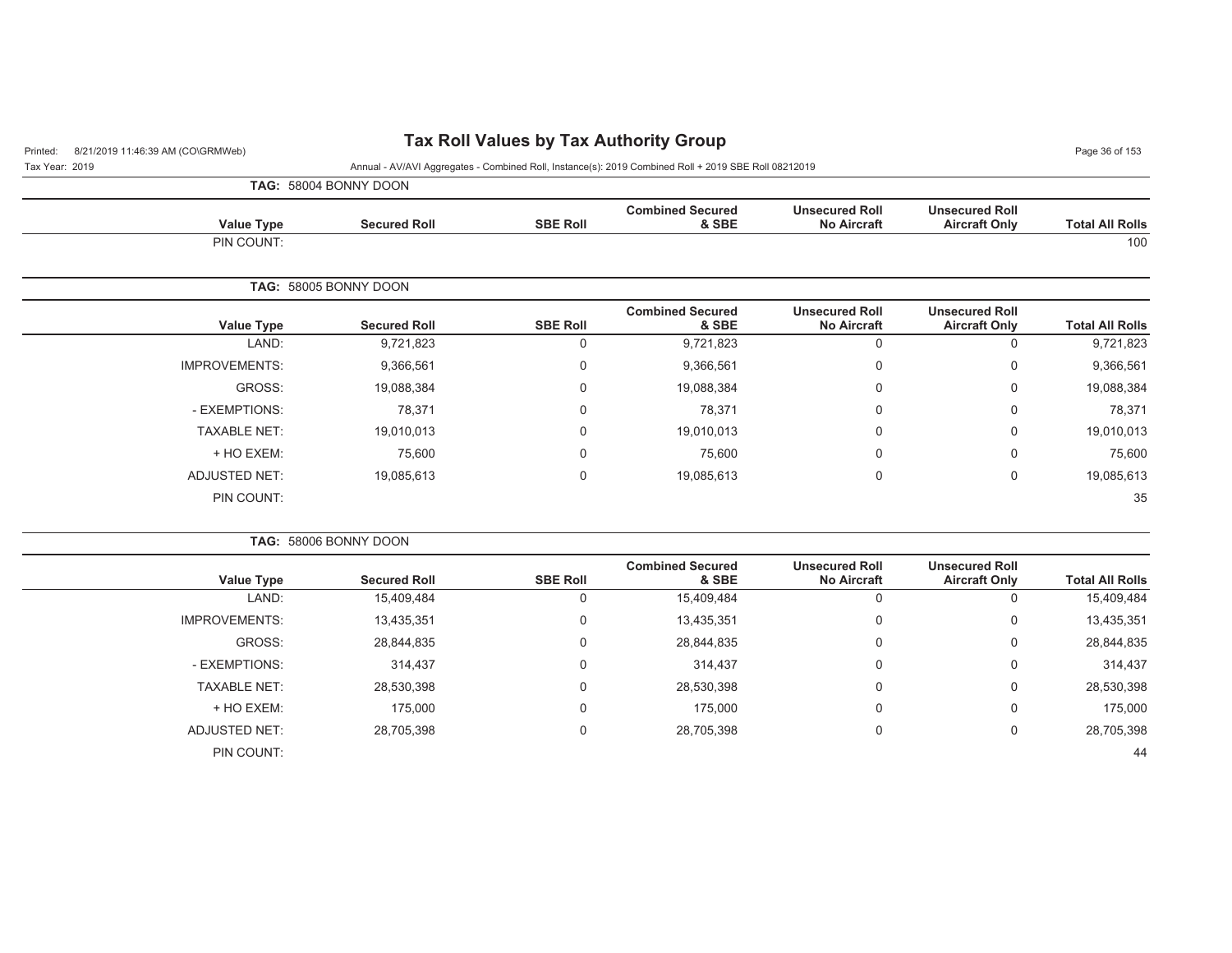**TAG: 58004 BONNY DOON**

| Value Type | Secured Roll | SBE Roll | Combined Secured & SBE | Unsecured Roll No Aircraft | Unsecured Roll Aircraft Only | Total All Rolls |
|---|---|---|---|---|---|---|
| PIN COUNT: | | | | | | 100 |

**TAG: 58005 BONNY DOON**

| Value Type | Secured Roll | SBE Roll | Combined Secured & SBE | Unsecured Roll No Aircraft | Unsecured Roll Aircraft Only | Total All Rolls |
|---|---|---|---|---|---|---|
| LAND: | 9,721,823 | 0 | 9,721,823 | 0 | 0 | 9,721,823 |
| IMPROVEMENTS: | 9,366,561 | 0 | 9,366,561 | 0 | 0 | 9,366,561 |
| GROSS: | 19,088,384 | 0 | 19,088,384 | 0 | 0 | 19,088,384 |
| - EXEMPTIONS: | 78,371 | 0 | 78,371 | 0 | 0 | 78,371 |
| TAXABLE NET: | 19,010,013 | 0 | 19,010,013 | 0 | 0 | 19,010,013 |
| + HO EXEM: | 75,600 | 0 | 75,600 | 0 | 0 | 75,600 |
| ADJUSTED NET: | 19,085,613 | 0 | 19,085,613 | 0 | 0 | 19,085,613 |
| PIN COUNT: | | | | | | 35 |

**TAG: 58006 BONNY DOON**

| Value Type | Secured Roll | SBE Roll | Combined Secured & SBE | Unsecured Roll No Aircraft | Unsecured Roll Aircraft Only | Total All Rolls |
|---|---|---|---|---|---|---|
| LAND: | 15,409,484 | 0 | 15,409,484 | 0 | 0 | 15,409,484 |
| IMPROVEMENTS: | 13,435,351 | 0 | 13,435,351 | 0 | 0 | 13,435,351 |
| GROSS: | 28,844,835 | 0 | 28,844,835 | 0 | 0 | 28,844,835 |
| - EXEMPTIONS: | 314,437 | 0 | 314,437 | 0 | 0 | 314,437 |
| TAXABLE NET: | 28,530,398 | 0 | 28,530,398 | 0 | 0 | 28,530,398 |
| + HO EXEM: | 175,000 | 0 | 175,000 | 0 | 0 | 175,000 |
| ADJUSTED NET: | 28,705,398 | 0 | 28,705,398 | 0 | 0 | 28,705,398 |
| PIN COUNT: | | | | | | 44 |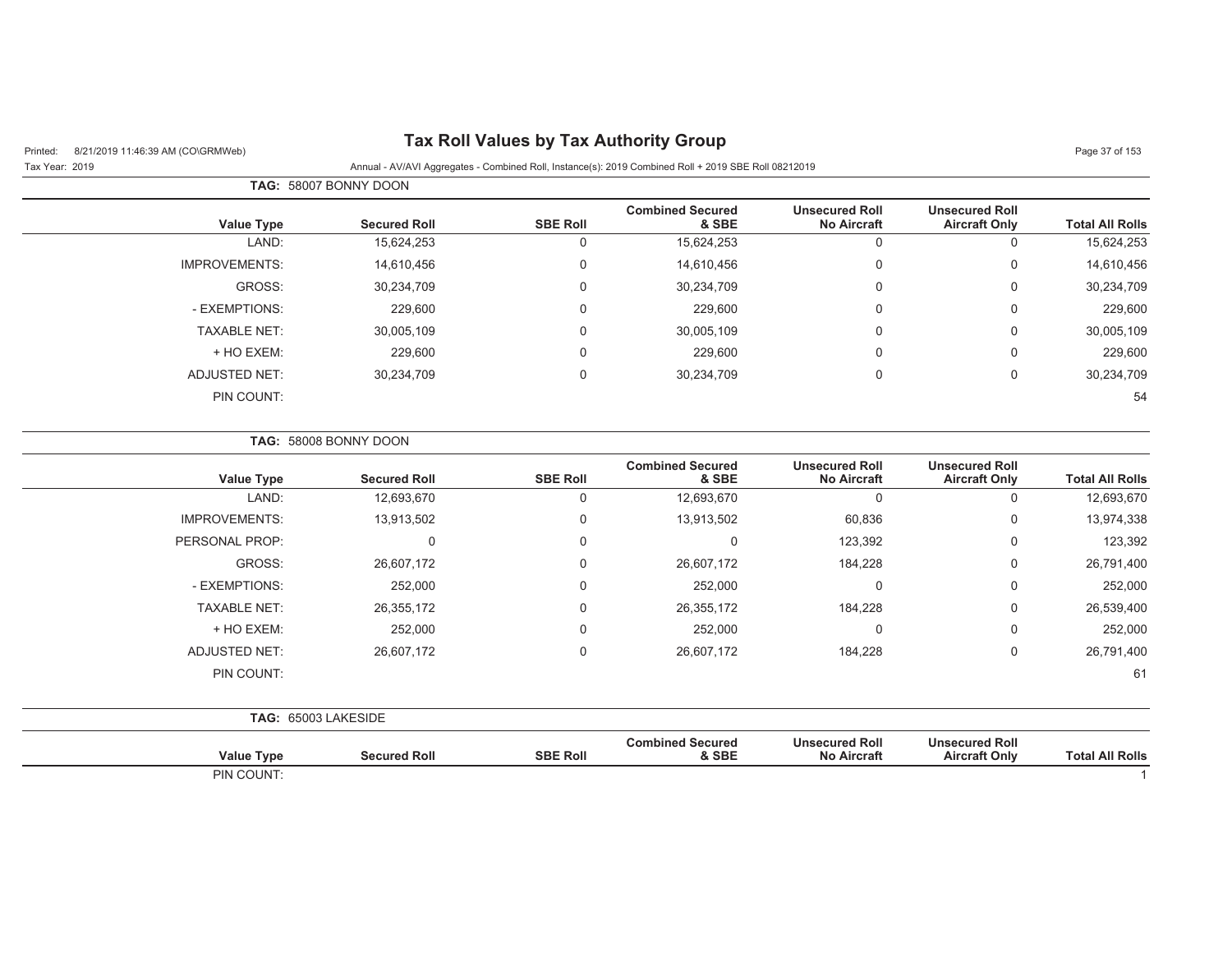# Tax Roll Values by Tax Authority Group

Printed: 8/21/2019 11:46:39 AM (CO\GRMWeb)

Tax Year: 2019

Annual - AV/AVI Aggregates - Combined Roll, Instance(s): 2019 Combined Roll + 2019 SBE Roll 08212019

**TAG:** 58007 BONNY DOON

| Value Type | Secured Roll | SBE Roll | Combined Secured & SBE | Unsecured Roll No Aircraft | Unsecured Roll Aircraft Only | Total All Rolls |
|---|---|---|---|---|---|---|
| LAND: | 15,624,253 | 0 | 15,624,253 | 0 | 0 | 15,624,253 |
| IMPROVEMENTS: | 14,610,456 | 0 | 14,610,456 | 0 | 0 | 14,610,456 |
| GROSS: | 30,234,709 | 0 | 30,234,709 | 0 | 0 | 30,234,709 |
| - EXEMPTIONS: | 229,600 | 0 | 229,600 | 0 | 0 | 229,600 |
| TAXABLE NET: | 30,005,109 | 0 | 30,005,109 | 0 | 0 | 30,005,109 |
| + HO EXEM: | 229,600 | 0 | 229,600 | 0 | 0 | 229,600 |
| ADJUSTED NET: | 30,234,709 | 0 | 30,234,709 | 0 | 0 | 30,234,709 |
| PIN COUNT: | | | | | | 54 |

**TAG:** 58008 BONNY DOON

| Value Type | Secured Roll | SBE Roll | Combined Secured & SBE | Unsecured Roll No Aircraft | Unsecured Roll Aircraft Only | Total All Rolls |
|---|---|---|---|---|---|---|
| LAND: | 12,693,670 | 0 | 12,693,670 | 0 | 0 | 12,693,670 |
| IMPROVEMENTS: | 13,913,502 | 0 | 13,913,502 | 60,836 | 0 | 13,974,338 |
| PERSONAL PROP: | 0 | 0 | 0 | 123,392 | 0 | 123,392 |
| GROSS: | 26,607,172 | 0 | 26,607,172 | 184,228 | 0 | 26,791,400 |
| - EXEMPTIONS: | 252,000 | 0 | 252,000 | 0 | 0 | 252,000 |
| TAXABLE NET: | 26,355,172 | 0 | 26,355,172 | 184,228 | 0 | 26,539,400 |
| + HO EXEM: | 252,000 | 0 | 252,000 | 0 | 0 | 252,000 |
| ADJUSTED NET: | 26,607,172 | 0 | 26,607,172 | 184,228 | 0 | 26,791,400 |
| PIN COUNT: | | | | | | 61 |

**TAG:** 65003 LAKESIDE

| Value Type | Secured Roll | SBE Roll | Combined Secured & SBE | Unsecured Roll No Aircraft | Unsecured Roll Aircraft Only | Total All Rolls |
|---|---|---|---|---|---|---|
| PIN COUNT: | | | | | | 1 |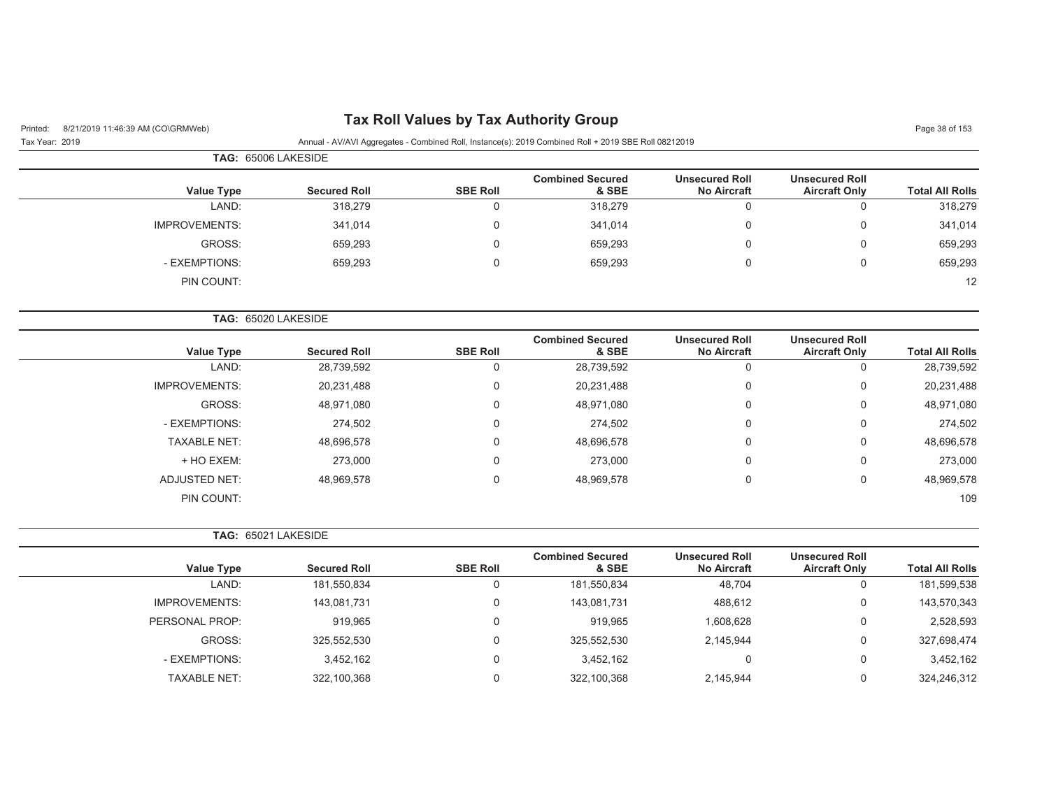# Tax Roll Values by Tax Authority Group

Printed: 8/21/2019 11:46:39 AM (CO\GRMWeb)

Tax Year: 2019

Annual - AV/AVI Aggregates - Combined Roll, Instance(s): 2019 Combined Roll + 2019 SBE Roll 08212019

**TAG:** 65006 LAKESIDE

| Value Type | Secured Roll | SBE Roll | Combined Secured & SBE | Unsecured Roll No Aircraft | Unsecured Roll Aircraft Only | Total All Rolls |
|---|---|---|---|---|---|---|
| LAND: | 318,279 | 0 | 318,279 | 0 | 0 | 318,279 |
| IMPROVEMENTS: | 341,014 | 0 | 341,014 | 0 | 0 | 341,014 |
| GROSS: | 659,293 | 0 | 659,293 | 0 | 0 | 659,293 |
| - EXEMPTIONS: | 659,293 | 0 | 659,293 | 0 | 0 | 659,293 |
| PIN COUNT: | | | | | | 12 |

**TAG:** 65020 LAKESIDE

| Value Type | Secured Roll | SBE Roll | Combined Secured & SBE | Unsecured Roll No Aircraft | Unsecured Roll Aircraft Only | Total All Rolls |
|---|---|---|---|---|---|---|
| LAND: | 28,739,592 | 0 | 28,739,592 | 0 | 0 | 28,739,592 |
| IMPROVEMENTS: | 20,231,488 | 0 | 20,231,488 | 0 | 0 | 20,231,488 |
| GROSS: | 48,971,080 | 0 | 48,971,080 | 0 | 0 | 48,971,080 |
| - EXEMPTIONS: | 274,502 | 0 | 274,502 | 0 | 0 | 274,502 |
| TAXABLE NET: | 48,696,578 | 0 | 48,696,578 | 0 | 0 | 48,696,578 |
| + HO EXEM: | 273,000 | 0 | 273,000 | 0 | 0 | 273,000 |
| ADJUSTED NET: | 48,969,578 | 0 | 48,969,578 | 0 | 0 | 48,969,578 |
| PIN COUNT: | | | | | | 109 |

**TAG:** 65021 LAKESIDE

| Value Type | Secured Roll | SBE Roll | Combined Secured & SBE | Unsecured Roll No Aircraft | Unsecured Roll Aircraft Only | Total All Rolls |
|---|---|---|---|---|---|---|
| LAND: | 181,550,834 | 0 | 181,550,834 | 48,704 | 0 | 181,599,538 |
| IMPROVEMENTS: | 143,081,731 | 0 | 143,081,731 | 488,612 | 0 | 143,570,343 |
| PERSONAL PROP: | 919,965 | 0 | 919,965 | 1,608,628 | 0 | 2,528,593 |
| GROSS: | 325,552,530 | 0 | 325,552,530 | 2,145,944 | 0 | 327,698,474 |
| - EXEMPTIONS: | 3,452,162 | 0 | 3,452,162 | 0 | 0 | 3,452,162 |
| TAXABLE NET: | 322,100,368 | 0 | 322,100,368 | 2,145,944 | 0 | 324,246,312 |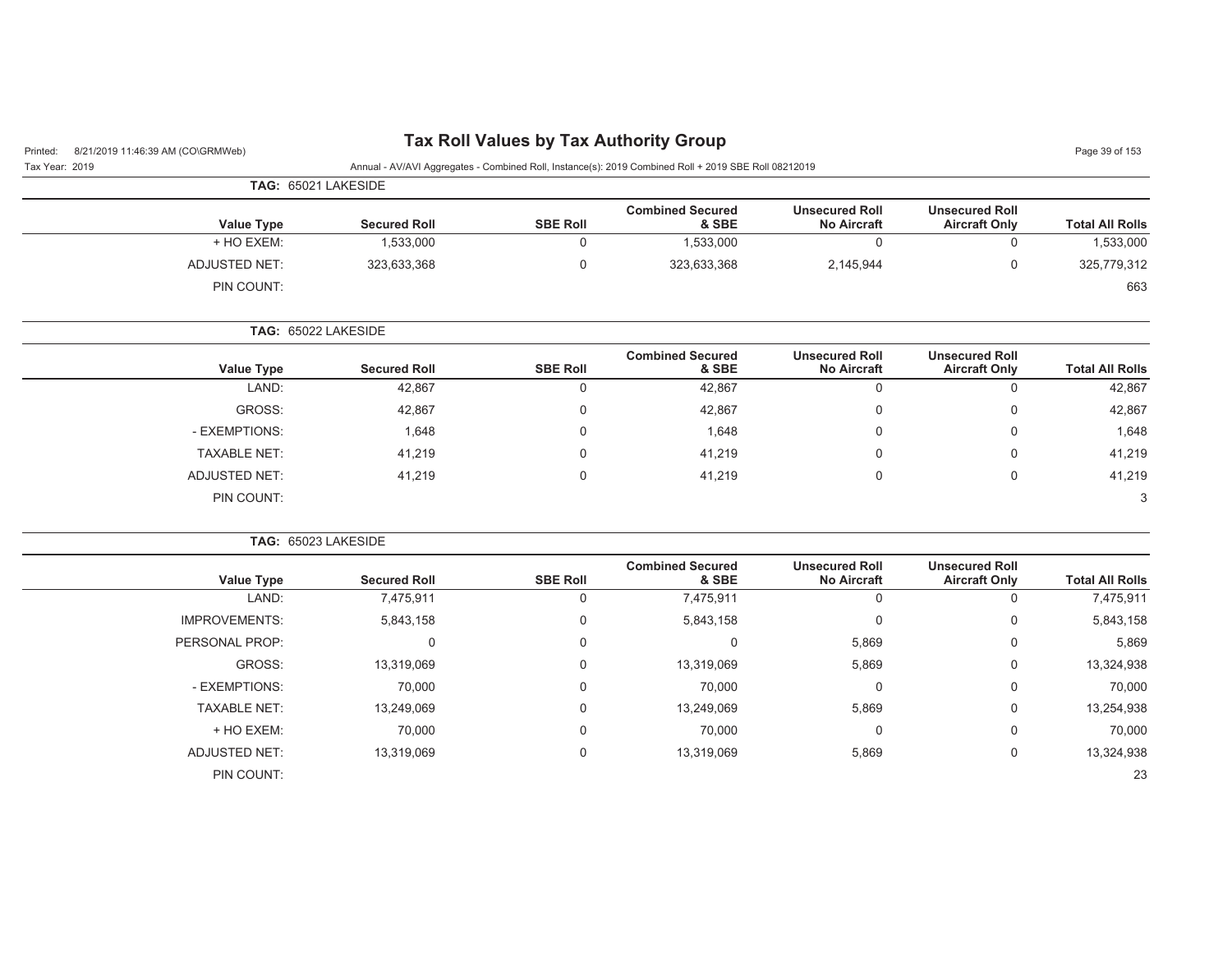# Tax Roll Values by Tax Authority Group

Printed: 8/21/2019 11:46:39 AM (CO\GRMWeb)

Tax Year: 2019

Annual - AV/AVI Aggregates - Combined Roll, Instance(s): 2019 Combined Roll + 2019 SBE Roll 08212019

**TAG: 65021 LAKESIDE**

| Value Type | Secured Roll | SBE Roll | Combined Secured & SBE | Unsecured Roll No Aircraft | Unsecured Roll Aircraft Only | Total All Rolls |
|---|---|---|---|---|---|---|
| + HO EXEM: | 1,533,000 | 0 | 1,533,000 | 0 | 0 | 1,533,000 |
| ADJUSTED NET: | 323,633,368 | 0 | 323,633,368 | 2,145,944 | 0 | 325,779,312 |
| PIN COUNT: | | | | | | 663 |

**TAG: 65022 LAKESIDE**

| Value Type | Secured Roll | SBE Roll | Combined Secured & SBE | Unsecured Roll No Aircraft | Unsecured Roll Aircraft Only | Total All Rolls |
|---|---|---|---|---|---|---|
| LAND: | 42,867 | 0 | 42,867 | 0 | 0 | 42,867 |
| GROSS: | 42,867 | 0 | 42,867 | 0 | 0 | 42,867 |
| - EXEMPTIONS: | 1,648 | 0 | 1,648 | 0 | 0 | 1,648 |
| TAXABLE NET: | 41,219 | 0 | 41,219 | 0 | 0 | 41,219 |
| ADJUSTED NET: | 41,219 | 0 | 41,219 | 0 | 0 | 41,219 |
| PIN COUNT: | | | | | | 3 |

**TAG: 65023 LAKESIDE**

| Value Type | Secured Roll | SBE Roll | Combined Secured & SBE | Unsecured Roll No Aircraft | Unsecured Roll Aircraft Only | Total All Rolls |
|---|---|---|---|---|---|---|
| LAND: | 7,475,911 | 0 | 7,475,911 | 0 | 0 | 7,475,911 |
| IMPROVEMENTS: | 5,843,158 | 0 | 5,843,158 | 0 | 0 | 5,843,158 |
| PERSONAL PROP: | 0 | 0 | 0 | 5,869 | 0 | 5,869 |
| GROSS: | 13,319,069 | 0 | 13,319,069 | 5,869 | 0 | 13,324,938 |
| - EXEMPTIONS: | 70,000 | 0 | 70,000 | 0 | 0 | 70,000 |
| TAXABLE NET: | 13,249,069 | 0 | 13,249,069 | 5,869 | 0 | 13,254,938 |
| + HO EXEM: | 70,000 | 0 | 70,000 | 0 | 0 | 70,000 |
| ADJUSTED NET: | 13,319,069 | 0 | 13,319,069 | 5,869 | 0 | 13,324,938 |
| PIN COUNT: | | | | | | 23 |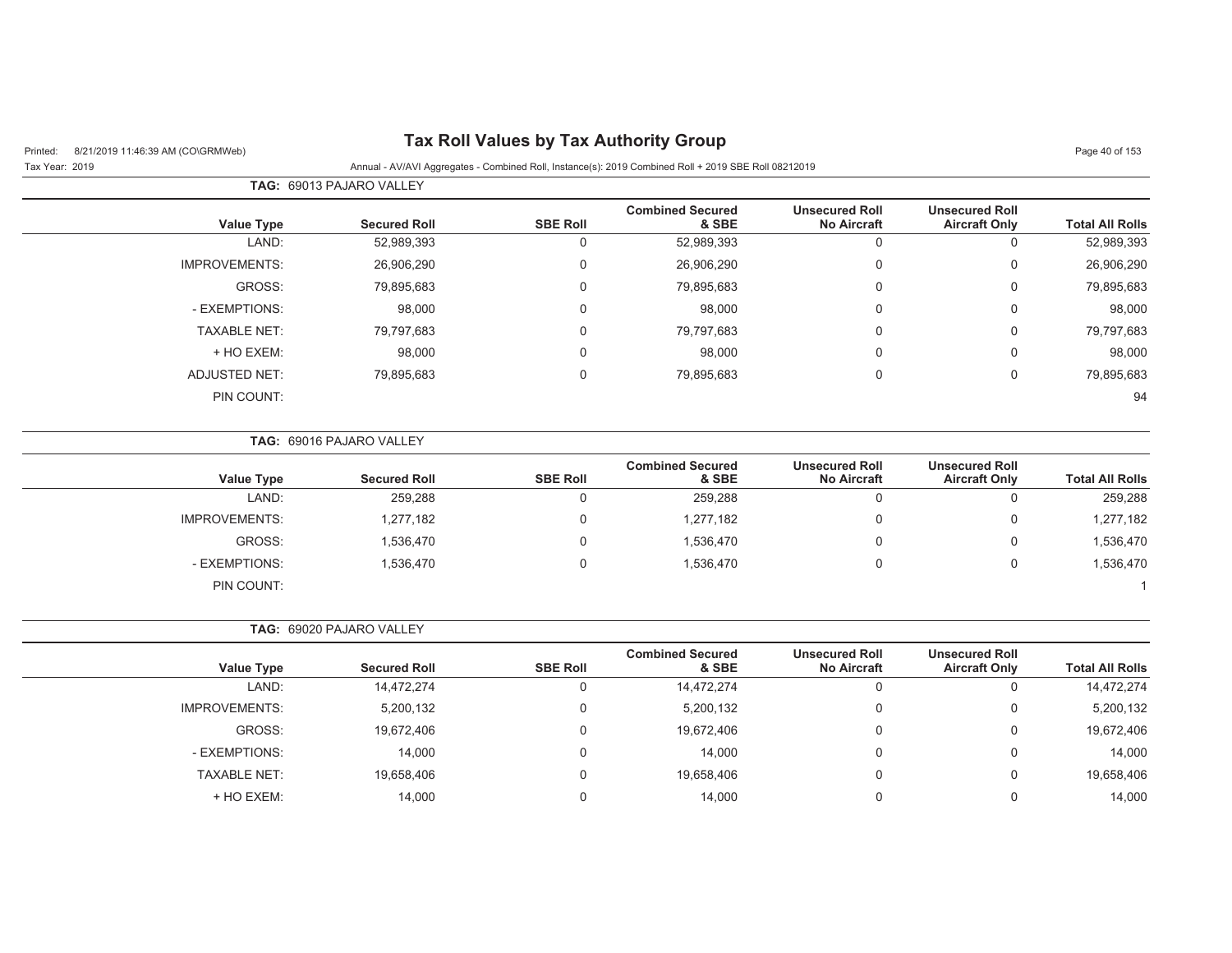# Tax Roll Values by Tax Authority Group

Printed: 8/21/2019 11:46:39 AM (CO\GRMWeb)

Tax Year: 2019

Annual - AV/AVI Aggregates - Combined Roll, Instance(s): 2019 Combined Roll + 2019 SBE Roll 08212019

**TAG: 69013 PAJARO VALLEY**

| Value Type | Secured Roll | SBE Roll | Combined Secured & SBE | Unsecured Roll No Aircraft | Unsecured Roll Aircraft Only | Total All Rolls |
|---|---|---|---|---|---|---|
| LAND: | 52,989,393 | 0 | 52,989,393 | 0 | 0 | 52,989,393 |
| IMPROVEMENTS: | 26,906,290 | 0 | 26,906,290 | 0 | 0 | 26,906,290 |
| GROSS: | 79,895,683 | 0 | 79,895,683 | 0 | 0 | 79,895,683 |
| - EXEMPTIONS: | 98,000 | 0 | 98,000 | 0 | 0 | 98,000 |
| TAXABLE NET: | 79,797,683 | 0 | 79,797,683 | 0 | 0 | 79,797,683 |
| + HO EXEM: | 98,000 | 0 | 98,000 | 0 | 0 | 98,000 |
| ADJUSTED NET: | 79,895,683 | 0 | 79,895,683 | 0 | 0 | 79,895,683 |
| PIN COUNT: | | | | | | 94 |

**TAG: 69016 PAJARO VALLEY**

| Value Type | Secured Roll | SBE Roll | Combined Secured & SBE | Unsecured Roll No Aircraft | Unsecured Roll Aircraft Only | Total All Rolls |
|---|---|---|---|---|---|---|
| LAND: | 259,288 | 0 | 259,288 | 0 | 0 | 259,288 |
| IMPROVEMENTS: | 1,277,182 | 0 | 1,277,182 | 0 | 0 | 1,277,182 |
| GROSS: | 1,536,470 | 0 | 1,536,470 | 0 | 0 | 1,536,470 |
| - EXEMPTIONS: | 1,536,470 | 0 | 1,536,470 | 0 | 0 | 1,536,470 |
| PIN COUNT: | | | | | | 1 |

**TAG: 69020 PAJARO VALLEY**

| Value Type | Secured Roll | SBE Roll | Combined Secured & SBE | Unsecured Roll No Aircraft | Unsecured Roll Aircraft Only | Total All Rolls |
|---|---|---|---|---|---|---|
| LAND: | 14,472,274 | 0 | 14,472,274 | 0 | 0 | 14,472,274 |
| IMPROVEMENTS: | 5,200,132 | 0 | 5,200,132 | 0 | 0 | 5,200,132 |
| GROSS: | 19,672,406 | 0 | 19,672,406 | 0 | 0 | 19,672,406 |
| - EXEMPTIONS: | 14,000 | 0 | 14,000 | 0 | 0 | 14,000 |
| TAXABLE NET: | 19,658,406 | 0 | 19,658,406 | 0 | 0 | 19,658,406 |
| + HO EXEM: | 14,000 | 0 | 14,000 | 0 | 0 | 14,000 |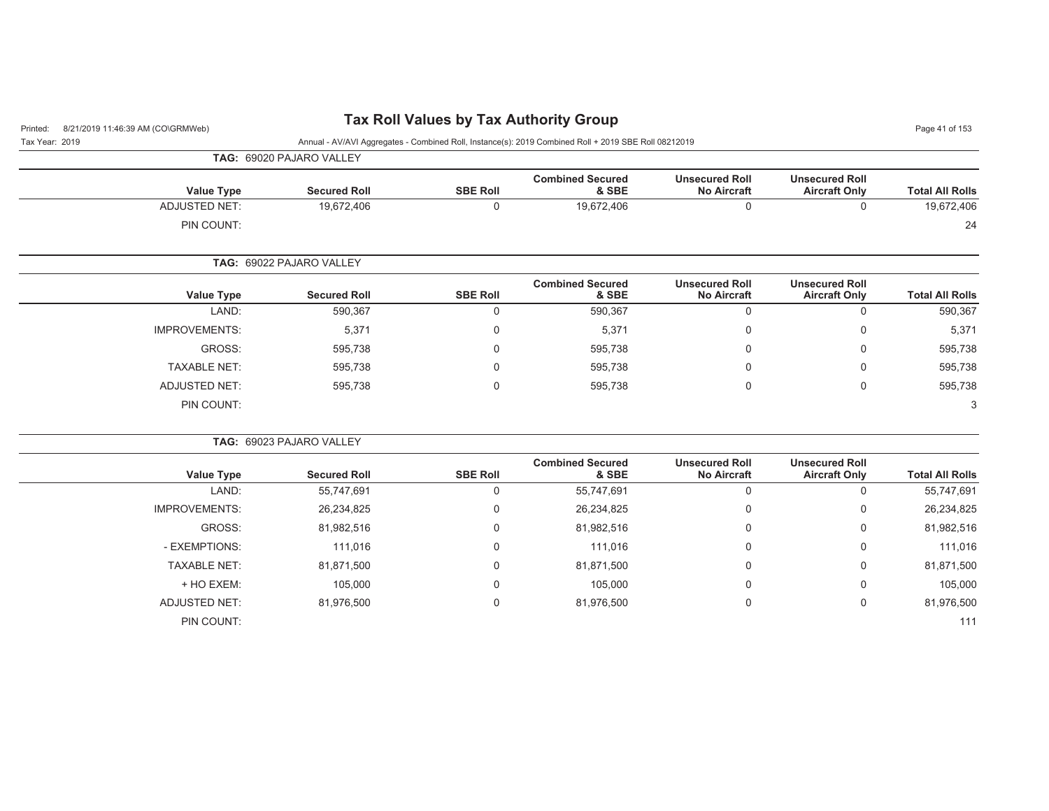# Tax Roll Values by Tax Authority Group

Tax Year: 2019

Annual - AV/AVI Aggregates - Combined Roll, Instance(s): 2019 Combined Roll + 2019 SBE Roll 08212019

**TAG:** 69020 PAJARO VALLEY

| Value Type | Secured Roll | SBE Roll | Combined Secured & SBE | Unsecured Roll No Aircraft | Unsecured Roll Aircraft Only | Total All Rolls |
|---|---|---|---|---|---|---|
| ADJUSTED NET: | 19,672,406 | 0 | 19,672,406 | 0 | 0 | 19,672,406 |
| PIN COUNT: | | | | | | 24 |

**TAG:** 69022 PAJARO VALLEY

| Value Type | Secured Roll | SBE Roll | Combined Secured & SBE | Unsecured Roll No Aircraft | Unsecured Roll Aircraft Only | Total All Rolls |
|---|---|---|---|---|---|---|
| LAND: | 590,367 | 0 | 590,367 | 0 | 0 | 590,367 |
| IMPROVEMENTS: | 5,371 | 0 | 5,371 | 0 | 0 | 5,371 |
| GROSS: | 595,738 | 0 | 595,738 | 0 | 0 | 595,738 |
| TAXABLE NET: | 595,738 | 0 | 595,738 | 0 | 0 | 595,738 |
| ADJUSTED NET: | 595,738 | 0 | 595,738 | 0 | 0 | 595,738 |
| PIN COUNT: | | | | | | 3 |

**TAG:** 69023 PAJARO VALLEY

| Value Type | Secured Roll | SBE Roll | Combined Secured & SBE | Unsecured Roll No Aircraft | Unsecured Roll Aircraft Only | Total All Rolls |
|---|---|---|---|---|---|---|
| LAND: | 55,747,691 | 0 | 55,747,691 | 0 | 0 | 55,747,691 |
| IMPROVEMENTS: | 26,234,825 | 0 | 26,234,825 | 0 | 0 | 26,234,825 |
| GROSS: | 81,982,516 | 0 | 81,982,516 | 0 | 0 | 81,982,516 |
| - EXEMPTIONS: | 111,016 | 0 | 111,016 | 0 | 0 | 111,016 |
| TAXABLE NET: | 81,871,500 | 0 | 81,871,500 | 0 | 0 | 81,871,500 |
| + HO EXEM: | 105,000 | 0 | 105,000 | 0 | 0 | 105,000 |
| ADJUSTED NET: | 81,976,500 | 0 | 81,976,500 | 0 | 0 | 81,976,500 |
| PIN COUNT: | | | | | | 111 |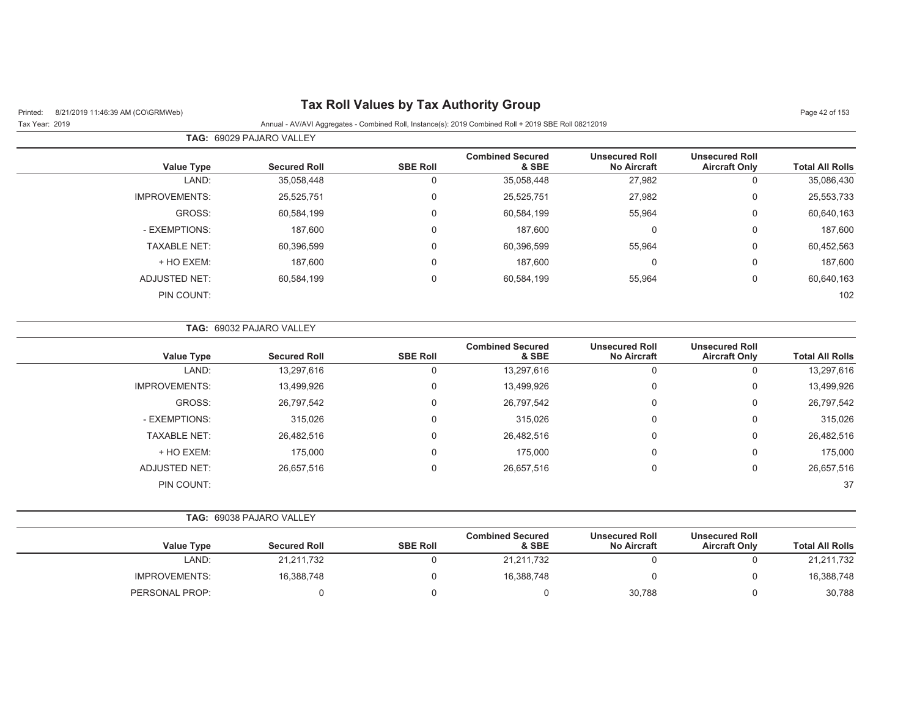# Tax Roll Values by Tax Authority Group

Printed: 8/21/2019 11:46:39 AM (CO\GRMWeb)

Tax Year: 2019

Annual - AV/AVI Aggregates - Combined Roll, Instance(s): 2019 Combined Roll + 2019 SBE Roll 08212019

**TAG:** 69029 PAJARO VALLEY

| Value Type | Secured Roll | SBE Roll | Combined Secured & SBE | Unsecured Roll No Aircraft | Unsecured Roll Aircraft Only | Total All Rolls |
|---|---|---|---|---|---|---|
| LAND: | 35,058,448 | 0 | 35,058,448 | 27,982 | 0 | 35,086,430 |
| IMPROVEMENTS: | 25,525,751 | 0 | 25,525,751 | 27,982 | 0 | 25,553,733 |
| GROSS: | 60,584,199 | 0 | 60,584,199 | 55,964 | 0 | 60,640,163 |
| - EXEMPTIONS: | 187,600 | 0 | 187,600 | 0 | 0 | 187,600 |
| TAXABLE NET: | 60,396,599 | 0 | 60,396,599 | 55,964 | 0 | 60,452,563 |
| + HO EXEM: | 187,600 | 0 | 187,600 | 0 | 0 | 187,600 |
| ADJUSTED NET: | 60,584,199 | 0 | 60,584,199 | 55,964 | 0 | 60,640,163 |
| PIN COUNT: | | | | | | 102 |

**TAG:** 69032 PAJARO VALLEY

| Value Type | Secured Roll | SBE Roll | Combined Secured & SBE | Unsecured Roll No Aircraft | Unsecured Roll Aircraft Only | Total All Rolls |
|---|---|---|---|---|---|---|
| LAND: | 13,297,616 | 0 | 13,297,616 | 0 | 0 | 13,297,616 |
| IMPROVEMENTS: | 13,499,926 | 0 | 13,499,926 | 0 | 0 | 13,499,926 |
| GROSS: | 26,797,542 | 0 | 26,797,542 | 0 | 0 | 26,797,542 |
| - EXEMPTIONS: | 315,026 | 0 | 315,026 | 0 | 0 | 315,026 |
| TAXABLE NET: | 26,482,516 | 0 | 26,482,516 | 0 | 0 | 26,482,516 |
| + HO EXEM: | 175,000 | 0 | 175,000 | 0 | 0 | 175,000 |
| ADJUSTED NET: | 26,657,516 | 0 | 26,657,516 | 0 | 0 | 26,657,516 |
| PIN COUNT: | | | | | | 37 |

**TAG:** 69038 PAJARO VALLEY

| Value Type | Secured Roll | SBE Roll | Combined Secured & SBE | Unsecured Roll No Aircraft | Unsecured Roll Aircraft Only | Total All Rolls |
|---|---|---|---|---|---|---|
| LAND: | 21,211,732 | 0 | 21,211,732 | 0 | 0 | 21,211,732 |
| IMPROVEMENTS: | 16,388,748 | 0 | 16,388,748 | 0 | 0 | 16,388,748 |
| PERSONAL PROP: | 0 | 0 | 0 | 30,788 | 0 | 30,788 |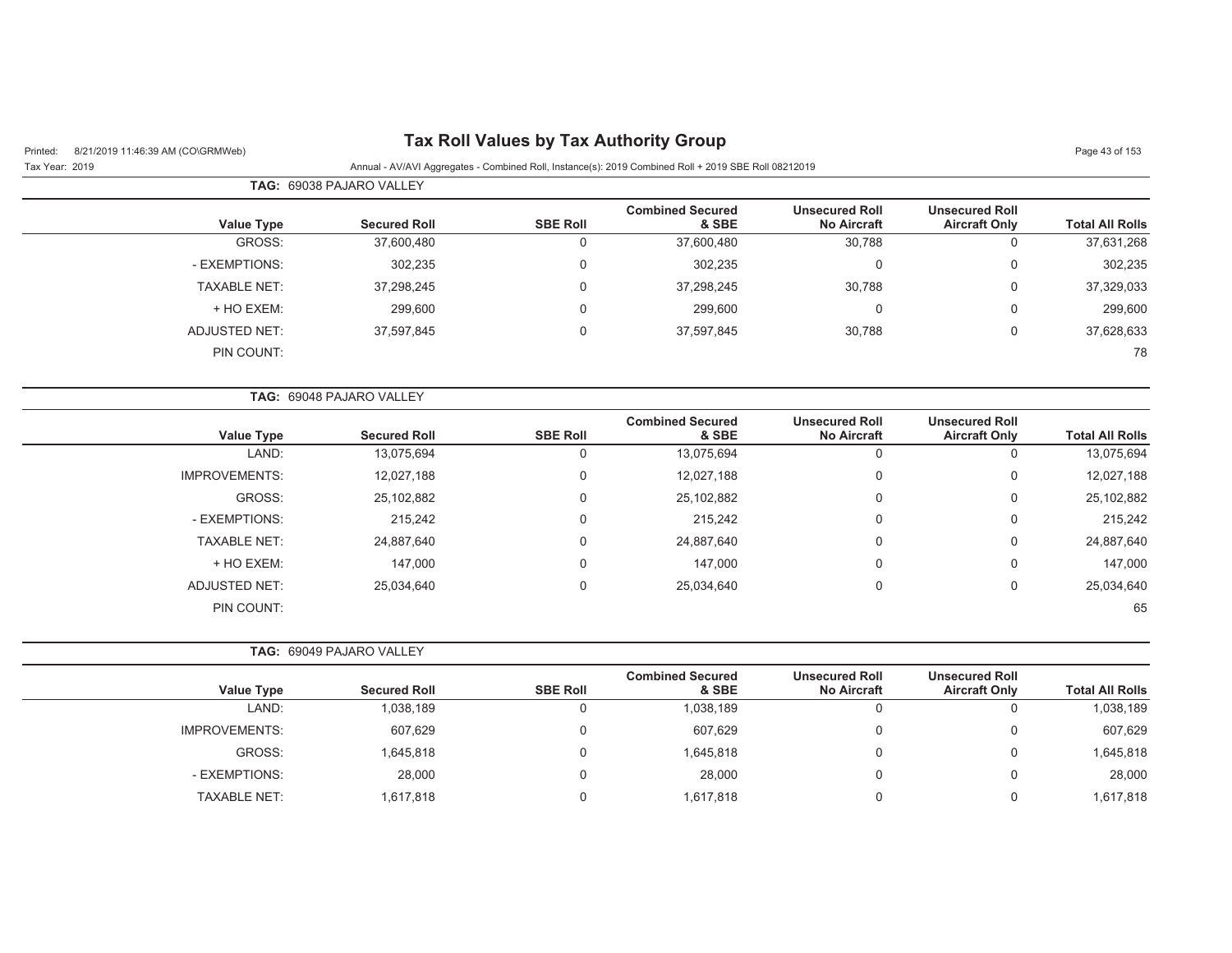# Tax Roll Values by Tax Authority Group

Printed: 8/21/2019 11:46:39 AM (CO\GRMWeb)

Tax Year: 2019

Annual - AV/AVI Aggregates - Combined Roll, Instance(s): 2019 Combined Roll + 2019 SBE Roll 08212019

**TAG:** 69038 PAJARO VALLEY

| Value Type | Secured Roll | SBE Roll | Combined Secured & SBE | Unsecured Roll No Aircraft | Unsecured Roll Aircraft Only | Total All Rolls |
|---|---|---|---|---|---|---|
| GROSS: | 37,600,480 | 0 | 37,600,480 | 30,788 | 0 | 37,631,268 |
| - EXEMPTIONS: | 302,235 | 0 | 302,235 | 0 | 0 | 302,235 |
| TAXABLE NET: | 37,298,245 | 0 | 37,298,245 | 30,788 | 0 | 37,329,033 |
| + HO EXEM: | 299,600 | 0 | 299,600 | 0 | 0 | 299,600 |
| ADJUSTED NET: | 37,597,845 | 0 | 37,597,845 | 30,788 | 0 | 37,628,633 |
| PIN COUNT: | | | | | | 78 |

**TAG:** 69048 PAJARO VALLEY

| Value Type | Secured Roll | SBE Roll | Combined Secured & SBE | Unsecured Roll No Aircraft | Unsecured Roll Aircraft Only | Total All Rolls |
|---|---|---|---|---|---|---|
| LAND: | 13,075,694 | 0 | 13,075,694 | 0 | 0 | 13,075,694 |
| IMPROVEMENTS: | 12,027,188 | 0 | 12,027,188 | 0 | 0 | 12,027,188 |
| GROSS: | 25,102,882 | 0 | 25,102,882 | 0 | 0 | 25,102,882 |
| - EXEMPTIONS: | 215,242 | 0 | 215,242 | 0 | 0 | 215,242 |
| TAXABLE NET: | 24,887,640 | 0 | 24,887,640 | 0 | 0 | 24,887,640 |
| + HO EXEM: | 147,000 | 0 | 147,000 | 0 | 0 | 147,000 |
| ADJUSTED NET: | 25,034,640 | 0 | 25,034,640 | 0 | 0 | 25,034,640 |
| PIN COUNT: | | | | | | 65 |

**TAG:** 69049 PAJARO VALLEY

| Value Type | Secured Roll | SBE Roll | Combined Secured & SBE | Unsecured Roll No Aircraft | Unsecured Roll Aircraft Only | Total All Rolls |
|---|---|---|---|---|---|---|
| LAND: | 1,038,189 | 0 | 1,038,189 | 0 | 0 | 1,038,189 |
| IMPROVEMENTS: | 607,629 | 0 | 607,629 | 0 | 0 | 607,629 |
| GROSS: | 1,645,818 | 0 | 1,645,818 | 0 | 0 | 1,645,818 |
| - EXEMPTIONS: | 28,000 | 0 | 28,000 | 0 | 0 | 28,000 |
| TAXABLE NET: | 1,617,818 | 0 | 1,617,818 | 0 | 0 | 1,617,818 |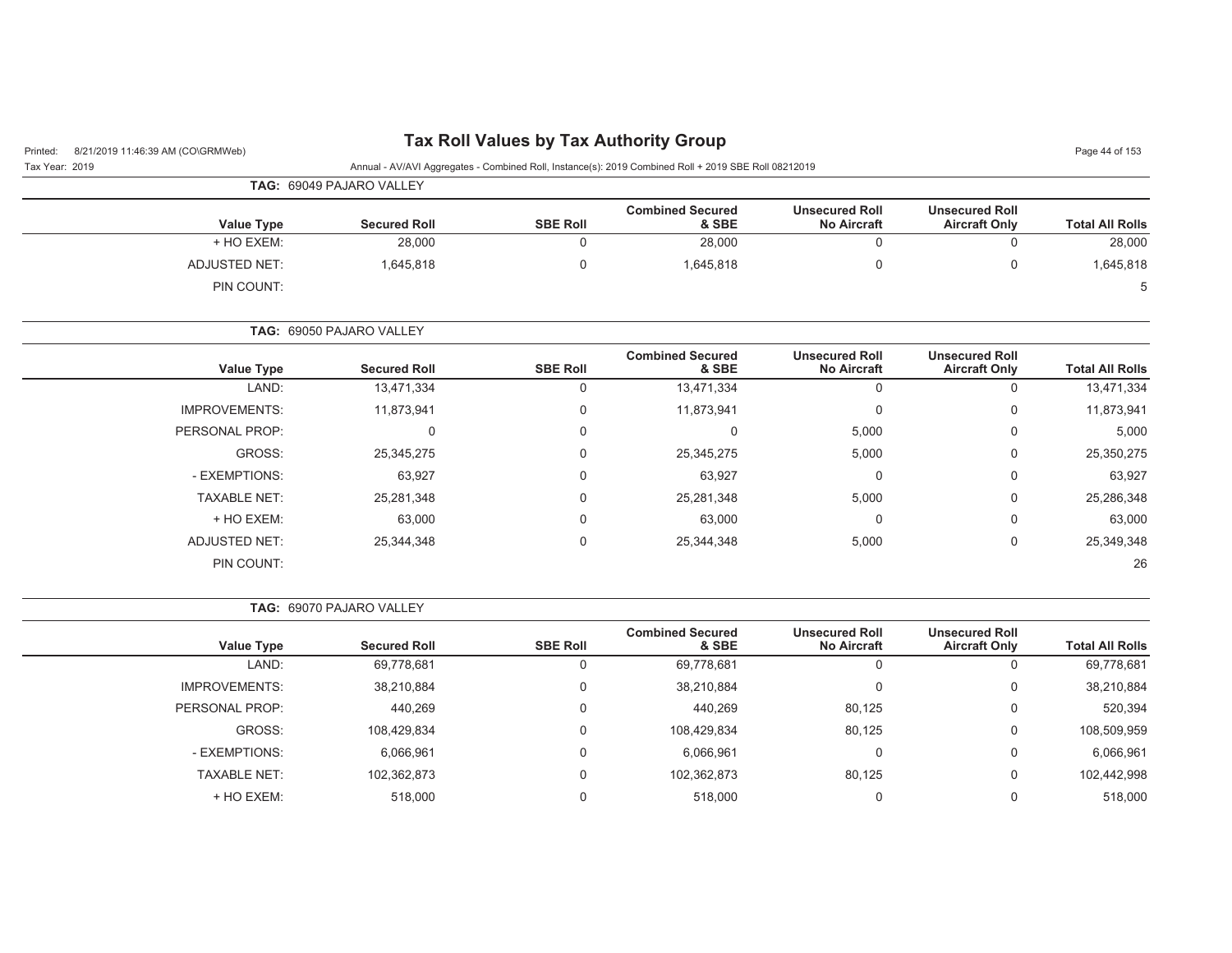**TAG:** 69049 PAJARO VALLEY

| Value Type | Secured Roll | SBE Roll | Combined Secured & SBE | Unsecured Roll No Aircraft | Unsecured Roll Aircraft Only | Total All Rolls |
|---|---|---|---|---|---|---|
| + HO EXEM: | 28,000 | 0 | 28,000 | 0 | 0 | 28,000 |
| ADJUSTED NET: | 1,645,818 | 0 | 1,645,818 | 0 | 0 | 1,645,818 |
| PIN COUNT: | | | | | | 5 |

**TAG:** 69050 PAJARO VALLEY

| Value Type | Secured Roll | SBE Roll | Combined Secured & SBE | Unsecured Roll No Aircraft | Unsecured Roll Aircraft Only | Total All Rolls |
|---|---|---|---|---|---|---|
| LAND: | 13,471,334 | 0 | 13,471,334 | 0 | 0 | 13,471,334 |
| IMPROVEMENTS: | 11,873,941 | 0 | 11,873,941 | 0 | 0 | 11,873,941 |
| PERSONAL PROP: | 0 | 0 | 0 | 5,000 | 0 | 5,000 |
| GROSS: | 25,345,275 | 0 | 25,345,275 | 5,000 | 0 | 25,350,275 |
| - EXEMPTIONS: | 63,927 | 0 | 63,927 | 0 | 0 | 63,927 |
| TAXABLE NET: | 25,281,348 | 0 | 25,281,348 | 5,000 | 0 | 25,286,348 |
| + HO EXEM: | 63,000 | 0 | 63,000 | 0 | 0 | 63,000 |
| ADJUSTED NET: | 25,344,348 | 0 | 25,344,348 | 5,000 | 0 | 25,349,348 |
| PIN COUNT: | | | | | | 26 |

**TAG:** 69070 PAJARO VALLEY

| Value Type | Secured Roll | SBE Roll | Combined Secured & SBE | Unsecured Roll No Aircraft | Unsecured Roll Aircraft Only | Total All Rolls |
|---|---|---|---|---|---|---|
| LAND: | 69,778,681 | 0 | 69,778,681 | 0 | 0 | 69,778,681 |
| IMPROVEMENTS: | 38,210,884 | 0 | 38,210,884 | 0 | 0 | 38,210,884 |
| PERSONAL PROP: | 440,269 | 0 | 440,269 | 80,125 | 0 | 520,394 |
| GROSS: | 108,429,834 | 0 | 108,429,834 | 80,125 | 0 | 108,509,959 |
| - EXEMPTIONS: | 6,066,961 | 0 | 6,066,961 | 0 | 0 | 6,066,961 |
| TAXABLE NET: | 102,362,873 | 0 | 102,362,873 | 80,125 | 0 | 102,442,998 |
| + HO EXEM: | 518,000 | 0 | 518,000 | 0 | 0 | 518,000 |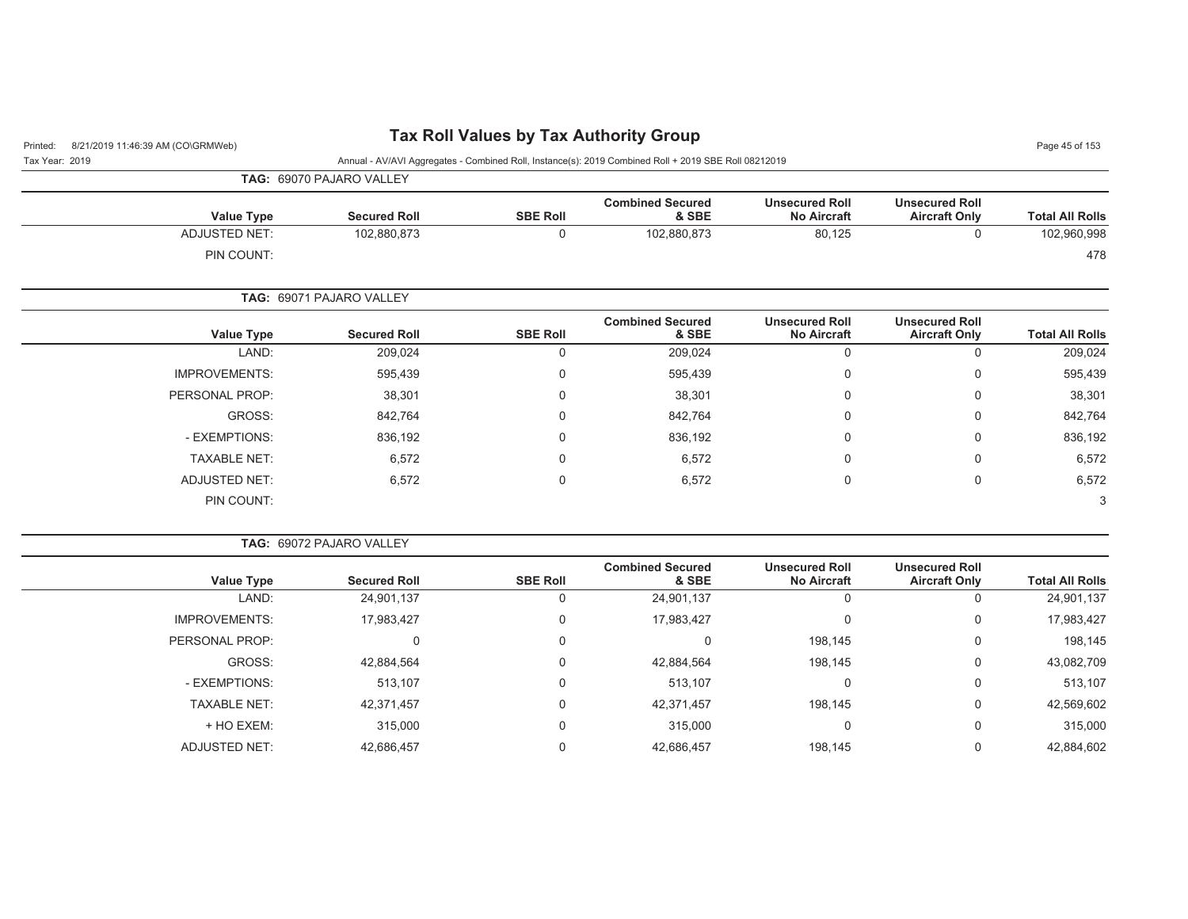# Tax Roll Values by Tax Authority Group

Tax Year: 2019

Annual - AV/AVI Aggregates - Combined Roll, Instance(s): 2019 Combined Roll + 2019 SBE Roll 08212019

**TAG:** 69070 PAJARO VALLEY

| Value Type | Secured Roll | SBE Roll | Combined Secured & SBE | Unsecured Roll No Aircraft | Unsecured Roll Aircraft Only | Total All Rolls |
|---|---|---|---|---|---|---|
| ADJUSTED NET: | 102,880,873 | 0 | 102,880,873 | 80,125 | 0 | 102,960,998 |
| PIN COUNT: | | | | | | 478 |

**TAG:** 69071 PAJARO VALLEY

| Value Type | Secured Roll | SBE Roll | Combined Secured & SBE | Unsecured Roll No Aircraft | Unsecured Roll Aircraft Only | Total All Rolls |
|---|---|---|---|---|---|---|
| LAND: | 209,024 | 0 | 209,024 | 0 | 0 | 209,024 |
| IMPROVEMENTS: | 595,439 | 0 | 595,439 | 0 | 0 | 595,439 |
| PERSONAL PROP: | 38,301 | 0 | 38,301 | 0 | 0 | 38,301 |
| GROSS: | 842,764 | 0 | 842,764 | 0 | 0 | 842,764 |
| - EXEMPTIONS: | 836,192 | 0 | 836,192 | 0 | 0 | 836,192 |
| TAXABLE NET: | 6,572 | 0 | 6,572 | 0 | 0 | 6,572 |
| ADJUSTED NET: | 6,572 | 0 | 6,572 | 0 | 0 | 6,572 |
| PIN COUNT: | | | | | | 3 |

**TAG:** 69072 PAJARO VALLEY

| Value Type | Secured Roll | SBE Roll | Combined Secured & SBE | Unsecured Roll No Aircraft | Unsecured Roll Aircraft Only | Total All Rolls |
|---|---|---|---|---|---|---|
| LAND: | 24,901,137 | 0 | 24,901,137 | 0 | 0 | 24,901,137 |
| IMPROVEMENTS: | 17,983,427 | 0 | 17,983,427 | 0 | 0 | 17,983,427 |
| PERSONAL PROP: | 0 | 0 | 0 | 198,145 | 0 | 198,145 |
| GROSS: | 42,884,564 | 0 | 42,884,564 | 198,145 | 0 | 43,082,709 |
| - EXEMPTIONS: | 513,107 | 0 | 513,107 | 0 | 0 | 513,107 |
| TAXABLE NET: | 42,371,457 | 0 | 42,371,457 | 198,145 | 0 | 42,569,602 |
| + HO EXEM: | 315,000 | 0 | 315,000 | 0 | 0 | 315,000 |
| ADJUSTED NET: | 42,686,457 | 0 | 42,686,457 | 198,145 | 0 | 42,884,602 |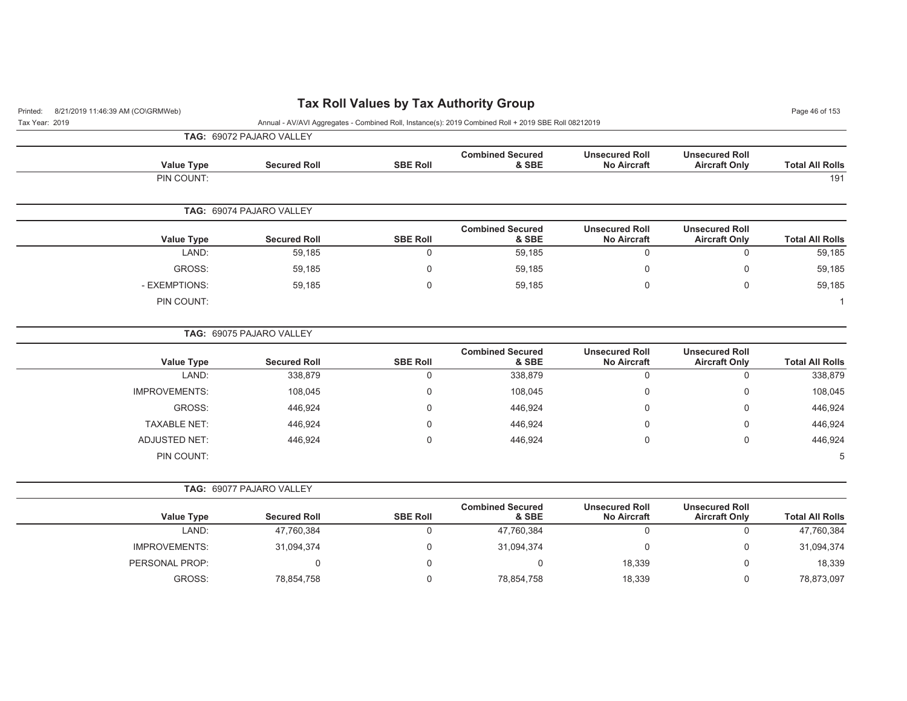# Tax Roll Values by Tax Authority Group

Printed: 8/21/2019 11:46:39 AM (CO\GRMWeb)

Tax Year: 2019

Annual - AV/AVI Aggregates - Combined Roll, Instance(s): 2019 Combined Roll + 2019 SBE Roll 08212019

**TAG:** 69072 PAJARO VALLEY

| Value Type | Secured Roll | SBE Roll | Combined Secured & SBE | Unsecured Roll No Aircraft | Unsecured Roll Aircraft Only | Total All Rolls |
|---|---|---|---|---|---|---|
| PIN COUNT: | | | | | | 191 |

**TAG:** 69074 PAJARO VALLEY

| Value Type | Secured Roll | SBE Roll | Combined Secured & SBE | Unsecured Roll No Aircraft | Unsecured Roll Aircraft Only | Total All Rolls |
|---|---|---|---|---|---|---|
| LAND: | 59,185 | 0 | 59,185 | 0 | 0 | 59,185 |
| GROSS: | 59,185 | 0 | 59,185 | 0 | 0 | 59,185 |
| - EXEMPTIONS: | 59,185 | 0 | 59,185 | 0 | 0 | 59,185 |
| PIN COUNT: | | | | | | 1 |

**TAG:** 69075 PAJARO VALLEY

| Value Type | Secured Roll | SBE Roll | Combined Secured & SBE | Unsecured Roll No Aircraft | Unsecured Roll Aircraft Only | Total All Rolls |
|---|---|---|---|---|---|---|
| LAND: | 338,879 | 0 | 338,879 | 0 | 0 | 338,879 |
| IMPROVEMENTS: | 108,045 | 0 | 108,045 | 0 | 0 | 108,045 |
| GROSS: | 446,924 | 0 | 446,924 | 0 | 0 | 446,924 |
| TAXABLE NET: | 446,924 | 0 | 446,924 | 0 | 0 | 446,924 |
| ADJUSTED NET: | 446,924 | 0 | 446,924 | 0 | 0 | 446,924 |
| PIN COUNT: | | | | | | 5 |

**TAG:** 69077 PAJARO VALLEY

| Value Type | Secured Roll | SBE Roll | Combined Secured & SBE | Unsecured Roll No Aircraft | Unsecured Roll Aircraft Only | Total All Rolls |
|---|---|---|---|---|---|---|
| LAND: | 47,760,384 | 0 | 47,760,384 | 0 | 0 | 47,760,384 |
| IMPROVEMENTS: | 31,094,374 | 0 | 31,094,374 | 0 | 0 | 31,094,374 |
| PERSONAL PROP: | 0 | 0 | 0 | 18,339 | 0 | 18,339 |
| GROSS: | 78,854,758 | 0 | 78,854,758 | 18,339 | 0 | 78,873,097 |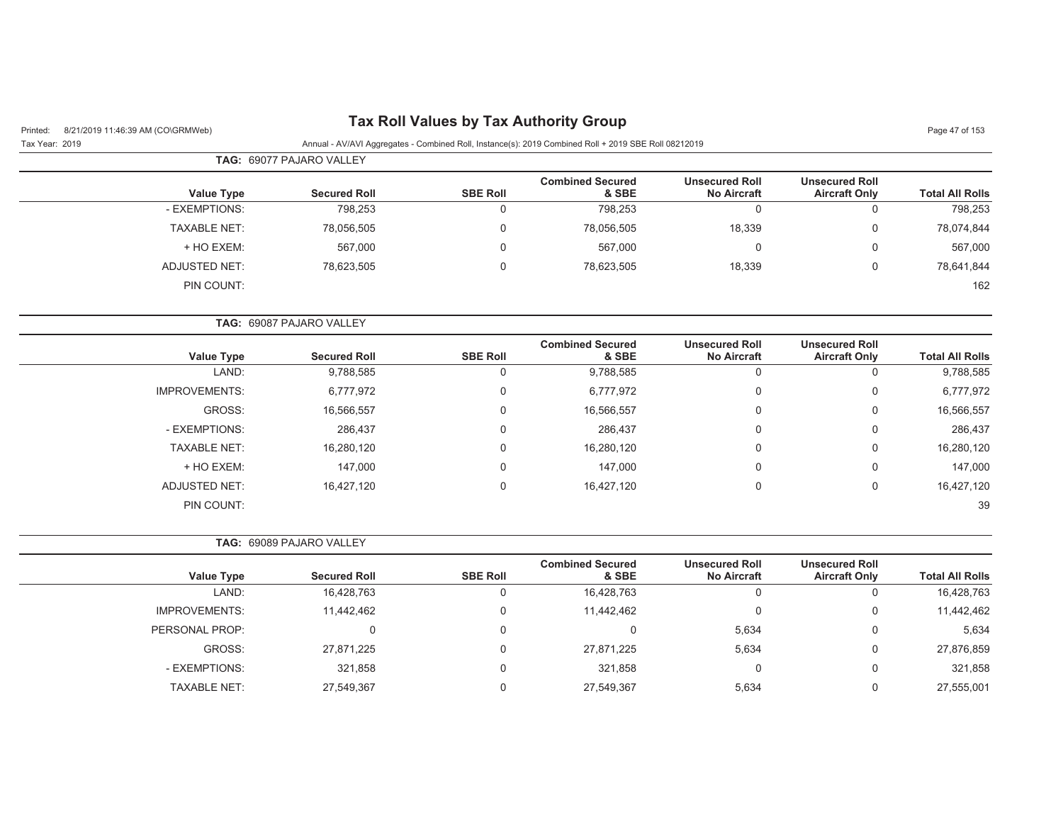# Tax Roll Values by Tax Authority Group

Annual - AV/AVI Aggregates - Combined Roll, Instance(s): 2019 Combined Roll + 2019 SBE Roll 08212019

**TAG: 69077 PAJARO VALLEY**

| Value Type | Secured Roll | SBE Roll | Combined Secured & SBE | Unsecured Roll No Aircraft | Unsecured Roll Aircraft Only | Total All Rolls |
|---|---|---|---|---|---|---|
| - EXEMPTIONS: | 798,253 | 0 | 798,253 | 0 | 0 | 798,253 |
| TAXABLE NET: | 78,056,505 | 0 | 78,056,505 | 18,339 | 0 | 78,074,844 |
| + HO EXEM: | 567,000 | 0 | 567,000 | 0 | 0 | 567,000 |
| ADJUSTED NET: | 78,623,505 | 0 | 78,623,505 | 18,339 | 0 | 78,641,844 |
| PIN COUNT: | | | | | | 162 |

**TAG: 69087 PAJARO VALLEY**

| Value Type | Secured Roll | SBE Roll | Combined Secured & SBE | Unsecured Roll No Aircraft | Unsecured Roll Aircraft Only | Total All Rolls |
|---|---|---|---|---|---|---|
| LAND: | 9,788,585 | 0 | 9,788,585 | 0 | 0 | 9,788,585 |
| IMPROVEMENTS: | 6,777,972 | 0 | 6,777,972 | 0 | 0 | 6,777,972 |
| GROSS: | 16,566,557 | 0 | 16,566,557 | 0 | 0 | 16,566,557 |
| - EXEMPTIONS: | 286,437 | 0 | 286,437 | 0 | 0 | 286,437 |
| TAXABLE NET: | 16,280,120 | 0 | 16,280,120 | 0 | 0 | 16,280,120 |
| + HO EXEM: | 147,000 | 0 | 147,000 | 0 | 0 | 147,000 |
| ADJUSTED NET: | 16,427,120 | 0 | 16,427,120 | 0 | 0 | 16,427,120 |
| PIN COUNT: | | | | | | 39 |

**TAG: 69089 PAJARO VALLEY**

| Value Type | Secured Roll | SBE Roll | Combined Secured & SBE | Unsecured Roll No Aircraft | Unsecured Roll Aircraft Only | Total All Rolls |
|---|---|---|---|---|---|---|
| LAND: | 16,428,763 | 0 | 16,428,763 | 0 | 0 | 16,428,763 |
| IMPROVEMENTS: | 11,442,462 | 0 | 11,442,462 | 0 | 0 | 11,442,462 |
| PERSONAL PROP: | 0 | 0 | 0 | 5,634 | 0 | 5,634 |
| GROSS: | 27,871,225 | 0 | 27,871,225 | 5,634 | 0 | 27,876,859 |
| - EXEMPTIONS: | 321,858 | 0 | 321,858 | 0 | 0 | 321,858 |
| TAXABLE NET: | 27,549,367 | 0 | 27,549,367 | 5,634 | 0 | 27,555,001 |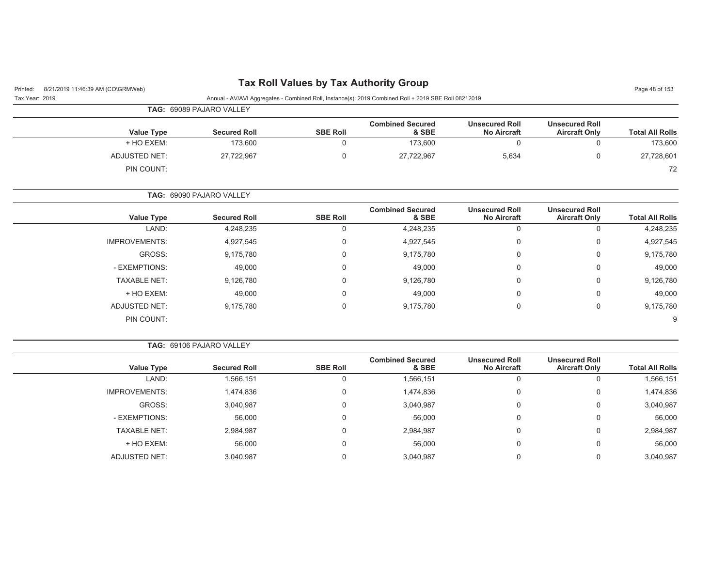# Tax Roll Values by Tax Authority Group

Tax Year: 2019

Annual - AV/AVI Aggregates - Combined Roll, Instance(s): 2019 Combined Roll + 2019 SBE Roll 08212019

**TAG: 69089 PAJARO VALLEY**

| Value Type | Secured Roll | SBE Roll | Combined Secured & SBE | Unsecured Roll No Aircraft | Unsecured Roll Aircraft Only | Total All Rolls |
|---|---|---|---|---|---|---|
| + HO EXEM: | 173,600 | 0 | 173,600 | 0 | 0 | 173,600 |
| ADJUSTED NET: | 27,722,967 | 0 | 27,722,967 | 5,634 | 0 | 27,728,601 |
| PIN COUNT: | | | | | | 72 |

**TAG: 69090 PAJARO VALLEY**

| Value Type | Secured Roll | SBE Roll | Combined Secured & SBE | Unsecured Roll No Aircraft | Unsecured Roll Aircraft Only | Total All Rolls |
|---|---|---|---|---|---|---|
| LAND: | 4,248,235 | 0 | 4,248,235 | 0 | 0 | 4,248,235 |
| IMPROVEMENTS: | 4,927,545 | 0 | 4,927,545 | 0 | 0 | 4,927,545 |
| GROSS: | 9,175,780 | 0 | 9,175,780 | 0 | 0 | 9,175,780 |
| - EXEMPTIONS: | 49,000 | 0 | 49,000 | 0 | 0 | 49,000 |
| TAXABLE NET: | 9,126,780 | 0 | 9,126,780 | 0 | 0 | 9,126,780 |
| + HO EXEM: | 49,000 | 0 | 49,000 | 0 | 0 | 49,000 |
| ADJUSTED NET: | 9,175,780 | 0 | 9,175,780 | 0 | 0 | 9,175,780 |
| PIN COUNT: | | | | | | 9 |

**TAG: 69106 PAJARO VALLEY**

| Value Type | Secured Roll | SBE Roll | Combined Secured & SBE | Unsecured Roll No Aircraft | Unsecured Roll Aircraft Only | Total All Rolls |
|---|---|---|---|---|---|---|
| LAND: | 1,566,151 | 0 | 1,566,151 | 0 | 0 | 1,566,151 |
| IMPROVEMENTS: | 1,474,836 | 0 | 1,474,836 | 0 | 0 | 1,474,836 |
| GROSS: | 3,040,987 | 0 | 3,040,987 | 0 | 0 | 3,040,987 |
| - EXEMPTIONS: | 56,000 | 0 | 56,000 | 0 | 0 | 56,000 |
| TAXABLE NET: | 2,984,987 | 0 | 2,984,987 | 0 | 0 | 2,984,987 |
| + HO EXEM: | 56,000 | 0 | 56,000 | 0 | 0 | 56,000 |
| ADJUSTED NET: | 3,040,987 | 0 | 3,040,987 | 0 | 0 | 3,040,987 |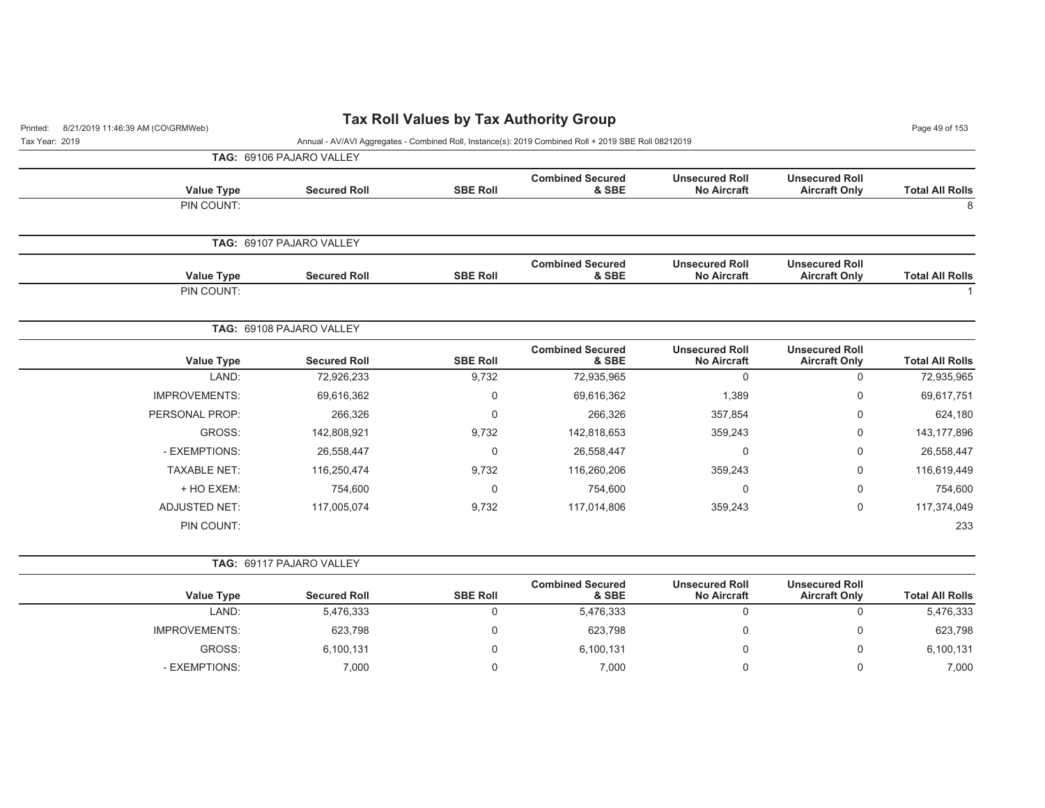# Tax Roll Values by Tax Authority Group

Printed: 8/21/2019 11:46:39 AM (CO\GRMWeb)

Tax Year: 2019

Annual - AV/AVI Aggregates - Combined Roll, Instance(s): 2019 Combined Roll + 2019 SBE Roll 08212019

**TAG: 69106 PAJARO VALLEY**

| Value Type | Secured Roll | SBE Roll | Combined Secured & SBE | Unsecured Roll No Aircraft | Unsecured Roll Aircraft Only | Total All Rolls |
|---|---|---|---|---|---|---|
| PIN COUNT: | | | | | | 8 |

**TAG: 69107 PAJARO VALLEY**

| Value Type | Secured Roll | SBE Roll | Combined Secured & SBE | Unsecured Roll No Aircraft | Unsecured Roll Aircraft Only | Total All Rolls |
|---|---|---|---|---|---|---|
| PIN COUNT: | | | | | | 1 |

**TAG: 69108 PAJARO VALLEY**

| Value Type | Secured Roll | SBE Roll | Combined Secured & SBE | Unsecured Roll No Aircraft | Unsecured Roll Aircraft Only | Total All Rolls |
|---|---|---|---|---|---|---|
| LAND: | 72,926,233 | 9,732 | 72,935,965 | 0 | 0 | 72,935,965 |
| IMPROVEMENTS: | 69,616,362 | 0 | 69,616,362 | 1,389 | 0 | 69,617,751 |
| PERSONAL PROP: | 266,326 | 0 | 266,326 | 357,854 | 0 | 624,180 |
| GROSS: | 142,808,921 | 9,732 | 142,818,653 | 359,243 | 0 | 143,177,896 |
| - EXEMPTIONS: | 26,558,447 | 0 | 26,558,447 | 0 | 0 | 26,558,447 |
| TAXABLE NET: | 116,250,474 | 9,732 | 116,260,206 | 359,243 | 0 | 116,619,449 |
| + HO EXEM: | 754,600 | 0 | 754,600 | 0 | 0 | 754,600 |
| ADJUSTED NET: | 117,005,074 | 9,732 | 117,014,806 | 359,243 | 0 | 117,374,049 |
| PIN COUNT: | | | | | | 233 |

**TAG: 69117 PAJARO VALLEY**

| Value Type | Secured Roll | SBE Roll | Combined Secured & SBE | Unsecured Roll No Aircraft | Unsecured Roll Aircraft Only | Total All Rolls |
|---|---|---|---|---|---|---|
| LAND: | 5,476,333 | 0 | 5,476,333 | 0 | 0 | 5,476,333 |
| IMPROVEMENTS: | 623,798 | 0 | 623,798 | 0 | 0 | 623,798 |
| GROSS: | 6,100,131 | 0 | 6,100,131 | 0 | 0 | 6,100,131 |
| - EXEMPTIONS: | 7,000 | 0 | 7,000 | 0 | 0 | 7,000 |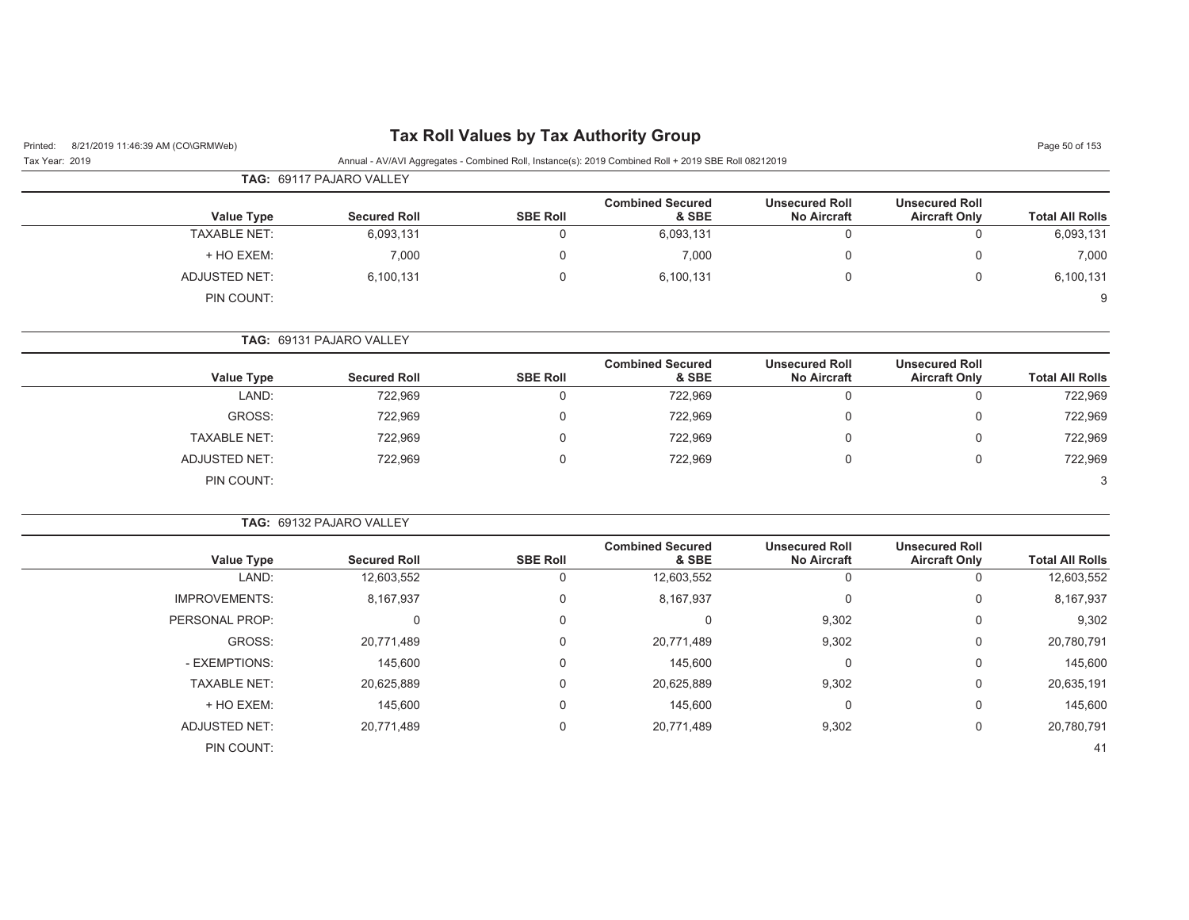# Tax Roll Values by Tax Authority Group

Printed: 8/21/2019 11:46:39 AM (CO\GRMWeb)

Tax Year: 2019

Annual - AV/AVI Aggregates - Combined Roll, Instance(s): 2019 Combined Roll + 2019 SBE Roll 08212019

**TAG:** 69117 PAJARO VALLEY

| Value Type | Secured Roll | SBE Roll | Combined Secured & SBE | Unsecured Roll No Aircraft | Unsecured Roll Aircraft Only | Total All Rolls |
|---|---|---|---|---|---|---|
| TAXABLE NET: | 6,093,131 | 0 | 6,093,131 | 0 | 0 | 6,093,131 |
| + HO EXEM: | 7,000 | 0 | 7,000 | 0 | 0 | 7,000 |
| ADJUSTED NET: | 6,100,131 | 0 | 6,100,131 | 0 | 0 | 6,100,131 |
| PIN COUNT: | | | | | | 9 |

**TAG:** 69131 PAJARO VALLEY

| Value Type | Secured Roll | SBE Roll | Combined Secured & SBE | Unsecured Roll No Aircraft | Unsecured Roll Aircraft Only | Total All Rolls |
|---|---|---|---|---|---|---|
| LAND: | 722,969 | 0 | 722,969 | 0 | 0 | 722,969 |
| GROSS: | 722,969 | 0 | 722,969 | 0 | 0 | 722,969 |
| TAXABLE NET: | 722,969 | 0 | 722,969 | 0 | 0 | 722,969 |
| ADJUSTED NET: | 722,969 | 0 | 722,969 | 0 | 0 | 722,969 |
| PIN COUNT: | | | | | | 3 |

**TAG:** 69132 PAJARO VALLEY

| Value Type | Secured Roll | SBE Roll | Combined Secured & SBE | Unsecured Roll No Aircraft | Unsecured Roll Aircraft Only | Total All Rolls |
|---|---|---|---|---|---|---|
| LAND: | 12,603,552 | 0 | 12,603,552 | 0 | 0 | 12,603,552 |
| IMPROVEMENTS: | 8,167,937 | 0 | 8,167,937 | 0 | 0 | 8,167,937 |
| PERSONAL PROP: | 0 | 0 | 0 | 9,302 | 0 | 9,302 |
| GROSS: | 20,771,489 | 0 | 20,771,489 | 9,302 | 0 | 20,780,791 |
| - EXEMPTIONS: | 145,600 | 0 | 145,600 | 0 | 0 | 145,600 |
| TAXABLE NET: | 20,625,889 | 0 | 20,625,889 | 9,302 | 0 | 20,635,191 |
| + HO EXEM: | 145,600 | 0 | 145,600 | 0 | 0 | 145,600 |
| ADJUSTED NET: | 20,771,489 | 0 | 20,771,489 | 9,302 | 0 | 20,780,791 |
| PIN COUNT: | | | | | | 41 |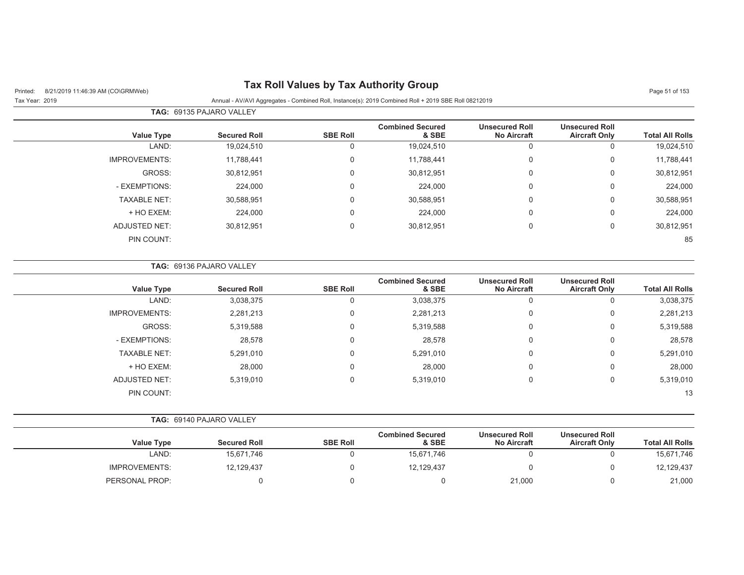# Tax Roll Values by Tax Authority Group

Printed: 8/21/2019 11:46:39 AM (CO\GRMWeb)

Tax Year: 2019

Annual - AV/AVI Aggregates - Combined Roll, Instance(s): 2019 Combined Roll + 2019 SBE Roll 08212019

**TAG:** 69135 PAJARO VALLEY

| Value Type | Secured Roll | SBE Roll | Combined Secured & SBE | Unsecured Roll No Aircraft | Unsecured Roll Aircraft Only | Total All Rolls |
|---|---|---|---|---|---|---|
| LAND: | 19,024,510 | 0 | 19,024,510 | 0 | 0 | 19,024,510 |
| IMPROVEMENTS: | 11,788,441 | 0 | 11,788,441 | 0 | 0 | 11,788,441 |
| GROSS: | 30,812,951 | 0 | 30,812,951 | 0 | 0 | 30,812,951 |
| - EXEMPTIONS: | 224,000 | 0 | 224,000 | 0 | 0 | 224,000 |
| TAXABLE NET: | 30,588,951 | 0 | 30,588,951 | 0 | 0 | 30,588,951 |
| + HO EXEM: | 224,000 | 0 | 224,000 | 0 | 0 | 224,000 |
| ADJUSTED NET: | 30,812,951 | 0 | 30,812,951 | 0 | 0 | 30,812,951 |
| PIN COUNT: | | | | | | 85 |

**TAG:** 69136 PAJARO VALLEY

| Value Type | Secured Roll | SBE Roll | Combined Secured & SBE | Unsecured Roll No Aircraft | Unsecured Roll Aircraft Only | Total All Rolls |
|---|---|---|---|---|---|---|
| LAND: | 3,038,375 | 0 | 3,038,375 | 0 | 0 | 3,038,375 |
| IMPROVEMENTS: | 2,281,213 | 0 | 2,281,213 | 0 | 0 | 2,281,213 |
| GROSS: | 5,319,588 | 0 | 5,319,588 | 0 | 0 | 5,319,588 |
| - EXEMPTIONS: | 28,578 | 0 | 28,578 | 0 | 0 | 28,578 |
| TAXABLE NET: | 5,291,010 | 0 | 5,291,010 | 0 | 0 | 5,291,010 |
| + HO EXEM: | 28,000 | 0 | 28,000 | 0 | 0 | 28,000 |
| ADJUSTED NET: | 5,319,010 | 0 | 5,319,010 | 0 | 0 | 5,319,010 |
| PIN COUNT: | | | | | | 13 |

**TAG:** 69140 PAJARO VALLEY

| Value Type | Secured Roll | SBE Roll | Combined Secured & SBE | Unsecured Roll No Aircraft | Unsecured Roll Aircraft Only | Total All Rolls |
|---|---|---|---|---|---|---|
| LAND: | 15,671,746 | 0 | 15,671,746 | 0 | 0 | 15,671,746 |
| IMPROVEMENTS: | 12,129,437 | 0 | 12,129,437 | 0 | 0 | 12,129,437 |
| PERSONAL PROP: | 0 | 0 | 0 | 21,000 | 0 | 21,000 |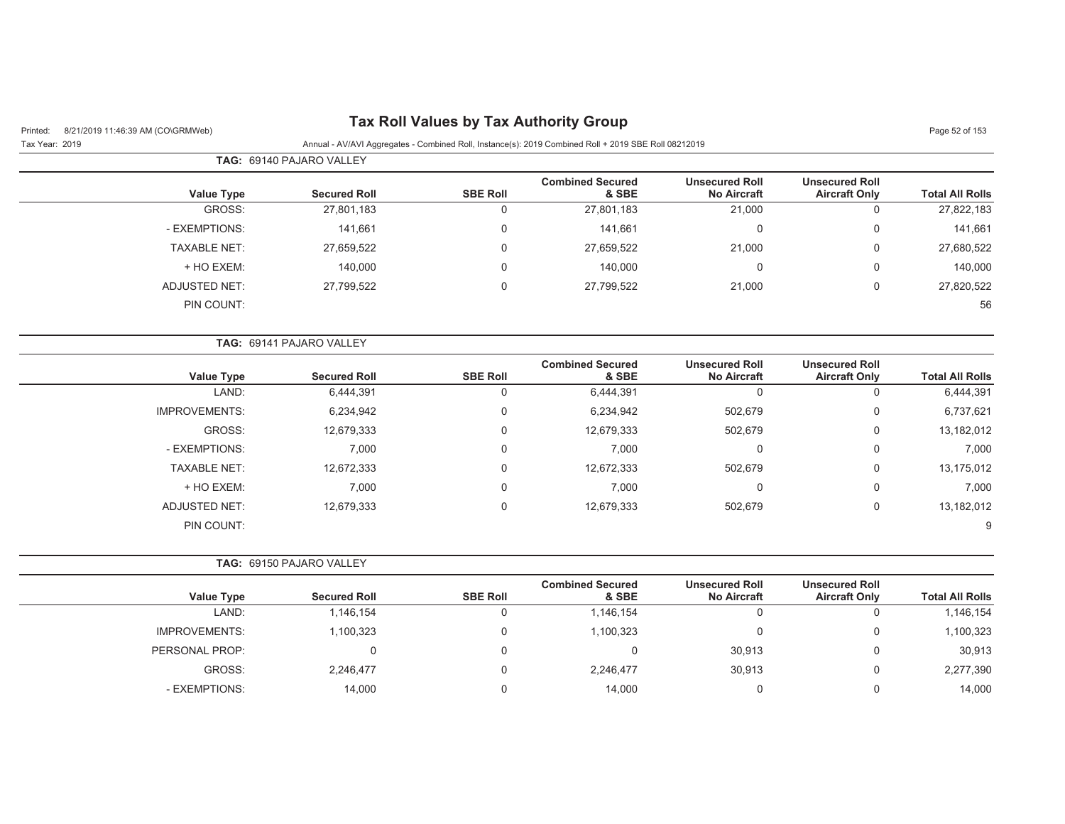# Tax Roll Values by Tax Authority Group

Printed: 8/21/2019 11:46:39 AM (CO\GRMWeb)

Tax Year: 2019

Annual - AV/AVI Aggregates - Combined Roll, Instance(s): 2019 Combined Roll + 2019 SBE Roll 08212019

**TAG: 69140 PAJARO VALLEY**

| Value Type | Secured Roll | SBE Roll | Combined Secured & SBE | Unsecured Roll No Aircraft | Unsecured Roll Aircraft Only | Total All Rolls |
|---|---|---|---|---|---|---|
| GROSS: | 27,801,183 | 0 | 27,801,183 | 21,000 | 0 | 27,822,183 |
| - EXEMPTIONS: | 141,661 | 0 | 141,661 | 0 | 0 | 141,661 |
| TAXABLE NET: | 27,659,522 | 0 | 27,659,522 | 21,000 | 0 | 27,680,522 |
| + HO EXEM: | 140,000 | 0 | 140,000 | 0 | 0 | 140,000 |
| ADJUSTED NET: | 27,799,522 | 0 | 27,799,522 | 21,000 | 0 | 27,820,522 |
| PIN COUNT: | | | | | | 56 |

**TAG: 69141 PAJARO VALLEY**

| Value Type | Secured Roll | SBE Roll | Combined Secured & SBE | Unsecured Roll No Aircraft | Unsecured Roll Aircraft Only | Total All Rolls |
|---|---|---|---|---|---|---|
| LAND: | 6,444,391 | 0 | 6,444,391 | 0 | 0 | 6,444,391 |
| IMPROVEMENTS: | 6,234,942 | 0 | 6,234,942 | 502,679 | 0 | 6,737,621 |
| GROSS: | 12,679,333 | 0 | 12,679,333 | 502,679 | 0 | 13,182,012 |
| - EXEMPTIONS: | 7,000 | 0 | 7,000 | 0 | 0 | 7,000 |
| TAXABLE NET: | 12,672,333 | 0 | 12,672,333 | 502,679 | 0 | 13,175,012 |
| + HO EXEM: | 7,000 | 0 | 7,000 | 0 | 0 | 7,000 |
| ADJUSTED NET: | 12,679,333 | 0 | 12,679,333 | 502,679 | 0 | 13,182,012 |
| PIN COUNT: | | | | | | 9 |

**TAG: 69150 PAJARO VALLEY**

| Value Type | Secured Roll | SBE Roll | Combined Secured & SBE | Unsecured Roll No Aircraft | Unsecured Roll Aircraft Only | Total All Rolls |
|---|---|---|---|---|---|---|
| LAND: | 1,146,154 | 0 | 1,146,154 | 0 | 0 | 1,146,154 |
| IMPROVEMENTS: | 1,100,323 | 0 | 1,100,323 | 0 | 0 | 1,100,323 |
| PERSONAL PROP: | 0 | 0 | 0 | 30,913 | 0 | 30,913 |
| GROSS: | 2,246,477 | 0 | 2,246,477 | 30,913 | 0 | 2,277,390 |
| - EXEMPTIONS: | 14,000 | 0 | 14,000 | 0 | 0 | 14,000 |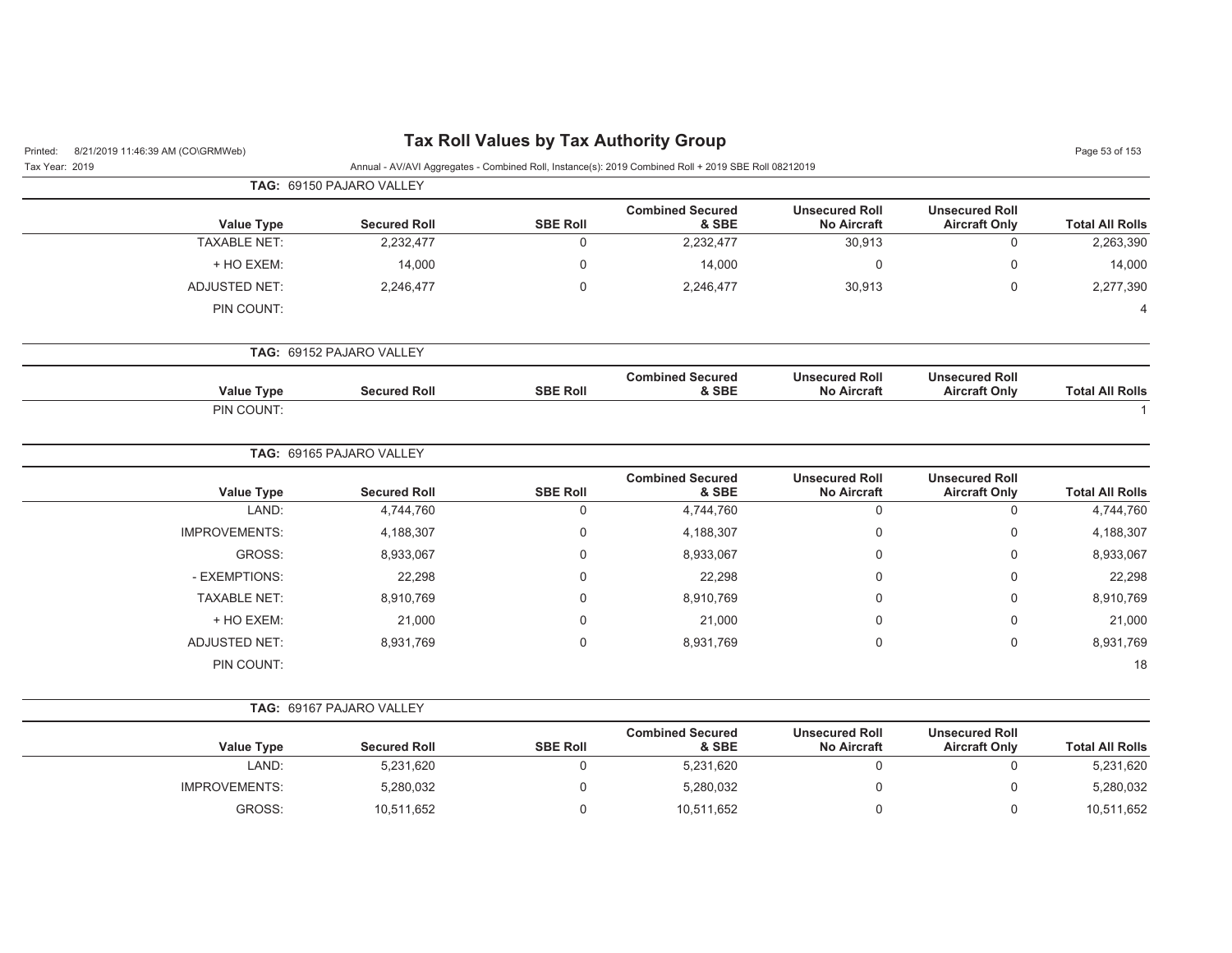# Tax Roll Values by Tax Authority Group

Printed: 8/21/2019 11:46:39 AM (CO\GRMWeb)

Tax Year: 2019

Annual - AV/AVI Aggregates - Combined Roll, Instance(s): 2019 Combined Roll + 2019 SBE Roll 08212019

**TAG: 69150 PAJARO VALLEY**

| Value Type | Secured Roll | SBE Roll | Combined Secured & SBE | Unsecured Roll No Aircraft | Unsecured Roll Aircraft Only | Total All Rolls |
|---|---|---|---|---|---|---|
| TAXABLE NET: | 2,232,477 | 0 | 2,232,477 | 30,913 | 0 | 2,263,390 |
| + HO EXEM: | 14,000 | 0 | 14,000 | 0 | 0 | 14,000 |
| ADJUSTED NET: | 2,246,477 | 0 | 2,246,477 | 30,913 | 0 | 2,277,390 |
| PIN COUNT: | | | | | | 4 |

**TAG: 69152 PAJARO VALLEY**

| Value Type | Secured Roll | SBE Roll | Combined Secured & SBE | Unsecured Roll No Aircraft | Unsecured Roll Aircraft Only | Total All Rolls |
|---|---|---|---|---|---|---|
| PIN COUNT: | | | | | | 1 |

**TAG: 69165 PAJARO VALLEY**

| Value Type | Secured Roll | SBE Roll | Combined Secured & SBE | Unsecured Roll No Aircraft | Unsecured Roll Aircraft Only | Total All Rolls |
|---|---|---|---|---|---|---|
| LAND: | 4,744,760 | 0 | 4,744,760 | 0 | 0 | 4,744,760 |
| IMPROVEMENTS: | 4,188,307 | 0 | 4,188,307 | 0 | 0 | 4,188,307 |
| GROSS: | 8,933,067 | 0 | 8,933,067 | 0 | 0 | 8,933,067 |
| - EXEMPTIONS: | 22,298 | 0 | 22,298 | 0 | 0 | 22,298 |
| TAXABLE NET: | 8,910,769 | 0 | 8,910,769 | 0 | 0 | 8,910,769 |
| + HO EXEM: | 21,000 | 0 | 21,000 | 0 | 0 | 21,000 |
| ADJUSTED NET: | 8,931,769 | 0 | 8,931,769 | 0 | 0 | 8,931,769 |
| PIN COUNT: | | | | | | 18 |

**TAG: 69167 PAJARO VALLEY**

| Value Type | Secured Roll | SBE Roll | Combined Secured & SBE | Unsecured Roll No Aircraft | Unsecured Roll Aircraft Only | Total All Rolls |
|---|---|---|---|---|---|---|
| LAND: | 5,231,620 | 0 | 5,231,620 | 0 | 0 | 5,231,620 |
| IMPROVEMENTS: | 5,280,032 | 0 | 5,280,032 | 0 | 0 | 5,280,032 |
| GROSS: | 10,511,652 | 0 | 10,511,652 | 0 | 0 | 10,511,652 |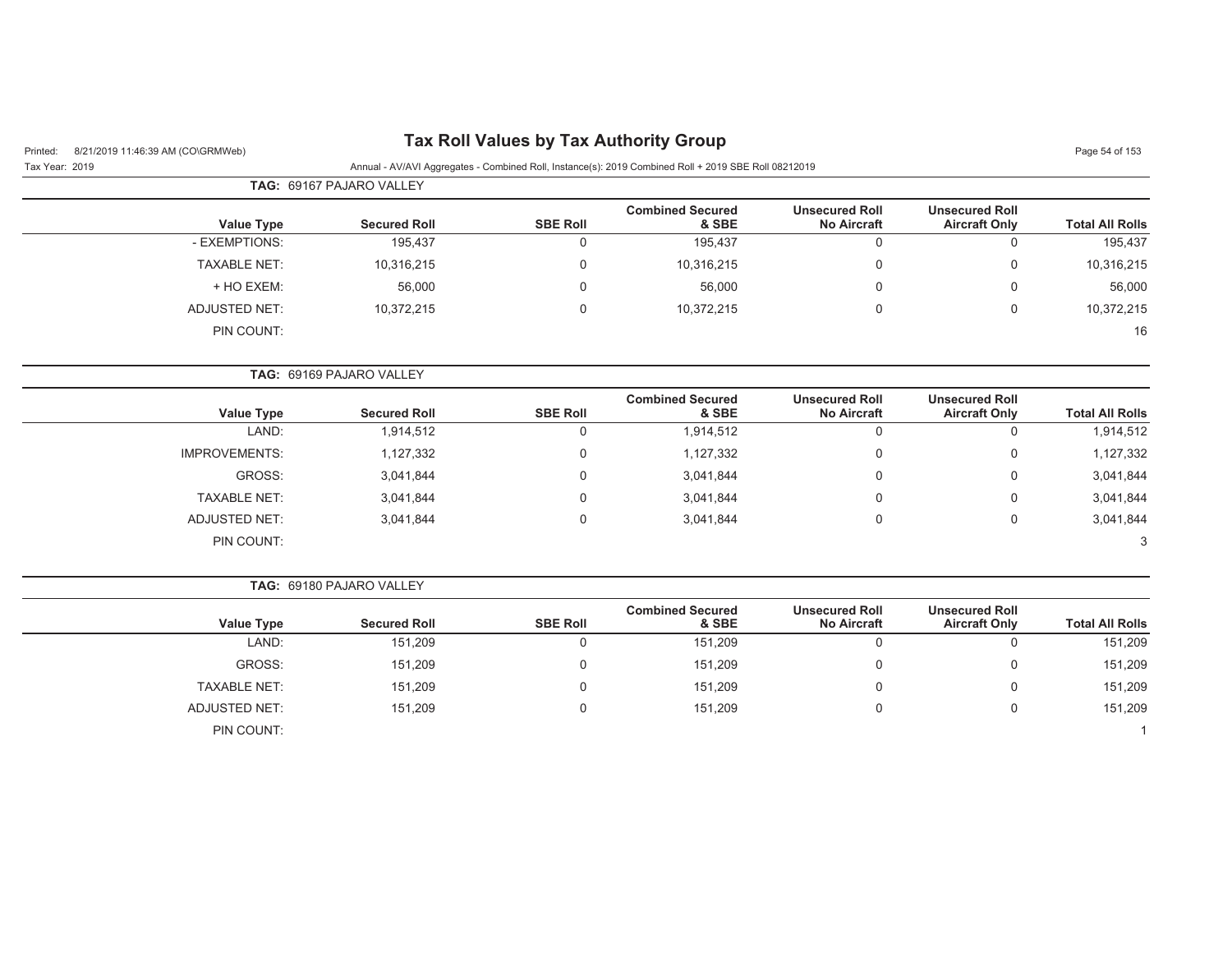**TAG:** 69167 PAJARO VALLEY

| Value Type | Secured Roll | SBE Roll | Combined Secured & SBE | Unsecured Roll No Aircraft | Unsecured Roll Aircraft Only | Total All Rolls |
|---|---|---|---|---|---|---|
| - EXEMPTIONS: | 195,437 | 0 | 195,437 | 0 | 0 | 195,437 |
| TAXABLE NET: | 10,316,215 | 0 | 10,316,215 | 0 | 0 | 10,316,215 |
| + HO EXEM: | 56,000 | 0 | 56,000 | 0 | 0 | 56,000 |
| ADJUSTED NET: | 10,372,215 | 0 | 10,372,215 | 0 | 0 | 10,372,215 |
| PIN COUNT: | | | | | | 16 |

**TAG:** 69169 PAJARO VALLEY

| Value Type | Secured Roll | SBE Roll | Combined Secured & SBE | Unsecured Roll No Aircraft | Unsecured Roll Aircraft Only | Total All Rolls |
|---|---|---|---|---|---|---|
| LAND: | 1,914,512 | 0 | 1,914,512 | 0 | 0 | 1,914,512 |
| IMPROVEMENTS: | 1,127,332 | 0 | 1,127,332 | 0 | 0 | 1,127,332 |
| GROSS: | 3,041,844 | 0 | 3,041,844 | 0 | 0 | 3,041,844 |
| TAXABLE NET: | 3,041,844 | 0 | 3,041,844 | 0 | 0 | 3,041,844 |
| ADJUSTED NET: | 3,041,844 | 0 | 3,041,844 | 0 | 0 | 3,041,844 |
| PIN COUNT: | | | | | | 3 |

**TAG:** 69180 PAJARO VALLEY

| Value Type | Secured Roll | SBE Roll | Combined Secured & SBE | Unsecured Roll No Aircraft | Unsecured Roll Aircraft Only | Total All Rolls |
|---|---|---|---|---|---|---|
| LAND: | 151,209 | 0 | 151,209 | 0 | 0 | 151,209 |
| GROSS: | 151,209 | 0 | 151,209 | 0 | 0 | 151,209 |
| TAXABLE NET: | 151,209 | 0 | 151,209 | 0 | 0 | 151,209 |
| ADJUSTED NET: | 151,209 | 0 | 151,209 | 0 | 0 | 151,209 |
| PIN COUNT: | | | | | | 1 |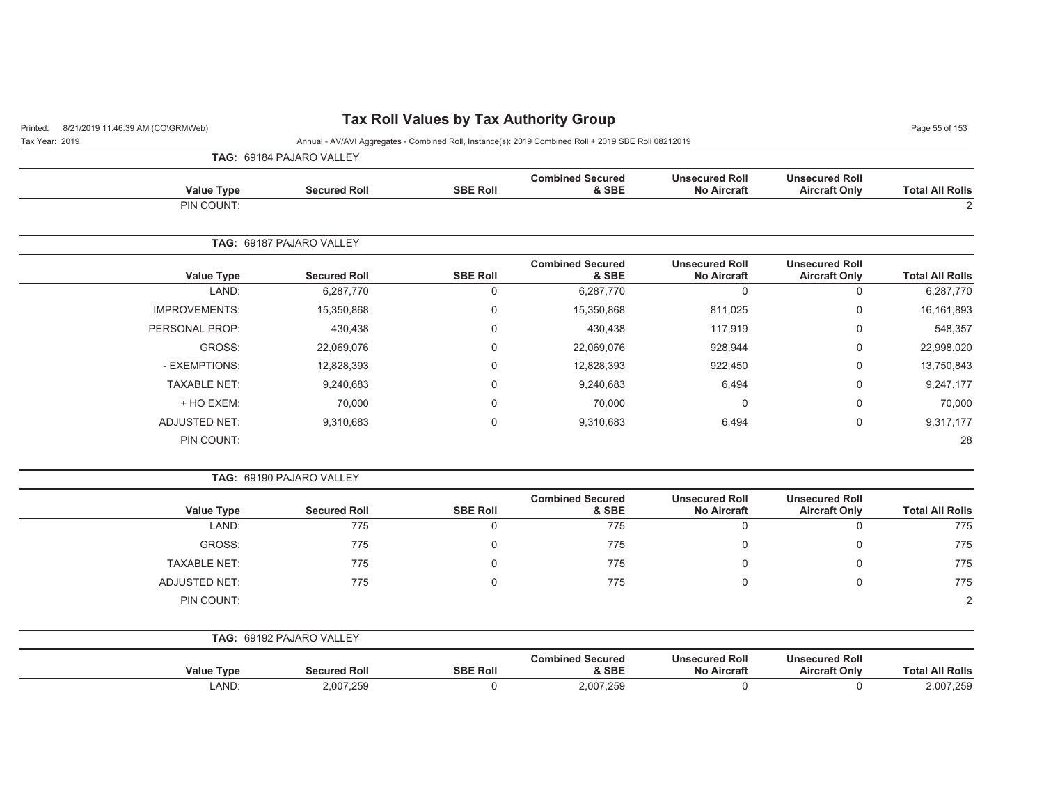# Tax Roll Values by Tax Authority Group

Annual - AV/AVI Aggregates - Combined Roll, Instance(s): 2019 Combined Roll + 2019 SBE Roll 08212019

**TAG: 69184 PAJARO VALLEY**

| Value Type | Secured Roll | SBE Roll | Combined Secured & SBE | Unsecured Roll No Aircraft | Unsecured Roll Aircraft Only | Total All Rolls |
|---|---|---|---|---|---|---|
| PIN COUNT: | | | | | | 2 |

**TAG: 69187 PAJARO VALLEY**

| Value Type | Secured Roll | SBE Roll | Combined Secured & SBE | Unsecured Roll No Aircraft | Unsecured Roll Aircraft Only | Total All Rolls |
|---|---|---|---|---|---|---|
| LAND: | 6,287,770 | 0 | 6,287,770 | 0 | 0 | 6,287,770 |
| IMPROVEMENTS: | 15,350,868 | 0 | 15,350,868 | 811,025 | 0 | 16,161,893 |
| PERSONAL PROP: | 430,438 | 0 | 430,438 | 117,919 | 0 | 548,357 |
| GROSS: | 22,069,076 | 0 | 22,069,076 | 928,944 | 0 | 22,998,020 |
| - EXEMPTIONS: | 12,828,393 | 0 | 12,828,393 | 922,450 | 0 | 13,750,843 |
| TAXABLE NET: | 9,240,683 | 0 | 9,240,683 | 6,494 | 0 | 9,247,177 |
| + HO EXEM: | 70,000 | 0 | 70,000 | 0 | 0 | 70,000 |
| ADJUSTED NET: | 9,310,683 | 0 | 9,310,683 | 6,494 | 0 | 9,317,177 |
| PIN COUNT: | | | | | | 28 |

**TAG: 69190 PAJARO VALLEY**

| Value Type | Secured Roll | SBE Roll | Combined Secured & SBE | Unsecured Roll No Aircraft | Unsecured Roll Aircraft Only | Total All Rolls |
|---|---|---|---|---|---|---|
| LAND: | 775 | 0 | 775 | 0 | 0 | 775 |
| GROSS: | 775 | 0 | 775 | 0 | 0 | 775 |
| TAXABLE NET: | 775 | 0 | 775 | 0 | 0 | 775 |
| ADJUSTED NET: | 775 | 0 | 775 | 0 | 0 | 775 |
| PIN COUNT: | | | | | | 2 |

**TAG: 69192 PAJARO VALLEY**

| Value Type | Secured Roll | SBE Roll | Combined Secured & SBE | Unsecured Roll No Aircraft | Unsecured Roll Aircraft Only | Total All Rolls |
|---|---|---|---|---|---|---|
| LAND: | 2,007,259 | 0 | 2,007,259 | 0 | 0 | 2,007,259 |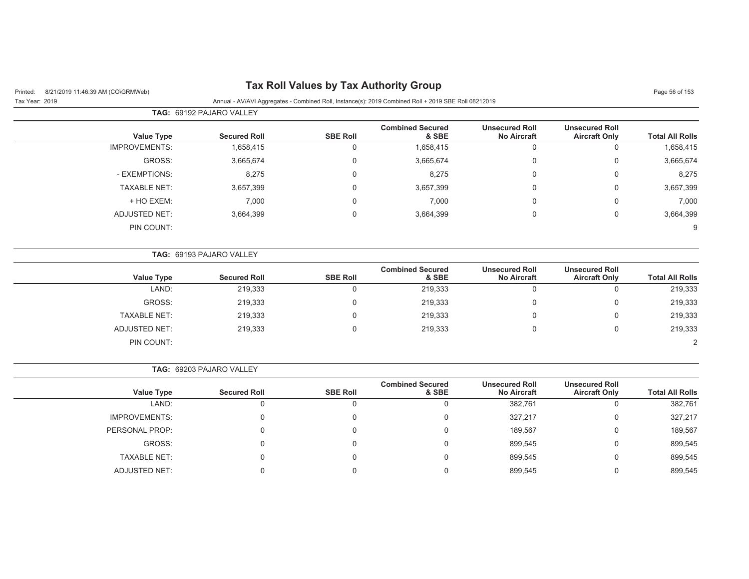# Tax Roll Values by Tax Authority Group

Printed: 8/21/2019 11:46:39 AM (CO\GRMWeb)

Tax Year: 2019

Annual - AV/AVI Aggregates - Combined Roll, Instance(s): 2019 Combined Roll + 2019 SBE Roll 08212019

**TAG: 69192 PAJARO VALLEY**

| Value Type | Secured Roll | SBE Roll | Combined Secured & SBE | Unsecured Roll No Aircraft | Unsecured Roll Aircraft Only | Total All Rolls |
|---|---|---|---|---|---|---|
| IMPROVEMENTS: | 1,658,415 | 0 | 1,658,415 | 0 | 0 | 1,658,415 |
| GROSS: | 3,665,674 | 0 | 3,665,674 | 0 | 0 | 3,665,674 |
| - EXEMPTIONS: | 8,275 | 0 | 8,275 | 0 | 0 | 8,275 |
| TAXABLE NET: | 3,657,399 | 0 | 3,657,399 | 0 | 0 | 3,657,399 |
| + HO EXEM: | 7,000 | 0 | 7,000 | 0 | 0 | 7,000 |
| ADJUSTED NET: | 3,664,399 | 0 | 3,664,399 | 0 | 0 | 3,664,399 |
| PIN COUNT: | | | | | | 9 |

**TAG: 69193 PAJARO VALLEY**

| Value Type | Secured Roll | SBE Roll | Combined Secured & SBE | Unsecured Roll No Aircraft | Unsecured Roll Aircraft Only | Total All Rolls |
|---|---|---|---|---|---|---|
| LAND: | 219,333 | 0 | 219,333 | 0 | 0 | 219,333 |
| GROSS: | 219,333 | 0 | 219,333 | 0 | 0 | 219,333 |
| TAXABLE NET: | 219,333 | 0 | 219,333 | 0 | 0 | 219,333 |
| ADJUSTED NET: | 219,333 | 0 | 219,333 | 0 | 0 | 219,333 |
| PIN COUNT: | | | | | | 2 |

**TAG: 69203 PAJARO VALLEY**

| Value Type | Secured Roll | SBE Roll | Combined Secured & SBE | Unsecured Roll No Aircraft | Unsecured Roll Aircraft Only | Total All Rolls |
|---|---|---|---|---|---|---|
| LAND: | 0 | 0 | 0 | 382,761 | 0 | 382,761 |
| IMPROVEMENTS: | 0 | 0 | 0 | 327,217 | 0 | 327,217 |
| PERSONAL PROP: | 0 | 0 | 0 | 189,567 | 0 | 189,567 |
| GROSS: | 0 | 0 | 0 | 899,545 | 0 | 899,545 |
| TAXABLE NET: | 0 | 0 | 0 | 899,545 | 0 | 899,545 |
| ADJUSTED NET: | 0 | 0 | 0 | 899,545 | 0 | 899,545 |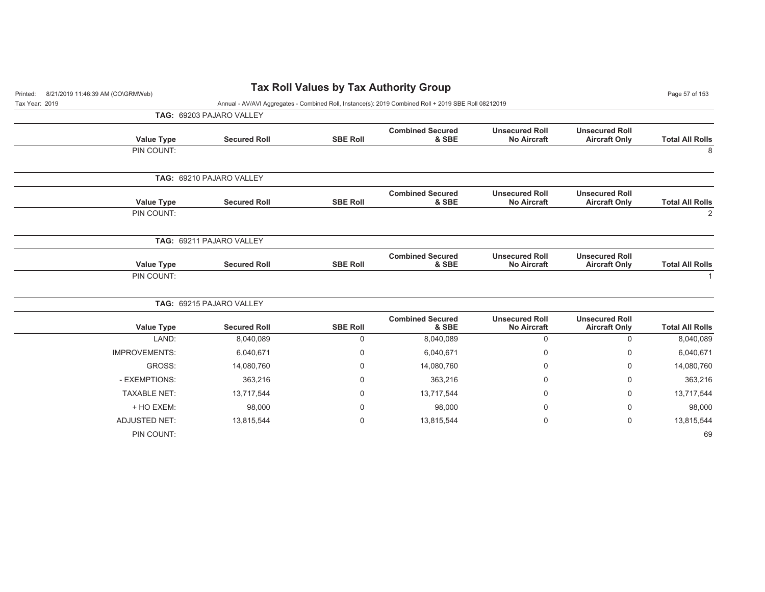# Tax Roll Values by Tax Authority Group

Printed: 8/21/2019 11:46:39 AM (CO\GRMWeb)

Tax Year: 2019

Annual - AV/AVI Aggregates - Combined Roll, Instance(s): 2019 Combined Roll + 2019 SBE Roll 08212019

**TAG: 69203 PAJARO VALLEY**

| Value Type | Secured Roll | SBE Roll | Combined Secured & SBE | Unsecured Roll No Aircraft | Unsecured Roll Aircraft Only | Total All Rolls |
|---|---|---|---|---|---|---|
| PIN COUNT: | | | | | | 8 |

**TAG: 69210 PAJARO VALLEY**

| Value Type | Secured Roll | SBE Roll | Combined Secured & SBE | Unsecured Roll No Aircraft | Unsecured Roll Aircraft Only | Total All Rolls |
|---|---|---|---|---|---|---|
| PIN COUNT: | | | | | | 2 |

**TAG: 69211 PAJARO VALLEY**

| Value Type | Secured Roll | SBE Roll | Combined Secured & SBE | Unsecured Roll No Aircraft | Unsecured Roll Aircraft Only | Total All Rolls |
|---|---|---|---|---|---|---|
| PIN COUNT: | | | | | | 1 |

**TAG: 69215 PAJARO VALLEY**

| Value Type | Secured Roll | SBE Roll | Combined Secured & SBE | Unsecured Roll No Aircraft | Unsecured Roll Aircraft Only | Total All Rolls |
|---|---|---|---|---|---|---|
| LAND: | 8,040,089 | 0 | 8,040,089 | 0 | 0 | 8,040,089 |
| IMPROVEMENTS: | 6,040,671 | 0 | 6,040,671 | 0 | 0 | 6,040,671 |
| GROSS: | 14,080,760 | 0 | 14,080,760 | 0 | 0 | 14,080,760 |
| - EXEMPTIONS: | 363,216 | 0 | 363,216 | 0 | 0 | 363,216 |
| TAXABLE NET: | 13,717,544 | 0 | 13,717,544 | 0 | 0 | 13,717,544 |
| + HO EXEM: | 98,000 | 0 | 98,000 | 0 | 0 | 98,000 |
| ADJUSTED NET: | 13,815,544 | 0 | 13,815,544 | 0 | 0 | 13,815,544 |
| PIN COUNT: | | | | | | 69 |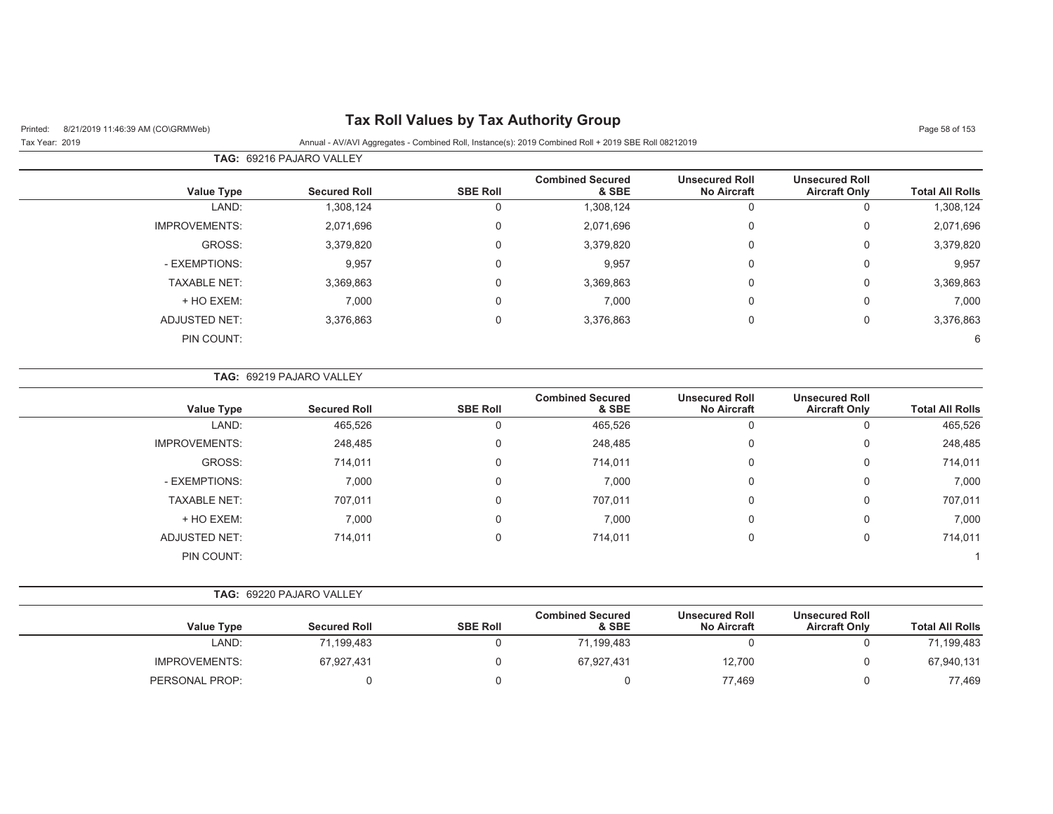# Tax Roll Values by Tax Authority Group

Printed: 8/21/2019 11:46:39 AM (CO\GRMWeb)

Tax Year: 2019

Annual - AV/AVI Aggregates - Combined Roll, Instance(s): 2019 Combined Roll + 2019 SBE Roll 08212019

**TAG:** 69216 PAJARO VALLEY

| Value Type | Secured Roll | SBE Roll | Combined Secured & SBE | Unsecured Roll No Aircraft | Unsecured Roll Aircraft Only | Total All Rolls |
|---|---|---|---|---|---|---|
| LAND: | 1,308,124 | 0 | 1,308,124 | 0 | 0 | 1,308,124 |
| IMPROVEMENTS: | 2,071,696 | 0 | 2,071,696 | 0 | 0 | 2,071,696 |
| GROSS: | 3,379,820 | 0 | 3,379,820 | 0 | 0 | 3,379,820 |
| - EXEMPTIONS: | 9,957 | 0 | 9,957 | 0 | 0 | 9,957 |
| TAXABLE NET: | 3,369,863 | 0 | 3,369,863 | 0 | 0 | 3,369,863 |
| + HO EXEM: | 7,000 | 0 | 7,000 | 0 | 0 | 7,000 |
| ADJUSTED NET: | 3,376,863 | 0 | 3,376,863 | 0 | 0 | 3,376,863 |
| PIN COUNT: | | | | | | 6 |

**TAG:** 69219 PAJARO VALLEY

| Value Type | Secured Roll | SBE Roll | Combined Secured & SBE | Unsecured Roll No Aircraft | Unsecured Roll Aircraft Only | Total All Rolls |
|---|---|---|---|---|---|---|
| LAND: | 465,526 | 0 | 465,526 | 0 | 0 | 465,526 |
| IMPROVEMENTS: | 248,485 | 0 | 248,485 | 0 | 0 | 248,485 |
| GROSS: | 714,011 | 0 | 714,011 | 0 | 0 | 714,011 |
| - EXEMPTIONS: | 7,000 | 0 | 7,000 | 0 | 0 | 7,000 |
| TAXABLE NET: | 707,011 | 0 | 707,011 | 0 | 0 | 707,011 |
| + HO EXEM: | 7,000 | 0 | 7,000 | 0 | 0 | 7,000 |
| ADJUSTED NET: | 714,011 | 0 | 714,011 | 0 | 0 | 714,011 |
| PIN COUNT: | | | | | | 1 |

**TAG:** 69220 PAJARO VALLEY

| Value Type | Secured Roll | SBE Roll | Combined Secured & SBE | Unsecured Roll No Aircraft | Unsecured Roll Aircraft Only | Total All Rolls |
|---|---|---|---|---|---|---|
| LAND: | 71,199,483 | 0 | 71,199,483 | 0 | 0 | 71,199,483 |
| IMPROVEMENTS: | 67,927,431 | 0 | 67,927,431 | 12,700 | 0 | 67,940,131 |
| PERSONAL PROP: | 0 | 0 | 0 | 77,469 | 0 | 77,469 |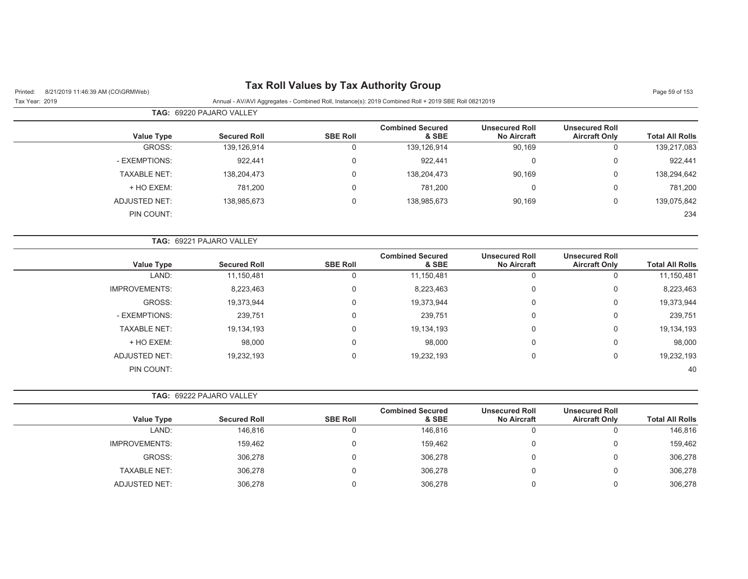**TAG:** 69220 PAJARO VALLEY

| Value Type | Secured Roll | SBE Roll | Combined Secured & SBE | Unsecured Roll No Aircraft | Unsecured Roll Aircraft Only | Total All Rolls |
|---|---|---|---|---|---|---|
| GROSS: | 139,126,914 | 0 | 139,126,914 | 90,169 | 0 | 139,217,083 |
| - EXEMPTIONS: | 922,441 | 0 | 922,441 | 0 | 0 | 922,441 |
| TAXABLE NET: | 138,204,473 | 0 | 138,204,473 | 90,169 | 0 | 138,294,642 |
| + HO EXEM: | 781,200 | 0 | 781,200 | 0 | 0 | 781,200 |
| ADJUSTED NET: | 138,985,673 | 0 | 138,985,673 | 90,169 | 0 | 139,075,842 |
| PIN COUNT: | | | | | | 234 |

**TAG:** 69221 PAJARO VALLEY

| Value Type | Secured Roll | SBE Roll | Combined Secured & SBE | Unsecured Roll No Aircraft | Unsecured Roll Aircraft Only | Total All Rolls |
|---|---|---|---|---|---|---|
| LAND: | 11,150,481 | 0 | 11,150,481 | 0 | 0 | 11,150,481 |
| IMPROVEMENTS: | 8,223,463 | 0 | 8,223,463 | 0 | 0 | 8,223,463 |
| GROSS: | 19,373,944 | 0 | 19,373,944 | 0 | 0 | 19,373,944 |
| - EXEMPTIONS: | 239,751 | 0 | 239,751 | 0 | 0 | 239,751 |
| TAXABLE NET: | 19,134,193 | 0 | 19,134,193 | 0 | 0 | 19,134,193 |
| + HO EXEM: | 98,000 | 0 | 98,000 | 0 | 0 | 98,000 |
| ADJUSTED NET: | 19,232,193 | 0 | 19,232,193 | 0 | 0 | 19,232,193 |
| PIN COUNT: | | | | | | 40 |

**TAG:** 69222 PAJARO VALLEY

| Value Type | Secured Roll | SBE Roll | Combined Secured & SBE | Unsecured Roll No Aircraft | Unsecured Roll Aircraft Only | Total All Rolls |
|---|---|---|---|---|---|---|
| LAND: | 146,816 | 0 | 146,816 | 0 | 0 | 146,816 |
| IMPROVEMENTS: | 159,462 | 0 | 159,462 | 0 | 0 | 159,462 |
| GROSS: | 306,278 | 0 | 306,278 | 0 | 0 | 306,278 |
| TAXABLE NET: | 306,278 | 0 | 306,278 | 0 | 0 | 306,278 |
| ADJUSTED NET: | 306,278 | 0 | 306,278 | 0 | 0 | 306,278 |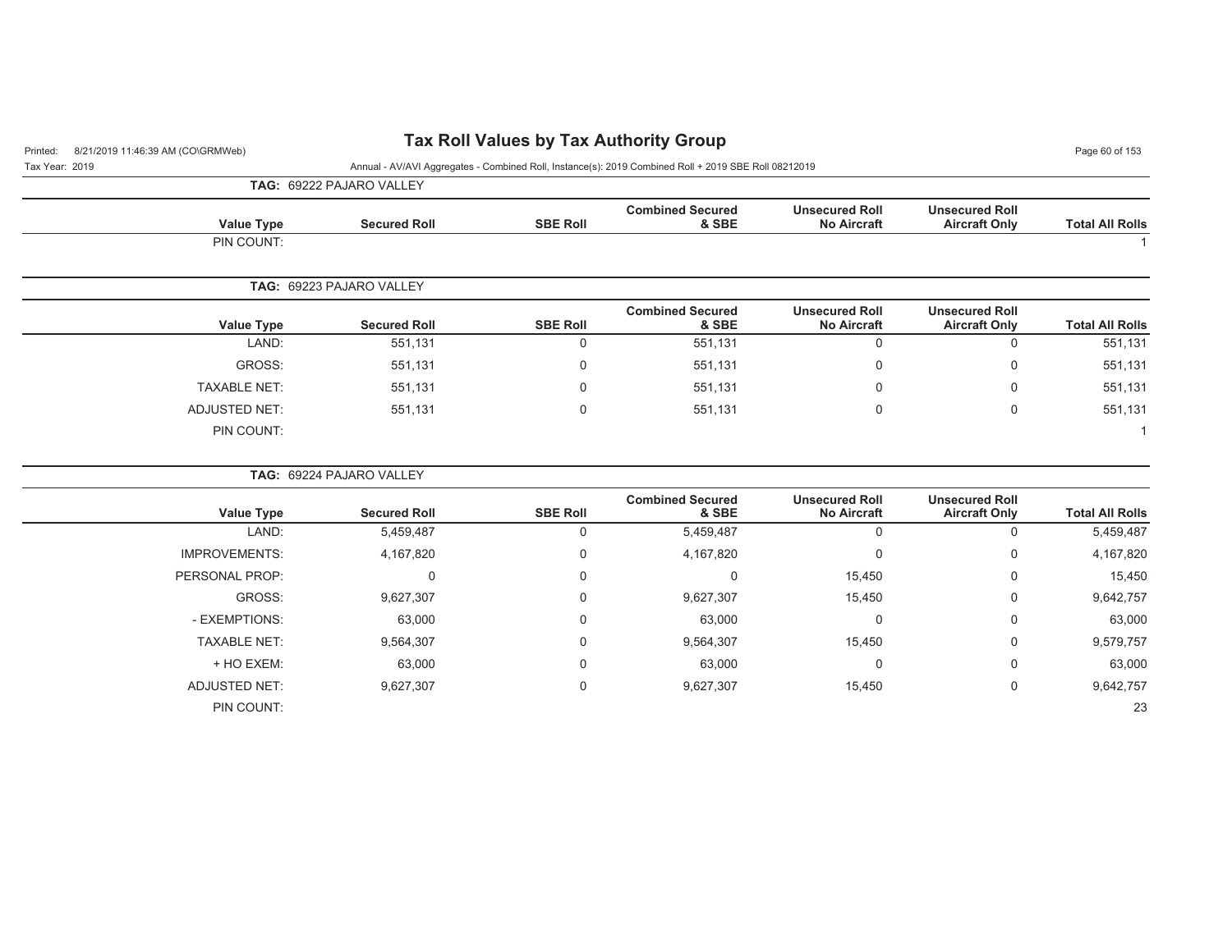# Tax Roll Values by Tax Authority Group

Tax Year: 2019

Annual - AV/AVI Aggregates - Combined Roll, Instance(s): 2019 Combined Roll + 2019 SBE Roll 08212019

**TAG: 69222 PAJARO VALLEY**

| Value Type | Secured Roll | SBE Roll | Combined Secured & SBE | Unsecured Roll No Aircraft | Unsecured Roll Aircraft Only | Total All Rolls |
|---|---|---|---|---|---|---|
| PIN COUNT: | | | | | | 1 |

**TAG: 69223 PAJARO VALLEY**

| Value Type | Secured Roll | SBE Roll | Combined Secured & SBE | Unsecured Roll No Aircraft | Unsecured Roll Aircraft Only | Total All Rolls |
|---|---|---|---|---|---|---|
| LAND: | 551,131 | 0 | 551,131 | 0 | 0 | 551,131 |
| GROSS: | 551,131 | 0 | 551,131 | 0 | 0 | 551,131 |
| TAXABLE NET: | 551,131 | 0 | 551,131 | 0 | 0 | 551,131 |
| ADJUSTED NET: | 551,131 | 0 | 551,131 | 0 | 0 | 551,131 |
| PIN COUNT: | | | | | | 1 |

**TAG: 69224 PAJARO VALLEY**

| Value Type | Secured Roll | SBE Roll | Combined Secured & SBE | Unsecured Roll No Aircraft | Unsecured Roll Aircraft Only | Total All Rolls |
|---|---|---|---|---|---|---|
| LAND: | 5,459,487 | 0 | 5,459,487 | 0 | 0 | 5,459,487 |
| IMPROVEMENTS: | 4,167,820 | 0 | 4,167,820 | 0 | 0 | 4,167,820 |
| PERSONAL PROP: | 0 | 0 | 0 | 15,450 | 0 | 15,450 |
| GROSS: | 9,627,307 | 0 | 9,627,307 | 15,450 | 0 | 9,642,757 |
| - EXEMPTIONS: | 63,000 | 0 | 63,000 | 0 | 0 | 63,000 |
| TAXABLE NET: | 9,564,307 | 0 | 9,564,307 | 15,450 | 0 | 9,579,757 |
| + HO EXEM: | 63,000 | 0 | 63,000 | 0 | 0 | 63,000 |
| ADJUSTED NET: | 9,627,307 | 0 | 9,627,307 | 15,450 | 0 | 9,642,757 |
| PIN COUNT: | | | | | | 23 |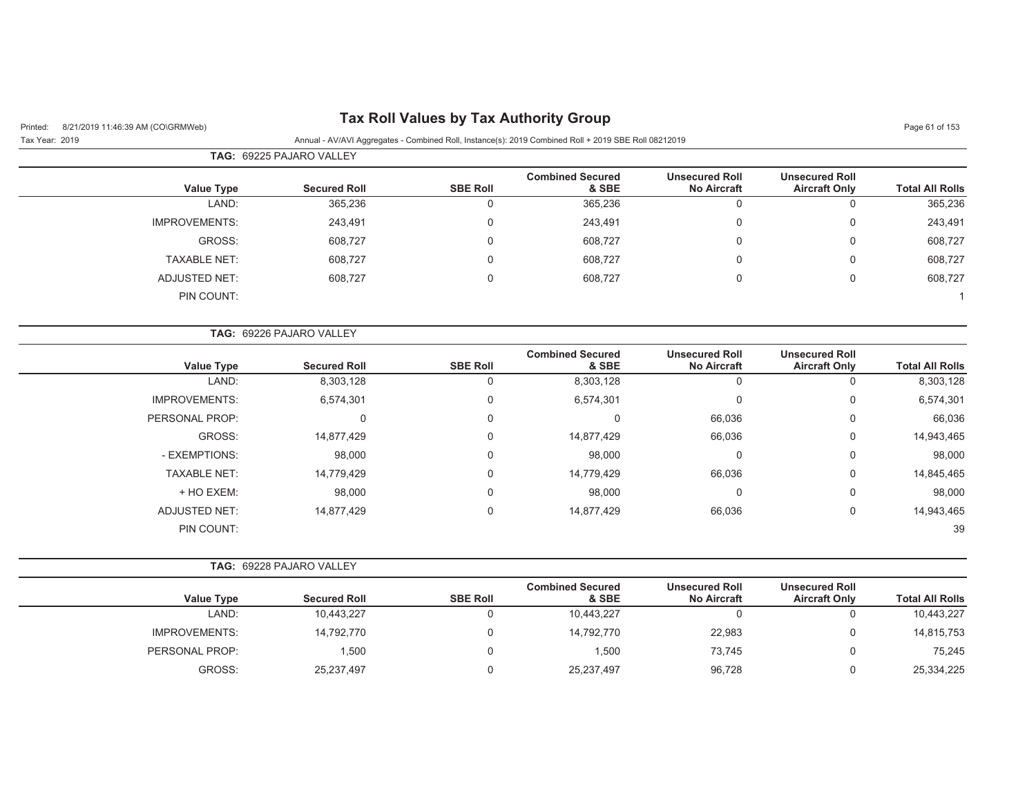# Tax Roll Values by Tax Authority Group

Tax Year: 2019

Annual - AV/AVI Aggregates - Combined Roll, Instance(s): 2019 Combined Roll + 2019 SBE Roll 08212019

**TAG:** 69225 PAJARO VALLEY

| Value Type | Secured Roll | SBE Roll | Combined Secured & SBE | Unsecured Roll No Aircraft | Unsecured Roll Aircraft Only | Total All Rolls |
|---|---|---|---|---|---|---|
| LAND: | 365,236 | 0 | 365,236 | 0 | 0 | 365,236 |
| IMPROVEMENTS: | 243,491 | 0 | 243,491 | 0 | 0 | 243,491 |
| GROSS: | 608,727 | 0 | 608,727 | 0 | 0 | 608,727 |
| TAXABLE NET: | 608,727 | 0 | 608,727 | 0 | 0 | 608,727 |
| ADJUSTED NET: | 608,727 | 0 | 608,727 | 0 | 0 | 608,727 |
| PIN COUNT: | | | | | | 1 |

**TAG:** 69226 PAJARO VALLEY

| Value Type | Secured Roll | SBE Roll | Combined Secured & SBE | Unsecured Roll No Aircraft | Unsecured Roll Aircraft Only | Total All Rolls |
|---|---|---|---|---|---|---|
| LAND: | 8,303,128 | 0 | 8,303,128 | 0 | 0 | 8,303,128 |
| IMPROVEMENTS: | 6,574,301 | 0 | 6,574,301 | 0 | 0 | 6,574,301 |
| PERSONAL PROP: | 0 | 0 | 0 | 66,036 | 0 | 66,036 |
| GROSS: | 14,877,429 | 0 | 14,877,429 | 66,036 | 0 | 14,943,465 |
| - EXEMPTIONS: | 98,000 | 0 | 98,000 | 0 | 0 | 98,000 |
| TAXABLE NET: | 14,779,429 | 0 | 14,779,429 | 66,036 | 0 | 14,845,465 |
| + HO EXEM: | 98,000 | 0 | 98,000 | 0 | 0 | 98,000 |
| ADJUSTED NET: | 14,877,429 | 0 | 14,877,429 | 66,036 | 0 | 14,943,465 |
| PIN COUNT: | | | | | | 39 |

**TAG:** 69228 PAJARO VALLEY

| Value Type | Secured Roll | SBE Roll | Combined Secured & SBE | Unsecured Roll No Aircraft | Unsecured Roll Aircraft Only | Total All Rolls |
|---|---|---|---|---|---|---|
| LAND: | 10,443,227 | 0 | 10,443,227 | 0 | 0 | 10,443,227 |
| IMPROVEMENTS: | 14,792,770 | 0 | 14,792,770 | 22,983 | 0 | 14,815,753 |
| PERSONAL PROP: | 1,500 | 0 | 1,500 | 73,745 | 0 | 75,245 |
| GROSS: | 25,237,497 | 0 | 25,237,497 | 96,728 | 0 | 25,334,225 |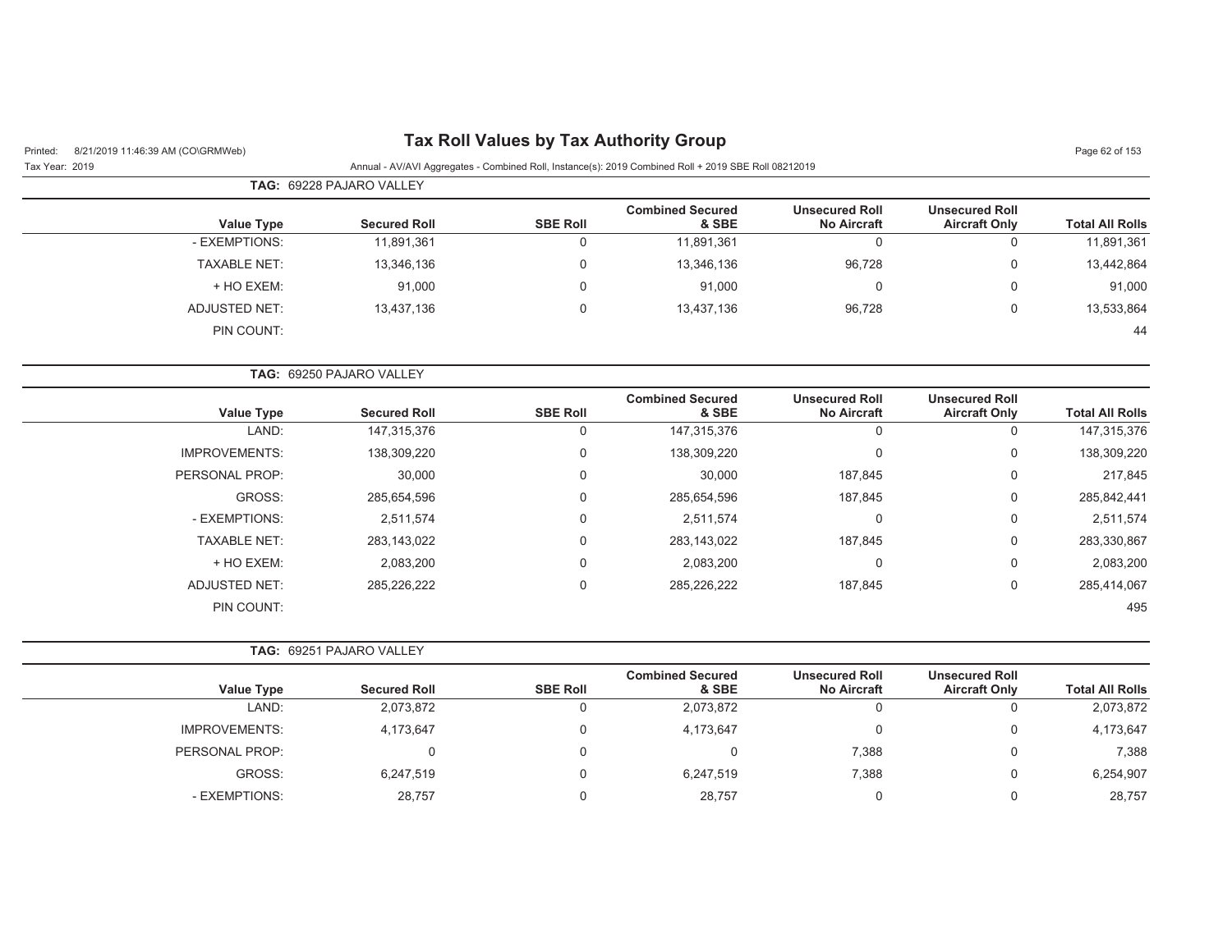# Tax Roll Values by Tax Authority Group

Printed: 8/21/2019 11:46:39 AM (CO\GRMWeb)

Tax Year: 2019

Annual - AV/AVI Aggregates - Combined Roll, Instance(s): 2019 Combined Roll + 2019 SBE Roll 08212019

**TAG: 69228 PAJARO VALLEY**

| Value Type | Secured Roll | SBE Roll | Combined Secured & SBE | Unsecured Roll No Aircraft | Unsecured Roll Aircraft Only | Total All Rolls |
|---|---|---|---|---|---|---|
| - EXEMPTIONS: | 11,891,361 | 0 | 11,891,361 | 0 | 0 | 11,891,361 |
| TAXABLE NET: | 13,346,136 | 0 | 13,346,136 | 96,728 | 0 | 13,442,864 |
| + HO EXEM: | 91,000 | 0 | 91,000 | 0 | 0 | 91,000 |
| ADJUSTED NET: | 13,437,136 | 0 | 13,437,136 | 96,728 | 0 | 13,533,864 |
| PIN COUNT: | | | | | | 44 |

**TAG: 69250 PAJARO VALLEY**

| Value Type | Secured Roll | SBE Roll | Combined Secured & SBE | Unsecured Roll No Aircraft | Unsecured Roll Aircraft Only | Total All Rolls |
|---|---|---|---|---|---|---|
| LAND: | 147,315,376 | 0 | 147,315,376 | 0 | 0 | 147,315,376 |
| IMPROVEMENTS: | 138,309,220 | 0 | 138,309,220 | 0 | 0 | 138,309,220 |
| PERSONAL PROP: | 30,000 | 0 | 30,000 | 187,845 | 0 | 217,845 |
| GROSS: | 285,654,596 | 0 | 285,654,596 | 187,845 | 0 | 285,842,441 |
| - EXEMPTIONS: | 2,511,574 | 0 | 2,511,574 | 0 | 0 | 2,511,574 |
| TAXABLE NET: | 283,143,022 | 0 | 283,143,022 | 187,845 | 0 | 283,330,867 |
| + HO EXEM: | 2,083,200 | 0 | 2,083,200 | 0 | 0 | 2,083,200 |
| ADJUSTED NET: | 285,226,222 | 0 | 285,226,222 | 187,845 | 0 | 285,414,067 |
| PIN COUNT: | | | | | | 495 |

**TAG: 69251 PAJARO VALLEY**

| Value Type | Secured Roll | SBE Roll | Combined Secured & SBE | Unsecured Roll No Aircraft | Unsecured Roll Aircraft Only | Total All Rolls |
|---|---|---|---|---|---|---|
| LAND: | 2,073,872 | 0 | 2,073,872 | 0 | 0 | 2,073,872 |
| IMPROVEMENTS: | 4,173,647 | 0 | 4,173,647 | 0 | 0 | 4,173,647 |
| PERSONAL PROP: | 0 | 0 | 0 | 7,388 | 0 | 7,388 |
| GROSS: | 6,247,519 | 0 | 6,247,519 | 7,388 | 0 | 6,254,907 |
| - EXEMPTIONS: | 28,757 | 0 | 28,757 | 0 | 0 | 28,757 |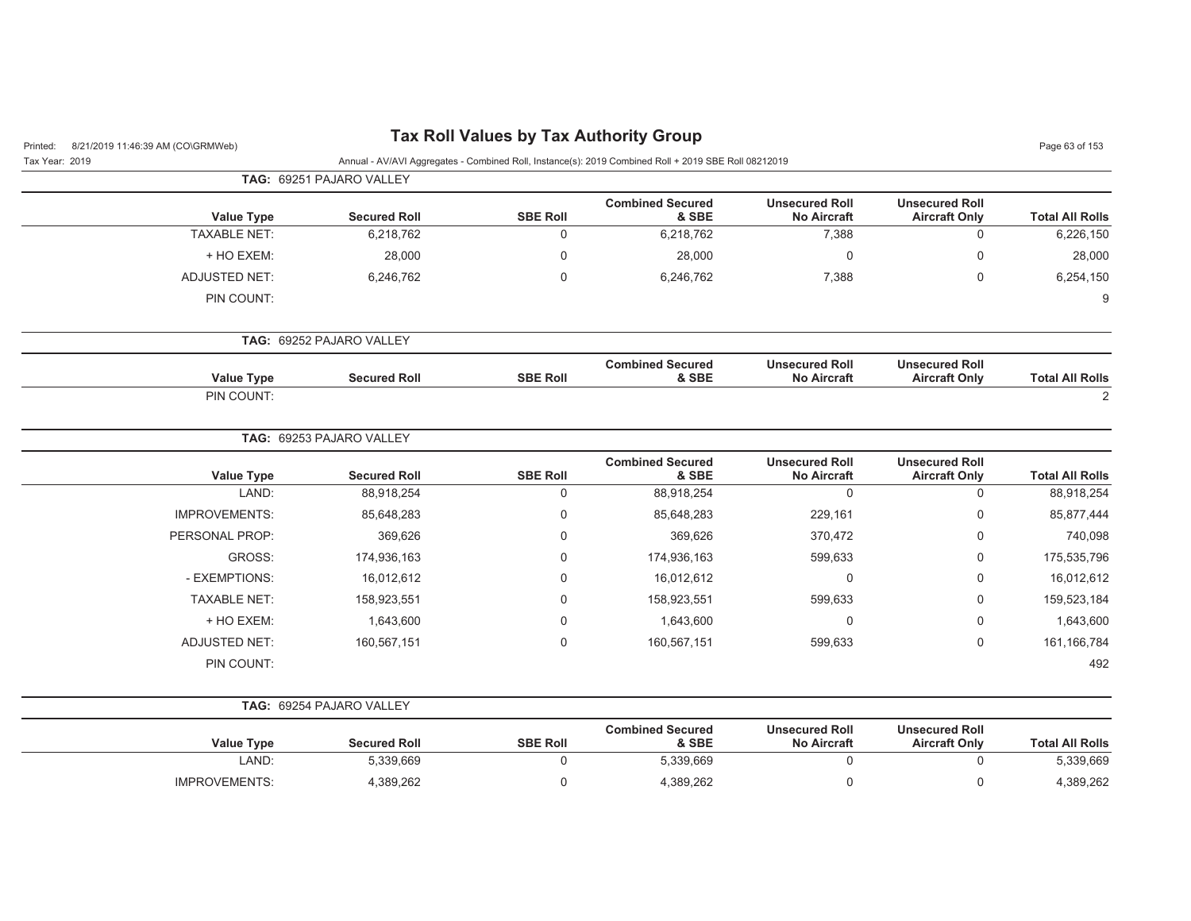# Tax Roll Values by Tax Authority Group

Tax Year: 2019

Annual - AV/AVI Aggregates - Combined Roll, Instance(s): 2019 Combined Roll + 2019 SBE Roll 08212019

**TAG: 69251 PAJARO VALLEY**

| Value Type | Secured Roll | SBE Roll | Combined Secured & SBE | Unsecured Roll No Aircraft | Unsecured Roll Aircraft Only | Total All Rolls |
|---|---|---|---|---|---|---|
| TAXABLE NET: | 6,218,762 | 0 | 6,218,762 | 7,388 | 0 | 6,226,150 |
| + HO EXEM: | 28,000 | 0 | 28,000 | 0 | 0 | 28,000 |
| ADJUSTED NET: | 6,246,762 | 0 | 6,246,762 | 7,388 | 0 | 6,254,150 |
| PIN COUNT: | | | | | | 9 |

**TAG: 69252 PAJARO VALLEY**

| Value Type | Secured Roll | SBE Roll | Combined Secured & SBE | Unsecured Roll No Aircraft | Unsecured Roll Aircraft Only | Total All Rolls |
|---|---|---|---|---|---|---|
| PIN COUNT: | | | | | | 2 |

**TAG: 69253 PAJARO VALLEY**

| Value Type | Secured Roll | SBE Roll | Combined Secured & SBE | Unsecured Roll No Aircraft | Unsecured Roll Aircraft Only | Total All Rolls |
|---|---|---|---|---|---|---|
| LAND: | 88,918,254 | 0 | 88,918,254 | 0 | 0 | 88,918,254 |
| IMPROVEMENTS: | 85,648,283 | 0 | 85,648,283 | 229,161 | 0 | 85,877,444 |
| PERSONAL PROP: | 369,626 | 0 | 369,626 | 370,472 | 0 | 740,098 |
| GROSS: | 174,936,163 | 0 | 174,936,163 | 599,633 | 0 | 175,535,796 |
| - EXEMPTIONS: | 16,012,612 | 0 | 16,012,612 | 0 | 0 | 16,012,612 |
| TAXABLE NET: | 158,923,551 | 0 | 158,923,551 | 599,633 | 0 | 159,523,184 |
| + HO EXEM: | 1,643,600 | 0 | 1,643,600 | 0 | 0 | 1,643,600 |
| ADJUSTED NET: | 160,567,151 | 0 | 160,567,151 | 599,633 | 0 | 161,166,784 |
| PIN COUNT: | | | | | | 492 |

**TAG: 69254 PAJARO VALLEY**

| Value Type | Secured Roll | SBE Roll | Combined Secured & SBE | Unsecured Roll No Aircraft | Unsecured Roll Aircraft Only | Total All Rolls |
|---|---|---|---|---|---|---|
| LAND: | 5,339,669 | 0 | 5,339,669 | 0 | 0 | 5,339,669 |
| IMPROVEMENTS: | 4,389,262 | 0 | 4,389,262 | 0 | 0 | 4,389,262 |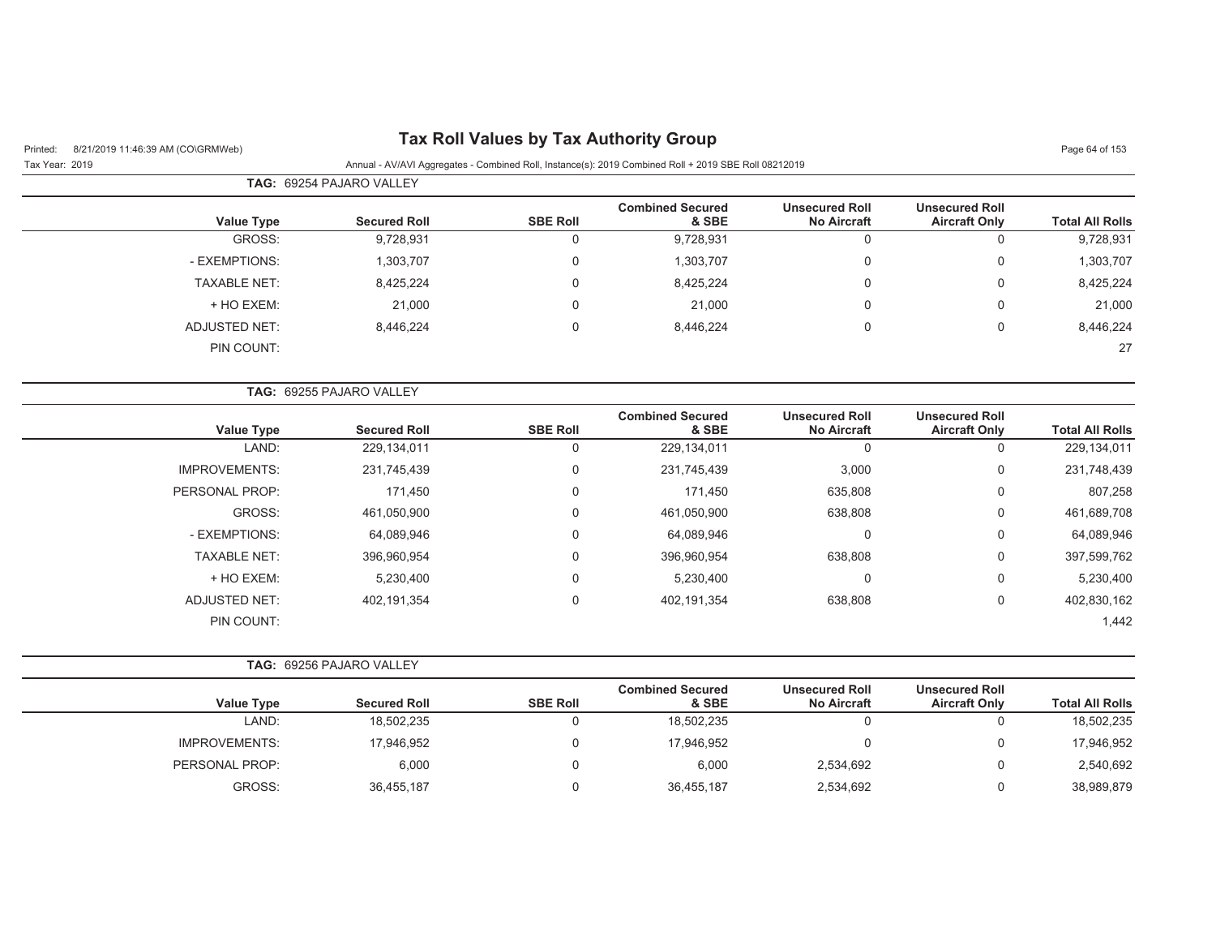# Tax Roll Values by Tax Authority Group

Printed: 8/21/2019 11:46:39 AM (CO\GRMWeb)

Tax Year: 2019

Annual - AV/AVI Aggregates - Combined Roll, Instance(s): 2019 Combined Roll + 2019 SBE Roll 08212019

**TAG:** 69254 PAJARO VALLEY

| Value Type | Secured Roll | SBE Roll | Combined Secured & SBE | Unsecured Roll No Aircraft | Unsecured Roll Aircraft Only | Total All Rolls |
|---|---|---|---|---|---|---|
| GROSS: | 9,728,931 | 0 | 9,728,931 | 0 | 0 | 9,728,931 |
| - EXEMPTIONS: | 1,303,707 | 0 | 1,303,707 | 0 | 0 | 1,303,707 |
| TAXABLE NET: | 8,425,224 | 0 | 8,425,224 | 0 | 0 | 8,425,224 |
| + HO EXEM: | 21,000 | 0 | 21,000 | 0 | 0 | 21,000 |
| ADJUSTED NET: | 8,446,224 | 0 | 8,446,224 | 0 | 0 | 8,446,224 |
| PIN COUNT: | | | | | | 27 |

**TAG:** 69255 PAJARO VALLEY

| Value Type | Secured Roll | SBE Roll | Combined Secured & SBE | Unsecured Roll No Aircraft | Unsecured Roll Aircraft Only | Total All Rolls |
|---|---|---|---|---|---|---|
| LAND: | 229,134,011 | 0 | 229,134,011 | 0 | 0 | 229,134,011 |
| IMPROVEMENTS: | 231,745,439 | 0 | 231,745,439 | 3,000 | 0 | 231,748,439 |
| PERSONAL PROP: | 171,450 | 0 | 171,450 | 635,808 | 0 | 807,258 |
| GROSS: | 461,050,900 | 0 | 461,050,900 | 638,808 | 0 | 461,689,708 |
| - EXEMPTIONS: | 64,089,946 | 0 | 64,089,946 | 0 | 0 | 64,089,946 |
| TAXABLE NET: | 396,960,954 | 0 | 396,960,954 | 638,808 | 0 | 397,599,762 |
| + HO EXEM: | 5,230,400 | 0 | 5,230,400 | 0 | 0 | 5,230,400 |
| ADJUSTED NET: | 402,191,354 | 0 | 402,191,354 | 638,808 | 0 | 402,830,162 |
| PIN COUNT: | | | | | | 1,442 |

**TAG:** 69256 PAJARO VALLEY

| Value Type | Secured Roll | SBE Roll | Combined Secured & SBE | Unsecured Roll No Aircraft | Unsecured Roll Aircraft Only | Total All Rolls |
|---|---|---|---|---|---|---|
| LAND: | 18,502,235 | 0 | 18,502,235 | 0 | 0 | 18,502,235 |
| IMPROVEMENTS: | 17,946,952 | 0 | 17,946,952 | 0 | 0 | 17,946,952 |
| PERSONAL PROP: | 6,000 | 0 | 6,000 | 2,534,692 | 0 | 2,540,692 |
| GROSS: | 36,455,187 | 0 | 36,455,187 | 2,534,692 | 0 | 38,989,879 |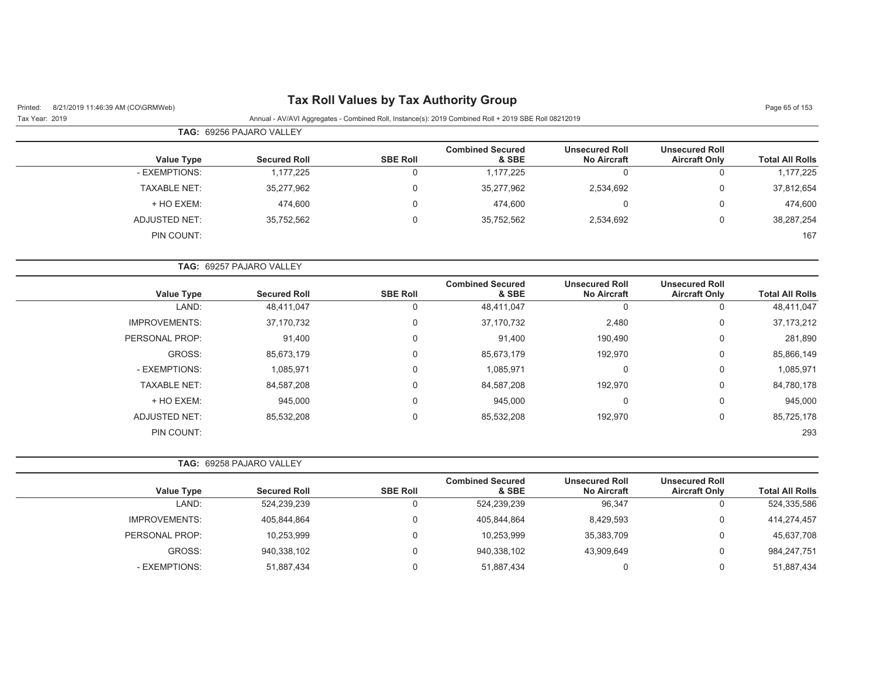# Tax Roll Values by Tax Authority Group

Printed: 8/21/2019 11:46:39 AM (CO\GRMWeb)

Tax Year: 2019

Annual - AV/AVI Aggregates - Combined Roll, Instance(s): 2019 Combined Roll + 2019 SBE Roll 08212019

**TAG: 69256 PAJARO VALLEY**

| Value Type | Secured Roll | SBE Roll | Combined Secured & SBE | Unsecured Roll No Aircraft | Unsecured Roll Aircraft Only | Total All Rolls |
|---|---|---|---|---|---|---|
| - EXEMPTIONS: | 1,177,225 | 0 | 1,177,225 | 0 | 0 | 1,177,225 |
| TAXABLE NET: | 35,277,962 | 0 | 35,277,962 | 2,534,692 | 0 | 37,812,654 |
| + HO EXEM: | 474,600 | 0 | 474,600 | 0 | 0 | 474,600 |
| ADJUSTED NET: | 35,752,562 | 0 | 35,752,562 | 2,534,692 | 0 | 38,287,254 |
| PIN COUNT: | | | | | | 167 |

**TAG: 69257 PAJARO VALLEY**

| Value Type | Secured Roll | SBE Roll | Combined Secured & SBE | Unsecured Roll No Aircraft | Unsecured Roll Aircraft Only | Total All Rolls |
|---|---|---|---|---|---|---|
| LAND: | 48,411,047 | 0 | 48,411,047 | 0 | 0 | 48,411,047 |
| IMPROVEMENTS: | 37,170,732 | 0 | 37,170,732 | 2,480 | 0 | 37,173,212 |
| PERSONAL PROP: | 91,400 | 0 | 91,400 | 190,490 | 0 | 281,890 |
| GROSS: | 85,673,179 | 0 | 85,673,179 | 192,970 | 0 | 85,866,149 |
| - EXEMPTIONS: | 1,085,971 | 0 | 1,085,971 | 0 | 0 | 1,085,971 |
| TAXABLE NET: | 84,587,208 | 0 | 84,587,208 | 192,970 | 0 | 84,780,178 |
| + HO EXEM: | 945,000 | 0 | 945,000 | 0 | 0 | 945,000 |
| ADJUSTED NET: | 85,532,208 | 0 | 85,532,208 | 192,970 | 0 | 85,725,178 |
| PIN COUNT: | | | | | | 293 |

**TAG: 69258 PAJARO VALLEY**

| Value Type | Secured Roll | SBE Roll | Combined Secured & SBE | Unsecured Roll No Aircraft | Unsecured Roll Aircraft Only | Total All Rolls |
|---|---|---|---|---|---|---|
| LAND: | 524,239,239 | 0 | 524,239,239 | 96,347 | 0 | 524,335,586 |
| IMPROVEMENTS: | 405,844,864 | 0 | 405,844,864 | 8,429,593 | 0 | 414,274,457 |
| PERSONAL PROP: | 10,253,999 | 0 | 10,253,999 | 35,383,709 | 0 | 45,637,708 |
| GROSS: | 940,338,102 | 0 | 940,338,102 | 43,909,649 | 0 | 984,247,751 |
| - EXEMPTIONS: | 51,887,434 | 0 | 51,887,434 | 0 | 0 | 51,887,434 |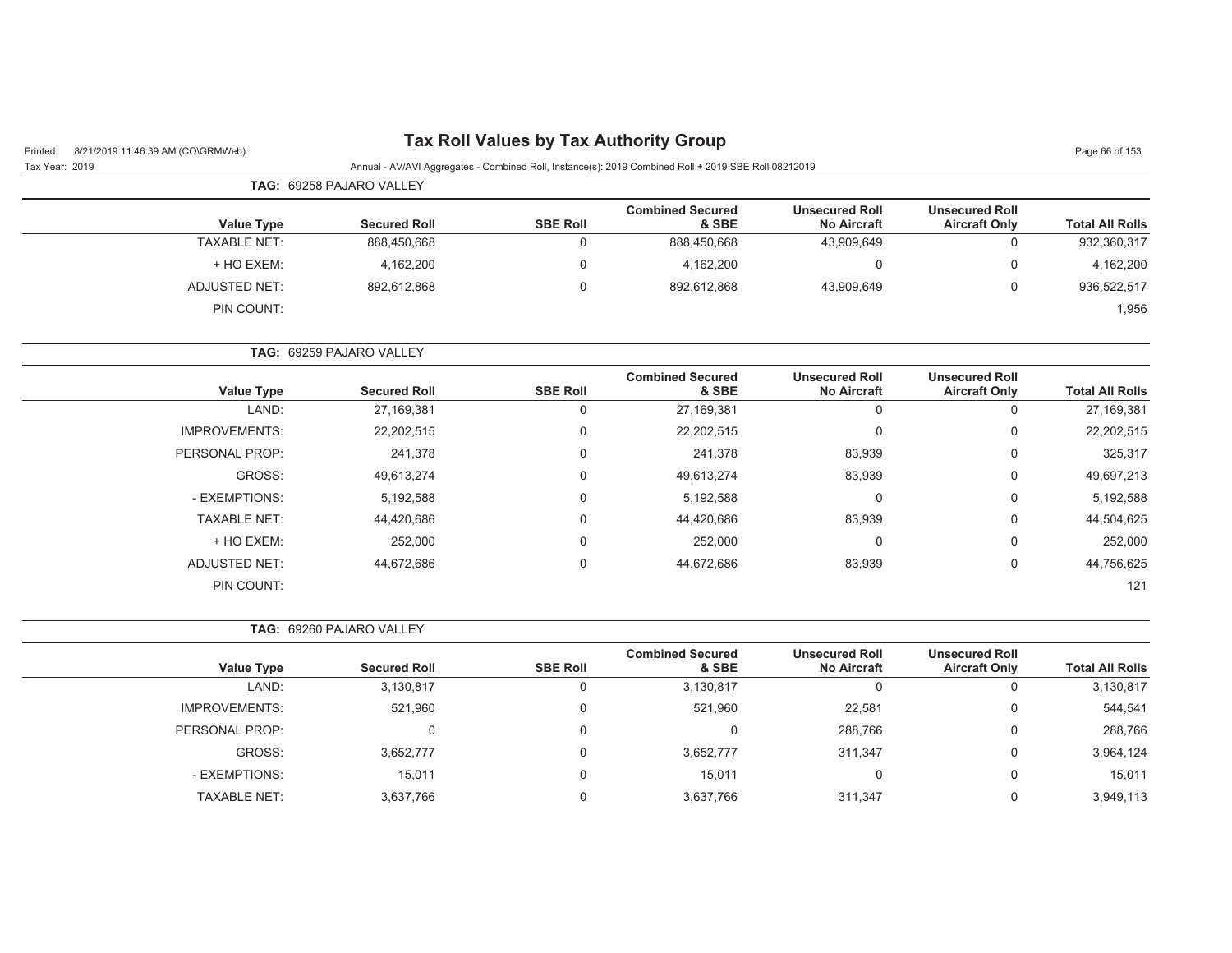# Tax Roll Values by Tax Authority Group

Printed: 8/21/2019 11:46:39 AM (CO\GRMWeb)

Tax Year: 2019

Annual - AV/AVI Aggregates - Combined Roll, Instance(s): 2019 Combined Roll + 2019 SBE Roll 08212019

**TAG: 69258 PAJARO VALLEY**

| Value Type | Secured Roll | SBE Roll | Combined Secured & SBE | Unsecured Roll No Aircraft | Unsecured Roll Aircraft Only | Total All Rolls |
|---|---|---|---|---|---|---|
| TAXABLE NET: | 888,450,668 | 0 | 888,450,668 | 43,909,649 | 0 | 932,360,317 |
| + HO EXEM: | 4,162,200 | 0 | 4,162,200 | 0 | 0 | 4,162,200 |
| ADJUSTED NET: | 892,612,868 | 0 | 892,612,868 | 43,909,649 | 0 | 936,522,517 |
| PIN COUNT: | | | | | | 1,956 |

**TAG: 69259 PAJARO VALLEY**

| Value Type | Secured Roll | SBE Roll | Combined Secured & SBE | Unsecured Roll No Aircraft | Unsecured Roll Aircraft Only | Total All Rolls |
|---|---|---|---|---|---|---|
| LAND: | 27,169,381 | 0 | 27,169,381 | 0 | 0 | 27,169,381 |
| IMPROVEMENTS: | 22,202,515 | 0 | 22,202,515 | 0 | 0 | 22,202,515 |
| PERSONAL PROP: | 241,378 | 0 | 241,378 | 83,939 | 0 | 325,317 |
| GROSS: | 49,613,274 | 0 | 49,613,274 | 83,939 | 0 | 49,697,213 |
| - EXEMPTIONS: | 5,192,588 | 0 | 5,192,588 | 0 | 0 | 5,192,588 |
| TAXABLE NET: | 44,420,686 | 0 | 44,420,686 | 83,939 | 0 | 44,504,625 |
| + HO EXEM: | 252,000 | 0 | 252,000 | 0 | 0 | 252,000 |
| ADJUSTED NET: | 44,672,686 | 0 | 44,672,686 | 83,939 | 0 | 44,756,625 |
| PIN COUNT: | | | | | | 121 |

**TAG: 69260 PAJARO VALLEY**

| Value Type | Secured Roll | SBE Roll | Combined Secured & SBE | Unsecured Roll No Aircraft | Unsecured Roll Aircraft Only | Total All Rolls |
|---|---|---|---|---|---|---|
| LAND: | 3,130,817 | 0 | 3,130,817 | 0 | 0 | 3,130,817 |
| IMPROVEMENTS: | 521,960 | 0 | 521,960 | 22,581 | 0 | 544,541 |
| PERSONAL PROP: | 0 | 0 | 0 | 288,766 | 0 | 288,766 |
| GROSS: | 3,652,777 | 0 | 3,652,777 | 311,347 | 0 | 3,964,124 |
| - EXEMPTIONS: | 15,011 | 0 | 15,011 | 0 | 0 | 15,011 |
| TAXABLE NET: | 3,637,766 | 0 | 3,637,766 | 311,347 | 0 | 3,949,113 |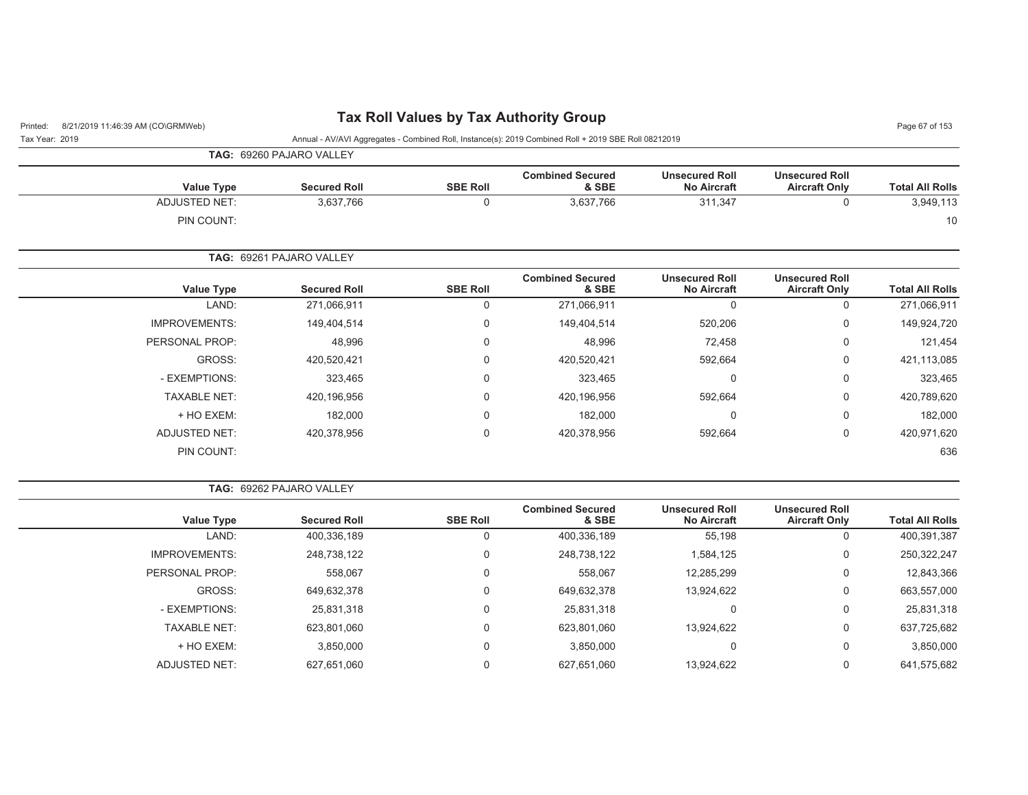# Tax Roll Values by Tax Authority Group

Printed: 8/21/2019 11:46:39 AM (CO\GRMWeb)

Tax Year: 2019

Annual - AV/AVI Aggregates - Combined Roll, Instance(s): 2019 Combined Roll + 2019 SBE Roll 08212019

**TAG: 69260 PAJARO VALLEY**

| Value Type | Secured Roll | SBE Roll | Combined Secured & SBE | Unsecured Roll No Aircraft | Unsecured Roll Aircraft Only | Total All Rolls |
|---|---|---|---|---|---|---|
| ADJUSTED NET: | 3,637,766 | 0 | 3,637,766 | 311,347 | 0 | 3,949,113 |
| PIN COUNT: | | | | | | 10 |

**TAG: 69261 PAJARO VALLEY**

| Value Type | Secured Roll | SBE Roll | Combined Secured & SBE | Unsecured Roll No Aircraft | Unsecured Roll Aircraft Only | Total All Rolls |
|---|---|---|---|---|---|---|
| LAND: | 271,066,911 | 0 | 271,066,911 | 0 | 0 | 271,066,911 |
| IMPROVEMENTS: | 149,404,514 | 0 | 149,404,514 | 520,206 | 0 | 149,924,720 |
| PERSONAL PROP: | 48,996 | 0 | 48,996 | 72,458 | 0 | 121,454 |
| GROSS: | 420,520,421 | 0 | 420,520,421 | 592,664 | 0 | 421,113,085 |
| - EXEMPTIONS: | 323,465 | 0 | 323,465 | 0 | 0 | 323,465 |
| TAXABLE NET: | 420,196,956 | 0 | 420,196,956 | 592,664 | 0 | 420,789,620 |
| + HO EXEM: | 182,000 | 0 | 182,000 | 0 | 0 | 182,000 |
| ADJUSTED NET: | 420,378,956 | 0 | 420,378,956 | 592,664 | 0 | 420,971,620 |
| PIN COUNT: | | | | | | 636 |

**TAG: 69262 PAJARO VALLEY**

| Value Type | Secured Roll | SBE Roll | Combined Secured & SBE | Unsecured Roll No Aircraft | Unsecured Roll Aircraft Only | Total All Rolls |
|---|---|---|---|---|---|---|
| LAND: | 400,336,189 | 0 | 400,336,189 | 55,198 | 0 | 400,391,387 |
| IMPROVEMENTS: | 248,738,122 | 0 | 248,738,122 | 1,584,125 | 0 | 250,322,247 |
| PERSONAL PROP: | 558,067 | 0 | 558,067 | 12,285,299 | 0 | 12,843,366 |
| GROSS: | 649,632,378 | 0 | 649,632,378 | 13,924,622 | 0 | 663,557,000 |
| - EXEMPTIONS: | 25,831,318 | 0 | 25,831,318 | 0 | 0 | 25,831,318 |
| TAXABLE NET: | 623,801,060 | 0 | 623,801,060 | 13,924,622 | 0 | 637,725,682 |
| + HO EXEM: | 3,850,000 | 0 | 3,850,000 | 0 | 0 | 3,850,000 |
| ADJUSTED NET: | 627,651,060 | 0 | 627,651,060 | 13,924,622 | 0 | 641,575,682 |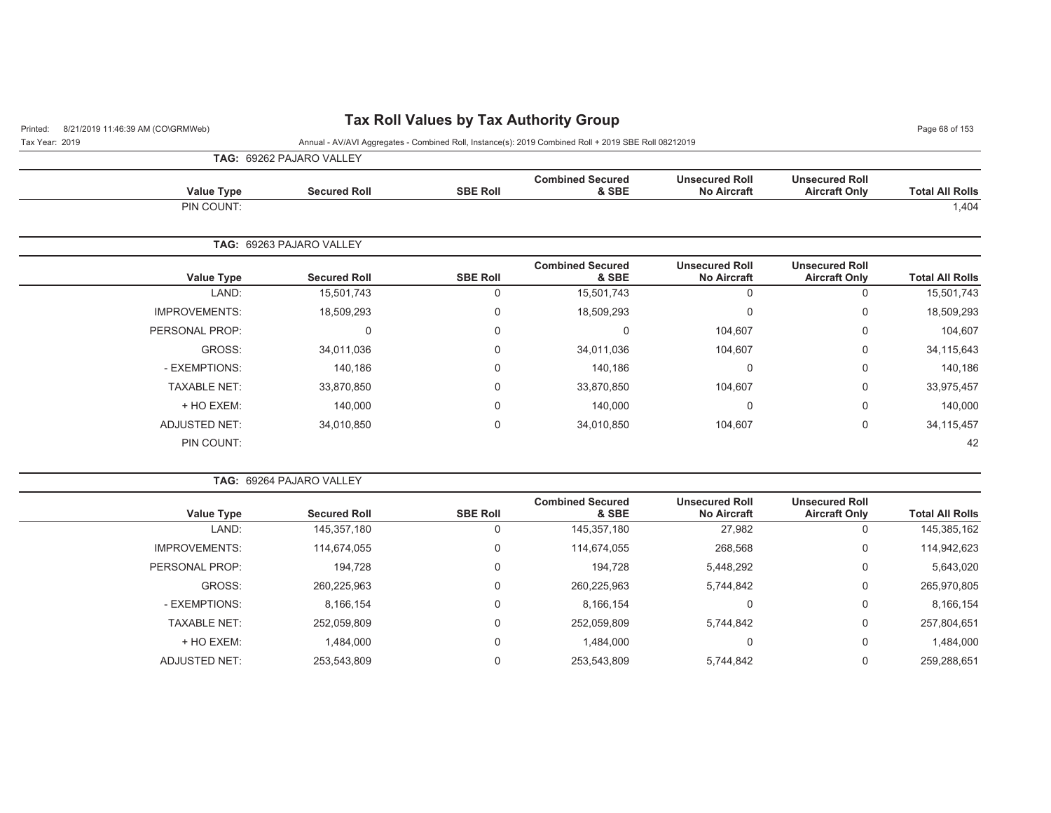# Tax Roll Values by Tax Authority Group

Annual - AV/AVI Aggregates - Combined Roll, Instance(s): 2019 Combined Roll + 2019 SBE Roll 08212019

Printed: 8/21/2019 11:46:39 AM (CO\GRMWeb)

Tax Year: 2019

**TAG: 69262 PAJARO VALLEY**

| Value Type | Secured Roll | SBE Roll | Combined Secured & SBE | Unsecured Roll No Aircraft | Unsecured Roll Aircraft Only | Total All Rolls |
|---|---|---|---|---|---|---|
| PIN COUNT: | | | | | | 1,404 |

**TAG: 69263 PAJARO VALLEY**

| Value Type | Secured Roll | SBE Roll | Combined Secured & SBE | Unsecured Roll No Aircraft | Unsecured Roll Aircraft Only | Total All Rolls |
|---|---|---|---|---|---|---|
| LAND: | 15,501,743 | 0 | 15,501,743 | 0 | 0 | 15,501,743 |
| IMPROVEMENTS: | 18,509,293 | 0 | 18,509,293 | 0 | 0 | 18,509,293 |
| PERSONAL PROP: | 0 | 0 | 0 | 104,607 | 0 | 104,607 |
| GROSS: | 34,011,036 | 0 | 34,011,036 | 104,607 | 0 | 34,115,643 |
| - EXEMPTIONS: | 140,186 | 0 | 140,186 | 0 | 0 | 140,186 |
| TAXABLE NET: | 33,870,850 | 0 | 33,870,850 | 104,607 | 0 | 33,975,457 |
| + HO EXEM: | 140,000 | 0 | 140,000 | 0 | 0 | 140,000 |
| ADJUSTED NET: | 34,010,850 | 0 | 34,010,850 | 104,607 | 0 | 34,115,457 |
| PIN COUNT: | | | | | | 42 |

**TAG: 69264 PAJARO VALLEY**

| Value Type | Secured Roll | SBE Roll | Combined Secured & SBE | Unsecured Roll No Aircraft | Unsecured Roll Aircraft Only | Total All Rolls |
|---|---|---|---|---|---|---|
| LAND: | 145,357,180 | 0 | 145,357,180 | 27,982 | 0 | 145,385,162 |
| IMPROVEMENTS: | 114,674,055 | 0 | 114,674,055 | 268,568 | 0 | 114,942,623 |
| PERSONAL PROP: | 194,728 | 0 | 194,728 | 5,448,292 | 0 | 5,643,020 |
| GROSS: | 260,225,963 | 0 | 260,225,963 | 5,744,842 | 0 | 265,970,805 |
| - EXEMPTIONS: | 8,166,154 | 0 | 8,166,154 | 0 | 0 | 8,166,154 |
| TAXABLE NET: | 252,059,809 | 0 | 252,059,809 | 5,744,842 | 0 | 257,804,651 |
| + HO EXEM: | 1,484,000 | 0 | 1,484,000 | 0 | 0 | 1,484,000 |
| ADJUSTED NET: | 253,543,809 | 0 | 253,543,809 | 5,744,842 | 0 | 259,288,651 |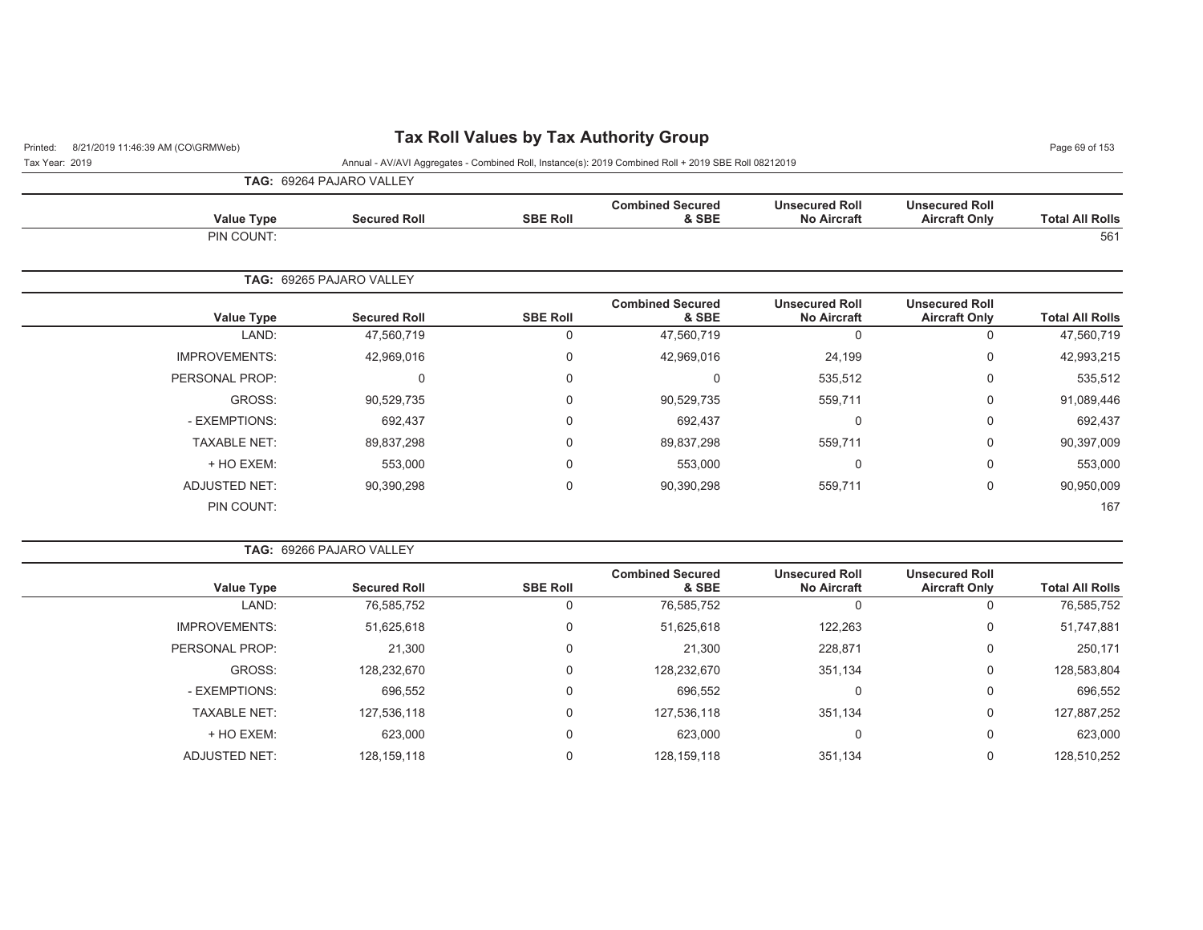# Tax Roll Values by Tax Authority Group

Printed: 8/21/2019 11:46:39 AM (CO\GRMWeb)

Tax Year: 2019

Annual - AV/AVI Aggregates - Combined Roll, Instance(s): 2019 Combined Roll + 2019 SBE Roll 08212019

**TAG: 69264 PAJARO VALLEY**

| Value Type | Secured Roll | SBE Roll | Combined Secured & SBE | Unsecured Roll No Aircraft | Unsecured Roll Aircraft Only | Total All Rolls |
|---|---|---|---|---|---|---|
| PIN COUNT: | | | | | | 561 |

**TAG: 69265 PAJARO VALLEY**

| Value Type | Secured Roll | SBE Roll | Combined Secured & SBE | Unsecured Roll No Aircraft | Unsecured Roll Aircraft Only | Total All Rolls |
|---|---|---|---|---|---|---|
| LAND: | 47,560,719 | 0 | 47,560,719 | 0 | 0 | 47,560,719 |
| IMPROVEMENTS: | 42,969,016 | 0 | 42,969,016 | 24,199 | 0 | 42,993,215 |
| PERSONAL PROP: | 0 | 0 | 0 | 535,512 | 0 | 535,512 |
| GROSS: | 90,529,735 | 0 | 90,529,735 | 559,711 | 0 | 91,089,446 |
| - EXEMPTIONS: | 692,437 | 0 | 692,437 | 0 | 0 | 692,437 |
| TAXABLE NET: | 89,837,298 | 0 | 89,837,298 | 559,711 | 0 | 90,397,009 |
| + HO EXEM: | 553,000 | 0 | 553,000 | 0 | 0 | 553,000 |
| ADJUSTED NET: | 90,390,298 | 0 | 90,390,298 | 559,711 | 0 | 90,950,009 |
| PIN COUNT: | | | | | | 167 |

**TAG: 69266 PAJARO VALLEY**

| Value Type | Secured Roll | SBE Roll | Combined Secured & SBE | Unsecured Roll No Aircraft | Unsecured Roll Aircraft Only | Total All Rolls |
|---|---|---|---|---|---|---|
| LAND: | 76,585,752 | 0 | 76,585,752 | 0 | 0 | 76,585,752 |
| IMPROVEMENTS: | 51,625,618 | 0 | 51,625,618 | 122,263 | 0 | 51,747,881 |
| PERSONAL PROP: | 21,300 | 0 | 21,300 | 228,871 | 0 | 250,171 |
| GROSS: | 128,232,670 | 0 | 128,232,670 | 351,134 | 0 | 128,583,804 |
| - EXEMPTIONS: | 696,552 | 0 | 696,552 | 0 | 0 | 696,552 |
| TAXABLE NET: | 127,536,118 | 0 | 127,536,118 | 351,134 | 0 | 127,887,252 |
| + HO EXEM: | 623,000 | 0 | 623,000 | 0 | 0 | 623,000 |
| ADJUSTED NET: | 128,159,118 | 0 | 128,159,118 | 351,134 | 0 | 128,510,252 |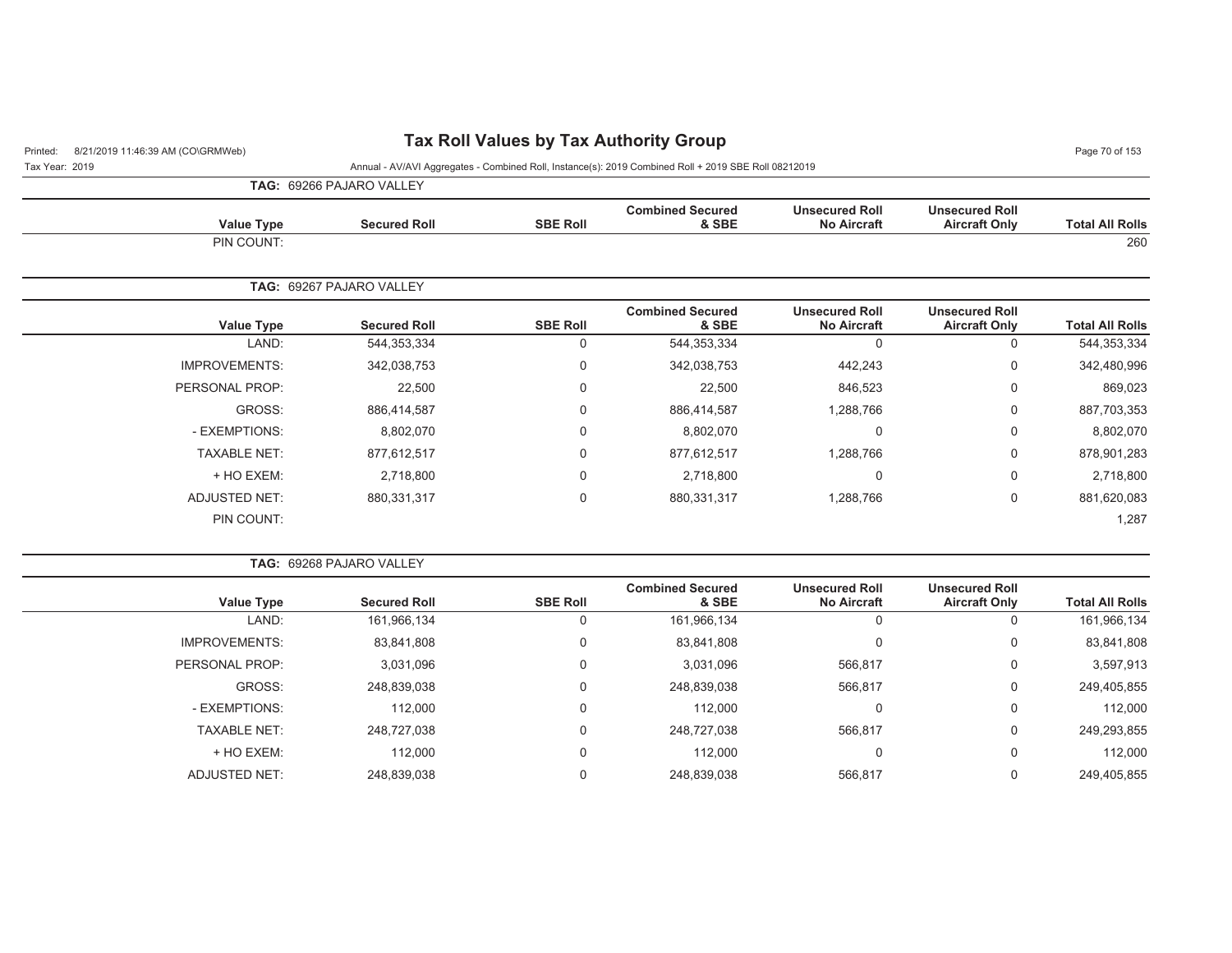# Tax Roll Values by Tax Authority Group

Printed: 8/21/2019 11:46:39 AM (CO\GRMWeb)

Tax Year: 2019

Annual - AV/AVI Aggregates - Combined Roll, Instance(s): 2019 Combined Roll + 2019 SBE Roll 08212019

**TAG: 69266 PAJARO VALLEY**

| Value Type | Secured Roll | SBE Roll | Combined Secured & SBE | Unsecured Roll No Aircraft | Unsecured Roll Aircraft Only | Total All Rolls |
|---|---|---|---|---|---|---|
| PIN COUNT: | | | | | | 260 |

**TAG: 69267 PAJARO VALLEY**

| Value Type | Secured Roll | SBE Roll | Combined Secured & SBE | Unsecured Roll No Aircraft | Unsecured Roll Aircraft Only | Total All Rolls |
|---|---|---|---|---|---|---|
| LAND: | 544,353,334 | 0 | 544,353,334 | 0 | 0 | 544,353,334 |
| IMPROVEMENTS: | 342,038,753 | 0 | 342,038,753 | 442,243 | 0 | 342,480,996 |
| PERSONAL PROP: | 22,500 | 0 | 22,500 | 846,523 | 0 | 869,023 |
| GROSS: | 886,414,587 | 0 | 886,414,587 | 1,288,766 | 0 | 887,703,353 |
| - EXEMPTIONS: | 8,802,070 | 0 | 8,802,070 | 0 | 0 | 8,802,070 |
| TAXABLE NET: | 877,612,517 | 0 | 877,612,517 | 1,288,766 | 0 | 878,901,283 |
| + HO EXEM: | 2,718,800 | 0 | 2,718,800 | 0 | 0 | 2,718,800 |
| ADJUSTED NET: | 880,331,317 | 0 | 880,331,317 | 1,288,766 | 0 | 881,620,083 |
| PIN COUNT: | | | | | | 1,287 |

**TAG: 69268 PAJARO VALLEY**

| Value Type | Secured Roll | SBE Roll | Combined Secured & SBE | Unsecured Roll No Aircraft | Unsecured Roll Aircraft Only | Total All Rolls |
|---|---|---|---|---|---|---|
| LAND: | 161,966,134 | 0 | 161,966,134 | 0 | 0 | 161,966,134 |
| IMPROVEMENTS: | 83,841,808 | 0 | 83,841,808 | 0 | 0 | 83,841,808 |
| PERSONAL PROP: | 3,031,096 | 0 | 3,031,096 | 566,817 | 0 | 3,597,913 |
| GROSS: | 248,839,038 | 0 | 248,839,038 | 566,817 | 0 | 249,405,855 |
| - EXEMPTIONS: | 112,000 | 0 | 112,000 | 0 | 0 | 112,000 |
| TAXABLE NET: | 248,727,038 | 0 | 248,727,038 | 566,817 | 0 | 249,293,855 |
| + HO EXEM: | 112,000 | 0 | 112,000 | 0 | 0 | 112,000 |
| ADJUSTED NET: | 248,839,038 | 0 | 248,839,038 | 566,817 | 0 | 249,405,855 |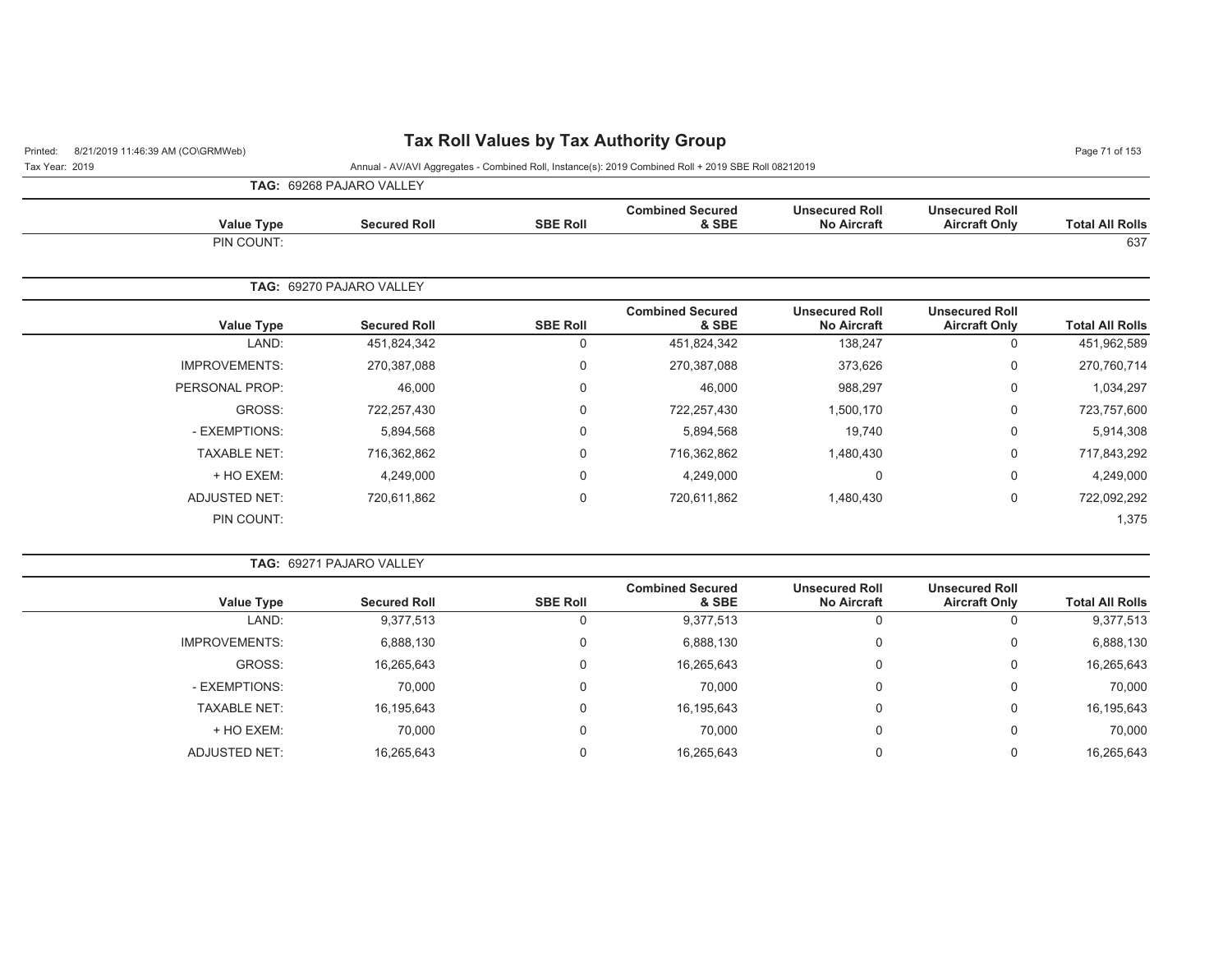# Tax Roll Values by Tax Authority Group

Printed: 8/21/2019 11:46:39 AM (CO\GRMWeb)

Tax Year: 2019

Annual - AV/AVI Aggregates - Combined Roll, Instance(s): 2019 Combined Roll + 2019 SBE Roll 08212019

**TAG: 69268 PAJARO VALLEY**

| Value Type | Secured Roll | SBE Roll | Combined Secured & SBE | Unsecured Roll No Aircraft | Unsecured Roll Aircraft Only | Total All Rolls |
|---|---|---|---|---|---|---|
| PIN COUNT: | | | | | | 637 |

**TAG: 69270 PAJARO VALLEY**

| Value Type | Secured Roll | SBE Roll | Combined Secured & SBE | Unsecured Roll No Aircraft | Unsecured Roll Aircraft Only | Total All Rolls |
|---|---|---|---|---|---|---|
| LAND: | 451,824,342 | 0 | 451,824,342 | 138,247 | 0 | 451,962,589 |
| IMPROVEMENTS: | 270,387,088 | 0 | 270,387,088 | 373,626 | 0 | 270,760,714 |
| PERSONAL PROP: | 46,000 | 0 | 46,000 | 988,297 | 0 | 1,034,297 |
| GROSS: | 722,257,430 | 0 | 722,257,430 | 1,500,170 | 0 | 723,757,600 |
| - EXEMPTIONS: | 5,894,568 | 0 | 5,894,568 | 19,740 | 0 | 5,914,308 |
| TAXABLE NET: | 716,362,862 | 0 | 716,362,862 | 1,480,430 | 0 | 717,843,292 |
| + HO EXEM: | 4,249,000 | 0 | 4,249,000 | 0 | 0 | 4,249,000 |
| ADJUSTED NET: | 720,611,862 | 0 | 720,611,862 | 1,480,430 | 0 | 722,092,292 |
| PIN COUNT: | | | | | | 1,375 |

**TAG: 69271 PAJARO VALLEY**

| Value Type | Secured Roll | SBE Roll | Combined Secured & SBE | Unsecured Roll No Aircraft | Unsecured Roll Aircraft Only | Total All Rolls |
|---|---|---|---|---|---|---|
| LAND: | 9,377,513 | 0 | 9,377,513 | 0 | 0 | 9,377,513 |
| IMPROVEMENTS: | 6,888,130 | 0 | 6,888,130 | 0 | 0 | 6,888,130 |
| GROSS: | 16,265,643 | 0 | 16,265,643 | 0 | 0 | 16,265,643 |
| - EXEMPTIONS: | 70,000 | 0 | 70,000 | 0 | 0 | 70,000 |
| TAXABLE NET: | 16,195,643 | 0 | 16,195,643 | 0 | 0 | 16,195,643 |
| + HO EXEM: | 70,000 | 0 | 70,000 | 0 | 0 | 70,000 |
| ADJUSTED NET: | 16,265,643 | 0 | 16,265,643 | 0 | 0 | 16,265,643 |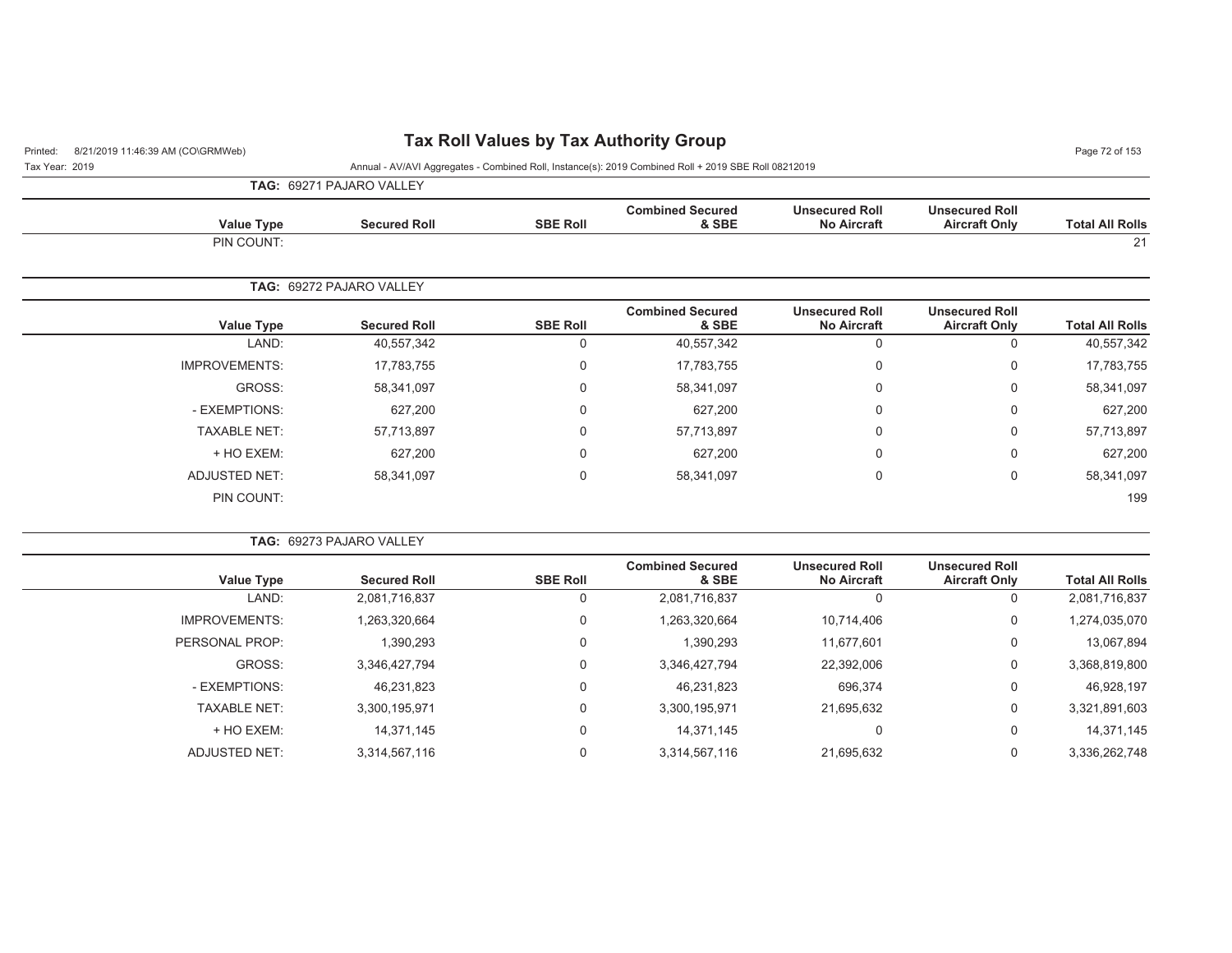# Tax Roll Values by Tax Authority Group

Printed: 8/21/2019 11:46:39 AM (CO\GRMWeb)

Tax Year: 2019

Annual - AV/AVI Aggregates - Combined Roll, Instance(s): 2019 Combined Roll + 2019 SBE Roll 08212019

**TAG: 69271 PAJARO VALLEY**

| Value Type | Secured Roll | SBE Roll | Combined Secured & SBE | Unsecured Roll No Aircraft | Unsecured Roll Aircraft Only | Total All Rolls |
|---|---|---|---|---|---|---|
| PIN COUNT: | | | | | | 21 |

**TAG: 69272 PAJARO VALLEY**

| Value Type | Secured Roll | SBE Roll | Combined Secured & SBE | Unsecured Roll No Aircraft | Unsecured Roll Aircraft Only | Total All Rolls |
|---|---|---|---|---|---|---|
| LAND: | 40,557,342 | 0 | 40,557,342 | 0 | 0 | 40,557,342 |
| IMPROVEMENTS: | 17,783,755 | 0 | 17,783,755 | 0 | 0 | 17,783,755 |
| GROSS: | 58,341,097 | 0 | 58,341,097 | 0 | 0 | 58,341,097 |
| - EXEMPTIONS: | 627,200 | 0 | 627,200 | 0 | 0 | 627,200 |
| TAXABLE NET: | 57,713,897 | 0 | 57,713,897 | 0 | 0 | 57,713,897 |
| + HO EXEM: | 627,200 | 0 | 627,200 | 0 | 0 | 627,200 |
| ADJUSTED NET: | 58,341,097 | 0 | 58,341,097 | 0 | 0 | 58,341,097 |
| PIN COUNT: | | | | | | 199 |

**TAG: 69273 PAJARO VALLEY**

| Value Type | Secured Roll | SBE Roll | Combined Secured & SBE | Unsecured Roll No Aircraft | Unsecured Roll Aircraft Only | Total All Rolls |
|---|---|---|---|---|---|---|
| LAND: | 2,081,716,837 | 0 | 2,081,716,837 | 0 | 0 | 2,081,716,837 |
| IMPROVEMENTS: | 1,263,320,664 | 0 | 1,263,320,664 | 10,714,406 | 0 | 1,274,035,070 |
| PERSONAL PROP: | 1,390,293 | 0 | 1,390,293 | 11,677,601 | 0 | 13,067,894 |
| GROSS: | 3,346,427,794 | 0 | 3,346,427,794 | 22,392,006 | 0 | 3,368,819,800 |
| - EXEMPTIONS: | 46,231,823 | 0 | 46,231,823 | 696,374 | 0 | 46,928,197 |
| TAXABLE NET: | 3,300,195,971 | 0 | 3,300,195,971 | 21,695,632 | 0 | 3,321,891,603 |
| + HO EXEM: | 14,371,145 | 0 | 14,371,145 | 0 | 0 | 14,371,145 |
| ADJUSTED NET: | 3,314,567,116 | 0 | 3,314,567,116 | 21,695,632 | 0 | 3,336,262,748 |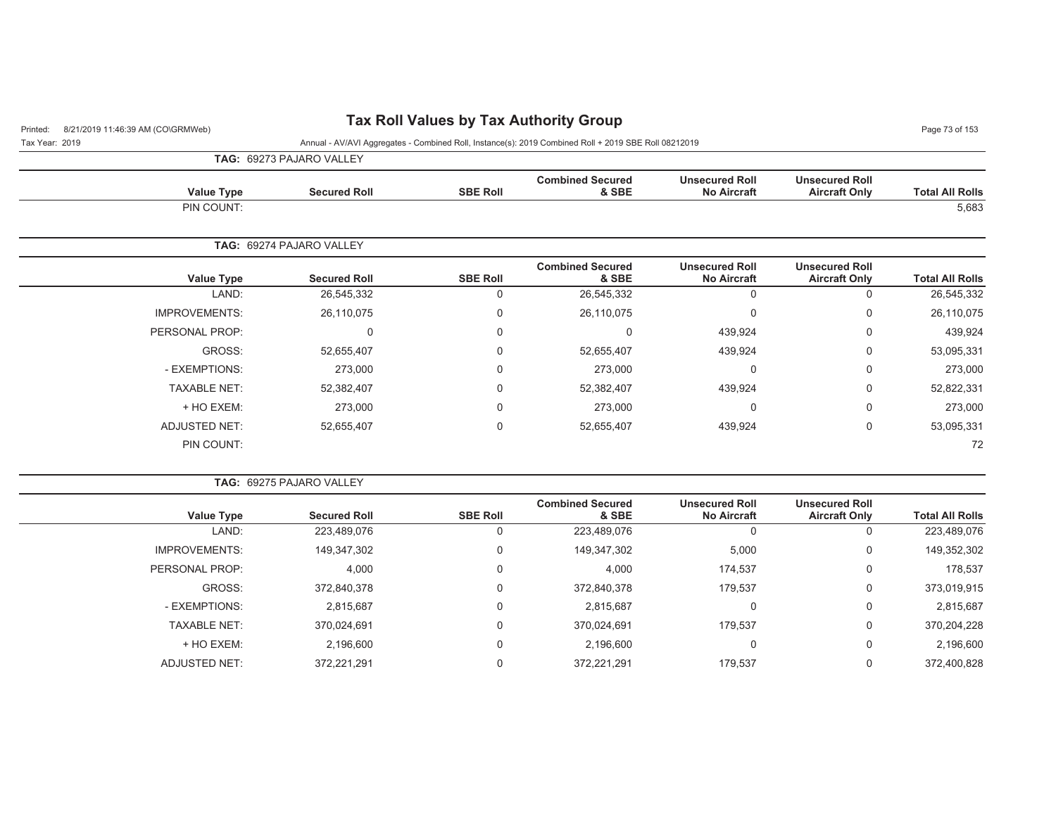# Tax Roll Values by Tax Authority Group

Printed: 8/21/2019 11:46:39 AM (CO\GRMWeb)

Tax Year: 2019

Annual - AV/AVI Aggregates - Combined Roll, Instance(s): 2019 Combined Roll + 2019 SBE Roll 08212019

**TAG: 69273 PAJARO VALLEY**

| Value Type | Secured Roll | SBE Roll | Combined Secured & SBE | Unsecured Roll No Aircraft | Unsecured Roll Aircraft Only | Total All Rolls |
|---|---|---|---|---|---|---|
| PIN COUNT: | | | | | | 5,683 |

**TAG: 69274 PAJARO VALLEY**

| Value Type | Secured Roll | SBE Roll | Combined Secured & SBE | Unsecured Roll No Aircraft | Unsecured Roll Aircraft Only | Total All Rolls |
|---|---|---|---|---|---|---|
| LAND: | 26,545,332 | 0 | 26,545,332 | 0 | 0 | 26,545,332 |
| IMPROVEMENTS: | 26,110,075 | 0 | 26,110,075 | 0 | 0 | 26,110,075 |
| PERSONAL PROP: | 0 | 0 | 0 | 439,924 | 0 | 439,924 |
| GROSS: | 52,655,407 | 0 | 52,655,407 | 439,924 | 0 | 53,095,331 |
| - EXEMPTIONS: | 273,000 | 0 | 273,000 | 0 | 0 | 273,000 |
| TAXABLE NET: | 52,382,407 | 0 | 52,382,407 | 439,924 | 0 | 52,822,331 |
| + HO EXEM: | 273,000 | 0 | 273,000 | 0 | 0 | 273,000 |
| ADJUSTED NET: | 52,655,407 | 0 | 52,655,407 | 439,924 | 0 | 53,095,331 |
| PIN COUNT: | | | | | | 72 |

**TAG: 69275 PAJARO VALLEY**

| Value Type | Secured Roll | SBE Roll | Combined Secured & SBE | Unsecured Roll No Aircraft | Unsecured Roll Aircraft Only | Total All Rolls |
|---|---|---|---|---|---|---|
| LAND: | 223,489,076 | 0 | 223,489,076 | 0 | 0 | 223,489,076 |
| IMPROVEMENTS: | 149,347,302 | 0 | 149,347,302 | 5,000 | 0 | 149,352,302 |
| PERSONAL PROP: | 4,000 | 0 | 4,000 | 174,537 | 0 | 178,537 |
| GROSS: | 372,840,378 | 0 | 372,840,378 | 179,537 | 0 | 373,019,915 |
| - EXEMPTIONS: | 2,815,687 | 0 | 2,815,687 | 0 | 0 | 2,815,687 |
| TAXABLE NET: | 370,024,691 | 0 | 370,024,691 | 179,537 | 0 | 370,204,228 |
| + HO EXEM: | 2,196,600 | 0 | 2,196,600 | 0 | 0 | 2,196,600 |
| ADJUSTED NET: | 372,221,291 | 0 | 372,221,291 | 179,537 | 0 | 372,400,828 |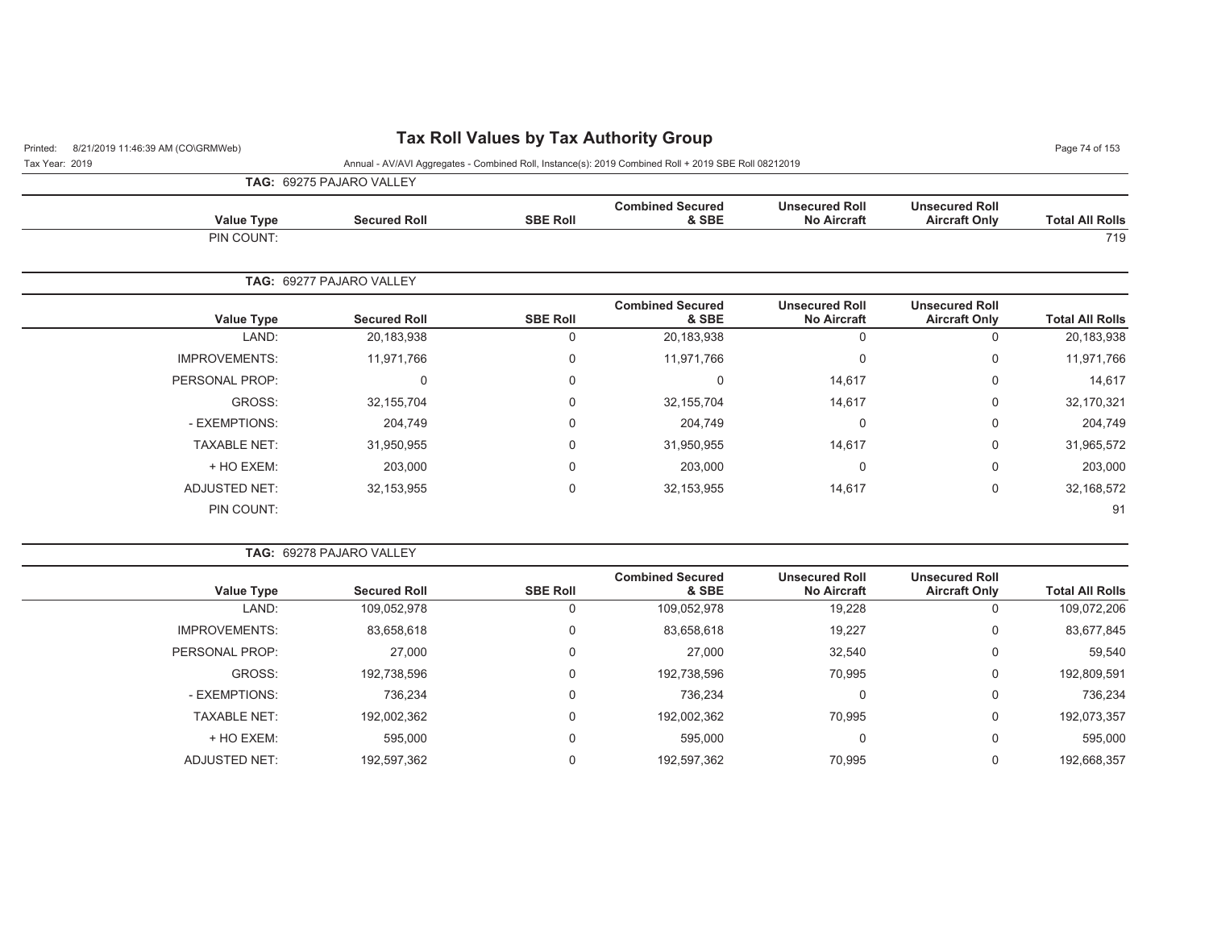# Tax Roll Values by Tax Authority Group

Tax Year: 2019

Annual - AV/AVI Aggregates - Combined Roll, Instance(s): 2019 Combined Roll + 2019 SBE Roll 08212019

**TAG: 69275 PAJARO VALLEY**

| Value Type | Secured Roll | SBE Roll | Combined Secured & SBE | Unsecured Roll No Aircraft | Unsecured Roll Aircraft Only | Total All Rolls |
|---|---|---|---|---|---|---|
| PIN COUNT: | | | | | | 719 |

**TAG: 69277 PAJARO VALLEY**

| Value Type | Secured Roll | SBE Roll | Combined Secured & SBE | Unsecured Roll No Aircraft | Unsecured Roll Aircraft Only | Total All Rolls |
|---|---|---|---|---|---|---|
| LAND: | 20,183,938 | 0 | 20,183,938 | 0 | 0 | 20,183,938 |
| IMPROVEMENTS: | 11,971,766 | 0 | 11,971,766 | 0 | 0 | 11,971,766 |
| PERSONAL PROP: | 0 | 0 | 0 | 14,617 | 0 | 14,617 |
| GROSS: | 32,155,704 | 0 | 32,155,704 | 14,617 | 0 | 32,170,321 |
| - EXEMPTIONS: | 204,749 | 0 | 204,749 | 0 | 0 | 204,749 |
| TAXABLE NET: | 31,950,955 | 0 | 31,950,955 | 14,617 | 0 | 31,965,572 |
| + HO EXEM: | 203,000 | 0 | 203,000 | 0 | 0 | 203,000 |
| ADJUSTED NET: | 32,153,955 | 0 | 32,153,955 | 14,617 | 0 | 32,168,572 |
| PIN COUNT: | | | | | | 91 |

**TAG: 69278 PAJARO VALLEY**

| Value Type | Secured Roll | SBE Roll | Combined Secured & SBE | Unsecured Roll No Aircraft | Unsecured Roll Aircraft Only | Total All Rolls |
|---|---|---|---|---|---|---|
| LAND: | 109,052,978 | 0 | 109,052,978 | 19,228 | 0 | 109,072,206 |
| IMPROVEMENTS: | 83,658,618 | 0 | 83,658,618 | 19,227 | 0 | 83,677,845 |
| PERSONAL PROP: | 27,000 | 0 | 27,000 | 32,540 | 0 | 59,540 |
| GROSS: | 192,738,596 | 0 | 192,738,596 | 70,995 | 0 | 192,809,591 |
| - EXEMPTIONS: | 736,234 | 0 | 736,234 | 0 | 0 | 736,234 |
| TAXABLE NET: | 192,002,362 | 0 | 192,002,362 | 70,995 | 0 | 192,073,357 |
| + HO EXEM: | 595,000 | 0 | 595,000 | 0 | 0 | 595,000 |
| ADJUSTED NET: | 192,597,362 | 0 | 192,597,362 | 70,995 | 0 | 192,668,357 |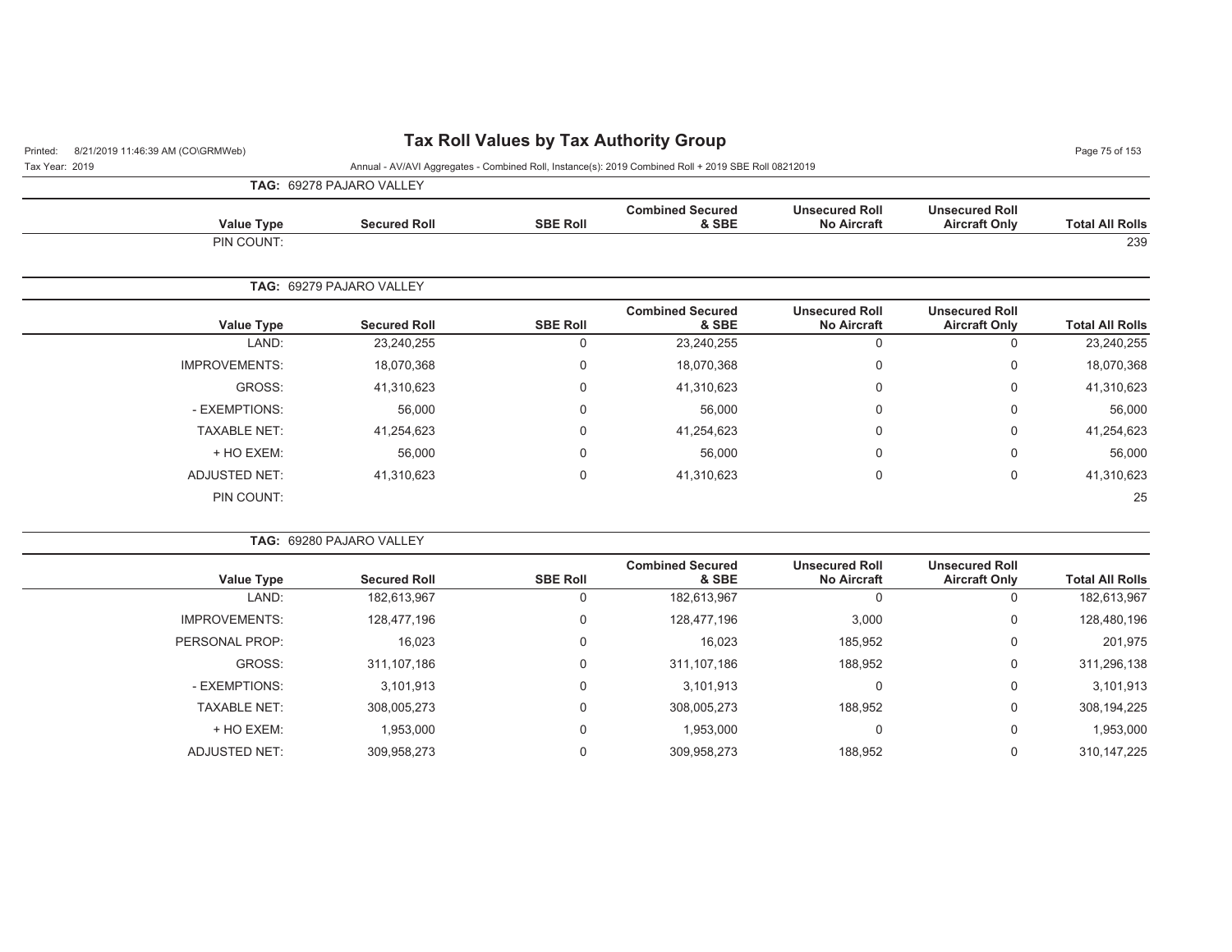# Tax Roll Values by Tax Authority Group

Printed: 8/21/2019 11:46:39 AM (CO\GRMWeb)

Tax Year: 2019

Annual - AV/AVI Aggregates - Combined Roll, Instance(s): 2019 Combined Roll + 2019 SBE Roll 08212019

**TAG: 69278 PAJARO VALLEY**

| Value Type | Secured Roll | SBE Roll | Combined Secured & SBE | Unsecured Roll No Aircraft | Unsecured Roll Aircraft Only | Total All Rolls |
|---|---|---|---|---|---|---|
| PIN COUNT: | | | | | | 239 |

**TAG: 69279 PAJARO VALLEY**

| Value Type | Secured Roll | SBE Roll | Combined Secured & SBE | Unsecured Roll No Aircraft | Unsecured Roll Aircraft Only | Total All Rolls |
|---|---|---|---|---|---|---|
| LAND: | 23,240,255 | 0 | 23,240,255 | 0 | 0 | 23,240,255 |
| IMPROVEMENTS: | 18,070,368 | 0 | 18,070,368 | 0 | 0 | 18,070,368 |
| GROSS: | 41,310,623 | 0 | 41,310,623 | 0 | 0 | 41,310,623 |
| - EXEMPTIONS: | 56,000 | 0 | 56,000 | 0 | 0 | 56,000 |
| TAXABLE NET: | 41,254,623 | 0 | 41,254,623 | 0 | 0 | 41,254,623 |
| + HO EXEM: | 56,000 | 0 | 56,000 | 0 | 0 | 56,000 |
| ADJUSTED NET: | 41,310,623 | 0 | 41,310,623 | 0 | 0 | 41,310,623 |
| PIN COUNT: | | | | | | 25 |

**TAG: 69280 PAJARO VALLEY**

| Value Type | Secured Roll | SBE Roll | Combined Secured & SBE | Unsecured Roll No Aircraft | Unsecured Roll Aircraft Only | Total All Rolls |
|---|---|---|---|---|---|---|
| LAND: | 182,613,967 | 0 | 182,613,967 | 0 | 0 | 182,613,967 |
| IMPROVEMENTS: | 128,477,196 | 0 | 128,477,196 | 3,000 | 0 | 128,480,196 |
| PERSONAL PROP: | 16,023 | 0 | 16,023 | 185,952 | 0 | 201,975 |
| GROSS: | 311,107,186 | 0 | 311,107,186 | 188,952 | 0 | 311,296,138 |
| - EXEMPTIONS: | 3,101,913 | 0 | 3,101,913 | 0 | 0 | 3,101,913 |
| TAXABLE NET: | 308,005,273 | 0 | 308,005,273 | 188,952 | 0 | 308,194,225 |
| + HO EXEM: | 1,953,000 | 0 | 1,953,000 | 0 | 0 | 1,953,000 |
| ADJUSTED NET: | 309,958,273 | 0 | 309,958,273 | 188,952 | 0 | 310,147,225 |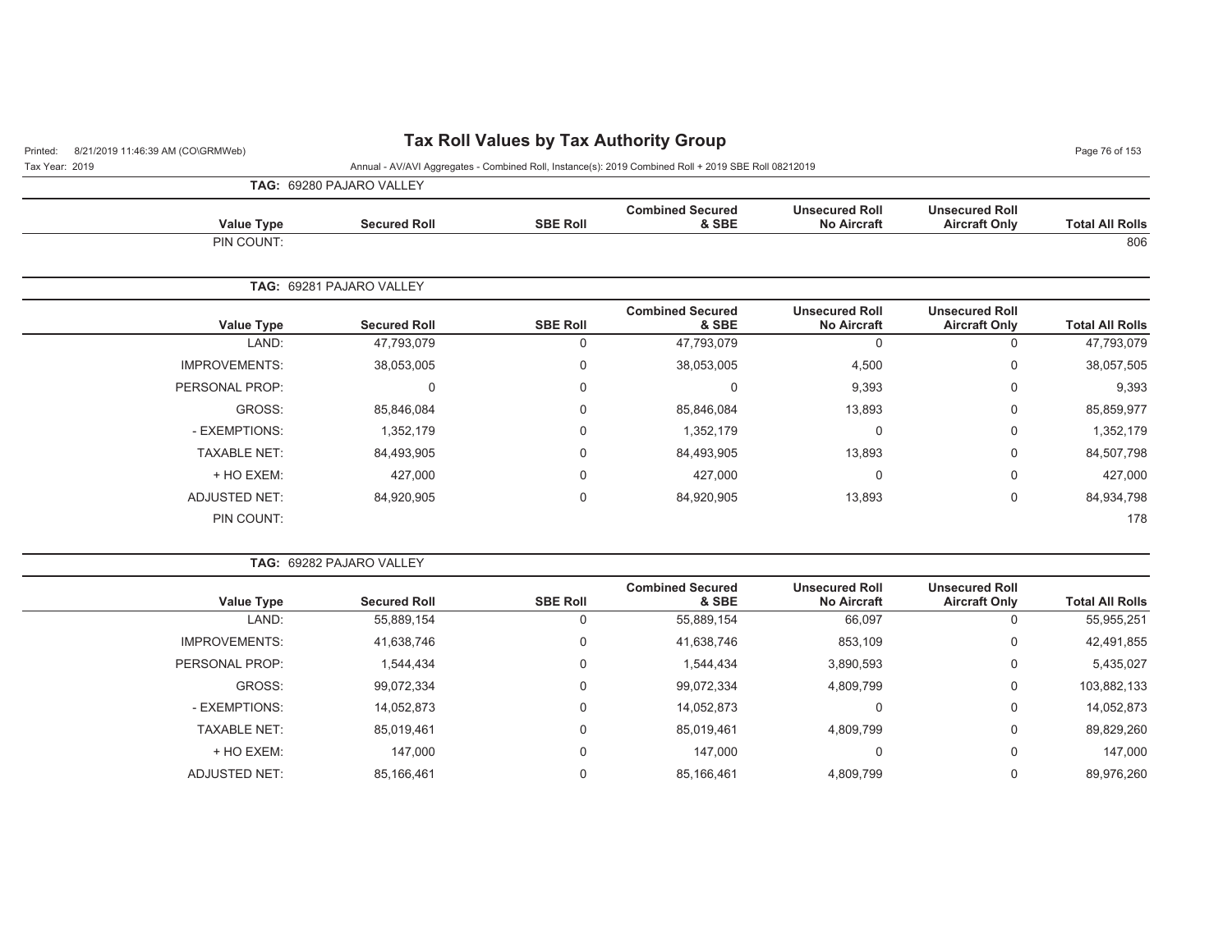# Tax Roll Values by Tax Authority Group

Printed: 8/21/2019 11:46:39 AM (CO\GRMWeb)

Tax Year: 2019

Annual - AV/AVI Aggregates - Combined Roll, Instance(s): 2019 Combined Roll + 2019 SBE Roll 08212019

**TAG: 69280 PAJARO VALLEY**

| Value Type | Secured Roll | SBE Roll | Combined Secured & SBE | Unsecured Roll No Aircraft | Unsecured Roll Aircraft Only | Total All Rolls |
|---|---|---|---|---|---|---|
| PIN COUNT: | | | | | | 806 |

**TAG: 69281 PAJARO VALLEY**

| Value Type | Secured Roll | SBE Roll | Combined Secured & SBE | Unsecured Roll No Aircraft | Unsecured Roll Aircraft Only | Total All Rolls |
|---|---|---|---|---|---|---|
| LAND: | 47,793,079 | 0 | 47,793,079 | 0 | 0 | 47,793,079 |
| IMPROVEMENTS: | 38,053,005 | 0 | 38,053,005 | 4,500 | 0 | 38,057,505 |
| PERSONAL PROP: | 0 | 0 | 0 | 9,393 | 0 | 9,393 |
| GROSS: | 85,846,084 | 0 | 85,846,084 | 13,893 | 0 | 85,859,977 |
| - EXEMPTIONS: | 1,352,179 | 0 | 1,352,179 | 0 | 0 | 1,352,179 |
| TAXABLE NET: | 84,493,905 | 0 | 84,493,905 | 13,893 | 0 | 84,507,798 |
| + HO EXEM: | 427,000 | 0 | 427,000 | 0 | 0 | 427,000 |
| ADJUSTED NET: | 84,920,905 | 0 | 84,920,905 | 13,893 | 0 | 84,934,798 |
| PIN COUNT: | | | | | | 178 |

**TAG: 69282 PAJARO VALLEY**

| Value Type | Secured Roll | SBE Roll | Combined Secured & SBE | Unsecured Roll No Aircraft | Unsecured Roll Aircraft Only | Total All Rolls |
|---|---|---|---|---|---|---|
| LAND: | 55,889,154 | 0 | 55,889,154 | 66,097 | 0 | 55,955,251 |
| IMPROVEMENTS: | 41,638,746 | 0 | 41,638,746 | 853,109 | 0 | 42,491,855 |
| PERSONAL PROP: | 1,544,434 | 0 | 1,544,434 | 3,890,593 | 0 | 5,435,027 |
| GROSS: | 99,072,334 | 0 | 99,072,334 | 4,809,799 | 0 | 103,882,133 |
| - EXEMPTIONS: | 14,052,873 | 0 | 14,052,873 | 0 | 0 | 14,052,873 |
| TAXABLE NET: | 85,019,461 | 0 | 85,019,461 | 4,809,799 | 0 | 89,829,260 |
| + HO EXEM: | 147,000 | 0 | 147,000 | 0 | 0 | 147,000 |
| ADJUSTED NET: | 85,166,461 | 0 | 85,166,461 | 4,809,799 | 0 | 89,976,260 |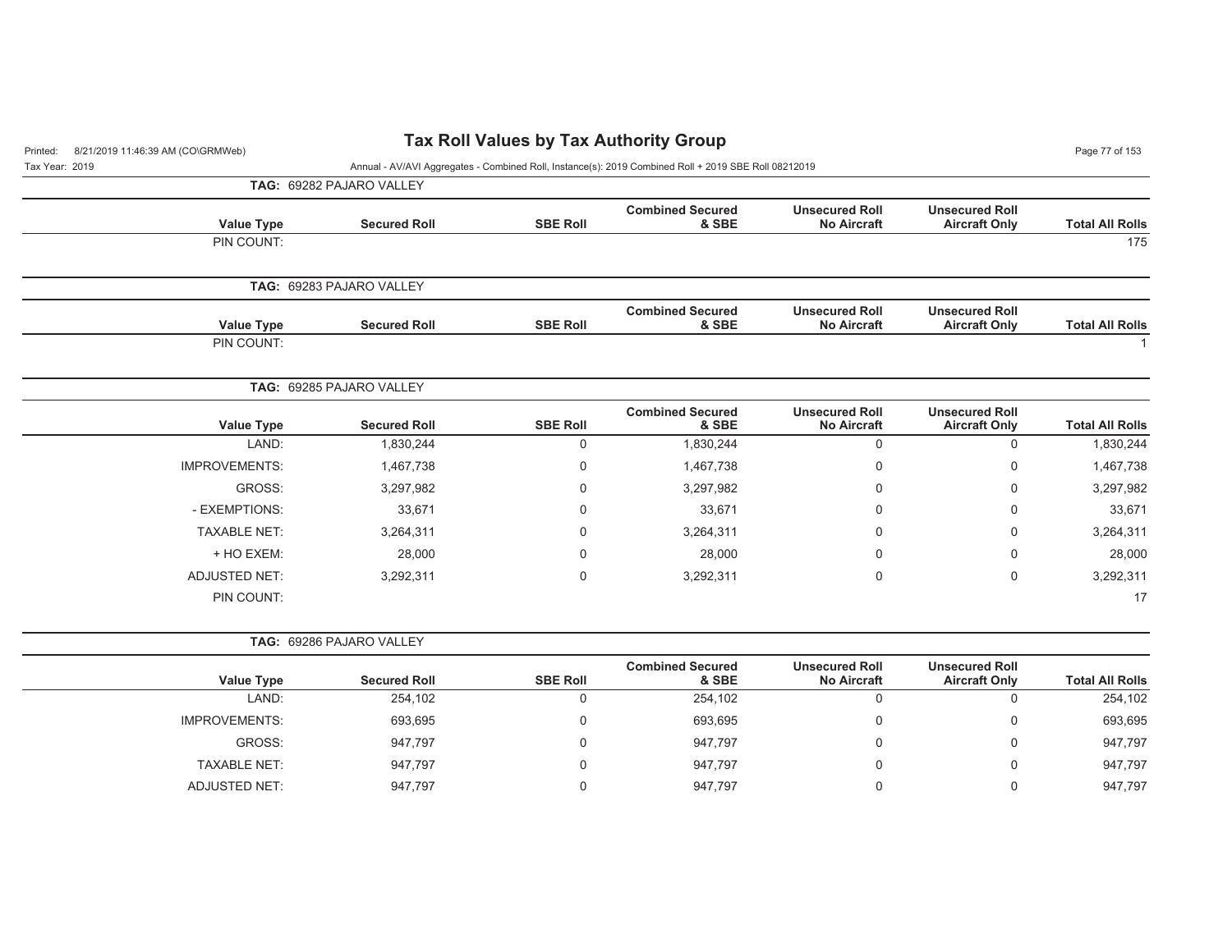# Tax Roll Values by Tax Authority Group

Printed: 8/21/2019 11:46:39 AM (CO\GRMWeb)

Tax Year: 2019

Annual - AV/AVI Aggregates - Combined Roll, Instance(s): 2019 Combined Roll + 2019 SBE Roll 08212019

**TAG: 69282 PAJARO VALLEY**

| Value Type | Secured Roll | SBE Roll | Combined Secured & SBE | Unsecured Roll No Aircraft | Unsecured Roll Aircraft Only | Total All Rolls |
|---|---|---|---|---|---|---|
| PIN COUNT: | | | | | | 175 |

**TAG: 69283 PAJARO VALLEY**

| Value Type | Secured Roll | SBE Roll | Combined Secured & SBE | Unsecured Roll No Aircraft | Unsecured Roll Aircraft Only | Total All Rolls |
|---|---|---|---|---|---|---|
| PIN COUNT: | | | | | | 1 |

**TAG: 69285 PAJARO VALLEY**

| Value Type | Secured Roll | SBE Roll | Combined Secured & SBE | Unsecured Roll No Aircraft | Unsecured Roll Aircraft Only | Total All Rolls |
|---|---|---|---|---|---|---|
| LAND: | 1,830,244 | 0 | 1,830,244 | 0 | 0 | 1,830,244 |
| IMPROVEMENTS: | 1,467,738 | 0 | 1,467,738 | 0 | 0 | 1,467,738 |
| GROSS: | 3,297,982 | 0 | 3,297,982 | 0 | 0 | 3,297,982 |
| - EXEMPTIONS: | 33,671 | 0 | 33,671 | 0 | 0 | 33,671 |
| TAXABLE NET: | 3,264,311 | 0 | 3,264,311 | 0 | 0 | 3,264,311 |
| + HO EXEM: | 28,000 | 0 | 28,000 | 0 | 0 | 28,000 |
| ADJUSTED NET: | 3,292,311 | 0 | 3,292,311 | 0 | 0 | 3,292,311 |
| PIN COUNT: | | | | | | 17 |

**TAG: 69286 PAJARO VALLEY**

| Value Type | Secured Roll | SBE Roll | Combined Secured & SBE | Unsecured Roll No Aircraft | Unsecured Roll Aircraft Only | Total All Rolls |
|---|---|---|---|---|---|---|
| LAND: | 254,102 | 0 | 254,102 | 0 | 0 | 254,102 |
| IMPROVEMENTS: | 693,695 | 0 | 693,695 | 0 | 0 | 693,695 |
| GROSS: | 947,797 | 0 | 947,797 | 0 | 0 | 947,797 |
| TAXABLE NET: | 947,797 | 0 | 947,797 | 0 | 0 | 947,797 |
| ADJUSTED NET: | 947,797 | 0 | 947,797 | 0 | 0 | 947,797 |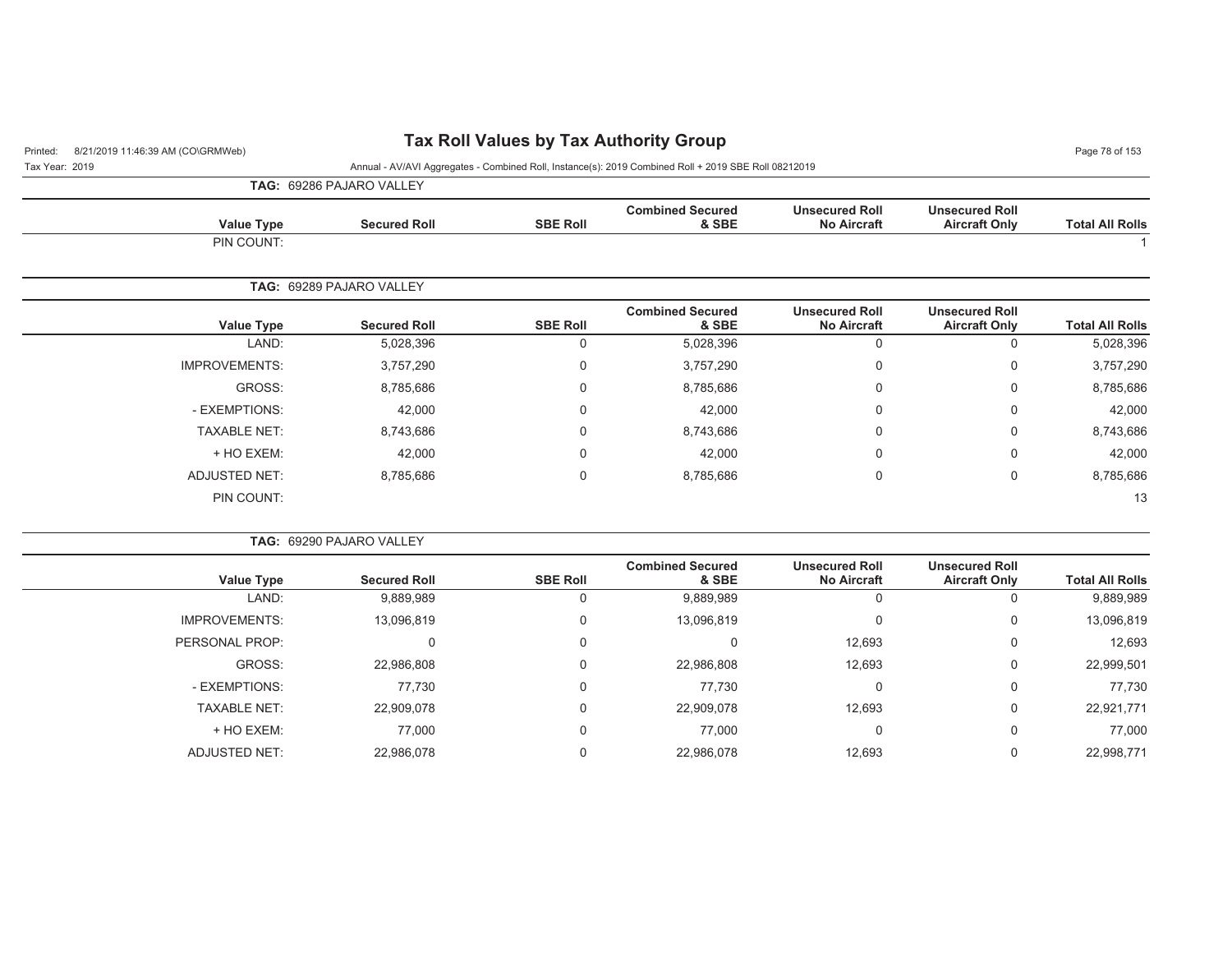**Tax Roll Values by Tax Authority Group**

Printed: 8/21/2019 11:46:39 AM (CO\GRMWeb)

Tax Year: 2019

Annual - AV/AVI Aggregates - Combined Roll, Instance(s): 2019 Combined Roll + 2019 SBE Roll 08212019

**TAG: 69286 PAJARO VALLEY**

| Value Type | Secured Roll | SBE Roll | Combined Secured & SBE | Unsecured Roll No Aircraft | Unsecured Roll Aircraft Only | Total All Rolls |
|---|---|---|---|---|---|---|
| PIN COUNT: | | | | | | 1 |

**TAG: 69289 PAJARO VALLEY**

| Value Type | Secured Roll | SBE Roll | Combined Secured & SBE | Unsecured Roll No Aircraft | Unsecured Roll Aircraft Only | Total All Rolls |
|---|---|---|---|---|---|---|
| LAND: | 5,028,396 | 0 | 5,028,396 | 0 | 0 | 5,028,396 |
| IMPROVEMENTS: | 3,757,290 | 0 | 3,757,290 | 0 | 0 | 3,757,290 |
| GROSS: | 8,785,686 | 0 | 8,785,686 | 0 | 0 | 8,785,686 |
| - EXEMPTIONS: | 42,000 | 0 | 42,000 | 0 | 0 | 42,000 |
| TAXABLE NET: | 8,743,686 | 0 | 8,743,686 | 0 | 0 | 8,743,686 |
| + HO EXEM: | 42,000 | 0 | 42,000 | 0 | 0 | 42,000 |
| ADJUSTED NET: | 8,785,686 | 0 | 8,785,686 | 0 | 0 | 8,785,686 |
| PIN COUNT: | | | | | | 13 |

**TAG: 69290 PAJARO VALLEY**

| Value Type | Secured Roll | SBE Roll | Combined Secured & SBE | Unsecured Roll No Aircraft | Unsecured Roll Aircraft Only | Total All Rolls |
|---|---|---|---|---|---|---|
| LAND: | 9,889,989 | 0 | 9,889,989 | 0 | 0 | 9,889,989 |
| IMPROVEMENTS: | 13,096,819 | 0 | 13,096,819 | 0 | 0 | 13,096,819 |
| PERSONAL PROP: | 0 | 0 | 0 | 12,693 | 0 | 12,693 |
| GROSS: | 22,986,808 | 0 | 22,986,808 | 12,693 | 0 | 22,999,501 |
| - EXEMPTIONS: | 77,730 | 0 | 77,730 | 0 | 0 | 77,730 |
| TAXABLE NET: | 22,909,078 | 0 | 22,909,078 | 12,693 | 0 | 22,921,771 |
| + HO EXEM: | 77,000 | 0 | 77,000 | 0 | 0 | 77,000 |
| ADJUSTED NET: | 22,986,078 | 0 | 22,986,078 | 12,693 | 0 | 22,998,771 |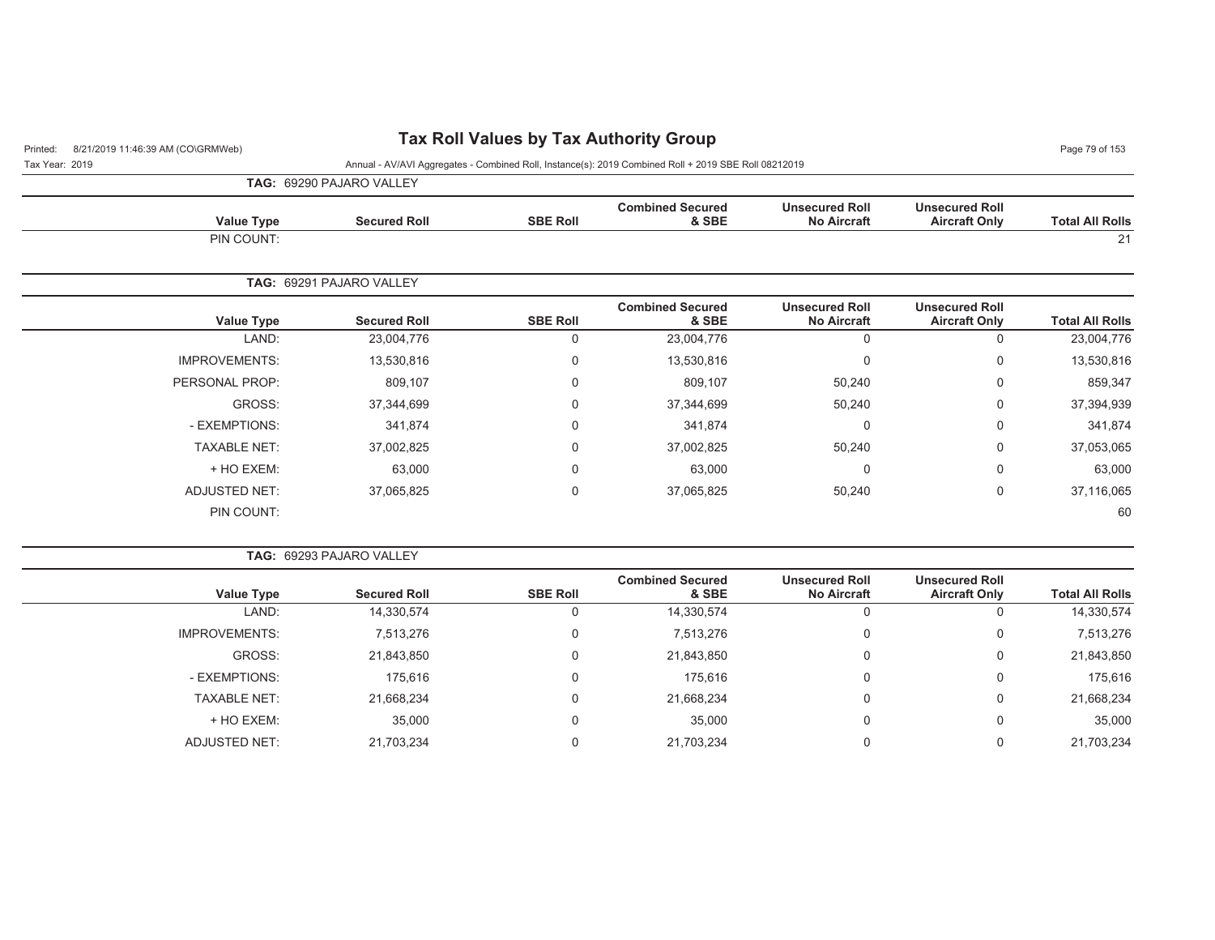**TAG: 69290 PAJARO VALLEY**

| Value Type | Secured Roll | SBE Roll | Combined Secured & SBE | Unsecured Roll No Aircraft | Unsecured Roll Aircraft Only | Total All Rolls |
|---|---|---|---|---|---|---|
| PIN COUNT: | | | | | | 21 |

**TAG: 69291 PAJARO VALLEY**

| Value Type | Secured Roll | SBE Roll | Combined Secured & SBE | Unsecured Roll No Aircraft | Unsecured Roll Aircraft Only | Total All Rolls |
|---|---|---|---|---|---|---|
| LAND: | 23,004,776 | 0 | 23,004,776 | 0 | 0 | 23,004,776 |
| IMPROVEMENTS: | 13,530,816 | 0 | 13,530,816 | 0 | 0 | 13,530,816 |
| PERSONAL PROP: | 809,107 | 0 | 809,107 | 50,240 | 0 | 859,347 |
| GROSS: | 37,344,699 | 0 | 37,344,699 | 50,240 | 0 | 37,394,939 |
| - EXEMPTIONS: | 341,874 | 0 | 341,874 | 0 | 0 | 341,874 |
| TAXABLE NET: | 37,002,825 | 0 | 37,002,825 | 50,240 | 0 | 37,053,065 |
| + HO EXEM: | 63,000 | 0 | 63,000 | 0 | 0 | 63,000 |
| ADJUSTED NET: | 37,065,825 | 0 | 37,065,825 | 50,240 | 0 | 37,116,065 |
| PIN COUNT: | | | | | | 60 |

**TAG: 69293 PAJARO VALLEY**

| Value Type | Secured Roll | SBE Roll | Combined Secured & SBE | Unsecured Roll No Aircraft | Unsecured Roll Aircraft Only | Total All Rolls |
|---|---|---|---|---|---|---|
| LAND: | 14,330,574 | 0 | 14,330,574 | 0 | 0 | 14,330,574 |
| IMPROVEMENTS: | 7,513,276 | 0 | 7,513,276 | 0 | 0 | 7,513,276 |
| GROSS: | 21,843,850 | 0 | 21,843,850 | 0 | 0 | 21,843,850 |
| - EXEMPTIONS: | 175,616 | 0 | 175,616 | 0 | 0 | 175,616 |
| TAXABLE NET: | 21,668,234 | 0 | 21,668,234 | 0 | 0 | 21,668,234 |
| + HO EXEM: | 35,000 | 0 | 35,000 | 0 | 0 | 35,000 |
| ADJUSTED NET: | 21,703,234 | 0 | 21,703,234 | 0 | 0 | 21,703,234 |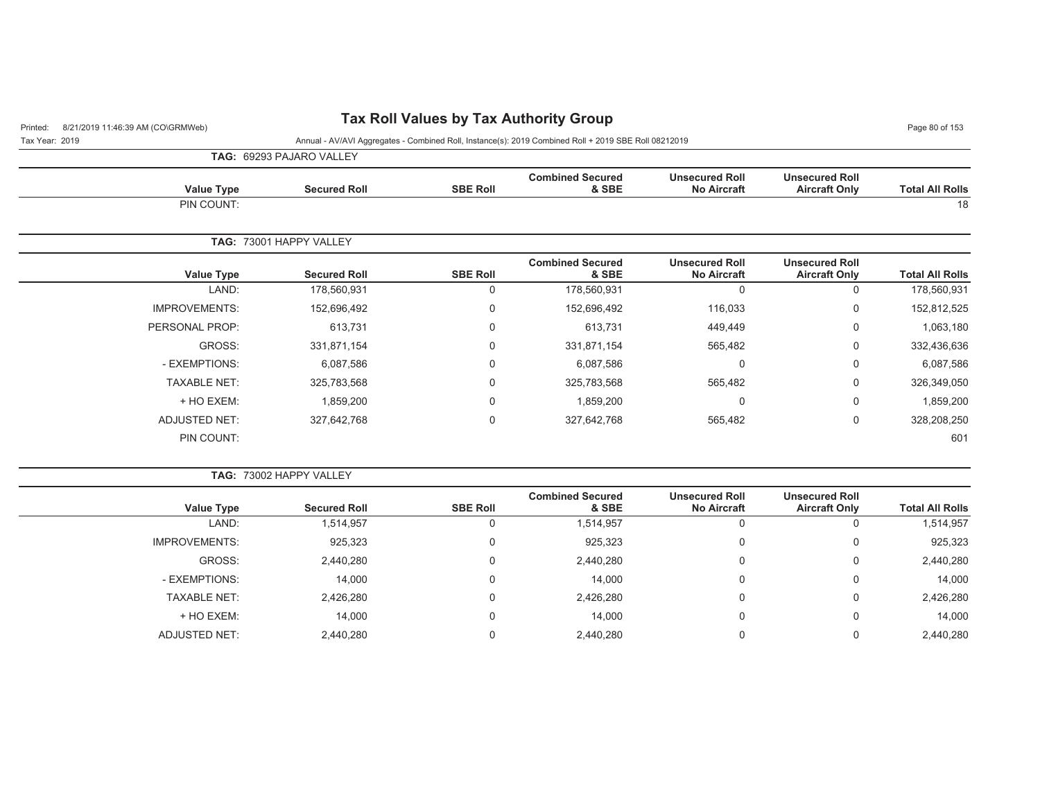**TAG: 69293 PAJARO VALLEY**

| Value Type | Secured Roll | SBE Roll | Combined Secured & SBE | Unsecured Roll No Aircraft | Unsecured Roll Aircraft Only | Total All Rolls |
|---|---|---|---|---|---|---|
| PIN COUNT: | | | | | | 18 |

**TAG: 73001 HAPPY VALLEY**

| Value Type | Secured Roll | SBE Roll | Combined Secured & SBE | Unsecured Roll No Aircraft | Unsecured Roll Aircraft Only | Total All Rolls |
|---|---|---|---|---|---|---|
| LAND: | 178,560,931 | 0 | 178,560,931 | 0 | 0 | 178,560,931 |
| IMPROVEMENTS: | 152,696,492 | 0 | 152,696,492 | 116,033 | 0 | 152,812,525 |
| PERSONAL PROP: | 613,731 | 0 | 613,731 | 449,449 | 0 | 1,063,180 |
| GROSS: | 331,871,154 | 0 | 331,871,154 | 565,482 | 0 | 332,436,636 |
| - EXEMPTIONS: | 6,087,586 | 0 | 6,087,586 | 0 | 0 | 6,087,586 |
| TAXABLE NET: | 325,783,568 | 0 | 325,783,568 | 565,482 | 0 | 326,349,050 |
| + HO EXEM: | 1,859,200 | 0 | 1,859,200 | 0 | 0 | 1,859,200 |
| ADJUSTED NET: | 327,642,768 | 0 | 327,642,768 | 565,482 | 0 | 328,208,250 |
| PIN COUNT: | | | | | | 601 |

**TAG: 73002 HAPPY VALLEY**

| Value Type | Secured Roll | SBE Roll | Combined Secured & SBE | Unsecured Roll No Aircraft | Unsecured Roll Aircraft Only | Total All Rolls |
|---|---|---|---|---|---|---|
| LAND: | 1,514,957 | 0 | 1,514,957 | 0 | 0 | 1,514,957 |
| IMPROVEMENTS: | 925,323 | 0 | 925,323 | 0 | 0 | 925,323 |
| GROSS: | 2,440,280 | 0 | 2,440,280 | 0 | 0 | 2,440,280 |
| - EXEMPTIONS: | 14,000 | 0 | 14,000 | 0 | 0 | 14,000 |
| TAXABLE NET: | 2,426,280 | 0 | 2,426,280 | 0 | 0 | 2,426,280 |
| + HO EXEM: | 14,000 | 0 | 14,000 | 0 | 0 | 14,000 |
| ADJUSTED NET: | 2,440,280 | 0 | 2,440,280 | 0 | 0 | 2,440,280 |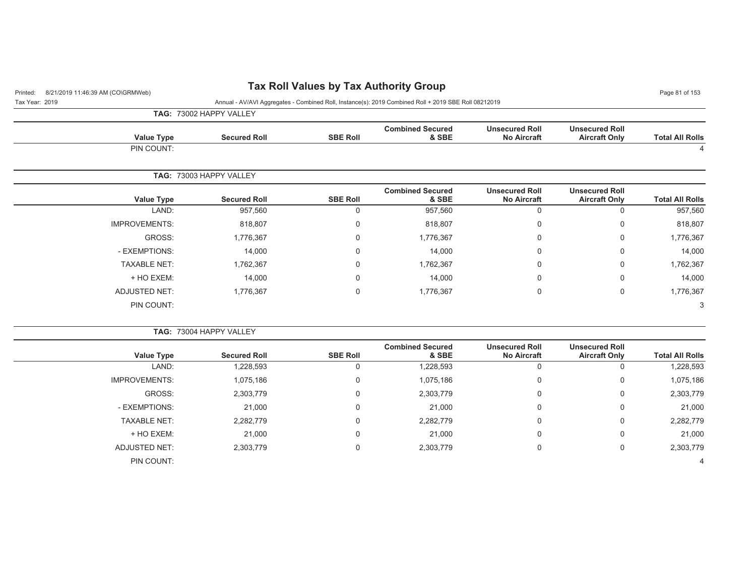# Tax Roll Values by Tax Authority Group

Printed: 8/21/2019 11:46:39 AM (CO\GRMWeb)

Tax Year: 2019

Annual - AV/AVI Aggregates - Combined Roll, Instance(s): 2019 Combined Roll + 2019 SBE Roll 08212019

**TAG:** 73002 HAPPY VALLEY

| Value Type | Secured Roll | SBE Roll | Combined Secured & SBE | Unsecured Roll No Aircraft | Unsecured Roll Aircraft Only | Total All Rolls |
|---|---|---|---|---|---|---|
| PIN COUNT: | | | | | | 4 |

**TAG:** 73003 HAPPY VALLEY

| Value Type | Secured Roll | SBE Roll | Combined Secured & SBE | Unsecured Roll No Aircraft | Unsecured Roll Aircraft Only | Total All Rolls |
|---|---|---|---|---|---|---|
| LAND: | 957,560 | 0 | 957,560 | 0 | 0 | 957,560 |
| IMPROVEMENTS: | 818,807 | 0 | 818,807 | 0 | 0 | 818,807 |
| GROSS: | 1,776,367 | 0 | 1,776,367 | 0 | 0 | 1,776,367 |
| - EXEMPTIONS: | 14,000 | 0 | 14,000 | 0 | 0 | 14,000 |
| TAXABLE NET: | 1,762,367 | 0 | 1,762,367 | 0 | 0 | 1,762,367 |
| + HO EXEM: | 14,000 | 0 | 14,000 | 0 | 0 | 14,000 |
| ADJUSTED NET: | 1,776,367 | 0 | 1,776,367 | 0 | 0 | 1,776,367 |
| PIN COUNT: | | | | | | 3 |

**TAG:** 73004 HAPPY VALLEY

| Value Type | Secured Roll | SBE Roll | Combined Secured & SBE | Unsecured Roll No Aircraft | Unsecured Roll Aircraft Only | Total All Rolls |
|---|---|---|---|---|---|---|
| LAND: | 1,228,593 | 0 | 1,228,593 | 0 | 0 | 1,228,593 |
| IMPROVEMENTS: | 1,075,186 | 0 | 1,075,186 | 0 | 0 | 1,075,186 |
| GROSS: | 2,303,779 | 0 | 2,303,779 | 0 | 0 | 2,303,779 |
| - EXEMPTIONS: | 21,000 | 0 | 21,000 | 0 | 0 | 21,000 |
| TAXABLE NET: | 2,282,779 | 0 | 2,282,779 | 0 | 0 | 2,282,779 |
| + HO EXEM: | 21,000 | 0 | 21,000 | 0 | 0 | 21,000 |
| ADJUSTED NET: | 2,303,779 | 0 | 2,303,779 | 0 | 0 | 2,303,779 |
| PIN COUNT: | | | | | | 4 |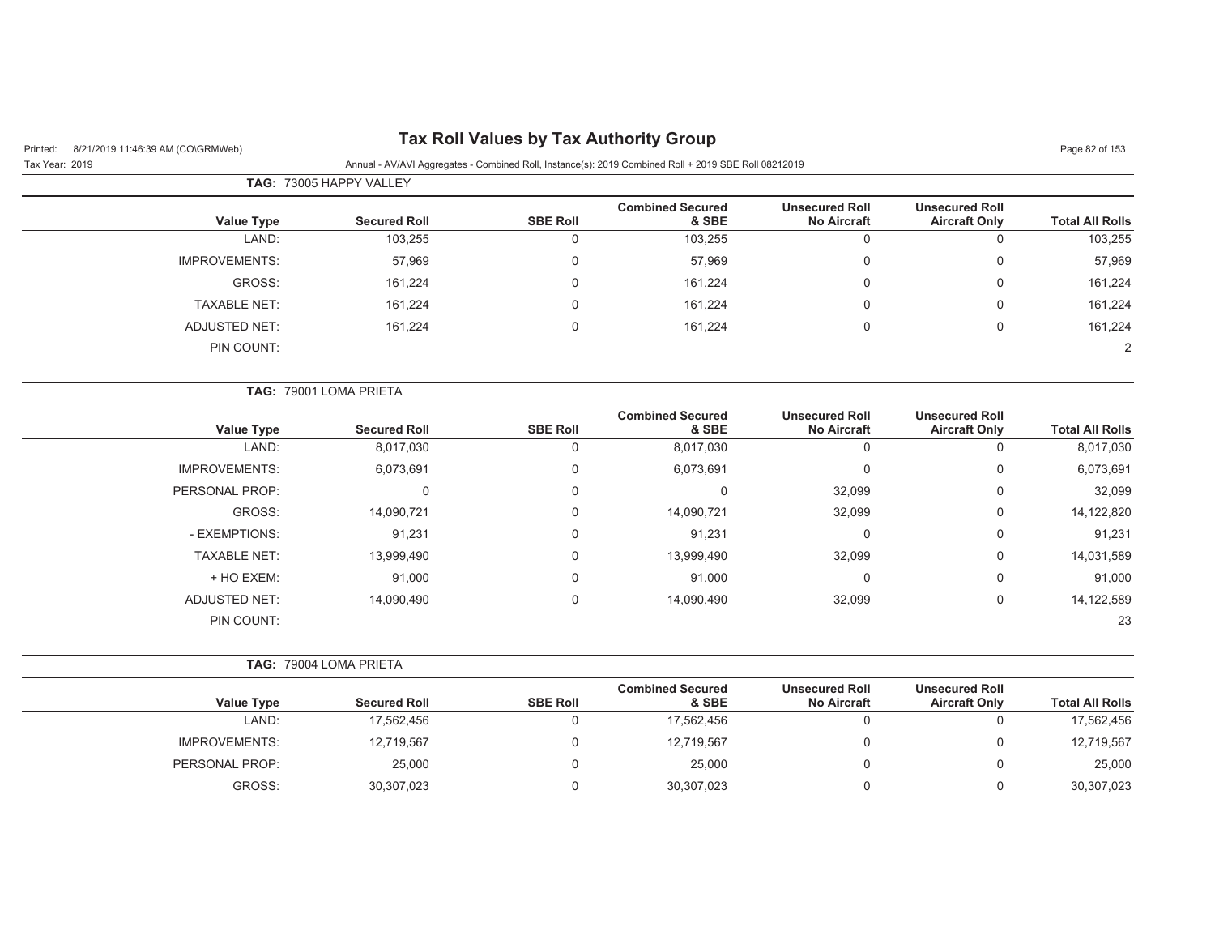# Tax Roll Values by Tax Authority Group

Tax Year: 2019

Annual - AV/AVI Aggregates - Combined Roll, Instance(s): 2019 Combined Roll + 2019 SBE Roll 08212019

**TAG:** 73005 HAPPY VALLEY

| Value Type | Secured Roll | SBE Roll | Combined Secured & SBE | Unsecured Roll No Aircraft | Unsecured Roll Aircraft Only | Total All Rolls |
|---|---|---|---|---|---|---|
| LAND: | 103,255 | 0 | 103,255 | 0 | 0 | 103,255 |
| IMPROVEMENTS: | 57,969 | 0 | 57,969 | 0 | 0 | 57,969 |
| GROSS: | 161,224 | 0 | 161,224 | 0 | 0 | 161,224 |
| TAXABLE NET: | 161,224 | 0 | 161,224 | 0 | 0 | 161,224 |
| ADJUSTED NET: | 161,224 | 0 | 161,224 | 0 | 0 | 161,224 |
| PIN COUNT: | | | | | | 2 |

**TAG:** 79001 LOMA PRIETA

| Value Type | Secured Roll | SBE Roll | Combined Secured & SBE | Unsecured Roll No Aircraft | Unsecured Roll Aircraft Only | Total All Rolls |
|---|---|---|---|---|---|---|
| LAND: | 8,017,030 | 0 | 8,017,030 | 0 | 0 | 8,017,030 |
| IMPROVEMENTS: | 6,073,691 | 0 | 6,073,691 | 0 | 0 | 6,073,691 |
| PERSONAL PROP: | 0 | 0 | 0 | 32,099 | 0 | 32,099 |
| GROSS: | 14,090,721 | 0 | 14,090,721 | 32,099 | 0 | 14,122,820 |
| - EXEMPTIONS: | 91,231 | 0 | 91,231 | 0 | 0 | 91,231 |
| TAXABLE NET: | 13,999,490 | 0 | 13,999,490 | 32,099 | 0 | 14,031,589 |
| + HO EXEM: | 91,000 | 0 | 91,000 | 0 | 0 | 91,000 |
| ADJUSTED NET: | 14,090,490 | 0 | 14,090,490 | 32,099 | 0 | 14,122,589 |
| PIN COUNT: | | | | | | 23 |

**TAG:** 79004 LOMA PRIETA

| Value Type | Secured Roll | SBE Roll | Combined Secured & SBE | Unsecured Roll No Aircraft | Unsecured Roll Aircraft Only | Total All Rolls |
|---|---|---|---|---|---|---|
| LAND: | 17,562,456 | 0 | 17,562,456 | 0 | 0 | 17,562,456 |
| IMPROVEMENTS: | 12,719,567 | 0 | 12,719,567 | 0 | 0 | 12,719,567 |
| PERSONAL PROP: | 25,000 | 0 | 25,000 | 0 | 0 | 25,000 |
| GROSS: | 30,307,023 | 0 | 30,307,023 | 0 | 0 | 30,307,023 |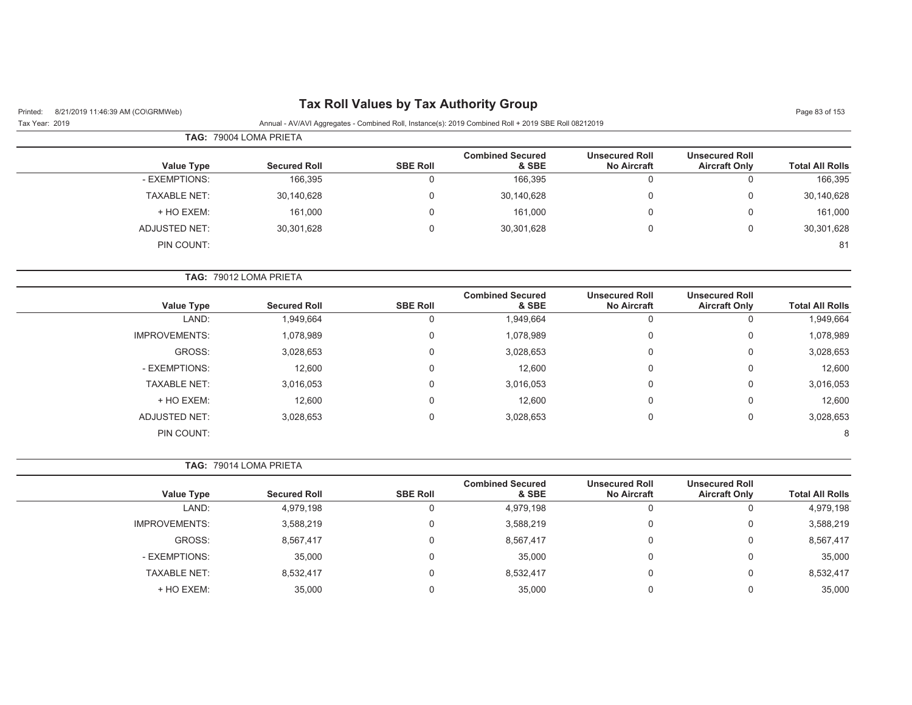# Tax Roll Values by Tax Authority Group

Printed: 8/21/2019 11:46:39 AM (CO\GRMWeb)

Tax Year: 2019

Annual - AV/AVI Aggregates - Combined Roll, Instance(s): 2019 Combined Roll + 2019 SBE Roll 08212019

**TAG:** 79004 LOMA PRIETA

| Value Type | Secured Roll | SBE Roll | Combined Secured & SBE | Unsecured Roll No Aircraft | Unsecured Roll Aircraft Only | Total All Rolls |
|---|---|---|---|---|---|---|
| - EXEMPTIONS: | 166,395 | 0 | 166,395 | 0 | 0 | 166,395 |
| TAXABLE NET: | 30,140,628 | 0 | 30,140,628 | 0 | 0 | 30,140,628 |
| + HO EXEM: | 161,000 | 0 | 161,000 | 0 | 0 | 161,000 |
| ADJUSTED NET: | 30,301,628 | 0 | 30,301,628 | 0 | 0 | 30,301,628 |
| PIN COUNT: | | | | | | 81 |

**TAG:** 79012 LOMA PRIETA

| Value Type | Secured Roll | SBE Roll | Combined Secured & SBE | Unsecured Roll No Aircraft | Unsecured Roll Aircraft Only | Total All Rolls |
|---|---|---|---|---|---|---|
| LAND: | 1,949,664 | 0 | 1,949,664 | 0 | 0 | 1,949,664 |
| IMPROVEMENTS: | 1,078,989 | 0 | 1,078,989 | 0 | 0 | 1,078,989 |
| GROSS: | 3,028,653 | 0 | 3,028,653 | 0 | 0 | 3,028,653 |
| - EXEMPTIONS: | 12,600 | 0 | 12,600 | 0 | 0 | 12,600 |
| TAXABLE NET: | 3,016,053 | 0 | 3,016,053 | 0 | 0 | 3,016,053 |
| + HO EXEM: | 12,600 | 0 | 12,600 | 0 | 0 | 12,600 |
| ADJUSTED NET: | 3,028,653 | 0 | 3,028,653 | 0 | 0 | 3,028,653 |
| PIN COUNT: | | | | | | 8 |

**TAG:** 79014 LOMA PRIETA

| Value Type | Secured Roll | SBE Roll | Combined Secured & SBE | Unsecured Roll No Aircraft | Unsecured Roll Aircraft Only | Total All Rolls |
|---|---|---|---|---|---|---|
| LAND: | 4,979,198 | 0 | 4,979,198 | 0 | 0 | 4,979,198 |
| IMPROVEMENTS: | 3,588,219 | 0 | 3,588,219 | 0 | 0 | 3,588,219 |
| GROSS: | 8,567,417 | 0 | 8,567,417 | 0 | 0 | 8,567,417 |
| - EXEMPTIONS: | 35,000 | 0 | 35,000 | 0 | 0 | 35,000 |
| TAXABLE NET: | 8,532,417 | 0 | 8,532,417 | 0 | 0 | 8,532,417 |
| + HO EXEM: | 35,000 | 0 | 35,000 | 0 | 0 | 35,000 |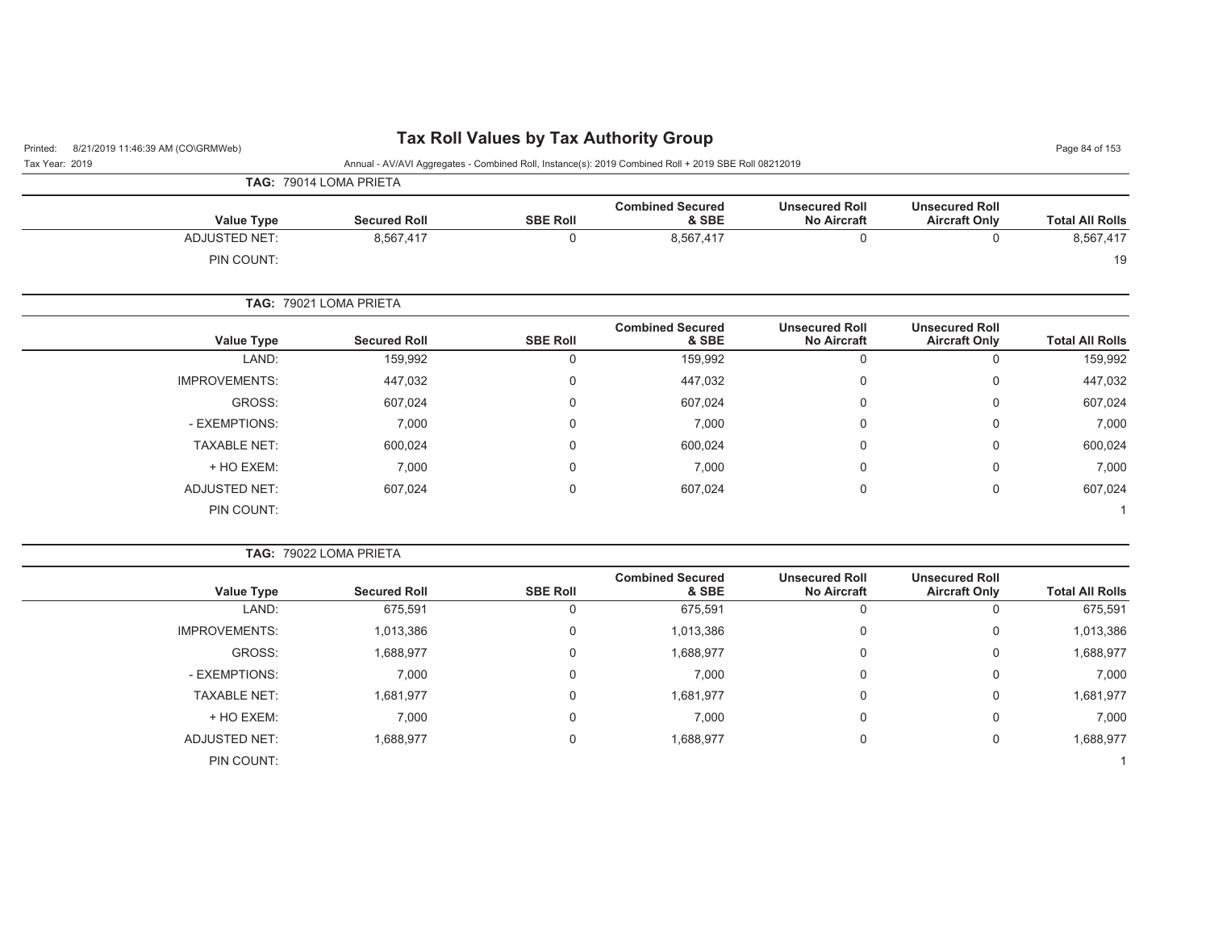**TAG: 79014 LOMA PRIETA**

| Value Type | Secured Roll | SBE Roll | Combined Secured & SBE | Unsecured Roll No Aircraft | Unsecured Roll Aircraft Only | Total All Rolls |
|---|---|---|---|---|---|---|
| ADJUSTED NET: | 8,567,417 | 0 | 8,567,417 | 0 | 0 | 8,567,417 |
| PIN COUNT: | | | | | | 19 |

**TAG: 79021 LOMA PRIETA**

| Value Type | Secured Roll | SBE Roll | Combined Secured & SBE | Unsecured Roll No Aircraft | Unsecured Roll Aircraft Only | Total All Rolls |
|---|---|---|---|---|---|---|
| LAND: | 159,992 | 0 | 159,992 | 0 | 0 | 159,992 |
| IMPROVEMENTS: | 447,032 | 0 | 447,032 | 0 | 0 | 447,032 |
| GROSS: | 607,024 | 0 | 607,024 | 0 | 0 | 607,024 |
| - EXEMPTIONS: | 7,000 | 0 | 7,000 | 0 | 0 | 7,000 |
| TAXABLE NET: | 600,024 | 0 | 600,024 | 0 | 0 | 600,024 |
| + HO EXEM: | 7,000 | 0 | 7,000 | 0 | 0 | 7,000 |
| ADJUSTED NET: | 607,024 | 0 | 607,024 | 0 | 0 | 607,024 |
| PIN COUNT: | | | | | | 1 |

**TAG: 79022 LOMA PRIETA**

| Value Type | Secured Roll | SBE Roll | Combined Secured & SBE | Unsecured Roll No Aircraft | Unsecured Roll Aircraft Only | Total All Rolls |
|---|---|---|---|---|---|---|
| LAND: | 675,591 | 0 | 675,591 | 0 | 0 | 675,591 |
| IMPROVEMENTS: | 1,013,386 | 0 | 1,013,386 | 0 | 0 | 1,013,386 |
| GROSS: | 1,688,977 | 0 | 1,688,977 | 0 | 0 | 1,688,977 |
| - EXEMPTIONS: | 7,000 | 0 | 7,000 | 0 | 0 | 7,000 |
| TAXABLE NET: | 1,681,977 | 0 | 1,681,977 | 0 | 0 | 1,681,977 |
| + HO EXEM: | 7,000 | 0 | 7,000 | 0 | 0 | 7,000 |
| ADJUSTED NET: | 1,688,977 | 0 | 1,688,977 | 0 | 0 | 1,688,977 |
| PIN COUNT: | | | | | | 1 |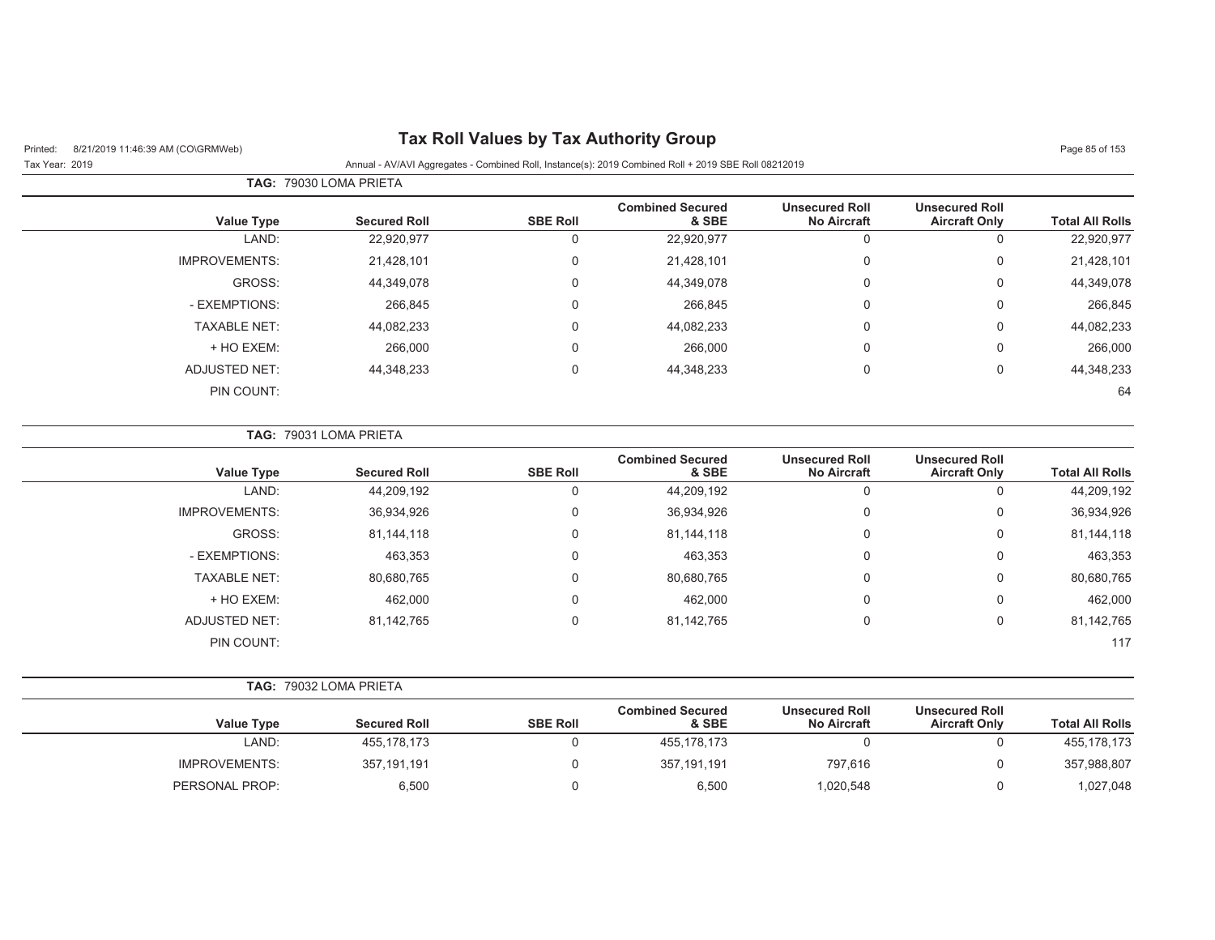# Tax Roll Values by Tax Authority Group

Tax Year: 2019

Annual - AV/AVI Aggregates - Combined Roll, Instance(s): 2019 Combined Roll + 2019 SBE Roll 08212019

Printed: 8/21/2019 11:46:39 AM (CO\GRMWeb)

**TAG:** 79030 LOMA PRIETA

| Value Type | Secured Roll | SBE Roll | Combined Secured & SBE | Unsecured Roll No Aircraft | Unsecured Roll Aircraft Only | Total All Rolls |
|---|---|---|---|---|---|---|
| LAND: | 22,920,977 | 0 | 22,920,977 | 0 | 0 | 22,920,977 |
| IMPROVEMENTS: | 21,428,101 | 0 | 21,428,101 | 0 | 0 | 21,428,101 |
| GROSS: | 44,349,078 | 0 | 44,349,078 | 0 | 0 | 44,349,078 |
| - EXEMPTIONS: | 266,845 | 0 | 266,845 | 0 | 0 | 266,845 |
| TAXABLE NET: | 44,082,233 | 0 | 44,082,233 | 0 | 0 | 44,082,233 |
| + HO EXEM: | 266,000 | 0 | 266,000 | 0 | 0 | 266,000 |
| ADJUSTED NET: | 44,348,233 | 0 | 44,348,233 | 0 | 0 | 44,348,233 |
| PIN COUNT: | | | | | | 64 |

**TAG:** 79031 LOMA PRIETA

| Value Type | Secured Roll | SBE Roll | Combined Secured & SBE | Unsecured Roll No Aircraft | Unsecured Roll Aircraft Only | Total All Rolls |
|---|---|---|---|---|---|---|
| LAND: | 44,209,192 | 0 | 44,209,192 | 0 | 0 | 44,209,192 |
| IMPROVEMENTS: | 36,934,926 | 0 | 36,934,926 | 0 | 0 | 36,934,926 |
| GROSS: | 81,144,118 | 0 | 81,144,118 | 0 | 0 | 81,144,118 |
| - EXEMPTIONS: | 463,353 | 0 | 463,353 | 0 | 0 | 463,353 |
| TAXABLE NET: | 80,680,765 | 0 | 80,680,765 | 0 | 0 | 80,680,765 |
| + HO EXEM: | 462,000 | 0 | 462,000 | 0 | 0 | 462,000 |
| ADJUSTED NET: | 81,142,765 | 0 | 81,142,765 | 0 | 0 | 81,142,765 |
| PIN COUNT: | | | | | | 117 |

**TAG:** 79032 LOMA PRIETA

| Value Type | Secured Roll | SBE Roll | Combined Secured & SBE | Unsecured Roll No Aircraft | Unsecured Roll Aircraft Only | Total All Rolls |
|---|---|---|---|---|---|---|
| LAND: | 455,178,173 | 0 | 455,178,173 | 0 | 0 | 455,178,173 |
| IMPROVEMENTS: | 357,191,191 | 0 | 357,191,191 | 797,616 | 0 | 357,988,807 |
| PERSONAL PROP: | 6,500 | 0 | 6,500 | 1,020,548 | 0 | 1,027,048 |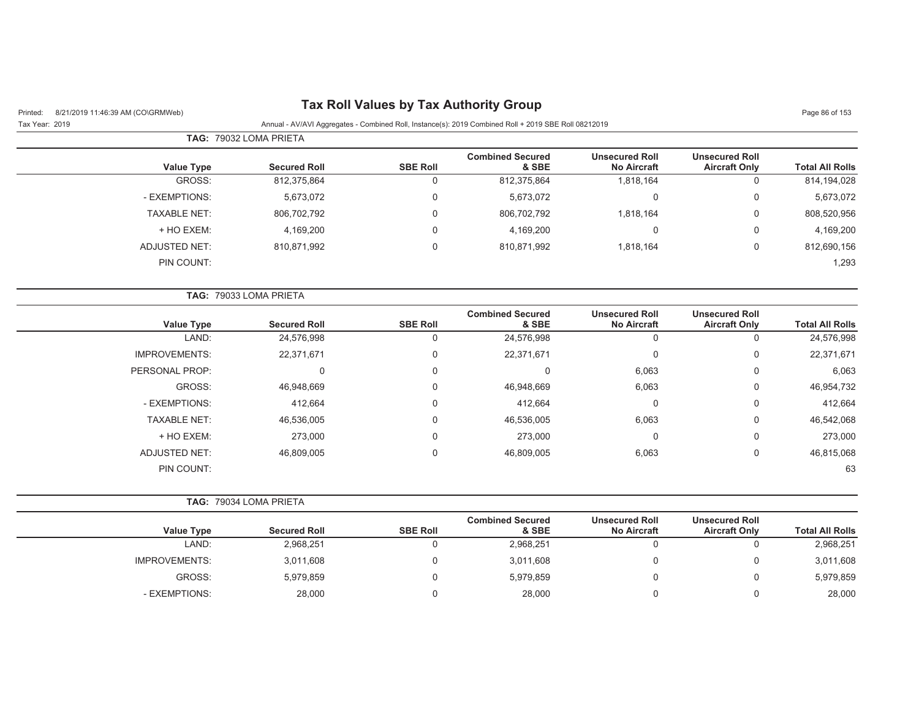## TAG: 79032 LOMA PRIETA

| Value Type | Secured Roll | SBE Roll | Combined Secured & SBE | Unsecured Roll No Aircraft | Unsecured Roll Aircraft Only | Total All Rolls |
|---|---|---|---|---|---|---|
| GROSS: | 812,375,864 | 0 | 812,375,864 | 1,818,164 | 0 | 814,194,028 |
| - EXEMPTIONS: | 5,673,072 | 0 | 5,673,072 | 0 | 0 | 5,673,072 |
| TAXABLE NET: | 806,702,792 | 0 | 806,702,792 | 1,818,164 | 0 | 808,520,956 |
| + HO EXEM: | 4,169,200 | 0 | 4,169,200 | 0 | 0 | 4,169,200 |
| ADJUSTED NET: | 810,871,992 | 0 | 810,871,992 | 1,818,164 | 0 | 812,690,156 |
| PIN COUNT: | | | | | | 1,293 |

## TAG: 79033 LOMA PRIETA

| Value Type | Secured Roll | SBE Roll | Combined Secured & SBE | Unsecured Roll No Aircraft | Unsecured Roll Aircraft Only | Total All Rolls |
|---|---|---|---|---|---|---|
| LAND: | 24,576,998 | 0 | 24,576,998 | 0 | 0 | 24,576,998 |
| IMPROVEMENTS: | 22,371,671 | 0 | 22,371,671 | 0 | 0 | 22,371,671 |
| PERSONAL PROP: | 0 | 0 | 0 | 6,063 | 0 | 6,063 |
| GROSS: | 46,948,669 | 0 | 46,948,669 | 6,063 | 0 | 46,954,732 |
| - EXEMPTIONS: | 412,664 | 0 | 412,664 | 0 | 0 | 412,664 |
| TAXABLE NET: | 46,536,005 | 0 | 46,536,005 | 6,063 | 0 | 46,542,068 |
| + HO EXEM: | 273,000 | 0 | 273,000 | 0 | 0 | 273,000 |
| ADJUSTED NET: | 46,809,005 | 0 | 46,809,005 | 6,063 | 0 | 46,815,068 |
| PIN COUNT: | | | | | | 63 |

## TAG: 79034 LOMA PRIETA

| Value Type | Secured Roll | SBE Roll | Combined Secured & SBE | Unsecured Roll No Aircraft | Unsecured Roll Aircraft Only | Total All Rolls |
|---|---|---|---|---|---|---|
| LAND: | 2,968,251 | 0 | 2,968,251 | 0 | 0 | 2,968,251 |
| IMPROVEMENTS: | 3,011,608 | 0 | 3,011,608 | 0 | 0 | 3,011,608 |
| GROSS: | 5,979,859 | 0 | 5,979,859 | 0 | 0 | 5,979,859 |
| - EXEMPTIONS: | 28,000 | 0 | 28,000 | 0 | 0 | 28,000 |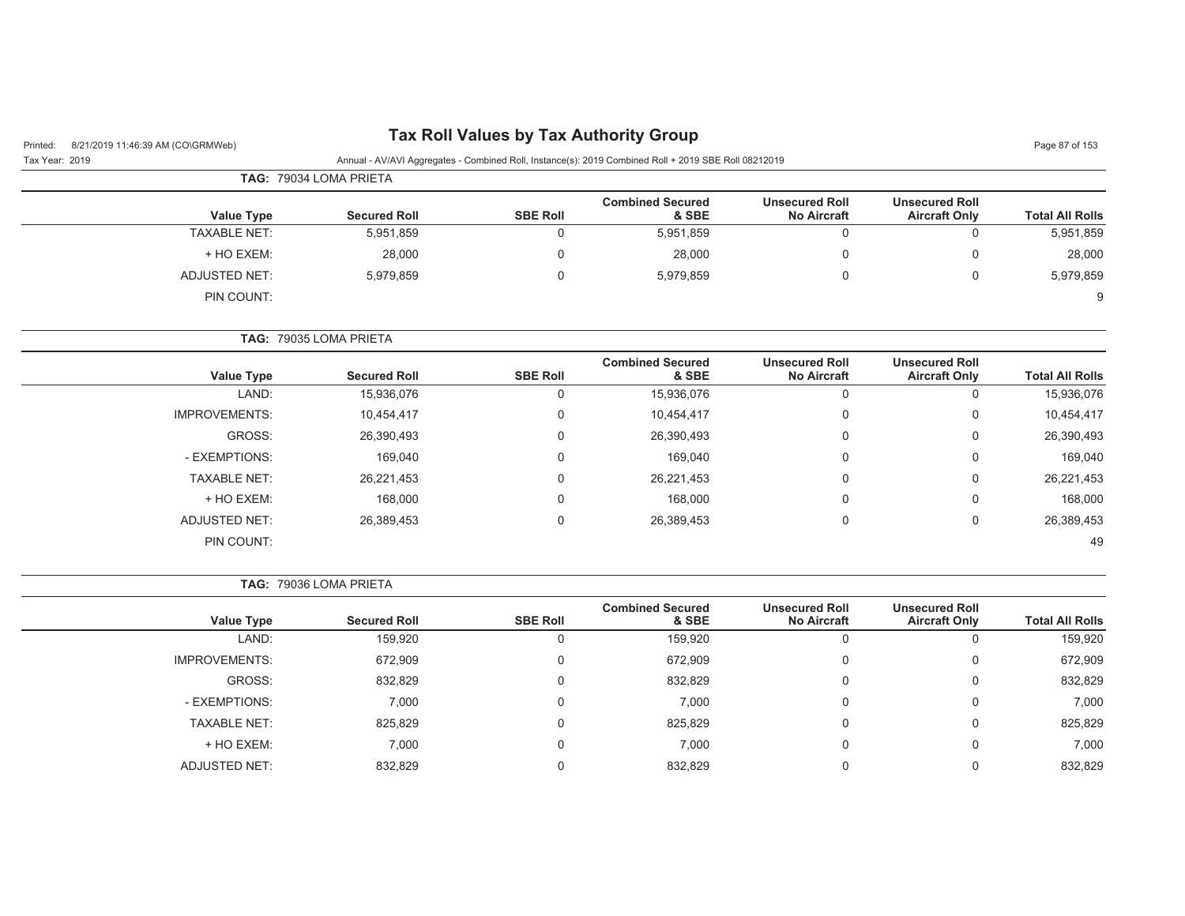# Tax Roll Values by Tax Authority Group

Printed: 8/21/2019 11:46:39 AM (CO\GRMWeb)

Tax Year: 2019

Annual - AV/AVI Aggregates - Combined Roll, Instance(s): 2019 Combined Roll + 2019 SBE Roll 08212019

**TAG:** 79034 LOMA PRIETA

| Value Type | Secured Roll | SBE Roll | Combined Secured & SBE | Unsecured Roll No Aircraft | Unsecured Roll Aircraft Only | Total All Rolls |
|---|---|---|---|---|---|---|
| TAXABLE NET: | 5,951,859 | 0 | 5,951,859 | 0 | 0 | 5,951,859 |
| + HO EXEM: | 28,000 | 0 | 28,000 | 0 | 0 | 28,000 |
| ADJUSTED NET: | 5,979,859 | 0 | 5,979,859 | 0 | 0 | 5,979,859 |
| PIN COUNT: | | | | | | 9 |

**TAG:** 79035 LOMA PRIETA

| Value Type | Secured Roll | SBE Roll | Combined Secured & SBE | Unsecured Roll No Aircraft | Unsecured Roll Aircraft Only | Total All Rolls |
|---|---|---|---|---|---|---|
| LAND: | 15,936,076 | 0 | 15,936,076 | 0 | 0 | 15,936,076 |
| IMPROVEMENTS: | 10,454,417 | 0 | 10,454,417 | 0 | 0 | 10,454,417 |
| GROSS: | 26,390,493 | 0 | 26,390,493 | 0 | 0 | 26,390,493 |
| - EXEMPTIONS: | 169,040 | 0 | 169,040 | 0 | 0 | 169,040 |
| TAXABLE NET: | 26,221,453 | 0 | 26,221,453 | 0 | 0 | 26,221,453 |
| + HO EXEM: | 168,000 | 0 | 168,000 | 0 | 0 | 168,000 |
| ADJUSTED NET: | 26,389,453 | 0 | 26,389,453 | 0 | 0 | 26,389,453 |
| PIN COUNT: | | | | | | 49 |

**TAG:** 79036 LOMA PRIETA

| Value Type | Secured Roll | SBE Roll | Combined Secured & SBE | Unsecured Roll No Aircraft | Unsecured Roll Aircraft Only | Total All Rolls |
|---|---|---|---|---|---|---|
| LAND: | 159,920 | 0 | 159,920 | 0 | 0 | 159,920 |
| IMPROVEMENTS: | 672,909 | 0 | 672,909 | 0 | 0 | 672,909 |
| GROSS: | 832,829 | 0 | 832,829 | 0 | 0 | 832,829 |
| - EXEMPTIONS: | 7,000 | 0 | 7,000 | 0 | 0 | 7,000 |
| TAXABLE NET: | 825,829 | 0 | 825,829 | 0 | 0 | 825,829 |
| + HO EXEM: | 7,000 | 0 | 7,000 | 0 | 0 | 7,000 |
| ADJUSTED NET: | 832,829 | 0 | 832,829 | 0 | 0 | 832,829 |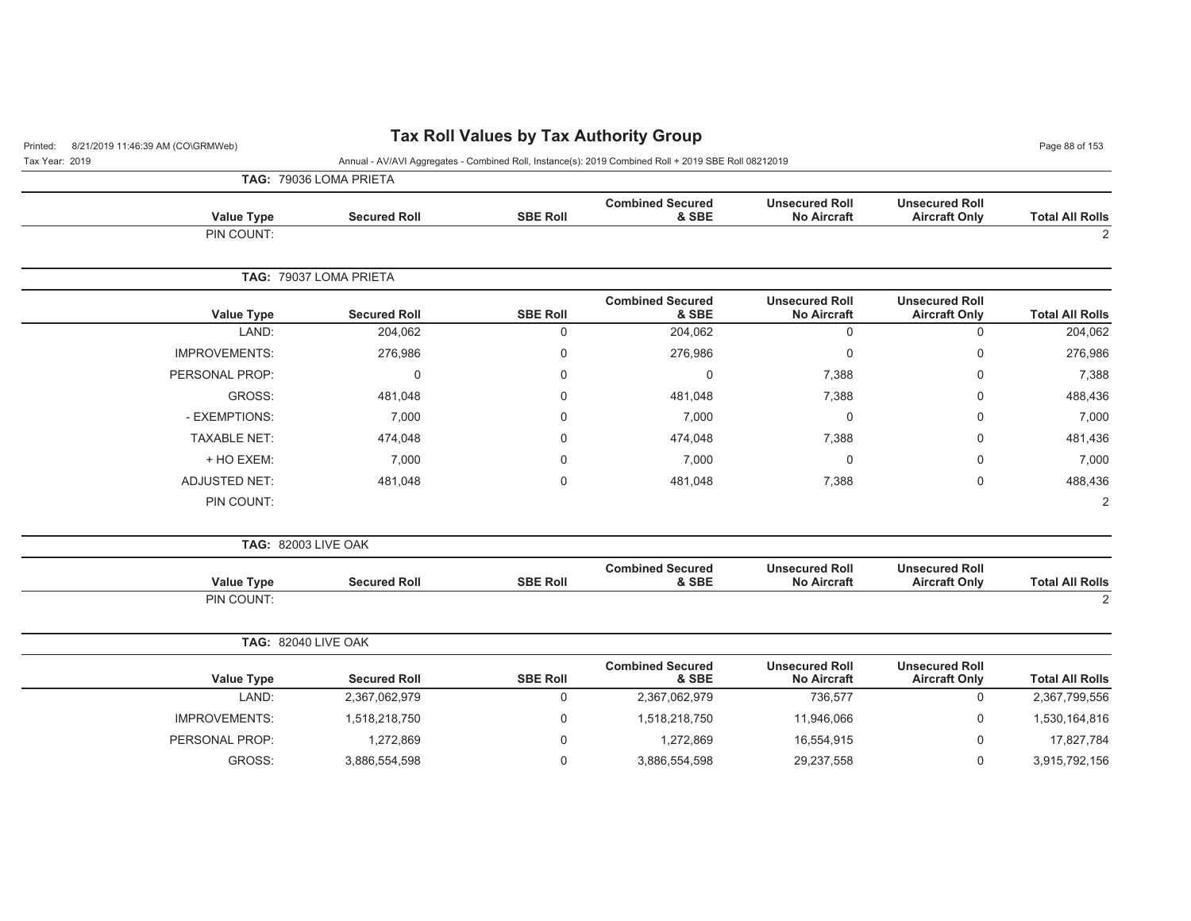**TAG: 79036 LOMA PRIETA**

| Value Type | Secured Roll | SBE Roll | Combined Secured & SBE | Unsecured Roll No Aircraft | Unsecured Roll Aircraft Only | Total All Rolls |
|---|---|---|---|---|---|---|
| PIN COUNT: | | | | | | 2 |

**TAG: 79037 LOMA PRIETA**

| Value Type | Secured Roll | SBE Roll | Combined Secured & SBE | Unsecured Roll No Aircraft | Unsecured Roll Aircraft Only | Total All Rolls |
|---|---|---|---|---|---|---|
| LAND: | 204,062 | 0 | 204,062 | 0 | 0 | 204,062 |
| IMPROVEMENTS: | 276,986 | 0 | 276,986 | 0 | 0 | 276,986 |
| PERSONAL PROP: | 0 | 0 | 0 | 7,388 | 0 | 7,388 |
| GROSS: | 481,048 | 0 | 481,048 | 7,388 | 0 | 488,436 |
| - EXEMPTIONS: | 7,000 | 0 | 7,000 | 0 | 0 | 7,000 |
| TAXABLE NET: | 474,048 | 0 | 474,048 | 7,388 | 0 | 481,436 |
| + HO EXEM: | 7,000 | 0 | 7,000 | 0 | 0 | 7,000 |
| ADJUSTED NET: | 481,048 | 0 | 481,048 | 7,388 | 0 | 488,436 |
| PIN COUNT: | | | | | | 2 |

**TAG: 82003 LIVE OAK**

| Value Type | Secured Roll | SBE Roll | Combined Secured & SBE | Unsecured Roll No Aircraft | Unsecured Roll Aircraft Only | Total All Rolls |
|---|---|---|---|---|---|---|
| PIN COUNT: | | | | | | 2 |

**TAG: 82040 LIVE OAK**

| Value Type | Secured Roll | SBE Roll | Combined Secured & SBE | Unsecured Roll No Aircraft | Unsecured Roll Aircraft Only | Total All Rolls |
|---|---|---|---|---|---|---|
| LAND: | 2,367,062,979 | 0 | 2,367,062,979 | 736,577 | 0 | 2,367,799,556 |
| IMPROVEMENTS: | 1,518,218,750 | 0 | 1,518,218,750 | 11,946,066 | 0 | 1,530,164,816 |
| PERSONAL PROP: | 1,272,869 | 0 | 1,272,869 | 16,554,915 | 0 | 17,827,784 |
| GROSS: | 3,886,554,598 | 0 | 3,886,554,598 | 29,237,558 | 0 | 3,915,792,156 |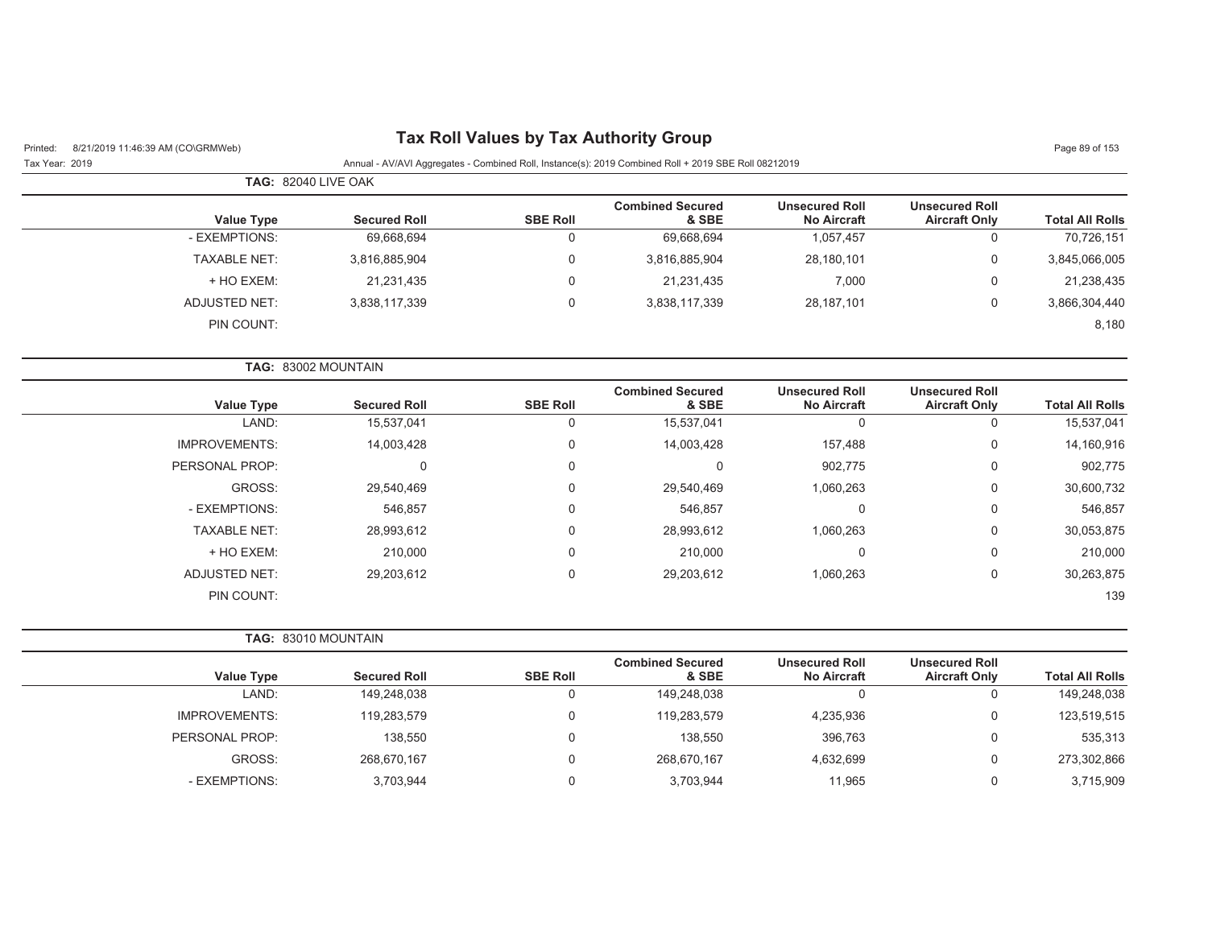# Tax Roll Values by Tax Authority Group

Tax Year: 2019

Annual - AV/AVI Aggregates - Combined Roll, Instance(s): 2019 Combined Roll + 2019 SBE Roll 08212019

**TAG:** 82040 LIVE OAK

| Value Type | Secured Roll | SBE Roll | Combined Secured & SBE | Unsecured Roll No Aircraft | Unsecured Roll Aircraft Only | Total All Rolls |
|---|---|---|---|---|---|---|
| - EXEMPTIONS: | 69,668,694 | 0 | 69,668,694 | 1,057,457 | 0 | 70,726,151 |
| TAXABLE NET: | 3,816,885,904 | 0 | 3,816,885,904 | 28,180,101 | 0 | 3,845,066,005 |
| + HO EXEM: | 21,231,435 | 0 | 21,231,435 | 7,000 | 0 | 21,238,435 |
| ADJUSTED NET: | 3,838,117,339 | 0 | 3,838,117,339 | 28,187,101 | 0 | 3,866,304,440 |
| PIN COUNT: | | | | | | 8,180 |

**TAG:** 83002 MOUNTAIN

| Value Type | Secured Roll | SBE Roll | Combined Secured & SBE | Unsecured Roll No Aircraft | Unsecured Roll Aircraft Only | Total All Rolls |
|---|---|---|---|---|---|---|
| LAND: | 15,537,041 | 0 | 15,537,041 | 0 | 0 | 15,537,041 |
| IMPROVEMENTS: | 14,003,428 | 0 | 14,003,428 | 157,488 | 0 | 14,160,916 |
| PERSONAL PROP: | 0 | 0 | 0 | 902,775 | 0 | 902,775 |
| GROSS: | 29,540,469 | 0 | 29,540,469 | 1,060,263 | 0 | 30,600,732 |
| - EXEMPTIONS: | 546,857 | 0 | 546,857 | 0 | 0 | 546,857 |
| TAXABLE NET: | 28,993,612 | 0 | 28,993,612 | 1,060,263 | 0 | 30,053,875 |
| + HO EXEM: | 210,000 | 0 | 210,000 | 0 | 0 | 210,000 |
| ADJUSTED NET: | 29,203,612 | 0 | 29,203,612 | 1,060,263 | 0 | 30,263,875 |
| PIN COUNT: | | | | | | 139 |

**TAG:** 83010 MOUNTAIN

| Value Type | Secured Roll | SBE Roll | Combined Secured & SBE | Unsecured Roll No Aircraft | Unsecured Roll Aircraft Only | Total All Rolls |
|---|---|---|---|---|---|---|
| LAND: | 149,248,038 | 0 | 149,248,038 | 0 | 0 | 149,248,038 |
| IMPROVEMENTS: | 119,283,579 | 0 | 119,283,579 | 4,235,936 | 0 | 123,519,515 |
| PERSONAL PROP: | 138,550 | 0 | 138,550 | 396,763 | 0 | 535,313 |
| GROSS: | 268,670,167 | 0 | 268,670,167 | 4,632,699 | 0 | 273,302,866 |
| - EXEMPTIONS: | 3,703,944 | 0 | 3,703,944 | 11,965 | 0 | 3,715,909 |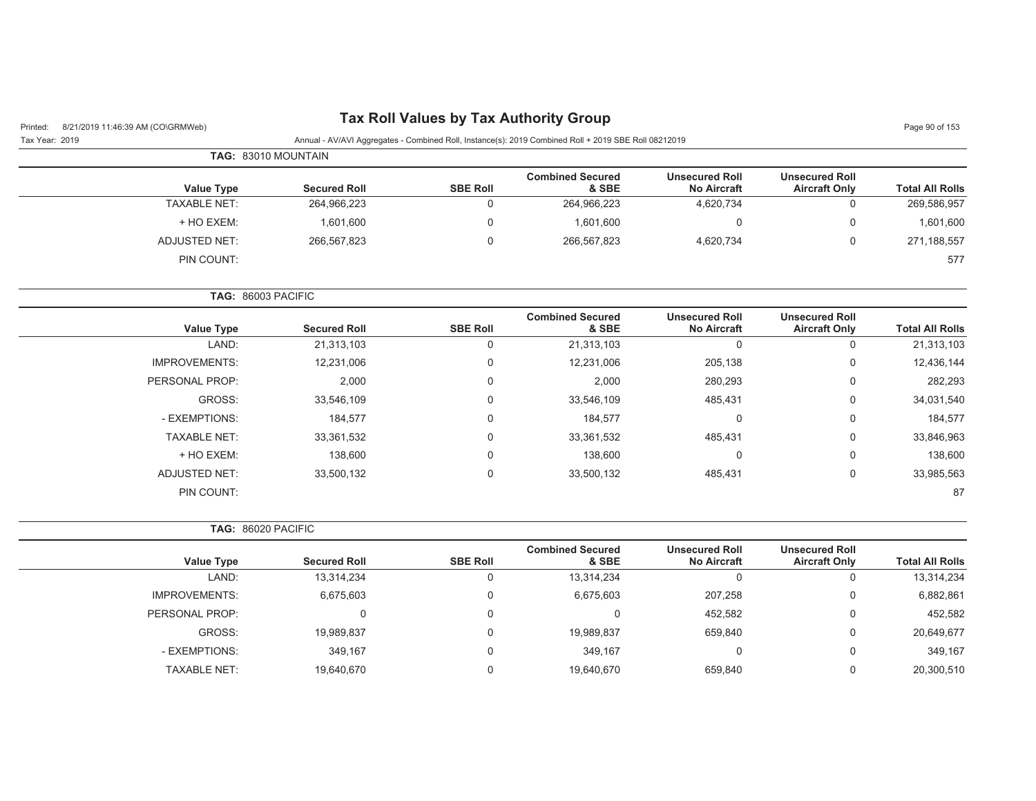# Tax Roll Values by Tax Authority Group

Printed: 8/21/2019 11:46:39 AM (CO\GRMWeb)

Tax Year: 2019

Annual - AV/AVI Aggregates - Combined Roll, Instance(s): 2019 Combined Roll + 2019 SBE Roll 08212019

**TAG: 83010 MOUNTAIN**

| Value Type | Secured Roll | SBE Roll | Combined Secured & SBE | Unsecured Roll No Aircraft | Unsecured Roll Aircraft Only | Total All Rolls |
|---|---|---|---|---|---|---|
| TAXABLE NET: | 264,966,223 | 0 | 264,966,223 | 4,620,734 | 0 | 269,586,957 |
| + HO EXEM: | 1,601,600 | 0 | 1,601,600 | 0 | 0 | 1,601,600 |
| ADJUSTED NET: | 266,567,823 | 0 | 266,567,823 | 4,620,734 | 0 | 271,188,557 |
| PIN COUNT: | | | | | | 577 |

**TAG: 86003 PACIFIC**

| Value Type | Secured Roll | SBE Roll | Combined Secured & SBE | Unsecured Roll No Aircraft | Unsecured Roll Aircraft Only | Total All Rolls |
|---|---|---|---|---|---|---|
| LAND: | 21,313,103 | 0 | 21,313,103 | 0 | 0 | 21,313,103 |
| IMPROVEMENTS: | 12,231,006 | 0 | 12,231,006 | 205,138 | 0 | 12,436,144 |
| PERSONAL PROP: | 2,000 | 0 | 2,000 | 280,293 | 0 | 282,293 |
| GROSS: | 33,546,109 | 0 | 33,546,109 | 485,431 | 0 | 34,031,540 |
| - EXEMPTIONS: | 184,577 | 0 | 184,577 | 0 | 0 | 184,577 |
| TAXABLE NET: | 33,361,532 | 0 | 33,361,532 | 485,431 | 0 | 33,846,963 |
| + HO EXEM: | 138,600 | 0 | 138,600 | 0 | 0 | 138,600 |
| ADJUSTED NET: | 33,500,132 | 0 | 33,500,132 | 485,431 | 0 | 33,985,563 |
| PIN COUNT: | | | | | | 87 |

**TAG: 86020 PACIFIC**

| Value Type | Secured Roll | SBE Roll | Combined Secured & SBE | Unsecured Roll No Aircraft | Unsecured Roll Aircraft Only | Total All Rolls |
|---|---|---|---|---|---|---|
| LAND: | 13,314,234 | 0 | 13,314,234 | 0 | 0 | 13,314,234 |
| IMPROVEMENTS: | 6,675,603 | 0 | 6,675,603 | 207,258 | 0 | 6,882,861 |
| PERSONAL PROP: | 0 | 0 | 0 | 452,582 | 0 | 452,582 |
| GROSS: | 19,989,837 | 0 | 19,989,837 | 659,840 | 0 | 20,649,677 |
| - EXEMPTIONS: | 349,167 | 0 | 349,167 | 0 | 0 | 349,167 |
| TAXABLE NET: | 19,640,670 | 0 | 19,640,670 | 659,840 | 0 | 20,300,510 |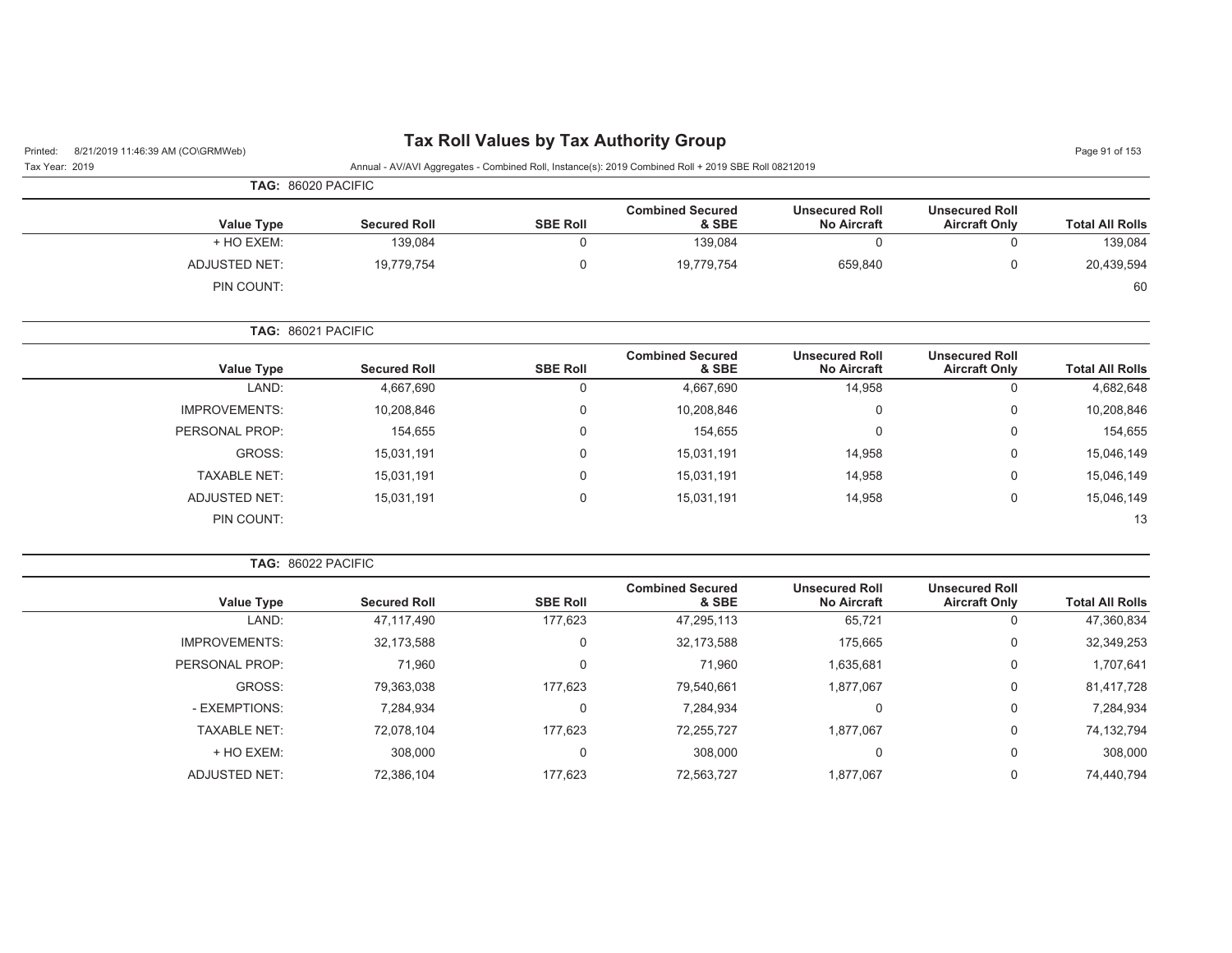# Tax Roll Values by Tax Authority Group

Tax Year: 2019

Annual - AV/AVI Aggregates - Combined Roll, Instance(s): 2019 Combined Roll + 2019 SBE Roll 08212019

**TAG: 86020 PACIFIC**

| Value Type | Secured Roll | SBE Roll | Combined Secured & SBE | Unsecured Roll No Aircraft | Unsecured Roll Aircraft Only | Total All Rolls |
|---|---|---|---|---|---|---|
| + HO EXEM: | 139,084 | 0 | 139,084 | 0 | 0 | 139,084 |
| ADJUSTED NET: | 19,779,754 | 0 | 19,779,754 | 659,840 | 0 | 20,439,594 |
| PIN COUNT: | | | | | | 60 |

**TAG: 86021 PACIFIC**

| Value Type | Secured Roll | SBE Roll | Combined Secured & SBE | Unsecured Roll No Aircraft | Unsecured Roll Aircraft Only | Total All Rolls |
|---|---|---|---|---|---|---|
| LAND: | 4,667,690 | 0 | 4,667,690 | 14,958 | 0 | 4,682,648 |
| IMPROVEMENTS: | 10,208,846 | 0 | 10,208,846 | 0 | 0 | 10,208,846 |
| PERSONAL PROP: | 154,655 | 0 | 154,655 | 0 | 0 | 154,655 |
| GROSS: | 15,031,191 | 0 | 15,031,191 | 14,958 | 0 | 15,046,149 |
| TAXABLE NET: | 15,031,191 | 0 | 15,031,191 | 14,958 | 0 | 15,046,149 |
| ADJUSTED NET: | 15,031,191 | 0 | 15,031,191 | 14,958 | 0 | 15,046,149 |
| PIN COUNT: | | | | | | 13 |

**TAG: 86022 PACIFIC**

| Value Type | Secured Roll | SBE Roll | Combined Secured & SBE | Unsecured Roll No Aircraft | Unsecured Roll Aircraft Only | Total All Rolls |
|---|---|---|---|---|---|---|
| LAND: | 47,117,490 | 177,623 | 47,295,113 | 65,721 | 0 | 47,360,834 |
| IMPROVEMENTS: | 32,173,588 | 0 | 32,173,588 | 175,665 | 0 | 32,349,253 |
| PERSONAL PROP: | 71,960 | 0 | 71,960 | 1,635,681 | 0 | 1,707,641 |
| GROSS: | 79,363,038 | 177,623 | 79,540,661 | 1,877,067 | 0 | 81,417,728 |
| - EXEMPTIONS: | 7,284,934 | 0 | 7,284,934 | 0 | 0 | 7,284,934 |
| TAXABLE NET: | 72,078,104 | 177,623 | 72,255,727 | 1,877,067 | 0 | 74,132,794 |
| + HO EXEM: | 308,000 | 0 | 308,000 | 0 | 0 | 308,000 |
| ADJUSTED NET: | 72,386,104 | 177,623 | 72,563,727 | 1,877,067 | 0 | 74,440,794 |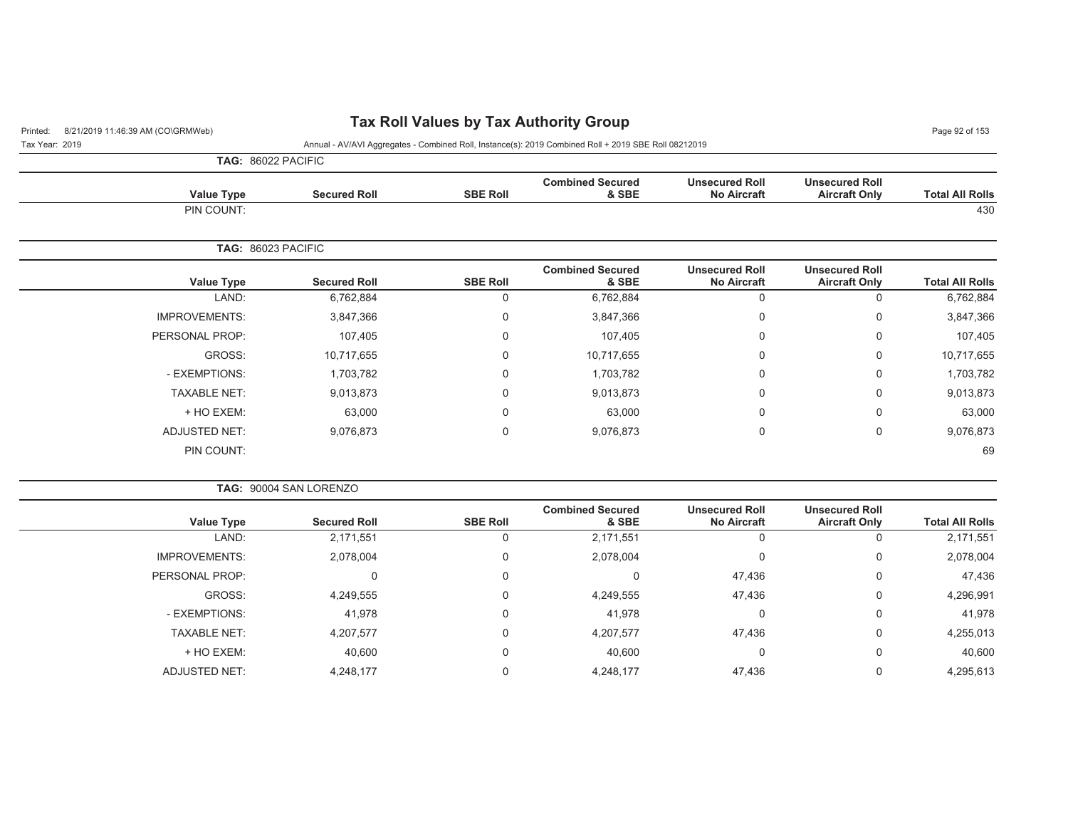# Tax Roll Values by Tax Authority Group

Annual - AV/AVI Aggregates - Combined Roll, Instance(s): 2019 Combined Roll + 2019 SBE Roll 08212019

Tax Year: 2019

**TAG: 86022 PACIFIC**

| Value Type | Secured Roll | SBE Roll | Combined Secured & SBE | Unsecured Roll No Aircraft | Unsecured Roll Aircraft Only | Total All Rolls |
|---|---|---|---|---|---|---|
| PIN COUNT: | | | | | | 430 |

**TAG: 86023 PACIFIC**

| Value Type | Secured Roll | SBE Roll | Combined Secured & SBE | Unsecured Roll No Aircraft | Unsecured Roll Aircraft Only | Total All Rolls |
|---|---|---|---|---|---|---|
| LAND: | 6,762,884 | 0 | 6,762,884 | 0 | 0 | 6,762,884 |
| IMPROVEMENTS: | 3,847,366 | 0 | 3,847,366 | 0 | 0 | 3,847,366 |
| PERSONAL PROP: | 107,405 | 0 | 107,405 | 0 | 0 | 107,405 |
| GROSS: | 10,717,655 | 0 | 10,717,655 | 0 | 0 | 10,717,655 |
| - EXEMPTIONS: | 1,703,782 | 0 | 1,703,782 | 0 | 0 | 1,703,782 |
| TAXABLE NET: | 9,013,873 | 0 | 9,013,873 | 0 | 0 | 9,013,873 |
| + HO EXEM: | 63,000 | 0 | 63,000 | 0 | 0 | 63,000 |
| ADJUSTED NET: | 9,076,873 | 0 | 9,076,873 | 0 | 0 | 9,076,873 |
| PIN COUNT: | | | | | | 69 |

**TAG: 90004 SAN LORENZO**

| Value Type | Secured Roll | SBE Roll | Combined Secured & SBE | Unsecured Roll No Aircraft | Unsecured Roll Aircraft Only | Total All Rolls |
|---|---|---|---|---|---|---|
| LAND: | 2,171,551 | 0 | 2,171,551 | 0 | 0 | 2,171,551 |
| IMPROVEMENTS: | 2,078,004 | 0 | 2,078,004 | 0 | 0 | 2,078,004 |
| PERSONAL PROP: | 0 | 0 | 0 | 47,436 | 0 | 47,436 |
| GROSS: | 4,249,555 | 0 | 4,249,555 | 47,436 | 0 | 4,296,991 |
| - EXEMPTIONS: | 41,978 | 0 | 41,978 | 0 | 0 | 41,978 |
| TAXABLE NET: | 4,207,577 | 0 | 4,207,577 | 47,436 | 0 | 4,255,013 |
| + HO EXEM: | 40,600 | 0 | 40,600 | 0 | 0 | 40,600 |
| ADJUSTED NET: | 4,248,177 | 0 | 4,248,177 | 47,436 | 0 | 4,295,613 |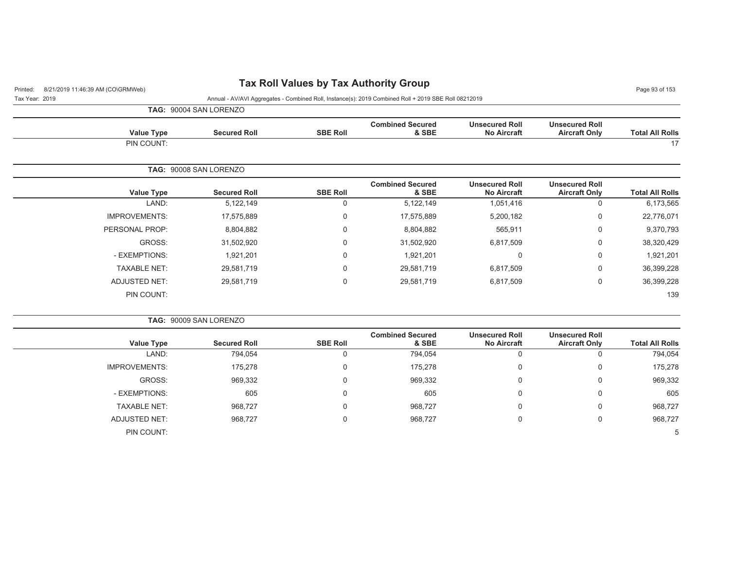# Tax Roll Values by Tax Authority Group

Printed: 8/21/2019 11:46:39 AM (CO\GRMWeb)

Tax Year: 2019

Annual - AV/AVI Aggregates - Combined Roll, Instance(s): 2019 Combined Roll + 2019 SBE Roll 08212019

**TAG: 90004 SAN LORENZO**

| Value Type | Secured Roll | SBE Roll | Combined Secured & SBE | Unsecured Roll No Aircraft | Unsecured Roll Aircraft Only | Total All Rolls |
|---|---|---|---|---|---|---|
| PIN COUNT: | | | | | | 17 |

**TAG: 90008 SAN LORENZO**

| Value Type | Secured Roll | SBE Roll | Combined Secured & SBE | Unsecured Roll No Aircraft | Unsecured Roll Aircraft Only | Total All Rolls |
|---|---|---|---|---|---|---|
| LAND: | 5,122,149 | 0 | 5,122,149 | 1,051,416 | 0 | 6,173,565 |
| IMPROVEMENTS: | 17,575,889 | 0 | 17,575,889 | 5,200,182 | 0 | 22,776,071 |
| PERSONAL PROP: | 8,804,882 | 0 | 8,804,882 | 565,911 | 0 | 9,370,793 |
| GROSS: | 31,502,920 | 0 | 31,502,920 | 6,817,509 | 0 | 38,320,429 |
| - EXEMPTIONS: | 1,921,201 | 0 | 1,921,201 | 0 | 0 | 1,921,201 |
| TAXABLE NET: | 29,581,719 | 0 | 29,581,719 | 6,817,509 | 0 | 36,399,228 |
| ADJUSTED NET: | 29,581,719 | 0 | 29,581,719 | 6,817,509 | 0 | 36,399,228 |
| PIN COUNT: | | | | | | 139 |

**TAG: 90009 SAN LORENZO**

| Value Type | Secured Roll | SBE Roll | Combined Secured & SBE | Unsecured Roll No Aircraft | Unsecured Roll Aircraft Only | Total All Rolls |
|---|---|---|---|---|---|---|
| LAND: | 794,054 | 0 | 794,054 | 0 | 0 | 794,054 |
| IMPROVEMENTS: | 175,278 | 0 | 175,278 | 0 | 0 | 175,278 |
| GROSS: | 969,332 | 0 | 969,332 | 0 | 0 | 969,332 |
| - EXEMPTIONS: | 605 | 0 | 605 | 0 | 0 | 605 |
| TAXABLE NET: | 968,727 | 0 | 968,727 | 0 | 0 | 968,727 |
| ADJUSTED NET: | 968,727 | 0 | 968,727 | 0 | 0 | 968,727 |
| PIN COUNT: | | | | | | 5 |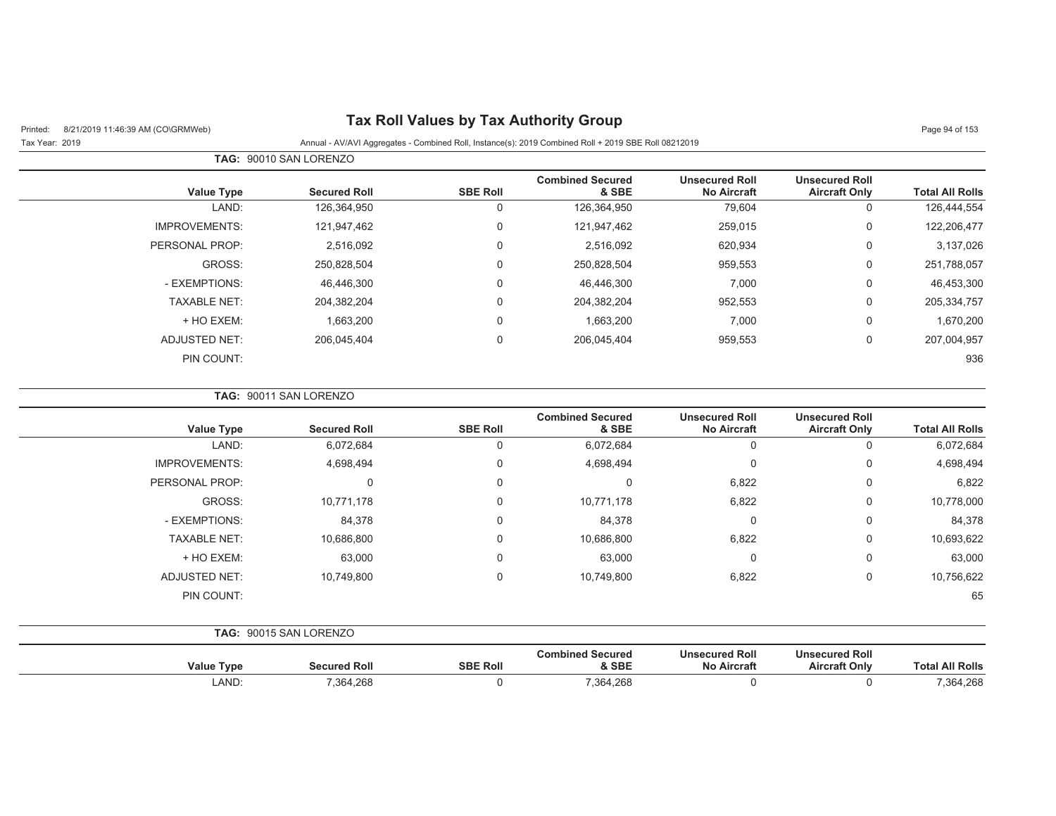# Tax Roll Values by Tax Authority Group

Printed: 8/21/2019 11:46:39 AM (CO\GRMWeb)

Tax Year: 2019

Annual - AV/AVI Aggregates - Combined Roll, Instance(s): 2019 Combined Roll + 2019 SBE Roll 08212019

**TAG:** 90010 SAN LORENZO

| Value Type | Secured Roll | SBE Roll | Combined Secured & SBE | Unsecured Roll No Aircraft | Unsecured Roll Aircraft Only | Total All Rolls |
|---|---|---|---|---|---|---|
| LAND: | 126,364,950 | 0 | 126,364,950 | 79,604 | 0 | 126,444,554 |
| IMPROVEMENTS: | 121,947,462 | 0 | 121,947,462 | 259,015 | 0 | 122,206,477 |
| PERSONAL PROP: | 2,516,092 | 0 | 2,516,092 | 620,934 | 0 | 3,137,026 |
| GROSS: | 250,828,504 | 0 | 250,828,504 | 959,553 | 0 | 251,788,057 |
| - EXEMPTIONS: | 46,446,300 | 0 | 46,446,300 | 7,000 | 0 | 46,453,300 |
| TAXABLE NET: | 204,382,204 | 0 | 204,382,204 | 952,553 | 0 | 205,334,757 |
| + HO EXEM: | 1,663,200 | 0 | 1,663,200 | 7,000 | 0 | 1,670,200 |
| ADJUSTED NET: | 206,045,404 | 0 | 206,045,404 | 959,553 | 0 | 207,004,957 |
| PIN COUNT: | | | | | | 936 |

**TAG:** 90011 SAN LORENZO

| Value Type | Secured Roll | SBE Roll | Combined Secured & SBE | Unsecured Roll No Aircraft | Unsecured Roll Aircraft Only | Total All Rolls |
|---|---|---|---|---|---|---|
| LAND: | 6,072,684 | 0 | 6,072,684 | 0 | 0 | 6,072,684 |
| IMPROVEMENTS: | 4,698,494 | 0 | 4,698,494 | 0 | 0 | 4,698,494 |
| PERSONAL PROP: | 0 | 0 | 0 | 6,822 | 0 | 6,822 |
| GROSS: | 10,771,178 | 0 | 10,771,178 | 6,822 | 0 | 10,778,000 |
| - EXEMPTIONS: | 84,378 | 0 | 84,378 | 0 | 0 | 84,378 |
| TAXABLE NET: | 10,686,800 | 0 | 10,686,800 | 6,822 | 0 | 10,693,622 |
| + HO EXEM: | 63,000 | 0 | 63,000 | 0 | 0 | 63,000 |
| ADJUSTED NET: | 10,749,800 | 0 | 10,749,800 | 6,822 | 0 | 10,756,622 |
| PIN COUNT: | | | | | | 65 |

**TAG:** 90015 SAN LORENZO

| Value Type | Secured Roll | SBE Roll | Combined Secured & SBE | Unsecured Roll No Aircraft | Unsecured Roll Aircraft Only | Total All Rolls |
|---|---|---|---|---|---|---|
| LAND: | 7,364,268 | 0 | 7,364,268 | 0 | 0 | 7,364,268 |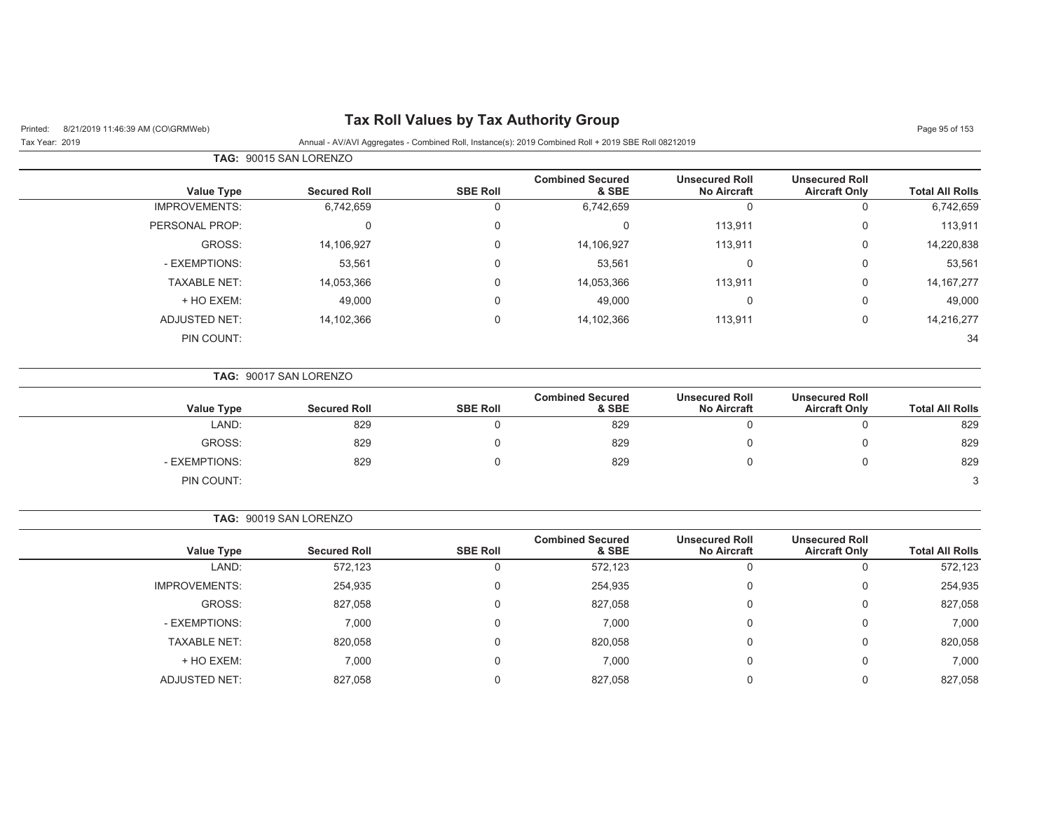# Tax Roll Values by Tax Authority Group

Printed: 8/21/2019 11:46:39 AM (CO\GRMWeb)

Tax Year: 2019

Annual - AV/AVI Aggregates - Combined Roll, Instance(s): 2019 Combined Roll + 2019 SBE Roll 08212019

**TAG:** 90015 SAN LORENZO

| Value Type | Secured Roll | SBE Roll | Combined Secured & SBE | Unsecured Roll No Aircraft | Unsecured Roll Aircraft Only | Total All Rolls |
|---|---|---|---|---|---|---|
| IMPROVEMENTS: | 6,742,659 | 0 | 6,742,659 | 0 | 0 | 6,742,659 |
| PERSONAL PROP: | 0 | 0 | 0 | 113,911 | 0 | 113,911 |
| GROSS: | 14,106,927 | 0 | 14,106,927 | 113,911 | 0 | 14,220,838 |
| - EXEMPTIONS: | 53,561 | 0 | 53,561 | 0 | 0 | 53,561 |
| TAXABLE NET: | 14,053,366 | 0 | 14,053,366 | 113,911 | 0 | 14,167,277 |
| + HO EXEM: | 49,000 | 0 | 49,000 | 0 | 0 | 49,000 |
| ADJUSTED NET: | 14,102,366 | 0 | 14,102,366 | 113,911 | 0 | 14,216,277 |
| PIN COUNT: | | | | | | 34 |

**TAG:** 90017 SAN LORENZO

| Value Type | Secured Roll | SBE Roll | Combined Secured & SBE | Unsecured Roll No Aircraft | Unsecured Roll Aircraft Only | Total All Rolls |
|---|---|---|---|---|---|---|
| LAND: | 829 | 0 | 829 | 0 | 0 | 829 |
| GROSS: | 829 | 0 | 829 | 0 | 0 | 829 |
| - EXEMPTIONS: | 829 | 0 | 829 | 0 | 0 | 829 |
| PIN COUNT: | | | | | | 3 |

**TAG:** 90019 SAN LORENZO

| Value Type | Secured Roll | SBE Roll | Combined Secured & SBE | Unsecured Roll No Aircraft | Unsecured Roll Aircraft Only | Total All Rolls |
|---|---|---|---|---|---|---|
| LAND: | 572,123 | 0 | 572,123 | 0 | 0 | 572,123 |
| IMPROVEMENTS: | 254,935 | 0 | 254,935 | 0 | 0 | 254,935 |
| GROSS: | 827,058 | 0 | 827,058 | 0 | 0 | 827,058 |
| - EXEMPTIONS: | 7,000 | 0 | 7,000 | 0 | 0 | 7,000 |
| TAXABLE NET: | 820,058 | 0 | 820,058 | 0 | 0 | 820,058 |
| + HO EXEM: | 7,000 | 0 | 7,000 | 0 | 0 | 7,000 |
| ADJUSTED NET: | 827,058 | 0 | 827,058 | 0 | 0 | 827,058 |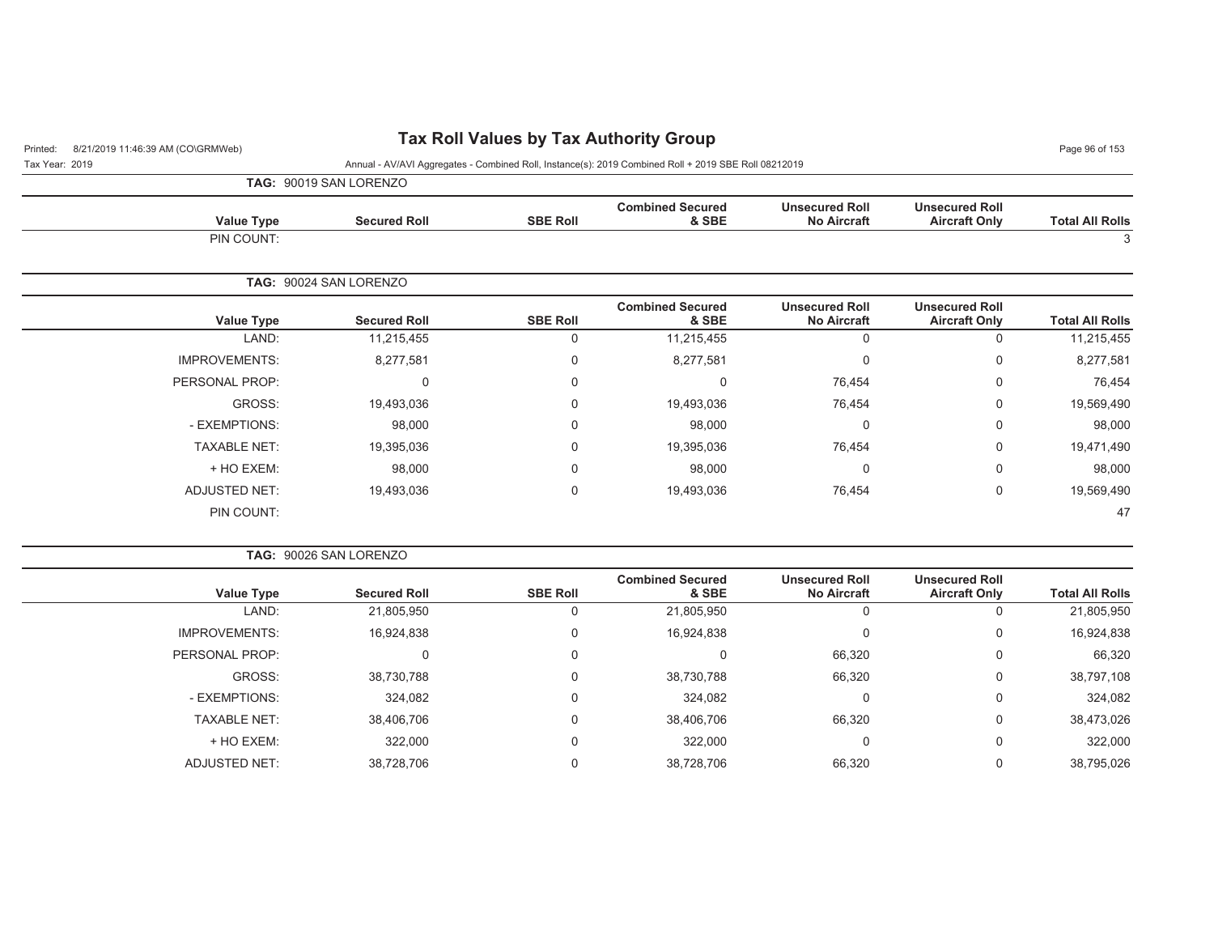# Tax Roll Values by Tax Authority Group

Annual - AV/AVI Aggregates - Combined Roll, Instance(s): 2019 Combined Roll + 2019 SBE Roll 08212019

Printed: 8/21/2019 11:46:39 AM (CO\GRMWeb)

Tax Year: 2019

## TAG: 90019 SAN LORENZO

| Value Type | Secured Roll | SBE Roll | Combined Secured & SBE | Unsecured Roll No Aircraft | Unsecured Roll Aircraft Only | Total All Rolls |
|---|---|---|---|---|---|---|
| PIN COUNT: | | | | | | 3 |

## TAG: 90024 SAN LORENZO

| Value Type | Secured Roll | SBE Roll | Combined Secured & SBE | Unsecured Roll No Aircraft | Unsecured Roll Aircraft Only | Total All Rolls |
|---|---|---|---|---|---|---|
| LAND: | 11,215,455 | 0 | 11,215,455 | 0 | 0 | 11,215,455 |
| IMPROVEMENTS: | 8,277,581 | 0 | 8,277,581 | 0 | 0 | 8,277,581 |
| PERSONAL PROP: | 0 | 0 | 0 | 76,454 | 0 | 76,454 |
| GROSS: | 19,493,036 | 0 | 19,493,036 | 76,454 | 0 | 19,569,490 |
| - EXEMPTIONS: | 98,000 | 0 | 98,000 | 0 | 0 | 98,000 |
| TAXABLE NET: | 19,395,036 | 0 | 19,395,036 | 76,454 | 0 | 19,471,490 |
| + HO EXEM: | 98,000 | 0 | 98,000 | 0 | 0 | 98,000 |
| ADJUSTED NET: | 19,493,036 | 0 | 19,493,036 | 76,454 | 0 | 19,569,490 |
| PIN COUNT: | | | | | | 47 |

## TAG: 90026 SAN LORENZO

| Value Type | Secured Roll | SBE Roll | Combined Secured & SBE | Unsecured Roll No Aircraft | Unsecured Roll Aircraft Only | Total All Rolls |
|---|---|---|---|---|---|---|
| LAND: | 21,805,950 | 0 | 21,805,950 | 0 | 0 | 21,805,950 |
| IMPROVEMENTS: | 16,924,838 | 0 | 16,924,838 | 0 | 0 | 16,924,838 |
| PERSONAL PROP: | 0 | 0 | 0 | 66,320 | 0 | 66,320 |
| GROSS: | 38,730,788 | 0 | 38,730,788 | 66,320 | 0 | 38,797,108 |
| - EXEMPTIONS: | 324,082 | 0 | 324,082 | 0 | 0 | 324,082 |
| TAXABLE NET: | 38,406,706 | 0 | 38,406,706 | 66,320 | 0 | 38,473,026 |
| + HO EXEM: | 322,000 | 0 | 322,000 | 0 | 0 | 322,000 |
| ADJUSTED NET: | 38,728,706 | 0 | 38,728,706 | 66,320 | 0 | 38,795,026 |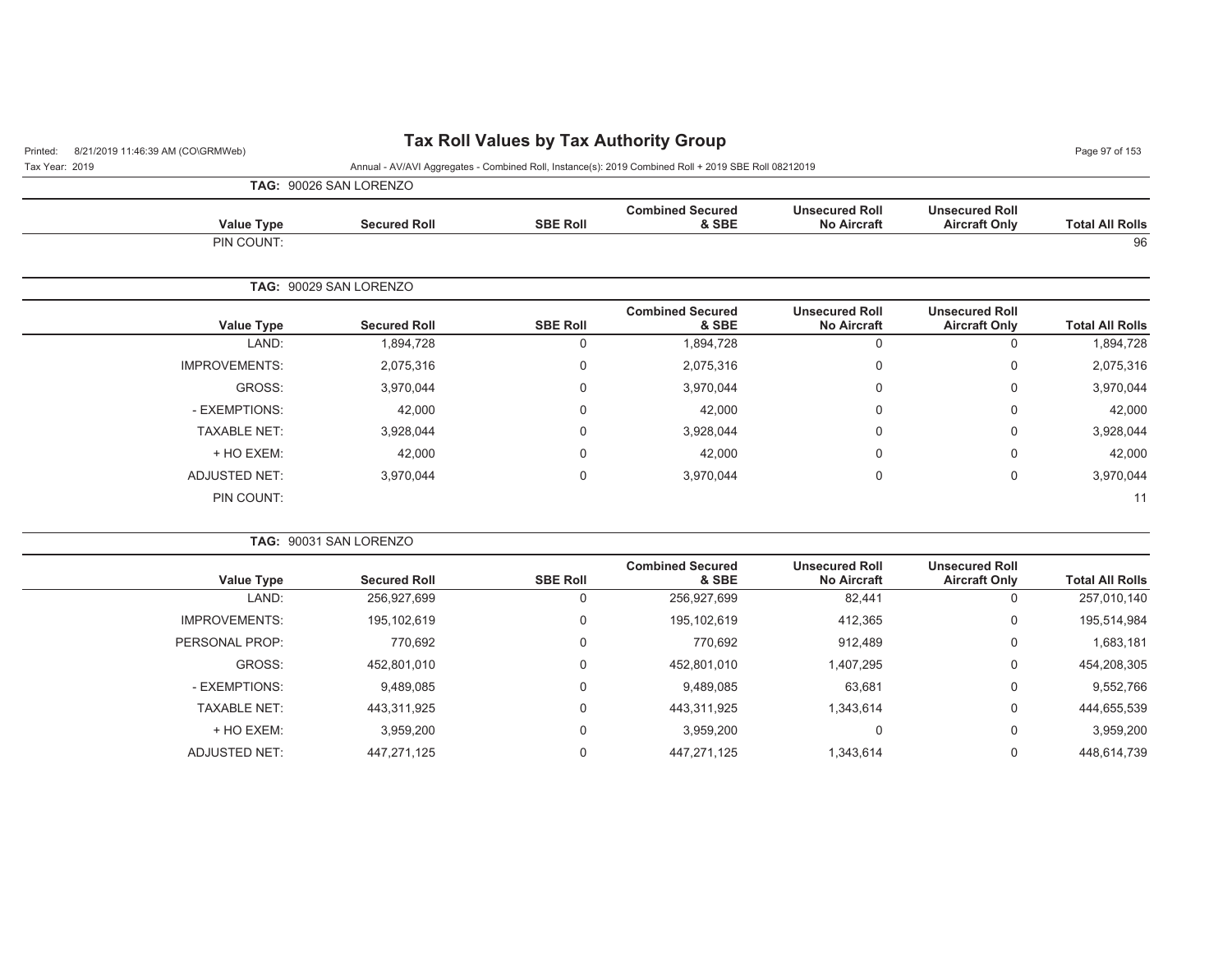# Tax Roll Values by Tax Authority Group

Printed: 8/21/2019 11:46:39 AM (CO\GRMWeb)

Tax Year: 2019

Annual - AV/AVI Aggregates - Combined Roll, Instance(s): 2019 Combined Roll + 2019 SBE Roll 08212019

**TAG: 90026 SAN LORENZO**

| Value Type | Secured Roll | SBE Roll | Combined Secured & SBE | Unsecured Roll No Aircraft | Unsecured Roll Aircraft Only | Total All Rolls |
|---|---|---|---|---|---|---|
| PIN COUNT: | | | | | | 96 |

**TAG: 90029 SAN LORENZO**

| Value Type | Secured Roll | SBE Roll | Combined Secured & SBE | Unsecured Roll No Aircraft | Unsecured Roll Aircraft Only | Total All Rolls |
|---|---|---|---|---|---|---|
| LAND: | 1,894,728 | 0 | 1,894,728 | 0 | 0 | 1,894,728 |
| IMPROVEMENTS: | 2,075,316 | 0 | 2,075,316 | 0 | 0 | 2,075,316 |
| GROSS: | 3,970,044 | 0 | 3,970,044 | 0 | 0 | 3,970,044 |
| - EXEMPTIONS: | 42,000 | 0 | 42,000 | 0 | 0 | 42,000 |
| TAXABLE NET: | 3,928,044 | 0 | 3,928,044 | 0 | 0 | 3,928,044 |
| + HO EXEM: | 42,000 | 0 | 42,000 | 0 | 0 | 42,000 |
| ADJUSTED NET: | 3,970,044 | 0 | 3,970,044 | 0 | 0 | 3,970,044 |
| PIN COUNT: | | | | | | 11 |

**TAG: 90031 SAN LORENZO**

| Value Type | Secured Roll | SBE Roll | Combined Secured & SBE | Unsecured Roll No Aircraft | Unsecured Roll Aircraft Only | Total All Rolls |
|---|---|---|---|---|---|---|
| LAND: | 256,927,699 | 0 | 256,927,699 | 82,441 | 0 | 257,010,140 |
| IMPROVEMENTS: | 195,102,619 | 0 | 195,102,619 | 412,365 | 0 | 195,514,984 |
| PERSONAL PROP: | 770,692 | 0 | 770,692 | 912,489 | 0 | 1,683,181 |
| GROSS: | 452,801,010 | 0 | 452,801,010 | 1,407,295 | 0 | 454,208,305 |
| - EXEMPTIONS: | 9,489,085 | 0 | 9,489,085 | 63,681 | 0 | 9,552,766 |
| TAXABLE NET: | 443,311,925 | 0 | 443,311,925 | 1,343,614 | 0 | 444,655,539 |
| + HO EXEM: | 3,959,200 | 0 | 3,959,200 | 0 | 0 | 3,959,200 |
| ADJUSTED NET: | 447,271,125 | 0 | 447,271,125 | 1,343,614 | 0 | 448,614,739 |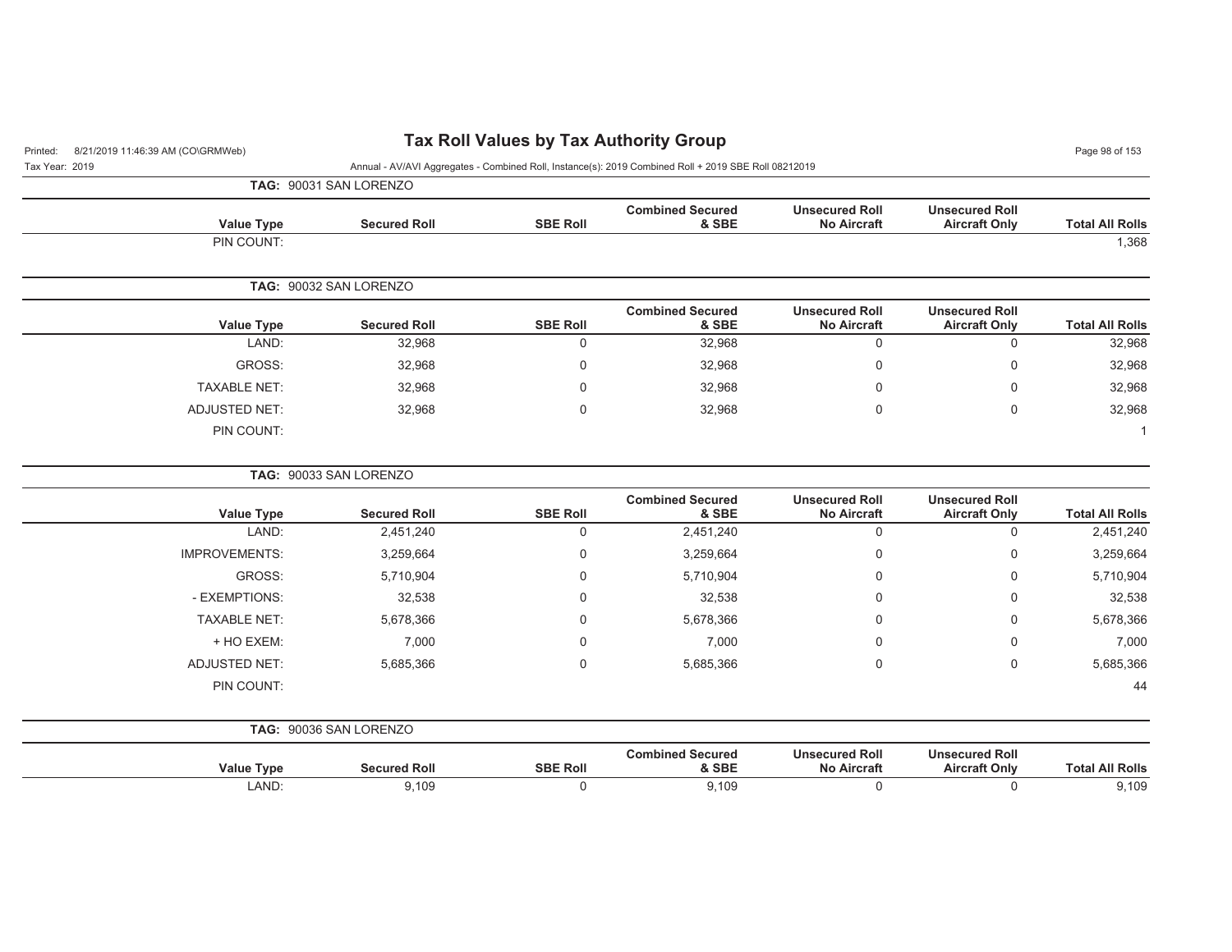# Tax Roll Values by Tax Authority Group

Annual - AV/AVI Aggregates - Combined Roll, Instance(s): 2019 Combined Roll + 2019 SBE Roll 08212019

Printed: 8/21/2019 11:46:39 AM (CO\GRMWeb)

Tax Year: 2019

**TAG: 90031 SAN LORENZO**

| Value Type | Secured Roll | SBE Roll | Combined Secured & SBE | Unsecured Roll No Aircraft | Unsecured Roll Aircraft Only | Total All Rolls |
|---|---|---|---|---|---|---|
| PIN COUNT: | | | | | | 1,368 |

**TAG: 90032 SAN LORENZO**

| Value Type | Secured Roll | SBE Roll | Combined Secured & SBE | Unsecured Roll No Aircraft | Unsecured Roll Aircraft Only | Total All Rolls |
|---|---|---|---|---|---|---|
| LAND: | 32,968 | 0 | 32,968 | 0 | 0 | 32,968 |
| GROSS: | 32,968 | 0 | 32,968 | 0 | 0 | 32,968 |
| TAXABLE NET: | 32,968 | 0 | 32,968 | 0 | 0 | 32,968 |
| ADJUSTED NET: | 32,968 | 0 | 32,968 | 0 | 0 | 32,968 |
| PIN COUNT: | | | | | | 1 |

**TAG: 90033 SAN LORENZO**

| Value Type | Secured Roll | SBE Roll | Combined Secured & SBE | Unsecured Roll No Aircraft | Unsecured Roll Aircraft Only | Total All Rolls |
|---|---|---|---|---|---|---|
| LAND: | 2,451,240 | 0 | 2,451,240 | 0 | 0 | 2,451,240 |
| IMPROVEMENTS: | 3,259,664 | 0 | 3,259,664 | 0 | 0 | 3,259,664 |
| GROSS: | 5,710,904 | 0 | 5,710,904 | 0 | 0 | 5,710,904 |
| - EXEMPTIONS: | 32,538 | 0 | 32,538 | 0 | 0 | 32,538 |
| TAXABLE NET: | 5,678,366 | 0 | 5,678,366 | 0 | 0 | 5,678,366 |
| + HO EXEM: | 7,000 | 0 | 7,000 | 0 | 0 | 7,000 |
| ADJUSTED NET: | 5,685,366 | 0 | 5,685,366 | 0 | 0 | 5,685,366 |
| PIN COUNT: | | | | | | 44 |

**TAG: 90036 SAN LORENZO**

| Value Type | Secured Roll | SBE Roll | Combined Secured & SBE | Unsecured Roll No Aircraft | Unsecured Roll Aircraft Only | Total All Rolls |
|---|---|---|---|---|---|---|
| LAND: | 9,109 | 0 | 9,109 | 0 | 0 | 9,109 |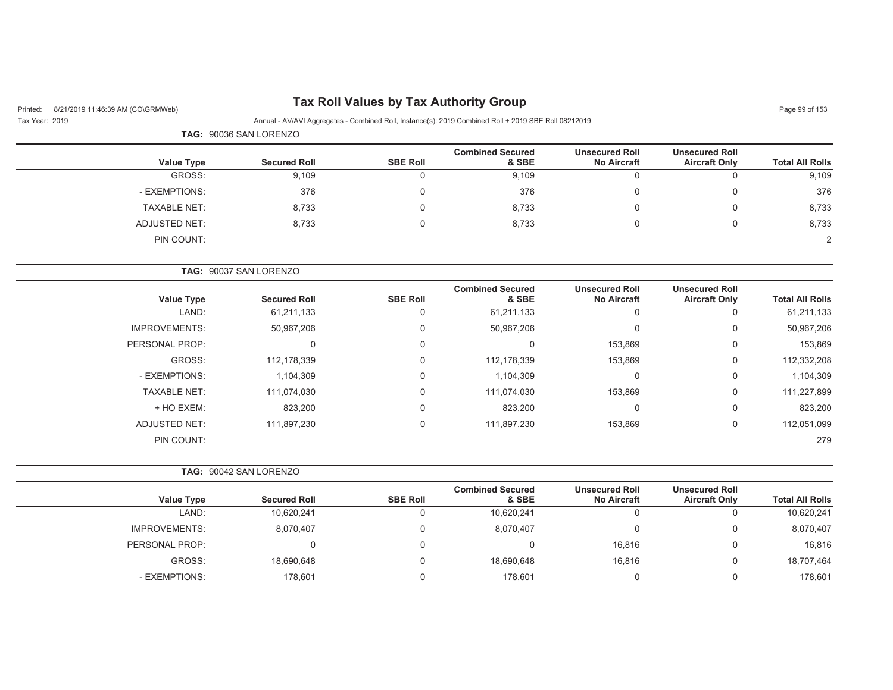**TAG: 90036 SAN LORENZO**

| Value Type | Secured Roll | SBE Roll | Combined Secured & SBE | Unsecured Roll No Aircraft | Unsecured Roll Aircraft Only | Total All Rolls |
|---|---|---|---|---|---|---|
| GROSS: | 9,109 | 0 | 9,109 | 0 | 0 | 9,109 |
| - EXEMPTIONS: | 376 | 0 | 376 | 0 | 0 | 376 |
| TAXABLE NET: | 8,733 | 0 | 8,733 | 0 | 0 | 8,733 |
| ADJUSTED NET: | 8,733 | 0 | 8,733 | 0 | 0 | 8,733 |
| PIN COUNT: | | | | | | 2 |

**TAG: 90037 SAN LORENZO**

| Value Type | Secured Roll | SBE Roll | Combined Secured & SBE | Unsecured Roll No Aircraft | Unsecured Roll Aircraft Only | Total All Rolls |
|---|---|---|---|---|---|---|
| LAND: | 61,211,133 | 0 | 61,211,133 | 0 | 0 | 61,211,133 |
| IMPROVEMENTS: | 50,967,206 | 0 | 50,967,206 | 0 | 0 | 50,967,206 |
| PERSONAL PROP: | 0 | 0 | 0 | 153,869 | 0 | 153,869 |
| GROSS: | 112,178,339 | 0 | 112,178,339 | 153,869 | 0 | 112,332,208 |
| - EXEMPTIONS: | 1,104,309 | 0 | 1,104,309 | 0 | 0 | 1,104,309 |
| TAXABLE NET: | 111,074,030 | 0 | 111,074,030 | 153,869 | 0 | 111,227,899 |
| + HO EXEM: | 823,200 | 0 | 823,200 | 0 | 0 | 823,200 |
| ADJUSTED NET: | 111,897,230 | 0 | 111,897,230 | 153,869 | 0 | 112,051,099 |
| PIN COUNT: | | | | | | 279 |

**TAG: 90042 SAN LORENZO**

| Value Type | Secured Roll | SBE Roll | Combined Secured & SBE | Unsecured Roll No Aircraft | Unsecured Roll Aircraft Only | Total All Rolls |
|---|---|---|---|---|---|---|
| LAND: | 10,620,241 | 0 | 10,620,241 | 0 | 0 | 10,620,241 |
| IMPROVEMENTS: | 8,070,407 | 0 | 8,070,407 | 0 | 0 | 8,070,407 |
| PERSONAL PROP: | 0 | 0 | 0 | 16,816 | 0 | 16,816 |
| GROSS: | 18,690,648 | 0 | 18,690,648 | 16,816 | 0 | 18,707,464 |
| - EXEMPTIONS: | 178,601 | 0 | 178,601 | 0 | 0 | 178,601 |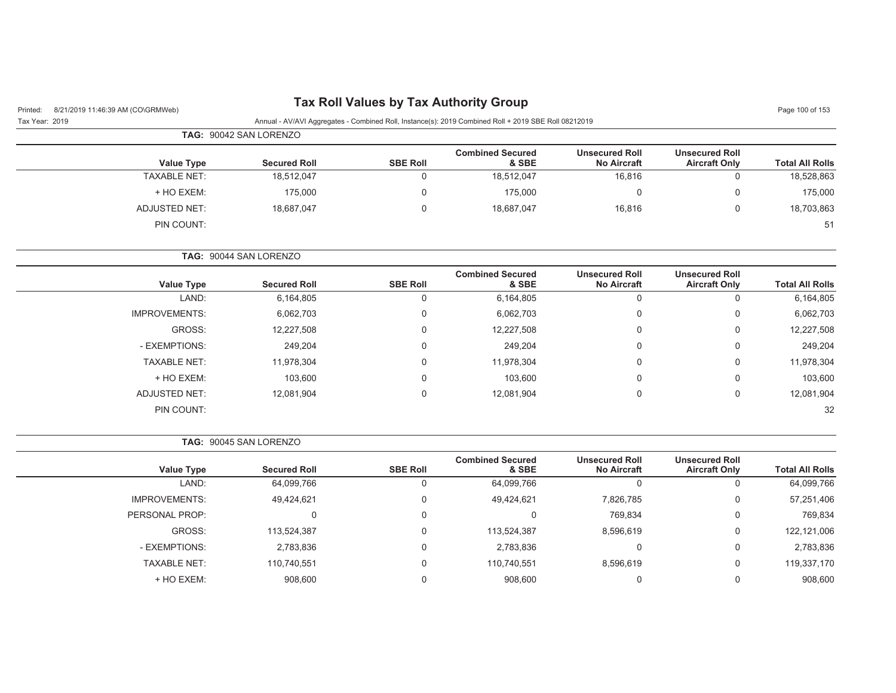# Tax Roll Values by Tax Authority Group

Tax Year: 2019

Annual - AV/AVI Aggregates - Combined Roll, Instance(s): 2019 Combined Roll + 2019 SBE Roll 08212019

**TAG:** 90042 SAN LORENZO

| Value Type | Secured Roll | SBE Roll | Combined Secured & SBE | Unsecured Roll No Aircraft | Unsecured Roll Aircraft Only | Total All Rolls |
|---|---|---|---|---|---|---|
| TAXABLE NET: | 18,512,047 | 0 | 18,512,047 | 16,816 | 0 | 18,528,863 |
| + HO EXEM: | 175,000 | 0 | 175,000 | 0 | 0 | 175,000 |
| ADJUSTED NET: | 18,687,047 | 0 | 18,687,047 | 16,816 | 0 | 18,703,863 |
| PIN COUNT: | | | | | | 51 |

**TAG:** 90044 SAN LORENZO

| Value Type | Secured Roll | SBE Roll | Combined Secured & SBE | Unsecured Roll No Aircraft | Unsecured Roll Aircraft Only | Total All Rolls |
|---|---|---|---|---|---|---|
| LAND: | 6,164,805 | 0 | 6,164,805 | 0 | 0 | 6,164,805 |
| IMPROVEMENTS: | 6,062,703 | 0 | 6,062,703 | 0 | 0 | 6,062,703 |
| GROSS: | 12,227,508 | 0 | 12,227,508 | 0 | 0 | 12,227,508 |
| - EXEMPTIONS: | 249,204 | 0 | 249,204 | 0 | 0 | 249,204 |
| TAXABLE NET: | 11,978,304 | 0 | 11,978,304 | 0 | 0 | 11,978,304 |
| + HO EXEM: | 103,600 | 0 | 103,600 | 0 | 0 | 103,600 |
| ADJUSTED NET: | 12,081,904 | 0 | 12,081,904 | 0 | 0 | 12,081,904 |
| PIN COUNT: | | | | | | 32 |

**TAG:** 90045 SAN LORENZO

| Value Type | Secured Roll | SBE Roll | Combined Secured & SBE | Unsecured Roll No Aircraft | Unsecured Roll Aircraft Only | Total All Rolls |
|---|---|---|---|---|---|---|
| LAND: | 64,099,766 | 0 | 64,099,766 | 0 | 0 | 64,099,766 |
| IMPROVEMENTS: | 49,424,621 | 0 | 49,424,621 | 7,826,785 | 0 | 57,251,406 |
| PERSONAL PROP: | 0 | 0 | 0 | 769,834 | 0 | 769,834 |
| GROSS: | 113,524,387 | 0 | 113,524,387 | 8,596,619 | 0 | 122,121,006 |
| - EXEMPTIONS: | 2,783,836 | 0 | 2,783,836 | 0 | 0 | 2,783,836 |
| TAXABLE NET: | 110,740,551 | 0 | 110,740,551 | 8,596,619 | 0 | 119,337,170 |
| + HO EXEM: | 908,600 | 0 | 908,600 | 0 | 0 | 908,600 |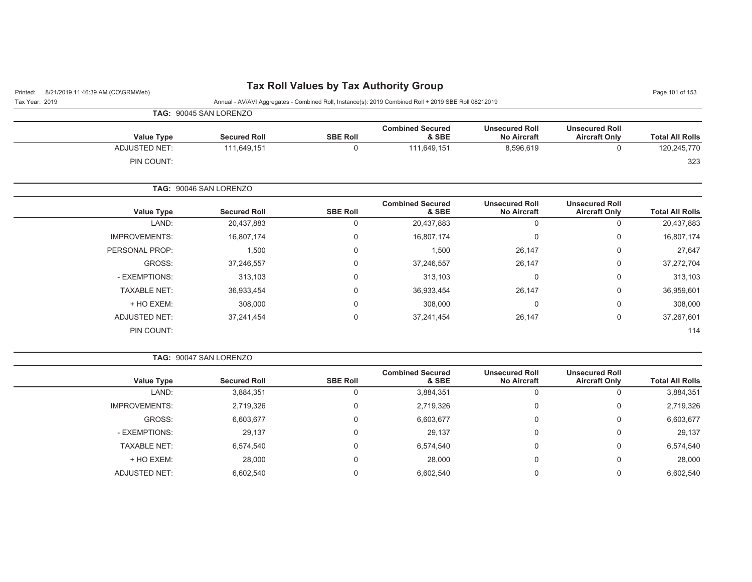**TAG:** 90045 SAN LORENZO

| Value Type | Secured Roll | SBE Roll | Combined Secured & SBE | Unsecured Roll No Aircraft | Unsecured Roll Aircraft Only | Total All Rolls |
|---|---|---|---|---|---|---|
| ADJUSTED NET: | 111,649,151 | 0 | 111,649,151 | 8,596,619 | 0 | 120,245,770 |
| PIN COUNT: | | | | | | 323 |

**TAG:** 90046 SAN LORENZO

| Value Type | Secured Roll | SBE Roll | Combined Secured & SBE | Unsecured Roll No Aircraft | Unsecured Roll Aircraft Only | Total All Rolls |
|---|---|---|---|---|---|---|
| LAND: | 20,437,883 | 0 | 20,437,883 | 0 | 0 | 20,437,883 |
| IMPROVEMENTS: | 16,807,174 | 0 | 16,807,174 | 0 | 0 | 16,807,174 |
| PERSONAL PROP: | 1,500 | 0 | 1,500 | 26,147 | 0 | 27,647 |
| GROSS: | 37,246,557 | 0 | 37,246,557 | 26,147 | 0 | 37,272,704 |
| - EXEMPTIONS: | 313,103 | 0 | 313,103 | 0 | 0 | 313,103 |
| TAXABLE NET: | 36,933,454 | 0 | 36,933,454 | 26,147 | 0 | 36,959,601 |
| + HO EXEM: | 308,000 | 0 | 308,000 | 0 | 0 | 308,000 |
| ADJUSTED NET: | 37,241,454 | 0 | 37,241,454 | 26,147 | 0 | 37,267,601 |
| PIN COUNT: | | | | | | 114 |

**TAG:** 90047 SAN LORENZO

| Value Type | Secured Roll | SBE Roll | Combined Secured & SBE | Unsecured Roll No Aircraft | Unsecured Roll Aircraft Only | Total All Rolls |
|---|---|---|---|---|---|---|
| LAND: | 3,884,351 | 0 | 3,884,351 | 0 | 0 | 3,884,351 |
| IMPROVEMENTS: | 2,719,326 | 0 | 2,719,326 | 0 | 0 | 2,719,326 |
| GROSS: | 6,603,677 | 0 | 6,603,677 | 0 | 0 | 6,603,677 |
| - EXEMPTIONS: | 29,137 | 0 | 29,137 | 0 | 0 | 29,137 |
| TAXABLE NET: | 6,574,540 | 0 | 6,574,540 | 0 | 0 | 6,574,540 |
| + HO EXEM: | 28,000 | 0 | 28,000 | 0 | 0 | 28,000 |
| ADJUSTED NET: | 6,602,540 | 0 | 6,602,540 | 0 | 0 | 6,602,540 |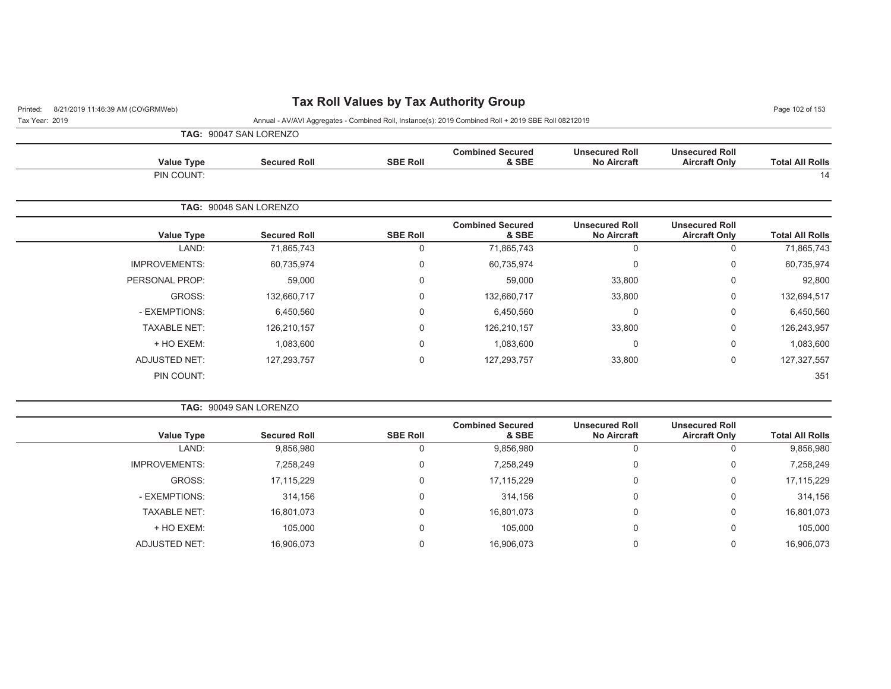**TAG: 90047 SAN LORENZO**

| Value Type | Secured Roll | SBE Roll | Combined Secured & SBE | Unsecured Roll No Aircraft | Unsecured Roll Aircraft Only | Total All Rolls |
|---|---|---|---|---|---|---|
| PIN COUNT: | | | | | | 14 |

**TAG: 90048 SAN LORENZO**

| Value Type | Secured Roll | SBE Roll | Combined Secured & SBE | Unsecured Roll No Aircraft | Unsecured Roll Aircraft Only | Total All Rolls |
|---|---|---|---|---|---|---|
| LAND: | 71,865,743 | 0 | 71,865,743 | 0 | 0 | 71,865,743 |
| IMPROVEMENTS: | 60,735,974 | 0 | 60,735,974 | 0 | 0 | 60,735,974 |
| PERSONAL PROP: | 59,000 | 0 | 59,000 | 33,800 | 0 | 92,800 |
| GROSS: | 132,660,717 | 0 | 132,660,717 | 33,800 | 0 | 132,694,517 |
| - EXEMPTIONS: | 6,450,560 | 0 | 6,450,560 | 0 | 0 | 6,450,560 |
| TAXABLE NET: | 126,210,157 | 0 | 126,210,157 | 33,800 | 0 | 126,243,957 |
| + HO EXEM: | 1,083,600 | 0 | 1,083,600 | 0 | 0 | 1,083,600 |
| ADJUSTED NET: | 127,293,757 | 0 | 127,293,757 | 33,800 | 0 | 127,327,557 |
| PIN COUNT: | | | | | | 351 |

**TAG: 90049 SAN LORENZO**

| Value Type | Secured Roll | SBE Roll | Combined Secured & SBE | Unsecured Roll No Aircraft | Unsecured Roll Aircraft Only | Total All Rolls |
|---|---|---|---|---|---|---|
| LAND: | 9,856,980 | 0 | 9,856,980 | 0 | 0 | 9,856,980 |
| IMPROVEMENTS: | 7,258,249 | 0 | 7,258,249 | 0 | 0 | 7,258,249 |
| GROSS: | 17,115,229 | 0 | 17,115,229 | 0 | 0 | 17,115,229 |
| - EXEMPTIONS: | 314,156 | 0 | 314,156 | 0 | 0 | 314,156 |
| TAXABLE NET: | 16,801,073 | 0 | 16,801,073 | 0 | 0 | 16,801,073 |
| + HO EXEM: | 105,000 | 0 | 105,000 | 0 | 0 | 105,000 |
| ADJUSTED NET: | 16,906,073 | 0 | 16,906,073 | 0 | 0 | 16,906,073 |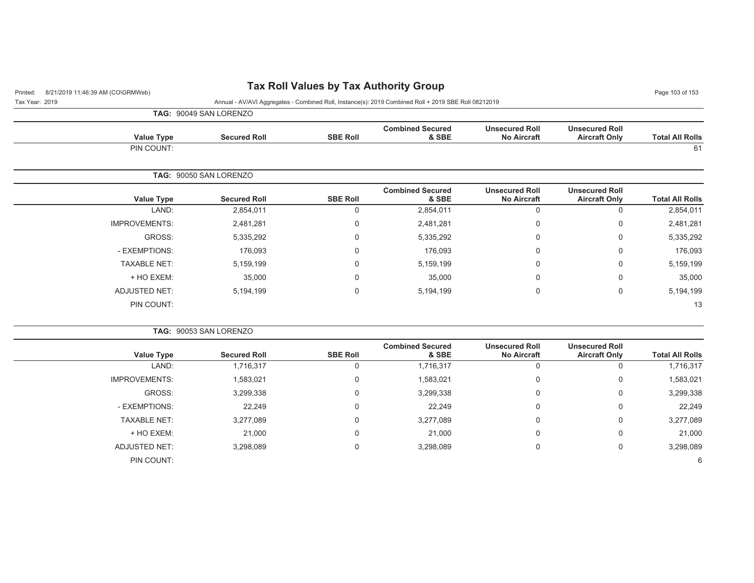# Tax Roll Values by Tax Authority Group

Printed: 8/21/2019 11:46:39 AM (CO\GRMWeb)

Tax Year: 2019

Annual - AV/AVI Aggregates - Combined Roll, Instance(s): 2019 Combined Roll + 2019 SBE Roll 08212019

**TAG:** 90049 SAN LORENZO

| Value Type | Secured Roll | SBE Roll | Combined Secured & SBE | Unsecured Roll No Aircraft | Unsecured Roll Aircraft Only | Total All Rolls |
|---|---|---|---|---|---|---|
| PIN COUNT: | | | | | | 61 |

**TAG:** 90050 SAN LORENZO

| Value Type | Secured Roll | SBE Roll | Combined Secured & SBE | Unsecured Roll No Aircraft | Unsecured Roll Aircraft Only | Total All Rolls |
|---|---|---|---|---|---|---|
| LAND: | 2,854,011 | 0 | 2,854,011 | 0 | 0 | 2,854,011 |
| IMPROVEMENTS: | 2,481,281 | 0 | 2,481,281 | 0 | 0 | 2,481,281 |
| GROSS: | 5,335,292 | 0 | 5,335,292 | 0 | 0 | 5,335,292 |
| - EXEMPTIONS: | 176,093 | 0 | 176,093 | 0 | 0 | 176,093 |
| TAXABLE NET: | 5,159,199 | 0 | 5,159,199 | 0 | 0 | 5,159,199 |
| + HO EXEM: | 35,000 | 0 | 35,000 | 0 | 0 | 35,000 |
| ADJUSTED NET: | 5,194,199 | 0 | 5,194,199 | 0 | 0 | 5,194,199 |
| PIN COUNT: | | | | | | 13 |

**TAG:** 90053 SAN LORENZO

| Value Type | Secured Roll | SBE Roll | Combined Secured & SBE | Unsecured Roll No Aircraft | Unsecured Roll Aircraft Only | Total All Rolls |
|---|---|---|---|---|---|---|
| LAND: | 1,716,317 | 0 | 1,716,317 | 0 | 0 | 1,716,317 |
| IMPROVEMENTS: | 1,583,021 | 0 | 1,583,021 | 0 | 0 | 1,583,021 |
| GROSS: | 3,299,338 | 0 | 3,299,338 | 0 | 0 | 3,299,338 |
| - EXEMPTIONS: | 22,249 | 0 | 22,249 | 0 | 0 | 22,249 |
| TAXABLE NET: | 3,277,089 | 0 | 3,277,089 | 0 | 0 | 3,277,089 |
| + HO EXEM: | 21,000 | 0 | 21,000 | 0 | 0 | 21,000 |
| ADJUSTED NET: | 3,298,089 | 0 | 3,298,089 | 0 | 0 | 3,298,089 |
| PIN COUNT: | | | | | | 6 |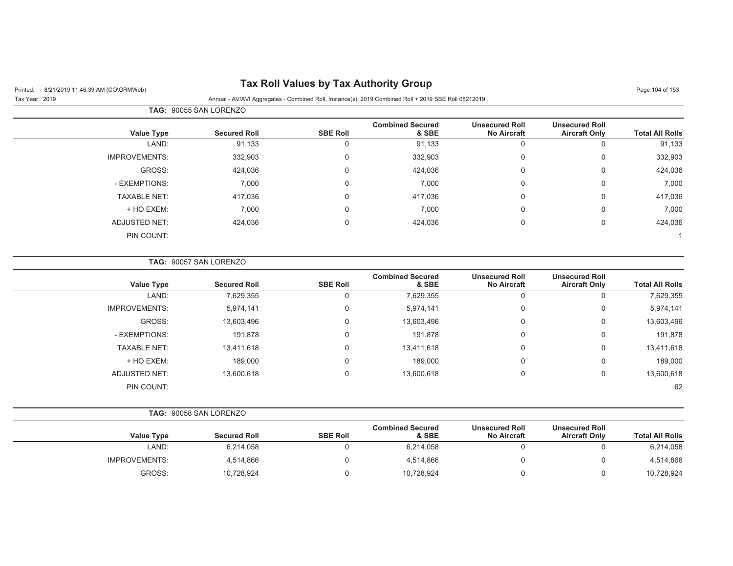# Tax Roll Values by Tax Authority Group

Tax Year: 2019

Annual - AV/AVI Aggregates - Combined Roll, Instance(s): 2019 Combined Roll + 2019 SBE Roll 08212019

**TAG:** 90055 SAN LORENZO

| Value Type | Secured Roll | SBE Roll | Combined Secured & SBE | Unsecured Roll No Aircraft | Unsecured Roll Aircraft Only | Total All Rolls |
|---|---|---|---|---|---|---|
| LAND: | 91,133 | 0 | 91,133 | 0 | 0 | 91,133 |
| IMPROVEMENTS: | 332,903 | 0 | 332,903 | 0 | 0 | 332,903 |
| GROSS: | 424,036 | 0 | 424,036 | 0 | 0 | 424,036 |
| - EXEMPTIONS: | 7,000 | 0 | 7,000 | 0 | 0 | 7,000 |
| TAXABLE NET: | 417,036 | 0 | 417,036 | 0 | 0 | 417,036 |
| + HO EXEM: | 7,000 | 0 | 7,000 | 0 | 0 | 7,000 |
| ADJUSTED NET: | 424,036 | 0 | 424,036 | 0 | 0 | 424,036 |
| PIN COUNT: | | | | | | 1 |

**TAG:** 90057 SAN LORENZO

| Value Type | Secured Roll | SBE Roll | Combined Secured & SBE | Unsecured Roll No Aircraft | Unsecured Roll Aircraft Only | Total All Rolls |
|---|---|---|---|---|---|---|
| LAND: | 7,629,355 | 0 | 7,629,355 | 0 | 0 | 7,629,355 |
| IMPROVEMENTS: | 5,974,141 | 0 | 5,974,141 | 0 | 0 | 5,974,141 |
| GROSS: | 13,603,496 | 0 | 13,603,496 | 0 | 0 | 13,603,496 |
| - EXEMPTIONS: | 191,878 | 0 | 191,878 | 0 | 0 | 191,878 |
| TAXABLE NET: | 13,411,618 | 0 | 13,411,618 | 0 | 0 | 13,411,618 |
| + HO EXEM: | 189,000 | 0 | 189,000 | 0 | 0 | 189,000 |
| ADJUSTED NET: | 13,600,618 | 0 | 13,600,618 | 0 | 0 | 13,600,618 |
| PIN COUNT: | | | | | | 62 |

**TAG:** 90058 SAN LORENZO

| Value Type | Secured Roll | SBE Roll | Combined Secured & SBE | Unsecured Roll No Aircraft | Unsecured Roll Aircraft Only | Total All Rolls |
|---|---|---|---|---|---|---|
| LAND: | 6,214,058 | 0 | 6,214,058 | 0 | 0 | 6,214,058 |
| IMPROVEMENTS: | 4,514,866 | 0 | 4,514,866 | 0 | 0 | 4,514,866 |
| GROSS: | 10,728,924 | 0 | 10,728,924 | 0 | 0 | 10,728,924 |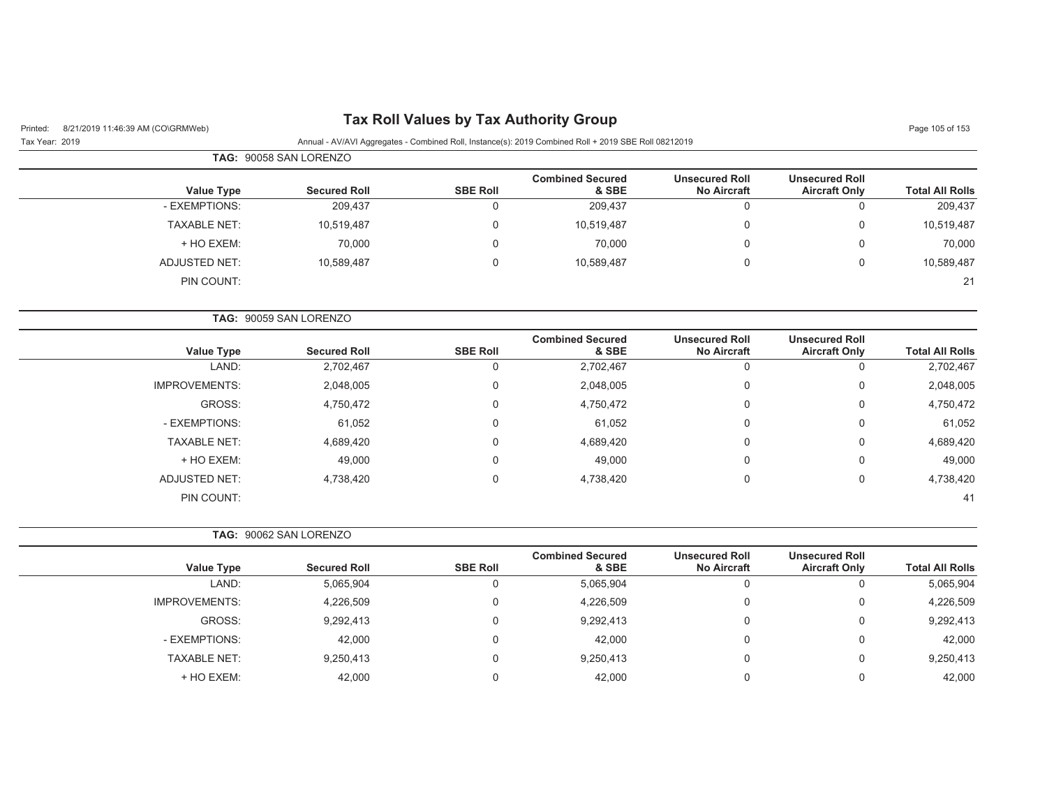# Tax Roll Values by Tax Authority Group

Annual - AV/AVI Aggregates - Combined Roll, Instance(s): 2019 Combined Roll + 2019 SBE Roll 08212019

Tax Year: 2019

**TAG:** 90058 SAN LORENZO

| Value Type | Secured Roll | SBE Roll | Combined Secured & SBE | Unsecured Roll No Aircraft | Unsecured Roll Aircraft Only | Total All Rolls |
|---|---|---|---|---|---|---|
| - EXEMPTIONS: | 209,437 | 0 | 209,437 | 0 | 0 | 209,437 |
| TAXABLE NET: | 10,519,487 | 0 | 10,519,487 | 0 | 0 | 10,519,487 |
| + HO EXEM: | 70,000 | 0 | 70,000 | 0 | 0 | 70,000 |
| ADJUSTED NET: | 10,589,487 | 0 | 10,589,487 | 0 | 0 | 10,589,487 |
| PIN COUNT: | | | | | | 21 |

**TAG:** 90059 SAN LORENZO

| Value Type | Secured Roll | SBE Roll | Combined Secured & SBE | Unsecured Roll No Aircraft | Unsecured Roll Aircraft Only | Total All Rolls |
|---|---|---|---|---|---|---|
| LAND: | 2,702,467 | 0 | 2,702,467 | 0 | 0 | 2,702,467 |
| IMPROVEMENTS: | 2,048,005 | 0 | 2,048,005 | 0 | 0 | 2,048,005 |
| GROSS: | 4,750,472 | 0 | 4,750,472 | 0 | 0 | 4,750,472 |
| - EXEMPTIONS: | 61,052 | 0 | 61,052 | 0 | 0 | 61,052 |
| TAXABLE NET: | 4,689,420 | 0 | 4,689,420 | 0 | 0 | 4,689,420 |
| + HO EXEM: | 49,000 | 0 | 49,000 | 0 | 0 | 49,000 |
| ADJUSTED NET: | 4,738,420 | 0 | 4,738,420 | 0 | 0 | 4,738,420 |
| PIN COUNT: | | | | | | 41 |

**TAG:** 90062 SAN LORENZO

| Value Type | Secured Roll | SBE Roll | Combined Secured & SBE | Unsecured Roll No Aircraft | Unsecured Roll Aircraft Only | Total All Rolls |
|---|---|---|---|---|---|---|
| LAND: | 5,065,904 | 0 | 5,065,904 | 0 | 0 | 5,065,904 |
| IMPROVEMENTS: | 4,226,509 | 0 | 4,226,509 | 0 | 0 | 4,226,509 |
| GROSS: | 9,292,413 | 0 | 9,292,413 | 0 | 0 | 9,292,413 |
| - EXEMPTIONS: | 42,000 | 0 | 42,000 | 0 | 0 | 42,000 |
| TAXABLE NET: | 9,250,413 | 0 | 9,250,413 | 0 | 0 | 9,250,413 |
| + HO EXEM: | 42,000 | 0 | 42,000 | 0 | 0 | 42,000 |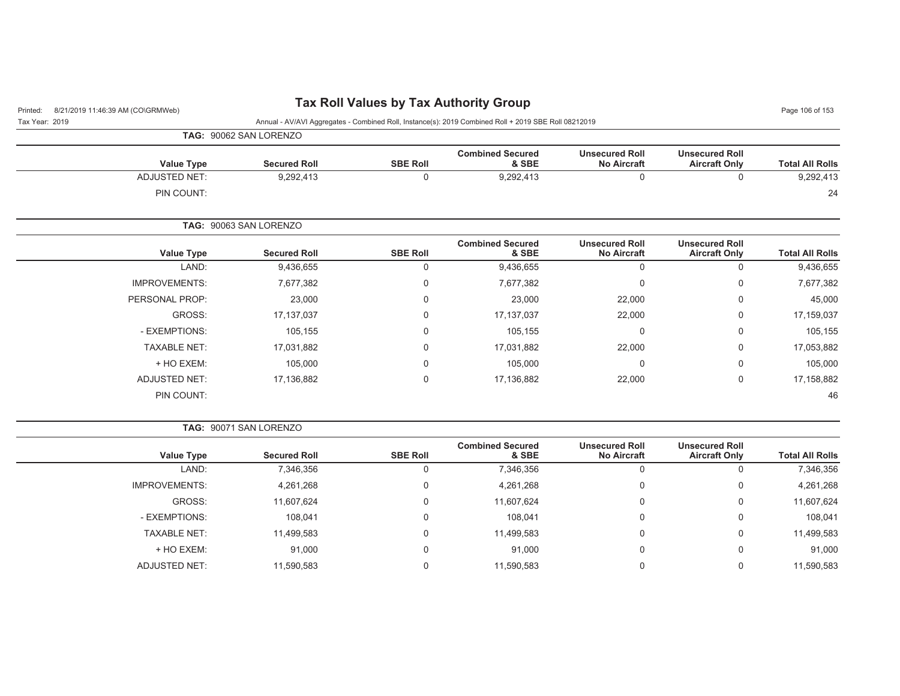# Tax Roll Values by Tax Authority Group

Printed: 8/21/2019 11:46:39 AM (CO\GRMWeb)

Tax Year: 2019

Annual - AV/AVI Aggregates - Combined Roll, Instance(s): 2019 Combined Roll + 2019 SBE Roll 08212019

**TAG:** 90062 SAN LORENZO

| Value Type | Secured Roll | SBE Roll | Combined Secured & SBE | Unsecured Roll No Aircraft | Unsecured Roll Aircraft Only | Total All Rolls |
|---|---|---|---|---|---|---|
| ADJUSTED NET: | 9,292,413 | 0 | 9,292,413 | 0 | 0 | 9,292,413 |
| PIN COUNT: | | | | | | 24 |

**TAG:** 90063 SAN LORENZO

| Value Type | Secured Roll | SBE Roll | Combined Secured & SBE | Unsecured Roll No Aircraft | Unsecured Roll Aircraft Only | Total All Rolls |
|---|---|---|---|---|---|---|
| LAND: | 9,436,655 | 0 | 9,436,655 | 0 | 0 | 9,436,655 |
| IMPROVEMENTS: | 7,677,382 | 0 | 7,677,382 | 0 | 0 | 7,677,382 |
| PERSONAL PROP: | 23,000 | 0 | 23,000 | 22,000 | 0 | 45,000 |
| GROSS: | 17,137,037 | 0 | 17,137,037 | 22,000 | 0 | 17,159,037 |
| - EXEMPTIONS: | 105,155 | 0 | 105,155 | 0 | 0 | 105,155 |
| TAXABLE NET: | 17,031,882 | 0 | 17,031,882 | 22,000 | 0 | 17,053,882 |
| + HO EXEM: | 105,000 | 0 | 105,000 | 0 | 0 | 105,000 |
| ADJUSTED NET: | 17,136,882 | 0 | 17,136,882 | 22,000 | 0 | 17,158,882 |
| PIN COUNT: | | | | | | 46 |

**TAG:** 90071 SAN LORENZO

| Value Type | Secured Roll | SBE Roll | Combined Secured & SBE | Unsecured Roll No Aircraft | Unsecured Roll Aircraft Only | Total All Rolls |
|---|---|---|---|---|---|---|
| LAND: | 7,346,356 | 0 | 7,346,356 | 0 | 0 | 7,346,356 |
| IMPROVEMENTS: | 4,261,268 | 0 | 4,261,268 | 0 | 0 | 4,261,268 |
| GROSS: | 11,607,624 | 0 | 11,607,624 | 0 | 0 | 11,607,624 |
| - EXEMPTIONS: | 108,041 | 0 | 108,041 | 0 | 0 | 108,041 |
| TAXABLE NET: | 11,499,583 | 0 | 11,499,583 | 0 | 0 | 11,499,583 |
| + HO EXEM: | 91,000 | 0 | 91,000 | 0 | 0 | 91,000 |
| ADJUSTED NET: | 11,590,583 | 0 | 11,590,583 | 0 | 0 | 11,590,583 |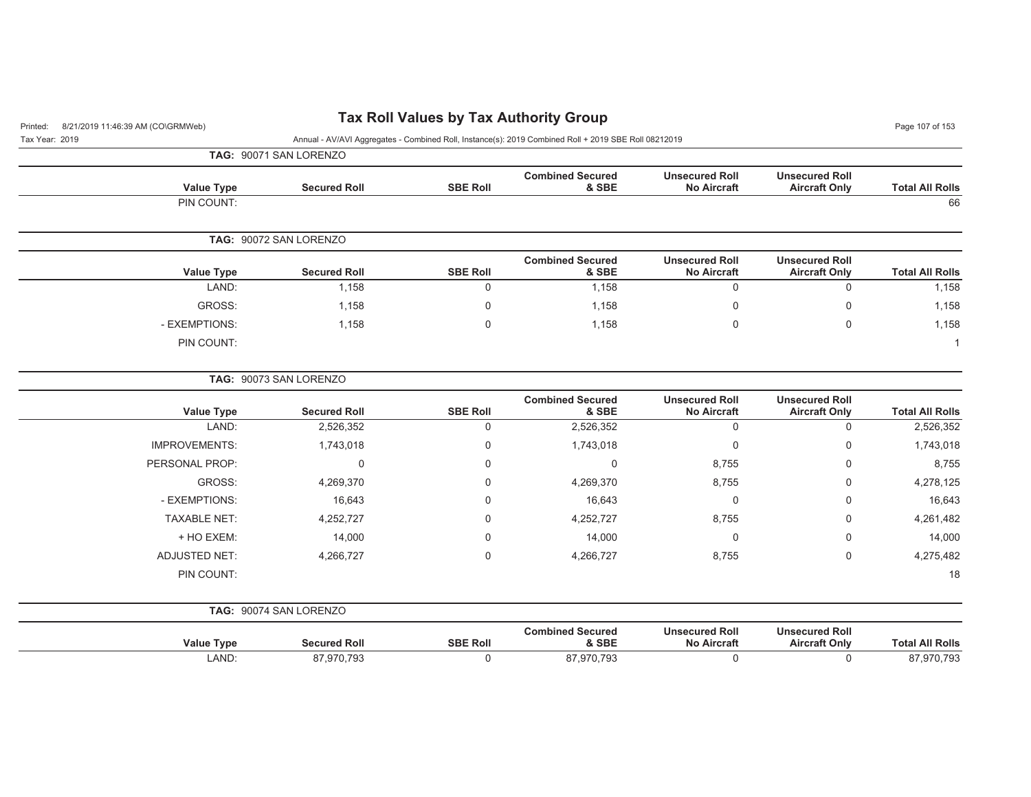# Tax Roll Values by Tax Authority Group

Tax Year: 2019

Annual - AV/AVI Aggregates - Combined Roll, Instance(s): 2019 Combined Roll + 2019 SBE Roll 08212019

**TAG: 90071 SAN LORENZO**

| Value Type | Secured Roll | SBE Roll | Combined Secured & SBE | Unsecured Roll No Aircraft | Unsecured Roll Aircraft Only | Total All Rolls |
|---|---|---|---|---|---|---|
| PIN COUNT: | | | | | | 66 |

**TAG: 90072 SAN LORENZO**

| Value Type | Secured Roll | SBE Roll | Combined Secured & SBE | Unsecured Roll No Aircraft | Unsecured Roll Aircraft Only | Total All Rolls |
|---|---|---|---|---|---|---|
| LAND: | 1,158 | 0 | 1,158 | 0 | 0 | 1,158 |
| GROSS: | 1,158 | 0 | 1,158 | 0 | 0 | 1,158 |
| - EXEMPTIONS: | 1,158 | 0 | 1,158 | 0 | 0 | 1,158 |
| PIN COUNT: | | | | | | 1 |

**TAG: 90073 SAN LORENZO**

| Value Type | Secured Roll | SBE Roll | Combined Secured & SBE | Unsecured Roll No Aircraft | Unsecured Roll Aircraft Only | Total All Rolls |
|---|---|---|---|---|---|---|
| LAND: | 2,526,352 | 0 | 2,526,352 | 0 | 0 | 2,526,352 |
| IMPROVEMENTS: | 1,743,018 | 0 | 1,743,018 | 0 | 0 | 1,743,018 |
| PERSONAL PROP: | 0 | 0 | 0 | 8,755 | 0 | 8,755 |
| GROSS: | 4,269,370 | 0 | 4,269,370 | 8,755 | 0 | 4,278,125 |
| - EXEMPTIONS: | 16,643 | 0 | 16,643 | 0 | 0 | 16,643 |
| TAXABLE NET: | 4,252,727 | 0 | 4,252,727 | 8,755 | 0 | 4,261,482 |
| + HO EXEM: | 14,000 | 0 | 14,000 | 0 | 0 | 14,000 |
| ADJUSTED NET: | 4,266,727 | 0 | 4,266,727 | 8,755 | 0 | 4,275,482 |
| PIN COUNT: | | | | | | 18 |

**TAG: 90074 SAN LORENZO**

| Value Type | Secured Roll | SBE Roll | Combined Secured & SBE | Unsecured Roll No Aircraft | Unsecured Roll Aircraft Only | Total All Rolls |
|---|---|---|---|---|---|---|
| LAND: | 87,970,793 | 0 | 87,970,793 | 0 | 0 | 87,970,793 |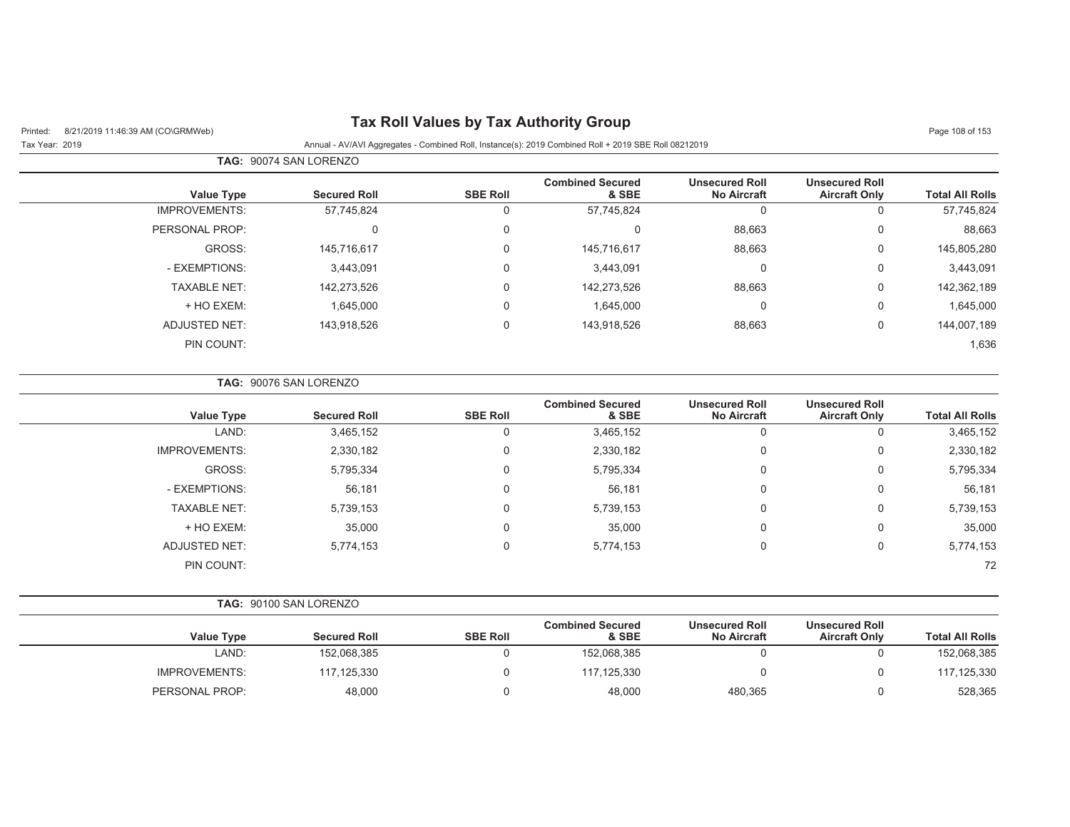**TAG:** 90074 SAN LORENZO

| Value Type | Secured Roll | SBE Roll | Combined Secured & SBE | Unsecured Roll No Aircraft | Unsecured Roll Aircraft Only | Total All Rolls |
|---|---|---|---|---|---|---|
| IMPROVEMENTS: | 57,745,824 | 0 | 57,745,824 | 0 | 0 | 57,745,824 |
| PERSONAL PROP: | 0 | 0 | 0 | 88,663 | 0 | 88,663 |
| GROSS: | 145,716,617 | 0 | 145,716,617 | 88,663 | 0 | 145,805,280 |
| - EXEMPTIONS: | 3,443,091 | 0 | 3,443,091 | 0 | 0 | 3,443,091 |
| TAXABLE NET: | 142,273,526 | 0 | 142,273,526 | 88,663 | 0 | 142,362,189 |
| + HO EXEM: | 1,645,000 | 0 | 1,645,000 | 0 | 0 | 1,645,000 |
| ADJUSTED NET: | 143,918,526 | 0 | 143,918,526 | 88,663 | 0 | 144,007,189 |
| PIN COUNT: | | | | | | 1,636 |

**TAG:** 90076 SAN LORENZO

| Value Type | Secured Roll | SBE Roll | Combined Secured & SBE | Unsecured Roll No Aircraft | Unsecured Roll Aircraft Only | Total All Rolls |
|---|---|---|---|---|---|---|
| LAND: | 3,465,152 | 0 | 3,465,152 | 0 | 0 | 3,465,152 |
| IMPROVEMENTS: | 2,330,182 | 0 | 2,330,182 | 0 | 0 | 2,330,182 |
| GROSS: | 5,795,334 | 0 | 5,795,334 | 0 | 0 | 5,795,334 |
| - EXEMPTIONS: | 56,181 | 0 | 56,181 | 0 | 0 | 56,181 |
| TAXABLE NET: | 5,739,153 | 0 | 5,739,153 | 0 | 0 | 5,739,153 |
| + HO EXEM: | 35,000 | 0 | 35,000 | 0 | 0 | 35,000 |
| ADJUSTED NET: | 5,774,153 | 0 | 5,774,153 | 0 | 0 | 5,774,153 |
| PIN COUNT: | | | | | | 72 |

**TAG:** 90100 SAN LORENZO

| Value Type | Secured Roll | SBE Roll | Combined Secured & SBE | Unsecured Roll No Aircraft | Unsecured Roll Aircraft Only | Total All Rolls |
|---|---|---|---|---|---|---|
| LAND: | 152,068,385 | 0 | 152,068,385 | 0 | 0 | 152,068,385 |
| IMPROVEMENTS: | 117,125,330 | 0 | 117,125,330 | 0 | 0 | 117,125,330 |
| PERSONAL PROP: | 48,000 | 0 | 48,000 | 480,365 | 0 | 528,365 |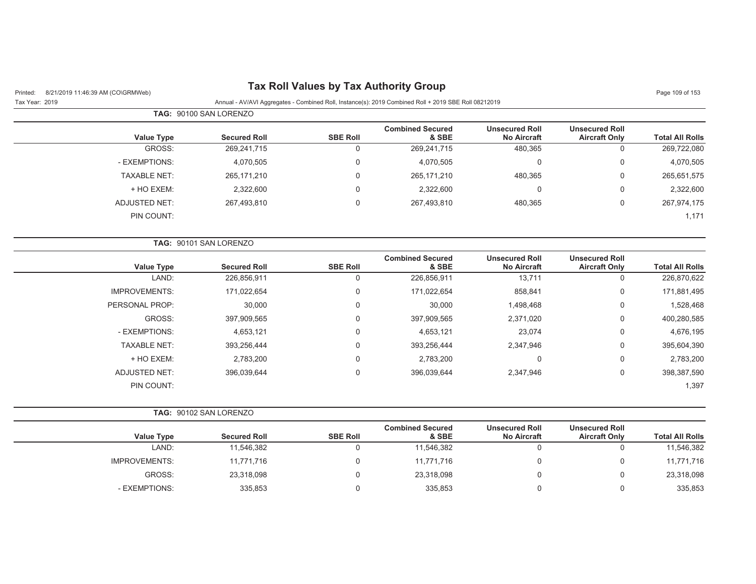# Tax Roll Values by Tax Authority Group

Printed: 8/21/2019 11:46:39 AM (CO\GRMWeb)

Tax Year: 2019

Annual - AV/AVI Aggregates - Combined Roll, Instance(s): 2019 Combined Roll + 2019 SBE Roll 08212019

**TAG:** 90100 SAN LORENZO

| Value Type | Secured Roll | SBE Roll | Combined Secured & SBE | Unsecured Roll No Aircraft | Unsecured Roll Aircraft Only | Total All Rolls |
|---|---|---|---|---|---|---|
| GROSS: | 269,241,715 | 0 | 269,241,715 | 480,365 | 0 | 269,722,080 |
| - EXEMPTIONS: | 4,070,505 | 0 | 4,070,505 | 0 | 0 | 4,070,505 |
| TAXABLE NET: | 265,171,210 | 0 | 265,171,210 | 480,365 | 0 | 265,651,575 |
| + HO EXEM: | 2,322,600 | 0 | 2,322,600 | 0 | 0 | 2,322,600 |
| ADJUSTED NET: | 267,493,810 | 0 | 267,493,810 | 480,365 | 0 | 267,974,175 |
| PIN COUNT: | | | | | | 1,171 |

**TAG:** 90101 SAN LORENZO

| Value Type | Secured Roll | SBE Roll | Combined Secured & SBE | Unsecured Roll No Aircraft | Unsecured Roll Aircraft Only | Total All Rolls |
|---|---|---|---|---|---|---|
| LAND: | 226,856,911 | 0 | 226,856,911 | 13,711 | 0 | 226,870,622 |
| IMPROVEMENTS: | 171,022,654 | 0 | 171,022,654 | 858,841 | 0 | 171,881,495 |
| PERSONAL PROP: | 30,000 | 0 | 30,000 | 1,498,468 | 0 | 1,528,468 |
| GROSS: | 397,909,565 | 0 | 397,909,565 | 2,371,020 | 0 | 400,280,585 |
| - EXEMPTIONS: | 4,653,121 | 0 | 4,653,121 | 23,074 | 0 | 4,676,195 |
| TAXABLE NET: | 393,256,444 | 0 | 393,256,444 | 2,347,946 | 0 | 395,604,390 |
| + HO EXEM: | 2,783,200 | 0 | 2,783,200 | 0 | 0 | 2,783,200 |
| ADJUSTED NET: | 396,039,644 | 0 | 396,039,644 | 2,347,946 | 0 | 398,387,590 |
| PIN COUNT: | | | | | | 1,397 |

**TAG:** 90102 SAN LORENZO

| Value Type | Secured Roll | SBE Roll | Combined Secured & SBE | Unsecured Roll No Aircraft | Unsecured Roll Aircraft Only | Total All Rolls |
|---|---|---|---|---|---|---|
| LAND: | 11,546,382 | 0 | 11,546,382 | 0 | 0 | 11,546,382 |
| IMPROVEMENTS: | 11,771,716 | 0 | 11,771,716 | 0 | 0 | 11,771,716 |
| GROSS: | 23,318,098 | 0 | 23,318,098 | 0 | 0 | 23,318,098 |
| - EXEMPTIONS: | 335,853 | 0 | 335,853 | 0 | 0 | 335,853 |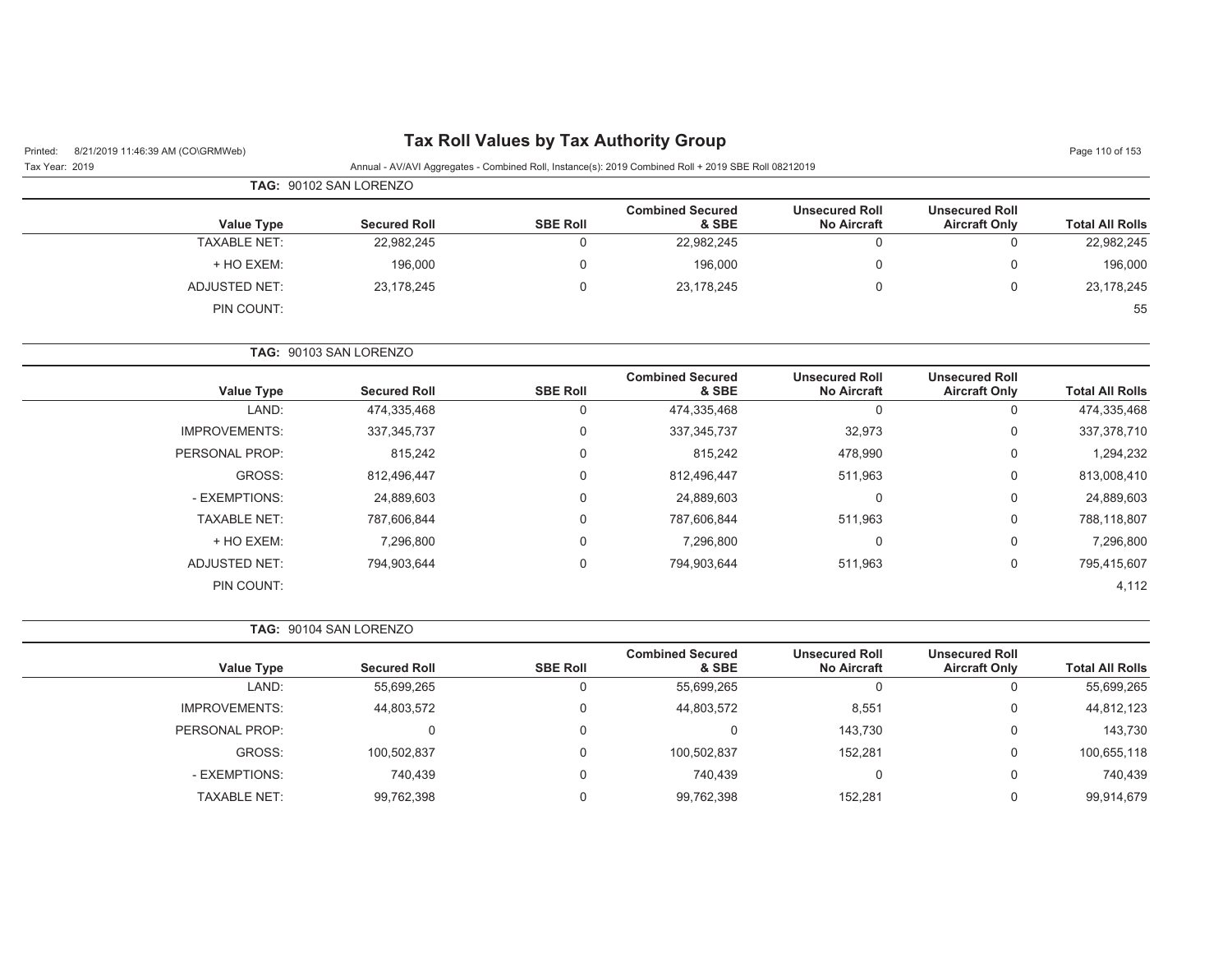# Tax Roll Values by Tax Authority Group

Printed: 8/21/2019 11:46:39 AM (CO\GRMWeb)

Tax Year: 2019

Annual - AV/AVI Aggregates - Combined Roll, Instance(s): 2019 Combined Roll + 2019 SBE Roll 08212019

**TAG:** 90102 SAN LORENZO

| Value Type | Secured Roll | SBE Roll | Combined Secured & SBE | Unsecured Roll No Aircraft | Unsecured Roll Aircraft Only | Total All Rolls |
|---|---|---|---|---|---|---|
| TAXABLE NET: | 22,982,245 | 0 | 22,982,245 | 0 | 0 | 22,982,245 |
| + HO EXEM: | 196,000 | 0 | 196,000 | 0 | 0 | 196,000 |
| ADJUSTED NET: | 23,178,245 | 0 | 23,178,245 | 0 | 0 | 23,178,245 |
| PIN COUNT: | | | | | | 55 |

**TAG:** 90103 SAN LORENZO

| Value Type | Secured Roll | SBE Roll | Combined Secured & SBE | Unsecured Roll No Aircraft | Unsecured Roll Aircraft Only | Total All Rolls |
|---|---|---|---|---|---|---|
| LAND: | 474,335,468 | 0 | 474,335,468 | 0 | 0 | 474,335,468 |
| IMPROVEMENTS: | 337,345,737 | 0 | 337,345,737 | 32,973 | 0 | 337,378,710 |
| PERSONAL PROP: | 815,242 | 0 | 815,242 | 478,990 | 0 | 1,294,232 |
| GROSS: | 812,496,447 | 0 | 812,496,447 | 511,963 | 0 | 813,008,410 |
| - EXEMPTIONS: | 24,889,603 | 0 | 24,889,603 | 0 | 0 | 24,889,603 |
| TAXABLE NET: | 787,606,844 | 0 | 787,606,844 | 511,963 | 0 | 788,118,807 |
| + HO EXEM: | 7,296,800 | 0 | 7,296,800 | 0 | 0 | 7,296,800 |
| ADJUSTED NET: | 794,903,644 | 0 | 794,903,644 | 511,963 | 0 | 795,415,607 |
| PIN COUNT: | | | | | | 4,112 |

**TAG:** 90104 SAN LORENZO

| Value Type | Secured Roll | SBE Roll | Combined Secured & SBE | Unsecured Roll No Aircraft | Unsecured Roll Aircraft Only | Total All Rolls |
|---|---|---|---|---|---|---|
| LAND: | 55,699,265 | 0 | 55,699,265 | 0 | 0 | 55,699,265 |
| IMPROVEMENTS: | 44,803,572 | 0 | 44,803,572 | 8,551 | 0 | 44,812,123 |
| PERSONAL PROP: | 0 | 0 | 0 | 143,730 | 0 | 143,730 |
| GROSS: | 100,502,837 | 0 | 100,502,837 | 152,281 | 0 | 100,655,118 |
| - EXEMPTIONS: | 740,439 | 0 | 740,439 | 0 | 0 | 740,439 |
| TAXABLE NET: | 99,762,398 | 0 | 99,762,398 | 152,281 | 0 | 99,914,679 |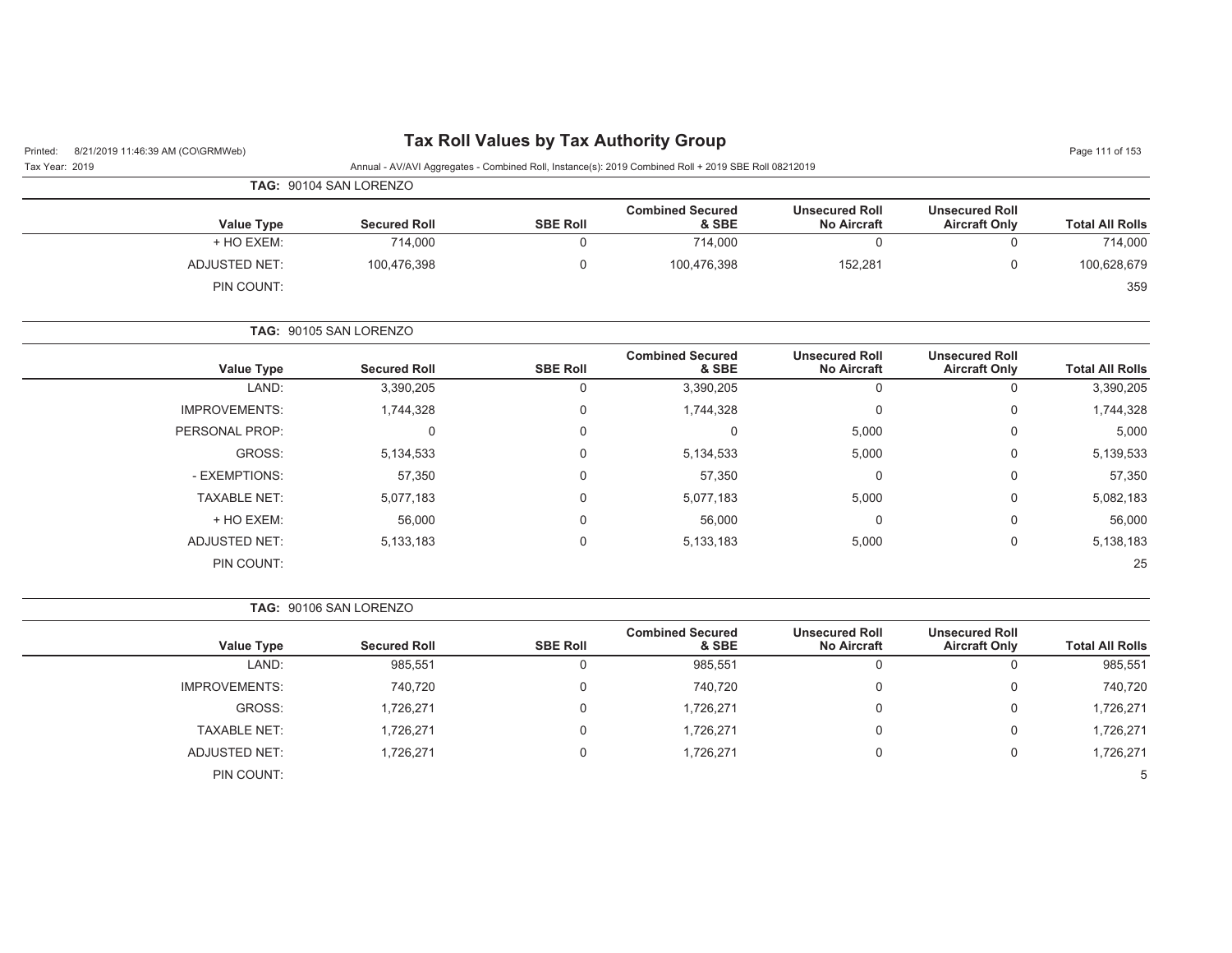# Tax Roll Values by Tax Authority Group

Tax Year: 2019

Annual - AV/AVI Aggregates - Combined Roll, Instance(s): 2019 Combined Roll + 2019 SBE Roll 08212019

**TAG: 90104 SAN LORENZO**

| Value Type | Secured Roll | SBE Roll | Combined Secured & SBE | Unsecured Roll No Aircraft | Unsecured Roll Aircraft Only | Total All Rolls |
|---|---|---|---|---|---|---|
| + HO EXEM: | 714,000 | 0 | 714,000 | 0 | 0 | 714,000 |
| ADJUSTED NET: | 100,476,398 | 0 | 100,476,398 | 152,281 | 0 | 100,628,679 |
| PIN COUNT: | | | | | | 359 |

**TAG: 90105 SAN LORENZO**

| Value Type | Secured Roll | SBE Roll | Combined Secured & SBE | Unsecured Roll No Aircraft | Unsecured Roll Aircraft Only | Total All Rolls |
|---|---|---|---|---|---|---|
| LAND: | 3,390,205 | 0 | 3,390,205 | 0 | 0 | 3,390,205 |
| IMPROVEMENTS: | 1,744,328 | 0 | 1,744,328 | 0 | 0 | 1,744,328 |
| PERSONAL PROP: | 0 | 0 | 0 | 5,000 | 0 | 5,000 |
| GROSS: | 5,134,533 | 0 | 5,134,533 | 5,000 | 0 | 5,139,533 |
| - EXEMPTIONS: | 57,350 | 0 | 57,350 | 0 | 0 | 57,350 |
| TAXABLE NET: | 5,077,183 | 0 | 5,077,183 | 5,000 | 0 | 5,082,183 |
| + HO EXEM: | 56,000 | 0 | 56,000 | 0 | 0 | 56,000 |
| ADJUSTED NET: | 5,133,183 | 0 | 5,133,183 | 5,000 | 0 | 5,138,183 |
| PIN COUNT: | | | | | | 25 |

**TAG: 90106 SAN LORENZO**

| Value Type | Secured Roll | SBE Roll | Combined Secured & SBE | Unsecured Roll No Aircraft | Unsecured Roll Aircraft Only | Total All Rolls |
|---|---|---|---|---|---|---|
| LAND: | 985,551 | 0 | 985,551 | 0 | 0 | 985,551 |
| IMPROVEMENTS: | 740,720 | 0 | 740,720 | 0 | 0 | 740,720 |
| GROSS: | 1,726,271 | 0 | 1,726,271 | 0 | 0 | 1,726,271 |
| TAXABLE NET: | 1,726,271 | 0 | 1,726,271 | 0 | 0 | 1,726,271 |
| ADJUSTED NET: | 1,726,271 | 0 | 1,726,271 | 0 | 0 | 1,726,271 |
| PIN COUNT: | | | | | | 5 |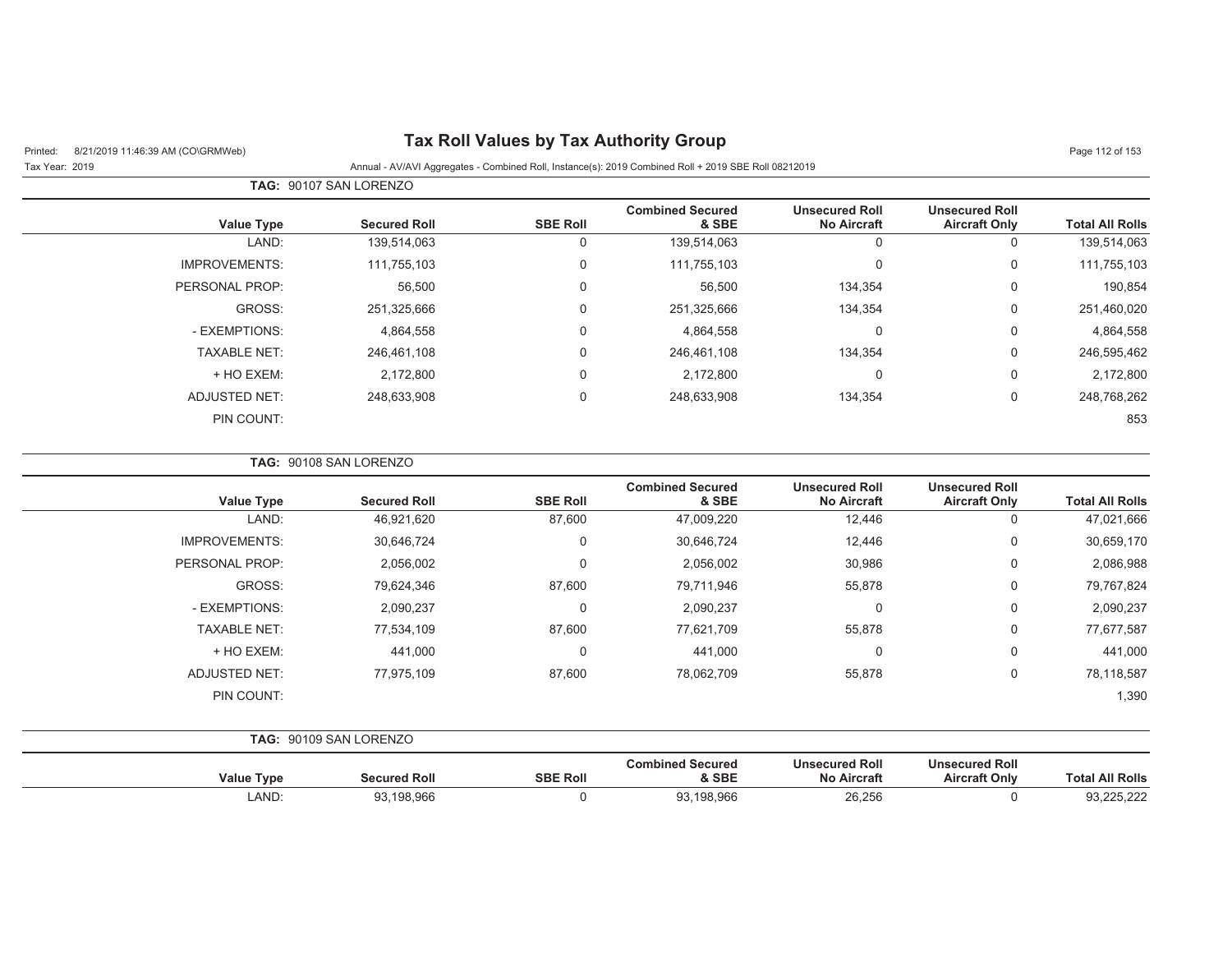# Tax Roll Values by Tax Authority Group

Printed: 8/21/2019 11:46:39 AM (CO\GRMWeb)

Tax Year: 2019

Annual - AV/AVI Aggregates - Combined Roll, Instance(s): 2019 Combined Roll + 2019 SBE Roll 08212019

**TAG: 90107 SAN LORENZO**

| Value Type | Secured Roll | SBE Roll | Combined Secured & SBE | Unsecured Roll No Aircraft | Unsecured Roll Aircraft Only | Total All Rolls |
|---|---|---|---|---|---|---|
| LAND: | 139,514,063 | 0 | 139,514,063 | 0 | 0 | 139,514,063 |
| IMPROVEMENTS: | 111,755,103 | 0 | 111,755,103 | 0 | 0 | 111,755,103 |
| PERSONAL PROP: | 56,500 | 0 | 56,500 | 134,354 | 0 | 190,854 |
| GROSS: | 251,325,666 | 0 | 251,325,666 | 134,354 | 0 | 251,460,020 |
| - EXEMPTIONS: | 4,864,558 | 0 | 4,864,558 | 0 | 0 | 4,864,558 |
| TAXABLE NET: | 246,461,108 | 0 | 246,461,108 | 134,354 | 0 | 246,595,462 |
| + HO EXEM: | 2,172,800 | 0 | 2,172,800 | 0 | 0 | 2,172,800 |
| ADJUSTED NET: | 248,633,908 | 0 | 248,633,908 | 134,354 | 0 | 248,768,262 |
| PIN COUNT: | | | | | | 853 |

**TAG: 90108 SAN LORENZO**

| Value Type | Secured Roll | SBE Roll | Combined Secured & SBE | Unsecured Roll No Aircraft | Unsecured Roll Aircraft Only | Total All Rolls |
|---|---|---|---|---|---|---|
| LAND: | 46,921,620 | 87,600 | 47,009,220 | 12,446 | 0 | 47,021,666 |
| IMPROVEMENTS: | 30,646,724 | 0 | 30,646,724 | 12,446 | 0 | 30,659,170 |
| PERSONAL PROP: | 2,056,002 | 0 | 2,056,002 | 30,986 | 0 | 2,086,988 |
| GROSS: | 79,624,346 | 87,600 | 79,711,946 | 55,878 | 0 | 79,767,824 |
| - EXEMPTIONS: | 2,090,237 | 0 | 2,090,237 | 0 | 0 | 2,090,237 |
| TAXABLE NET: | 77,534,109 | 87,600 | 77,621,709 | 55,878 | 0 | 77,677,587 |
| + HO EXEM: | 441,000 | 0 | 441,000 | 0 | 0 | 441,000 |
| ADJUSTED NET: | 77,975,109 | 87,600 | 78,062,709 | 55,878 | 0 | 78,118,587 |
| PIN COUNT: | | | | | | 1,390 |

**TAG: 90109 SAN LORENZO**

| Value Type | Secured Roll | SBE Roll | Combined Secured & SBE | Unsecured Roll No Aircraft | Unsecured Roll Aircraft Only | Total All Rolls |
|---|---|---|---|---|---|---|
| LAND: | 93,198,966 | 0 | 93,198,966 | 26,256 | 0 | 93,225,222 |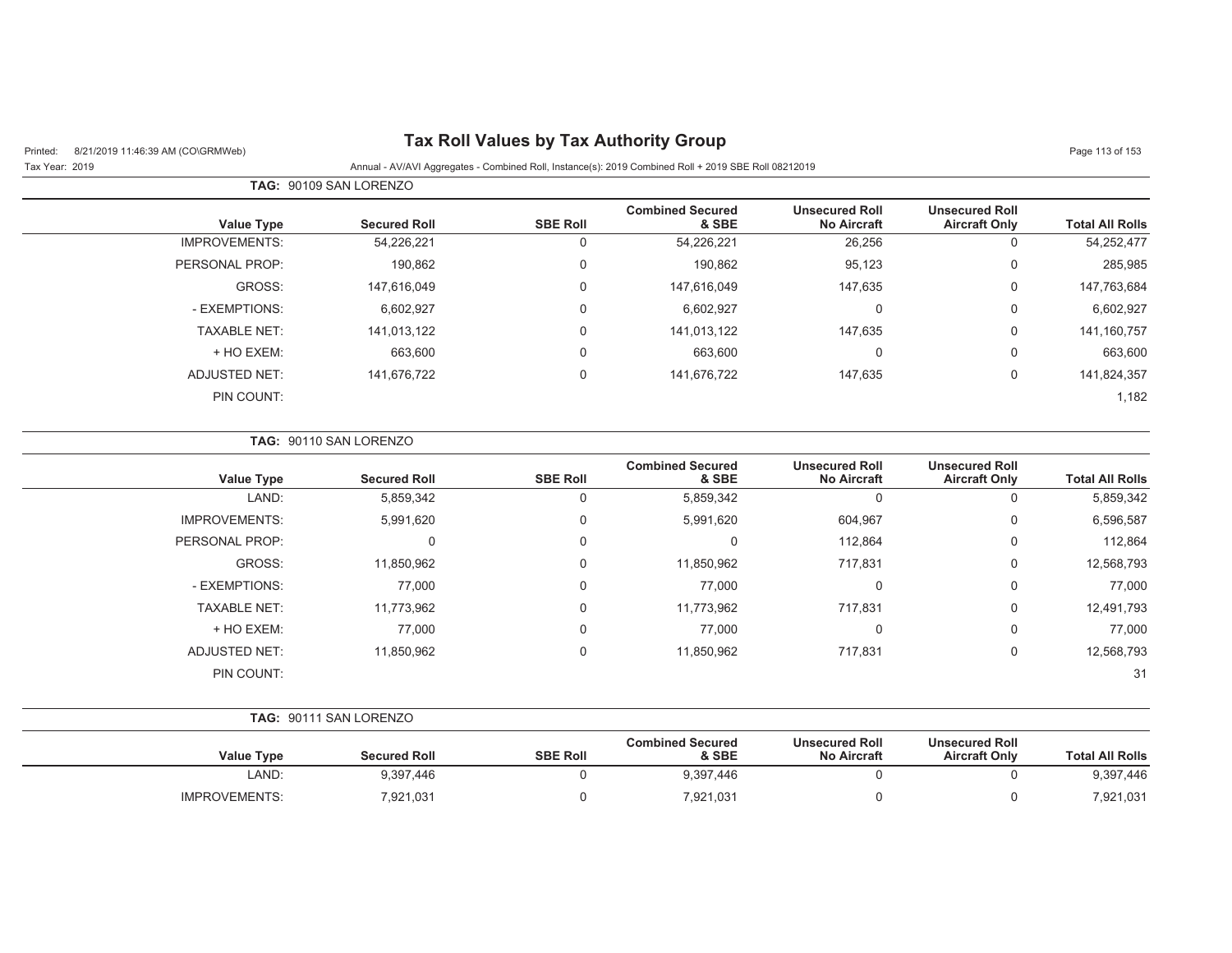# Tax Roll Values by Tax Authority Group

Printed: 8/21/2019 11:46:39 AM (CO\GRMWeb)

Tax Year: 2019

Annual - AV/AVI Aggregates - Combined Roll, Instance(s): 2019 Combined Roll + 2019 SBE Roll 08212019

**TAG: 90109 SAN LORENZO**

| Value Type | Secured Roll | SBE Roll | Combined Secured & SBE | Unsecured Roll No Aircraft | Unsecured Roll Aircraft Only | Total All Rolls |
|---|---|---|---|---|---|---|
| IMPROVEMENTS: | 54,226,221 | 0 | 54,226,221 | 26,256 | 0 | 54,252,477 |
| PERSONAL PROP: | 190,862 | 0 | 190,862 | 95,123 | 0 | 285,985 |
| GROSS: | 147,616,049 | 0 | 147,616,049 | 147,635 | 0 | 147,763,684 |
| - EXEMPTIONS: | 6,602,927 | 0 | 6,602,927 | 0 | 0 | 6,602,927 |
| TAXABLE NET: | 141,013,122 | 0 | 141,013,122 | 147,635 | 0 | 141,160,757 |
| + HO EXEM: | 663,600 | 0 | 663,600 | 0 | 0 | 663,600 |
| ADJUSTED NET: | 141,676,722 | 0 | 141,676,722 | 147,635 | 0 | 141,824,357 |
| PIN COUNT: | | | | | | 1,182 |

**TAG: 90110 SAN LORENZO**

| Value Type | Secured Roll | SBE Roll | Combined Secured & SBE | Unsecured Roll No Aircraft | Unsecured Roll Aircraft Only | Total All Rolls |
|---|---|---|---|---|---|---|
| LAND: | 5,859,342 | 0 | 5,859,342 | 0 | 0 | 5,859,342 |
| IMPROVEMENTS: | 5,991,620 | 0 | 5,991,620 | 604,967 | 0 | 6,596,587 |
| PERSONAL PROP: | 0 | 0 | 0 | 112,864 | 0 | 112,864 |
| GROSS: | 11,850,962 | 0 | 11,850,962 | 717,831 | 0 | 12,568,793 |
| - EXEMPTIONS: | 77,000 | 0 | 77,000 | 0 | 0 | 77,000 |
| TAXABLE NET: | 11,773,962 | 0 | 11,773,962 | 717,831 | 0 | 12,491,793 |
| + HO EXEM: | 77,000 | 0 | 77,000 | 0 | 0 | 77,000 |
| ADJUSTED NET: | 11,850,962 | 0 | 11,850,962 | 717,831 | 0 | 12,568,793 |
| PIN COUNT: | | | | | | 31 |

**TAG: 90111 SAN LORENZO**

| Value Type | Secured Roll | SBE Roll | Combined Secured & SBE | Unsecured Roll No Aircraft | Unsecured Roll Aircraft Only | Total All Rolls |
|---|---|---|---|---|---|---|
| LAND: | 9,397,446 | 0 | 9,397,446 | 0 | 0 | 9,397,446 |
| IMPROVEMENTS: | 7,921,031 | 0 | 7,921,031 | 0 | 0 | 7,921,031 |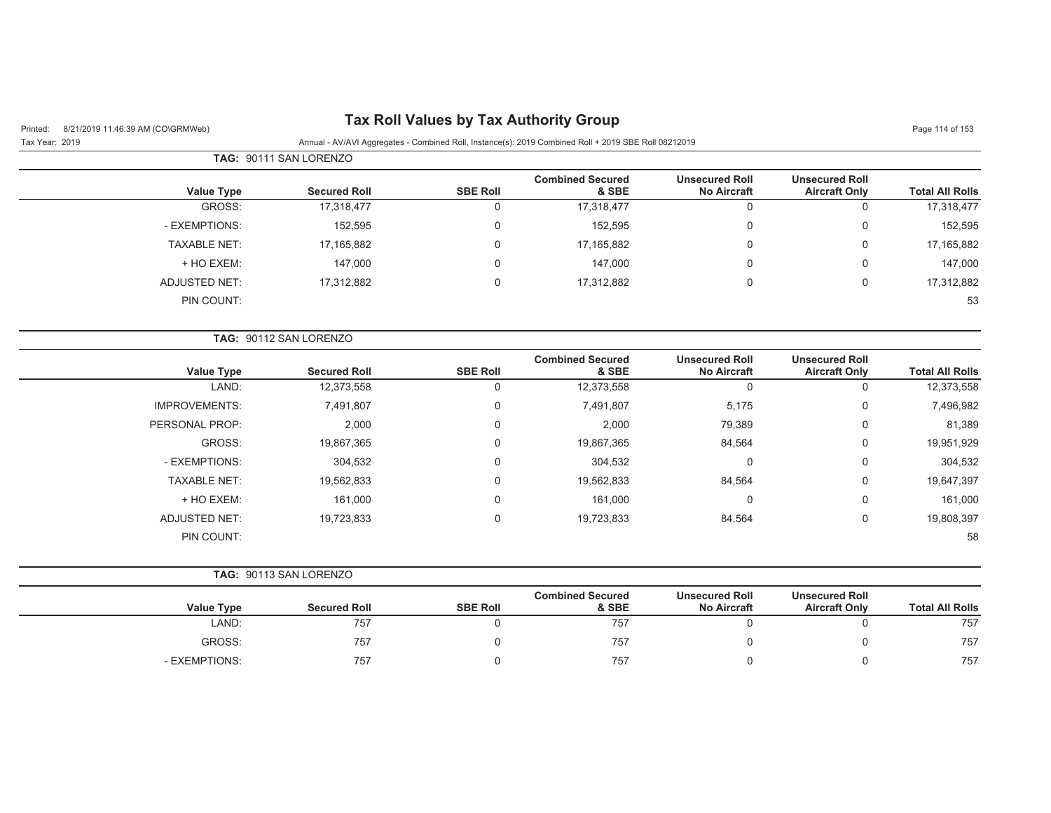# Tax Roll Values by Tax Authority Group

Printed: 8/21/2019 11:46:39 AM (CO\GRMWeb)

Tax Year: 2019

Annual - AV/AVI Aggregates - Combined Roll, Instance(s): 2019 Combined Roll + 2019 SBE Roll 08212019

**TAG:** 90111 SAN LORENZO

| Value Type | Secured Roll | SBE Roll | Combined Secured & SBE | Unsecured Roll No Aircraft | Unsecured Roll Aircraft Only | Total All Rolls |
|---|---|---|---|---|---|---|
| GROSS: | 17,318,477 | 0 | 17,318,477 | 0 | 0 | 17,318,477 |
| - EXEMPTIONS: | 152,595 | 0 | 152,595 | 0 | 0 | 152,595 |
| TAXABLE NET: | 17,165,882 | 0 | 17,165,882 | 0 | 0 | 17,165,882 |
| + HO EXEM: | 147,000 | 0 | 147,000 | 0 | 0 | 147,000 |
| ADJUSTED NET: | 17,312,882 | 0 | 17,312,882 | 0 | 0 | 17,312,882 |
| PIN COUNT: | | | | | | 53 |

**TAG:** 90112 SAN LORENZO

| Value Type | Secured Roll | SBE Roll | Combined Secured & SBE | Unsecured Roll No Aircraft | Unsecured Roll Aircraft Only | Total All Rolls |
|---|---|---|---|---|---|---|
| LAND: | 12,373,558 | 0 | 12,373,558 | 0 | 0 | 12,373,558 |
| IMPROVEMENTS: | 7,491,807 | 0 | 7,491,807 | 5,175 | 0 | 7,496,982 |
| PERSONAL PROP: | 2,000 | 0 | 2,000 | 79,389 | 0 | 81,389 |
| GROSS: | 19,867,365 | 0 | 19,867,365 | 84,564 | 0 | 19,951,929 |
| - EXEMPTIONS: | 304,532 | 0 | 304,532 | 0 | 0 | 304,532 |
| TAXABLE NET: | 19,562,833 | 0 | 19,562,833 | 84,564 | 0 | 19,647,397 |
| + HO EXEM: | 161,000 | 0 | 161,000 | 0 | 0 | 161,000 |
| ADJUSTED NET: | 19,723,833 | 0 | 19,723,833 | 84,564 | 0 | 19,808,397 |
| PIN COUNT: | | | | | | 58 |

**TAG:** 90113 SAN LORENZO

| Value Type | Secured Roll | SBE Roll | Combined Secured & SBE | Unsecured Roll No Aircraft | Unsecured Roll Aircraft Only | Total All Rolls |
|---|---|---|---|---|---|---|
| LAND: | 757 | 0 | 757 | 0 | 0 | 757 |
| GROSS: | 757 | 0 | 757 | 0 | 0 | 757 |
| - EXEMPTIONS: | 757 | 0 | 757 | 0 | 0 | 757 |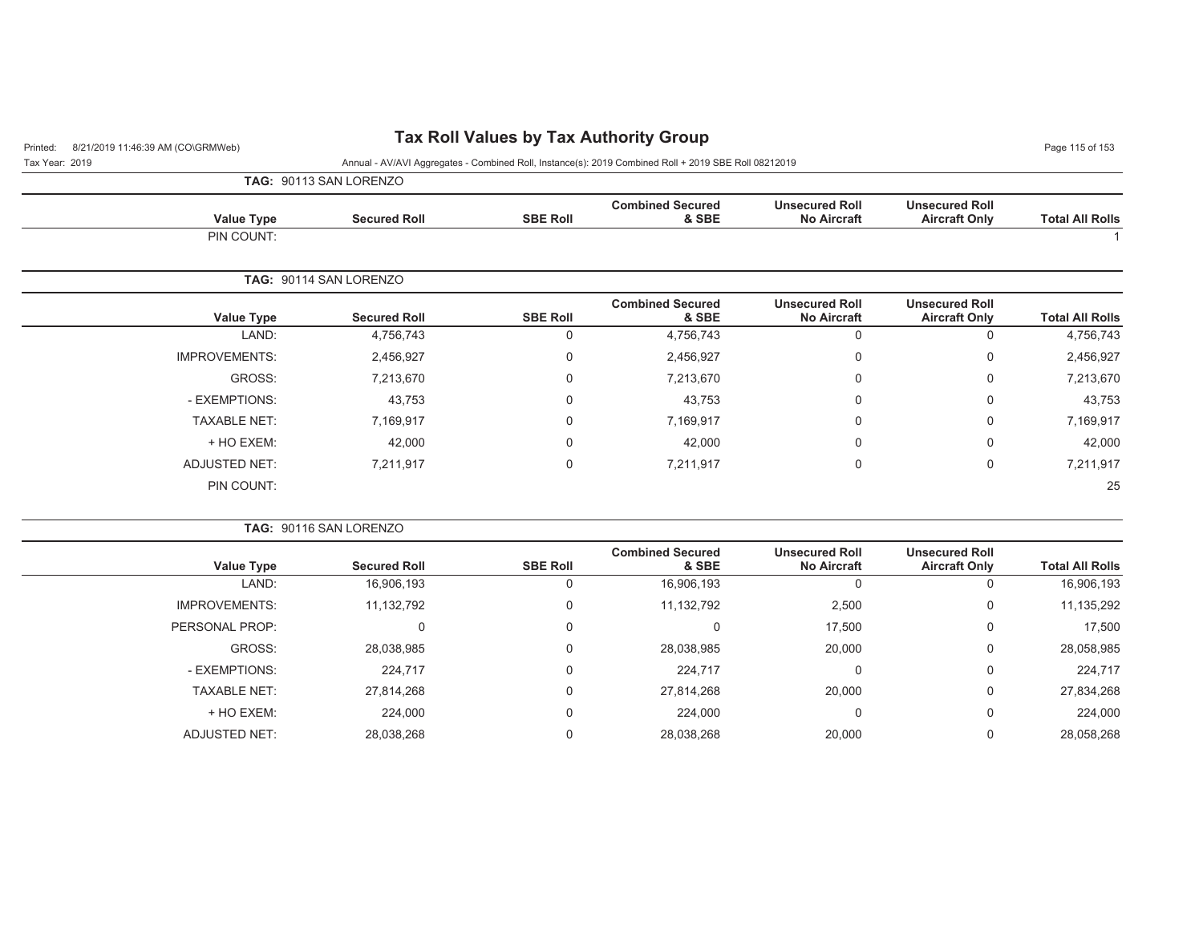# Tax Roll Values by Tax Authority Group

Printed: 8/21/2019 11:46:39 AM (CO\GRMWeb)

Tax Year: 2019

Annual - AV/AVI Aggregates - Combined Roll, Instance(s): 2019 Combined Roll + 2019 SBE Roll 08212019

**TAG: 90113 SAN LORENZO**

| Value Type | Secured Roll | SBE Roll | Combined Secured & SBE | Unsecured Roll No Aircraft | Unsecured Roll Aircraft Only | Total All Rolls |
|---|---|---|---|---|---|---|
| PIN COUNT: | | | | | | 1 |

**TAG: 90114 SAN LORENZO**

| Value Type | Secured Roll | SBE Roll | Combined Secured & SBE | Unsecured Roll No Aircraft | Unsecured Roll Aircraft Only | Total All Rolls |
|---|---|---|---|---|---|---|
| LAND: | 4,756,743 | 0 | 4,756,743 | 0 | 0 | 4,756,743 |
| IMPROVEMENTS: | 2,456,927 | 0 | 2,456,927 | 0 | 0 | 2,456,927 |
| GROSS: | 7,213,670 | 0 | 7,213,670 | 0 | 0 | 7,213,670 |
| - EXEMPTIONS: | 43,753 | 0 | 43,753 | 0 | 0 | 43,753 |
| TAXABLE NET: | 7,169,917 | 0 | 7,169,917 | 0 | 0 | 7,169,917 |
| + HO EXEM: | 42,000 | 0 | 42,000 | 0 | 0 | 42,000 |
| ADJUSTED NET: | 7,211,917 | 0 | 7,211,917 | 0 | 0 | 7,211,917 |
| PIN COUNT: | | | | | | 25 |

**TAG: 90116 SAN LORENZO**

| Value Type | Secured Roll | SBE Roll | Combined Secured & SBE | Unsecured Roll No Aircraft | Unsecured Roll Aircraft Only | Total All Rolls |
|---|---|---|---|---|---|---|
| LAND: | 16,906,193 | 0 | 16,906,193 | 0 | 0 | 16,906,193 |
| IMPROVEMENTS: | 11,132,792 | 0 | 11,132,792 | 2,500 | 0 | 11,135,292 |
| PERSONAL PROP: | 0 | 0 | 0 | 17,500 | 0 | 17,500 |
| GROSS: | 28,038,985 | 0 | 28,038,985 | 20,000 | 0 | 28,058,985 |
| - EXEMPTIONS: | 224,717 | 0 | 224,717 | 0 | 0 | 224,717 |
| TAXABLE NET: | 27,814,268 | 0 | 27,814,268 | 20,000 | 0 | 27,834,268 |
| + HO EXEM: | 224,000 | 0 | 224,000 | 0 | 0 | 224,000 |
| ADJUSTED NET: | 28,038,268 | 0 | 28,038,268 | 20,000 | 0 | 28,058,268 |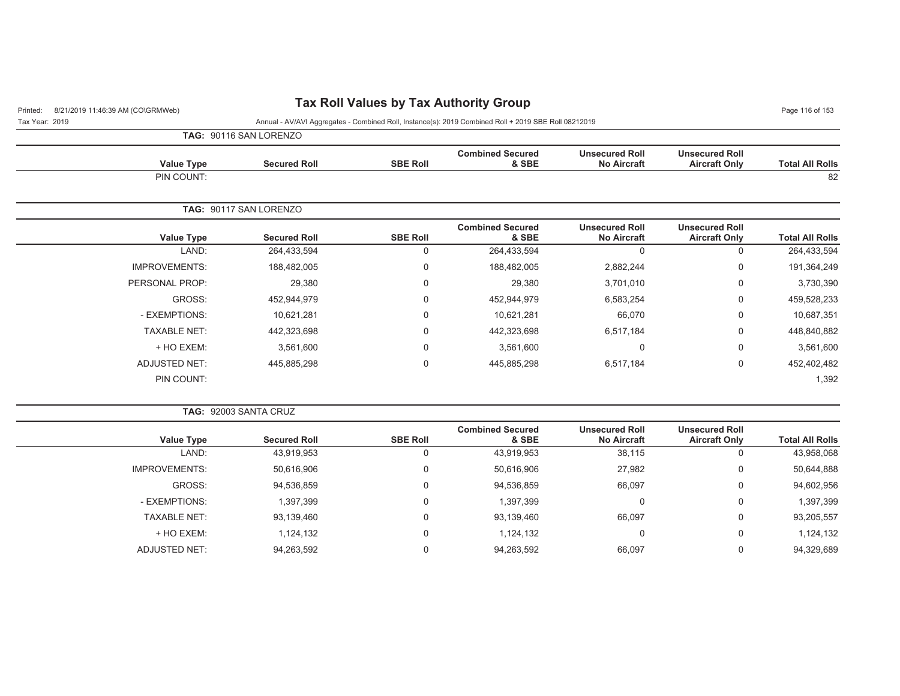# Tax Roll Values by Tax Authority Group

Tax Year: 2019

Annual - AV/AVI Aggregates - Combined Roll, Instance(s): 2019 Combined Roll + 2019 SBE Roll 08212019

**TAG: 90116 SAN LORENZO**

| Value Type | Secured Roll | SBE Roll | Combined Secured & SBE | Unsecured Roll No Aircraft | Unsecured Roll Aircraft Only | Total All Rolls |
|---|---|---|---|---|---|---|
| PIN COUNT: | | | | | | 82 |

**TAG: 90117 SAN LORENZO**

| Value Type | Secured Roll | SBE Roll | Combined Secured & SBE | Unsecured Roll No Aircraft | Unsecured Roll Aircraft Only | Total All Rolls |
|---|---|---|---|---|---|---|
| LAND: | 264,433,594 | 0 | 264,433,594 | 0 | 0 | 264,433,594 |
| IMPROVEMENTS: | 188,482,005 | 0 | 188,482,005 | 2,882,244 | 0 | 191,364,249 |
| PERSONAL PROP: | 29,380 | 0 | 29,380 | 3,701,010 | 0 | 3,730,390 |
| GROSS: | 452,944,979 | 0 | 452,944,979 | 6,583,254 | 0 | 459,528,233 |
| - EXEMPTIONS: | 10,621,281 | 0 | 10,621,281 | 66,070 | 0 | 10,687,351 |
| TAXABLE NET: | 442,323,698 | 0 | 442,323,698 | 6,517,184 | 0 | 448,840,882 |
| + HO EXEM: | 3,561,600 | 0 | 3,561,600 | 0 | 0 | 3,561,600 |
| ADJUSTED NET: | 445,885,298 | 0 | 445,885,298 | 6,517,184 | 0 | 452,402,482 |
| PIN COUNT: | | | | | | 1,392 |

**TAG: 92003 SANTA CRUZ**

| Value Type | Secured Roll | SBE Roll | Combined Secured & SBE | Unsecured Roll No Aircraft | Unsecured Roll Aircraft Only | Total All Rolls |
|---|---|---|---|---|---|---|
| LAND: | 43,919,953 | 0 | 43,919,953 | 38,115 | 0 | 43,958,068 |
| IMPROVEMENTS: | 50,616,906 | 0 | 50,616,906 | 27,982 | 0 | 50,644,888 |
| GROSS: | 94,536,859 | 0 | 94,536,859 | 66,097 | 0 | 94,602,956 |
| - EXEMPTIONS: | 1,397,399 | 0 | 1,397,399 | 0 | 0 | 1,397,399 |
| TAXABLE NET: | 93,139,460 | 0 | 93,139,460 | 66,097 | 0 | 93,205,557 |
| + HO EXEM: | 1,124,132 | 0 | 1,124,132 | 0 | 0 | 1,124,132 |
| ADJUSTED NET: | 94,263,592 | 0 | 94,263,592 | 66,097 | 0 | 94,329,689 |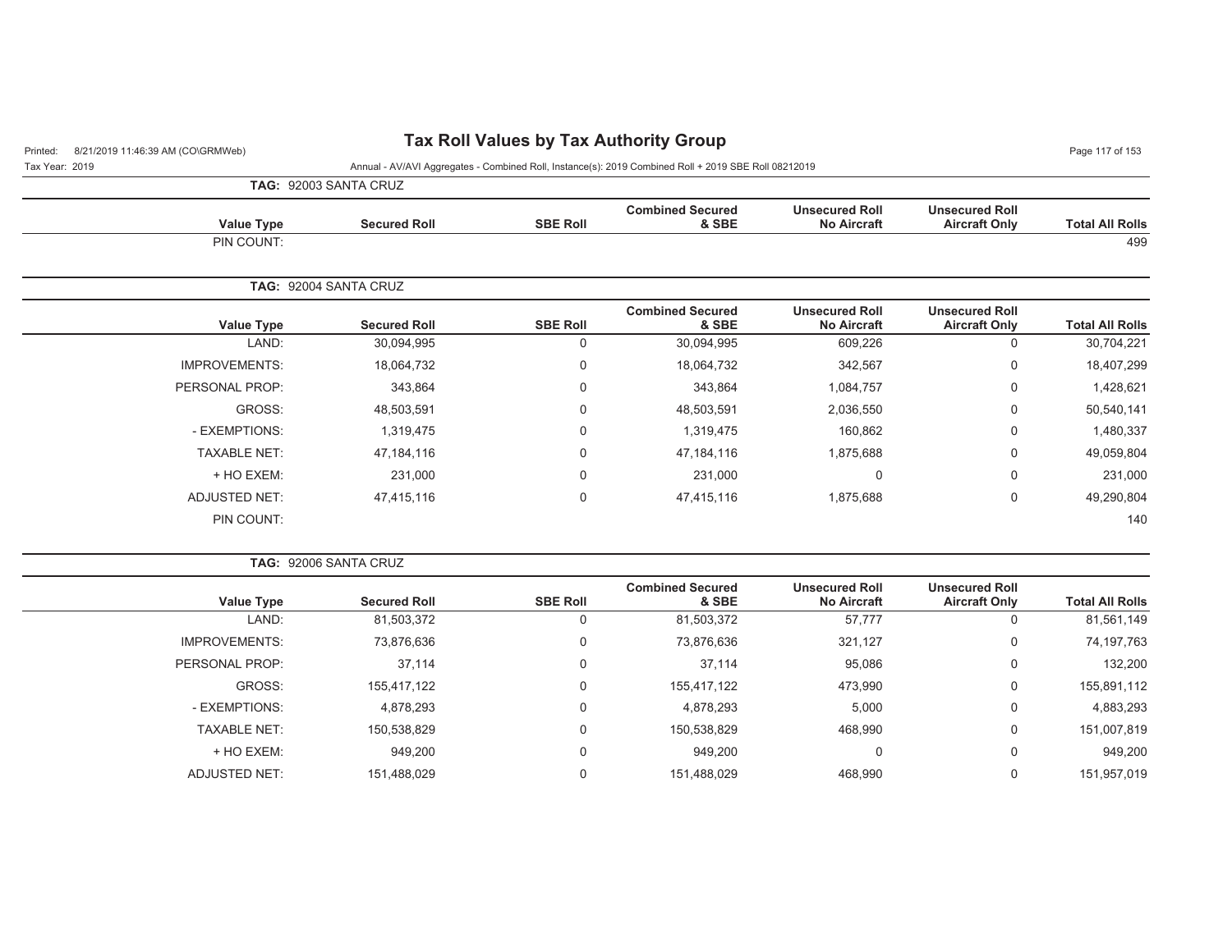# Tax Roll Values by Tax Authority Group

Printed: 8/21/2019 11:46:39 AM (CO\GRMWeb)

Tax Year: 2019

Annual - AV/AVI Aggregates - Combined Roll, Instance(s): 2019 Combined Roll + 2019 SBE Roll 08212019

**TAG: 92003 SANTA CRUZ**

| Value Type | Secured Roll | SBE Roll | Combined Secured & SBE | Unsecured Roll No Aircraft | Unsecured Roll Aircraft Only | Total All Rolls |
|---|---|---|---|---|---|---|
| PIN COUNT: | | | | | | 499 |

**TAG: 92004 SANTA CRUZ**

| Value Type | Secured Roll | SBE Roll | Combined Secured & SBE | Unsecured Roll No Aircraft | Unsecured Roll Aircraft Only | Total All Rolls |
|---|---|---|---|---|---|---|
| LAND: | 30,094,995 | 0 | 30,094,995 | 609,226 | 0 | 30,704,221 |
| IMPROVEMENTS: | 18,064,732 | 0 | 18,064,732 | 342,567 | 0 | 18,407,299 |
| PERSONAL PROP: | 343,864 | 0 | 343,864 | 1,084,757 | 0 | 1,428,621 |
| GROSS: | 48,503,591 | 0 | 48,503,591 | 2,036,550 | 0 | 50,540,141 |
| - EXEMPTIONS: | 1,319,475 | 0 | 1,319,475 | 160,862 | 0 | 1,480,337 |
| TAXABLE NET: | 47,184,116 | 0 | 47,184,116 | 1,875,688 | 0 | 49,059,804 |
| + HO EXEM: | 231,000 | 0 | 231,000 | 0 | 0 | 231,000 |
| ADJUSTED NET: | 47,415,116 | 0 | 47,415,116 | 1,875,688 | 0 | 49,290,804 |
| PIN COUNT: | | | | | | 140 |

**TAG: 92006 SANTA CRUZ**

| Value Type | Secured Roll | SBE Roll | Combined Secured & SBE | Unsecured Roll No Aircraft | Unsecured Roll Aircraft Only | Total All Rolls |
|---|---|---|---|---|---|---|
| LAND: | 81,503,372 | 0 | 81,503,372 | 57,777 | 0 | 81,561,149 |
| IMPROVEMENTS: | 73,876,636 | 0 | 73,876,636 | 321,127 | 0 | 74,197,763 |
| PERSONAL PROP: | 37,114 | 0 | 37,114 | 95,086 | 0 | 132,200 |
| GROSS: | 155,417,122 | 0 | 155,417,122 | 473,990 | 0 | 155,891,112 |
| - EXEMPTIONS: | 4,878,293 | 0 | 4,878,293 | 5,000 | 0 | 4,883,293 |
| TAXABLE NET: | 150,538,829 | 0 | 150,538,829 | 468,990 | 0 | 151,007,819 |
| + HO EXEM: | 949,200 | 0 | 949,200 | 0 | 0 | 949,200 |
| ADJUSTED NET: | 151,488,029 | 0 | 151,488,029 | 468,990 | 0 | 151,957,019 |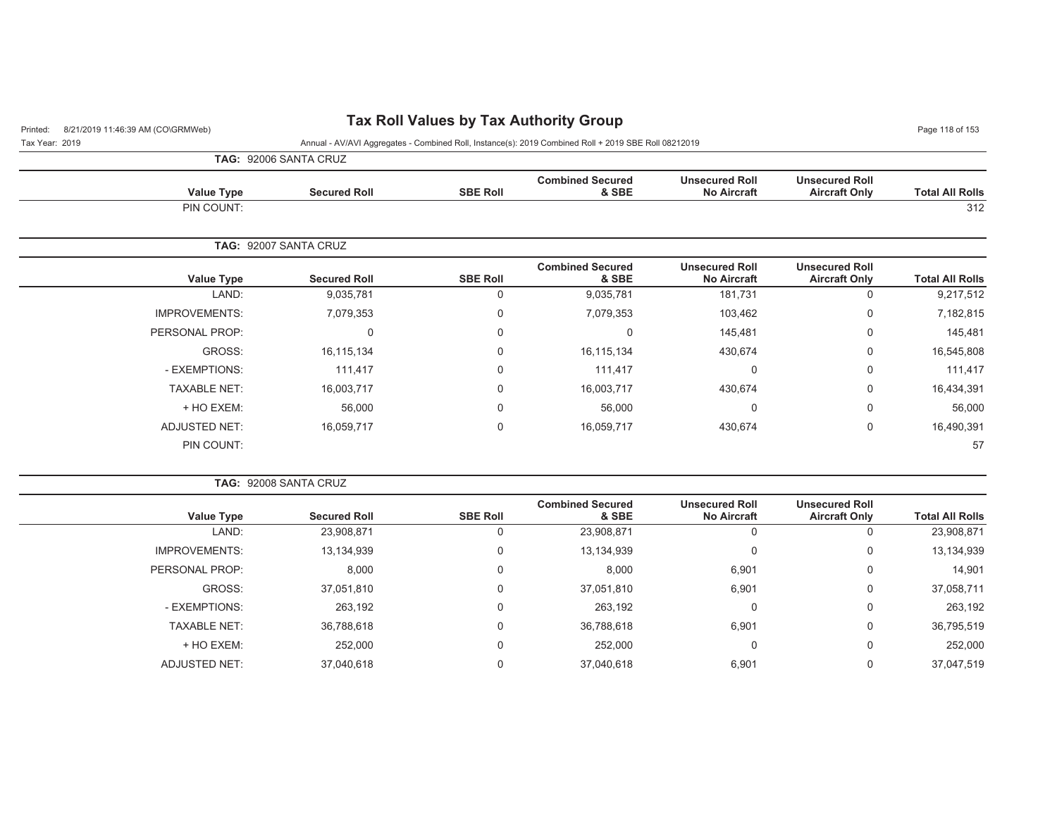# Tax Roll Values by Tax Authority Group

Printed: 8/21/2019 11:46:39 AM (CO\GRMWeb)

Tax Year: 2019

Annual - AV/AVI Aggregates - Combined Roll, Instance(s): 2019 Combined Roll + 2019 SBE Roll 08212019

**TAG: 92006 SANTA CRUZ**

| Value Type | Secured Roll | SBE Roll | Combined Secured & SBE | Unsecured Roll No Aircraft | Unsecured Roll Aircraft Only | Total All Rolls |
|---|---|---|---|---|---|---|
| PIN COUNT: | | | | | | 312 |

**TAG: 92007 SANTA CRUZ**

| Value Type | Secured Roll | SBE Roll | Combined Secured & SBE | Unsecured Roll No Aircraft | Unsecured Roll Aircraft Only | Total All Rolls |
|---|---|---|---|---|---|---|
| LAND: | 9,035,781 | 0 | 9,035,781 | 181,731 | 0 | 9,217,512 |
| IMPROVEMENTS: | 7,079,353 | 0 | 7,079,353 | 103,462 | 0 | 7,182,815 |
| PERSONAL PROP: | 0 | 0 | 0 | 145,481 | 0 | 145,481 |
| GROSS: | 16,115,134 | 0 | 16,115,134 | 430,674 | 0 | 16,545,808 |
| - EXEMPTIONS: | 111,417 | 0 | 111,417 | 0 | 0 | 111,417 |
| TAXABLE NET: | 16,003,717 | 0 | 16,003,717 | 430,674 | 0 | 16,434,391 |
| + HO EXEM: | 56,000 | 0 | 56,000 | 0 | 0 | 56,000 |
| ADJUSTED NET: | 16,059,717 | 0 | 16,059,717 | 430,674 | 0 | 16,490,391 |
| PIN COUNT: | | | | | | 57 |

**TAG: 92008 SANTA CRUZ**

| Value Type | Secured Roll | SBE Roll | Combined Secured & SBE | Unsecured Roll No Aircraft | Unsecured Roll Aircraft Only | Total All Rolls |
|---|---|---|---|---|---|---|
| LAND: | 23,908,871 | 0 | 23,908,871 | 0 | 0 | 23,908,871 |
| IMPROVEMENTS: | 13,134,939 | 0 | 13,134,939 | 0 | 0 | 13,134,939 |
| PERSONAL PROP: | 8,000 | 0 | 8,000 | 6,901 | 0 | 14,901 |
| GROSS: | 37,051,810 | 0 | 37,051,810 | 6,901 | 0 | 37,058,711 |
| - EXEMPTIONS: | 263,192 | 0 | 263,192 | 0 | 0 | 263,192 |
| TAXABLE NET: | 36,788,618 | 0 | 36,788,618 | 6,901 | 0 | 36,795,519 |
| + HO EXEM: | 252,000 | 0 | 252,000 | 0 | 0 | 252,000 |
| ADJUSTED NET: | 37,040,618 | 0 | 37,040,618 | 6,901 | 0 | 37,047,519 |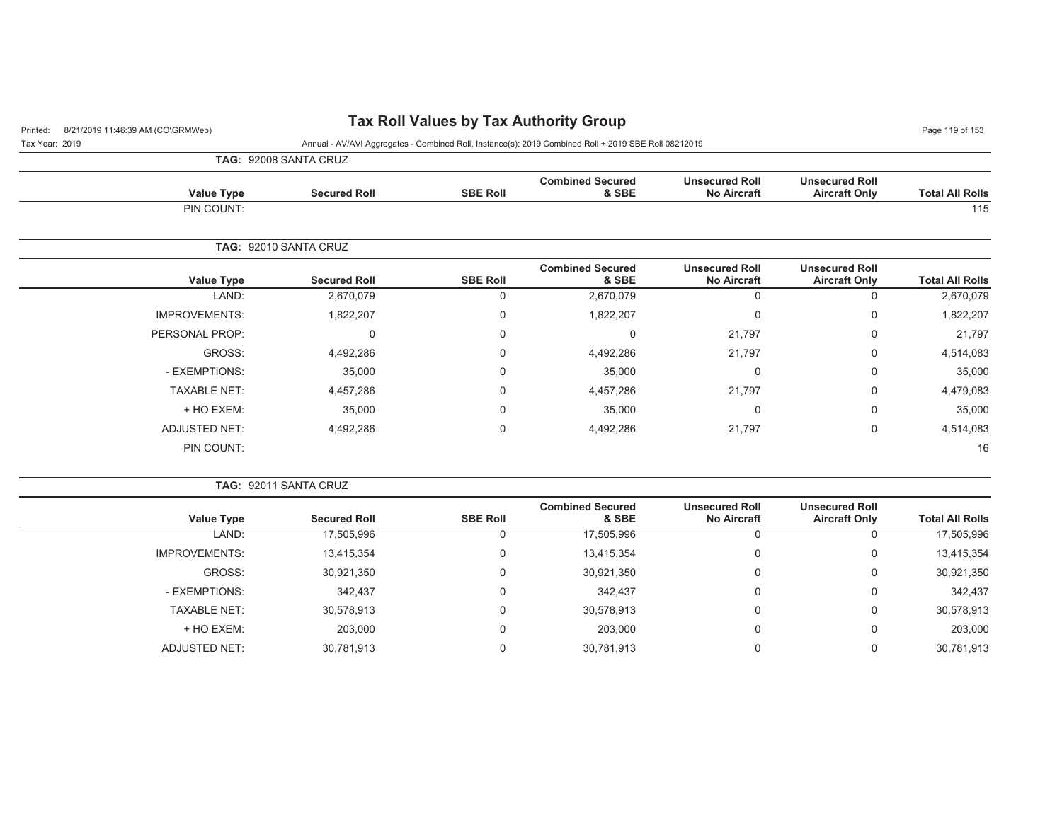# Tax Roll Values by Tax Authority Group

Printed: 8/21/2019 11:46:39 AM (CO\GRMWeb)

Tax Year: 2019

Annual - AV/AVI Aggregates - Combined Roll, Instance(s): 2019 Combined Roll + 2019 SBE Roll 08212019

**TAG: 92008 SANTA CRUZ**

| Value Type | Secured Roll | SBE Roll | Combined Secured & SBE | Unsecured Roll No Aircraft | Unsecured Roll Aircraft Only | Total All Rolls |
|---|---|---|---|---|---|---|
| PIN COUNT: | | | | | | 115 |

**TAG: 92010 SANTA CRUZ**

| Value Type | Secured Roll | SBE Roll | Combined Secured & SBE | Unsecured Roll No Aircraft | Unsecured Roll Aircraft Only | Total All Rolls |
|---|---|---|---|---|---|---|
| LAND: | 2,670,079 | 0 | 2,670,079 | 0 | 0 | 2,670,079 |
| IMPROVEMENTS: | 1,822,207 | 0 | 1,822,207 | 0 | 0 | 1,822,207 |
| PERSONAL PROP: | 0 | 0 | 0 | 21,797 | 0 | 21,797 |
| GROSS: | 4,492,286 | 0 | 4,492,286 | 21,797 | 0 | 4,514,083 |
| - EXEMPTIONS: | 35,000 | 0 | 35,000 | 0 | 0 | 35,000 |
| TAXABLE NET: | 4,457,286 | 0 | 4,457,286 | 21,797 | 0 | 4,479,083 |
| + HO EXEM: | 35,000 | 0 | 35,000 | 0 | 0 | 35,000 |
| ADJUSTED NET: | 4,492,286 | 0 | 4,492,286 | 21,797 | 0 | 4,514,083 |
| PIN COUNT: | | | | | | 16 |

**TAG: 92011 SANTA CRUZ**

| Value Type | Secured Roll | SBE Roll | Combined Secured & SBE | Unsecured Roll No Aircraft | Unsecured Roll Aircraft Only | Total All Rolls |
|---|---|---|---|---|---|---|
| LAND: | 17,505,996 | 0 | 17,505,996 | 0 | 0 | 17,505,996 |
| IMPROVEMENTS: | 13,415,354 | 0 | 13,415,354 | 0 | 0 | 13,415,354 |
| GROSS: | 30,921,350 | 0 | 30,921,350 | 0 | 0 | 30,921,350 |
| - EXEMPTIONS: | 342,437 | 0 | 342,437 | 0 | 0 | 342,437 |
| TAXABLE NET: | 30,578,913 | 0 | 30,578,913 | 0 | 0 | 30,578,913 |
| + HO EXEM: | 203,000 | 0 | 203,000 | 0 | 0 | 203,000 |
| ADJUSTED NET: | 30,781,913 | 0 | 30,781,913 | 0 | 0 | 30,781,913 |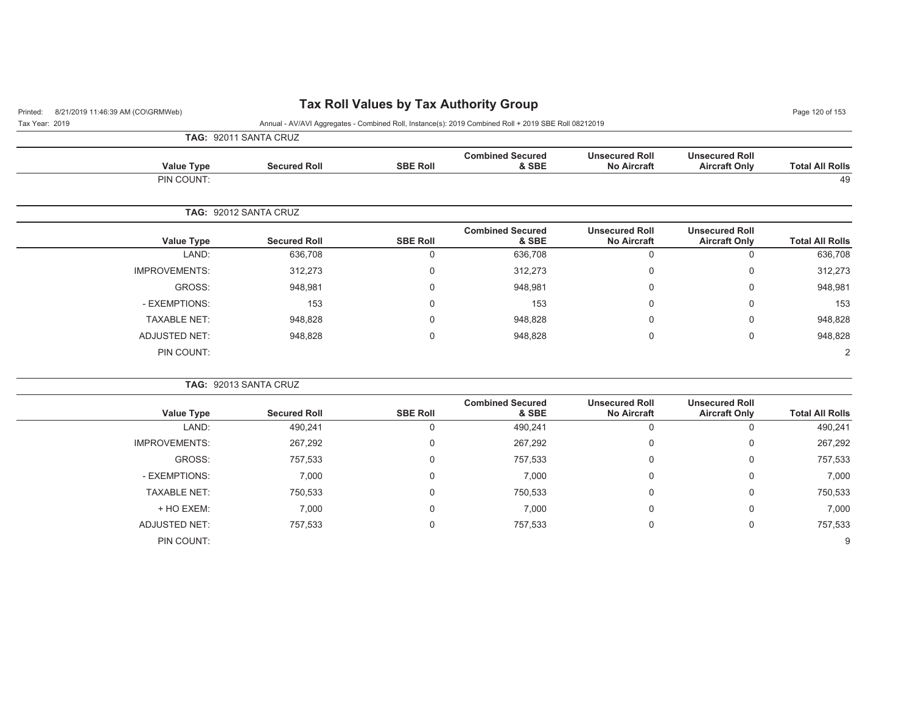**TAG: 92011 SANTA CRUZ**

| Value Type | Secured Roll | SBE Roll | Combined Secured & SBE | Unsecured Roll No Aircraft | Unsecured Roll Aircraft Only | Total All Rolls |
|---|---|---|---|---|---|---|
| PIN COUNT: | | | | | | 49 |

**TAG: 92012 SANTA CRUZ**

| Value Type | Secured Roll | SBE Roll | Combined Secured & SBE | Unsecured Roll No Aircraft | Unsecured Roll Aircraft Only | Total All Rolls |
|---|---|---|---|---|---|---|
| LAND: | 636,708 | 0 | 636,708 | 0 | 0 | 636,708 |
| IMPROVEMENTS: | 312,273 | 0 | 312,273 | 0 | 0 | 312,273 |
| GROSS: | 948,981 | 0 | 948,981 | 0 | 0 | 948,981 |
| - EXEMPTIONS: | 153 | 0 | 153 | 0 | 0 | 153 |
| TAXABLE NET: | 948,828 | 0 | 948,828 | 0 | 0 | 948,828 |
| ADJUSTED NET: | 948,828 | 0 | 948,828 | 0 | 0 | 948,828 |
| PIN COUNT: | | | | | | 2 |

**TAG: 92013 SANTA CRUZ**

| Value Type | Secured Roll | SBE Roll | Combined Secured & SBE | Unsecured Roll No Aircraft | Unsecured Roll Aircraft Only | Total All Rolls |
|---|---|---|---|---|---|---|
| LAND: | 490,241 | 0 | 490,241 | 0 | 0 | 490,241 |
| IMPROVEMENTS: | 267,292 | 0 | 267,292 | 0 | 0 | 267,292 |
| GROSS: | 757,533 | 0 | 757,533 | 0 | 0 | 757,533 |
| - EXEMPTIONS: | 7,000 | 0 | 7,000 | 0 | 0 | 7,000 |
| TAXABLE NET: | 750,533 | 0 | 750,533 | 0 | 0 | 750,533 |
| + HO EXEM: | 7,000 | 0 | 7,000 | 0 | 0 | 7,000 |
| ADJUSTED NET: | 757,533 | 0 | 757,533 | 0 | 0 | 757,533 |
| PIN COUNT: | | | | | | 9 |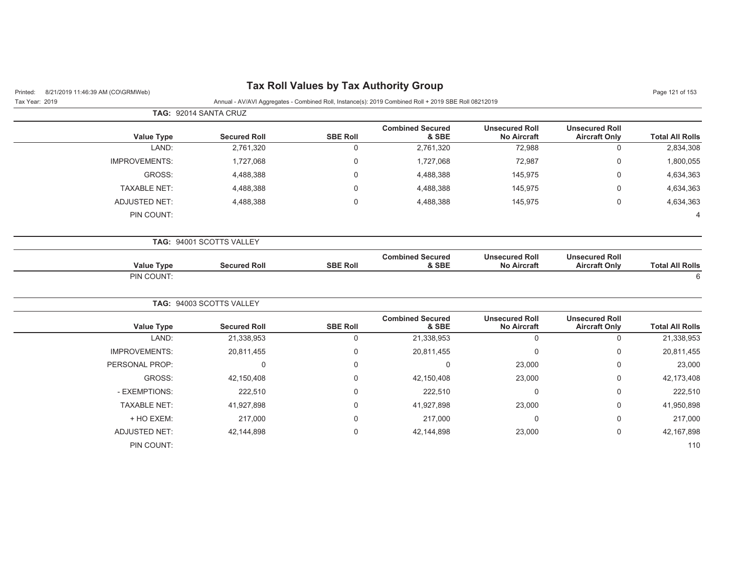# Tax Roll Values by Tax Authority Group

Printed: 8/21/2019 11:46:39 AM (CO\GRMWeb)

Tax Year: 2019

Annual - AV/AVI Aggregates - Combined Roll, Instance(s): 2019 Combined Roll + 2019 SBE Roll 08212019

**TAG: 92014 SANTA CRUZ**

| Value Type | Secured Roll | SBE Roll | Combined Secured & SBE | Unsecured Roll No Aircraft | Unsecured Roll Aircraft Only | Total All Rolls |
|---|---|---|---|---|---|---|
| LAND: | 2,761,320 | 0 | 2,761,320 | 72,988 | 0 | 2,834,308 |
| IMPROVEMENTS: | 1,727,068 | 0 | 1,727,068 | 72,987 | 0 | 1,800,055 |
| GROSS: | 4,488,388 | 0 | 4,488,388 | 145,975 | 0 | 4,634,363 |
| TAXABLE NET: | 4,488,388 | 0 | 4,488,388 | 145,975 | 0 | 4,634,363 |
| ADJUSTED NET: | 4,488,388 | 0 | 4,488,388 | 145,975 | 0 | 4,634,363 |
| PIN COUNT: | | | | | | 4 |

**TAG: 94001 SCOTTS VALLEY**

| Value Type | Secured Roll | SBE Roll | Combined Secured & SBE | Unsecured Roll No Aircraft | Unsecured Roll Aircraft Only | Total All Rolls |
|---|---|---|---|---|---|---|
| PIN COUNT: | | | | | | 6 |

**TAG: 94003 SCOTTS VALLEY**

| Value Type | Secured Roll | SBE Roll | Combined Secured & SBE | Unsecured Roll No Aircraft | Unsecured Roll Aircraft Only | Total All Rolls |
|---|---|---|---|---|---|---|
| LAND: | 21,338,953 | 0 | 21,338,953 | 0 | 0 | 21,338,953 |
| IMPROVEMENTS: | 20,811,455 | 0 | 20,811,455 | 0 | 0 | 20,811,455 |
| PERSONAL PROP: | 0 | 0 | 0 | 23,000 | 0 | 23,000 |
| GROSS: | 42,150,408 | 0 | 42,150,408 | 23,000 | 0 | 42,173,408 |
| - EXEMPTIONS: | 222,510 | 0 | 222,510 | 0 | 0 | 222,510 |
| TAXABLE NET: | 41,927,898 | 0 | 41,927,898 | 23,000 | 0 | 41,950,898 |
| + HO EXEM: | 217,000 | 0 | 217,000 | 0 | 0 | 217,000 |
| ADJUSTED NET: | 42,144,898 | 0 | 42,144,898 | 23,000 | 0 | 42,167,898 |
| PIN COUNT: | | | | | | 110 |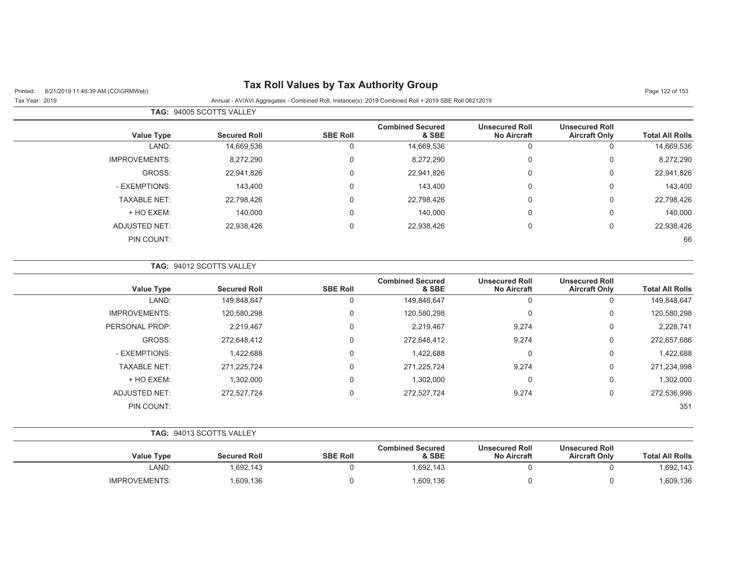**TAG: 94005 SCOTTS VALLEY**

| Value Type | Secured Roll | SBE Roll | Combined Secured & SBE | Unsecured Roll No Aircraft | Unsecured Roll Aircraft Only | Total All Rolls |
|---|---|---|---|---|---|---|
| LAND: | 14,669,536 | 0 | 14,669,536 | 0 | 0 | 14,669,536 |
| IMPROVEMENTS: | 8,272,290 | 0 | 8,272,290 | 0 | 0 | 8,272,290 |
| GROSS: | 22,941,826 | 0 | 22,941,826 | 0 | 0 | 22,941,826 |
| - EXEMPTIONS: | 143,400 | 0 | 143,400 | 0 | 0 | 143,400 |
| TAXABLE NET: | 22,798,426 | 0 | 22,798,426 | 0 | 0 | 22,798,426 |
| + HO EXEM: | 140,000 | 0 | 140,000 | 0 | 0 | 140,000 |
| ADJUSTED NET: | 22,938,426 | 0 | 22,938,426 | 0 | 0 | 22,938,426 |
| PIN COUNT: | | | | | | 66 |

**TAG: 94012 SCOTTS VALLEY**

| Value Type | Secured Roll | SBE Roll | Combined Secured & SBE | Unsecured Roll No Aircraft | Unsecured Roll Aircraft Only | Total All Rolls |
|---|---|---|---|---|---|---|
| LAND: | 149,848,647 | 0 | 149,848,647 | 0 | 0 | 149,848,647 |
| IMPROVEMENTS: | 120,580,298 | 0 | 120,580,298 | 0 | 0 | 120,580,298 |
| PERSONAL PROP: | 2,219,467 | 0 | 2,219,467 | 9,274 | 0 | 2,228,741 |
| GROSS: | 272,648,412 | 0 | 272,648,412 | 9,274 | 0 | 272,657,686 |
| - EXEMPTIONS: | 1,422,688 | 0 | 1,422,688 | 0 | 0 | 1,422,688 |
| TAXABLE NET: | 271,225,724 | 0 | 271,225,724 | 9,274 | 0 | 271,234,998 |
| + HO EXEM: | 1,302,000 | 0 | 1,302,000 | 0 | 0 | 1,302,000 |
| ADJUSTED NET: | 272,527,724 | 0 | 272,527,724 | 9,274 | 0 | 272,536,998 |
| PIN COUNT: | | | | | | 351 |

**TAG: 94013 SCOTTS VALLEY**

| Value Type | Secured Roll | SBE Roll | Combined Secured & SBE | Unsecured Roll No Aircraft | Unsecured Roll Aircraft Only | Total All Rolls |
|---|---|---|---|---|---|---|
| LAND: | 1,692,143 | 0 | 1,692,143 | 0 | 0 | 1,692,143 |
| IMPROVEMENTS: | 1,609,136 | 0 | 1,609,136 | 0 | 0 | 1,609,136 |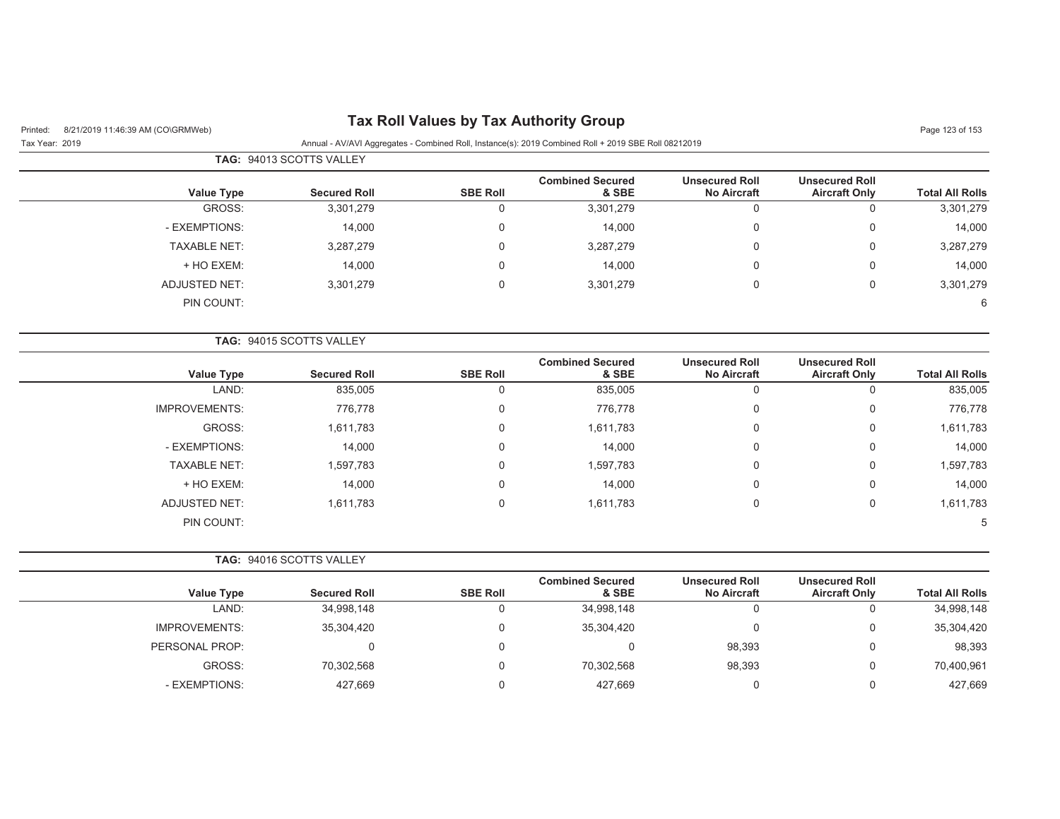# Tax Roll Values by Tax Authority Group

Annual - AV/AVI Aggregates - Combined Roll, Instance(s): 2019 Combined Roll + 2019 SBE Roll 08212019

**TAG: 94013 SCOTTS VALLEY**

| Value Type | Secured Roll | SBE Roll | Combined Secured & SBE | Unsecured Roll No Aircraft | Unsecured Roll Aircraft Only | Total All Rolls |
|---|---|---|---|---|---|---|
| GROSS: | 3,301,279 | 0 | 3,301,279 | 0 | 0 | 3,301,279 |
| - EXEMPTIONS: | 14,000 | 0 | 14,000 | 0 | 0 | 14,000 |
| TAXABLE NET: | 3,287,279 | 0 | 3,287,279 | 0 | 0 | 3,287,279 |
| + HO EXEM: | 14,000 | 0 | 14,000 | 0 | 0 | 14,000 |
| ADJUSTED NET: | 3,301,279 | 0 | 3,301,279 | 0 | 0 | 3,301,279 |
| PIN COUNT: | | | | | | 6 |

**TAG: 94015 SCOTTS VALLEY**

| Value Type | Secured Roll | SBE Roll | Combined Secured & SBE | Unsecured Roll No Aircraft | Unsecured Roll Aircraft Only | Total All Rolls |
|---|---|---|---|---|---|---|
| LAND: | 835,005 | 0 | 835,005 | 0 | 0 | 835,005 |
| IMPROVEMENTS: | 776,778 | 0 | 776,778 | 0 | 0 | 776,778 |
| GROSS: | 1,611,783 | 0 | 1,611,783 | 0 | 0 | 1,611,783 |
| - EXEMPTIONS: | 14,000 | 0 | 14,000 | 0 | 0 | 14,000 |
| TAXABLE NET: | 1,597,783 | 0 | 1,597,783 | 0 | 0 | 1,597,783 |
| + HO EXEM: | 14,000 | 0 | 14,000 | 0 | 0 | 14,000 |
| ADJUSTED NET: | 1,611,783 | 0 | 1,611,783 | 0 | 0 | 1,611,783 |
| PIN COUNT: | | | | | | 5 |

**TAG: 94016 SCOTTS VALLEY**

| Value Type | Secured Roll | SBE Roll | Combined Secured & SBE | Unsecured Roll No Aircraft | Unsecured Roll Aircraft Only | Total All Rolls |
|---|---|---|---|---|---|---|
| LAND: | 34,998,148 | 0 | 34,998,148 | 0 | 0 | 34,998,148 |
| IMPROVEMENTS: | 35,304,420 | 0 | 35,304,420 | 0 | 0 | 35,304,420 |
| PERSONAL PROP: | 0 | 0 | 0 | 98,393 | 0 | 98,393 |
| GROSS: | 70,302,568 | 0 | 70,302,568 | 98,393 | 0 | 70,400,961 |
| - EXEMPTIONS: | 427,669 | 0 | 427,669 | 0 | 0 | 427,669 |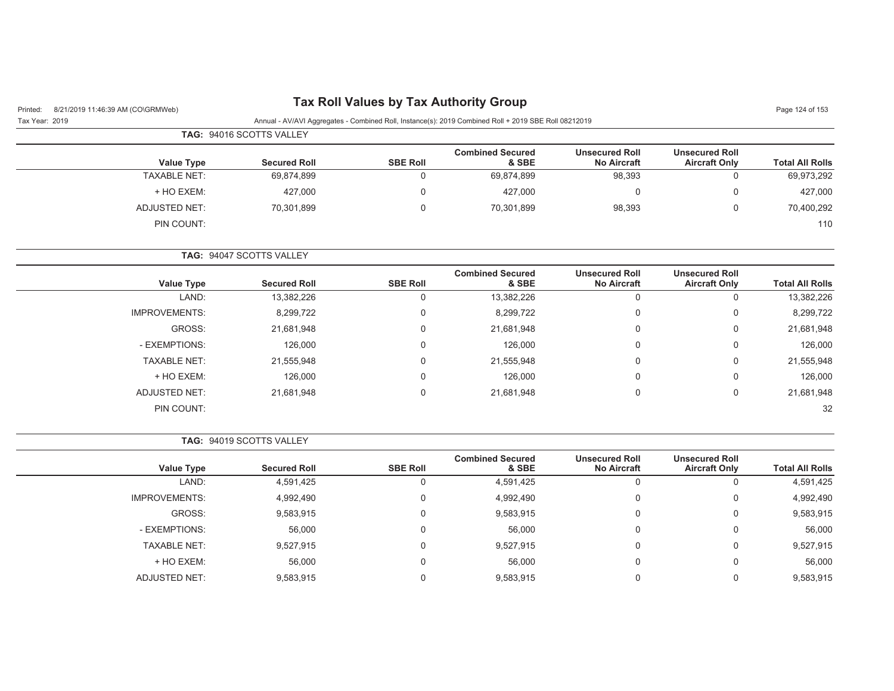# Tax Roll Values by Tax Authority Group

Tax Year: 2019

Annual - AV/AVI Aggregates - Combined Roll, Instance(s): 2019 Combined Roll + 2019 SBE Roll 08212019

**TAG: 94016 SCOTTS VALLEY**

| Value Type | Secured Roll | SBE Roll | Combined Secured & SBE | Unsecured Roll No Aircraft | Unsecured Roll Aircraft Only | Total All Rolls |
|---|---|---|---|---|---|---|
| TAXABLE NET: | 69,874,899 | 0 | 69,874,899 | 98,393 | 0 | 69,973,292 |
| + HO EXEM: | 427,000 | 0 | 427,000 | 0 | 0 | 427,000 |
| ADJUSTED NET: | 70,301,899 | 0 | 70,301,899 | 98,393 | 0 | 70,400,292 |
| PIN COUNT: | | | | | | 110 |

**TAG: 94047 SCOTTS VALLEY**

| Value Type | Secured Roll | SBE Roll | Combined Secured & SBE | Unsecured Roll No Aircraft | Unsecured Roll Aircraft Only | Total All Rolls |
|---|---|---|---|---|---|---|
| LAND: | 13,382,226 | 0 | 13,382,226 | 0 | 0 | 13,382,226 |
| IMPROVEMENTS: | 8,299,722 | 0 | 8,299,722 | 0 | 0 | 8,299,722 |
| GROSS: | 21,681,948 | 0 | 21,681,948 | 0 | 0 | 21,681,948 |
| - EXEMPTIONS: | 126,000 | 0 | 126,000 | 0 | 0 | 126,000 |
| TAXABLE NET: | 21,555,948 | 0 | 21,555,948 | 0 | 0 | 21,555,948 |
| + HO EXEM: | 126,000 | 0 | 126,000 | 0 | 0 | 126,000 |
| ADJUSTED NET: | 21,681,948 | 0 | 21,681,948 | 0 | 0 | 21,681,948 |
| PIN COUNT: | | | | | | 32 |

**TAG: 94019 SCOTTS VALLEY**

| Value Type | Secured Roll | SBE Roll | Combined Secured & SBE | Unsecured Roll No Aircraft | Unsecured Roll Aircraft Only | Total All Rolls |
|---|---|---|---|---|---|---|
| LAND: | 4,591,425 | 0 | 4,591,425 | 0 | 0 | 4,591,425 |
| IMPROVEMENTS: | 4,992,490 | 0 | 4,992,490 | 0 | 0 | 4,992,490 |
| GROSS: | 9,583,915 | 0 | 9,583,915 | 0 | 0 | 9,583,915 |
| - EXEMPTIONS: | 56,000 | 0 | 56,000 | 0 | 0 | 56,000 |
| TAXABLE NET: | 9,527,915 | 0 | 9,527,915 | 0 | 0 | 9,527,915 |
| + HO EXEM: | 56,000 | 0 | 56,000 | 0 | 0 | 56,000 |
| ADJUSTED NET: | 9,583,915 | 0 | 9,583,915 | 0 | 0 | 9,583,915 |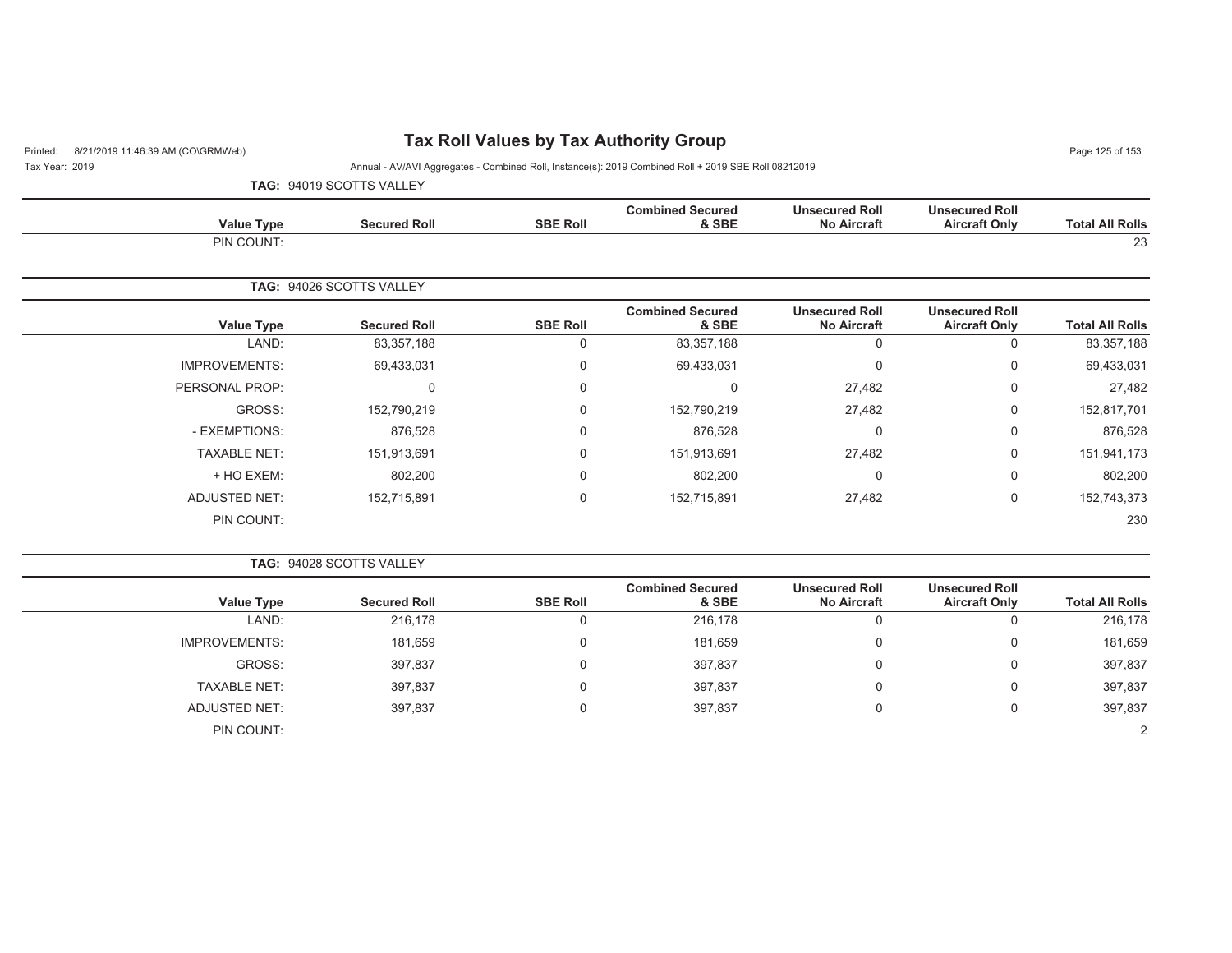# Tax Roll Values by Tax Authority Group

Tax Year: 2019

Annual - AV/AVI Aggregates - Combined Roll, Instance(s): 2019 Combined Roll + 2019 SBE Roll 08212019

**TAG: 94019 SCOTTS VALLEY**

| Value Type | Secured Roll | SBE Roll | Combined Secured & SBE | Unsecured Roll No Aircraft | Unsecured Roll Aircraft Only | Total All Rolls |
|---|---|---|---|---|---|---|
| PIN COUNT: | | | | | | 23 |

**TAG: 94026 SCOTTS VALLEY**

| Value Type | Secured Roll | SBE Roll | Combined Secured & SBE | Unsecured Roll No Aircraft | Unsecured Roll Aircraft Only | Total All Rolls |
|---|---|---|---|---|---|---|
| LAND: | 83,357,188 | 0 | 83,357,188 | 0 | 0 | 83,357,188 |
| IMPROVEMENTS: | 69,433,031 | 0 | 69,433,031 | 0 | 0 | 69,433,031 |
| PERSONAL PROP: | 0 | 0 | 0 | 27,482 | 0 | 27,482 |
| GROSS: | 152,790,219 | 0 | 152,790,219 | 27,482 | 0 | 152,817,701 |
| - EXEMPTIONS: | 876,528 | 0 | 876,528 | 0 | 0 | 876,528 |
| TAXABLE NET: | 151,913,691 | 0 | 151,913,691 | 27,482 | 0 | 151,941,173 |
| + HO EXEM: | 802,200 | 0 | 802,200 | 0 | 0 | 802,200 |
| ADJUSTED NET: | 152,715,891 | 0 | 152,715,891 | 27,482 | 0 | 152,743,373 |
| PIN COUNT: | | | | | | 230 |

**TAG: 94028 SCOTTS VALLEY**

| Value Type | Secured Roll | SBE Roll | Combined Secured & SBE | Unsecured Roll No Aircraft | Unsecured Roll Aircraft Only | Total All Rolls |
|---|---|---|---|---|---|---|
| LAND: | 216,178 | 0 | 216,178 | 0 | 0 | 216,178 |
| IMPROVEMENTS: | 181,659 | 0 | 181,659 | 0 | 0 | 181,659 |
| GROSS: | 397,837 | 0 | 397,837 | 0 | 0 | 397,837 |
| TAXABLE NET: | 397,837 | 0 | 397,837 | 0 | 0 | 397,837 |
| ADJUSTED NET: | 397,837 | 0 | 397,837 | 0 | 0 | 397,837 |
| PIN COUNT: | | | | | | 2 |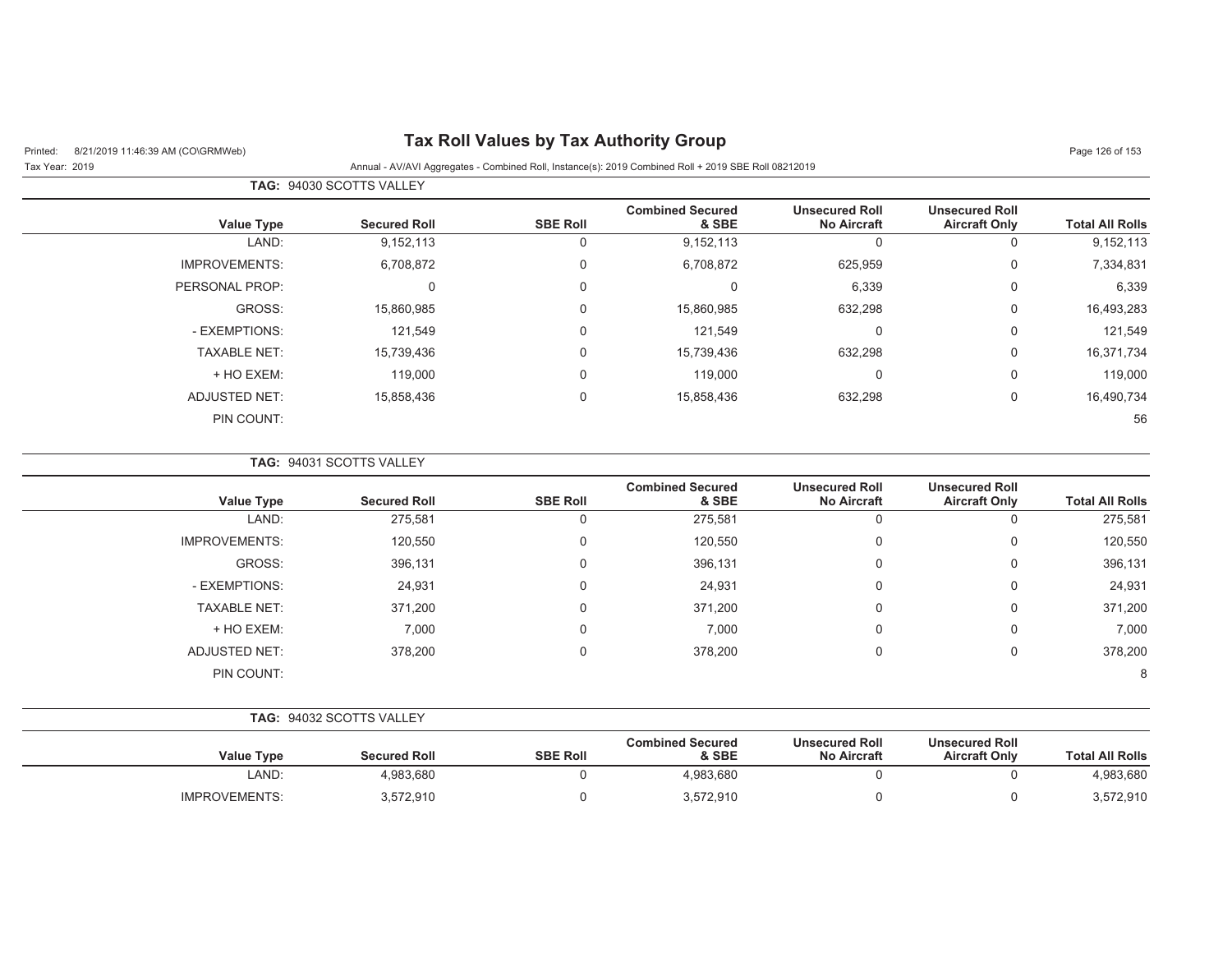# Tax Roll Values by Tax Authority Group

Tax Year: 2019

Annual - AV/AVI Aggregates - Combined Roll, Instance(s): 2019 Combined Roll + 2019 SBE Roll 08212019

**TAG: 94030 SCOTTS VALLEY**

| Value Type | Secured Roll | SBE Roll | Combined Secured & SBE | Unsecured Roll No Aircraft | Unsecured Roll Aircraft Only | Total All Rolls |
|---|---|---|---|---|---|---|
| LAND: | 9,152,113 | 0 | 9,152,113 | 0 | 0 | 9,152,113 |
| IMPROVEMENTS: | 6,708,872 | 0 | 6,708,872 | 625,959 | 0 | 7,334,831 |
| PERSONAL PROP: | 0 | 0 | 0 | 6,339 | 0 | 6,339 |
| GROSS: | 15,860,985 | 0 | 15,860,985 | 632,298 | 0 | 16,493,283 |
| - EXEMPTIONS: | 121,549 | 0 | 121,549 | 0 | 0 | 121,549 |
| TAXABLE NET: | 15,739,436 | 0 | 15,739,436 | 632,298 | 0 | 16,371,734 |
| + HO EXEM: | 119,000 | 0 | 119,000 | 0 | 0 | 119,000 |
| ADJUSTED NET: | 15,858,436 | 0 | 15,858,436 | 632,298 | 0 | 16,490,734 |
| PIN COUNT: | | | | | | 56 |

**TAG: 94031 SCOTTS VALLEY**

| Value Type | Secured Roll | SBE Roll | Combined Secured & SBE | Unsecured Roll No Aircraft | Unsecured Roll Aircraft Only | Total All Rolls |
|---|---|---|---|---|---|---|
| LAND: | 275,581 | 0 | 275,581 | 0 | 0 | 275,581 |
| IMPROVEMENTS: | 120,550 | 0 | 120,550 | 0 | 0 | 120,550 |
| GROSS: | 396,131 | 0 | 396,131 | 0 | 0 | 396,131 |
| - EXEMPTIONS: | 24,931 | 0 | 24,931 | 0 | 0 | 24,931 |
| TAXABLE NET: | 371,200 | 0 | 371,200 | 0 | 0 | 371,200 |
| + HO EXEM: | 7,000 | 0 | 7,000 | 0 | 0 | 7,000 |
| ADJUSTED NET: | 378,200 | 0 | 378,200 | 0 | 0 | 378,200 |
| PIN COUNT: | | | | | | 8 |

**TAG: 94032 SCOTTS VALLEY**

| Value Type | Secured Roll | SBE Roll | Combined Secured & SBE | Unsecured Roll No Aircraft | Unsecured Roll Aircraft Only | Total All Rolls |
|---|---|---|---|---|---|---|
| LAND: | 4,983,680 | 0 | 4,983,680 | 0 | 0 | 4,983,680 |
| IMPROVEMENTS: | 3,572,910 | 0 | 3,572,910 | 0 | 0 | 3,572,910 |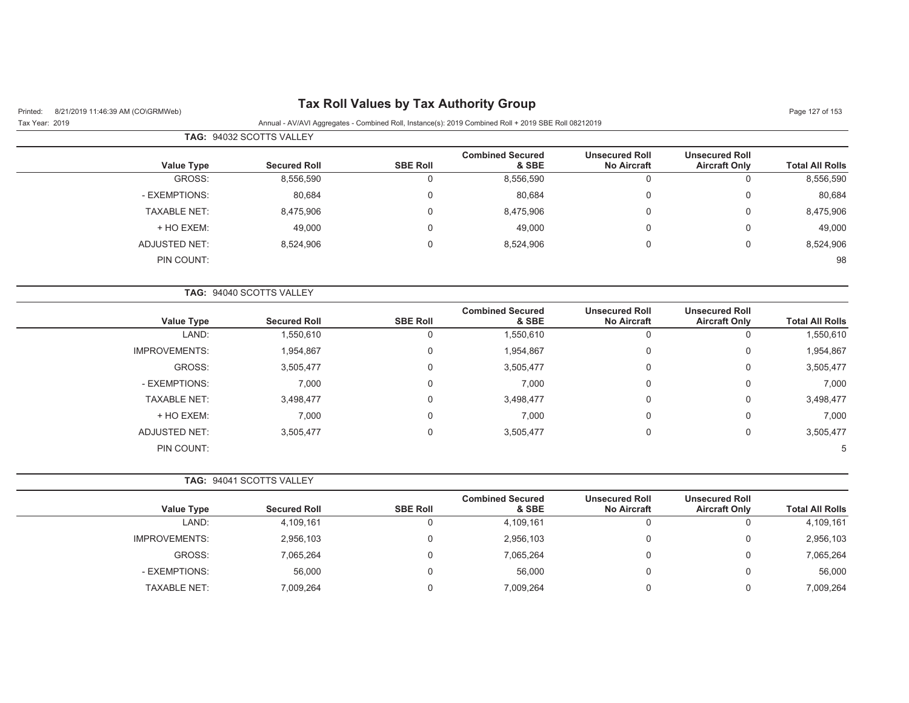## TAG: 94032 SCOTTS VALLEY

| Value Type | Secured Roll | SBE Roll | Combined Secured & SBE | Unsecured Roll No Aircraft | Unsecured Roll Aircraft Only | Total All Rolls |
|---|---|---|---|---|---|---|
| GROSS: | 8,556,590 | 0 | 8,556,590 | 0 | 0 | 8,556,590 |
| - EXEMPTIONS: | 80,684 | 0 | 80,684 | 0 | 0 | 80,684 |
| TAXABLE NET: | 8,475,906 | 0 | 8,475,906 | 0 | 0 | 8,475,906 |
| + HO EXEM: | 49,000 | 0 | 49,000 | 0 | 0 | 49,000 |
| ADJUSTED NET: | 8,524,906 | 0 | 8,524,906 | 0 | 0 | 8,524,906 |
| PIN COUNT: | | | | | | 98 |

## TAG: 94040 SCOTTS VALLEY

| Value Type | Secured Roll | SBE Roll | Combined Secured & SBE | Unsecured Roll No Aircraft | Unsecured Roll Aircraft Only | Total All Rolls |
|---|---|---|---|---|---|---|
| LAND: | 1,550,610 | 0 | 1,550,610 | 0 | 0 | 1,550,610 |
| IMPROVEMENTS: | 1,954,867 | 0 | 1,954,867 | 0 | 0 | 1,954,867 |
| GROSS: | 3,505,477 | 0 | 3,505,477 | 0 | 0 | 3,505,477 |
| - EXEMPTIONS: | 7,000 | 0 | 7,000 | 0 | 0 | 7,000 |
| TAXABLE NET: | 3,498,477 | 0 | 3,498,477 | 0 | 0 | 3,498,477 |
| + HO EXEM: | 7,000 | 0 | 7,000 | 0 | 0 | 7,000 |
| ADJUSTED NET: | 3,505,477 | 0 | 3,505,477 | 0 | 0 | 3,505,477 |
| PIN COUNT: | | | | | | 5 |

## TAG: 94041 SCOTTS VALLEY

| Value Type | Secured Roll | SBE Roll | Combined Secured & SBE | Unsecured Roll No Aircraft | Unsecured Roll Aircraft Only | Total All Rolls |
|---|---|---|---|---|---|---|
| LAND: | 4,109,161 | 0 | 4,109,161 | 0 | 0 | 4,109,161 |
| IMPROVEMENTS: | 2,956,103 | 0 | 2,956,103 | 0 | 0 | 2,956,103 |
| GROSS: | 7,065,264 | 0 | 7,065,264 | 0 | 0 | 7,065,264 |
| - EXEMPTIONS: | 56,000 | 0 | 56,000 | 0 | 0 | 56,000 |
| TAXABLE NET: | 7,009,264 | 0 | 7,009,264 | 0 | 0 | 7,009,264 |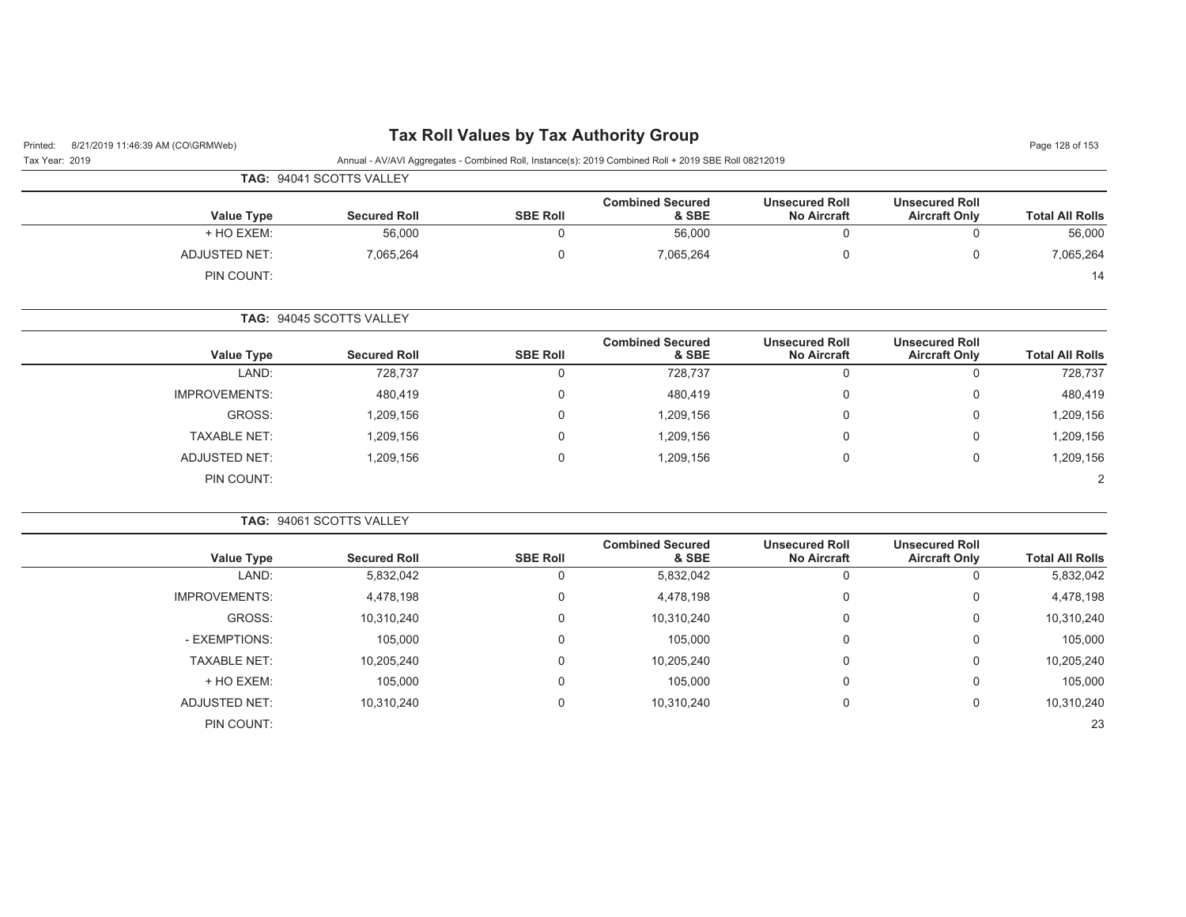# Tax Roll Values by Tax Authority Group

Printed: 8/21/2019 11:46:39 AM (CO\GRMWeb)

Tax Year: 2019

Annual - AV/AVI Aggregates - Combined Roll, Instance(s): 2019 Combined Roll + 2019 SBE Roll 08212019

**TAG:** 94041 SCOTTS VALLEY

| Value Type | Secured Roll | SBE Roll | Combined Secured & SBE | Unsecured Roll No Aircraft | Unsecured Roll Aircraft Only | Total All Rolls |
|---|---|---|---|---|---|---|
| + HO EXEM: | 56,000 | 0 | 56,000 | 0 | 0 | 56,000 |
| ADJUSTED NET: | 7,065,264 | 0 | 7,065,264 | 0 | 0 | 7,065,264 |
| PIN COUNT: | | | | | | 14 |

**TAG:** 94045 SCOTTS VALLEY

| Value Type | Secured Roll | SBE Roll | Combined Secured & SBE | Unsecured Roll No Aircraft | Unsecured Roll Aircraft Only | Total All Rolls |
|---|---|---|---|---|---|---|
| LAND: | 728,737 | 0 | 728,737 | 0 | 0 | 728,737 |
| IMPROVEMENTS: | 480,419 | 0 | 480,419 | 0 | 0 | 480,419 |
| GROSS: | 1,209,156 | 0 | 1,209,156 | 0 | 0 | 1,209,156 |
| TAXABLE NET: | 1,209,156 | 0 | 1,209,156 | 0 | 0 | 1,209,156 |
| ADJUSTED NET: | 1,209,156 | 0 | 1,209,156 | 0 | 0 | 1,209,156 |
| PIN COUNT: | | | | | | 2 |

**TAG:** 94061 SCOTTS VALLEY

| Value Type | Secured Roll | SBE Roll | Combined Secured & SBE | Unsecured Roll No Aircraft | Unsecured Roll Aircraft Only | Total All Rolls |
|---|---|---|---|---|---|---|
| LAND: | 5,832,042 | 0 | 5,832,042 | 0 | 0 | 5,832,042 |
| IMPROVEMENTS: | 4,478,198 | 0 | 4,478,198 | 0 | 0 | 4,478,198 |
| GROSS: | 10,310,240 | 0 | 10,310,240 | 0 | 0 | 10,310,240 |
| - EXEMPTIONS: | 105,000 | 0 | 105,000 | 0 | 0 | 105,000 |
| TAXABLE NET: | 10,205,240 | 0 | 10,205,240 | 0 | 0 | 10,205,240 |
| + HO EXEM: | 105,000 | 0 | 105,000 | 0 | 0 | 105,000 |
| ADJUSTED NET: | 10,310,240 | 0 | 10,310,240 | 0 | 0 | 10,310,240 |
| PIN COUNT: | | | | | | 23 |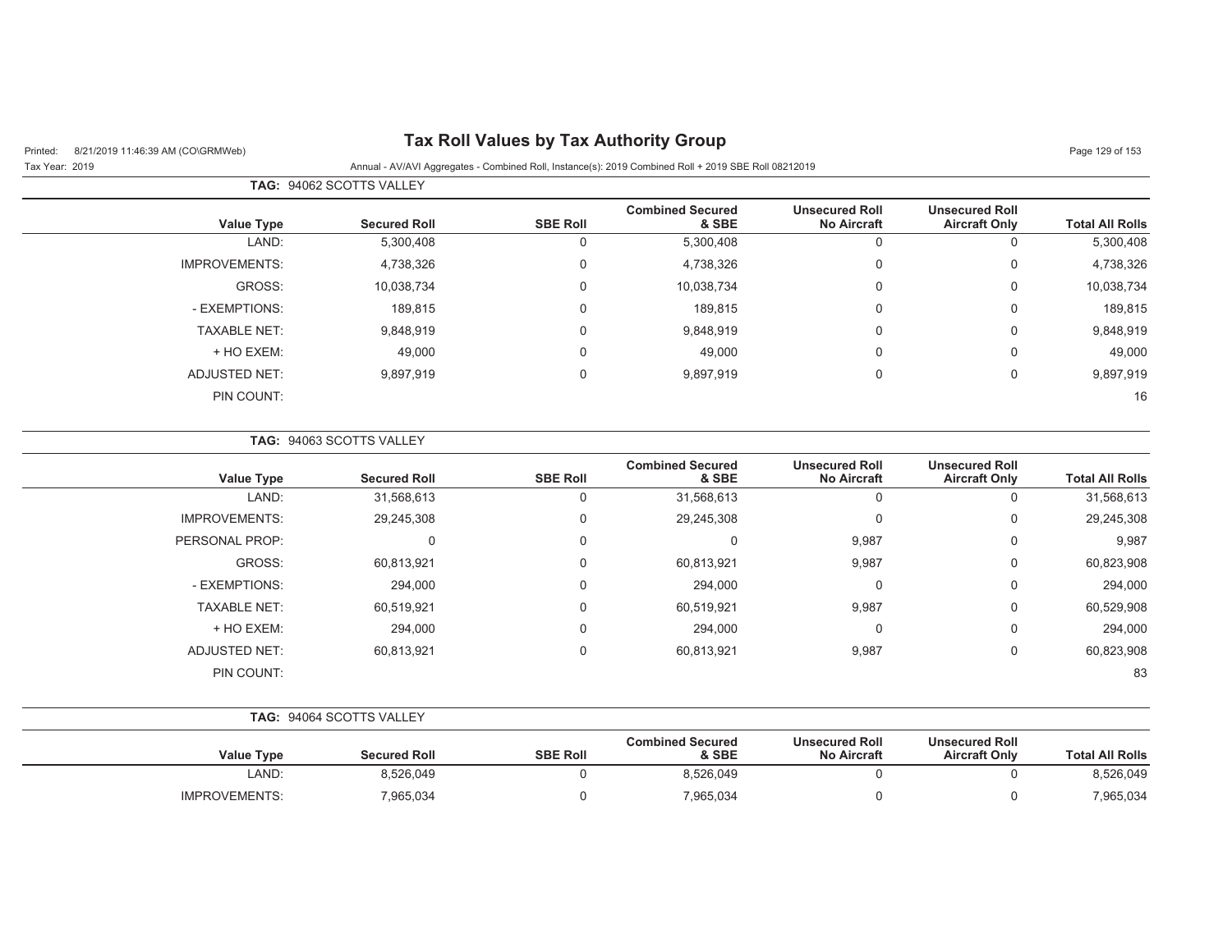# Tax Roll Values by Tax Authority Group

Printed: 8/21/2019 11:46:39 AM (CO\GRMWeb)

Tax Year: 2019

Annual - AV/AVI Aggregates - Combined Roll, Instance(s): 2019 Combined Roll + 2019 SBE Roll 08212019

**TAG:** 94062 SCOTTS VALLEY

| Value Type | Secured Roll | SBE Roll | Combined Secured & SBE | Unsecured Roll No Aircraft | Unsecured Roll Aircraft Only | Total All Rolls |
|---|---|---|---|---|---|---|
| LAND: | 5,300,408 | 0 | 5,300,408 | 0 | 0 | 5,300,408 |
| IMPROVEMENTS: | 4,738,326 | 0 | 4,738,326 | 0 | 0 | 4,738,326 |
| GROSS: | 10,038,734 | 0 | 10,038,734 | 0 | 0 | 10,038,734 |
| - EXEMPTIONS: | 189,815 | 0 | 189,815 | 0 | 0 | 189,815 |
| TAXABLE NET: | 9,848,919 | 0 | 9,848,919 | 0 | 0 | 9,848,919 |
| + HO EXEM: | 49,000 | 0 | 49,000 | 0 | 0 | 49,000 |
| ADJUSTED NET: | 9,897,919 | 0 | 9,897,919 | 0 | 0 | 9,897,919 |
| PIN COUNT: | | | | | | 16 |

**TAG:** 94063 SCOTTS VALLEY

| Value Type | Secured Roll | SBE Roll | Combined Secured & SBE | Unsecured Roll No Aircraft | Unsecured Roll Aircraft Only | Total All Rolls |
|---|---|---|---|---|---|---|
| LAND: | 31,568,613 | 0 | 31,568,613 | 0 | 0 | 31,568,613 |
| IMPROVEMENTS: | 29,245,308 | 0 | 29,245,308 | 0 | 0 | 29,245,308 |
| PERSONAL PROP: | 0 | 0 | 0 | 9,987 | 0 | 9,987 |
| GROSS: | 60,813,921 | 0 | 60,813,921 | 9,987 | 0 | 60,823,908 |
| - EXEMPTIONS: | 294,000 | 0 | 294,000 | 0 | 0 | 294,000 |
| TAXABLE NET: | 60,519,921 | 0 | 60,519,921 | 9,987 | 0 | 60,529,908 |
| + HO EXEM: | 294,000 | 0 | 294,000 | 0 | 0 | 294,000 |
| ADJUSTED NET: | 60,813,921 | 0 | 60,813,921 | 9,987 | 0 | 60,823,908 |
| PIN COUNT: | | | | | | 83 |

**TAG:** 94064 SCOTTS VALLEY

| Value Type | Secured Roll | SBE Roll | Combined Secured & SBE | Unsecured Roll No Aircraft | Unsecured Roll Aircraft Only | Total All Rolls |
|---|---|---|---|---|---|---|
| LAND: | 8,526,049 | 0 | 8,526,049 | 0 | 0 | 8,526,049 |
| IMPROVEMENTS: | 7,965,034 | 0 | 7,965,034 | 0 | 0 | 7,965,034 |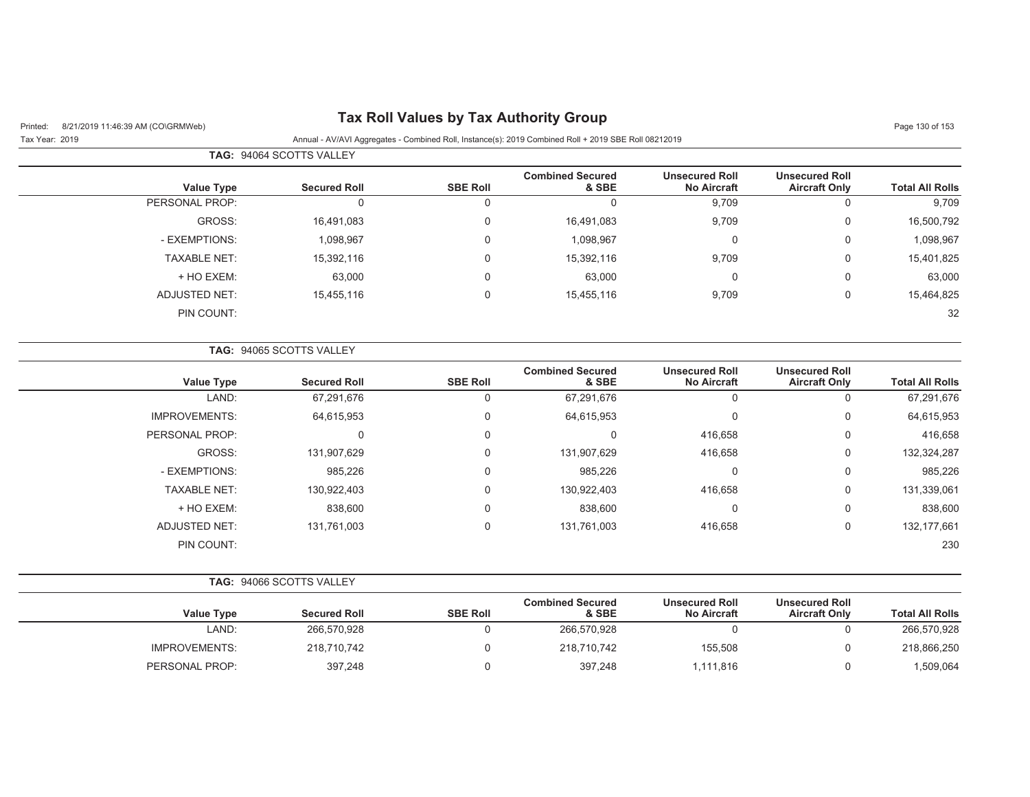# Tax Roll Values by Tax Authority Group

Printed: 8/21/2019 11:46:39 AM (CO\GRMWeb)

Tax Year: 2019

Annual - AV/AVI Aggregates - Combined Roll, Instance(s): 2019 Combined Roll + 2019 SBE Roll 08212019

**TAG:** 94064 SCOTTS VALLEY

| Value Type | Secured Roll | SBE Roll | Combined Secured & SBE | Unsecured Roll No Aircraft | Unsecured Roll Aircraft Only | Total All Rolls |
|---|---|---|---|---|---|---|
| PERSONAL PROP: | 0 | 0 | 0 | 9,709 | 0 | 9,709 |
| GROSS: | 16,491,083 | 0 | 16,491,083 | 9,709 | 0 | 16,500,792 |
| - EXEMPTIONS: | 1,098,967 | 0 | 1,098,967 | 0 | 0 | 1,098,967 |
| TAXABLE NET: | 15,392,116 | 0 | 15,392,116 | 9,709 | 0 | 15,401,825 |
| + HO EXEM: | 63,000 | 0 | 63,000 | 0 | 0 | 63,000 |
| ADJUSTED NET: | 15,455,116 | 0 | 15,455,116 | 9,709 | 0 | 15,464,825 |
| PIN COUNT: | | | | | | 32 |

**TAG:** 94065 SCOTTS VALLEY

| Value Type | Secured Roll | SBE Roll | Combined Secured & SBE | Unsecured Roll No Aircraft | Unsecured Roll Aircraft Only | Total All Rolls |
|---|---|---|---|---|---|---|
| LAND: | 67,291,676 | 0 | 67,291,676 | 0 | 0 | 67,291,676 |
| IMPROVEMENTS: | 64,615,953 | 0 | 64,615,953 | 0 | 0 | 64,615,953 |
| PERSONAL PROP: | 0 | 0 | 0 | 416,658 | 0 | 416,658 |
| GROSS: | 131,907,629 | 0 | 131,907,629 | 416,658 | 0 | 132,324,287 |
| - EXEMPTIONS: | 985,226 | 0 | 985,226 | 0 | 0 | 985,226 |
| TAXABLE NET: | 130,922,403 | 0 | 130,922,403 | 416,658 | 0 | 131,339,061 |
| + HO EXEM: | 838,600 | 0 | 838,600 | 0 | 0 | 838,600 |
| ADJUSTED NET: | 131,761,003 | 0 | 131,761,003 | 416,658 | 0 | 132,177,661 |
| PIN COUNT: | | | | | | 230 |

**TAG:** 94066 SCOTTS VALLEY

| Value Type | Secured Roll | SBE Roll | Combined Secured & SBE | Unsecured Roll No Aircraft | Unsecured Roll Aircraft Only | Total All Rolls |
|---|---|---|---|---|---|---|
| LAND: | 266,570,928 | 0 | 266,570,928 | 0 | 0 | 266,570,928 |
| IMPROVEMENTS: | 218,710,742 | 0 | 218,710,742 | 155,508 | 0 | 218,866,250 |
| PERSONAL PROP: | 397,248 | 0 | 397,248 | 1,111,816 | 0 | 1,509,064 |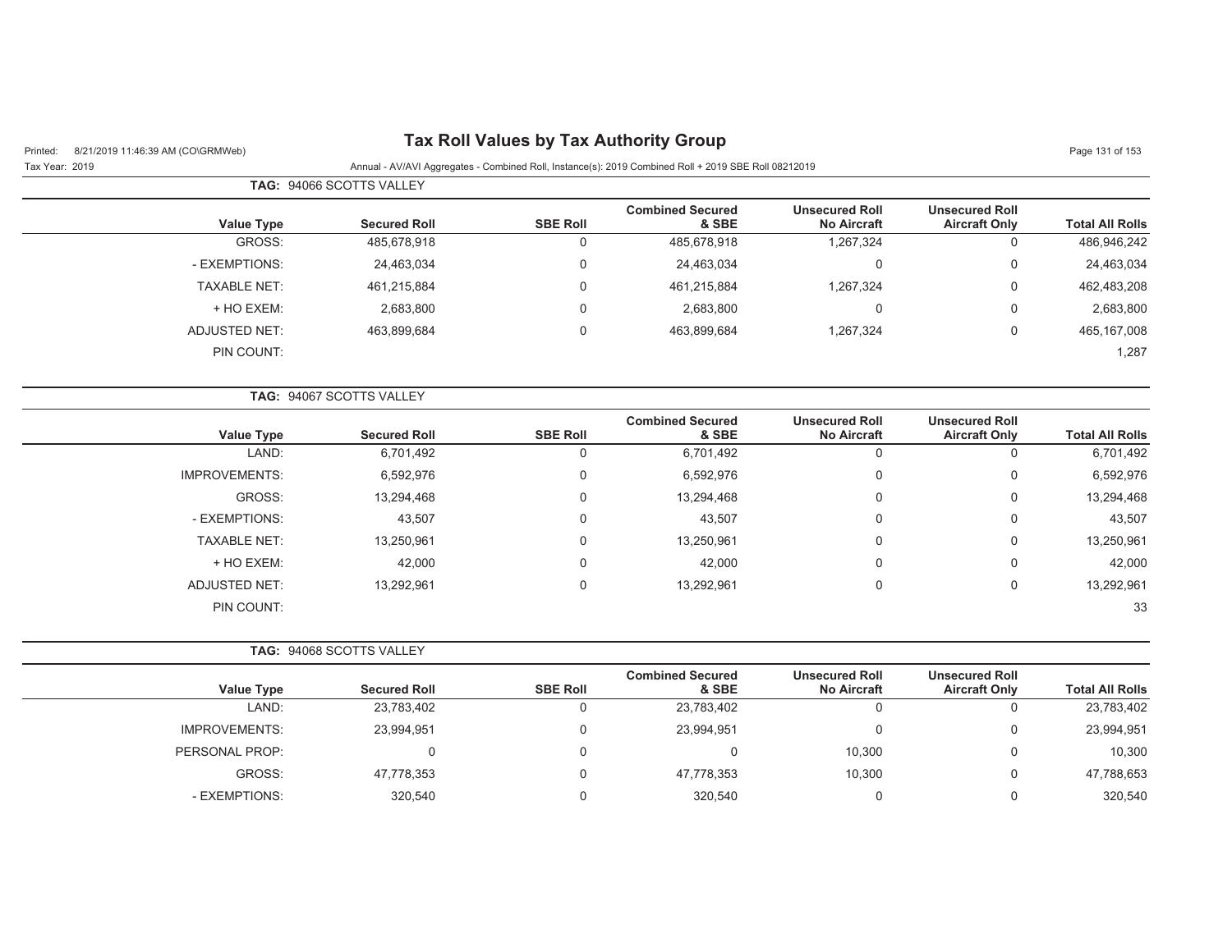# Tax Roll Values by Tax Authority Group

Printed: 8/21/2019 11:46:39 AM (CO\GRMWeb)

Tax Year: 2019

Annual - AV/AVI Aggregates - Combined Roll, Instance(s): 2019 Combined Roll + 2019 SBE Roll 08212019

**TAG:** 94066 SCOTTS VALLEY

| Value Type | Secured Roll | SBE Roll | Combined Secured & SBE | Unsecured Roll No Aircraft | Unsecured Roll Aircraft Only | Total All Rolls |
|---|---|---|---|---|---|---|
| GROSS: | 485,678,918 | 0 | 485,678,918 | 1,267,324 | 0 | 486,946,242 |
| - EXEMPTIONS: | 24,463,034 | 0 | 24,463,034 | 0 | 0 | 24,463,034 |
| TAXABLE NET: | 461,215,884 | 0 | 461,215,884 | 1,267,324 | 0 | 462,483,208 |
| + HO EXEM: | 2,683,800 | 0 | 2,683,800 | 0 | 0 | 2,683,800 |
| ADJUSTED NET: | 463,899,684 | 0 | 463,899,684 | 1,267,324 | 0 | 465,167,008 |
| PIN COUNT: | | | | | | 1,287 |

**TAG:** 94067 SCOTTS VALLEY

| Value Type | Secured Roll | SBE Roll | Combined Secured & SBE | Unsecured Roll No Aircraft | Unsecured Roll Aircraft Only | Total All Rolls |
|---|---|---|---|---|---|---|
| LAND: | 6,701,492 | 0 | 6,701,492 | 0 | 0 | 6,701,492 |
| IMPROVEMENTS: | 6,592,976 | 0 | 6,592,976 | 0 | 0 | 6,592,976 |
| GROSS: | 13,294,468 | 0 | 13,294,468 | 0 | 0 | 13,294,468 |
| - EXEMPTIONS: | 43,507 | 0 | 43,507 | 0 | 0 | 43,507 |
| TAXABLE NET: | 13,250,961 | 0 | 13,250,961 | 0 | 0 | 13,250,961 |
| + HO EXEM: | 42,000 | 0 | 42,000 | 0 | 0 | 42,000 |
| ADJUSTED NET: | 13,292,961 | 0 | 13,292,961 | 0 | 0 | 13,292,961 |
| PIN COUNT: | | | | | | 33 |

**TAG:** 94068 SCOTTS VALLEY

| Value Type | Secured Roll | SBE Roll | Combined Secured & SBE | Unsecured Roll No Aircraft | Unsecured Roll Aircraft Only | Total All Rolls |
|---|---|---|---|---|---|---|
| LAND: | 23,783,402 | 0 | 23,783,402 | 0 | 0 | 23,783,402 |
| IMPROVEMENTS: | 23,994,951 | 0 | 23,994,951 | 0 | 0 | 23,994,951 |
| PERSONAL PROP: | 0 | 0 | 0 | 10,300 | 0 | 10,300 |
| GROSS: | 47,778,353 | 0 | 47,778,353 | 10,300 | 0 | 47,788,653 |
| - EXEMPTIONS: | 320,540 | 0 | 320,540 | 0 | 0 | 320,540 |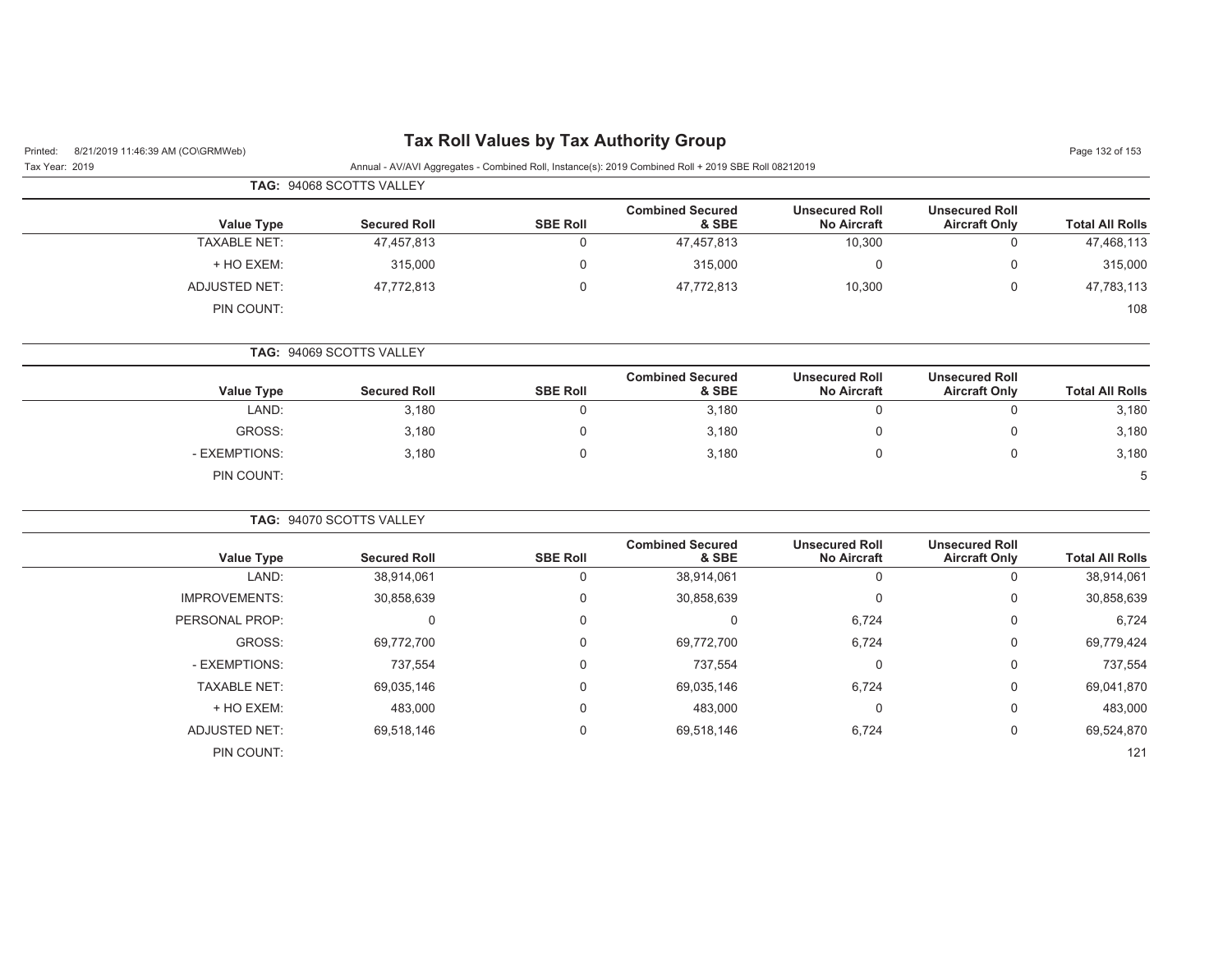# Tax Roll Values by Tax Authority Group

Printed: 8/21/2019 11:46:39 AM (CO\GRMWeb)

Tax Year: 2019

Annual - AV/AVI Aggregates - Combined Roll, Instance(s): 2019 Combined Roll + 2019 SBE Roll 08212019

**TAG:** 94068 SCOTTS VALLEY

| Value Type | Secured Roll | SBE Roll | Combined Secured & SBE | Unsecured Roll No Aircraft | Unsecured Roll Aircraft Only | Total All Rolls |
|---|---|---|---|---|---|---|
| TAXABLE NET: | 47,457,813 | 0 | 47,457,813 | 10,300 | 0 | 47,468,113 |
| + HO EXEM: | 315,000 | 0 | 315,000 | 0 | 0 | 315,000 |
| ADJUSTED NET: | 47,772,813 | 0 | 47,772,813 | 10,300 | 0 | 47,783,113 |
| PIN COUNT: | | | | | | 108 |

**TAG:** 94069 SCOTTS VALLEY

| Value Type | Secured Roll | SBE Roll | Combined Secured & SBE | Unsecured Roll No Aircraft | Unsecured Roll Aircraft Only | Total All Rolls |
|---|---|---|---|---|---|---|
| LAND: | 3,180 | 0 | 3,180 | 0 | 0 | 3,180 |
| GROSS: | 3,180 | 0 | 3,180 | 0 | 0 | 3,180 |
| - EXEMPTIONS: | 3,180 | 0 | 3,180 | 0 | 0 | 3,180 |
| PIN COUNT: | | | | | | 5 |

**TAG:** 94070 SCOTTS VALLEY

| Value Type | Secured Roll | SBE Roll | Combined Secured & SBE | Unsecured Roll No Aircraft | Unsecured Roll Aircraft Only | Total All Rolls |
|---|---|---|---|---|---|---|
| LAND: | 38,914,061 | 0 | 38,914,061 | 0 | 0 | 38,914,061 |
| IMPROVEMENTS: | 30,858,639 | 0 | 30,858,639 | 0 | 0 | 30,858,639 |
| PERSONAL PROP: | 0 | 0 | 0 | 6,724 | 0 | 6,724 |
| GROSS: | 69,772,700 | 0 | 69,772,700 | 6,724 | 0 | 69,779,424 |
| - EXEMPTIONS: | 737,554 | 0 | 737,554 | 0 | 0 | 737,554 |
| TAXABLE NET: | 69,035,146 | 0 | 69,035,146 | 6,724 | 0 | 69,041,870 |
| + HO EXEM: | 483,000 | 0 | 483,000 | 0 | 0 | 483,000 |
| ADJUSTED NET: | 69,518,146 | 0 | 69,518,146 | 6,724 | 0 | 69,524,870 |
| PIN COUNT: | | | | | | 121 |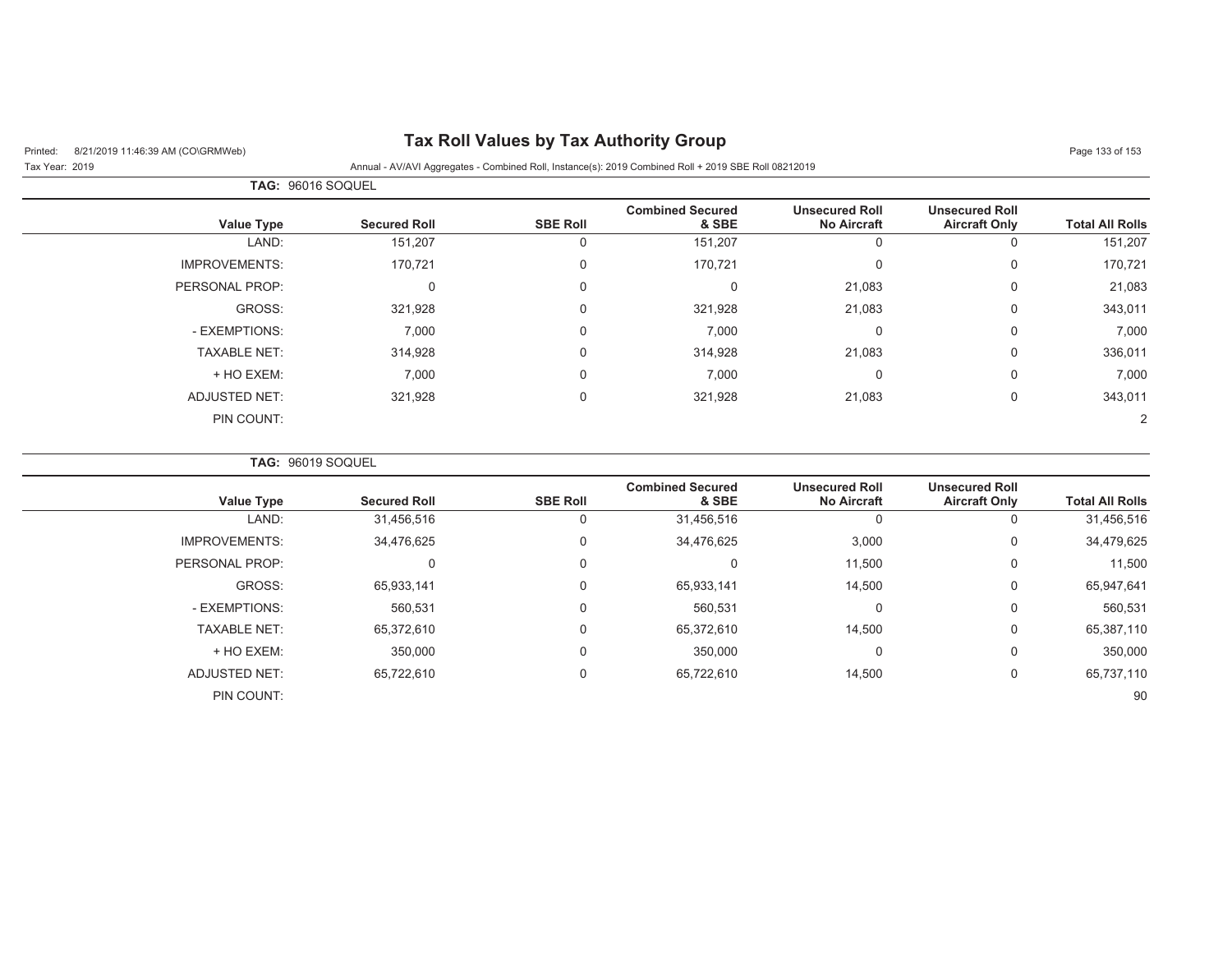# Tax Roll Values by Tax Authority Group

Tax Year: 2019

Annual - AV/AVI Aggregates - Combined Roll, Instance(s): 2019 Combined Roll + 2019 SBE Roll 08212019

**TAG:** 96016 SOQUEL

| Value Type | Secured Roll | SBE Roll | Combined Secured & SBE | Unsecured Roll No Aircraft | Unsecured Roll Aircraft Only | Total All Rolls |
|---|---|---|---|---|---|---|
| LAND: | 151,207 | 0 | 151,207 | 0 | 0 | 151,207 |
| IMPROVEMENTS: | 170,721 | 0 | 170,721 | 0 | 0 | 170,721 |
| PERSONAL PROP: | 0 | 0 | 0 | 21,083 | 0 | 21,083 |
| GROSS: | 321,928 | 0 | 321,928 | 21,083 | 0 | 343,011 |
| - EXEMPTIONS: | 7,000 | 0 | 7,000 | 0 | 0 | 7,000 |
| TAXABLE NET: | 314,928 | 0 | 314,928 | 21,083 | 0 | 336,011 |
| + HO EXEM: | 7,000 | 0 | 7,000 | 0 | 0 | 7,000 |
| ADJUSTED NET: | 321,928 | 0 | 321,928 | 21,083 | 0 | 343,011 |
| PIN COUNT: | | | | | | 2 |

**TAG:** 96019 SOQUEL

| Value Type | Secured Roll | SBE Roll | Combined Secured & SBE | Unsecured Roll No Aircraft | Unsecured Roll Aircraft Only | Total All Rolls |
|---|---|---|---|---|---|---|
| LAND: | 31,456,516 | 0 | 31,456,516 | 0 | 0 | 31,456,516 |
| IMPROVEMENTS: | 34,476,625 | 0 | 34,476,625 | 3,000 | 0 | 34,479,625 |
| PERSONAL PROP: | 0 | 0 | 0 | 11,500 | 0 | 11,500 |
| GROSS: | 65,933,141 | 0 | 65,933,141 | 14,500 | 0 | 65,947,641 |
| - EXEMPTIONS: | 560,531 | 0 | 560,531 | 0 | 0 | 560,531 |
| TAXABLE NET: | 65,372,610 | 0 | 65,372,610 | 14,500 | 0 | 65,387,110 |
| + HO EXEM: | 350,000 | 0 | 350,000 | 0 | 0 | 350,000 |
| ADJUSTED NET: | 65,722,610 | 0 | 65,722,610 | 14,500 | 0 | 65,737,110 |
| PIN COUNT: | | | | | | 90 |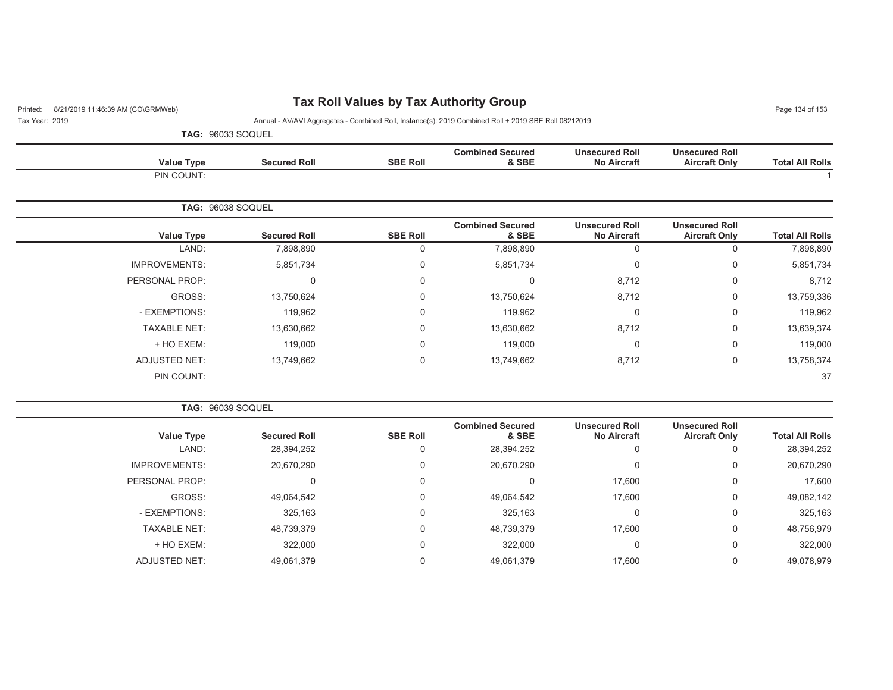**TAG:** 96033 SOQUEL

| Value Type | Secured Roll | SBE Roll | Combined Secured & SBE | Unsecured Roll No Aircraft | Unsecured Roll Aircraft Only | Total All Rolls |
|---|---|---|---|---|---|---|
| PIN COUNT: | | | | | | 1 |

**TAG:** 96038 SOQUEL

| Value Type | Secured Roll | SBE Roll | Combined Secured & SBE | Unsecured Roll No Aircraft | Unsecured Roll Aircraft Only | Total All Rolls |
|---|---|---|---|---|---|---|
| LAND: | 7,898,890 | 0 | 7,898,890 | 0 | 0 | 7,898,890 |
| IMPROVEMENTS: | 5,851,734 | 0 | 5,851,734 | 0 | 0 | 5,851,734 |
| PERSONAL PROP: | 0 | 0 | 0 | 8,712 | 0 | 8,712 |
| GROSS: | 13,750,624 | 0 | 13,750,624 | 8,712 | 0 | 13,759,336 |
| - EXEMPTIONS: | 119,962 | 0 | 119,962 | 0 | 0 | 119,962 |
| TAXABLE NET: | 13,630,662 | 0 | 13,630,662 | 8,712 | 0 | 13,639,374 |
| + HO EXEM: | 119,000 | 0 | 119,000 | 0 | 0 | 119,000 |
| ADJUSTED NET: | 13,749,662 | 0 | 13,749,662 | 8,712 | 0 | 13,758,374 |
| PIN COUNT: | | | | | | 37 |

**TAG:** 96039 SOQUEL

| Value Type | Secured Roll | SBE Roll | Combined Secured & SBE | Unsecured Roll No Aircraft | Unsecured Roll Aircraft Only | Total All Rolls |
|---|---|---|---|---|---|---|
| LAND: | 28,394,252 | 0 | 28,394,252 | 0 | 0 | 28,394,252 |
| IMPROVEMENTS: | 20,670,290 | 0 | 20,670,290 | 0 | 0 | 20,670,290 |
| PERSONAL PROP: | 0 | 0 | 0 | 17,600 | 0 | 17,600 |
| GROSS: | 49,064,542 | 0 | 49,064,542 | 17,600 | 0 | 49,082,142 |
| - EXEMPTIONS: | 325,163 | 0 | 325,163 | 0 | 0 | 325,163 |
| TAXABLE NET: | 48,739,379 | 0 | 48,739,379 | 17,600 | 0 | 48,756,979 |
| + HO EXEM: | 322,000 | 0 | 322,000 | 0 | 0 | 322,000 |
| ADJUSTED NET: | 49,061,379 | 0 | 49,061,379 | 17,600 | 0 | 49,078,979 |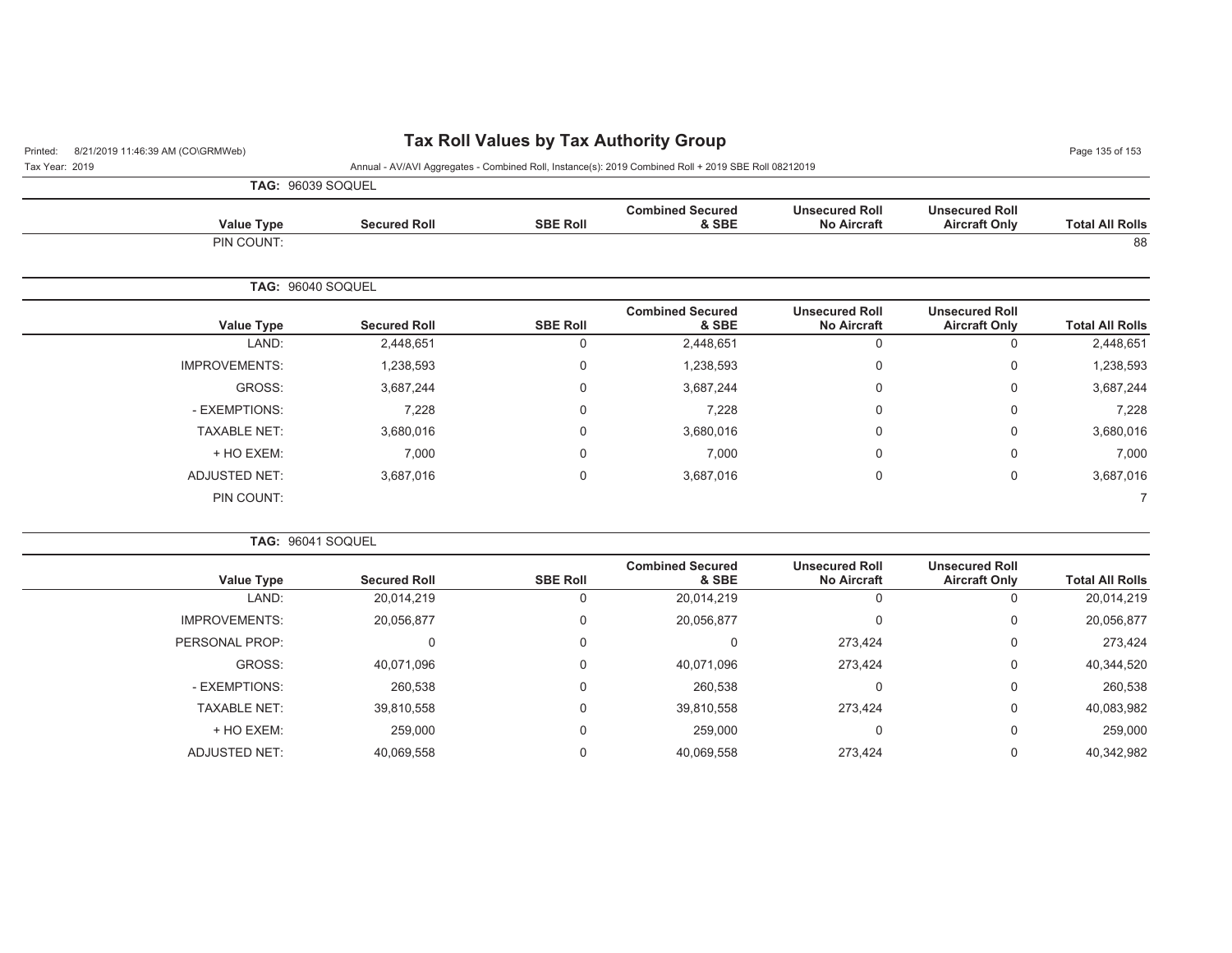# Tax Roll Values by Tax Authority Group

Printed: 8/21/2019 11:46:39 AM (CO\GRMWeb)

Tax Year: 2019

Annual - AV/AVI Aggregates - Combined Roll, Instance(s): 2019 Combined Roll + 2019 SBE Roll 08212019

**TAG: 96039 SOQUEL**

| Value Type | Secured Roll | SBE Roll | Combined Secured & SBE | Unsecured Roll No Aircraft | Unsecured Roll Aircraft Only | Total All Rolls |
|---|---|---|---|---|---|---|
| PIN COUNT: | | | | | | 88 |

**TAG: 96040 SOQUEL**

| Value Type | Secured Roll | SBE Roll | Combined Secured & SBE | Unsecured Roll No Aircraft | Unsecured Roll Aircraft Only | Total All Rolls |
|---|---|---|---|---|---|---|
| LAND: | 2,448,651 | 0 | 2,448,651 | 0 | 0 | 2,448,651 |
| IMPROVEMENTS: | 1,238,593 | 0 | 1,238,593 | 0 | 0 | 1,238,593 |
| GROSS: | 3,687,244 | 0 | 3,687,244 | 0 | 0 | 3,687,244 |
| - EXEMPTIONS: | 7,228 | 0 | 7,228 | 0 | 0 | 7,228 |
| TAXABLE NET: | 3,680,016 | 0 | 3,680,016 | 0 | 0 | 3,680,016 |
| + HO EXEM: | 7,000 | 0 | 7,000 | 0 | 0 | 7,000 |
| ADJUSTED NET: | 3,687,016 | 0 | 3,687,016 | 0 | 0 | 3,687,016 |
| PIN COUNT: | | | | | | 7 |

**TAG: 96041 SOQUEL**

| Value Type | Secured Roll | SBE Roll | Combined Secured & SBE | Unsecured Roll No Aircraft | Unsecured Roll Aircraft Only | Total All Rolls |
|---|---|---|---|---|---|---|
| LAND: | 20,014,219 | 0 | 20,014,219 | 0 | 0 | 20,014,219 |
| IMPROVEMENTS: | 20,056,877 | 0 | 20,056,877 | 0 | 0 | 20,056,877 |
| PERSONAL PROP: | 0 | 0 | 0 | 273,424 | 0 | 273,424 |
| GROSS: | 40,071,096 | 0 | 40,071,096 | 273,424 | 0 | 40,344,520 |
| - EXEMPTIONS: | 260,538 | 0 | 260,538 | 0 | 0 | 260,538 |
| TAXABLE NET: | 39,810,558 | 0 | 39,810,558 | 273,424 | 0 | 40,083,982 |
| + HO EXEM: | 259,000 | 0 | 259,000 | 0 | 0 | 259,000 |
| ADJUSTED NET: | 40,069,558 | 0 | 40,069,558 | 273,424 | 0 | 40,342,982 |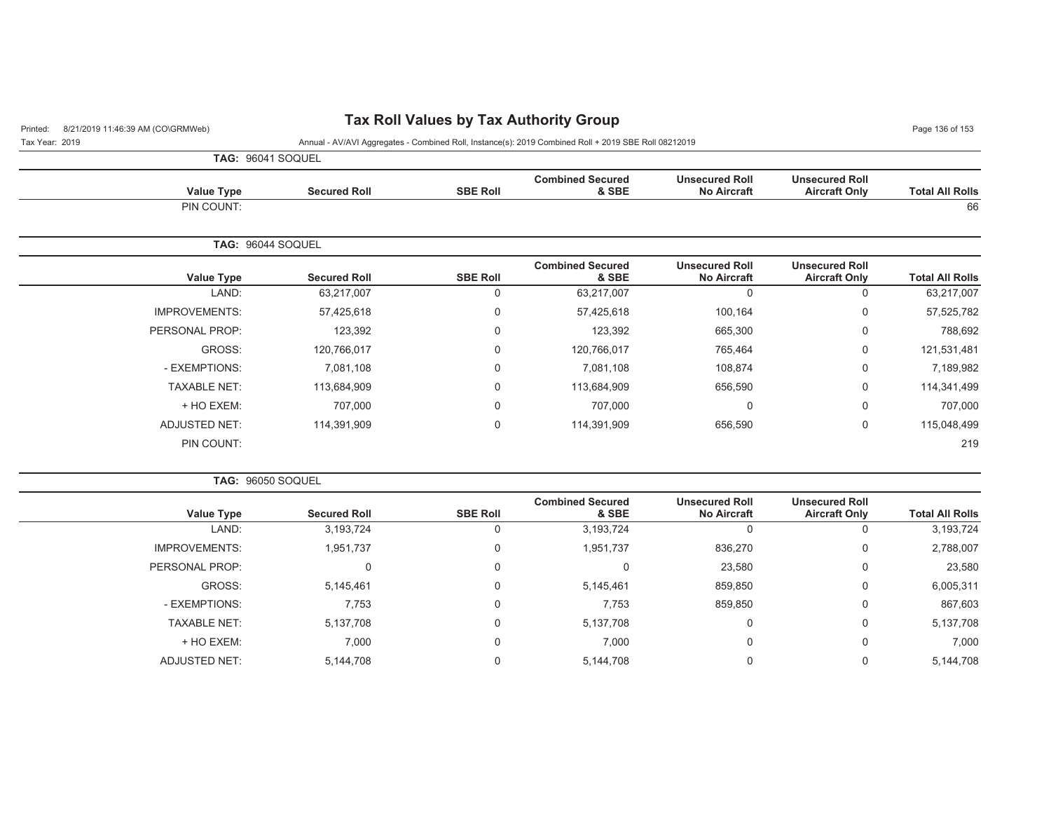# Tax Roll Values by Tax Authority Group

Tax Year: 2019

Annual - AV/AVI Aggregates - Combined Roll, Instance(s): 2019 Combined Roll + 2019 SBE Roll 08212019

**TAG: 96041 SOQUEL**

| Value Type | Secured Roll | SBE Roll | Combined Secured & SBE | Unsecured Roll No Aircraft | Unsecured Roll Aircraft Only | Total All Rolls |
|---|---|---|---|---|---|---|
| PIN COUNT: | | | | | | 66 |

**TAG: 96044 SOQUEL**

| Value Type | Secured Roll | SBE Roll | Combined Secured & SBE | Unsecured Roll No Aircraft | Unsecured Roll Aircraft Only | Total All Rolls |
|---|---|---|---|---|---|---|
| LAND: | 63,217,007 | 0 | 63,217,007 | 0 | 0 | 63,217,007 |
| IMPROVEMENTS: | 57,425,618 | 0 | 57,425,618 | 100,164 | 0 | 57,525,782 |
| PERSONAL PROP: | 123,392 | 0 | 123,392 | 665,300 | 0 | 788,692 |
| GROSS: | 120,766,017 | 0 | 120,766,017 | 765,464 | 0 | 121,531,481 |
| - EXEMPTIONS: | 7,081,108 | 0 | 7,081,108 | 108,874 | 0 | 7,189,982 |
| TAXABLE NET: | 113,684,909 | 0 | 113,684,909 | 656,590 | 0 | 114,341,499 |
| + HO EXEM: | 707,000 | 0 | 707,000 | 0 | 0 | 707,000 |
| ADJUSTED NET: | 114,391,909 | 0 | 114,391,909 | 656,590 | 0 | 115,048,499 |
| PIN COUNT: | | | | | | 219 |

**TAG: 96050 SOQUEL**

| Value Type | Secured Roll | SBE Roll | Combined Secured & SBE | Unsecured Roll No Aircraft | Unsecured Roll Aircraft Only | Total All Rolls |
|---|---|---|---|---|---|---|
| LAND: | 3,193,724 | 0 | 3,193,724 | 0 | 0 | 3,193,724 |
| IMPROVEMENTS: | 1,951,737 | 0 | 1,951,737 | 836,270 | 0 | 2,788,007 |
| PERSONAL PROP: | 0 | 0 | 0 | 23,580 | 0 | 23,580 |
| GROSS: | 5,145,461 | 0 | 5,145,461 | 859,850 | 0 | 6,005,311 |
| - EXEMPTIONS: | 7,753 | 0 | 7,753 | 859,850 | 0 | 867,603 |
| TAXABLE NET: | 5,137,708 | 0 | 5,137,708 | 0 | 0 | 5,137,708 |
| + HO EXEM: | 7,000 | 0 | 7,000 | 0 | 0 | 7,000 |
| ADJUSTED NET: | 5,144,708 | 0 | 5,144,708 | 0 | 0 | 5,144,708 |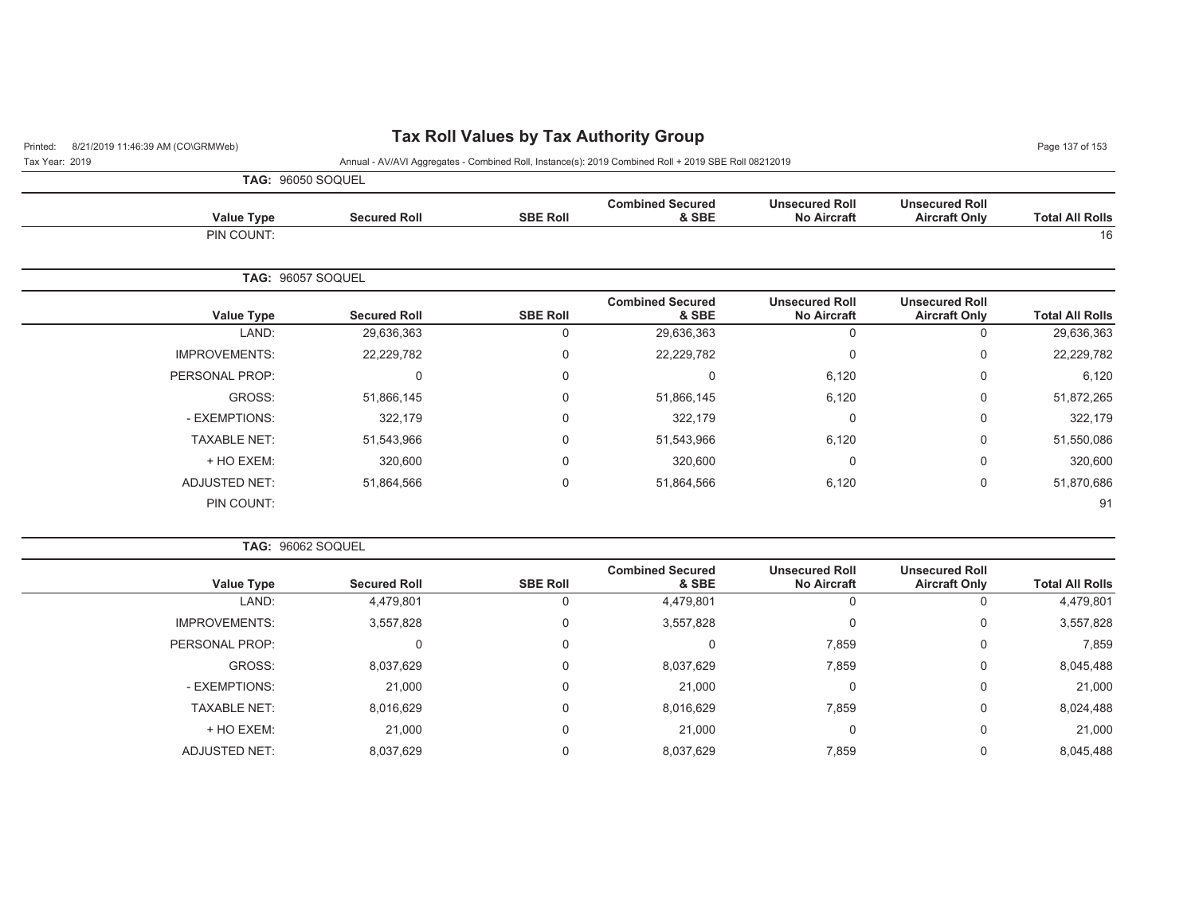# Tax Roll Values by Tax Authority Group

Printed: 8/21/2019 11:46:39 AM (CO\GRMWeb)

Tax Year: 2019

Annual - AV/AVI Aggregates - Combined Roll, Instance(s): 2019 Combined Roll + 2019 SBE Roll 08212019

## TAG: 96050 SOQUEL

| Value Type | Secured Roll | SBE Roll | Combined Secured & SBE | Unsecured Roll No Aircraft | Unsecured Roll Aircraft Only | Total All Rolls |
|---|---|---|---|---|---|---|
| PIN COUNT: | | | | | | 16 |

## TAG: 96057 SOQUEL

| Value Type | Secured Roll | SBE Roll | Combined Secured & SBE | Unsecured Roll No Aircraft | Unsecured Roll Aircraft Only | Total All Rolls |
|---|---|---|---|---|---|---|
| LAND: | 29,636,363 | 0 | 29,636,363 | 0 | 0 | 29,636,363 |
| IMPROVEMENTS: | 22,229,782 | 0 | 22,229,782 | 0 | 0 | 22,229,782 |
| PERSONAL PROP: | 0 | 0 | 0 | 6,120 | 0 | 6,120 |
| GROSS: | 51,866,145 | 0 | 51,866,145 | 6,120 | 0 | 51,872,265 |
| - EXEMPTIONS: | 322,179 | 0 | 322,179 | 0 | 0 | 322,179 |
| TAXABLE NET: | 51,543,966 | 0 | 51,543,966 | 6,120 | 0 | 51,550,086 |
| + HO EXEM: | 320,600 | 0 | 320,600 | 0 | 0 | 320,600 |
| ADJUSTED NET: | 51,864,566 | 0 | 51,864,566 | 6,120 | 0 | 51,870,686 |
| PIN COUNT: | | | | | | 91 |

## TAG: 96062 SOQUEL

| Value Type | Secured Roll | SBE Roll | Combined Secured & SBE | Unsecured Roll No Aircraft | Unsecured Roll Aircraft Only | Total All Rolls |
|---|---|---|---|---|---|---|
| LAND: | 4,479,801 | 0 | 4,479,801 | 0 | 0 | 4,479,801 |
| IMPROVEMENTS: | 3,557,828 | 0 | 3,557,828 | 0 | 0 | 3,557,828 |
| PERSONAL PROP: | 0 | 0 | 0 | 7,859 | 0 | 7,859 |
| GROSS: | 8,037,629 | 0 | 8,037,629 | 7,859 | 0 | 8,045,488 |
| - EXEMPTIONS: | 21,000 | 0 | 21,000 | 0 | 0 | 21,000 |
| TAXABLE NET: | 8,016,629 | 0 | 8,016,629 | 7,859 | 0 | 8,024,488 |
| + HO EXEM: | 21,000 | 0 | 21,000 | 0 | 0 | 21,000 |
| ADJUSTED NET: | 8,037,629 | 0 | 8,037,629 | 7,859 | 0 | 8,045,488 |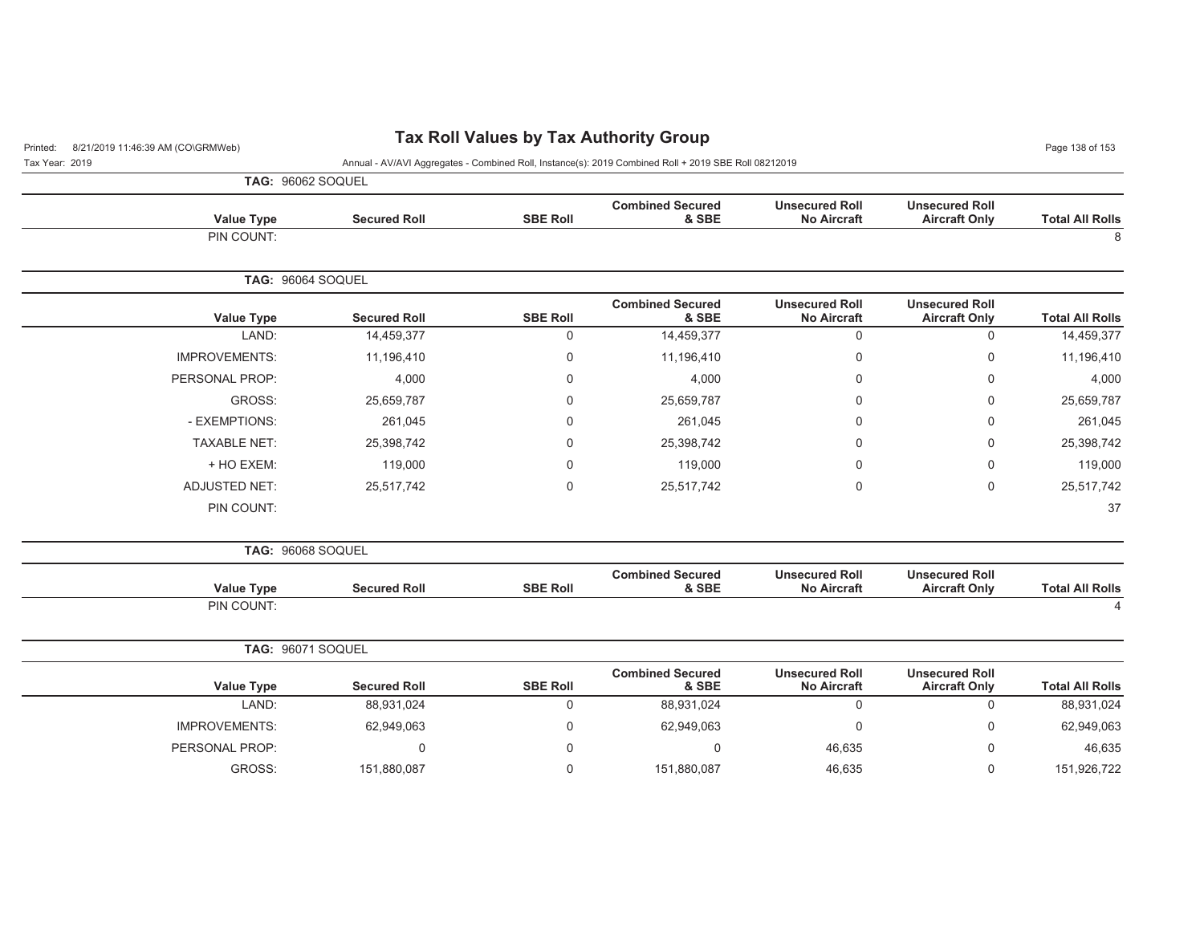# Tax Roll Values by Tax Authority Group

Printed: 8/21/2019 11:46:39 AM (CO\GRMWeb)

Tax Year: 2019

Annual - AV/AVI Aggregates - Combined Roll, Instance(s): 2019 Combined Roll + 2019 SBE Roll 08212019

**TAG: 96062 SOQUEL**

| Value Type | Secured Roll | SBE Roll | Combined Secured & SBE | Unsecured Roll No Aircraft | Unsecured Roll Aircraft Only | Total All Rolls |
|---|---|---|---|---|---|---|
| PIN COUNT: | | | | | | 8 |

**TAG: 96064 SOQUEL**

| Value Type | Secured Roll | SBE Roll | Combined Secured & SBE | Unsecured Roll No Aircraft | Unsecured Roll Aircraft Only | Total All Rolls |
|---|---|---|---|---|---|---|
| LAND: | 14,459,377 | 0 | 14,459,377 | 0 | 0 | 14,459,377 |
| IMPROVEMENTS: | 11,196,410 | 0 | 11,196,410 | 0 | 0 | 11,196,410 |
| PERSONAL PROP: | 4,000 | 0 | 4,000 | 0 | 0 | 4,000 |
| GROSS: | 25,659,787 | 0 | 25,659,787 | 0 | 0 | 25,659,787 |
| - EXEMPTIONS: | 261,045 | 0 | 261,045 | 0 | 0 | 261,045 |
| TAXABLE NET: | 25,398,742 | 0 | 25,398,742 | 0 | 0 | 25,398,742 |
| + HO EXEM: | 119,000 | 0 | 119,000 | 0 | 0 | 119,000 |
| ADJUSTED NET: | 25,517,742 | 0 | 25,517,742 | 0 | 0 | 25,517,742 |
| PIN COUNT: | | | | | | 37 |

**TAG: 96068 SOQUEL**

| Value Type | Secured Roll | SBE Roll | Combined Secured & SBE | Unsecured Roll No Aircraft | Unsecured Roll Aircraft Only | Total All Rolls |
|---|---|---|---|---|---|---|
| PIN COUNT: | | | | | | 4 |

**TAG: 96071 SOQUEL**

| Value Type | Secured Roll | SBE Roll | Combined Secured & SBE | Unsecured Roll No Aircraft | Unsecured Roll Aircraft Only | Total All Rolls |
|---|---|---|---|---|---|---|
| LAND: | 88,931,024 | 0 | 88,931,024 | 0 | 0 | 88,931,024 |
| IMPROVEMENTS: | 62,949,063 | 0 | 62,949,063 | 0 | 0 | 62,949,063 |
| PERSONAL PROP: | 0 | 0 | 0 | 46,635 | 0 | 46,635 |
| GROSS: | 151,880,087 | 0 | 151,880,087 | 46,635 | 0 | 151,926,722 |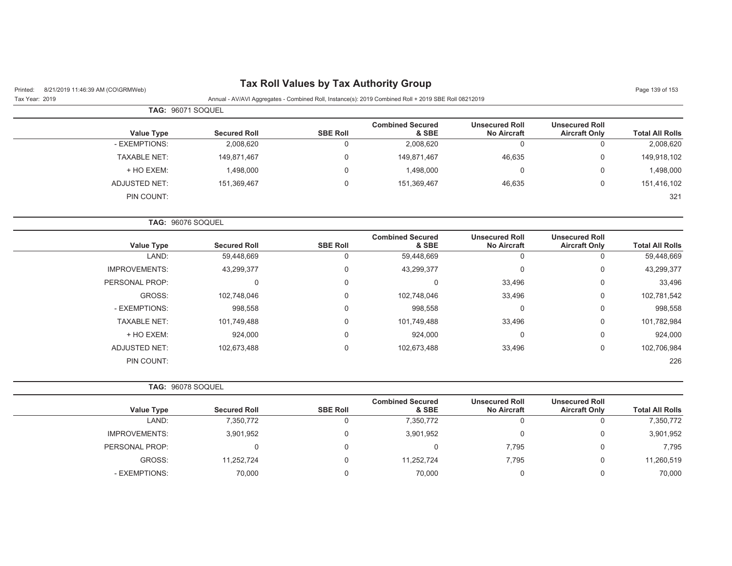# Tax Roll Values by Tax Authority Group

Printed: 8/21/2019 11:46:39 AM (CO\GRMWeb)

Tax Year: 2019

Annual - AV/AVI Aggregates - Combined Roll, Instance(s): 2019 Combined Roll + 2019 SBE Roll 08212019

**TAG: 96071 SOQUEL**

| Value Type | Secured Roll | SBE Roll | Combined Secured & SBE | Unsecured Roll No Aircraft | Unsecured Roll Aircraft Only | Total All Rolls |
|---|---|---|---|---|---|---|
| - EXEMPTIONS: | 2,008,620 | 0 | 2,008,620 | 0 | 0 | 2,008,620 |
| TAXABLE NET: | 149,871,467 | 0 | 149,871,467 | 46,635 | 0 | 149,918,102 |
| + HO EXEM: | 1,498,000 | 0 | 1,498,000 | 0 | 0 | 1,498,000 |
| ADJUSTED NET: | 151,369,467 | 0 | 151,369,467 | 46,635 | 0 | 151,416,102 |
| PIN COUNT: | | | | | | 321 |

**TAG: 96076 SOQUEL**

| Value Type | Secured Roll | SBE Roll | Combined Secured & SBE | Unsecured Roll No Aircraft | Unsecured Roll Aircraft Only | Total All Rolls |
|---|---|---|---|---|---|---|
| LAND: | 59,448,669 | 0 | 59,448,669 | 0 | 0 | 59,448,669 |
| IMPROVEMENTS: | 43,299,377 | 0 | 43,299,377 | 0 | 0 | 43,299,377 |
| PERSONAL PROP: | 0 | 0 | 0 | 33,496 | 0 | 33,496 |
| GROSS: | 102,748,046 | 0 | 102,748,046 | 33,496 | 0 | 102,781,542 |
| - EXEMPTIONS: | 998,558 | 0 | 998,558 | 0 | 0 | 998,558 |
| TAXABLE NET: | 101,749,488 | 0 | 101,749,488 | 33,496 | 0 | 101,782,984 |
| + HO EXEM: | 924,000 | 0 | 924,000 | 0 | 0 | 924,000 |
| ADJUSTED NET: | 102,673,488 | 0 | 102,673,488 | 33,496 | 0 | 102,706,984 |
| PIN COUNT: | | | | | | 226 |

**TAG: 96078 SOQUEL**

| Value Type | Secured Roll | SBE Roll | Combined Secured & SBE | Unsecured Roll No Aircraft | Unsecured Roll Aircraft Only | Total All Rolls |
|---|---|---|---|---|---|---|
| LAND: | 7,350,772 | 0 | 7,350,772 | 0 | 0 | 7,350,772 |
| IMPROVEMENTS: | 3,901,952 | 0 | 3,901,952 | 0 | 0 | 3,901,952 |
| PERSONAL PROP: | 0 | 0 | 0 | 7,795 | 0 | 7,795 |
| GROSS: | 11,252,724 | 0 | 11,252,724 | 7,795 | 0 | 11,260,519 |
| - EXEMPTIONS: | 70,000 | 0 | 70,000 | 0 | 0 | 70,000 |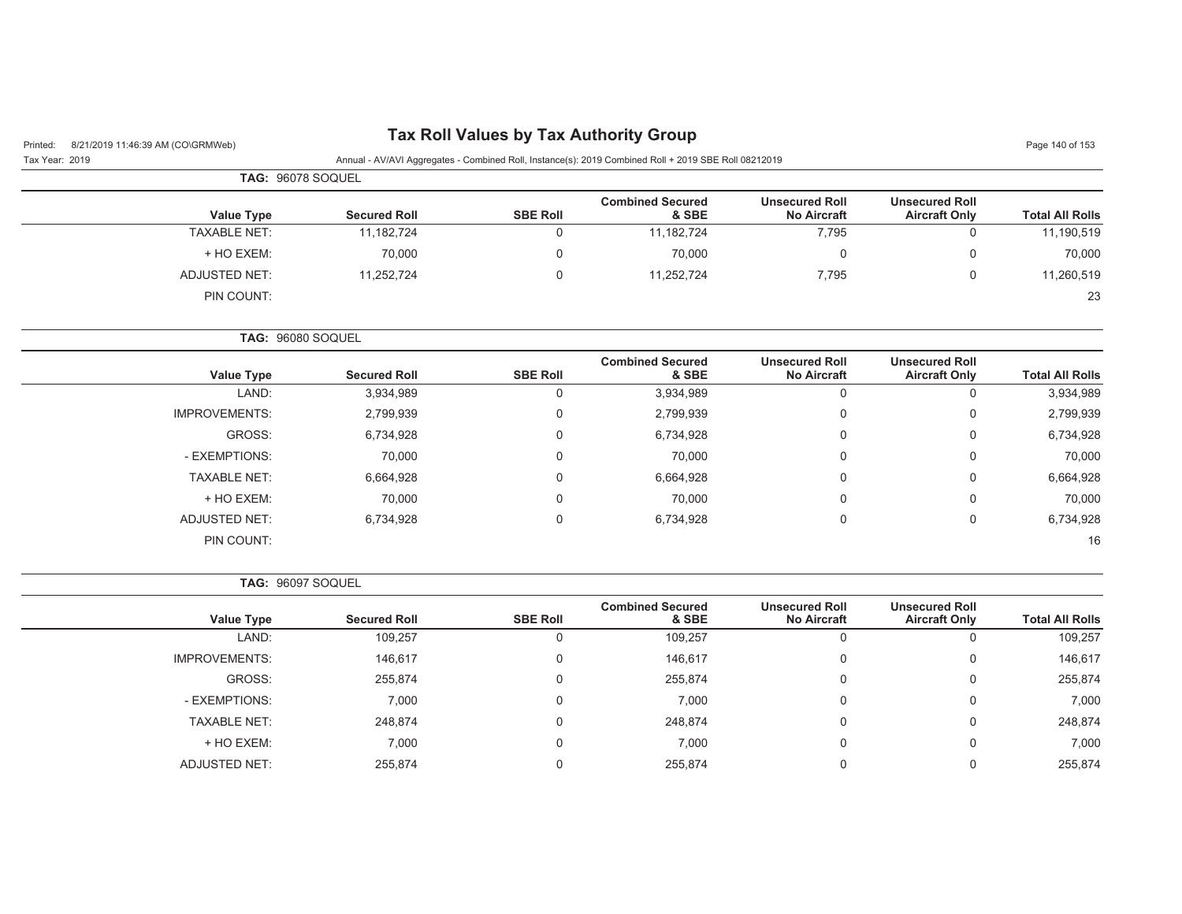# Tax Roll Values by Tax Authority Group

Printed: 8/21/2019 11:46:39 AM (CO\GRMWeb)

Tax Year: 2019

Annual - AV/AVI Aggregates - Combined Roll, Instance(s): 2019 Combined Roll + 2019 SBE Roll 08212019

**TAG:** 96078 SOQUEL

| Value Type | Secured Roll | SBE Roll | Combined Secured & SBE | Unsecured Roll No Aircraft | Unsecured Roll Aircraft Only | Total All Rolls |
|---|---|---|---|---|---|---|
| TAXABLE NET: | 11,182,724 | 0 | 11,182,724 | 7,795 | 0 | 11,190,519 |
| + HO EXEM: | 70,000 | 0 | 70,000 | 0 | 0 | 70,000 |
| ADJUSTED NET: | 11,252,724 | 0 | 11,252,724 | 7,795 | 0 | 11,260,519 |
| PIN COUNT: | | | | | | 23 |

**TAG:** 96080 SOQUEL

| Value Type | Secured Roll | SBE Roll | Combined Secured & SBE | Unsecured Roll No Aircraft | Unsecured Roll Aircraft Only | Total All Rolls |
|---|---|---|---|---|---|---|
| LAND: | 3,934,989 | 0 | 3,934,989 | 0 | 0 | 3,934,989 |
| IMPROVEMENTS: | 2,799,939 | 0 | 2,799,939 | 0 | 0 | 2,799,939 |
| GROSS: | 6,734,928 | 0 | 6,734,928 | 0 | 0 | 6,734,928 |
| - EXEMPTIONS: | 70,000 | 0 | 70,000 | 0 | 0 | 70,000 |
| TAXABLE NET: | 6,664,928 | 0 | 6,664,928 | 0 | 0 | 6,664,928 |
| + HO EXEM: | 70,000 | 0 | 70,000 | 0 | 0 | 70,000 |
| ADJUSTED NET: | 6,734,928 | 0 | 6,734,928 | 0 | 0 | 6,734,928 |
| PIN COUNT: | | | | | | 16 |

**TAG:** 96097 SOQUEL

| Value Type | Secured Roll | SBE Roll | Combined Secured & SBE | Unsecured Roll No Aircraft | Unsecured Roll Aircraft Only | Total All Rolls |
|---|---|---|---|---|---|---|
| LAND: | 109,257 | 0 | 109,257 | 0 | 0 | 109,257 |
| IMPROVEMENTS: | 146,617 | 0 | 146,617 | 0 | 0 | 146,617 |
| GROSS: | 255,874 | 0 | 255,874 | 0 | 0 | 255,874 |
| - EXEMPTIONS: | 7,000 | 0 | 7,000 | 0 | 0 | 7,000 |
| TAXABLE NET: | 248,874 | 0 | 248,874 | 0 | 0 | 248,874 |
| + HO EXEM: | 7,000 | 0 | 7,000 | 0 | 0 | 7,000 |
| ADJUSTED NET: | 255,874 | 0 | 255,874 | 0 | 0 | 255,874 |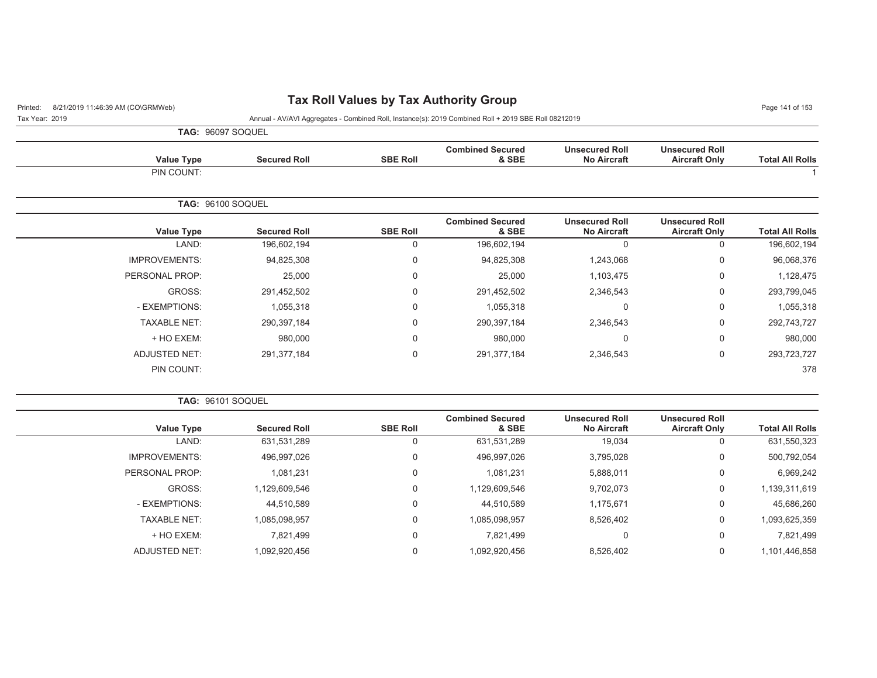**TAG: 96097 SOQUEL**

| Value Type | Secured Roll | SBE Roll | Combined Secured & SBE | Unsecured Roll No Aircraft | Unsecured Roll Aircraft Only | Total All Rolls |
|---|---|---|---|---|---|---|
| PIN COUNT: | | | | | | 1 |

**TAG: 96100 SOQUEL**

| Value Type | Secured Roll | SBE Roll | Combined Secured & SBE | Unsecured Roll No Aircraft | Unsecured Roll Aircraft Only | Total All Rolls |
|---|---|---|---|---|---|---|
| LAND: | 196,602,194 | 0 | 196,602,194 | 0 | 0 | 196,602,194 |
| IMPROVEMENTS: | 94,825,308 | 0 | 94,825,308 | 1,243,068 | 0 | 96,068,376 |
| PERSONAL PROP: | 25,000 | 0 | 25,000 | 1,103,475 | 0 | 1,128,475 |
| GROSS: | 291,452,502 | 0 | 291,452,502 | 2,346,543 | 0 | 293,799,045 |
| - EXEMPTIONS: | 1,055,318 | 0 | 1,055,318 | 0 | 0 | 1,055,318 |
| TAXABLE NET: | 290,397,184 | 0 | 290,397,184 | 2,346,543 | 0 | 292,743,727 |
| + HO EXEM: | 980,000 | 0 | 980,000 | 0 | 0 | 980,000 |
| ADJUSTED NET: | 291,377,184 | 0 | 291,377,184 | 2,346,543 | 0 | 293,723,727 |
| PIN COUNT: | | | | | | 378 |

**TAG: 96101 SOQUEL**

| Value Type | Secured Roll | SBE Roll | Combined Secured & SBE | Unsecured Roll No Aircraft | Unsecured Roll Aircraft Only | Total All Rolls |
|---|---|---|---|---|---|---|
| LAND: | 631,531,289 | 0 | 631,531,289 | 19,034 | 0 | 631,550,323 |
| IMPROVEMENTS: | 496,997,026 | 0 | 496,997,026 | 3,795,028 | 0 | 500,792,054 |
| PERSONAL PROP: | 1,081,231 | 0 | 1,081,231 | 5,888,011 | 0 | 6,969,242 |
| GROSS: | 1,129,609,546 | 0 | 1,129,609,546 | 9,702,073 | 0 | 1,139,311,619 |
| - EXEMPTIONS: | 44,510,589 | 0 | 44,510,589 | 1,175,671 | 0 | 45,686,260 |
| TAXABLE NET: | 1,085,098,957 | 0 | 1,085,098,957 | 8,526,402 | 0 | 1,093,625,359 |
| + HO EXEM: | 7,821,499 | 0 | 7,821,499 | 0 | 0 | 7,821,499 |
| ADJUSTED NET: | 1,092,920,456 | 0 | 1,092,920,456 | 8,526,402 | 0 | 1,101,446,858 |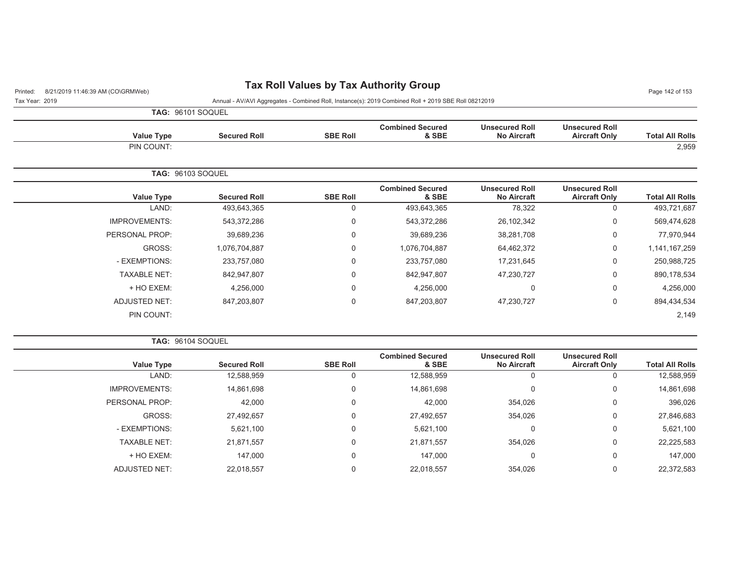# Tax Roll Values by Tax Authority Group

Annual - AV/AVI Aggregates - Combined Roll, Instance(s): 2019 Combined Roll + 2019 SBE Roll 08212019

Tax Year: 2019

**TAG: 96101 SOQUEL**

| Value Type | Secured Roll | SBE Roll | Combined Secured & SBE | Unsecured Roll No Aircraft | Unsecured Roll Aircraft Only | Total All Rolls |
|---|---|---|---|---|---|---|
| PIN COUNT: | | | | | | 2,959 |

**TAG: 96103 SOQUEL**

| Value Type | Secured Roll | SBE Roll | Combined Secured & SBE | Unsecured Roll No Aircraft | Unsecured Roll Aircraft Only | Total All Rolls |
|---|---|---|---|---|---|---|
| LAND: | 493,643,365 | 0 | 493,643,365 | 78,322 | 0 | 493,721,687 |
| IMPROVEMENTS: | 543,372,286 | 0 | 543,372,286 | 26,102,342 | 0 | 569,474,628 |
| PERSONAL PROP: | 39,689,236 | 0 | 39,689,236 | 38,281,708 | 0 | 77,970,944 |
| GROSS: | 1,076,704,887 | 0 | 1,076,704,887 | 64,462,372 | 0 | 1,141,167,259 |
| - EXEMPTIONS: | 233,757,080 | 0 | 233,757,080 | 17,231,645 | 0 | 250,988,725 |
| TAXABLE NET: | 842,947,807 | 0 | 842,947,807 | 47,230,727 | 0 | 890,178,534 |
| + HO EXEM: | 4,256,000 | 0 | 4,256,000 | 0 | 0 | 4,256,000 |
| ADJUSTED NET: | 847,203,807 | 0 | 847,203,807 | 47,230,727 | 0 | 894,434,534 |
| PIN COUNT: | | | | | | 2,149 |

**TAG: 96104 SOQUEL**

| Value Type | Secured Roll | SBE Roll | Combined Secured & SBE | Unsecured Roll No Aircraft | Unsecured Roll Aircraft Only | Total All Rolls |
|---|---|---|---|---|---|---|
| LAND: | 12,588,959 | 0 | 12,588,959 | 0 | 0 | 12,588,959 |
| IMPROVEMENTS: | 14,861,698 | 0 | 14,861,698 | 0 | 0 | 14,861,698 |
| PERSONAL PROP: | 42,000 | 0 | 42,000 | 354,026 | 0 | 396,026 |
| GROSS: | 27,492,657 | 0 | 27,492,657 | 354,026 | 0 | 27,846,683 |
| - EXEMPTIONS: | 5,621,100 | 0 | 5,621,100 | 0 | 0 | 5,621,100 |
| TAXABLE NET: | 21,871,557 | 0 | 21,871,557 | 354,026 | 0 | 22,225,583 |
| + HO EXEM: | 147,000 | 0 | 147,000 | 0 | 0 | 147,000 |
| ADJUSTED NET: | 22,018,557 | 0 | 22,018,557 | 354,026 | 0 | 22,372,583 |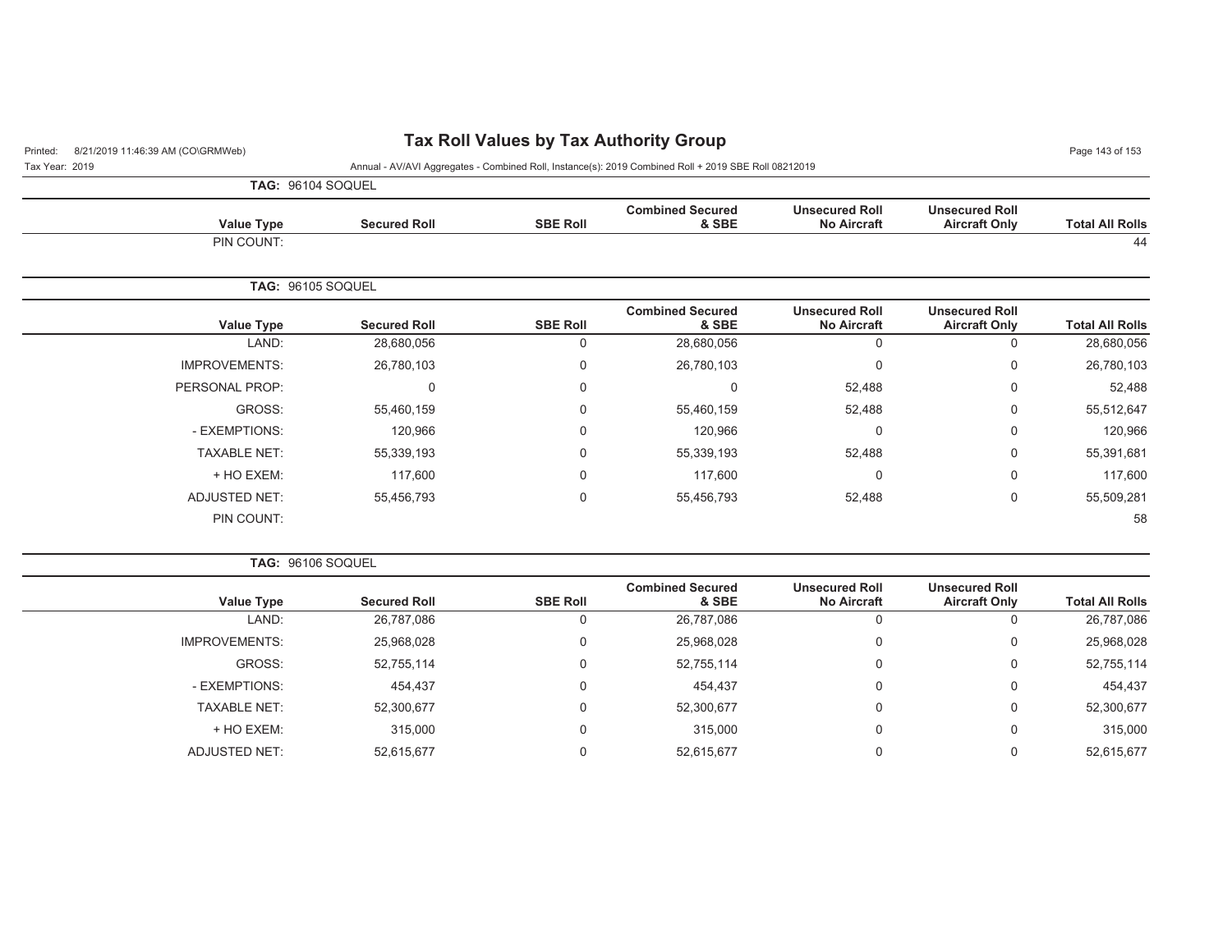# Tax Roll Values by Tax Authority Group

Tax Year: 2019

Annual - AV/AVI Aggregates - Combined Roll, Instance(s): 2019 Combined Roll + 2019 SBE Roll 08212019

**TAG: 96104 SOQUEL**

| Value Type | Secured Roll | SBE Roll | Combined Secured & SBE | Unsecured Roll No Aircraft | Unsecured Roll Aircraft Only | Total All Rolls |
|---|---|---|---|---|---|---|
| PIN COUNT: | | | | | | 44 |

**TAG: 96105 SOQUEL**

| Value Type | Secured Roll | SBE Roll | Combined Secured & SBE | Unsecured Roll No Aircraft | Unsecured Roll Aircraft Only | Total All Rolls |
|---|---|---|---|---|---|---|
| LAND: | 28,680,056 | 0 | 28,680,056 | 0 | 0 | 28,680,056 |
| IMPROVEMENTS: | 26,780,103 | 0 | 26,780,103 | 0 | 0 | 26,780,103 |
| PERSONAL PROP: | 0 | 0 | 0 | 52,488 | 0 | 52,488 |
| GROSS: | 55,460,159 | 0 | 55,460,159 | 52,488 | 0 | 55,512,647 |
| - EXEMPTIONS: | 120,966 | 0 | 120,966 | 0 | 0 | 120,966 |
| TAXABLE NET: | 55,339,193 | 0 | 55,339,193 | 52,488 | 0 | 55,391,681 |
| + HO EXEM: | 117,600 | 0 | 117,600 | 0 | 0 | 117,600 |
| ADJUSTED NET: | 55,456,793 | 0 | 55,456,793 | 52,488 | 0 | 55,509,281 |
| PIN COUNT: | | | | | | 58 |

**TAG: 96106 SOQUEL**

| Value Type | Secured Roll | SBE Roll | Combined Secured & SBE | Unsecured Roll No Aircraft | Unsecured Roll Aircraft Only | Total All Rolls |
|---|---|---|---|---|---|---|
| LAND: | 26,787,086 | 0 | 26,787,086 | 0 | 0 | 26,787,086 |
| IMPROVEMENTS: | 25,968,028 | 0 | 25,968,028 | 0 | 0 | 25,968,028 |
| GROSS: | 52,755,114 | 0 | 52,755,114 | 0 | 0 | 52,755,114 |
| - EXEMPTIONS: | 454,437 | 0 | 454,437 | 0 | 0 | 454,437 |
| TAXABLE NET: | 52,300,677 | 0 | 52,300,677 | 0 | 0 | 52,300,677 |
| + HO EXEM: | 315,000 | 0 | 315,000 | 0 | 0 | 315,000 |
| ADJUSTED NET: | 52,615,677 | 0 | 52,615,677 | 0 | 0 | 52,615,677 |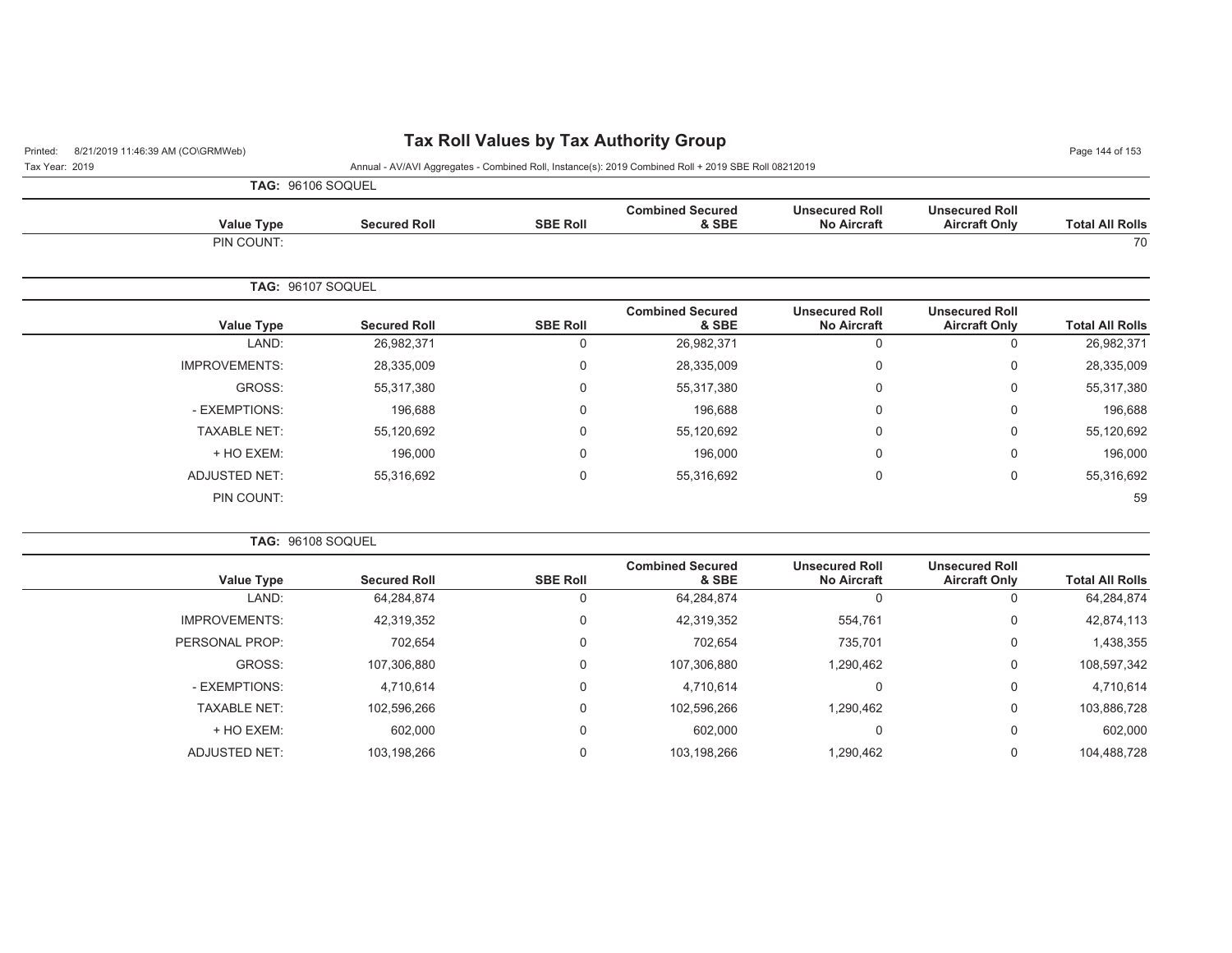# Tax Roll Values by Tax Authority Group

Tax Year: 2019

Annual - AV/AVI Aggregates - Combined Roll, Instance(s): 2019 Combined Roll + 2019 SBE Roll 08212019

**TAG: 96106 SOQUEL**

| Value Type | Secured Roll | SBE Roll | Combined Secured & SBE | Unsecured Roll No Aircraft | Unsecured Roll Aircraft Only | Total All Rolls |
|---|---|---|---|---|---|---|
| PIN COUNT: | | | | | | 70 |

**TAG: 96107 SOQUEL**

| Value Type | Secured Roll | SBE Roll | Combined Secured & SBE | Unsecured Roll No Aircraft | Unsecured Roll Aircraft Only | Total All Rolls |
|---|---|---|---|---|---|---|
| LAND: | 26,982,371 | 0 | 26,982,371 | 0 | 0 | 26,982,371 |
| IMPROVEMENTS: | 28,335,009 | 0 | 28,335,009 | 0 | 0 | 28,335,009 |
| GROSS: | 55,317,380 | 0 | 55,317,380 | 0 | 0 | 55,317,380 |
| - EXEMPTIONS: | 196,688 | 0 | 196,688 | 0 | 0 | 196,688 |
| TAXABLE NET: | 55,120,692 | 0 | 55,120,692 | 0 | 0 | 55,120,692 |
| + HO EXEM: | 196,000 | 0 | 196,000 | 0 | 0 | 196,000 |
| ADJUSTED NET: | 55,316,692 | 0 | 55,316,692 | 0 | 0 | 55,316,692 |
| PIN COUNT: | | | | | | 59 |

**TAG: 96108 SOQUEL**

| Value Type | Secured Roll | SBE Roll | Combined Secured & SBE | Unsecured Roll No Aircraft | Unsecured Roll Aircraft Only | Total All Rolls |
|---|---|---|---|---|---|---|
| LAND: | 64,284,874 | 0 | 64,284,874 | 0 | 0 | 64,284,874 |
| IMPROVEMENTS: | 42,319,352 | 0 | 42,319,352 | 554,761 | 0 | 42,874,113 |
| PERSONAL PROP: | 702,654 | 0 | 702,654 | 735,701 | 0 | 1,438,355 |
| GROSS: | 107,306,880 | 0 | 107,306,880 | 1,290,462 | 0 | 108,597,342 |
| - EXEMPTIONS: | 4,710,614 | 0 | 4,710,614 | 0 | 0 | 4,710,614 |
| TAXABLE NET: | 102,596,266 | 0 | 102,596,266 | 1,290,462 | 0 | 103,886,728 |
| + HO EXEM: | 602,000 | 0 | 602,000 | 0 | 0 | 602,000 |
| ADJUSTED NET: | 103,198,266 | 0 | 103,198,266 | 1,290,462 | 0 | 104,488,728 |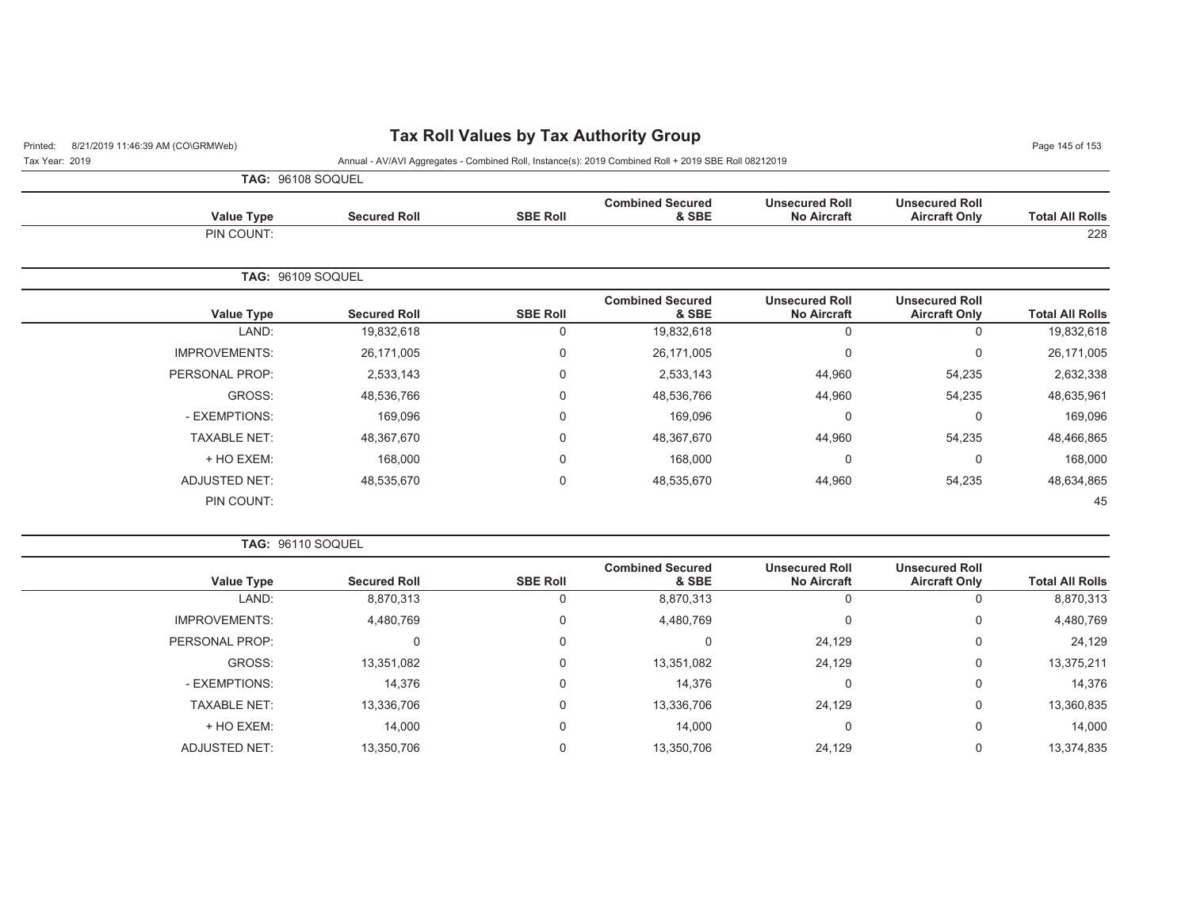**TAG: 96108 SOQUEL**

| Value Type | Secured Roll | SBE Roll | Combined Secured & SBE | Unsecured Roll No Aircraft | Unsecured Roll Aircraft Only | Total All Rolls |
|---|---|---|---|---|---|---|
| PIN COUNT: | | | | | | 228 |

**TAG: 96109 SOQUEL**

| Value Type | Secured Roll | SBE Roll | Combined Secured & SBE | Unsecured Roll No Aircraft | Unsecured Roll Aircraft Only | Total All Rolls |
|---|---|---|---|---|---|---|
| LAND: | 19,832,618 | 0 | 19,832,618 | 0 | 0 | 19,832,618 |
| IMPROVEMENTS: | 26,171,005 | 0 | 26,171,005 | 0 | 0 | 26,171,005 |
| PERSONAL PROP: | 2,533,143 | 0 | 2,533,143 | 44,960 | 54,235 | 2,632,338 |
| GROSS: | 48,536,766 | 0 | 48,536,766 | 44,960 | 54,235 | 48,635,961 |
| - EXEMPTIONS: | 169,096 | 0 | 169,096 | 0 | 0 | 169,096 |
| TAXABLE NET: | 48,367,670 | 0 | 48,367,670 | 44,960 | 54,235 | 48,466,865 |
| + HO EXEM: | 168,000 | 0 | 168,000 | 0 | 0 | 168,000 |
| ADJUSTED NET: | 48,535,670 | 0 | 48,535,670 | 44,960 | 54,235 | 48,634,865 |
| PIN COUNT: | | | | | | 45 |

**TAG: 96110 SOQUEL**

| Value Type | Secured Roll | SBE Roll | Combined Secured & SBE | Unsecured Roll No Aircraft | Unsecured Roll Aircraft Only | Total All Rolls |
|---|---|---|---|---|---|---|
| LAND: | 8,870,313 | 0 | 8,870,313 | 0 | 0 | 8,870,313 |
| IMPROVEMENTS: | 4,480,769 | 0 | 4,480,769 | 0 | 0 | 4,480,769 |
| PERSONAL PROP: | 0 | 0 | 0 | 24,129 | 0 | 24,129 |
| GROSS: | 13,351,082 | 0 | 13,351,082 | 24,129 | 0 | 13,375,211 |
| - EXEMPTIONS: | 14,376 | 0 | 14,376 | 0 | 0 | 14,376 |
| TAXABLE NET: | 13,336,706 | 0 | 13,336,706 | 24,129 | 0 | 13,360,835 |
| + HO EXEM: | 14,000 | 0 | 14,000 | 0 | 0 | 14,000 |
| ADJUSTED NET: | 13,350,706 | 0 | 13,350,706 | 24,129 | 0 | 13,374,835 |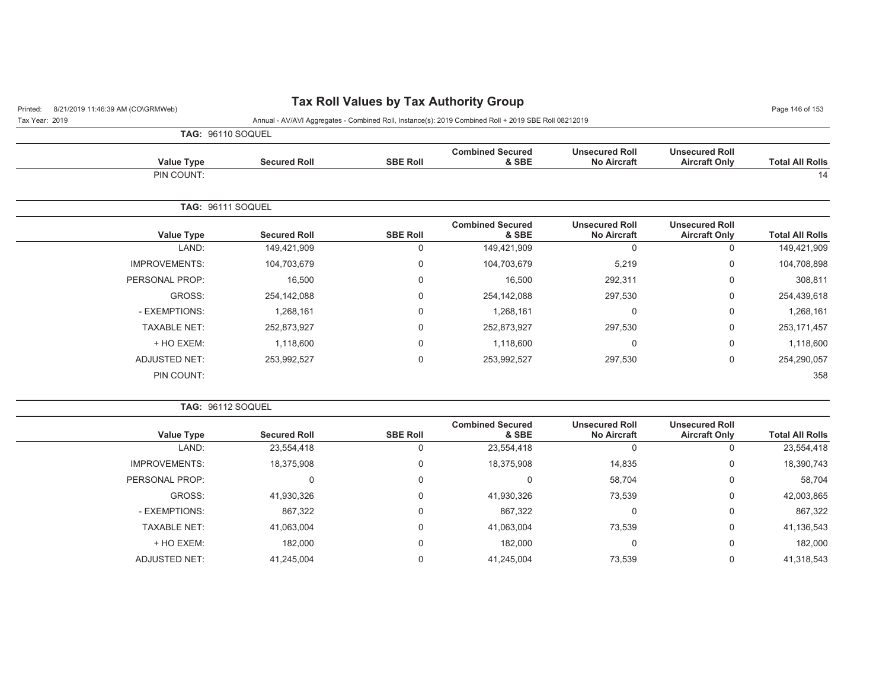# Tax Roll Values by Tax Authority Group

Tax Year: 2019

Annual - AV/AVI Aggregates - Combined Roll, Instance(s): 2019 Combined Roll + 2019 SBE Roll 08212019

**TAG: 96110 SOQUEL**

| Value Type | Secured Roll | SBE Roll | Combined Secured & SBE | Unsecured Roll No Aircraft | Unsecured Roll Aircraft Only | Total All Rolls |
|---|---|---|---|---|---|---|
| PIN COUNT: | | | | | | 14 |

**TAG: 96111 SOQUEL**

| Value Type | Secured Roll | SBE Roll | Combined Secured & SBE | Unsecured Roll No Aircraft | Unsecured Roll Aircraft Only | Total All Rolls |
|---|---|---|---|---|---|---|
| LAND: | 149,421,909 | 0 | 149,421,909 | 0 | 0 | 149,421,909 |
| IMPROVEMENTS: | 104,703,679 | 0 | 104,703,679 | 5,219 | 0 | 104,708,898 |
| PERSONAL PROP: | 16,500 | 0 | 16,500 | 292,311 | 0 | 308,811 |
| GROSS: | 254,142,088 | 0 | 254,142,088 | 297,530 | 0 | 254,439,618 |
| - EXEMPTIONS: | 1,268,161 | 0 | 1,268,161 | 0 | 0 | 1,268,161 |
| TAXABLE NET: | 252,873,927 | 0 | 252,873,927 | 297,530 | 0 | 253,171,457 |
| + HO EXEM: | 1,118,600 | 0 | 1,118,600 | 0 | 0 | 1,118,600 |
| ADJUSTED NET: | 253,992,527 | 0 | 253,992,527 | 297,530 | 0 | 254,290,057 |
| PIN COUNT: | | | | | | 358 |

**TAG: 96112 SOQUEL**

| Value Type | Secured Roll | SBE Roll | Combined Secured & SBE | Unsecured Roll No Aircraft | Unsecured Roll Aircraft Only | Total All Rolls |
|---|---|---|---|---|---|---|
| LAND: | 23,554,418 | 0 | 23,554,418 | 0 | 0 | 23,554,418 |
| IMPROVEMENTS: | 18,375,908 | 0 | 18,375,908 | 14,835 | 0 | 18,390,743 |
| PERSONAL PROP: | 0 | 0 | 0 | 58,704 | 0 | 58,704 |
| GROSS: | 41,930,326 | 0 | 41,930,326 | 73,539 | 0 | 42,003,865 |
| - EXEMPTIONS: | 867,322 | 0 | 867,322 | 0 | 0 | 867,322 |
| TAXABLE NET: | 41,063,004 | 0 | 41,063,004 | 73,539 | 0 | 41,136,543 |
| + HO EXEM: | 182,000 | 0 | 182,000 | 0 | 0 | 182,000 |
| ADJUSTED NET: | 41,245,004 | 0 | 41,245,004 | 73,539 | 0 | 41,318,543 |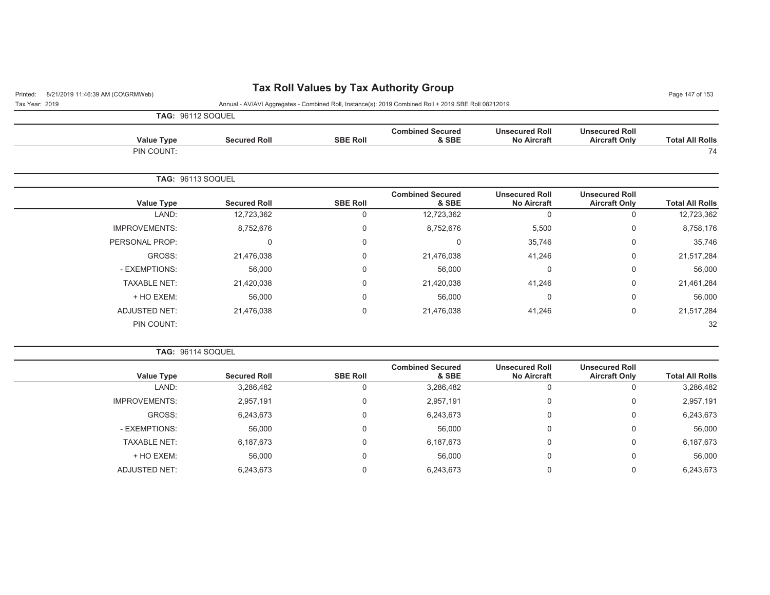# Tax Roll Values by Tax Authority Group

Printed: 8/21/2019 11:46:39 AM (CO\GRMWeb)

Tax Year: 2019

Annual - AV/AVI Aggregates - Combined Roll, Instance(s): 2019 Combined Roll + 2019 SBE Roll 08212019

**TAG: 96112 SOQUEL**

| Value Type | Secured Roll | SBE Roll | Combined Secured & SBE | Unsecured Roll No Aircraft | Unsecured Roll Aircraft Only | Total All Rolls |
|---|---|---|---|---|---|---|
| PIN COUNT: | | | | | | 74 |

**TAG: 96113 SOQUEL**

| Value Type | Secured Roll | SBE Roll | Combined Secured & SBE | Unsecured Roll No Aircraft | Unsecured Roll Aircraft Only | Total All Rolls |
|---|---|---|---|---|---|---|
| LAND: | 12,723,362 | 0 | 12,723,362 | 0 | 0 | 12,723,362 |
| IMPROVEMENTS: | 8,752,676 | 0 | 8,752,676 | 5,500 | 0 | 8,758,176 |
| PERSONAL PROP: | 0 | 0 | 0 | 35,746 | 0 | 35,746 |
| GROSS: | 21,476,038 | 0 | 21,476,038 | 41,246 | 0 | 21,517,284 |
| - EXEMPTIONS: | 56,000 | 0 | 56,000 | 0 | 0 | 56,000 |
| TAXABLE NET: | 21,420,038 | 0 | 21,420,038 | 41,246 | 0 | 21,461,284 |
| + HO EXEM: | 56,000 | 0 | 56,000 | 0 | 0 | 56,000 |
| ADJUSTED NET: | 21,476,038 | 0 | 21,476,038 | 41,246 | 0 | 21,517,284 |
| PIN COUNT: | | | | | | 32 |

**TAG: 96114 SOQUEL**

| Value Type | Secured Roll | SBE Roll | Combined Secured & SBE | Unsecured Roll No Aircraft | Unsecured Roll Aircraft Only | Total All Rolls |
|---|---|---|---|---|---|---|
| LAND: | 3,286,482 | 0 | 3,286,482 | 0 | 0 | 3,286,482 |
| IMPROVEMENTS: | 2,957,191 | 0 | 2,957,191 | 0 | 0 | 2,957,191 |
| GROSS: | 6,243,673 | 0 | 6,243,673 | 0 | 0 | 6,243,673 |
| - EXEMPTIONS: | 56,000 | 0 | 56,000 | 0 | 0 | 56,000 |
| TAXABLE NET: | 6,187,673 | 0 | 6,187,673 | 0 | 0 | 6,187,673 |
| + HO EXEM: | 56,000 | 0 | 56,000 | 0 | 0 | 56,000 |
| ADJUSTED NET: | 6,243,673 | 0 | 6,243,673 | 0 | 0 | 6,243,673 |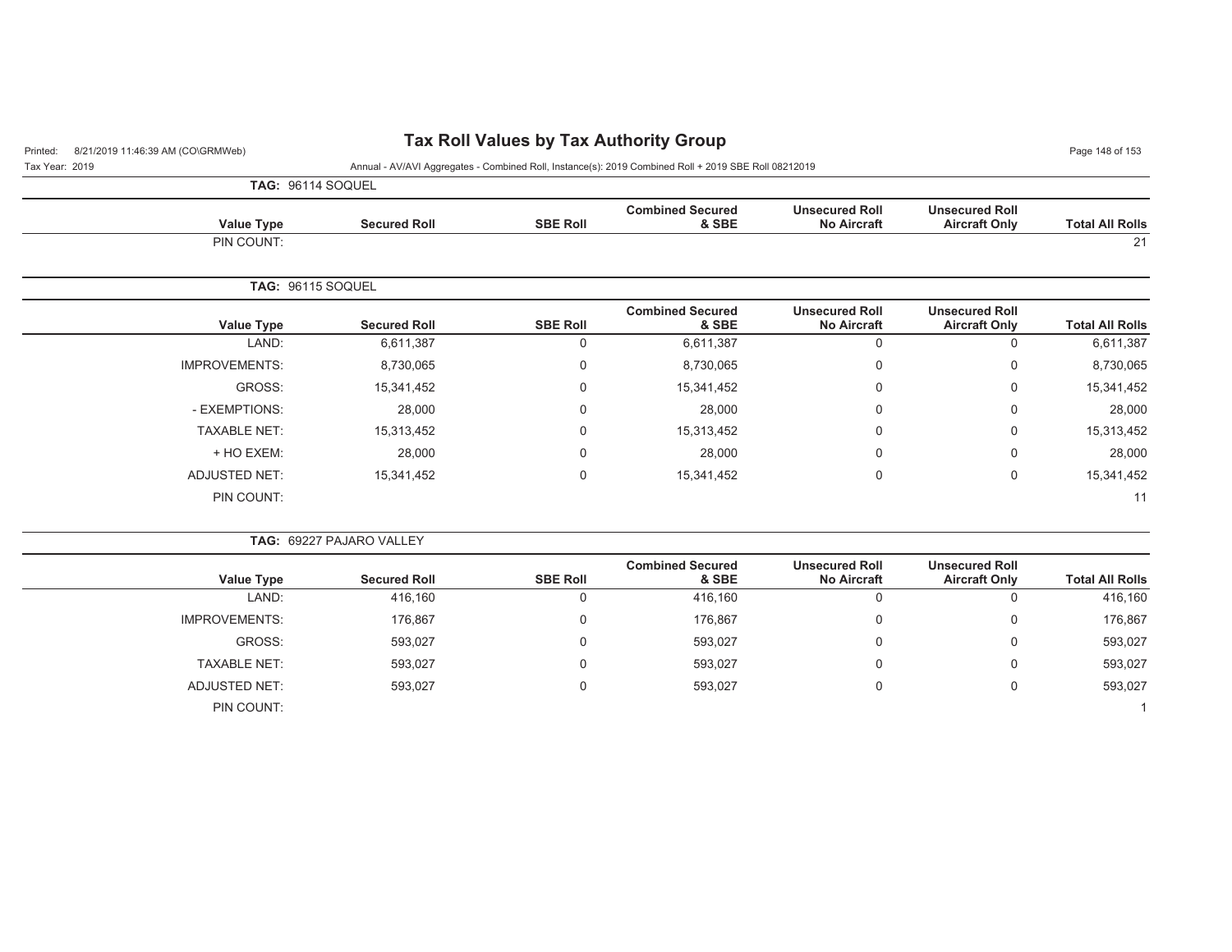# Tax Roll Values by Tax Authority Group

Printed: 8/21/2019 11:46:39 AM (CO\GRMWeb)

Tax Year: 2019

Annual - AV/AVI Aggregates - Combined Roll, Instance(s): 2019 Combined Roll + 2019 SBE Roll 08212019

**TAG: 96114 SOQUEL**

| Value Type | Secured Roll | SBE Roll | Combined Secured & SBE | Unsecured Roll No Aircraft | Unsecured Roll Aircraft Only | Total All Rolls |
|---|---|---|---|---|---|---|
| PIN COUNT: | | | | | | 21 |

**TAG: 96115 SOQUEL**

| Value Type | Secured Roll | SBE Roll | Combined Secured & SBE | Unsecured Roll No Aircraft | Unsecured Roll Aircraft Only | Total All Rolls |
|---|---|---|---|---|---|---|
| LAND: | 6,611,387 | 0 | 6,611,387 | 0 | 0 | 6,611,387 |
| IMPROVEMENTS: | 8,730,065 | 0 | 8,730,065 | 0 | 0 | 8,730,065 |
| GROSS: | 15,341,452 | 0 | 15,341,452 | 0 | 0 | 15,341,452 |
| - EXEMPTIONS: | 28,000 | 0 | 28,000 | 0 | 0 | 28,000 |
| TAXABLE NET: | 15,313,452 | 0 | 15,313,452 | 0 | 0 | 15,313,452 |
| + HO EXEM: | 28,000 | 0 | 28,000 | 0 | 0 | 28,000 |
| ADJUSTED NET: | 15,341,452 | 0 | 15,341,452 | 0 | 0 | 15,341,452 |
| PIN COUNT: | | | | | | 11 |

**TAG: 69227 PAJARO VALLEY**

| Value Type | Secured Roll | SBE Roll | Combined Secured & SBE | Unsecured Roll No Aircraft | Unsecured Roll Aircraft Only | Total All Rolls |
|---|---|---|---|---|---|---|
| LAND: | 416,160 | 0 | 416,160 | 0 | 0 | 416,160 |
| IMPROVEMENTS: | 176,867 | 0 | 176,867 | 0 | 0 | 176,867 |
| GROSS: | 593,027 | 0 | 593,027 | 0 | 0 | 593,027 |
| TAXABLE NET: | 593,027 | 0 | 593,027 | 0 | 0 | 593,027 |
| ADJUSTED NET: | 593,027 | 0 | 593,027 | 0 | 0 | 593,027 |
| PIN COUNT: | | | | | | 1 |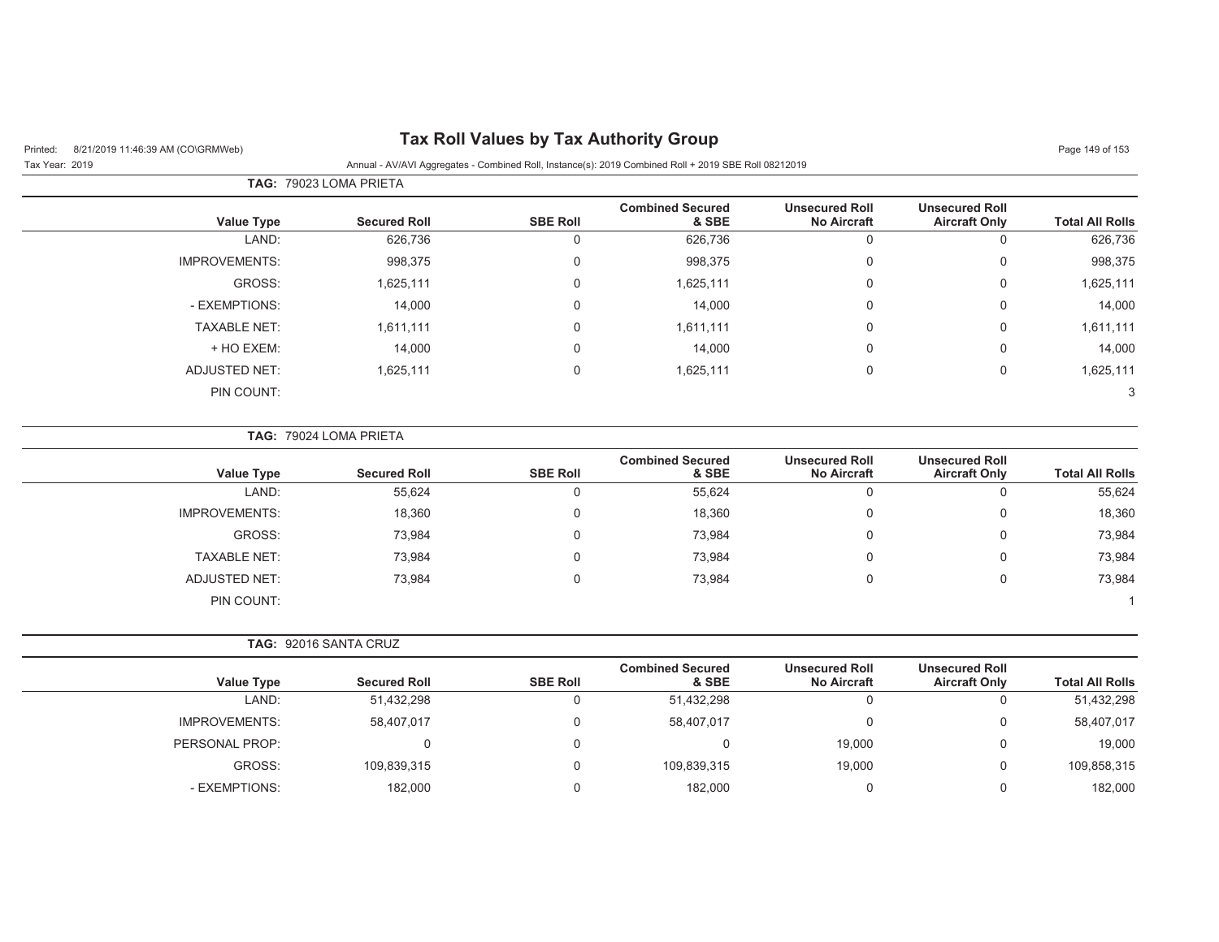## TAG: 79023 LOMA PRIETA

| Value Type | Secured Roll | SBE Roll | Combined Secured & SBE | Unsecured Roll No Aircraft | Unsecured Roll Aircraft Only | Total All Rolls |
|---|---|---|---|---|---|---|
| LAND: | 626,736 | 0 | 626,736 | 0 | 0 | 626,736 |
| IMPROVEMENTS: | 998,375 | 0 | 998,375 | 0 | 0 | 998,375 |
| GROSS: | 1,625,111 | 0 | 1,625,111 | 0 | 0 | 1,625,111 |
| - EXEMPTIONS: | 14,000 | 0 | 14,000 | 0 | 0 | 14,000 |
| TAXABLE NET: | 1,611,111 | 0 | 1,611,111 | 0 | 0 | 1,611,111 |
| + HO EXEM: | 14,000 | 0 | 14,000 | 0 | 0 | 14,000 |
| ADJUSTED NET: | 1,625,111 | 0 | 1,625,111 | 0 | 0 | 1,625,111 |
| PIN COUNT: | | | | | | 3 |

## TAG: 79024 LOMA PRIETA

| Value Type | Secured Roll | SBE Roll | Combined Secured & SBE | Unsecured Roll No Aircraft | Unsecured Roll Aircraft Only | Total All Rolls |
|---|---|---|---|---|---|---|
| LAND: | 55,624 | 0 | 55,624 | 0 | 0 | 55,624 |
| IMPROVEMENTS: | 18,360 | 0 | 18,360 | 0 | 0 | 18,360 |
| GROSS: | 73,984 | 0 | 73,984 | 0 | 0 | 73,984 |
| TAXABLE NET: | 73,984 | 0 | 73,984 | 0 | 0 | 73,984 |
| ADJUSTED NET: | 73,984 | 0 | 73,984 | 0 | 0 | 73,984 |
| PIN COUNT: | | | | | | 1 |

## TAG: 92016 SANTA CRUZ

| Value Type | Secured Roll | SBE Roll | Combined Secured & SBE | Unsecured Roll No Aircraft | Unsecured Roll Aircraft Only | Total All Rolls |
|---|---|---|---|---|---|---|
| LAND: | 51,432,298 | 0 | 51,432,298 | 0 | 0 | 51,432,298 |
| IMPROVEMENTS: | 58,407,017 | 0 | 58,407,017 | 0 | 0 | 58,407,017 |
| PERSONAL PROP: | 0 | 0 | 0 | 19,000 | 0 | 19,000 |
| GROSS: | 109,839,315 | 0 | 109,839,315 | 19,000 | 0 | 109,858,315 |
| - EXEMPTIONS: | 182,000 | 0 | 182,000 | 0 | 0 | 182,000 |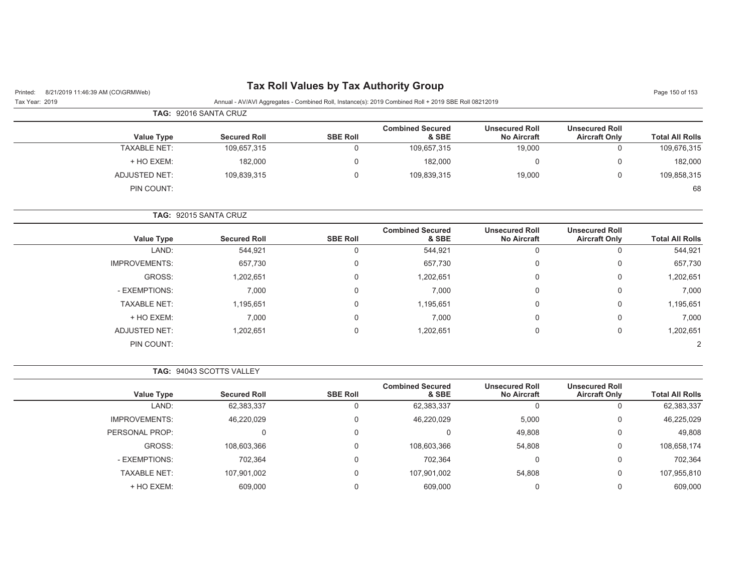# Tax Roll Values by Tax Authority Group

Printed: 8/21/2019 11:46:39 AM (CO\GRMWeb)

Tax Year: 2019

Annual - AV/AVI Aggregates - Combined Roll, Instance(s): 2019 Combined Roll + 2019 SBE Roll 08212019

**TAG:** 92016 SANTA CRUZ

| Value Type | Secured Roll | SBE Roll | Combined Secured & SBE | Unsecured Roll No Aircraft | Unsecured Roll Aircraft Only | Total All Rolls |
|---|---|---|---|---|---|---|
| TAXABLE NET: | 109,657,315 | 0 | 109,657,315 | 19,000 | 0 | 109,676,315 |
| + HO EXEM: | 182,000 | 0 | 182,000 | 0 | 0 | 182,000 |
| ADJUSTED NET: | 109,839,315 | 0 | 109,839,315 | 19,000 | 0 | 109,858,315 |
| PIN COUNT: | | | | | | 68 |

**TAG:** 92015 SANTA CRUZ

| Value Type | Secured Roll | SBE Roll | Combined Secured & SBE | Unsecured Roll No Aircraft | Unsecured Roll Aircraft Only | Total All Rolls |
|---|---|---|---|---|---|---|
| LAND: | 544,921 | 0 | 544,921 | 0 | 0 | 544,921 |
| IMPROVEMENTS: | 657,730 | 0 | 657,730 | 0 | 0 | 657,730 |
| GROSS: | 1,202,651 | 0 | 1,202,651 | 0 | 0 | 1,202,651 |
| - EXEMPTIONS: | 7,000 | 0 | 7,000 | 0 | 0 | 7,000 |
| TAXABLE NET: | 1,195,651 | 0 | 1,195,651 | 0 | 0 | 1,195,651 |
| + HO EXEM: | 7,000 | 0 | 7,000 | 0 | 0 | 7,000 |
| ADJUSTED NET: | 1,202,651 | 0 | 1,202,651 | 0 | 0 | 1,202,651 |
| PIN COUNT: | | | | | | 2 |

**TAG:** 94043 SCOTTS VALLEY

| Value Type | Secured Roll | SBE Roll | Combined Secured & SBE | Unsecured Roll No Aircraft | Unsecured Roll Aircraft Only | Total All Rolls |
|---|---|---|---|---|---|---|
| LAND: | 62,383,337 | 0 | 62,383,337 | 0 | 0 | 62,383,337 |
| IMPROVEMENTS: | 46,220,029 | 0 | 46,220,029 | 5,000 | 0 | 46,225,029 |
| PERSONAL PROP: | 0 | 0 | 0 | 49,808 | 0 | 49,808 |
| GROSS: | 108,603,366 | 0 | 108,603,366 | 54,808 | 0 | 108,658,174 |
| - EXEMPTIONS: | 702,364 | 0 | 702,364 | 0 | 0 | 702,364 |
| TAXABLE NET: | 107,901,002 | 0 | 107,901,002 | 54,808 | 0 | 107,955,810 |
| + HO EXEM: | 609,000 | 0 | 609,000 | 0 | 0 | 609,000 |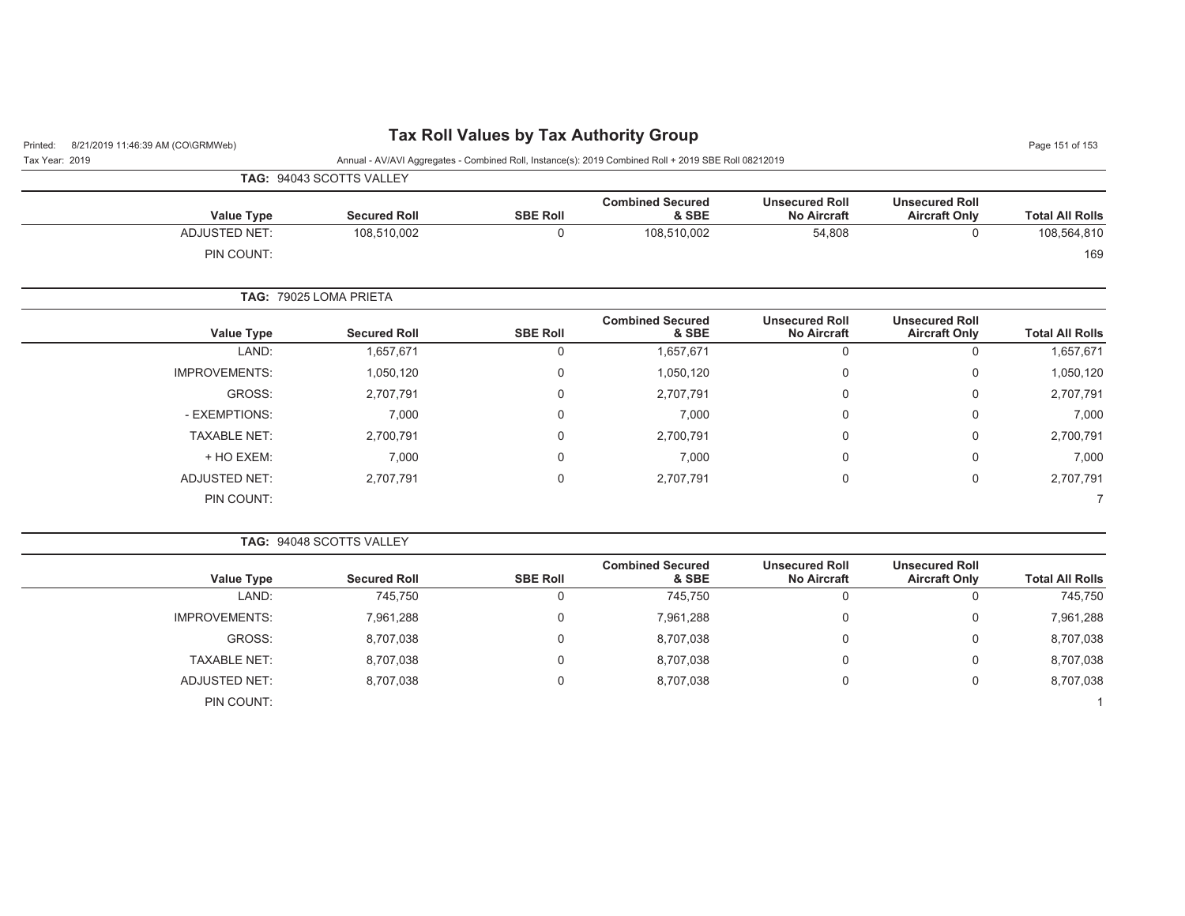# Tax Roll Values by Tax Authority Group

Printed: 8/21/2019 11:46:39 AM (CO\GRMWeb)

Tax Year: 2019

Annual - AV/AVI Aggregates - Combined Roll, Instance(s): 2019 Combined Roll + 2019 SBE Roll 08212019

**TAG:** 94043 SCOTTS VALLEY

| Value Type | Secured Roll | SBE Roll | Combined Secured & SBE | Unsecured Roll No Aircraft | Unsecured Roll Aircraft Only | Total All Rolls |
|---|---|---|---|---|---|---|
| ADJUSTED NET: | 108,510,002 | 0 | 108,510,002 | 54,808 | 0 | 108,564,810 |
| PIN COUNT: | | | | | | 169 |

**TAG:** 79025 LOMA PRIETA

| Value Type | Secured Roll | SBE Roll | Combined Secured & SBE | Unsecured Roll No Aircraft | Unsecured Roll Aircraft Only | Total All Rolls |
|---|---|---|---|---|---|---|
| LAND: | 1,657,671 | 0 | 1,657,671 | 0 | 0 | 1,657,671 |
| IMPROVEMENTS: | 1,050,120 | 0 | 1,050,120 | 0 | 0 | 1,050,120 |
| GROSS: | 2,707,791 | 0 | 2,707,791 | 0 | 0 | 2,707,791 |
| - EXEMPTIONS: | 7,000 | 0 | 7,000 | 0 | 0 | 7,000 |
| TAXABLE NET: | 2,700,791 | 0 | 2,700,791 | 0 | 0 | 2,700,791 |
| + HO EXEM: | 7,000 | 0 | 7,000 | 0 | 0 | 7,000 |
| ADJUSTED NET: | 2,707,791 | 0 | 2,707,791 | 0 | 0 | 2,707,791 |
| PIN COUNT: | | | | | | 7 |

**TAG:** 94048 SCOTTS VALLEY

| Value Type | Secured Roll | SBE Roll | Combined Secured & SBE | Unsecured Roll No Aircraft | Unsecured Roll Aircraft Only | Total All Rolls |
|---|---|---|---|---|---|---|
| LAND: | 745,750 | 0 | 745,750 | 0 | 0 | 745,750 |
| IMPROVEMENTS: | 7,961,288 | 0 | 7,961,288 | 0 | 0 | 7,961,288 |
| GROSS: | 8,707,038 | 0 | 8,707,038 | 0 | 0 | 8,707,038 |
| TAXABLE NET: | 8,707,038 | 0 | 8,707,038 | 0 | 0 | 8,707,038 |
| ADJUSTED NET: | 8,707,038 | 0 | 8,707,038 | 0 | 0 | 8,707,038 |
| PIN COUNT: | | | | | | 1 |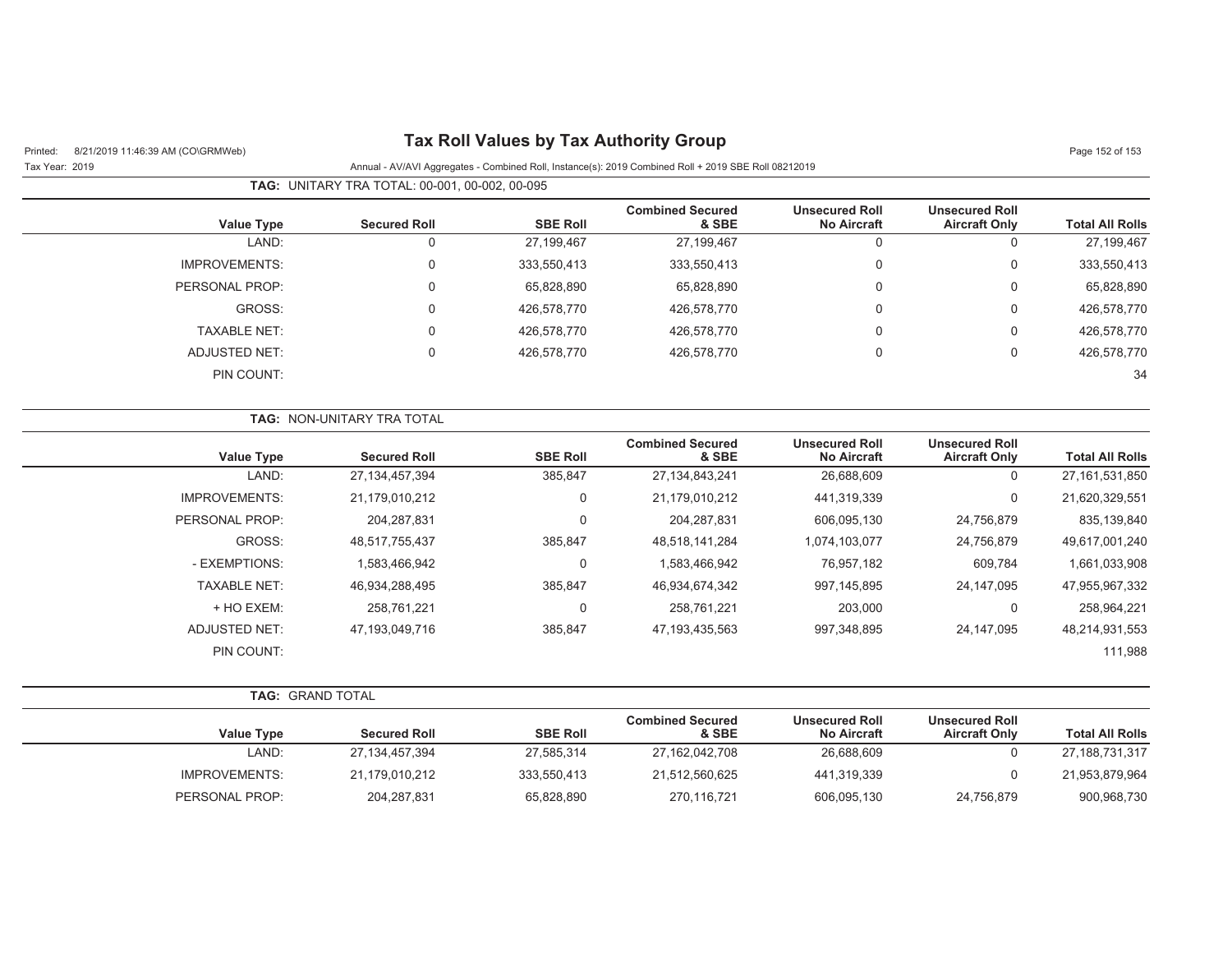# Tax Roll Values by Tax Authority Group

Tax Year: 2019

Annual - AV/AVI Aggregates - Combined Roll, Instance(s): 2019 Combined Roll + 2019 SBE Roll 08212019

**TAG:** UNITARY TRA TOTAL: 00-001, 00-002, 00-095

| Value Type | Secured Roll | SBE Roll | Combined Secured & SBE | Unsecured Roll No Aircraft | Unsecured Roll Aircraft Only | Total All Rolls |
|---|---|---|---|---|---|---|
| LAND: | 0 | 27,199,467 | 27,199,467 | 0 | 0 | 27,199,467 |
| IMPROVEMENTS: | 0 | 333,550,413 | 333,550,413 | 0 | 0 | 333,550,413 |
| PERSONAL PROP: | 0 | 65,828,890 | 65,828,890 | 0 | 0 | 65,828,890 |
| GROSS: | 0 | 426,578,770 | 426,578,770 | 0 | 0 | 426,578,770 |
| TAXABLE NET: | 0 | 426,578,770 | 426,578,770 | 0 | 0 | 426,578,770 |
| ADJUSTED NET: | 0 | 426,578,770 | 426,578,770 | 0 | 0 | 426,578,770 |
| PIN COUNT: | | | | | | 34 |

**TAG:** NON-UNITARY TRA TOTAL

| Value Type | Secured Roll | SBE Roll | Combined Secured & SBE | Unsecured Roll No Aircraft | Unsecured Roll Aircraft Only | Total All Rolls |
|---|---|---|---|---|---|---|
| LAND: | 27,134,457,394 | 385,847 | 27,134,843,241 | 26,688,609 | 0 | 27,161,531,850 |
| IMPROVEMENTS: | 21,179,010,212 | 0 | 21,179,010,212 | 441,319,339 | 0 | 21,620,329,551 |
| PERSONAL PROP: | 204,287,831 | 0 | 204,287,831 | 606,095,130 | 24,756,879 | 835,139,840 |
| GROSS: | 48,517,755,437 | 385,847 | 48,518,141,284 | 1,074,103,077 | 24,756,879 | 49,617,001,240 |
| - EXEMPTIONS: | 1,583,466,942 | 0 | 1,583,466,942 | 76,957,182 | 609,784 | 1,661,033,908 |
| TAXABLE NET: | 46,934,288,495 | 385,847 | 46,934,674,342 | 997,145,895 | 24,147,095 | 47,955,967,332 |
| + HO EXEM: | 258,761,221 | 0 | 258,761,221 | 203,000 | 0 | 258,964,221 |
| ADJUSTED NET: | 47,193,049,716 | 385,847 | 47,193,435,563 | 997,348,895 | 24,147,095 | 48,214,931,553 |
| PIN COUNT: | | | | | | 111,988 |

**TAG:** GRAND TOTAL

| Value Type | Secured Roll | SBE Roll | Combined Secured & SBE | Unsecured Roll No Aircraft | Unsecured Roll Aircraft Only | Total All Rolls |
|---|---|---|---|---|---|---|
| LAND: | 27,134,457,394 | 27,585,314 | 27,162,042,708 | 26,688,609 | 0 | 27,188,731,317 |
| IMPROVEMENTS: | 21,179,010,212 | 333,550,413 | 21,512,560,625 | 441,319,339 | 0 | 21,953,879,964 |
| PERSONAL PROP: | 204,287,831 | 65,828,890 | 270,116,721 | 606,095,130 | 24,756,879 | 900,968,730 |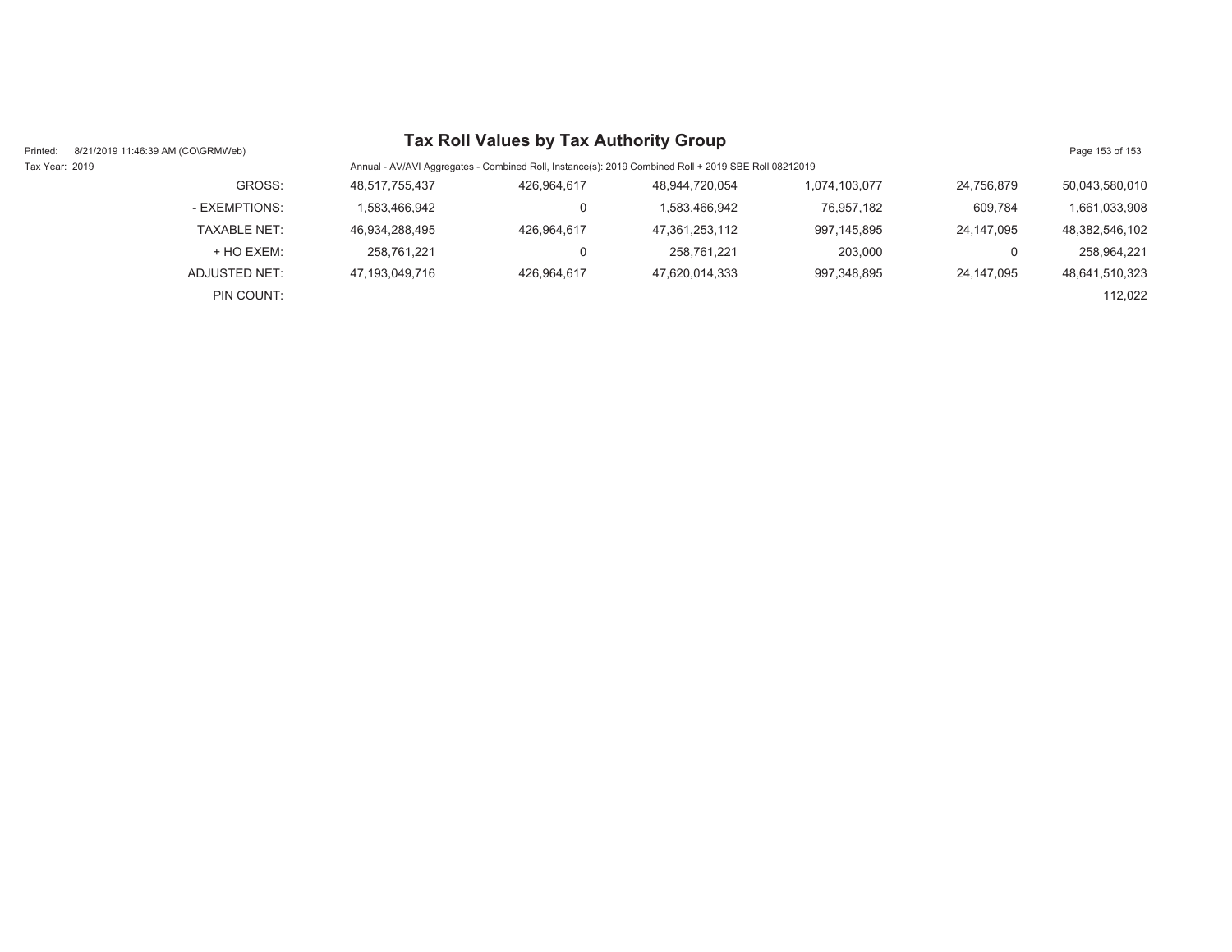# Tax Roll Values by Tax Authority Group

Printed: 8/21/2019 11:46:39 AM (CO\GRMWeb)

Tax Year: 2019

Annual - AV/AVI Aggregates - Combined Roll, Instance(s): 2019 Combined Roll + 2019 SBE Roll 08212019

| | | | | | | |
|---|---|---|---|---|---|---|
| GROSS: | 48,517,755,437 | 426,964,617 | 48,944,720,054 | 1,074,103,077 | 24,756,879 | 50,043,580,010 |
| - EXEMPTIONS: | 1,583,466,942 | 0 | 1,583,466,942 | 76,957,182 | 609,784 | 1,661,033,908 |
| TAXABLE NET: | 46,934,288,495 | 426,964,617 | 47,361,253,112 | 997,145,895 | 24,147,095 | 48,382,546,102 |
| + HO EXEM: | 258,761,221 | 0 | 258,761,221 | 203,000 | 0 | 258,964,221 |
| ADJUSTED NET: | 47,193,049,716 | 426,964,617 | 47,620,014,333 | 997,348,895 | 24,147,095 | 48,641,510,323 |
| PIN COUNT: | | | | | | 112,022 |